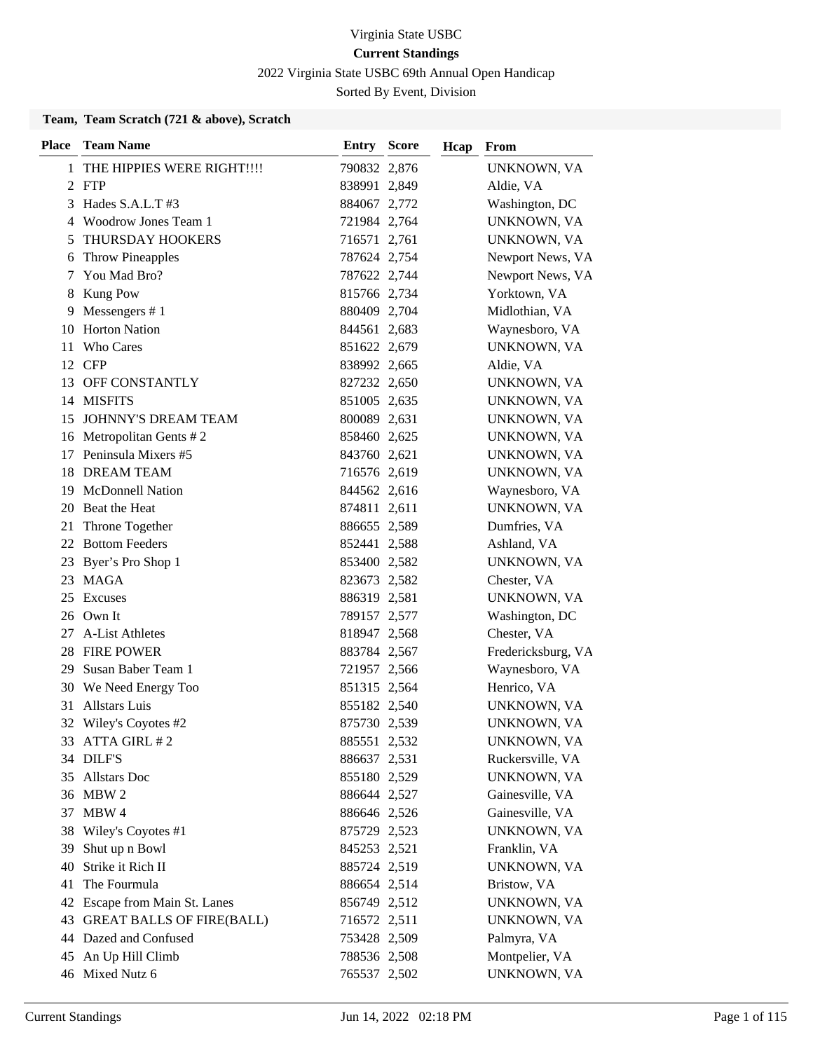Virginia State USBC

**Current Standings**

2022 Virginia State USBC 69th Annual Open Handicap

Sorted By Event, Division

**Team, Team Scratch (721 & above), Scratch**

| Place | Team Name | Entry | Score | Hcap | From |
|---|---|---|---|---|---|
| 1 | THE HIPPIES WERE RIGHT!!!! | 790832 | 2,876 | | UNKNOWN, VA |
| 2 | FTP | 838991 | 2,849 | | Aldie, VA |
| 3 | Hades S.A.L.T #3 | 884067 | 2,772 | | Washington, DC |
| 4 | Woodrow Jones Team 1 | 721984 | 2,764 | | UNKNOWN, VA |
| 5 | THURSDAY HOOKERS | 716571 | 2,761 | | UNKNOWN, VA |
| 6 | Throw Pineapples | 787624 | 2,754 | | Newport News, VA |
| 7 | You Mad Bro? | 787622 | 2,744 | | Newport News, VA |
| 8 | Kung Pow | 815766 | 2,734 | | Yorktown, VA |
| 9 | Messengers # 1 | 880409 | 2,704 | | Midlothian, VA |
| 10 | Horton Nation | 844561 | 2,683 | | Waynesboro, VA |
| 11 | Who Cares | 851622 | 2,679 | | UNKNOWN, VA |
| 12 | CFP | 838992 | 2,665 | | Aldie, VA |
| 13 | OFF CONSTANTLY | 827232 | 2,650 | | UNKNOWN, VA |
| 14 | MISFITS | 851005 | 2,635 | | UNKNOWN, VA |
| 15 | JOHNNY'S DREAM TEAM | 800089 | 2,631 | | UNKNOWN, VA |
| 16 | Metropolitan Gents # 2 | 858460 | 2,625 | | UNKNOWN, VA |
| 17 | Peninsula Mixers #5 | 843760 | 2,621 | | UNKNOWN, VA |
| 18 | DREAM TEAM | 716576 | 2,619 | | UNKNOWN, VA |
| 19 | McDonnell Nation | 844562 | 2,616 | | Waynesboro, VA |
| 20 | Beat the Heat | 874811 | 2,611 | | UNKNOWN, VA |
| 21 | Throne Together | 886655 | 2,589 | | Dumfries, VA |
| 22 | Bottom Feeders | 852441 | 2,588 | | Ashland, VA |
| 23 | Byer's Pro Shop 1 | 853400 | 2,582 | | UNKNOWN, VA |
| 23 | MAGA | 823673 | 2,582 | | Chester, VA |
| 25 | Excuses | 886319 | 2,581 | | UNKNOWN, VA |
| 26 | Own It | 789157 | 2,577 | | Washington, DC |
| 27 | A-List Athletes | 818947 | 2,568 | | Chester, VA |
| 28 | FIRE POWER | 883784 | 2,567 | | Fredericksburg, VA |
| 29 | Susan Baber Team 1 | 721957 | 2,566 | | Waynesboro, VA |
| 30 | We Need Energy Too | 851315 | 2,564 | | Henrico, VA |
| 31 | Allstars Luis | 855182 | 2,540 | | UNKNOWN, VA |
| 32 | Wiley's Coyotes #2 | 875730 | 2,539 | | UNKNOWN, VA |
| 33 | ATTA GIRL # 2 | 885551 | 2,532 | | UNKNOWN, VA |
| 34 | DILF'S | 886637 | 2,531 | | Ruckersville, VA |
| 35 | Allstars Doc | 855180 | 2,529 | | UNKNOWN, VA |
| 36 | MBW 2 | 886644 | 2,527 | | Gainesville, VA |
| 37 | MBW 4 | 886646 | 2,526 | | Gainesville, VA |
| 38 | Wiley's Coyotes #1 | 875729 | 2,523 | | UNKNOWN, VA |
| 39 | Shut up n Bowl | 845253 | 2,521 | | Franklin, VA |
| 40 | Strike it Rich II | 885724 | 2,519 | | UNKNOWN, VA |
| 41 | The Fourmula | 886654 | 2,514 | | Bristow, VA |
| 42 | Escape from Main St. Lanes | 856749 | 2,512 | | UNKNOWN, VA |
| 43 | GREAT BALLS OF FIRE(BALL) | 716572 | 2,511 | | UNKNOWN, VA |
| 44 | Dazed and Confused | 753428 | 2,509 | | Palmyra, VA |
| 45 | An Up Hill Climb | 788536 | 2,508 | | Montpelier, VA |
| 46 | Mixed Nutz 6 | 765537 | 2,502 | | UNKNOWN, VA |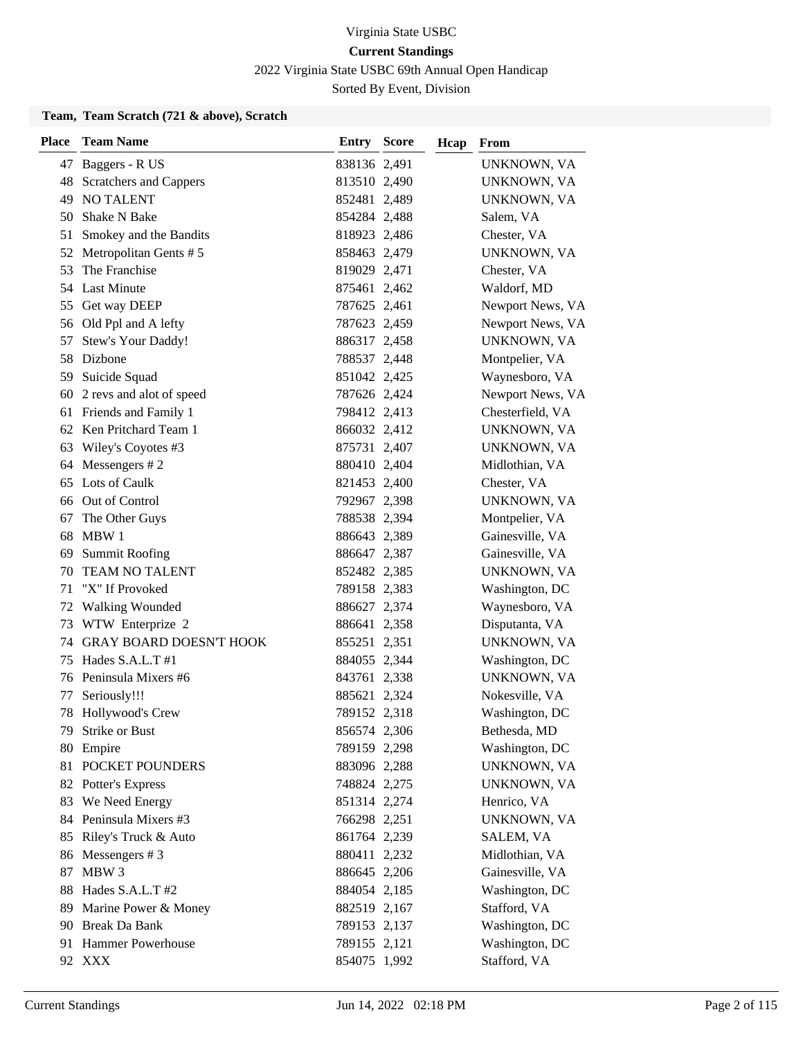Virginia State USBC

**Current Standings**

2022 Virginia State USBC 69th Annual Open Handicap

Sorted By Event, Division

### Team, Team Scratch (721 & above), Scratch

| Place | Team Name | Entry | Score | Hcap | From |
|---|---|---|---|---|---|
| 47 | Baggers - R US | 838136 | 2,491 | | UNKNOWN, VA |
| 48 | Scratchers and Cappers | 813510 | 2,490 | | UNKNOWN, VA |
| 49 | NO TALENT | 852481 | 2,489 | | UNKNOWN, VA |
| 50 | Shake N Bake | 854284 | 2,488 | | Salem, VA |
| 51 | Smokey and the Bandits | 818923 | 2,486 | | Chester, VA |
| 52 | Metropolitan Gents # 5 | 858463 | 2,479 | | UNKNOWN, VA |
| 53 | The Franchise | 819029 | 2,471 | | Chester, VA |
| 54 | Last Minute | 875461 | 2,462 | | Waldorf, MD |
| 55 | Get way DEEP | 787625 | 2,461 | | Newport News, VA |
| 56 | Old Ppl and A lefty | 787623 | 2,459 | | Newport News, VA |
| 57 | Stew's Your Daddy! | 886317 | 2,458 | | UNKNOWN, VA |
| 58 | Dizbone | 788537 | 2,448 | | Montpelier, VA |
| 59 | Suicide Squad | 851042 | 2,425 | | Waynesboro, VA |
| 60 | 2 revs and alot of speed | 787626 | 2,424 | | Newport News, VA |
| 61 | Friends and Family 1 | 798412 | 2,413 | | Chesterfield, VA |
| 62 | Ken Pritchard Team 1 | 866032 | 2,412 | | UNKNOWN, VA |
| 63 | Wiley's Coyotes #3 | 875731 | 2,407 | | UNKNOWN, VA |
| 64 | Messengers # 2 | 880410 | 2,404 | | Midlothian, VA |
| 65 | Lots of Caulk | 821453 | 2,400 | | Chester, VA |
| 66 | Out of Control | 792967 | 2,398 | | UNKNOWN, VA |
| 67 | The Other Guys | 788538 | 2,394 | | Montpelier, VA |
| 68 | MBW 1 | 886643 | 2,389 | | Gainesville, VA |
| 69 | Summit Roofing | 886647 | 2,387 | | Gainesville, VA |
| 70 | TEAM NO TALENT | 852482 | 2,385 | | UNKNOWN, VA |
| 71 | "X" If Provoked | 789158 | 2,383 | | Washington, DC |
| 72 | Walking Wounded | 886627 | 2,374 | | Waynesboro, VA |
| 73 | WTW Enterprize 2 | 886641 | 2,358 | | Disputanta, VA |
| 74 | GRAY BOARD DOESN'T HOOK | 855251 | 2,351 | | UNKNOWN, VA |
| 75 | Hades S.A.L.T #1 | 884055 | 2,344 | | Washington, DC |
| 76 | Peninsula Mixers #6 | 843761 | 2,338 | | UNKNOWN, VA |
| 77 | Seriously!!! | 885621 | 2,324 | | Nokesville, VA |
| 78 | Hollywood's Crew | 789152 | 2,318 | | Washington, DC |
| 79 | Strike or Bust | 856574 | 2,306 | | Bethesda, MD |
| 80 | Empire | 789159 | 2,298 | | Washington, DC |
| 81 | POCKET POUNDERS | 883096 | 2,288 | | UNKNOWN, VA |
| 82 | Potter's Express | 748824 | 2,275 | | UNKNOWN, VA |
| 83 | We Need Energy | 851314 | 2,274 | | Henrico, VA |
| 84 | Peninsula Mixers #3 | 766298 | 2,251 | | UNKNOWN, VA |
| 85 | Riley's Truck & Auto | 861764 | 2,239 | | SALEM, VA |
| 86 | Messengers # 3 | 880411 | 2,232 | | Midlothian, VA |
| 87 | MBW 3 | 886645 | 2,206 | | Gainesville, VA |
| 88 | Hades S.A.L.T #2 | 884054 | 2,185 | | Washington, DC |
| 89 | Marine Power & Money | 882519 | 2,167 | | Stafford, VA |
| 90 | Break Da Bank | 789153 | 2,137 | | Washington, DC |
| 91 | Hammer Powerhouse | 789155 | 2,121 | | Washington, DC |
| 92 | XXX | 854075 | 1,992 | | Stafford, VA |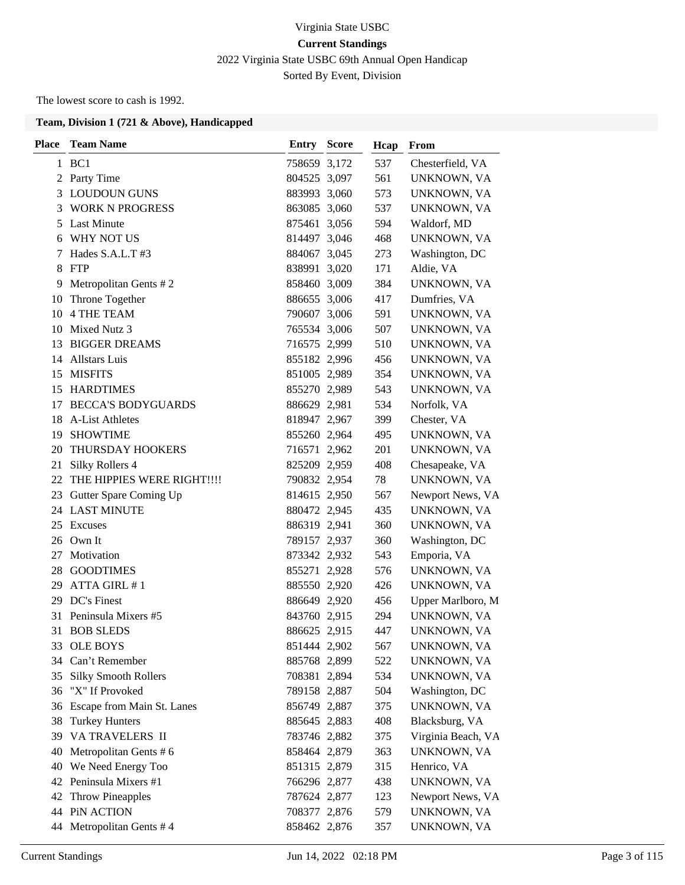Virginia State USBC

**Current Standings**

2022 Virginia State USBC 69th Annual Open Handicap

Sorted By Event, Division

The lowest score to cash is 1992.

### Team, Division 1 (721 & Above), Handicapped

| Place | Team Name | Entry | Score | Hcap | From |
|---|---|---|---|---|---|
| 1 | BC1 | 758659 | 3,172 | 537 | Chesterfield, VA |
| 2 | Party Time | 804525 | 3,097 | 561 | UNKNOWN, VA |
| 3 | LOUDOUN GUNS | 883993 | 3,060 | 573 | UNKNOWN, VA |
| 3 | WORK N PROGRESS | 863085 | 3,060 | 537 | UNKNOWN, VA |
| 5 | Last Minute | 875461 | 3,056 | 594 | Waldorf, MD |
| 6 | WHY NOT US | 814497 | 3,046 | 468 | UNKNOWN, VA |
| 7 | Hades S.A.L.T #3 | 884067 | 3,045 | 273 | Washington, DC |
| 8 | FTP | 838991 | 3,020 | 171 | Aldie, VA |
| 9 | Metropolitan Gents # 2 | 858460 | 3,009 | 384 | UNKNOWN, VA |
| 10 | Throne Together | 886655 | 3,006 | 417 | Dumfries, VA |
| 10 | 4 THE TEAM | 790607 | 3,006 | 591 | UNKNOWN, VA |
| 10 | Mixed Nutz 3 | 765534 | 3,006 | 507 | UNKNOWN, VA |
| 13 | BIGGER DREAMS | 716575 | 2,999 | 510 | UNKNOWN, VA |
| 14 | Allstars Luis | 855182 | 2,996 | 456 | UNKNOWN, VA |
| 15 | MISFITS | 851005 | 2,989 | 354 | UNKNOWN, VA |
| 15 | HARDTIMES | 855270 | 2,989 | 543 | UNKNOWN, VA |
| 17 | BECCA'S BODYGUARDS | 886629 | 2,981 | 534 | Norfolk, VA |
| 18 | A-List Athletes | 818947 | 2,967 | 399 | Chester, VA |
| 19 | SHOWTIME | 855260 | 2,964 | 495 | UNKNOWN, VA |
| 20 | THURSDAY HOOKERS | 716571 | 2,962 | 201 | UNKNOWN, VA |
| 21 | Silky Rollers 4 | 825209 | 2,959 | 408 | Chesapeake, VA |
| 22 | THE HIPPIES WERE RIGHT!!!! | 790832 | 2,954 | 78 | UNKNOWN, VA |
| 23 | Gutter Spare Coming Up | 814615 | 2,950 | 567 | Newport News, VA |
| 24 | LAST MINUTE | 880472 | 2,945 | 435 | UNKNOWN, VA |
| 25 | Excuses | 886319 | 2,941 | 360 | UNKNOWN, VA |
| 26 | Own It | 789157 | 2,937 | 360 | Washington, DC |
| 27 | Motivation | 873342 | 2,932 | 543 | Emporia, VA |
| 28 | GOODTIMES | 855271 | 2,928 | 576 | UNKNOWN, VA |
| 29 | ATTA GIRL # 1 | 885550 | 2,920 | 426 | UNKNOWN, VA |
| 29 | DC's Finest | 886649 | 2,920 | 456 | Upper Marlboro, M |
| 31 | Peninsula Mixers #5 | 843760 | 2,915 | 294 | UNKNOWN, VA |
| 31 | BOB SLEDS | 886625 | 2,915 | 447 | UNKNOWN, VA |
| 33 | OLE BOYS | 851444 | 2,902 | 567 | UNKNOWN, VA |
| 34 | Can't Remember | 885768 | 2,899 | 522 | UNKNOWN, VA |
| 35 | Silky Smooth Rollers | 708381 | 2,894 | 534 | UNKNOWN, VA |
| 36 | "X" If Provoked | 789158 | 2,887 | 504 | Washington, DC |
| 36 | Escape from Main St. Lanes | 856749 | 2,887 | 375 | UNKNOWN, VA |
| 38 | Turkey Hunters | 885645 | 2,883 | 408 | Blacksburg, VA |
| 39 | VA TRAVELERS II | 783746 | 2,882 | 375 | Virginia Beach, VA |
| 40 | Metropolitan Gents # 6 | 858464 | 2,879 | 363 | UNKNOWN, VA |
| 40 | We Need Energy Too | 851315 | 2,879 | 315 | Henrico, VA |
| 42 | Peninsula Mixers #1 | 766296 | 2,877 | 438 | UNKNOWN, VA |
| 42 | Throw Pineapples | 787624 | 2,877 | 123 | Newport News, VA |
| 44 | PiN ACTION | 708377 | 2,876 | 579 | UNKNOWN, VA |
| 44 | Metropolitan Gents # 4 | 858462 | 2,876 | 357 | UNKNOWN, VA |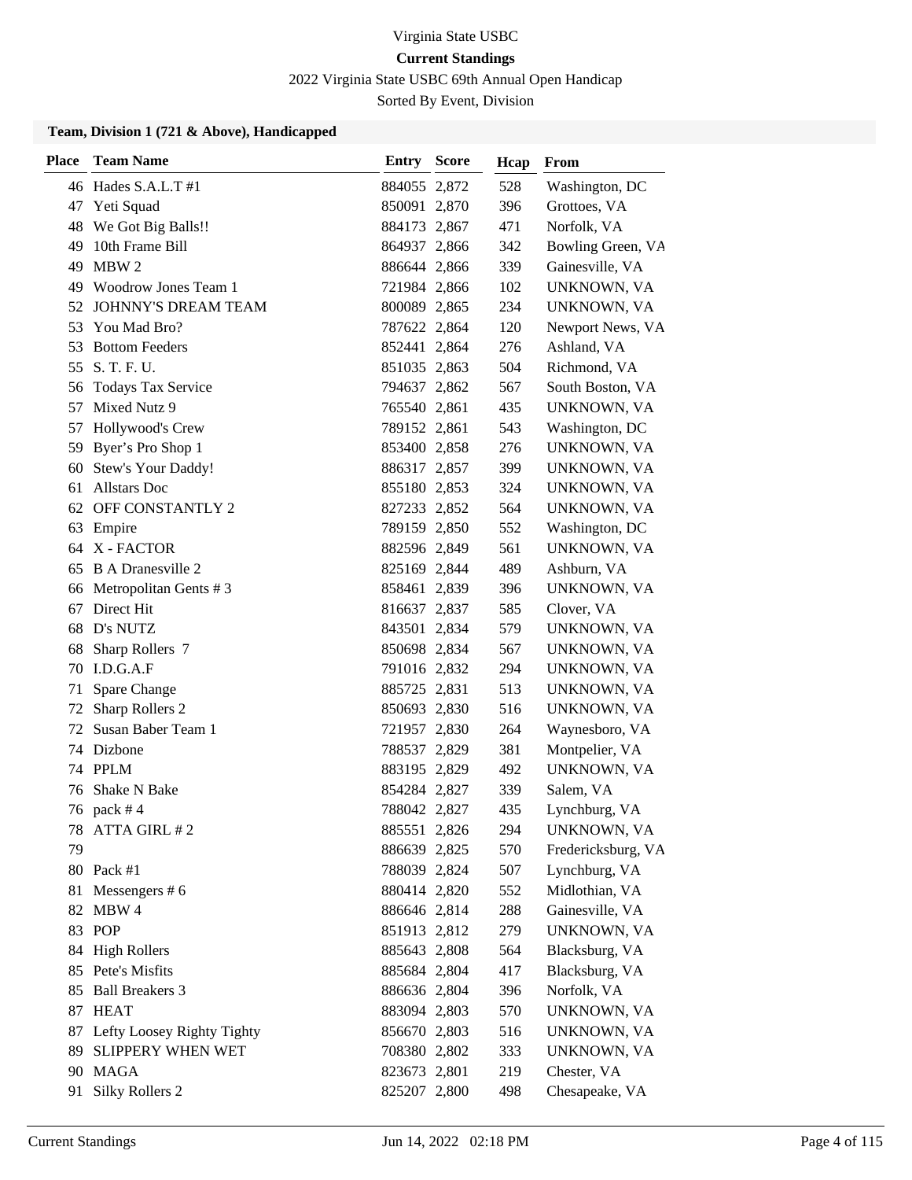Virginia State USBC

**Current Standings**

2022 Virginia State USBC 69th Annual Open Handicap

Sorted By Event, Division

### Team, Division 1 (721 & Above), Handicapped

| Place | Team Name | Entry | Score | Hcap | From |
|---|---|---|---|---|---|
| 46 | Hades S.A.L.T #1 | 884055 | 2,872 | 528 | Washington, DC |
| 47 | Yeti Squad | 850091 | 2,870 | 396 | Grottoes, VA |
| 48 | We Got Big Balls!! | 884173 | 2,867 | 471 | Norfolk, VA |
| 49 | 10th Frame Bill | 864937 | 2,866 | 342 | Bowling Green, VA |
| 49 | MBW 2 | 886644 | 2,866 | 339 | Gainesville, VA |
| 49 | Woodrow Jones Team 1 | 721984 | 2,866 | 102 | UNKNOWN, VA |
| 52 | JOHNNY'S DREAM TEAM | 800089 | 2,865 | 234 | UNKNOWN, VA |
| 53 | You Mad Bro? | 787622 | 2,864 | 120 | Newport News, VA |
| 53 | Bottom Feeders | 852441 | 2,864 | 276 | Ashland, VA |
| 55 | S. T. F. U. | 851035 | 2,863 | 504 | Richmond, VA |
| 56 | Todays Tax Service | 794637 | 2,862 | 567 | South Boston, VA |
| 57 | Mixed Nutz 9 | 765540 | 2,861 | 435 | UNKNOWN, VA |
| 57 | Hollywood's Crew | 789152 | 2,861 | 543 | Washington, DC |
| 59 | Byer's Pro Shop 1 | 853400 | 2,858 | 276 | UNKNOWN, VA |
| 60 | Stew's Your Daddy! | 886317 | 2,857 | 399 | UNKNOWN, VA |
| 61 | Allstars Doc | 855180 | 2,853 | 324 | UNKNOWN, VA |
| 62 | OFF CONSTANTLY 2 | 827233 | 2,852 | 564 | UNKNOWN, VA |
| 63 | Empire | 789159 | 2,850 | 552 | Washington, DC |
| 64 | X - FACTOR | 882596 | 2,849 | 561 | UNKNOWN, VA |
| 65 | B A Dranesville 2 | 825169 | 2,844 | 489 | Ashburn, VA |
| 66 | Metropolitan Gents # 3 | 858461 | 2,839 | 396 | UNKNOWN, VA |
| 67 | Direct Hit | 816637 | 2,837 | 585 | Clover, VA |
| 68 | D's NUTZ | 843501 | 2,834 | 579 | UNKNOWN, VA |
| 68 | Sharp Rollers 7 | 850698 | 2,834 | 567 | UNKNOWN, VA |
| 70 | I.D.G.A.F | 791016 | 2,832 | 294 | UNKNOWN, VA |
| 71 | Spare Change | 885725 | 2,831 | 513 | UNKNOWN, VA |
| 72 | Sharp Rollers 2 | 850693 | 2,830 | 516 | UNKNOWN, VA |
| 72 | Susan Baber Team 1 | 721957 | 2,830 | 264 | Waynesboro, VA |
| 74 | Dizbone | 788537 | 2,829 | 381 | Montpelier, VA |
| 74 | PPLM | 883195 | 2,829 | 492 | UNKNOWN, VA |
| 76 | Shake N Bake | 854284 | 2,827 | 339 | Salem, VA |
| 76 | pack # 4 | 788042 | 2,827 | 435 | Lynchburg, VA |
| 78 | ATTA GIRL # 2 | 885551 | 2,826 | 294 | UNKNOWN, VA |
| 79 | | 886639 | 2,825 | 570 | Fredericksburg, VA |
| 80 | Pack #1 | 788039 | 2,824 | 507 | Lynchburg, VA |
| 81 | Messengers # 6 | 880414 | 2,820 | 552 | Midlothian, VA |
| 82 | MBW 4 | 886646 | 2,814 | 288 | Gainesville, VA |
| 83 | POP | 851913 | 2,812 | 279 | UNKNOWN, VA |
| 84 | High Rollers | 885643 | 2,808 | 564 | Blacksburg, VA |
| 85 | Pete's Misfits | 885684 | 2,804 | 417 | Blacksburg, VA |
| 85 | Ball Breakers 3 | 886636 | 2,804 | 396 | Norfolk, VA |
| 87 | HEAT | 883094 | 2,803 | 570 | UNKNOWN, VA |
| 87 | Lefty Loosey Righty Tighty | 856670 | 2,803 | 516 | UNKNOWN, VA |
| 89 | SLIPPERY WHEN WET | 708380 | 2,802 | 333 | UNKNOWN, VA |
| 90 | MAGA | 823673 | 2,801 | 219 | Chester, VA |
| 91 | Silky Rollers 2 | 825207 | 2,800 | 498 | Chesapeake, VA |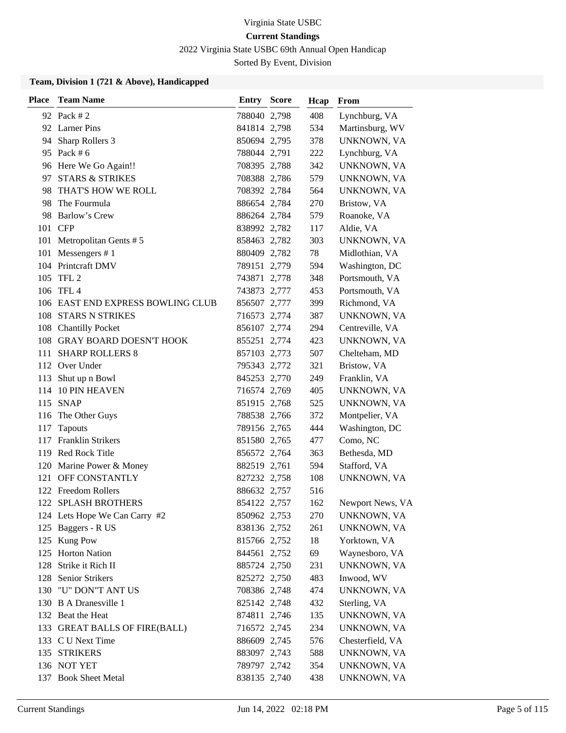Virginia State USBC

**Current Standings**

2022 Virginia State USBC 69th Annual Open Handicap

Sorted By Event, Division

### Team, Division 1 (721 & Above), Handicapped

| Place | Team Name | Entry | Score | Hcap | From |
|---|---|---|---|---|---|
| 92 | Pack # 2 | 788040 | 2,798 | 408 | Lynchburg, VA |
| 92 | Larner Pins | 841814 | 2,798 | 534 | Martinsburg, WV |
| 94 | Sharp Rollers 3 | 850694 | 2,795 | 378 | UNKNOWN, VA |
| 95 | Pack # 6 | 788044 | 2,791 | 222 | Lynchburg, VA |
| 96 | Here We Go Again!! | 708395 | 2,788 | 342 | UNKNOWN, VA |
| 97 | STARS & STRIKES | 708388 | 2,786 | 579 | UNKNOWN, VA |
| 98 | THAT'S HOW WE ROLL | 708392 | 2,784 | 564 | UNKNOWN, VA |
| 98 | The Fourmula | 886654 | 2,784 | 270 | Bristow, VA |
| 98 | Barlow's Crew | 886264 | 2,784 | 579 | Roanoke, VA |
| 101 | CFP | 838992 | 2,782 | 117 | Aldie, VA |
| 101 | Metropolitan Gents # 5 | 858463 | 2,782 | 303 | UNKNOWN, VA |
| 101 | Messengers # 1 | 880409 | 2,782 | 78 | Midlothian, VA |
| 104 | Printcraft DMV | 789151 | 2,779 | 594 | Washington, DC |
| 105 | TFL 2 | 743871 | 2,778 | 348 | Portsmouth, VA |
| 106 | TFL 4 | 743873 | 2,777 | 453 | Portsmouth, VA |
| 106 | EAST END EXPRESS BOWLING CLUB | 856507 | 2,777 | 399 | Richmond, VA |
| 108 | STARS N STRIKES | 716573 | 2,774 | 387 | UNKNOWN, VA |
| 108 | Chantilly Pocket | 856107 | 2,774 | 294 | Centreville, VA |
| 108 | GRAY BOARD DOESN'T HOOK | 855251 | 2,774 | 423 | UNKNOWN, VA |
| 111 | SHARP ROLLERS 8 | 857103 | 2,773 | 507 | Chelteham, MD |
| 112 | Over Under | 795343 | 2,772 | 321 | Bristow, VA |
| 113 | Shut up n Bowl | 845253 | 2,770 | 249 | Franklin, VA |
| 114 | 10 PIN HEAVEN | 716574 | 2,769 | 405 | UNKNOWN, VA |
| 115 | SNAP | 851915 | 2,768 | 525 | UNKNOWN, VA |
| 116 | The Other Guys | 788538 | 2,766 | 372 | Montpelier, VA |
| 117 | Tapouts | 789156 | 2,765 | 444 | Washington, DC |
| 117 | Franklin Strikers | 851580 | 2,765 | 477 | Como, NC |
| 119 | Red Rock Title | 856572 | 2,764 | 363 | Bethesda, MD |
| 120 | Marine Power & Money | 882519 | 2,761 | 594 | Stafford, VA |
| 121 | OFF CONSTANTLY | 827232 | 2,758 | 108 | UNKNOWN, VA |
| 122 | Freedom Rollers | 886632 | 2,757 | 516 | |
| 122 | SPLASH BROTHERS | 854122 | 2,757 | 162 | Newport News, VA |
| 124 | Lets Hope We Can Carry #2 | 850962 | 2,753 | 270 | UNKNOWN, VA |
| 125 | Baggers - R US | 838136 | 2,752 | 261 | UNKNOWN, VA |
| 125 | Kung Pow | 815766 | 2,752 | 18 | Yorktown, VA |
| 125 | Horton Nation | 844561 | 2,752 | 69 | Waynesboro, VA |
| 128 | Strike it Rich II | 885724 | 2,750 | 231 | UNKNOWN, VA |
| 128 | Senior Strikers | 825272 | 2,750 | 483 | Inwood, WV |
| 130 | "U" DON"T ANT US | 708386 | 2,748 | 474 | UNKNOWN, VA |
| 130 | B A Dranesville 1 | 825142 | 2,748 | 432 | Sterling, VA |
| 132 | Beat the Heat | 874811 | 2,746 | 135 | UNKNOWN, VA |
| 133 | GREAT BALLS OF FIRE(BALL) | 716572 | 2,745 | 234 | UNKNOWN, VA |
| 133 | C U Next Time | 886609 | 2,745 | 576 | Chesterfield, VA |
| 135 | STRIKERS | 883097 | 2,743 | 588 | UNKNOWN, VA |
| 136 | NOT YET | 789797 | 2,742 | 354 | UNKNOWN, VA |
| 137 | Book Sheet Metal | 838135 | 2,740 | 438 | UNKNOWN, VA |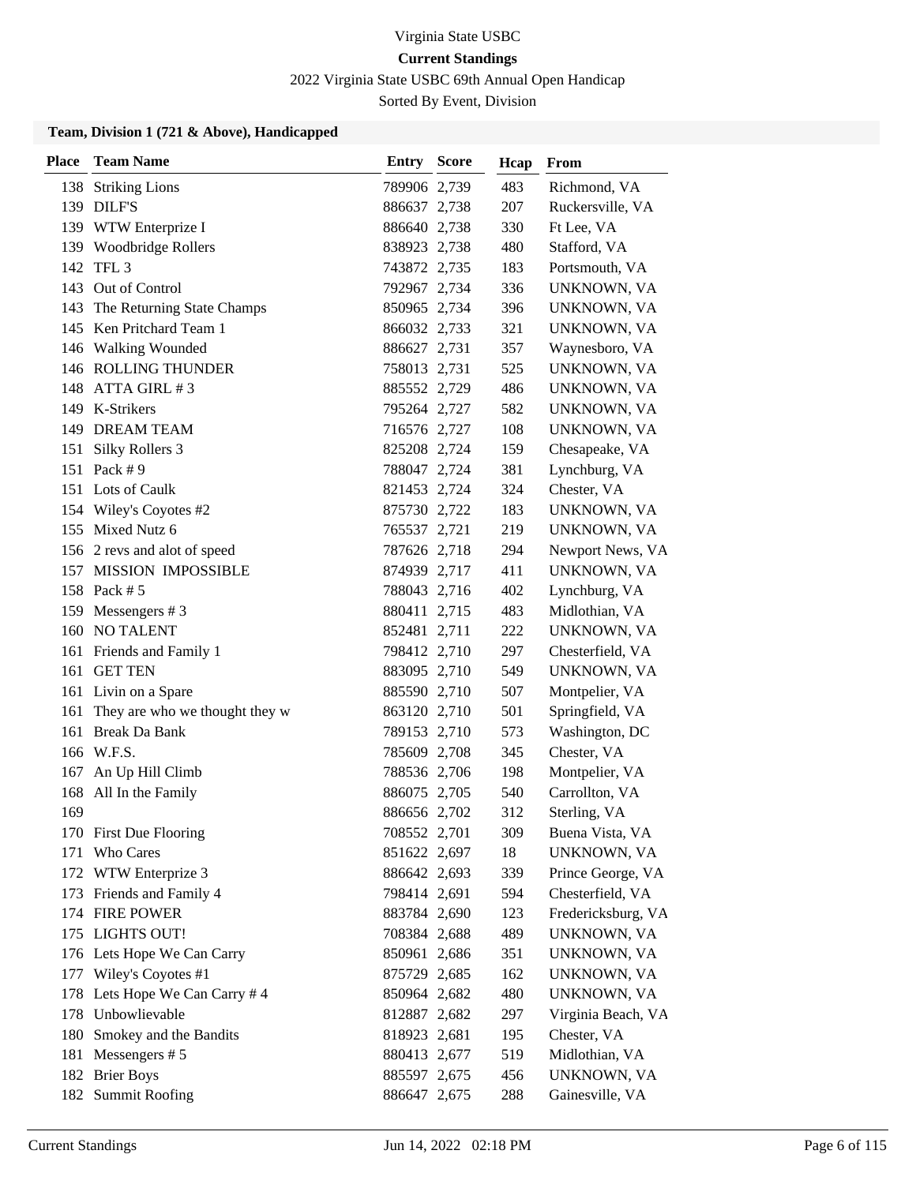Virginia State USBC

**Current Standings**

2022 Virginia State USBC 69th Annual Open Handicap

Sorted By Event, Division

### Team, Division 1 (721 & Above), Handicapped

| Place | Team Name | Entry | Score | Hcap | From |
|---|---|---|---|---|---|
| 138 | Striking Lions | 789906 | 2,739 | 483 | Richmond, VA |
| 139 | DILF'S | 886637 | 2,738 | 207 | Ruckersville, VA |
| 139 | WTW Enterprize I | 886640 | 2,738 | 330 | Ft Lee, VA |
| 139 | Woodbridge Rollers | 838923 | 2,738 | 480 | Stafford, VA |
| 142 | TFL 3 | 743872 | 2,735 | 183 | Portsmouth, VA |
| 143 | Out of Control | 792967 | 2,734 | 336 | UNKNOWN, VA |
| 143 | The Returning State Champs | 850965 | 2,734 | 396 | UNKNOWN, VA |
| 145 | Ken Pritchard Team 1 | 866032 | 2,733 | 321 | UNKNOWN, VA |
| 146 | Walking Wounded | 886627 | 2,731 | 357 | Waynesboro, VA |
| 146 | ROLLING THUNDER | 758013 | 2,731 | 525 | UNKNOWN, VA |
| 148 | ATTA GIRL # 3 | 885552 | 2,729 | 486 | UNKNOWN, VA |
| 149 | K-Strikers | 795264 | 2,727 | 582 | UNKNOWN, VA |
| 149 | DREAM TEAM | 716576 | 2,727 | 108 | UNKNOWN, VA |
| 151 | Silky Rollers 3 | 825208 | 2,724 | 159 | Chesapeake, VA |
| 151 | Pack # 9 | 788047 | 2,724 | 381 | Lynchburg, VA |
| 151 | Lots of Caulk | 821453 | 2,724 | 324 | Chester, VA |
| 154 | Wiley's Coyotes #2 | 875730 | 2,722 | 183 | UNKNOWN, VA |
| 155 | Mixed Nutz 6 | 765537 | 2,721 | 219 | UNKNOWN, VA |
| 156 | 2 revs and alot of speed | 787626 | 2,718 | 294 | Newport News, VA |
| 157 | MISSION IMPOSSIBLE | 874939 | 2,717 | 411 | UNKNOWN, VA |
| 158 | Pack # 5 | 788043 | 2,716 | 402 | Lynchburg, VA |
| 159 | Messengers # 3 | 880411 | 2,715 | 483 | Midlothian, VA |
| 160 | NO TALENT | 852481 | 2,711 | 222 | UNKNOWN, VA |
| 161 | Friends and Family 1 | 798412 | 2,710 | 297 | Chesterfield, VA |
| 161 | GET TEN | 883095 | 2,710 | 549 | UNKNOWN, VA |
| 161 | Livin on a Spare | 885590 | 2,710 | 507 | Montpelier, VA |
| 161 | They are who we thought they w | 863120 | 2,710 | 501 | Springfield, VA |
| 161 | Break Da Bank | 789153 | 2,710 | 573 | Washington, DC |
| 166 | W.F.S. | 785609 | 2,708 | 345 | Chester, VA |
| 167 | An Up Hill Climb | 788536 | 2,706 | 198 | Montpelier, VA |
| 168 | All In the Family | 886075 | 2,705 | 540 | Carrollton, VA |
| 169 | | 886656 | 2,702 | 312 | Sterling, VA |
| 170 | First Due Flooring | 708552 | 2,701 | 309 | Buena Vista, VA |
| 171 | Who Cares | 851622 | 2,697 | 18 | UNKNOWN, VA |
| 172 | WTW Enterprize 3 | 886642 | 2,693 | 339 | Prince George, VA |
| 173 | Friends and Family 4 | 798414 | 2,691 | 594 | Chesterfield, VA |
| 174 | FIRE POWER | 883784 | 2,690 | 123 | Fredericksburg, VA |
| 175 | LIGHTS OUT! | 708384 | 2,688 | 489 | UNKNOWN, VA |
| 176 | Lets Hope We Can Carry | 850961 | 2,686 | 351 | UNKNOWN, VA |
| 177 | Wiley's Coyotes #1 | 875729 | 2,685 | 162 | UNKNOWN, VA |
| 178 | Lets Hope We Can Carry # 4 | 850964 | 2,682 | 480 | UNKNOWN, VA |
| 178 | Unbowlievable | 812887 | 2,682 | 297 | Virginia Beach, VA |
| 180 | Smokey and the Bandits | 818923 | 2,681 | 195 | Chester, VA |
| 181 | Messengers # 5 | 880413 | 2,677 | 519 | Midlothian, VA |
| 182 | Brier Boys | 885597 | 2,675 | 456 | UNKNOWN, VA |
| 182 | Summit Roofing | 886647 | 2,675 | 288 | Gainesville, VA |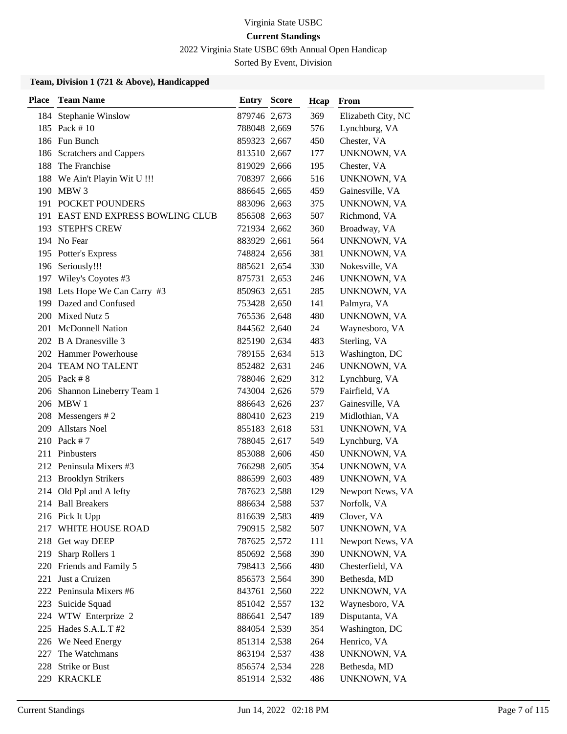Virginia State USBC

**Current Standings**

2022 Virginia State USBC 69th Annual Open Handicap

Sorted By Event, Division

### Team, Division 1 (721 & Above), Handicapped

| Place | Team Name | Entry | Score | Hcap | From |
|---|---|---|---|---|---|
| 184 | Stephanie Winslow | 879746 | 2,673 | 369 | Elizabeth City, NC |
| 185 | Pack # 10 | 788048 | 2,669 | 576 | Lynchburg, VA |
| 186 | Fun Bunch | 859323 | 2,667 | 450 | Chester, VA |
| 186 | Scratchers and Cappers | 813510 | 2,667 | 177 | UNKNOWN, VA |
| 188 | The Franchise | 819029 | 2,666 | 195 | Chester, VA |
| 188 | We Ain't Playin Wit U !!! | 708397 | 2,666 | 516 | UNKNOWN, VA |
| 190 | MBW 3 | 886645 | 2,665 | 459 | Gainesville, VA |
| 191 | POCKET POUNDERS | 883096 | 2,663 | 375 | UNKNOWN, VA |
| 191 | EAST END EXPRESS BOWLING CLUB | 856508 | 2,663 | 507 | Richmond, VA |
| 193 | STEPH'S CREW | 721934 | 2,662 | 360 | Broadway, VA |
| 194 | No Fear | 883929 | 2,661 | 564 | UNKNOWN, VA |
| 195 | Potter's Express | 748824 | 2,656 | 381 | UNKNOWN, VA |
| 196 | Seriously!!! | 885621 | 2,654 | 330 | Nokesville, VA |
| 197 | Wiley's Coyotes #3 | 875731 | 2,653 | 246 | UNKNOWN, VA |
| 198 | Lets Hope We Can Carry #3 | 850963 | 2,651 | 285 | UNKNOWN, VA |
| 199 | Dazed and Confused | 753428 | 2,650 | 141 | Palmyra, VA |
| 200 | Mixed Nutz 5 | 765536 | 2,648 | 480 | UNKNOWN, VA |
| 201 | McDonnell Nation | 844562 | 2,640 | 24 | Waynesboro, VA |
| 202 | B A Dranesville 3 | 825190 | 2,634 | 483 | Sterling, VA |
| 202 | Hammer Powerhouse | 789155 | 2,634 | 513 | Washington, DC |
| 204 | TEAM NO TALENT | 852482 | 2,631 | 246 | UNKNOWN, VA |
| 205 | Pack # 8 | 788046 | 2,629 | 312 | Lynchburg, VA |
| 206 | Shannon Lineberry Team 1 | 743004 | 2,626 | 579 | Fairfield, VA |
| 206 | MBW 1 | 886643 | 2,626 | 237 | Gainesville, VA |
| 208 | Messengers # 2 | 880410 | 2,623 | 219 | Midlothian, VA |
| 209 | Allstars Noel | 855183 | 2,618 | 531 | UNKNOWN, VA |
| 210 | Pack # 7 | 788045 | 2,617 | 549 | Lynchburg, VA |
| 211 | Pinbusters | 853088 | 2,606 | 450 | UNKNOWN, VA |
| 212 | Peninsula Mixers #3 | 766298 | 2,605 | 354 | UNKNOWN, VA |
| 213 | Brooklyn Strikers | 886599 | 2,603 | 489 | UNKNOWN, VA |
| 214 | Old Ppl and A lefty | 787623 | 2,588 | 129 | Newport News, VA |
| 214 | Ball Breakers | 886634 | 2,588 | 537 | Norfolk, VA |
| 216 | Pick It Upp | 816639 | 2,583 | 489 | Clover, VA |
| 217 | WHITE HOUSE ROAD | 790915 | 2,582 | 507 | UNKNOWN, VA |
| 218 | Get way DEEP | 787625 | 2,572 | 111 | Newport News, VA |
| 219 | Sharp Rollers 1 | 850692 | 2,568 | 390 | UNKNOWN, VA |
| 220 | Friends and Family 5 | 798413 | 2,566 | 480 | Chesterfield, VA |
| 221 | Just a Cruizen | 856573 | 2,564 | 390 | Bethesda, MD |
| 222 | Peninsula Mixers #6 | 843761 | 2,560 | 222 | UNKNOWN, VA |
| 223 | Suicide Squad | 851042 | 2,557 | 132 | Waynesboro, VA |
| 224 | WTW Enterprize 2 | 886641 | 2,547 | 189 | Disputanta, VA |
| 225 | Hades S.A.L.T #2 | 884054 | 2,539 | 354 | Washington, DC |
| 226 | We Need Energy | 851314 | 2,538 | 264 | Henrico, VA |
| 227 | The Watchmans | 863194 | 2,537 | 438 | UNKNOWN, VA |
| 228 | Strike or Bust | 856574 | 2,534 | 228 | Bethesda, MD |
| 229 | KRACKLE | 851914 | 2,532 | 486 | UNKNOWN, VA |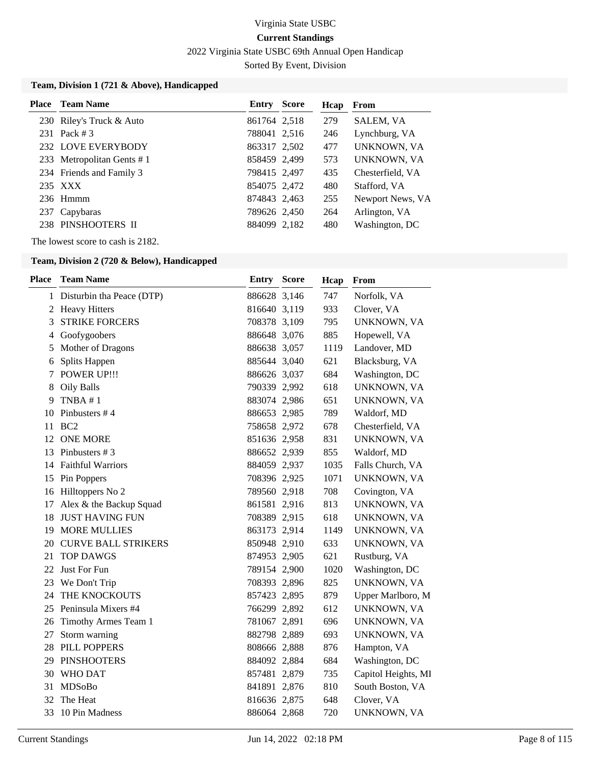Virginia State USBC

**Current Standings**

2022 Virginia State USBC 69th Annual Open Handicap

Sorted By Event, Division

### Team, Division 1 (721 & Above), Handicapped

| Place | Team Name | Entry | Score | Hcap | From |
|---|---|---|---|---|---|
| 230 | Riley's Truck & Auto | 861764 | 2,518 | 279 | SALEM, VA |
| 231 | Pack # 3 | 788041 | 2,516 | 246 | Lynchburg, VA |
| 232 | LOVE EVERYBODY | 863317 | 2,502 | 477 | UNKNOWN, VA |
| 233 | Metropolitan Gents # 1 | 858459 | 2,499 | 573 | UNKNOWN, VA |
| 234 | Friends and Family 3 | 798415 | 2,497 | 435 | Chesterfield, VA |
| 235 | XXX | 854075 | 2,472 | 480 | Stafford, VA |
| 236 | Hmmm | 874843 | 2,463 | 255 | Newport News, VA |
| 237 | Capybaras | 789626 | 2,450 | 264 | Arlington, VA |
| 238 | PINSHOOTERS II | 884099 | 2,182 | 480 | Washington, DC |

The lowest score to cash is 2182.

### Team, Division 2 (720 & Below), Handicapped

| Place | Team Name | Entry | Score | Hcap | From |
|---|---|---|---|---|---|
| 1 | Disturbin tha Peace (DTP) | 886628 | 3,146 | 747 | Norfolk, VA |
| 2 | Heavy Hitters | 816640 | 3,119 | 933 | Clover, VA |
| 3 | STRIKE FORCERS | 708378 | 3,109 | 795 | UNKNOWN, VA |
| 4 | Goofygoobers | 886648 | 3,076 | 885 | Hopewell, VA |
| 5 | Mother of Dragons | 886638 | 3,057 | 1119 | Landover, MD |
| 6 | Splits Happen | 885644 | 3,040 | 621 | Blacksburg, VA |
| 7 | POWER UP!!! | 886626 | 3,037 | 684 | Washington, DC |
| 8 | Oily Balls | 790339 | 2,992 | 618 | UNKNOWN, VA |
| 9 | TNBA # 1 | 883074 | 2,986 | 651 | UNKNOWN, VA |
| 10 | Pinbusters # 4 | 886653 | 2,985 | 789 | Waldorf, MD |
| 11 | BC2 | 758658 | 2,972 | 678 | Chesterfield, VA |
| 12 | ONE MORE | 851636 | 2,958 | 831 | UNKNOWN, VA |
| 13 | Pinbusters # 3 | 886652 | 2,939 | 855 | Waldorf, MD |
| 14 | Faithful Warriors | 884059 | 2,937 | 1035 | Falls Church, VA |
| 15 | Pin Poppers | 708396 | 2,925 | 1071 | UNKNOWN, VA |
| 16 | Hilltoppers No 2 | 789560 | 2,918 | 708 | Covington, VA |
| 17 | Alex & the Backup Squad | 861581 | 2,916 | 813 | UNKNOWN, VA |
| 18 | JUST HAVING FUN | 708389 | 2,915 | 618 | UNKNOWN, VA |
| 19 | MORE MULLIES | 863173 | 2,914 | 1149 | UNKNOWN, VA |
| 20 | CURVE BALL STRIKERS | 850948 | 2,910 | 633 | UNKNOWN, VA |
| 21 | TOP DAWGS | 874953 | 2,905 | 621 | Rustburg, VA |
| 22 | Just For Fun | 789154 | 2,900 | 1020 | Washington, DC |
| 23 | We Don't Trip | 708393 | 2,896 | 825 | UNKNOWN, VA |
| 24 | THE KNOCKOUTS | 857423 | 2,895 | 879 | Upper Marlboro, M |
| 25 | Peninsula Mixers #4 | 766299 | 2,892 | 612 | UNKNOWN, VA |
| 26 | Timothy Armes Team 1 | 781067 | 2,891 | 696 | UNKNOWN, VA |
| 27 | Storm warning | 882798 | 2,889 | 693 | UNKNOWN, VA |
| 28 | PILL POPPERS | 808666 | 2,888 | 876 | Hampton, VA |
| 29 | PINSHOOTERS | 884092 | 2,884 | 684 | Washington, DC |
| 30 | WHO DAT | 857481 | 2,879 | 735 | Capitol Heights, MI |
| 31 | MDSoBo | 841891 | 2,876 | 810 | South Boston, VA |
| 32 | The Heat | 816636 | 2,875 | 648 | Clover, VA |
| 33 | 10 Pin Madness | 886064 | 2,868 | 720 | UNKNOWN, VA |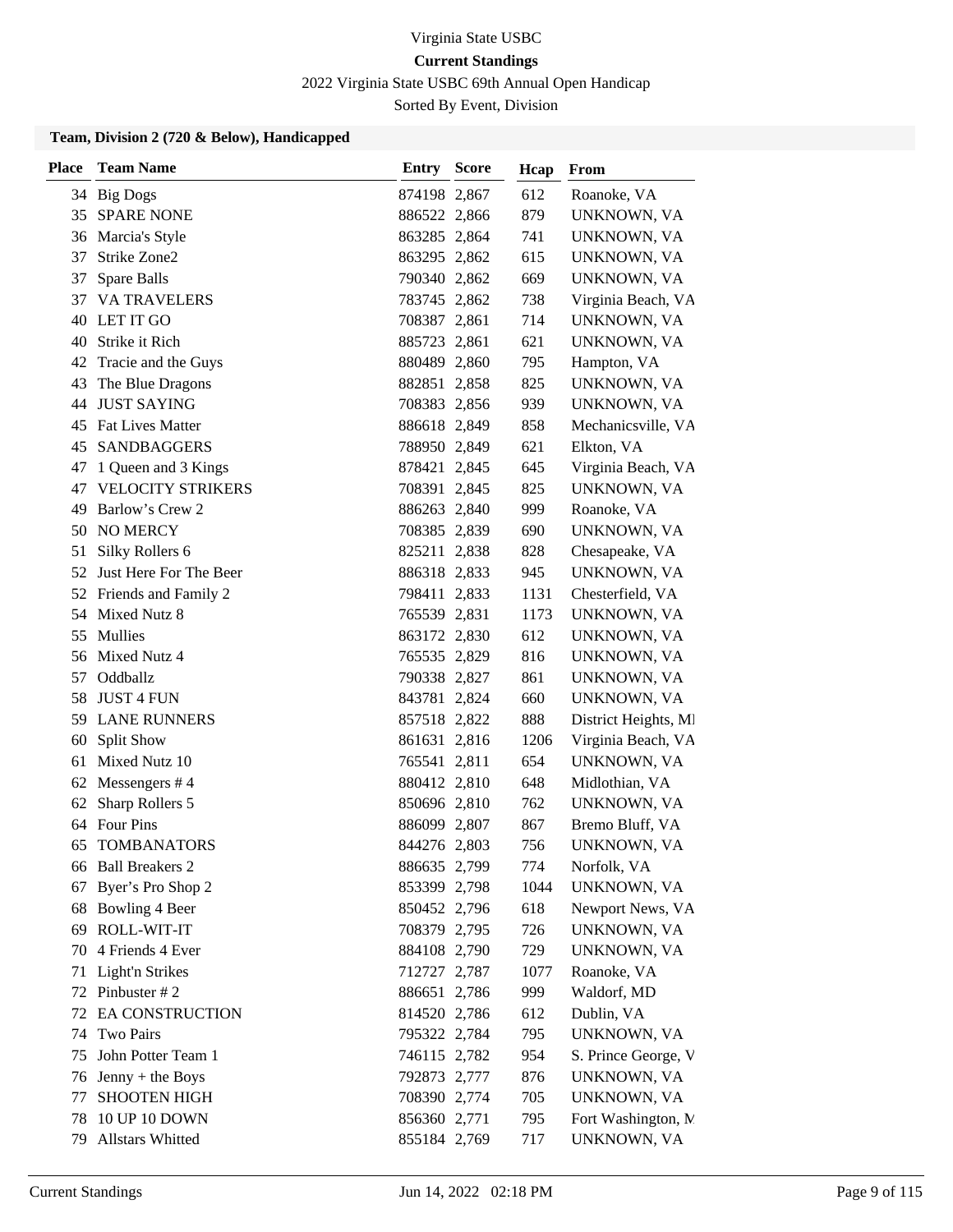Virginia State USBC

**Current Standings**

2022 Virginia State USBC 69th Annual Open Handicap

Sorted By Event, Division

### Team, Division 2 (720 & Below), Handicapped

| Place | Team Name | Entry | Score | Hcap | From |
|---|---|---|---|---|---|
| 34 | Big Dogs | 874198 | 2,867 | 612 | Roanoke, VA |
| 35 | SPARE NONE | 886522 | 2,866 | 879 | UNKNOWN, VA |
| 36 | Marcia's Style | 863285 | 2,864 | 741 | UNKNOWN, VA |
| 37 | Strike Zone2 | 863295 | 2,862 | 615 | UNKNOWN, VA |
| 37 | Spare Balls | 790340 | 2,862 | 669 | UNKNOWN, VA |
| 37 | VA TRAVELERS | 783745 | 2,862 | 738 | Virginia Beach, VA |
| 40 | LET IT GO | 708387 | 2,861 | 714 | UNKNOWN, VA |
| 40 | Strike it Rich | 885723 | 2,861 | 621 | UNKNOWN, VA |
| 42 | Tracie and the Guys | 880489 | 2,860 | 795 | Hampton, VA |
| 43 | The Blue Dragons | 882851 | 2,858 | 825 | UNKNOWN, VA |
| 44 | JUST SAYING | 708383 | 2,856 | 939 | UNKNOWN, VA |
| 45 | Fat Lives Matter | 886618 | 2,849 | 858 | Mechanicsville, VA |
| 45 | SANDBAGGERS | 788950 | 2,849 | 621 | Elkton, VA |
| 47 | 1 Queen and 3 Kings | 878421 | 2,845 | 645 | Virginia Beach, VA |
| 47 | VELOCITY STRIKERS | 708391 | 2,845 | 825 | UNKNOWN, VA |
| 49 | Barlow's Crew 2 | 886263 | 2,840 | 999 | Roanoke, VA |
| 50 | NO MERCY | 708385 | 2,839 | 690 | UNKNOWN, VA |
| 51 | Silky Rollers 6 | 825211 | 2,838 | 828 | Chesapeake, VA |
| 52 | Just Here For The Beer | 886318 | 2,833 | 945 | UNKNOWN, VA |
| 52 | Friends and Family 2 | 798411 | 2,833 | 1131 | Chesterfield, VA |
| 54 | Mixed Nutz 8 | 765539 | 2,831 | 1173 | UNKNOWN, VA |
| 55 | Mullies | 863172 | 2,830 | 612 | UNKNOWN, VA |
| 56 | Mixed Nutz 4 | 765535 | 2,829 | 816 | UNKNOWN, VA |
| 57 | Oddballz | 790338 | 2,827 | 861 | UNKNOWN, VA |
| 58 | JUST 4 FUN | 843781 | 2,824 | 660 | UNKNOWN, VA |
| 59 | LANE RUNNERS | 857518 | 2,822 | 888 | District Heights, MI |
| 60 | Split Show | 861631 | 2,816 | 1206 | Virginia Beach, VA |
| 61 | Mixed Nutz 10 | 765541 | 2,811 | 654 | UNKNOWN, VA |
| 62 | Messengers # 4 | 880412 | 2,810 | 648 | Midlothian, VA |
| 62 | Sharp Rollers 5 | 850696 | 2,810 | 762 | UNKNOWN, VA |
| 64 | Four Pins | 886099 | 2,807 | 867 | Bremo Bluff, VA |
| 65 | TOMBANATORS | 844276 | 2,803 | 756 | UNKNOWN, VA |
| 66 | Ball Breakers 2 | 886635 | 2,799 | 774 | Norfolk, VA |
| 67 | Byer's Pro Shop 2 | 853399 | 2,798 | 1044 | UNKNOWN, VA |
| 68 | Bowling 4 Beer | 850452 | 2,796 | 618 | Newport News, VA |
| 69 | ROLL-WIT-IT | 708379 | 2,795 | 726 | UNKNOWN, VA |
| 70 | 4 Friends 4 Ever | 884108 | 2,790 | 729 | UNKNOWN, VA |
| 71 | Light'n Strikes | 712727 | 2,787 | 1077 | Roanoke, VA |
| 72 | Pinbuster # 2 | 886651 | 2,786 | 999 | Waldorf, MD |
| 72 | EA CONSTRUCTION | 814520 | 2,786 | 612 | Dublin, VA |
| 74 | Two Pairs | 795322 | 2,784 | 795 | UNKNOWN, VA |
| 75 | John Potter Team 1 | 746115 | 2,782 | 954 | S. Prince George, V |
| 76 | Jenny + the Boys | 792873 | 2,777 | 876 | UNKNOWN, VA |
| 77 | SHOOTEN HIGH | 708390 | 2,774 | 705 | UNKNOWN, VA |
| 78 | 10 UP 10 DOWN | 856360 | 2,771 | 795 | Fort Washington, M |
| 79 | Allstars Whitted | 855184 | 2,769 | 717 | UNKNOWN, VA |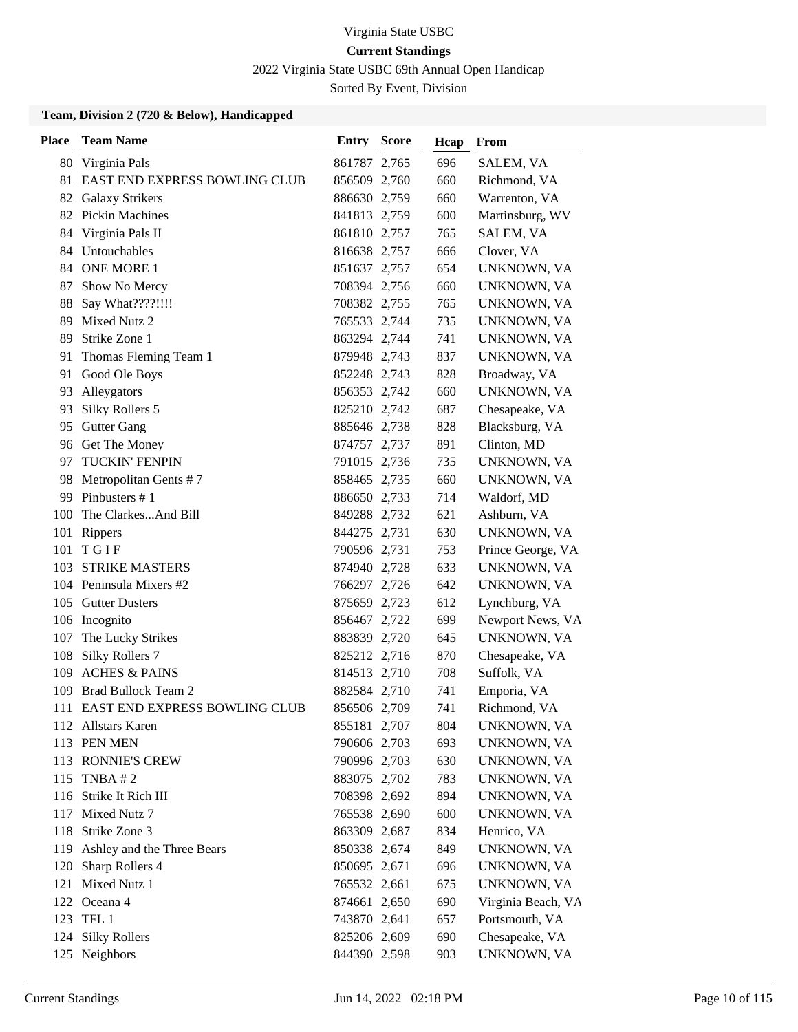Virginia State USBC

**Current Standings**

2022 Virginia State USBC 69th Annual Open Handicap

Sorted By Event, Division

### Team, Division 2 (720 & Below), Handicapped

| Place | Team Name | Entry | Score | Hcap | From |
|---|---|---|---|---|---|
| 80 | Virginia Pals | 861787 | 2,765 | 696 | SALEM, VA |
| 81 | EAST END EXPRESS BOWLING CLUB | 856509 | 2,760 | 660 | Richmond, VA |
| 82 | Galaxy Strikers | 886630 | 2,759 | 660 | Warrenton, VA |
| 82 | Pickin Machines | 841813 | 2,759 | 600 | Martinsburg, WV |
| 84 | Virginia Pals II | 861810 | 2,757 | 765 | SALEM, VA |
| 84 | Untouchables | 816638 | 2,757 | 666 | Clover, VA |
| 84 | ONE MORE 1 | 851637 | 2,757 | 654 | UNKNOWN, VA |
| 87 | Show No Mercy | 708394 | 2,756 | 660 | UNKNOWN, VA |
| 88 | Say What????!!!! | 708382 | 2,755 | 765 | UNKNOWN, VA |
| 89 | Mixed Nutz 2 | 765533 | 2,744 | 735 | UNKNOWN, VA |
| 89 | Strike Zone 1 | 863294 | 2,744 | 741 | UNKNOWN, VA |
| 91 | Thomas Fleming Team 1 | 879948 | 2,743 | 837 | UNKNOWN, VA |
| 91 | Good Ole Boys | 852248 | 2,743 | 828 | Broadway, VA |
| 93 | Alleygators | 856353 | 2,742 | 660 | UNKNOWN, VA |
| 93 | Silky Rollers 5 | 825210 | 2,742 | 687 | Chesapeake, VA |
| 95 | Gutter Gang | 885646 | 2,738 | 828 | Blacksburg, VA |
| 96 | Get The Money | 874757 | 2,737 | 891 | Clinton, MD |
| 97 | TUCKIN' FENPIN | 791015 | 2,736 | 735 | UNKNOWN, VA |
| 98 | Metropolitan Gents # 7 | 858465 | 2,735 | 660 | UNKNOWN, VA |
| 99 | Pinbusters # 1 | 886650 | 2,733 | 714 | Waldorf, MD |
| 100 | The Clarkes...And Bill | 849288 | 2,732 | 621 | Ashburn, VA |
| 101 | Rippers | 844275 | 2,731 | 630 | UNKNOWN, VA |
| 101 | T G I F | 790596 | 2,731 | 753 | Prince George, VA |
| 103 | STRIKE MASTERS | 874940 | 2,728 | 633 | UNKNOWN, VA |
| 104 | Peninsula Mixers #2 | 766297 | 2,726 | 642 | UNKNOWN, VA |
| 105 | Gutter Dusters | 875659 | 2,723 | 612 | Lynchburg, VA |
| 106 | Incognito | 856467 | 2,722 | 699 | Newport News, VA |
| 107 | The Lucky Strikes | 883839 | 2,720 | 645 | UNKNOWN, VA |
| 108 | Silky Rollers 7 | 825212 | 2,716 | 870 | Chesapeake, VA |
| 109 | ACHES & PAINS | 814513 | 2,710 | 708 | Suffolk, VA |
| 109 | Brad Bullock Team 2 | 882584 | 2,710 | 741 | Emporia, VA |
| 111 | EAST END EXPRESS BOWLING CLUB | 856506 | 2,709 | 741 | Richmond, VA |
| 112 | Allstars Karen | 855181 | 2,707 | 804 | UNKNOWN, VA |
| 113 | PEN MEN | 790606 | 2,703 | 693 | UNKNOWN, VA |
| 113 | RONNIE'S CREW | 790996 | 2,703 | 630 | UNKNOWN, VA |
| 115 | TNBA # 2 | 883075 | 2,702 | 783 | UNKNOWN, VA |
| 116 | Strike It Rich III | 708398 | 2,692 | 894 | UNKNOWN, VA |
| 117 | Mixed Nutz 7 | 765538 | 2,690 | 600 | UNKNOWN, VA |
| 118 | Strike Zone 3 | 863309 | 2,687 | 834 | Henrico, VA |
| 119 | Ashley and the Three Bears | 850338 | 2,674 | 849 | UNKNOWN, VA |
| 120 | Sharp Rollers 4 | 850695 | 2,671 | 696 | UNKNOWN, VA |
| 121 | Mixed Nutz 1 | 765532 | 2,661 | 675 | UNKNOWN, VA |
| 122 | Oceana 4 | 874661 | 2,650 | 690 | Virginia Beach, VA |
| 123 | TFL 1 | 743870 | 2,641 | 657 | Portsmouth, VA |
| 124 | Silky Rollers | 825206 | 2,609 | 690 | Chesapeake, VA |
| 125 | Neighbors | 844390 | 2,598 | 903 | UNKNOWN, VA |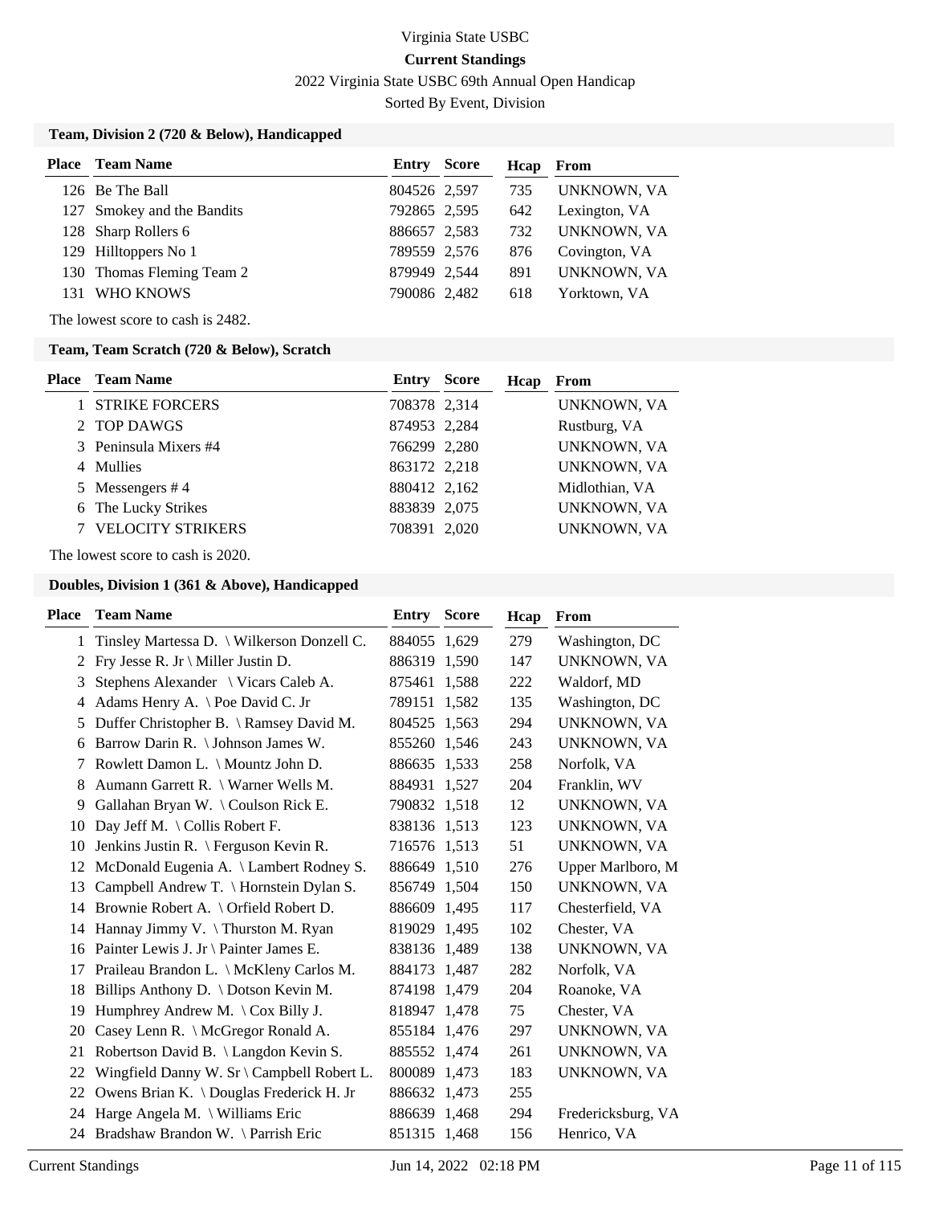Virginia State USBC

**Current Standings**

2022 Virginia State USBC 69th Annual Open Handicap

Sorted By Event, Division

### Team, Division 2 (720 & Below), Handicapped

| Place | Team Name | Entry | Score | Hcap | From |
|---|---|---|---|---|---|
| 126 | Be The Ball | 804526 | 2,597 | 735 | UNKNOWN, VA |
| 127 | Smokey and the Bandits | 792865 | 2,595 | 642 | Lexington, VA |
| 128 | Sharp Rollers 6 | 886657 | 2,583 | 732 | UNKNOWN, VA |
| 129 | Hilltoppers No 1 | 789559 | 2,576 | 876 | Covington, VA |
| 130 | Thomas Fleming Team 2 | 879949 | 2,544 | 891 | UNKNOWN, VA |
| 131 | WHO KNOWS | 790086 | 2,482 | 618 | Yorktown, VA |

The lowest score to cash is 2482.

### Team, Team Scratch (720 & Below), Scratch

| Place | Team Name | Entry | Score | Hcap | From |
|---|---|---|---|---|---|
| 1 | STRIKE FORCERS | 708378 | 2,314 | | UNKNOWN, VA |
| 2 | TOP DAWGS | 874953 | 2,284 | | Rustburg, VA |
| 3 | Peninsula Mixers #4 | 766299 | 2,280 | | UNKNOWN, VA |
| 4 | Mullies | 863172 | 2,218 | | UNKNOWN, VA |
| 5 | Messengers # 4 | 880412 | 2,162 | | Midlothian, VA |
| 6 | The Lucky Strikes | 883839 | 2,075 | | UNKNOWN, VA |
| 7 | VELOCITY STRIKERS | 708391 | 2,020 | | UNKNOWN, VA |

The lowest score to cash is 2020.

### Doubles, Division 1 (361 & Above), Handicapped

| Place | Team Name | Entry | Score | Hcap | From |
|---|---|---|---|---|---|
| 1 | Tinsley Martessa D. \ Wilkerson Donzell C. | 884055 | 1,629 | 279 | Washington, DC |
| 2 | Fry Jesse R. Jr \ Miller Justin D. | 886319 | 1,590 | 147 | UNKNOWN, VA |
| 3 | Stephens Alexander \ Vicars Caleb A. | 875461 | 1,588 | 222 | Waldorf, MD |
| 4 | Adams Henry A. \ Poe David C. Jr | 789151 | 1,582 | 135 | Washington, DC |
| 5 | Duffer Christopher B. \ Ramsey David M. | 804525 | 1,563 | 294 | UNKNOWN, VA |
| 6 | Barrow Darin R. \ Johnson James W. | 855260 | 1,546 | 243 | UNKNOWN, VA |
| 7 | Rowlett Damon L. \ Mountz John D. | 886635 | 1,533 | 258 | Norfolk, VA |
| 8 | Aumann Garrett R. \ Warner Wells M. | 884931 | 1,527 | 204 | Franklin, WV |
| 9 | Gallahan Bryan W. \ Coulson Rick E. | 790832 | 1,518 | 12 | UNKNOWN, VA |
| 10 | Day Jeff M. \ Collis Robert F. | 838136 | 1,513 | 123 | UNKNOWN, VA |
| 10 | Jenkins Justin R. \ Ferguson Kevin R. | 716576 | 1,513 | 51 | UNKNOWN, VA |
| 12 | McDonald Eugenia A. \ Lambert Rodney S. | 886649 | 1,510 | 276 | Upper Marlboro, M |
| 13 | Campbell Andrew T. \ Hornstein Dylan S. | 856749 | 1,504 | 150 | UNKNOWN, VA |
| 14 | Brownie Robert A. \ Orfield Robert D. | 886609 | 1,495 | 117 | Chesterfield, VA |
| 14 | Hannay Jimmy V. \ Thurston M. Ryan | 819029 | 1,495 | 102 | Chester, VA |
| 16 | Painter Lewis J. Jr \ Painter James E. | 838136 | 1,489 | 138 | UNKNOWN, VA |
| 17 | Praileau Brandon L. \ McKleny Carlos M. | 884173 | 1,487 | 282 | Norfolk, VA |
| 18 | Billips Anthony D. \ Dotson Kevin M. | 874198 | 1,479 | 204 | Roanoke, VA |
| 19 | Humphrey Andrew M. \ Cox Billy J. | 818947 | 1,478 | 75 | Chester, VA |
| 20 | Casey Lenn R. \ McGregor Ronald A. | 855184 | 1,476 | 297 | UNKNOWN, VA |
| 21 | Robertson David B. \ Langdon Kevin S. | 885552 | 1,474 | 261 | UNKNOWN, VA |
| 22 | Wingfield Danny W. Sr \ Campbell Robert L. | 800089 | 1,473 | 183 | UNKNOWN, VA |
| 22 | Owens Brian K. \ Douglas Frederick H. Jr | 886632 | 1,473 | 255 | |
| 24 | Harge Angela M. \ Williams Eric | 886639 | 1,468 | 294 | Fredericksburg, VA |
| 24 | Bradshaw Brandon W. \ Parrish Eric | 851315 | 1,468 | 156 | Henrico, VA |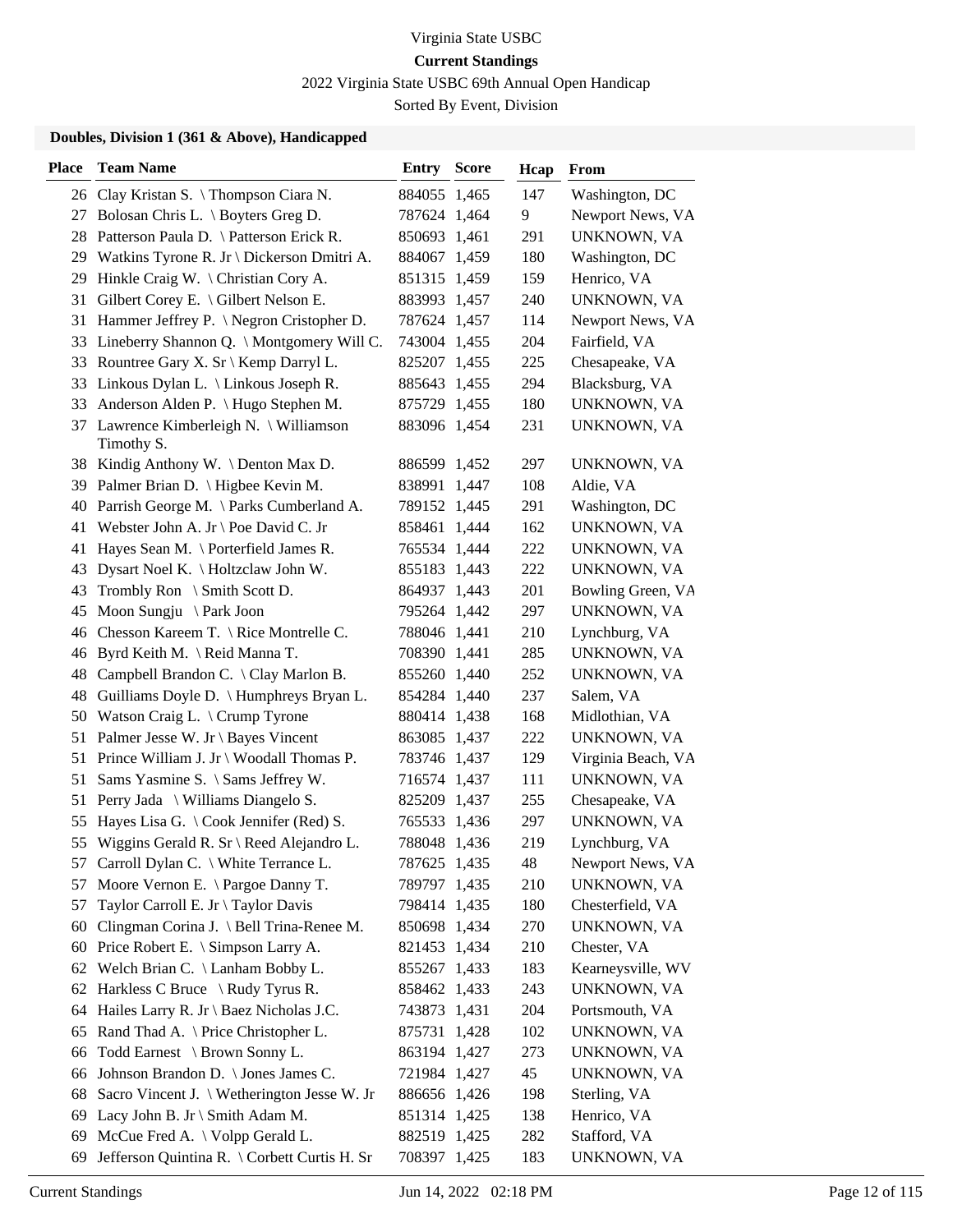Virginia State USBC

**Current Standings**

2022 Virginia State USBC 69th Annual Open Handicap

Sorted By Event, Division

### Doubles, Division 1 (361 & Above), Handicapped

| Place | Team Name | Entry | Score | Hcap | From |
|---|---|---|---|---|---|
| 26 | Clay Kristan S. \ Thompson Ciara N. | 884055 | 1,465 | 147 | Washington, DC |
| 27 | Bolosan Chris L. \ Boyters Greg D. | 787624 | 1,464 | 9 | Newport News, VA |
| 28 | Patterson Paula D. \ Patterson Erick R. | 850693 | 1,461 | 291 | UNKNOWN, VA |
| 29 | Watkins Tyrone R. Jr \ Dickerson Dmitri A. | 884067 | 1,459 | 180 | Washington, DC |
| 29 | Hinkle Craig W. \ Christian Cory A. | 851315 | 1,459 | 159 | Henrico, VA |
| 31 | Gilbert Corey E. \ Gilbert Nelson E. | 883993 | 1,457 | 240 | UNKNOWN, VA |
| 31 | Hammer Jeffrey P. \ Negron Cristopher D. | 787624 | 1,457 | 114 | Newport News, VA |
| 33 | Lineberry Shannon Q. \ Montgomery Will C. | 743004 | 1,455 | 204 | Fairfield, VA |
| 33 | Rountree Gary X. Sr \ Kemp Darryl L. | 825207 | 1,455 | 225 | Chesapeake, VA |
| 33 | Linkous Dylan L. \ Linkous Joseph R. | 885643 | 1,455 | 294 | Blacksburg, VA |
| 33 | Anderson Alden P. \ Hugo Stephen M. | 875729 | 1,455 | 180 | UNKNOWN, VA |
| 37 | Lawrence Kimberleigh N. \ Williamson Timothy S. | 883096 | 1,454 | 231 | UNKNOWN, VA |
| 38 | Kindig Anthony W. \ Denton Max D. | 886599 | 1,452 | 297 | UNKNOWN, VA |
| 39 | Palmer Brian D. \ Higbee Kevin M. | 838991 | 1,447 | 108 | Aldie, VA |
| 40 | Parrish George M. \ Parks Cumberland A. | 789152 | 1,445 | 291 | Washington, DC |
| 41 | Webster John A. Jr \ Poe David C. Jr | 858461 | 1,444 | 162 | UNKNOWN, VA |
| 41 | Hayes Sean M. \ Porterfield James R. | 765534 | 1,444 | 222 | UNKNOWN, VA |
| 43 | Dysart Noel K. \ Holtzclaw John W. | 855183 | 1,443 | 222 | UNKNOWN, VA |
| 43 | Trombly Ron \ Smith Scott D. | 864937 | 1,443 | 201 | Bowling Green, VA |
| 45 | Moon Sungju \ Park Joon | 795264 | 1,442 | 297 | UNKNOWN, VA |
| 46 | Chesson Kareem T. \ Rice Montrelle C. | 788046 | 1,441 | 210 | Lynchburg, VA |
| 46 | Byrd Keith M. \ Reid Manna T. | 708390 | 1,441 | 285 | UNKNOWN, VA |
| 48 | Campbell Brandon C. \ Clay Marlon B. | 855260 | 1,440 | 252 | UNKNOWN, VA |
| 48 | Guilliams Doyle D. \ Humphreys Bryan L. | 854284 | 1,440 | 237 | Salem, VA |
| 50 | Watson Craig L. \ Crump Tyrone | 880414 | 1,438 | 168 | Midlothian, VA |
| 51 | Palmer Jesse W. Jr \ Bayes Vincent | 863085 | 1,437 | 222 | UNKNOWN, VA |
| 51 | Prince William J. Jr \ Woodall Thomas P. | 783746 | 1,437 | 129 | Virginia Beach, VA |
| 51 | Sams Yasmine S. \ Sams Jeffrey W. | 716574 | 1,437 | 111 | UNKNOWN, VA |
| 51 | Perry Jada \ Williams Diangelo S. | 825209 | 1,437 | 255 | Chesapeake, VA |
| 55 | Hayes Lisa G. \ Cook Jennifer (Red) S. | 765533 | 1,436 | 297 | UNKNOWN, VA |
| 55 | Wiggins Gerald R. Sr \ Reed Alejandro L. | 788048 | 1,436 | 219 | Lynchburg, VA |
| 57 | Carroll Dylan C. \ White Terrance L. | 787625 | 1,435 | 48 | Newport News, VA |
| 57 | Moore Vernon E. \ Pargoe Danny T. | 789797 | 1,435 | 210 | UNKNOWN, VA |
| 57 | Taylor Carroll E. Jr \ Taylor Davis | 798414 | 1,435 | 180 | Chesterfield, VA |
| 60 | Clingman Corina J. \ Bell Trina-Renee M. | 850698 | 1,434 | 270 | UNKNOWN, VA |
| 60 | Price Robert E. \ Simpson Larry A. | 821453 | 1,434 | 210 | Chester, VA |
| 62 | Welch Brian C. \ Lanham Bobby L. | 855267 | 1,433 | 183 | Kearneysville, WV |
| 62 | Harkless C Bruce \ Rudy Tyrus R. | 858462 | 1,433 | 243 | UNKNOWN, VA |
| 64 | Hailes Larry R. Jr \ Baez Nicholas J.C. | 743873 | 1,431 | 204 | Portsmouth, VA |
| 65 | Rand Thad A. \ Price Christopher L. | 875731 | 1,428 | 102 | UNKNOWN, VA |
| 66 | Todd Earnest \ Brown Sonny L. | 863194 | 1,427 | 273 | UNKNOWN, VA |
| 66 | Johnson Brandon D. \ Jones James C. | 721984 | 1,427 | 45 | UNKNOWN, VA |
| 68 | Sacro Vincent J. \ Wetherington Jesse W. Jr | 886656 | 1,426 | 198 | Sterling, VA |
| 69 | Lacy John B. Jr \ Smith Adam M. | 851314 | 1,425 | 138 | Henrico, VA |
| 69 | McCue Fred A. \ Volpp Gerald L. | 882519 | 1,425 | 282 | Stafford, VA |
| 69 | Jefferson Quintina R. \ Corbett Curtis H. Sr | 708397 | 1,425 | 183 | UNKNOWN, VA |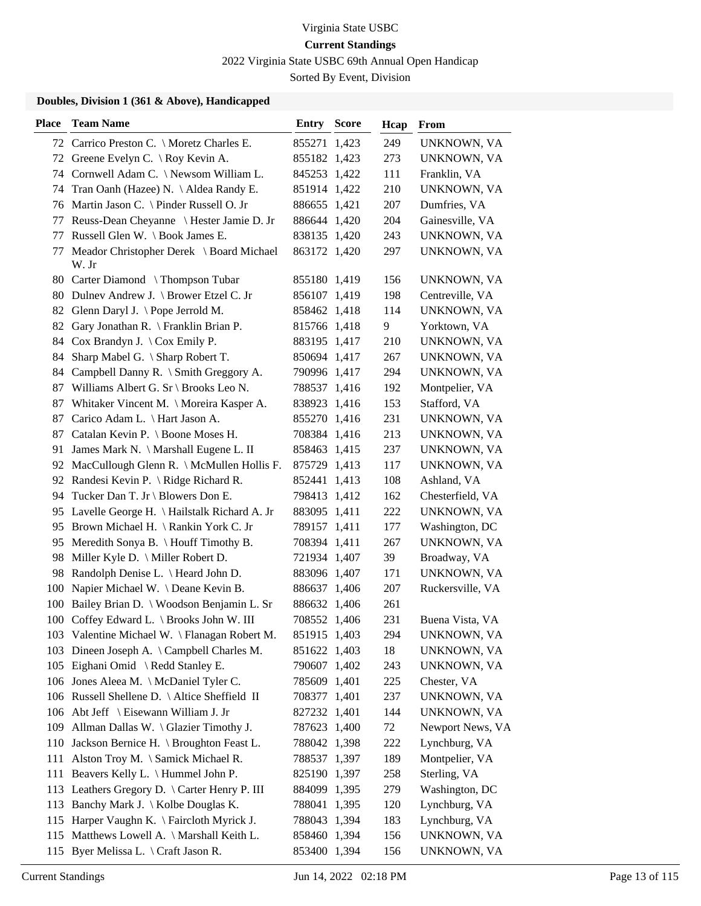Virginia State USBC

**Current Standings**

2022 Virginia State USBC 69th Annual Open Handicap

Sorted By Event, Division

### Doubles, Division 1 (361 & Above), Handicapped

| Place | Team Name | Entry | Score | Hcap | From |
|---|---|---|---|---|---|
| 72 | Carrico Preston C. \ Moretz Charles E. | 855271 | 1,423 | 249 | UNKNOWN, VA |
| 72 | Greene Evelyn C. \ Roy Kevin A. | 855182 | 1,423 | 273 | UNKNOWN, VA |
| 74 | Cornwell Adam C. \ Newsom William L. | 845253 | 1,422 | 111 | Franklin, VA |
| 74 | Tran Oanh (Hazee) N. \ Aldea Randy E. | 851914 | 1,422 | 210 | UNKNOWN, VA |
| 76 | Martin Jason C. \ Pinder Russell O. Jr | 886655 | 1,421 | 207 | Dumfries, VA |
| 77 | Reuss-Dean Cheyanne \ Hester Jamie D. Jr | 886644 | 1,420 | 204 | Gainesville, VA |
| 77 | Russell Glen W. \ Book James E. | 838135 | 1,420 | 243 | UNKNOWN, VA |
| 77 | Meador Christopher Derek \ Board Michael W. Jr | 863172 | 1,420 | 297 | UNKNOWN, VA |
| 80 | Carter Diamond \ Thompson Tubar | 855180 | 1,419 | 156 | UNKNOWN, VA |
| 80 | Dulnev Andrew J. \ Brower Etzel C. Jr | 856107 | 1,419 | 198 | Centreville, VA |
| 82 | Glenn Daryl J. \ Pope Jerrold M. | 858462 | 1,418 | 114 | UNKNOWN, VA |
| 82 | Gary Jonathan R. \ Franklin Brian P. | 815766 | 1,418 | 9 | Yorktown, VA |
| 84 | Cox Brandyn J. \ Cox Emily P. | 883195 | 1,417 | 210 | UNKNOWN, VA |
| 84 | Sharp Mabel G. \ Sharp Robert T. | 850694 | 1,417 | 267 | UNKNOWN, VA |
| 84 | Campbell Danny R. \ Smith Greggory A. | 790996 | 1,417 | 294 | UNKNOWN, VA |
| 87 | Williams Albert G. Sr \ Brooks Leo N. | 788537 | 1,416 | 192 | Montpelier, VA |
| 87 | Whitaker Vincent M. \ Moreira Kasper A. | 838923 | 1,416 | 153 | Stafford, VA |
| 87 | Carico Adam L. \ Hart Jason A. | 855270 | 1,416 | 231 | UNKNOWN, VA |
| 87 | Catalan Kevin P. \ Boone Moses H. | 708384 | 1,416 | 213 | UNKNOWN, VA |
| 91 | James Mark N. \ Marshall Eugene L. II | 858463 | 1,415 | 237 | UNKNOWN, VA |
| 92 | MacCullough Glenn R. \ McMullen Hollis F. | 875729 | 1,413 | 117 | UNKNOWN, VA |
| 92 | Randesi Kevin P. \ Ridge Richard R. | 852441 | 1,413 | 108 | Ashland, VA |
| 94 | Tucker Dan T. Jr \ Blowers Don E. | 798413 | 1,412 | 162 | Chesterfield, VA |
| 95 | Lavelle George H. \ Hailstalk Richard A. Jr | 883095 | 1,411 | 222 | UNKNOWN, VA |
| 95 | Brown Michael H. \ Rankin York C. Jr | 789157 | 1,411 | 177 | Washington, DC |
| 95 | Meredith Sonya B. \ Houff Timothy B. | 708394 | 1,411 | 267 | UNKNOWN, VA |
| 98 | Miller Kyle D. \ Miller Robert D. | 721934 | 1,407 | 39 | Broadway, VA |
| 98 | Randolph Denise L. \ Heard John D. | 883096 | 1,407 | 171 | UNKNOWN, VA |
| 100 | Napier Michael W. \ Deane Kevin B. | 886637 | 1,406 | 207 | Ruckersville, VA |
| 100 | Bailey Brian D. \ Woodson Benjamin L. Sr | 886632 | 1,406 | 261 | |
| 100 | Coffey Edward L. \ Brooks John W. III | 708552 | 1,406 | 231 | Buena Vista, VA |
| 103 | Valentine Michael W. \ Flanagan Robert M. | 851915 | 1,403 | 294 | UNKNOWN, VA |
| 103 | Dineen Joseph A. \ Campbell Charles M. | 851622 | 1,403 | 18 | UNKNOWN, VA |
| 105 | Eighani Omid \ Redd Stanley E. | 790607 | 1,402 | 243 | UNKNOWN, VA |
| 106 | Jones Aleea M. \ McDaniel Tyler C. | 785609 | 1,401 | 225 | Chester, VA |
| 106 | Russell Shellene D. \ Altice Sheffield II | 708377 | 1,401 | 237 | UNKNOWN, VA |
| 106 | Abt Jeff \ Eisewann William J. Jr | 827232 | 1,401 | 144 | UNKNOWN, VA |
| 109 | Allman Dallas W. \ Glazier Timothy J. | 787623 | 1,400 | 72 | Newport News, VA |
| 110 | Jackson Bernice H. \ Broughton Feast L. | 788042 | 1,398 | 222 | Lynchburg, VA |
| 111 | Alston Troy M. \ Samick Michael R. | 788537 | 1,397 | 189 | Montpelier, VA |
| 111 | Beavers Kelly L. \ Hummel John P. | 825190 | 1,397 | 258 | Sterling, VA |
| 113 | Leathers Gregory D. \ Carter Henry P. III | 884099 | 1,395 | 279 | Washington, DC |
| 113 | Banchy Mark J. \ Kolbe Douglas K. | 788041 | 1,395 | 120 | Lynchburg, VA |
| 115 | Harper Vaughn K. \ Faircloth Myrick J. | 788043 | 1,394 | 183 | Lynchburg, VA |
| 115 | Matthews Lowell A. \ Marshall Keith L. | 858460 | 1,394 | 156 | UNKNOWN, VA |
| 115 | Byer Melissa L. \ Craft Jason R. | 853400 | 1,394 | 156 | UNKNOWN, VA |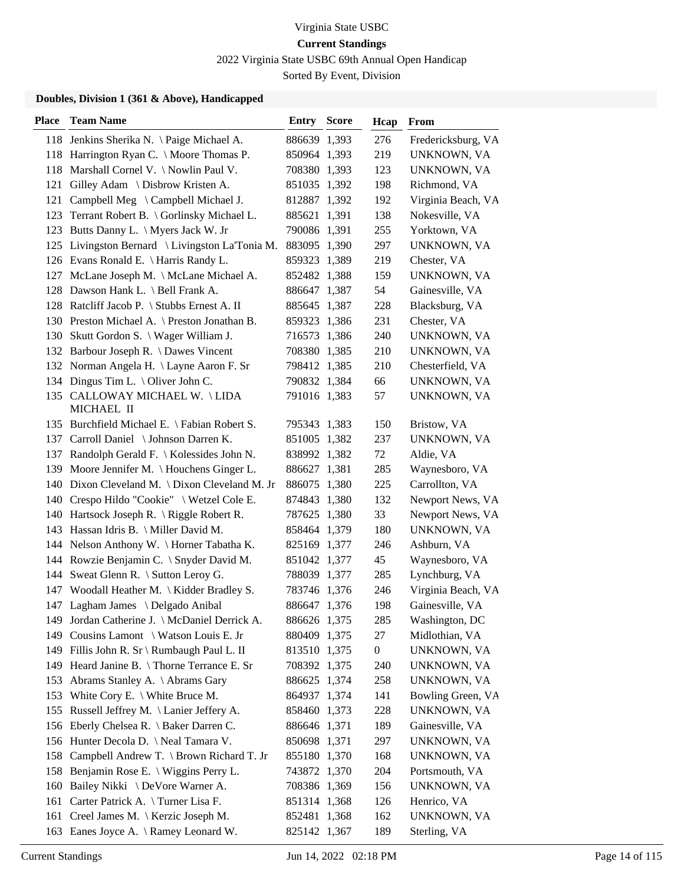Virginia State USBC

**Current Standings**

2022 Virginia State USBC 69th Annual Open Handicap

Sorted By Event, Division

### Doubles, Division 1 (361 & Above), Handicapped

| Place | Team Name | Entry | Score | Hcap | From |
|---|---|---|---|---|---|
| 118 | Jenkins Sherika N. \ Paige Michael A. | 886639 | 1,393 | 276 | Fredericksburg, VA |
| 118 | Harrington Ryan C. \ Moore Thomas P. | 850964 | 1,393 | 219 | UNKNOWN, VA |
| 118 | Marshall Cornel V. \ Nowlin Paul V. | 708380 | 1,393 | 123 | UNKNOWN, VA |
| 121 | Gilley Adam \ Disbrow Kristen A. | 851035 | 1,392 | 198 | Richmond, VA |
| 121 | Campbell Meg \ Campbell Michael J. | 812887 | 1,392 | 192 | Virginia Beach, VA |
| 123 | Terrant Robert B. \ Gorlinsky Michael L. | 885621 | 1,391 | 138 | Nokesville, VA |
| 123 | Butts Danny L. \ Myers Jack W. Jr | 790086 | 1,391 | 255 | Yorktown, VA |
| 125 | Livingston Bernard \ Livingston La'Tonia M. | 883095 | 1,390 | 297 | UNKNOWN, VA |
| 126 | Evans Ronald E. \ Harris Randy L. | 859323 | 1,389 | 219 | Chester, VA |
| 127 | McLane Joseph M. \ McLane Michael A. | 852482 | 1,388 | 159 | UNKNOWN, VA |
| 128 | Dawson Hank L. \ Bell Frank A. | 886647 | 1,387 | 54 | Gainesville, VA |
| 128 | Ratcliff Jacob P. \ Stubbs Ernest A. II | 885645 | 1,387 | 228 | Blacksburg, VA |
| 130 | Preston Michael A. \ Preston Jonathan B. | 859323 | 1,386 | 231 | Chester, VA |
| 130 | Skutt Gordon S. \ Wager William J. | 716573 | 1,386 | 240 | UNKNOWN, VA |
| 132 | Barbour Joseph R. \ Dawes Vincent | 708380 | 1,385 | 210 | UNKNOWN, VA |
| 132 | Norman Angela H. \ Layne Aaron F. Sr | 798412 | 1,385 | 210 | Chesterfield, VA |
| 134 | Dingus Tim L. \ Oliver John C. | 790832 | 1,384 | 66 | UNKNOWN, VA |
| 135 | CALLOWAY MICHAEL W. \ LIDA MICHAEL II | 791016 | 1,383 | 57 | UNKNOWN, VA |
| 135 | Burchfield Michael E. \ Fabian Robert S. | 795343 | 1,383 | 150 | Bristow, VA |
| 137 | Carroll Daniel \ Johnson Darren K. | 851005 | 1,382 | 237 | UNKNOWN, VA |
| 137 | Randolph Gerald F. \ Kolessides John N. | 838992 | 1,382 | 72 | Aldie, VA |
| 139 | Moore Jennifer M. \ Houchens Ginger L. | 886627 | 1,381 | 285 | Waynesboro, VA |
| 140 | Dixon Cleveland M. \ Dixon Cleveland M. Jr | 886075 | 1,380 | 225 | Carrollton, VA |
| 140 | Crespo Hildo "Cookie" \ Wetzel Cole E. | 874843 | 1,380 | 132 | Newport News, VA |
| 140 | Hartsock Joseph R. \ Riggle Robert R. | 787625 | 1,380 | 33 | Newport News, VA |
| 143 | Hassan Idris B. \ Miller David M. | 858464 | 1,379 | 180 | UNKNOWN, VA |
| 144 | Nelson Anthony W. \ Horner Tabatha K. | 825169 | 1,377 | 246 | Ashburn, VA |
| 144 | Rowzie Benjamin C. \ Snyder David M. | 851042 | 1,377 | 45 | Waynesboro, VA |
| 144 | Sweat Glenn R. \ Sutton Leroy G. | 788039 | 1,377 | 285 | Lynchburg, VA |
| 147 | Woodall Heather M. \ Kidder Bradley S. | 783746 | 1,376 | 246 | Virginia Beach, VA |
| 147 | Lagham James \ Delgado Anibal | 886647 | 1,376 | 198 | Gainesville, VA |
| 149 | Jordan Catherine J. \ McDaniel Derrick A. | 886626 | 1,375 | 285 | Washington, DC |
| 149 | Cousins Lamont \ Watson Louis E. Jr | 880409 | 1,375 | 27 | Midlothian, VA |
| 149 | Fillis John R. Sr \ Rumbaugh Paul L. II | 813510 | 1,375 | 0 | UNKNOWN, VA |
| 149 | Heard Janine B. \ Thorne Terrance E. Sr | 708392 | 1,375 | 240 | UNKNOWN, VA |
| 153 | Abrams Stanley A. \ Abrams Gary | 886625 | 1,374 | 258 | UNKNOWN, VA |
| 153 | White Cory E. \ White Bruce M. | 864937 | 1,374 | 141 | Bowling Green, VA |
| 155 | Russell Jeffrey M. \ Lanier Jeffery A. | 858460 | 1,373 | 228 | UNKNOWN, VA |
| 156 | Eberly Chelsea R. \ Baker Darren C. | 886646 | 1,371 | 189 | Gainesville, VA |
| 156 | Hunter Decola D. \ Neal Tamara V. | 850698 | 1,371 | 297 | UNKNOWN, VA |
| 158 | Campbell Andrew T. \ Brown Richard T. Jr | 855180 | 1,370 | 168 | UNKNOWN, VA |
| 158 | Benjamin Rose E. \ Wiggins Perry L. | 743872 | 1,370 | 204 | Portsmouth, VA |
| 160 | Bailey Nikki \ DeVore Warner A. | 708386 | 1,369 | 156 | UNKNOWN, VA |
| 161 | Carter Patrick A. \ Turner Lisa F. | 851314 | 1,368 | 126 | Henrico, VA |
| 161 | Creel James M. \ Kerzic Joseph M. | 852481 | 1,368 | 162 | UNKNOWN, VA |
| 163 | Eanes Joyce A. \ Ramey Leonard W. | 825142 | 1,367 | 189 | Sterling, VA |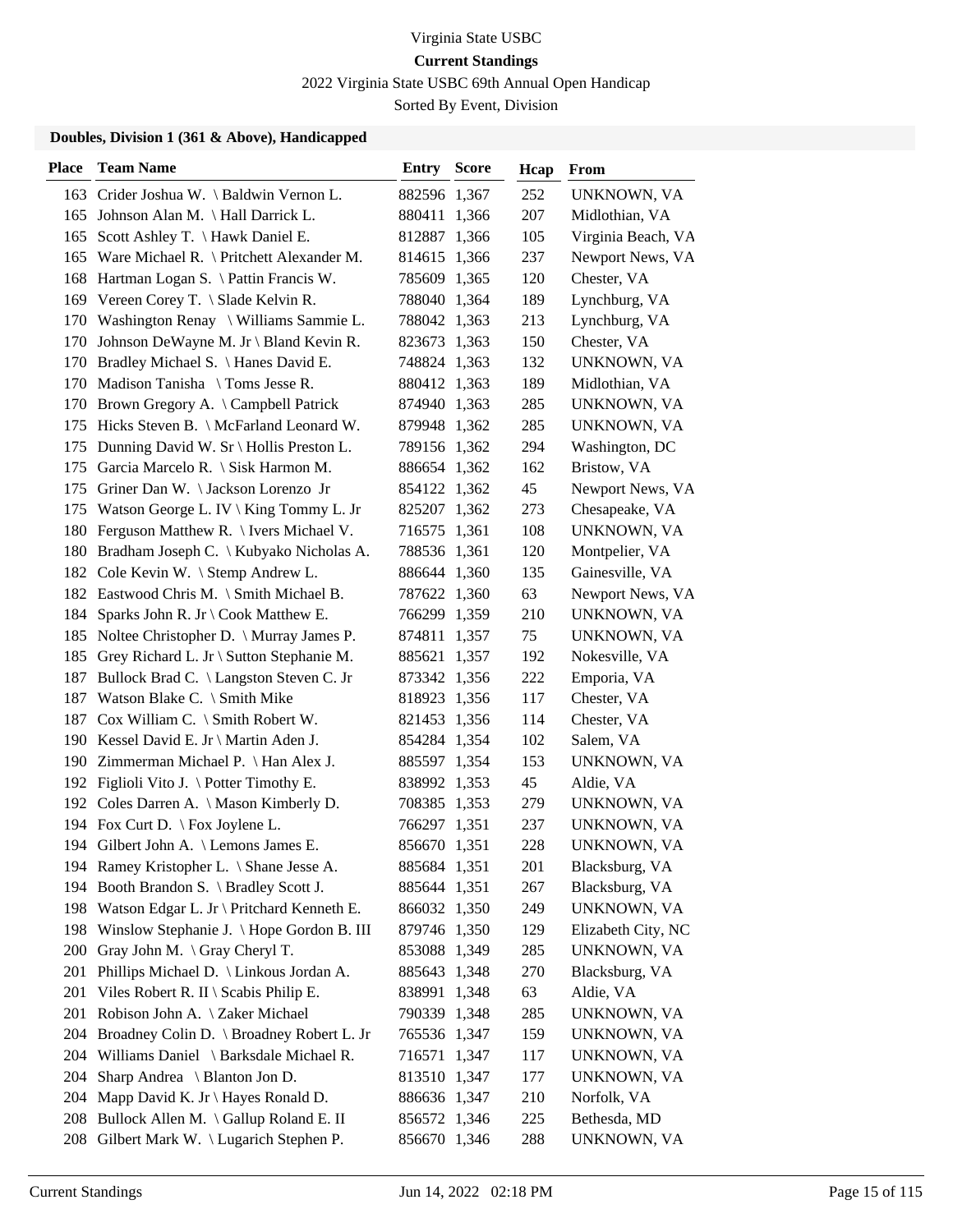Virginia State USBC

**Current Standings**

2022 Virginia State USBC 69th Annual Open Handicap

Sorted By Event, Division

### Doubles, Division 1 (361 & Above), Handicapped

| Place | Team Name | Entry | Score | Hcap | From |
|---|---|---|---|---|---|
| 163 | Crider Joshua W. \ Baldwin Vernon L. | 882596 | 1,367 | 252 | UNKNOWN, VA |
| 165 | Johnson Alan M. \ Hall Darrick L. | 880411 | 1,366 | 207 | Midlothian, VA |
| 165 | Scott Ashley T. \ Hawk Daniel E. | 812887 | 1,366 | 105 | Virginia Beach, VA |
| 165 | Ware Michael R. \ Pritchett Alexander M. | 814615 | 1,366 | 237 | Newport News, VA |
| 168 | Hartman Logan S. \ Pattin Francis W. | 785609 | 1,365 | 120 | Chester, VA |
| 169 | Vereen Corey T. \ Slade Kelvin R. | 788040 | 1,364 | 189 | Lynchburg, VA |
| 170 | Washington Renay \ Williams Sammie L. | 788042 | 1,363 | 213 | Lynchburg, VA |
| 170 | Johnson DeWayne M. Jr \ Bland Kevin R. | 823673 | 1,363 | 150 | Chester, VA |
| 170 | Bradley Michael S. \ Hanes David E. | 748824 | 1,363 | 132 | UNKNOWN, VA |
| 170 | Madison Tanisha \ Toms Jesse R. | 880412 | 1,363 | 189 | Midlothian, VA |
| 170 | Brown Gregory A. \ Campbell Patrick | 874940 | 1,363 | 285 | UNKNOWN, VA |
| 175 | Hicks Steven B. \ McFarland Leonard W. | 879948 | 1,362 | 285 | UNKNOWN, VA |
| 175 | Dunning David W. Sr \ Hollis Preston L. | 789156 | 1,362 | 294 | Washington, DC |
| 175 | Garcia Marcelo R. \ Sisk Harmon M. | 886654 | 1,362 | 162 | Bristow, VA |
| 175 | Griner Dan W. \ Jackson Lorenzo Jr | 854122 | 1,362 | 45 | Newport News, VA |
| 175 | Watson George L. IV \ King Tommy L. Jr | 825207 | 1,362 | 273 | Chesapeake, VA |
| 180 | Ferguson Matthew R. \ Ivers Michael V. | 716575 | 1,361 | 108 | UNKNOWN, VA |
| 180 | Bradham Joseph C. \ Kubyako Nicholas A. | 788536 | 1,361 | 120 | Montpelier, VA |
| 182 | Cole Kevin W. \ Stemp Andrew L. | 886644 | 1,360 | 135 | Gainesville, VA |
| 182 | Eastwood Chris M. \ Smith Michael B. | 787622 | 1,360 | 63 | Newport News, VA |
| 184 | Sparks John R. Jr \ Cook Matthew E. | 766299 | 1,359 | 210 | UNKNOWN, VA |
| 185 | Noltee Christopher D. \ Murray James P. | 874811 | 1,357 | 75 | UNKNOWN, VA |
| 185 | Grey Richard L. Jr \ Sutton Stephanie M. | 885621 | 1,357 | 192 | Nokesville, VA |
| 187 | Bullock Brad C. \ Langston Steven C. Jr | 873342 | 1,356 | 222 | Emporia, VA |
| 187 | Watson Blake C. \ Smith Mike | 818923 | 1,356 | 117 | Chester, VA |
| 187 | Cox William C. \ Smith Robert W. | 821453 | 1,356 | 114 | Chester, VA |
| 190 | Kessel David E. Jr \ Martin Aden J. | 854284 | 1,354 | 102 | Salem, VA |
| 190 | Zimmerman Michael P. \ Han Alex J. | 885597 | 1,354 | 153 | UNKNOWN, VA |
| 192 | Figlioli Vito J. \ Potter Timothy E. | 838992 | 1,353 | 45 | Aldie, VA |
| 192 | Coles Darren A. \ Mason Kimberly D. | 708385 | 1,353 | 279 | UNKNOWN, VA |
| 194 | Fox Curt D. \ Fox Joylene L. | 766297 | 1,351 | 237 | UNKNOWN, VA |
| 194 | Gilbert John A. \ Lemons James E. | 856670 | 1,351 | 228 | UNKNOWN, VA |
| 194 | Ramey Kristopher L. \ Shane Jesse A. | 885684 | 1,351 | 201 | Blacksburg, VA |
| 194 | Booth Brandon S. \ Bradley Scott J. | 885644 | 1,351 | 267 | Blacksburg, VA |
| 198 | Watson Edgar L. Jr \ Pritchard Kenneth E. | 866032 | 1,350 | 249 | UNKNOWN, VA |
| 198 | Winslow Stephanie J. \ Hope Gordon B. III | 879746 | 1,350 | 129 | Elizabeth City, NC |
| 200 | Gray John M. \ Gray Cheryl T. | 853088 | 1,349 | 285 | UNKNOWN, VA |
| 201 | Phillips Michael D. \ Linkous Jordan A. | 885643 | 1,348 | 270 | Blacksburg, VA |
| 201 | Viles Robert R. II \ Scabis Philip E. | 838991 | 1,348 | 63 | Aldie, VA |
| 201 | Robison John A. \ Zaker Michael | 790339 | 1,348 | 285 | UNKNOWN, VA |
| 204 | Broadney Colin D. \ Broadney Robert L. Jr | 765536 | 1,347 | 159 | UNKNOWN, VA |
| 204 | Williams Daniel \ Barksdale Michael R. | 716571 | 1,347 | 117 | UNKNOWN, VA |
| 204 | Sharp Andrea \ Blanton Jon D. | 813510 | 1,347 | 177 | UNKNOWN, VA |
| 204 | Mapp David K. Jr \ Hayes Ronald D. | 886636 | 1,347 | 210 | Norfolk, VA |
| 208 | Bullock Allen M. \ Gallup Roland E. II | 856572 | 1,346 | 225 | Bethesda, MD |
| 208 | Gilbert Mark W. \ Lugarich Stephen P. | 856670 | 1,346 | 288 | UNKNOWN, VA |

Current Standings Jun 14, 2022 02:18 PM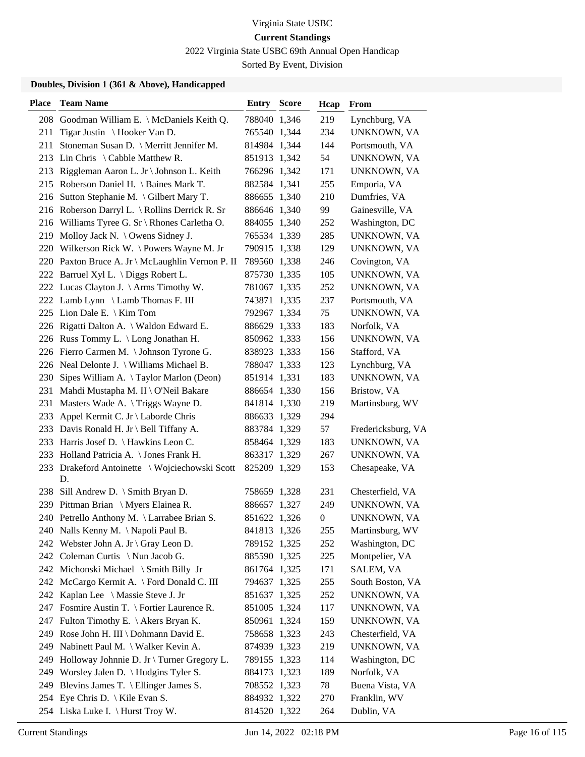Virginia State USBC

**Current Standings**

2022 Virginia State USBC 69th Annual Open Handicap

Sorted By Event, Division

### Doubles, Division 1 (361 & Above), Handicapped

| Place | Team Name | Entry | Score | Hcap | From |
|---|---|---|---|---|---|
| 208 | Goodman William E. \ McDaniels Keith Q. | 788040 | 1,346 | 219 | Lynchburg, VA |
| 211 | Tigar Justin \ Hooker Van D. | 765540 | 1,344 | 234 | UNKNOWN, VA |
| 211 | Stoneman Susan D. \ Merritt Jennifer M. | 814984 | 1,344 | 144 | Portsmouth, VA |
| 213 | Lin Chris \ Cabble Matthew R. | 851913 | 1,342 | 54 | UNKNOWN, VA |
| 213 | Riggleman Aaron L. Jr \ Johnson L. Keith | 766296 | 1,342 | 171 | UNKNOWN, VA |
| 215 | Roberson Daniel H. \ Baines Mark T. | 882584 | 1,341 | 255 | Emporia, VA |
| 216 | Sutton Stephanie M. \ Gilbert Mary T. | 886655 | 1,340 | 210 | Dumfries, VA |
| 216 | Roberson Darryl L. \ Rollins Derrick R. Sr | 886646 | 1,340 | 99 | Gainesville, VA |
| 216 | Williams Tyree G. Sr \ Rhones Carletha O. | 884055 | 1,340 | 252 | Washington, DC |
| 219 | Molloy Jack N. \ Owens Sidney J. | 765534 | 1,339 | 285 | UNKNOWN, VA |
| 220 | Wilkerson Rick W. \ Powers Wayne M. Jr | 790915 | 1,338 | 129 | UNKNOWN, VA |
| 220 | Paxton Bruce A. Jr \ McLaughlin Vernon P. II | 789560 | 1,338 | 246 | Covington, VA |
| 222 | Barruel Xyl L. \ Diggs Robert L. | 875730 | 1,335 | 105 | UNKNOWN, VA |
| 222 | Lucas Clayton J. \ Arms Timothy W. | 781067 | 1,335 | 252 | UNKNOWN, VA |
| 222 | Lamb Lynn \ Lamb Thomas F. III | 743871 | 1,335 | 237 | Portsmouth, VA |
| 225 | Lion Dale E. \ Kim Tom | 792967 | 1,334 | 75 | UNKNOWN, VA |
| 226 | Rigatti Dalton A. \ Waldon Edward E. | 886629 | 1,333 | 183 | Norfolk, VA |
| 226 | Russ Tommy L. \ Long Jonathan H. | 850962 | 1,333 | 156 | UNKNOWN, VA |
| 226 | Fierro Carmen M. \ Johnson Tyrone G. | 838923 | 1,333 | 156 | Stafford, VA |
| 226 | Neal Delonte J. \ Williams Michael B. | 788047 | 1,333 | 123 | Lynchburg, VA |
| 230 | Sipes William A. \ Taylor Marlon (Deon) | 851914 | 1,331 | 183 | UNKNOWN, VA |
| 231 | Mahdi Mustapha M. II \ O'Neil Bakare | 886654 | 1,330 | 156 | Bristow, VA |
| 231 | Masters Wade A. \ Triggs Wayne D. | 841814 | 1,330 | 219 | Martinsburg, WV |
| 233 | Appel Kermit C. Jr \ Laborde Chris | 886633 | 1,329 | 294 | |
| 233 | Davis Ronald H. Jr \ Bell Tiffany A. | 883784 | 1,329 | 57 | Fredericksburg, VA |
| 233 | Harris Josef D. \ Hawkins Leon C. | 858464 | 1,329 | 183 | UNKNOWN, VA |
| 233 | Holland Patricia A. \ Jones Frank H. | 863317 | 1,329 | 267 | UNKNOWN, VA |
| 233 | Drakeford Antoinette \ Wojciechowski Scott D. | 825209 | 1,329 | 153 | Chesapeake, VA |
| 238 | Sill Andrew D. \ Smith Bryan D. | 758659 | 1,328 | 231 | Chesterfield, VA |
| 239 | Pittman Brian \ Myers Elainea R. | 886657 | 1,327 | 249 | UNKNOWN, VA |
| 240 | Petrello Anthony M. \ Larrabee Brian S. | 851622 | 1,326 | 0 | UNKNOWN, VA |
| 240 | Nalls Kenny M. \ Napoli Paul B. | 841813 | 1,326 | 255 | Martinsburg, WV |
| 242 | Webster John A. Jr \ Gray Leon D. | 789152 | 1,325 | 252 | Washington, DC |
| 242 | Coleman Curtis \ Nun Jacob G. | 885590 | 1,325 | 225 | Montpelier, VA |
| 242 | Michonski Michael \ Smith Billy Jr | 861764 | 1,325 | 171 | SALEM, VA |
| 242 | McCargo Kermit A. \ Ford Donald C. III | 794637 | 1,325 | 255 | South Boston, VA |
| 242 | Kaplan Lee \ Massie Steve J. Jr | 851637 | 1,325 | 252 | UNKNOWN, VA |
| 247 | Fosmire Austin T. \ Fortier Laurence R. | 851005 | 1,324 | 117 | UNKNOWN, VA |
| 247 | Fulton Timothy E. \ Akers Bryan K. | 850961 | 1,324 | 159 | UNKNOWN, VA |
| 249 | Rose John H. III \ Dohmann David E. | 758658 | 1,323 | 243 | Chesterfield, VA |
| 249 | Nabinett Paul M. \ Walker Kevin A. | 874939 | 1,323 | 219 | UNKNOWN, VA |
| 249 | Holloway Johnnie D. Jr \ Turner Gregory L. | 789155 | 1,323 | 114 | Washington, DC |
| 249 | Worsley Jalen D. \ Hudgins Tyler S. | 884173 | 1,323 | 189 | Norfolk, VA |
| 249 | Blevins James T. \ Ellinger James S. | 708552 | 1,323 | 78 | Buena Vista, VA |
| 254 | Eye Chris D. \ Kile Evan S. | 884932 | 1,322 | 270 | Franklin, WV |
| 254 | Liska Luke I. \ Hurst Troy W. | 814520 | 1,322 | 264 | Dublin, VA |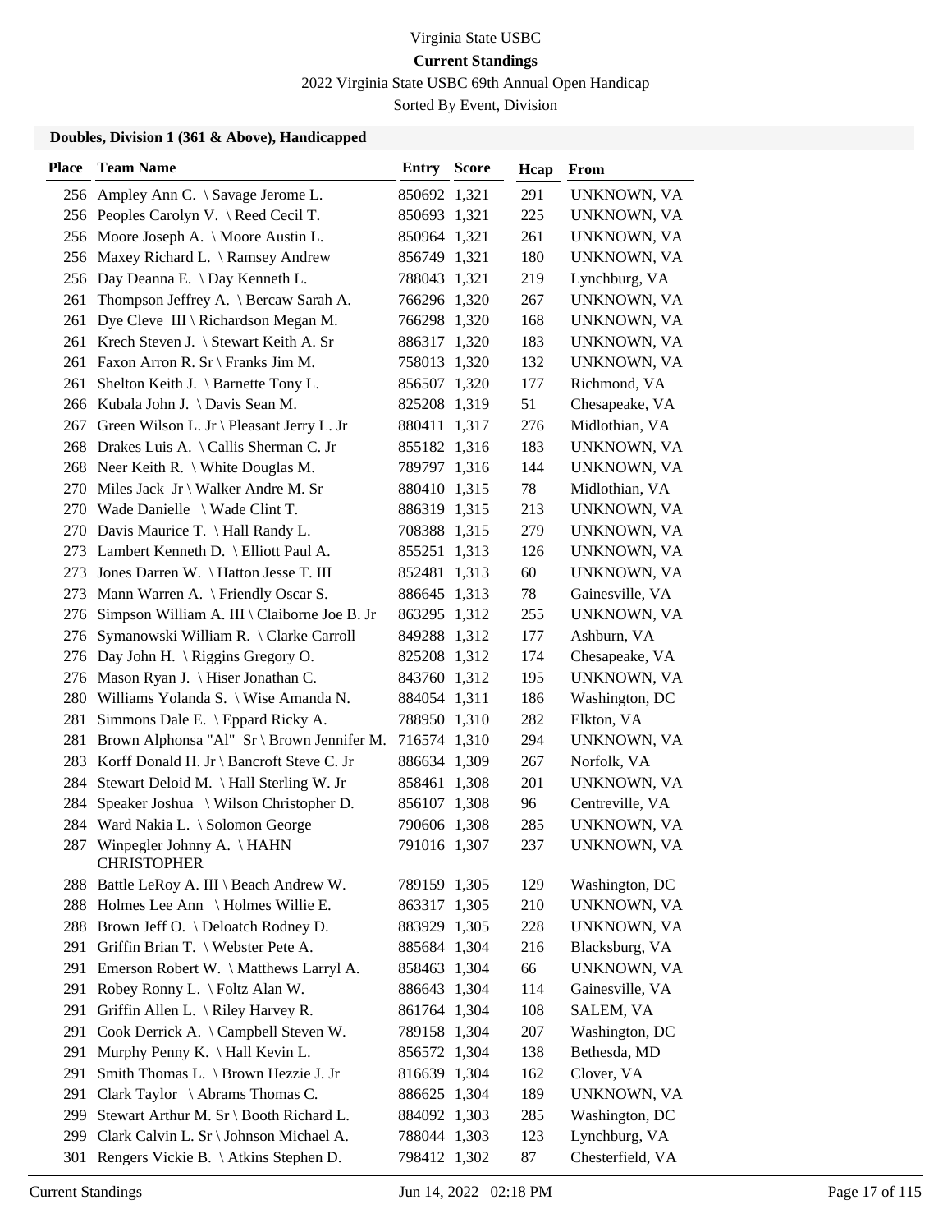Virginia State USBC

**Current Standings**

2022 Virginia State USBC 69th Annual Open Handicap

Sorted By Event, Division

### Doubles, Division 1 (361 & Above), Handicapped

| Place | Team Name | Entry | Score | Hcap | From |
|---|---|---|---|---|---|
| 256 | Ampley Ann C. \ Savage Jerome L. | 850692 | 1,321 | 291 | UNKNOWN, VA |
| 256 | Peoples Carolyn V. \ Reed Cecil T. | 850693 | 1,321 | 225 | UNKNOWN, VA |
| 256 | Moore Joseph A. \ Moore Austin L. | 850964 | 1,321 | 261 | UNKNOWN, VA |
| 256 | Maxey Richard L. \ Ramsey Andrew | 856749 | 1,321 | 180 | UNKNOWN, VA |
| 256 | Day Deanna E. \ Day Kenneth L. | 788043 | 1,321 | 219 | Lynchburg, VA |
| 261 | Thompson Jeffrey A. \ Bercaw Sarah A. | 766296 | 1,320 | 267 | UNKNOWN, VA |
| 261 | Dye Cleve III \ Richardson Megan M. | 766298 | 1,320 | 168 | UNKNOWN, VA |
| 261 | Krech Steven J. \ Stewart Keith A. Sr | 886317 | 1,320 | 183 | UNKNOWN, VA |
| 261 | Faxon Arron R. Sr \ Franks Jim M. | 758013 | 1,320 | 132 | UNKNOWN, VA |
| 261 | Shelton Keith J. \ Barnette Tony L. | 856507 | 1,320 | 177 | Richmond, VA |
| 266 | Kubala John J. \ Davis Sean M. | 825208 | 1,319 | 51 | Chesapeake, VA |
| 267 | Green Wilson L. Jr \ Pleasant Jerry L. Jr | 880411 | 1,317 | 276 | Midlothian, VA |
| 268 | Drakes Luis A. \ Callis Sherman C. Jr | 855182 | 1,316 | 183 | UNKNOWN, VA |
| 268 | Neer Keith R. \ White Douglas M. | 789797 | 1,316 | 144 | UNKNOWN, VA |
| 270 | Miles Jack Jr \ Walker Andre M. Sr | 880410 | 1,315 | 78 | Midlothian, VA |
| 270 | Wade Danielle \ Wade Clint T. | 886319 | 1,315 | 213 | UNKNOWN, VA |
| 270 | Davis Maurice T. \ Hall Randy L. | 708388 | 1,315 | 279 | UNKNOWN, VA |
| 273 | Lambert Kenneth D. \ Elliott Paul A. | 855251 | 1,313 | 126 | UNKNOWN, VA |
| 273 | Jones Darren W. \ Hatton Jesse T. III | 852481 | 1,313 | 60 | UNKNOWN, VA |
| 273 | Mann Warren A. \ Friendly Oscar S. | 886645 | 1,313 | 78 | Gainesville, VA |
| 276 | Simpson William A. III \ Claiborne Joe B. Jr | 863295 | 1,312 | 255 | UNKNOWN, VA |
| 276 | Symanowski William R. \ Clarke Carroll | 849288 | 1,312 | 177 | Ashburn, VA |
| 276 | Day John H. \ Riggins Gregory O. | 825208 | 1,312 | 174 | Chesapeake, VA |
| 276 | Mason Ryan J. \ Hiser Jonathan C. | 843760 | 1,312 | 195 | UNKNOWN, VA |
| 280 | Williams Yolanda S. \ Wise Amanda N. | 884054 | 1,311 | 186 | Washington, DC |
| 281 | Simmons Dale E. \ Eppard Ricky A. | 788950 | 1,310 | 282 | Elkton, VA |
| 281 | Brown Alphonsa "Al" Sr \ Brown Jennifer M. | 716574 | 1,310 | 294 | UNKNOWN, VA |
| 283 | Korff Donald H. Jr \ Bancroft Steve C. Jr | 886634 | 1,309 | 267 | Norfolk, VA |
| 284 | Stewart Deloid M. \ Hall Sterling W. Jr | 858461 | 1,308 | 201 | UNKNOWN, VA |
| 284 | Speaker Joshua \ Wilson Christopher D. | 856107 | 1,308 | 96 | Centreville, VA |
| 284 | Ward Nakia L. \ Solomon George | 790606 | 1,308 | 285 | UNKNOWN, VA |
| 287 | Winpegler Johnny A. \ HAHN CHRISTOPHER | 791016 | 1,307 | 237 | UNKNOWN, VA |
| 288 | Battle LeRoy A. III \ Beach Andrew W. | 789159 | 1,305 | 129 | Washington, DC |
| 288 | Holmes Lee Ann \ Holmes Willie E. | 863317 | 1,305 | 210 | UNKNOWN, VA |
| 288 | Brown Jeff O. \ Deloatch Rodney D. | 883929 | 1,305 | 228 | UNKNOWN, VA |
| 291 | Griffin Brian T. \ Webster Pete A. | 885684 | 1,304 | 216 | Blacksburg, VA |
| 291 | Emerson Robert W. \ Matthews Larryl A. | 858463 | 1,304 | 66 | UNKNOWN, VA |
| 291 | Robey Ronny L. \ Foltz Alan W. | 886643 | 1,304 | 114 | Gainesville, VA |
| 291 | Griffin Allen L. \ Riley Harvey R. | 861764 | 1,304 | 108 | SALEM, VA |
| 291 | Cook Derrick A. \ Campbell Steven W. | 789158 | 1,304 | 207 | Washington, DC |
| 291 | Murphy Penny K. \ Hall Kevin L. | 856572 | 1,304 | 138 | Bethesda, MD |
| 291 | Smith Thomas L. \ Brown Hezzie J. Jr | 816639 | 1,304 | 162 | Clover, VA |
| 291 | Clark Taylor \ Abrams Thomas C. | 886625 | 1,304 | 189 | UNKNOWN, VA |
| 299 | Stewart Arthur M. Sr \ Booth Richard L. | 884092 | 1,303 | 285 | Washington, DC |
| 299 | Clark Calvin L. Sr \ Johnson Michael A. | 788044 | 1,303 | 123 | Lynchburg, VA |
| 301 | Rengers Vickie B. \ Atkins Stephen D. | 798412 | 1,302 | 87 | Chesterfield, VA |

Current Standings Jun 14, 2022 02:18 PM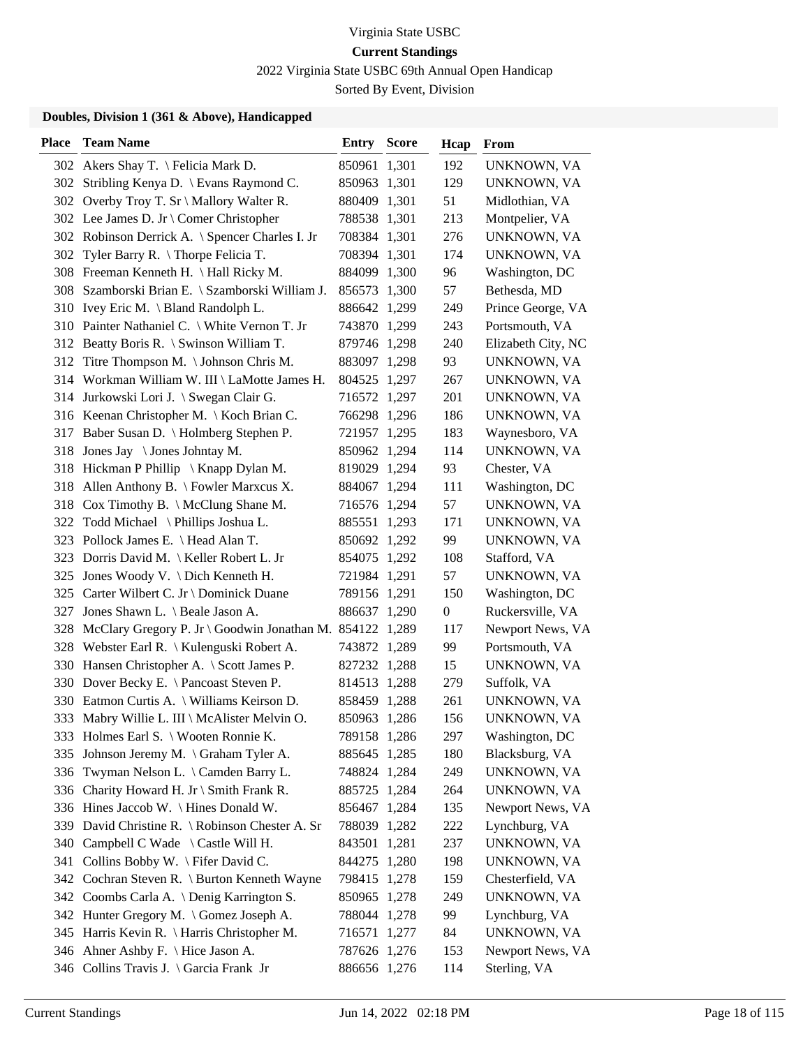Virginia State USBC

**Current Standings**

2022 Virginia State USBC 69th Annual Open Handicap

Sorted By Event, Division

### Doubles, Division 1 (361 & Above), Handicapped

| Place | Team Name | Entry | Score | Hcap | From |
|---|---|---|---|---|---|
| 302 | Akers Shay T. \ Felicia Mark D. | 850961 | 1,301 | 192 | UNKNOWN, VA |
| 302 | Stribling Kenya D. \ Evans Raymond C. | 850963 | 1,301 | 129 | UNKNOWN, VA |
| 302 | Overby Troy T. Sr \ Mallory Walter R. | 880409 | 1,301 | 51 | Midlothian, VA |
| 302 | Lee James D. Jr \ Comer Christopher | 788538 | 1,301 | 213 | Montpelier, VA |
| 302 | Robinson Derrick A. \ Spencer Charles I. Jr | 708384 | 1,301 | 276 | UNKNOWN, VA |
| 302 | Tyler Barry R. \ Thorpe Felicia T. | 708394 | 1,301 | 174 | UNKNOWN, VA |
| 308 | Freeman Kenneth H. \ Hall Ricky M. | 884099 | 1,300 | 96 | Washington, DC |
| 308 | Szamborski Brian E. \ Szamborski William J. | 856573 | 1,300 | 57 | Bethesda, MD |
| 310 | Ivey Eric M. \ Bland Randolph L. | 886642 | 1,299 | 249 | Prince George, VA |
| 310 | Painter Nathaniel C. \ White Vernon T. Jr | 743870 | 1,299 | 243 | Portsmouth, VA |
| 312 | Beatty Boris R. \ Swinson William T. | 879746 | 1,298 | 240 | Elizabeth City, NC |
| 312 | Titre Thompson M. \ Johnson Chris M. | 883097 | 1,298 | 93 | UNKNOWN, VA |
| 314 | Workman William W. III \ LaMotte James H. | 804525 | 1,297 | 267 | UNKNOWN, VA |
| 314 | Jurkowski Lori J. \ Swegan Clair G. | 716572 | 1,297 | 201 | UNKNOWN, VA |
| 316 | Keenan Christopher M. \ Koch Brian C. | 766298 | 1,296 | 186 | UNKNOWN, VA |
| 317 | Baber Susan D. \ Holmberg Stephen P. | 721957 | 1,295 | 183 | Waynesboro, VA |
| 318 | Jones Jay \ Jones Johntay M. | 850962 | 1,294 | 114 | UNKNOWN, VA |
| 318 | Hickman P Phillip \ Knapp Dylan M. | 819029 | 1,294 | 93 | Chester, VA |
| 318 | Allen Anthony B. \ Fowler Marxcus X. | 884067 | 1,294 | 111 | Washington, DC |
| 318 | Cox Timothy B. \ McClung Shane M. | 716576 | 1,294 | 57 | UNKNOWN, VA |
| 322 | Todd Michael \ Phillips Joshua L. | 885551 | 1,293 | 171 | UNKNOWN, VA |
| 323 | Pollock James E. \ Head Alan T. | 850692 | 1,292 | 99 | UNKNOWN, VA |
| 323 | Dorris David M. \ Keller Robert L. Jr | 854075 | 1,292 | 108 | Stafford, VA |
| 325 | Jones Woody V. \ Dich Kenneth H. | 721984 | 1,291 | 57 | UNKNOWN, VA |
| 325 | Carter Wilbert C. Jr \ Dominick Duane | 789156 | 1,291 | 150 | Washington, DC |
| 327 | Jones Shawn L. \ Beale Jason A. | 886637 | 1,290 | 0 | Ruckersville, VA |
| 328 | McClary Gregory P. Jr \ Goodwin Jonathan M. | 854122 | 1,289 | 117 | Newport News, VA |
| 328 | Webster Earl R. \ Kulenguski Robert A. | 743872 | 1,289 | 99 | Portsmouth, VA |
| 330 | Hansen Christopher A. \ Scott James P. | 827232 | 1,288 | 15 | UNKNOWN, VA |
| 330 | Dover Becky E. \ Pancoast Steven P. | 814513 | 1,288 | 279 | Suffolk, VA |
| 330 | Eatmon Curtis A. \ Williams Keirson D. | 858459 | 1,288 | 261 | UNKNOWN, VA |
| 333 | Mabry Willie L. III \ McAlister Melvin O. | 850963 | 1,286 | 156 | UNKNOWN, VA |
| 333 | Holmes Earl S. \ Wooten Ronnie K. | 789158 | 1,286 | 297 | Washington, DC |
| 335 | Johnson Jeremy M. \ Graham Tyler A. | 885645 | 1,285 | 180 | Blacksburg, VA |
| 336 | Twyman Nelson L. \ Camden Barry L. | 748824 | 1,284 | 249 | UNKNOWN, VA |
| 336 | Charity Howard H. Jr \ Smith Frank R. | 885725 | 1,284 | 264 | UNKNOWN, VA |
| 336 | Hines Jaccob W. \ Hines Donald W. | 856467 | 1,284 | 135 | Newport News, VA |
| 339 | David Christine R. \ Robinson Chester A. Sr | 788039 | 1,282 | 222 | Lynchburg, VA |
| 340 | Campbell C Wade \ Castle Will H. | 843501 | 1,281 | 237 | UNKNOWN, VA |
| 341 | Collins Bobby W. \ Fifer David C. | 844275 | 1,280 | 198 | UNKNOWN, VA |
| 342 | Cochran Steven R. \ Burton Kenneth Wayne | 798415 | 1,278 | 159 | Chesterfield, VA |
| 342 | Coombs Carla A. \ Denig Karrington S. | 850965 | 1,278 | 249 | UNKNOWN, VA |
| 342 | Hunter Gregory M. \ Gomez Joseph A. | 788044 | 1,278 | 99 | Lynchburg, VA |
| 345 | Harris Kevin R. \ Harris Christopher M. | 716571 | 1,277 | 84 | UNKNOWN, VA |
| 346 | Ahner Ashby F. \ Hice Jason A. | 787626 | 1,276 | 153 | Newport News, VA |
| 346 | Collins Travis J. \ Garcia Frank Jr | 886656 | 1,276 | 114 | Sterling, VA |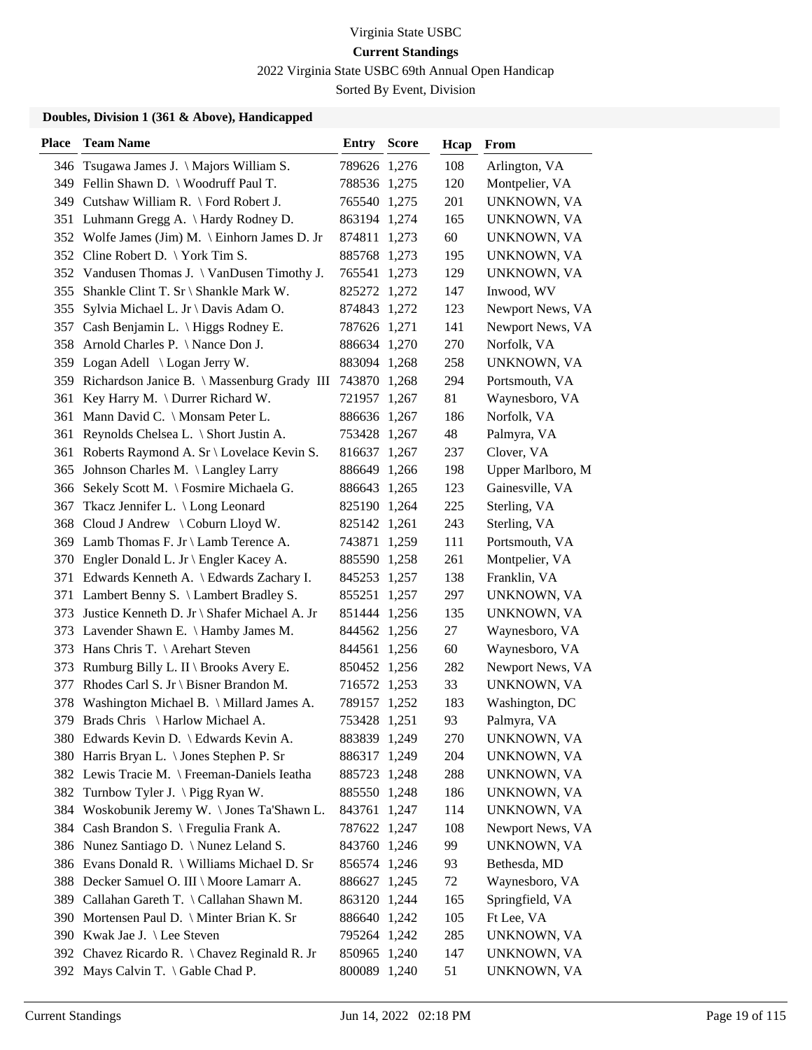Virginia State USBC

**Current Standings**

2022 Virginia State USBC 69th Annual Open Handicap

Sorted By Event, Division

### Doubles, Division 1 (361 & Above), Handicapped

| Place | Team Name | Entry | Score | Hcap | From |
|---|---|---|---|---|---|
| 346 | Tsugawa James J. \ Majors William S. | 789626 | 1,276 | 108 | Arlington, VA |
| 349 | Fellin Shawn D. \ Woodruff Paul T. | 788536 | 1,275 | 120 | Montpelier, VA |
| 349 | Cutshaw William R. \ Ford Robert J. | 765540 | 1,275 | 201 | UNKNOWN, VA |
| 351 | Luhmann Gregg A. \ Hardy Rodney D. | 863194 | 1,274 | 165 | UNKNOWN, VA |
| 352 | Wolfe James (Jim) M. \ Einhorn James D. Jr | 874811 | 1,273 | 60 | UNKNOWN, VA |
| 352 | Cline Robert D. \ York Tim S. | 885768 | 1,273 | 195 | UNKNOWN, VA |
| 352 | Vandusen Thomas J. \ VanDusen Timothy J. | 765541 | 1,273 | 129 | UNKNOWN, VA |
| 355 | Shankle Clint T. Sr \ Shankle Mark W. | 825272 | 1,272 | 147 | Inwood, WV |
| 355 | Sylvia Michael L. Jr \ Davis Adam O. | 874843 | 1,272 | 123 | Newport News, VA |
| 357 | Cash Benjamin L. \ Higgs Rodney E. | 787626 | 1,271 | 141 | Newport News, VA |
| 358 | Arnold Charles P. \ Nance Don J. | 886634 | 1,270 | 270 | Norfolk, VA |
| 359 | Logan Adell \ Logan Jerry W. | 883094 | 1,268 | 258 | UNKNOWN, VA |
| 359 | Richardson Janice B. \ Massenburg Grady III | 743870 | 1,268 | 294 | Portsmouth, VA |
| 361 | Key Harry M. \ Durrer Richard W. | 721957 | 1,267 | 81 | Waynesboro, VA |
| 361 | Mann David C. \ Monsam Peter L. | 886636 | 1,267 | 186 | Norfolk, VA |
| 361 | Reynolds Chelsea L. \ Short Justin A. | 753428 | 1,267 | 48 | Palmyra, VA |
| 361 | Roberts Raymond A. Sr \ Lovelace Kevin S. | 816637 | 1,267 | 237 | Clover, VA |
| 365 | Johnson Charles M. \ Langley Larry | 886649 | 1,266 | 198 | Upper Marlboro, M |
| 366 | Sekely Scott M. \ Fosmire Michaela G. | 886643 | 1,265 | 123 | Gainesville, VA |
| 367 | Tkacz Jennifer L. \ Long Leonard | 825190 | 1,264 | 225 | Sterling, VA |
| 368 | Cloud J Andrew \ Coburn Lloyd W. | 825142 | 1,261 | 243 | Sterling, VA |
| 369 | Lamb Thomas F. Jr \ Lamb Terence A. | 743871 | 1,259 | 111 | Portsmouth, VA |
| 370 | Engler Donald L. Jr \ Engler Kacey A. | 885590 | 1,258 | 261 | Montpelier, VA |
| 371 | Edwards Kenneth A. \ Edwards Zachary I. | 845253 | 1,257 | 138 | Franklin, VA |
| 371 | Lambert Benny S. \ Lambert Bradley S. | 855251 | 1,257 | 297 | UNKNOWN, VA |
| 373 | Justice Kenneth D. Jr \ Shafer Michael A. Jr | 851444 | 1,256 | 135 | UNKNOWN, VA |
| 373 | Lavender Shawn E. \ Hamby James M. | 844562 | 1,256 | 27 | Waynesboro, VA |
| 373 | Hans Chris T. \ Arehart Steven | 844561 | 1,256 | 60 | Waynesboro, VA |
| 373 | Rumburg Billy L. II \ Brooks Avery E. | 850452 | 1,256 | 282 | Newport News, VA |
| 377 | Rhodes Carl S. Jr \ Bisner Brandon M. | 716572 | 1,253 | 33 | UNKNOWN, VA |
| 378 | Washington Michael B. \ Millard James A. | 789157 | 1,252 | 183 | Washington, DC |
| 379 | Brads Chris \ Harlow Michael A. | 753428 | 1,251 | 93 | Palmyra, VA |
| 380 | Edwards Kevin D. \ Edwards Kevin A. | 883839 | 1,249 | 270 | UNKNOWN, VA |
| 380 | Harris Bryan L. \ Jones Stephen P. Sr | 886317 | 1,249 | 204 | UNKNOWN, VA |
| 382 | Lewis Tracie M. \ Freeman-Daniels Ieatha | 885723 | 1,248 | 288 | UNKNOWN, VA |
| 382 | Turnbow Tyler J. \ Pigg Ryan W. | 885550 | 1,248 | 186 | UNKNOWN, VA |
| 384 | Woskobunik Jeremy W. \ Jones Ta'Shawn L. | 843761 | 1,247 | 114 | UNKNOWN, VA |
| 384 | Cash Brandon S. \ Fregulia Frank A. | 787622 | 1,247 | 108 | Newport News, VA |
| 386 | Nunez Santiago D. \ Nunez Leland S. | 843760 | 1,246 | 99 | UNKNOWN, VA |
| 386 | Evans Donald R. \ Williams Michael D. Sr | 856574 | 1,246 | 93 | Bethesda, MD |
| 388 | Decker Samuel O. III \ Moore Lamarr A. | 886627 | 1,245 | 72 | Waynesboro, VA |
| 389 | Callahan Gareth T. \ Callahan Shawn M. | 863120 | 1,244 | 165 | Springfield, VA |
| 390 | Mortensen Paul D. \ Minter Brian K. Sr | 886640 | 1,242 | 105 | Ft Lee, VA |
| 390 | Kwak Jae J. \ Lee Steven | 795264 | 1,242 | 285 | UNKNOWN, VA |
| 392 | Chavez Ricardo R. \ Chavez Reginald R. Jr | 850965 | 1,240 | 147 | UNKNOWN, VA |
| 392 | Mays Calvin T. \ Gable Chad P. | 800089 | 1,240 | 51 | UNKNOWN, VA |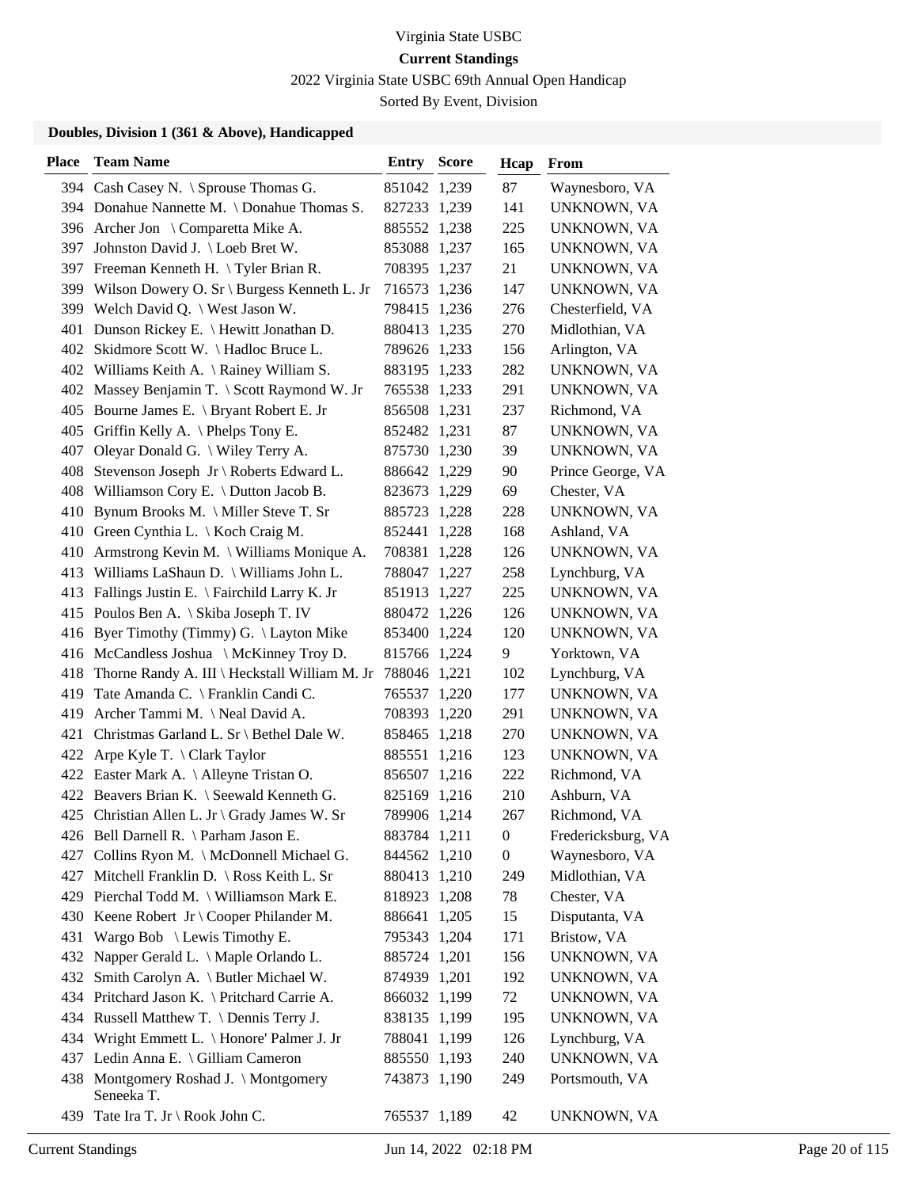Virginia State USBC

**Current Standings**

2022 Virginia State USBC 69th Annual Open Handicap

Sorted By Event, Division

### Doubles, Division 1 (361 & Above), Handicapped

| Place | Team Name | Entry | Score | Hcap | From |
|---|---|---|---|---|---|
| 394 | Cash Casey N. \ Sprouse Thomas G. | 851042 | 1,239 | 87 | Waynesboro, VA |
| 394 | Donahue Nannette M. \ Donahue Thomas S. | 827233 | 1,239 | 141 | UNKNOWN, VA |
| 396 | Archer Jon \ Comparetta Mike A. | 885552 | 1,238 | 225 | UNKNOWN, VA |
| 397 | Johnston David J. \ Loeb Bret W. | 853088 | 1,237 | 165 | UNKNOWN, VA |
| 397 | Freeman Kenneth H. \ Tyler Brian R. | 708395 | 1,237 | 21 | UNKNOWN, VA |
| 399 | Wilson Dowery O. Sr \ Burgess Kenneth L. Jr | 716573 | 1,236 | 147 | UNKNOWN, VA |
| 399 | Welch David Q. \ West Jason W. | 798415 | 1,236 | 276 | Chesterfield, VA |
| 401 | Dunson Rickey E. \ Hewitt Jonathan D. | 880413 | 1,235 | 270 | Midlothian, VA |
| 402 | Skidmore Scott W. \ Hadloc Bruce L. | 789626 | 1,233 | 156 | Arlington, VA |
| 402 | Williams Keith A. \ Rainey William S. | 883195 | 1,233 | 282 | UNKNOWN, VA |
| 402 | Massey Benjamin T. \ Scott Raymond W. Jr | 765538 | 1,233 | 291 | UNKNOWN, VA |
| 405 | Bourne James E. \ Bryant Robert E. Jr | 856508 | 1,231 | 237 | Richmond, VA |
| 405 | Griffin Kelly A. \ Phelps Tony E. | 852482 | 1,231 | 87 | UNKNOWN, VA |
| 407 | Oleyar Donald G. \ Wiley Terry A. | 875730 | 1,230 | 39 | UNKNOWN, VA |
| 408 | Stevenson Joseph Jr \ Roberts Edward L. | 886642 | 1,229 | 90 | Prince George, VA |
| 408 | Williamson Cory E. \ Dutton Jacob B. | 823673 | 1,229 | 69 | Chester, VA |
| 410 | Bynum Brooks M. \ Miller Steve T. Sr | 885723 | 1,228 | 228 | UNKNOWN, VA |
| 410 | Green Cynthia L. \ Koch Craig M. | 852441 | 1,228 | 168 | Ashland, VA |
| 410 | Armstrong Kevin M. \ Williams Monique A. | 708381 | 1,228 | 126 | UNKNOWN, VA |
| 413 | Williams LaShaun D. \ Williams John L. | 788047 | 1,227 | 258 | Lynchburg, VA |
| 413 | Fallings Justin E. \ Fairchild Larry K. Jr | 851913 | 1,227 | 225 | UNKNOWN, VA |
| 415 | Poulos Ben A. \ Skiba Joseph T. IV | 880472 | 1,226 | 126 | UNKNOWN, VA |
| 416 | Byer Timothy (Timmy) G. \ Layton Mike | 853400 | 1,224 | 120 | UNKNOWN, VA |
| 416 | McCandless Joshua \ McKinney Troy D. | 815766 | 1,224 | 9 | Yorktown, VA |
| 418 | Thorne Randy A. III \ Heckstall William M. Jr | 788046 | 1,221 | 102 | Lynchburg, VA |
| 419 | Tate Amanda C. \ Franklin Candi C. | 765537 | 1,220 | 177 | UNKNOWN, VA |
| 419 | Archer Tammi M. \ Neal David A. | 708393 | 1,220 | 291 | UNKNOWN, VA |
| 421 | Christmas Garland L. Sr \ Bethel Dale W. | 858465 | 1,218 | 270 | UNKNOWN, VA |
| 422 | Arpe Kyle T. \ Clark Taylor | 885551 | 1,216 | 123 | UNKNOWN, VA |
| 422 | Easter Mark A. \ Alleyne Tristan O. | 856507 | 1,216 | 222 | Richmond, VA |
| 422 | Beavers Brian K. \ Seewald Kenneth G. | 825169 | 1,216 | 210 | Ashburn, VA |
| 425 | Christian Allen L. Jr \ Grady James W. Sr | 789906 | 1,214 | 267 | Richmond, VA |
| 426 | Bell Darnell R. \ Parham Jason E. | 883784 | 1,211 | 0 | Fredericksburg, VA |
| 427 | Collins Ryon M. \ McDonnell Michael G. | 844562 | 1,210 | 0 | Waynesboro, VA |
| 427 | Mitchell Franklin D. \ Ross Keith L. Sr | 880413 | 1,210 | 249 | Midlothian, VA |
| 429 | Pierchal Todd M. \ Williamson Mark E. | 818923 | 1,208 | 78 | Chester, VA |
| 430 | Keene Robert Jr \ Cooper Philander M. | 886641 | 1,205 | 15 | Disputanta, VA |
| 431 | Wargo Bob \ Lewis Timothy E. | 795343 | 1,204 | 171 | Bristow, VA |
| 432 | Napper Gerald L. \ Maple Orlando L. | 885724 | 1,201 | 156 | UNKNOWN, VA |
| 432 | Smith Carolyn A. \ Butler Michael W. | 874939 | 1,201 | 192 | UNKNOWN, VA |
| 434 | Pritchard Jason K. \ Pritchard Carrie A. | 866032 | 1,199 | 72 | UNKNOWN, VA |
| 434 | Russell Matthew T. \ Dennis Terry J. | 838135 | 1,199 | 195 | UNKNOWN, VA |
| 434 | Wright Emmett L. \ Honore' Palmer J. Jr | 788041 | 1,199 | 126 | Lynchburg, VA |
| 437 | Ledin Anna E. \ Gilliam Cameron | 885550 | 1,193 | 240 | UNKNOWN, VA |
| 438 | Montgomery Roshad J. \ Montgomery Seneeka T. | 743873 | 1,190 | 249 | Portsmouth, VA |
| 439 | Tate Ira T. Jr \ Rook John C. | 765537 | 1,189 | 42 | UNKNOWN, VA |

Current Standings Jun 14, 2022 02:18 PM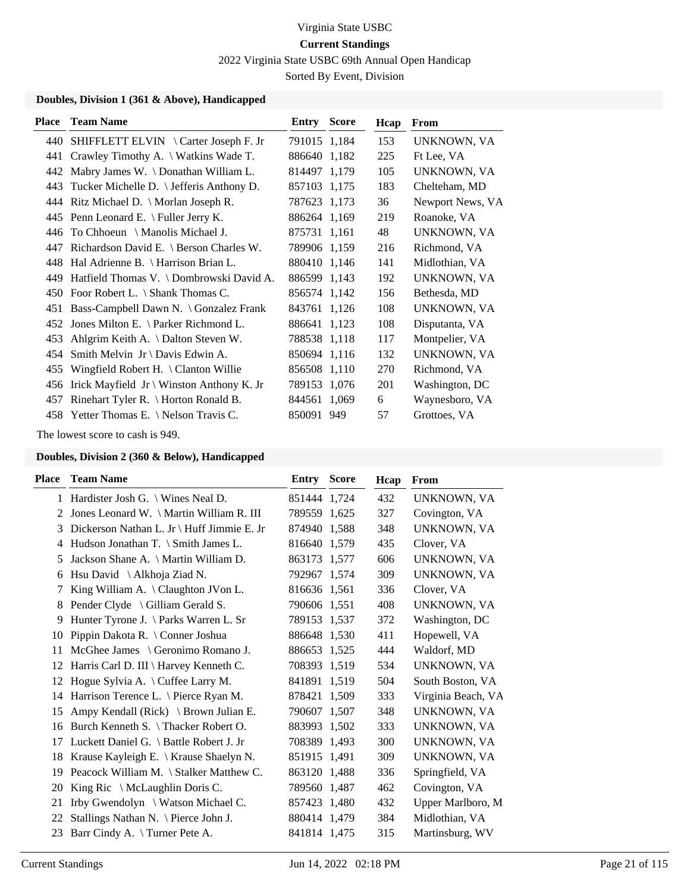Virginia State USBC

**Current Standings**

2022 Virginia State USBC 69th Annual Open Handicap

Sorted By Event, Division

### Doubles, Division 1 (361 & Above), Handicapped

| Place | Team Name | Entry | Score | Hcap | From |
|---|---|---|---|---|---|
| 440 | SHIFFLETT ELVIN \ Carter Joseph F. Jr | 791015 | 1,184 | 153 | UNKNOWN, VA |
| 441 | Crawley Timothy A. \ Watkins Wade T. | 886640 | 1,182 | 225 | Ft Lee, VA |
| 442 | Mabry James W. \ Donathan William L. | 814497 | 1,179 | 105 | UNKNOWN, VA |
| 443 | Tucker Michelle D. \ Jefferis Anthony D. | 857103 | 1,175 | 183 | Chelteham, MD |
| 444 | Ritz Michael D. \ Morlan Joseph R. | 787623 | 1,173 | 36 | Newport News, VA |
| 445 | Penn Leonard E. \ Fuller Jerry K. | 886264 | 1,169 | 219 | Roanoke, VA |
| 446 | To Chhoeun \ Manolis Michael J. | 875731 | 1,161 | 48 | UNKNOWN, VA |
| 447 | Richardson David E. \ Berson Charles W. | 789906 | 1,159 | 216 | Richmond, VA |
| 448 | Hal Adrienne B. \ Harrison Brian L. | 880410 | 1,146 | 141 | Midlothian, VA |
| 449 | Hatfield Thomas V. \ Dombrowski David A. | 886599 | 1,143 | 192 | UNKNOWN, VA |
| 450 | Foor Robert L. \ Shank Thomas C. | 856574 | 1,142 | 156 | Bethesda, MD |
| 451 | Bass-Campbell Dawn N. \ Gonzalez Frank | 843761 | 1,126 | 108 | UNKNOWN, VA |
| 452 | Jones Milton E. \ Parker Richmond L. | 886641 | 1,123 | 108 | Disputanta, VA |
| 453 | Ahlgrim Keith A. \ Dalton Steven W. | 788538 | 1,118 | 117 | Montpelier, VA |
| 454 | Smith Melvin Jr \ Davis Edwin A. | 850694 | 1,116 | 132 | UNKNOWN, VA |
| 455 | Wingfield Robert H. \ Clanton Willie | 856508 | 1,110 | 270 | Richmond, VA |
| 456 | Irick Mayfield Jr \ Winston Anthony K. Jr | 789153 | 1,076 | 201 | Washington, DC |
| 457 | Rinehart Tyler R. \ Horton Ronald B. | 844561 | 1,069 | 6 | Waynesboro, VA |
| 458 | Yetter Thomas E. \ Nelson Travis C. | 850091 | 949 | 57 | Grottoes, VA |

The lowest score to cash is 949.

### Doubles, Division 2 (360 & Below), Handicapped

| Place | Team Name | Entry | Score | Hcap | From |
|---|---|---|---|---|---|
| 1 | Hardister Josh G. \ Wines Neal D. | 851444 | 1,724 | 432 | UNKNOWN, VA |
| 2 | Jones Leonard W. \ Martin William R. III | 789559 | 1,625 | 327 | Covington, VA |
| 3 | Dickerson Nathan L. Jr \ Huff Jimmie E. Jr | 874940 | 1,588 | 348 | UNKNOWN, VA |
| 4 | Hudson Jonathan T. \ Smith James L. | 816640 | 1,579 | 435 | Clover, VA |
| 5 | Jackson Shane A. \ Martin William D. | 863173 | 1,577 | 606 | UNKNOWN, VA |
| 6 | Hsu David \ Alkhoja Ziad N. | 792967 | 1,574 | 309 | UNKNOWN, VA |
| 7 | King William A. \ Claughton JVon L. | 816636 | 1,561 | 336 | Clover, VA |
| 8 | Pender Clyde \ Gilliam Gerald S. | 790606 | 1,551 | 408 | UNKNOWN, VA |
| 9 | Hunter Tyrone J. \ Parks Warren L. Sr | 789153 | 1,537 | 372 | Washington, DC |
| 10 | Pippin Dakota R. \ Conner Joshua | 886648 | 1,530 | 411 | Hopewell, VA |
| 11 | McGhee James \ Geronimo Romano J. | 886653 | 1,525 | 444 | Waldorf, MD |
| 12 | Harris Carl D. III \ Harvey Kenneth C. | 708393 | 1,519 | 534 | UNKNOWN, VA |
| 12 | Hogue Sylvia A. \ Cuffee Larry M. | 841891 | 1,519 | 504 | South Boston, VA |
| 14 | Harrison Terence L. \ Pierce Ryan M. | 878421 | 1,509 | 333 | Virginia Beach, VA |
| 15 | Ampy Kendall (Rick) \ Brown Julian E. | 790607 | 1,507 | 348 | UNKNOWN, VA |
| 16 | Burch Kenneth S. \ Thacker Robert O. | 883993 | 1,502 | 333 | UNKNOWN, VA |
| 17 | Luckett Daniel G. \ Battle Robert J. Jr | 708389 | 1,493 | 300 | UNKNOWN, VA |
| 18 | Krause Kayleigh E. \ Krause Shaelyn N. | 851915 | 1,491 | 309 | UNKNOWN, VA |
| 19 | Peacock William M. \ Stalker Matthew C. | 863120 | 1,488 | 336 | Springfield, VA |
| 20 | King Ric \ McLaughlin Doris C. | 789560 | 1,487 | 462 | Covington, VA |
| 21 | Irby Gwendolyn \ Watson Michael C. | 857423 | 1,480 | 432 | Upper Marlboro, M |
| 22 | Stallings Nathan N. \ Pierce John J. | 880414 | 1,479 | 384 | Midlothian, VA |
| 23 | Barr Cindy A. \ Turner Pete A. | 841814 | 1,475 | 315 | Martinsburg, WV |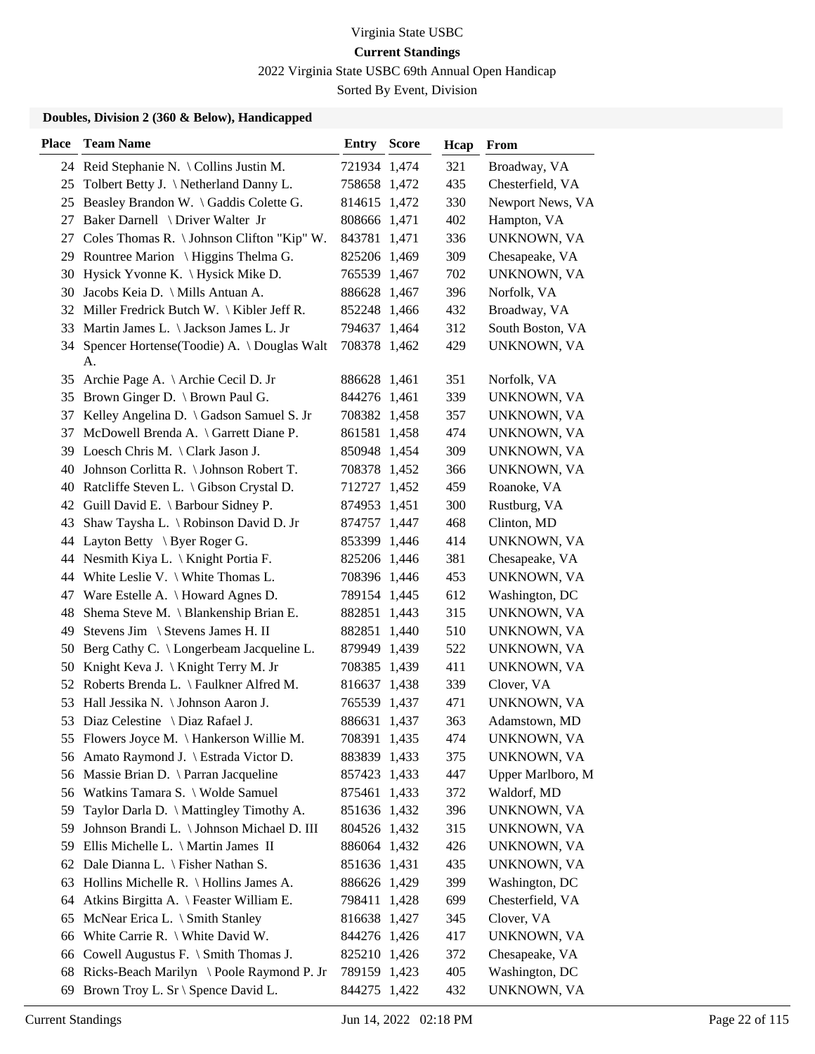Virginia State USBC

**Current Standings**

2022 Virginia State USBC 69th Annual Open Handicap

Sorted By Event, Division

### Doubles, Division 2 (360 & Below), Handicapped

| Place | Team Name | Entry | Score | Hcap | From |
|---|---|---|---|---|---|
| 24 | Reid Stephanie N. \ Collins Justin M. | 721934 | 1,474 | 321 | Broadway, VA |
| 25 | Tolbert Betty J. \ Netherland Danny L. | 758658 | 1,472 | 435 | Chesterfield, VA |
| 25 | Beasley Brandon W. \ Gaddis Colette G. | 814615 | 1,472 | 330 | Newport News, VA |
| 27 | Baker Darnell \ Driver Walter Jr | 808666 | 1,471 | 402 | Hampton, VA |
| 27 | Coles Thomas R. \ Johnson Clifton "Kip" W. | 843781 | 1,471 | 336 | UNKNOWN, VA |
| 29 | Rountree Marion \ Higgins Thelma G. | 825206 | 1,469 | 309 | Chesapeake, VA |
| 30 | Hysick Yvonne K. \ Hysick Mike D. | 765539 | 1,467 | 702 | UNKNOWN, VA |
| 30 | Jacobs Keia D. \ Mills Antuan A. | 886628 | 1,467 | 396 | Norfolk, VA |
| 32 | Miller Fredrick Butch W. \ Kibler Jeff R. | 852248 | 1,466 | 432 | Broadway, VA |
| 33 | Martin James L. \ Jackson James L. Jr | 794637 | 1,464 | 312 | South Boston, VA |
| 34 | Spencer Hortense(Toodie) A. \ Douglas Walt A. | 708378 | 1,462 | 429 | UNKNOWN, VA |
| 35 | Archie Page A. \ Archie Cecil D. Jr | 886628 | 1,461 | 351 | Norfolk, VA |
| 35 | Brown Ginger D. \ Brown Paul G. | 844276 | 1,461 | 339 | UNKNOWN, VA |
| 37 | Kelley Angelina D. \ Gadson Samuel S. Jr | 708382 | 1,458 | 357 | UNKNOWN, VA |
| 37 | McDowell Brenda A. \ Garrett Diane P. | 861581 | 1,458 | 474 | UNKNOWN, VA |
| 39 | Loesch Chris M. \ Clark Jason J. | 850948 | 1,454 | 309 | UNKNOWN, VA |
| 40 | Johnson Corlitta R. \ Johnson Robert T. | 708378 | 1,452 | 366 | UNKNOWN, VA |
| 40 | Ratcliffe Steven L. \ Gibson Crystal D. | 712727 | 1,452 | 459 | Roanoke, VA |
| 42 | Guill David E. \ Barbour Sidney P. | 874953 | 1,451 | 300 | Rustburg, VA |
| 43 | Shaw Taysha L. \ Robinson David D. Jr | 874757 | 1,447 | 468 | Clinton, MD |
| 44 | Layton Betty \ Byer Roger G. | 853399 | 1,446 | 414 | UNKNOWN, VA |
| 44 | Nesmith Kiya L. \ Knight Portia F. | 825206 | 1,446 | 381 | Chesapeake, VA |
| 44 | White Leslie V. \ White Thomas L. | 708396 | 1,446 | 453 | UNKNOWN, VA |
| 47 | Ware Estelle A. \ Howard Agnes D. | 789154 | 1,445 | 612 | Washington, DC |
| 48 | Shema Steve M. \ Blankenship Brian E. | 882851 | 1,443 | 315 | UNKNOWN, VA |
| 49 | Stevens Jim \ Stevens James H. II | 882851 | 1,440 | 510 | UNKNOWN, VA |
| 50 | Berg Cathy C. \ Longerbeam Jacqueline L. | 879949 | 1,439 | 522 | UNKNOWN, VA |
| 50 | Knight Keva J. \ Knight Terry M. Jr | 708385 | 1,439 | 411 | UNKNOWN, VA |
| 52 | Roberts Brenda L. \ Faulkner Alfred M. | 816637 | 1,438 | 339 | Clover, VA |
| 53 | Hall Jessika N. \ Johnson Aaron J. | 765539 | 1,437 | 471 | UNKNOWN, VA |
| 53 | Diaz Celestine \ Diaz Rafael J. | 886631 | 1,437 | 363 | Adamstown, MD |
| 55 | Flowers Joyce M. \ Hankerson Willie M. | 708391 | 1,435 | 474 | UNKNOWN, VA |
| 56 | Amato Raymond J. \ Estrada Victor D. | 883839 | 1,433 | 375 | UNKNOWN, VA |
| 56 | Massie Brian D. \ Parran Jacqueline | 857423 | 1,433 | 447 | Upper Marlboro, M |
| 56 | Watkins Tamara S. \ Wolde Samuel | 875461 | 1,433 | 372 | Waldorf, MD |
| 59 | Taylor Darla D. \ Mattingley Timothy A. | 851636 | 1,432 | 396 | UNKNOWN, VA |
| 59 | Johnson Brandi L. \ Johnson Michael D. III | 804526 | 1,432 | 315 | UNKNOWN, VA |
| 59 | Ellis Michelle L. \ Martin James II | 886064 | 1,432 | 426 | UNKNOWN, VA |
| 62 | Dale Dianna L. \ Fisher Nathan S. | 851636 | 1,431 | 435 | UNKNOWN, VA |
| 63 | Hollins Michelle R. \ Hollins James A. | 886626 | 1,429 | 399 | Washington, DC |
| 64 | Atkins Birgitta A. \ Feaster William E. | 798411 | 1,428 | 699 | Chesterfield, VA |
| 65 | McNear Erica L. \ Smith Stanley | 816638 | 1,427 | 345 | Clover, VA |
| 66 | White Carrie R. \ White David W. | 844276 | 1,426 | 417 | UNKNOWN, VA |
| 66 | Cowell Augustus F. \ Smith Thomas J. | 825210 | 1,426 | 372 | Chesapeake, VA |
| 68 | Ricks-Beach Marilyn \ Poole Raymond P. Jr | 789159 | 1,423 | 405 | Washington, DC |
| 69 | Brown Troy L. Sr \ Spence David L. | 844275 | 1,422 | 432 | UNKNOWN, VA |

Current Standings Jun 14, 2022 02:18 PM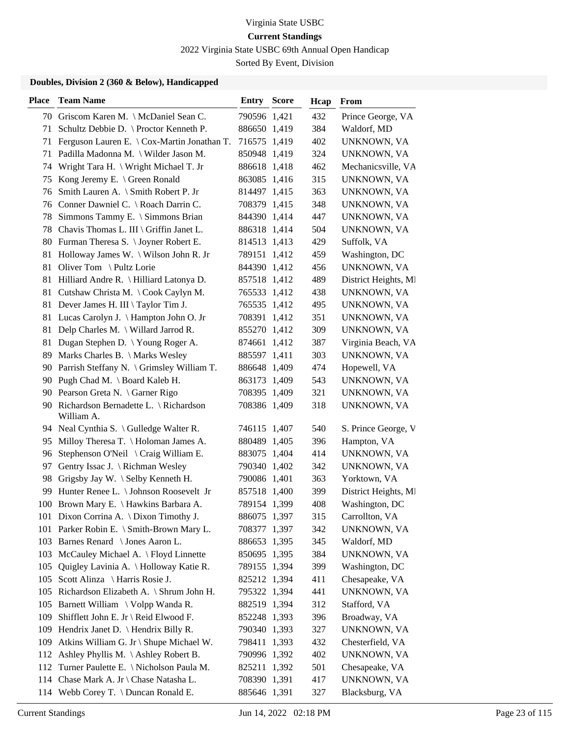Virginia State USBC

**Current Standings**

2022 Virginia State USBC 69th Annual Open Handicap

Sorted By Event, Division

### Doubles, Division 2 (360 & Below), Handicapped

| Place | Team Name | Entry | Score | Hcap | From |
|---|---|---|---|---|---|
| 70 | Griscom Karen M. \ McDaniel Sean C. | 790596 | 1,421 | 432 | Prince George, VA |
| 71 | Schultz Debbie D. \ Proctor Kenneth P. | 886650 | 1,419 | 384 | Waldorf, MD |
| 71 | Ferguson Lauren E. \ Cox-Martin Jonathan T. | 716575 | 1,419 | 402 | UNKNOWN, VA |
| 71 | Padilla Madonna M. \ Wilder Jason M. | 850948 | 1,419 | 324 | UNKNOWN, VA |
| 74 | Wright Tara H. \ Wright Michael T. Jr | 886618 | 1,418 | 462 | Mechanicsville, VA |
| 75 | Kong Jeremy E. \ Green Ronald | 863085 | 1,416 | 315 | UNKNOWN, VA |
| 76 | Smith Lauren A. \ Smith Robert P. Jr | 814497 | 1,415 | 363 | UNKNOWN, VA |
| 76 | Conner Dawniel C. \ Roach Darrin C. | 708379 | 1,415 | 348 | UNKNOWN, VA |
| 78 | Simmons Tammy E. \ Simmons Brian | 844390 | 1,414 | 447 | UNKNOWN, VA |
| 78 | Chavis Thomas L. III \ Griffin Janet L. | 886318 | 1,414 | 504 | UNKNOWN, VA |
| 80 | Furman Theresa S. \ Joyner Robert E. | 814513 | 1,413 | 429 | Suffolk, VA |
| 81 | Holloway James W. \ Wilson John R. Jr | 789151 | 1,412 | 459 | Washington, DC |
| 81 | Oliver Tom \ Pultz Lorie | 844390 | 1,412 | 456 | UNKNOWN, VA |
| 81 | Hilliard Andre R. \ Hilliard Latonya D. | 857518 | 1,412 | 489 | District Heights, MI |
| 81 | Cutshaw Christa M. \ Cook Caylyn M. | 765533 | 1,412 | 438 | UNKNOWN, VA |
| 81 | Dever James H. III \ Taylor Tim J. | 765535 | 1,412 | 495 | UNKNOWN, VA |
| 81 | Lucas Carolyn J. \ Hampton John O. Jr | 708391 | 1,412 | 351 | UNKNOWN, VA |
| 81 | Delp Charles M. \ Willard Jarrod R. | 855270 | 1,412 | 309 | UNKNOWN, VA |
| 81 | Dugan Stephen D. \ Young Roger A. | 874661 | 1,412 | 387 | Virginia Beach, VA |
| 89 | Marks Charles B. \ Marks Wesley | 885597 | 1,411 | 303 | UNKNOWN, VA |
| 90 | Parrish Steffany N. \ Grimsley William T. | 886648 | 1,409 | 474 | Hopewell, VA |
| 90 | Pugh Chad M. \ Board Kaleb H. | 863173 | 1,409 | 543 | UNKNOWN, VA |
| 90 | Pearson Greta N. \ Garner Rigo | 708395 | 1,409 | 321 | UNKNOWN, VA |
| 90 | Richardson Bernadette L. \ Richardson William A. | 708386 | 1,409 | 318 | UNKNOWN, VA |
| 94 | Neal Cynthia S. \ Gulledge Walter R. | 746115 | 1,407 | 540 | S. Prince George, V |
| 95 | Milloy Theresa T. \ Holoman James A. | 880489 | 1,405 | 396 | Hampton, VA |
| 96 | Stephenson O'Neil \ Craig William E. | 883075 | 1,404 | 414 | UNKNOWN, VA |
| 97 | Gentry Issac J. \ Richman Wesley | 790340 | 1,402 | 342 | UNKNOWN, VA |
| 98 | Grigsby Jay W. \ Selby Kenneth H. | 790086 | 1,401 | 363 | Yorktown, VA |
| 99 | Hunter Renee L. \ Johnson Roosevelt Jr | 857518 | 1,400 | 399 | District Heights, MI |
| 100 | Brown Mary E. \ Hawkins Barbara A. | 789154 | 1,399 | 408 | Washington, DC |
| 101 | Dixon Corrina A. \ Dixon Timothy J. | 886075 | 1,397 | 315 | Carrollton, VA |
| 101 | Parker Robin E. \ Smith-Brown Mary L. | 708377 | 1,397 | 342 | UNKNOWN, VA |
| 103 | Barnes Renard \ Jones Aaron L. | 886653 | 1,395 | 345 | Waldorf, MD |
| 103 | McCauley Michael A. \ Floyd Linnette | 850695 | 1,395 | 384 | UNKNOWN, VA |
| 105 | Quigley Lavinia A. \ Holloway Katie R. | 789155 | 1,394 | 399 | Washington, DC |
| 105 | Scott Alinza \ Harris Rosie J. | 825212 | 1,394 | 411 | Chesapeake, VA |
| 105 | Richardson Elizabeth A. \ Shrum John H. | 795322 | 1,394 | 441 | UNKNOWN, VA |
| 105 | Barnett William \ Volpp Wanda R. | 882519 | 1,394 | 312 | Stafford, VA |
| 109 | Shifflett John E. Jr \ Reid Elwood F. | 852248 | 1,393 | 396 | Broadway, VA |
| 109 | Hendrix Janet D. \ Hendrix Billy R. | 790340 | 1,393 | 327 | UNKNOWN, VA |
| 109 | Atkins William G. Jr \ Shupe Michael W. | 798411 | 1,393 | 432 | Chesterfield, VA |
| 112 | Ashley Phyllis M. \ Ashley Robert B. | 790996 | 1,392 | 402 | UNKNOWN, VA |
| 112 | Turner Paulette E. \ Nicholson Paula M. | 825211 | 1,392 | 501 | Chesapeake, VA |
| 114 | Chase Mark A. Jr \ Chase Natasha L. | 708390 | 1,391 | 417 | UNKNOWN, VA |
| 114 | Webb Corey T. \ Duncan Ronald E. | 885646 | 1,391 | 327 | Blacksburg, VA |

Current Standings Jun 14, 2022 02:18 PM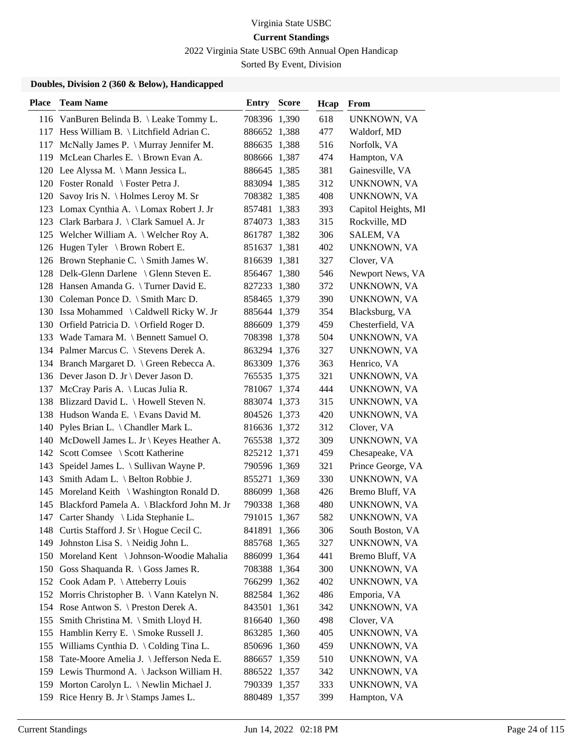Virginia State USBC

**Current Standings**

2022 Virginia State USBC 69th Annual Open Handicap

Sorted By Event, Division

### Doubles, Division 2 (360 & Below), Handicapped

| Place | Team Name | Entry | Score | Hcap | From |
|---|---|---|---|---|---|
| 116 | VanBuren Belinda B. \ Leake Tommy L. | 708396 | 1,390 | 618 | UNKNOWN, VA |
| 117 | Hess William B. \ Litchfield Adrian C. | 886652 | 1,388 | 477 | Waldorf, MD |
| 117 | McNally James P. \ Murray Jennifer M. | 886635 | 1,388 | 516 | Norfolk, VA |
| 119 | McLean Charles E. \ Brown Evan A. | 808666 | 1,387 | 474 | Hampton, VA |
| 120 | Lee Alyssa M. \ Mann Jessica L. | 886645 | 1,385 | 381 | Gainesville, VA |
| 120 | Foster Ronald \ Foster Petra J. | 883094 | 1,385 | 312 | UNKNOWN, VA |
| 120 | Savoy Iris N. \ Holmes Leroy M. Sr | 708382 | 1,385 | 408 | UNKNOWN, VA |
| 123 | Lomax Cynthia A. \ Lomax Robert J. Jr | 857481 | 1,383 | 393 | Capitol Heights, MI |
| 123 | Clark Barbara J. \ Clark Samuel A. Jr | 874073 | 1,383 | 315 | Rockville, MD |
| 125 | Welcher William A. \ Welcher Roy A. | 861787 | 1,382 | 306 | SALEM, VA |
| 126 | Hugen Tyler \ Brown Robert E. | 851637 | 1,381 | 402 | UNKNOWN, VA |
| 126 | Brown Stephanie C. \ Smith James W. | 816639 | 1,381 | 327 | Clover, VA |
| 128 | Delk-Glenn Darlene \ Glenn Steven E. | 856467 | 1,380 | 546 | Newport News, VA |
| 128 | Hansen Amanda G. \ Turner David E. | 827233 | 1,380 | 372 | UNKNOWN, VA |
| 130 | Coleman Ponce D. \ Smith Marc D. | 858465 | 1,379 | 390 | UNKNOWN, VA |
| 130 | Issa Mohammed \ Caldwell Ricky W. Jr | 885644 | 1,379 | 354 | Blacksburg, VA |
| 130 | Orfield Patricia D. \ Orfield Roger D. | 886609 | 1,379 | 459 | Chesterfield, VA |
| 133 | Wade Tamara M. \ Bennett Samuel O. | 708398 | 1,378 | 504 | UNKNOWN, VA |
| 134 | Palmer Marcus C. \ Stevens Derek A. | 863294 | 1,376 | 327 | UNKNOWN, VA |
| 134 | Branch Margaret D. \ Green Rebecca A. | 863309 | 1,376 | 363 | Henrico, VA |
| 136 | Dever Jason D. Jr \ Dever Jason D. | 765535 | 1,375 | 321 | UNKNOWN, VA |
| 137 | McCray Paris A. \ Lucas Julia R. | 781067 | 1,374 | 444 | UNKNOWN, VA |
| 138 | Blizzard David L. \ Howell Steven N. | 883074 | 1,373 | 315 | UNKNOWN, VA |
| 138 | Hudson Wanda E. \ Evans David M. | 804526 | 1,373 | 420 | UNKNOWN, VA |
| 140 | Pyles Brian L. \ Chandler Mark L. | 816636 | 1,372 | 312 | Clover, VA |
| 140 | McDowell James L. Jr \ Keyes Heather A. | 765538 | 1,372 | 309 | UNKNOWN, VA |
| 142 | Scott Comsee \ Scott Katherine | 825212 | 1,371 | 459 | Chesapeake, VA |
| 143 | Speidel James L. \ Sullivan Wayne P. | 790596 | 1,369 | 321 | Prince George, VA |
| 143 | Smith Adam L. \ Belton Robbie J. | 855271 | 1,369 | 330 | UNKNOWN, VA |
| 145 | Moreland Keith \ Washington Ronald D. | 886099 | 1,368 | 426 | Bremo Bluff, VA |
| 145 | Blackford Pamela A. \ Blackford John M. Jr | 790338 | 1,368 | 480 | UNKNOWN, VA |
| 147 | Carter Shandy \ Lida Stephanie L. | 791015 | 1,367 | 582 | UNKNOWN, VA |
| 148 | Curtis Stafford J. Sr \ Hogue Cecil C. | 841891 | 1,366 | 306 | South Boston, VA |
| 149 | Johnston Lisa S. \ Neidig John L. | 885768 | 1,365 | 327 | UNKNOWN, VA |
| 150 | Moreland Kent \ Johnson-Woodie Mahalia | 886099 | 1,364 | 441 | Bremo Bluff, VA |
| 150 | Goss Shaquanda R. \ Goss James R. | 708388 | 1,364 | 300 | UNKNOWN, VA |
| 152 | Cook Adam P. \ Atteberry Louis | 766299 | 1,362 | 402 | UNKNOWN, VA |
| 152 | Morris Christopher B. \ Vann Katelyn N. | 882584 | 1,362 | 486 | Emporia, VA |
| 154 | Rose Antwon S. \ Preston Derek A. | 843501 | 1,361 | 342 | UNKNOWN, VA |
| 155 | Smith Christina M. \ Smith Lloyd H. | 816640 | 1,360 | 498 | Clover, VA |
| 155 | Hamblin Kerry E. \ Smoke Russell J. | 863285 | 1,360 | 405 | UNKNOWN, VA |
| 155 | Williams Cynthia D. \ Colding Tina L. | 850696 | 1,360 | 459 | UNKNOWN, VA |
| 158 | Tate-Moore Amelia J. \ Jefferson Neda E. | 886657 | 1,359 | 510 | UNKNOWN, VA |
| 159 | Lewis Thurmond A. \ Jackson William H. | 886522 | 1,357 | 342 | UNKNOWN, VA |
| 159 | Morton Carolyn L. \ Newlin Michael J. | 790339 | 1,357 | 333 | UNKNOWN, VA |
| 159 | Rice Henry B. Jr \ Stamps James L. | 880489 | 1,357 | 399 | Hampton, VA |

Current Standings Jun 14, 2022 02:18 PM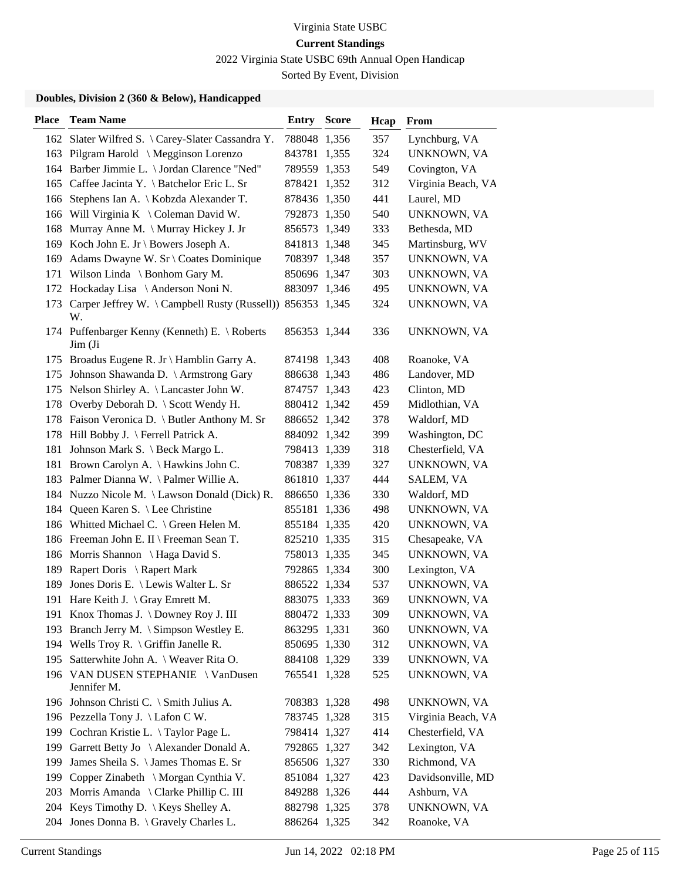Virginia State USBC

**Current Standings**

2022 Virginia State USBC 69th Annual Open Handicap

Sorted By Event, Division

### Doubles, Division 2 (360 & Below), Handicapped

| Place | Team Name | Entry | Score | Hcap | From |
|---|---|---|---|---|---|
| 162 | Slater Wilfred S. \ Carey-Slater Cassandra Y. | 788048 | 1,356 | 357 | Lynchburg, VA |
| 163 | Pilgram Harold \ Megginson Lorenzo | 843781 | 1,355 | 324 | UNKNOWN, VA |
| 164 | Barber Jimmie L. \ Jordan Clarence "Ned" | 789559 | 1,353 | 549 | Covington, VA |
| 165 | Caffee Jacinta Y. \ Batchelor Eric L. Sr | 878421 | 1,352 | 312 | Virginia Beach, VA |
| 166 | Stephens Ian A. \ Kobzda Alexander T. | 878436 | 1,350 | 441 | Laurel, MD |
| 166 | Will Virginia K \ Coleman David W. | 792873 | 1,350 | 540 | UNKNOWN, VA |
| 168 | Murray Anne M. \ Murray Hickey J. Jr | 856573 | 1,349 | 333 | Bethesda, MD |
| 169 | Koch John E. Jr \ Bowers Joseph A. | 841813 | 1,348 | 345 | Martinsburg, WV |
| 169 | Adams Dwayne W. Sr \ Coates Dominique | 708397 | 1,348 | 357 | UNKNOWN, VA |
| 171 | Wilson Linda \ Bonhom Gary M. | 850696 | 1,347 | 303 | UNKNOWN, VA |
| 172 | Hockaday Lisa \ Anderson Noni N. | 883097 | 1,346 | 495 | UNKNOWN, VA |
| 173 | Carper Jeffrey W. \ Campbell Rusty (Russell)) W. | 856353 | 1,345 | 324 | UNKNOWN, VA |
| 174 | Puffenbarger Kenny (Kenneth) E. \ Roberts Jim (Ji | 856353 | 1,344 | 336 | UNKNOWN, VA |
| 175 | Broadus Eugene R. Jr \ Hamblin Garry A. | 874198 | 1,343 | 408 | Roanoke, VA |
| 175 | Johnson Shawanda D. \ Armstrong Gary | 886638 | 1,343 | 486 | Landover, MD |
| 175 | Nelson Shirley A. \ Lancaster John W. | 874757 | 1,343 | 423 | Clinton, MD |
| 178 | Overby Deborah D. \ Scott Wendy H. | 880412 | 1,342 | 459 | Midlothian, VA |
| 178 | Faison Veronica D. \ Butler Anthony M. Sr | 886652 | 1,342 | 378 | Waldorf, MD |
| 178 | Hill Bobby J. \ Ferrell Patrick A. | 884092 | 1,342 | 399 | Washington, DC |
| 181 | Johnson Mark S. \ Beck Margo L. | 798413 | 1,339 | 318 | Chesterfield, VA |
| 181 | Brown Carolyn A. \ Hawkins John C. | 708387 | 1,339 | 327 | UNKNOWN, VA |
| 183 | Palmer Dianna W. \ Palmer Willie A. | 861810 | 1,337 | 444 | SALEM, VA |
| 184 | Nuzzo Nicole M. \ Lawson Donald (Dick) R. | 886650 | 1,336 | 330 | Waldorf, MD |
| 184 | Queen Karen S. \ Lee Christine | 855181 | 1,336 | 498 | UNKNOWN, VA |
| 186 | Whitted Michael C. \ Green Helen M. | 855184 | 1,335 | 420 | UNKNOWN, VA |
| 186 | Freeman John E. II \ Freeman Sean T. | 825210 | 1,335 | 315 | Chesapeake, VA |
| 186 | Morris Shannon \ Haga David S. | 758013 | 1,335 | 345 | UNKNOWN, VA |
| 189 | Rapert Doris \ Rapert Mark | 792865 | 1,334 | 300 | Lexington, VA |
| 189 | Jones Doris E. \ Lewis Walter L. Sr | 886522 | 1,334 | 537 | UNKNOWN, VA |
| 191 | Hare Keith J. \ Gray Emrett M. | 883075 | 1,333 | 369 | UNKNOWN, VA |
| 191 | Knox Thomas J. \ Downey Roy J. III | 880472 | 1,333 | 309 | UNKNOWN, VA |
| 193 | Branch Jerry M. \ Simpson Westley E. | 863295 | 1,331 | 360 | UNKNOWN, VA |
| 194 | Wells Troy R. \ Griffin Janelle R. | 850695 | 1,330 | 312 | UNKNOWN, VA |
| 195 | Satterwhite John A. \ Weaver Rita O. | 884108 | 1,329 | 339 | UNKNOWN, VA |
| 196 | VAN DUSEN STEPHANIE \ VanDusen Jennifer M. | 765541 | 1,328 | 525 | UNKNOWN, VA |
| 196 | Johnson Christi C. \ Smith Julius A. | 708383 | 1,328 | 498 | UNKNOWN, VA |
| 196 | Pezzella Tony J. \ Lafon C W. | 783745 | 1,328 | 315 | Virginia Beach, VA |
| 199 | Cochran Kristie L. \ Taylor Page L. | 798414 | 1,327 | 414 | Chesterfield, VA |
| 199 | Garrett Betty Jo \ Alexander Donald A. | 792865 | 1,327 | 342 | Lexington, VA |
| 199 | James Sheila S. \ James Thomas E. Sr | 856506 | 1,327 | 330 | Richmond, VA |
| 199 | Copper Zinabeth \ Morgan Cynthia V. | 851084 | 1,327 | 423 | Davidsonville, MD |
| 203 | Morris Amanda \ Clarke Phillip C. III | 849288 | 1,326 | 444 | Ashburn, VA |
| 204 | Keys Timothy D. \ Keys Shelley A. | 882798 | 1,325 | 378 | UNKNOWN, VA |
| 204 | Jones Donna B. \ Gravely Charles L. | 886264 | 1,325 | 342 | Roanoke, VA |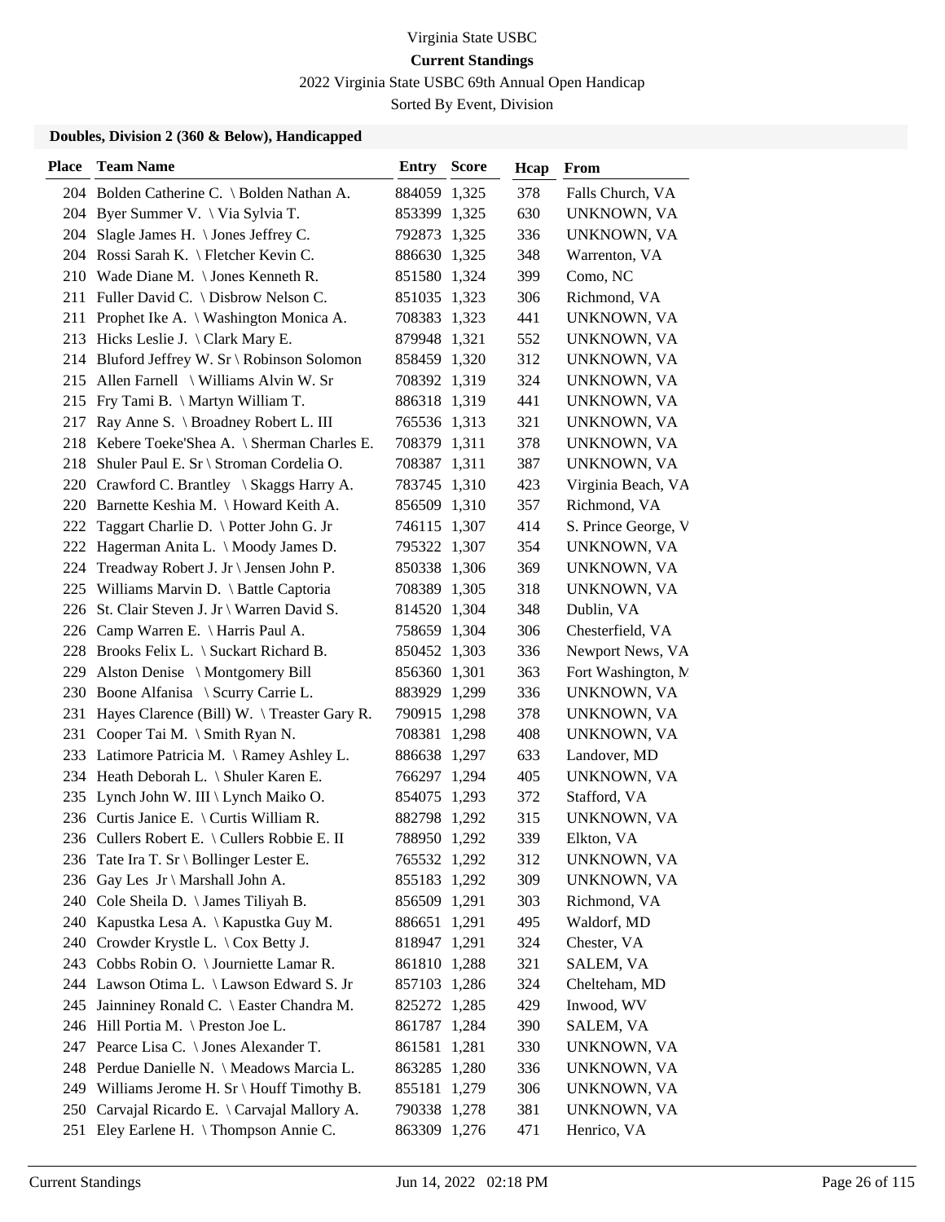Virginia State USBC

**Current Standings**

2022 Virginia State USBC 69th Annual Open Handicap

Sorted By Event, Division

### Doubles, Division 2 (360 & Below), Handicapped

| Place | Team Name | Entry | Score | Hcap | From |
|---|---|---|---|---|---|
| 204 | Bolden Catherine C. \ Bolden Nathan A. | 884059 | 1,325 | 378 | Falls Church, VA |
| 204 | Byer Summer V. \ Via Sylvia T. | 853399 | 1,325 | 630 | UNKNOWN, VA |
| 204 | Slagle James H. \ Jones Jeffrey C. | 792873 | 1,325 | 336 | UNKNOWN, VA |
| 204 | Rossi Sarah K. \ Fletcher Kevin C. | 886630 | 1,325 | 348 | Warrenton, VA |
| 210 | Wade Diane M. \ Jones Kenneth R. | 851580 | 1,324 | 399 | Como, NC |
| 211 | Fuller David C. \ Disbrow Nelson C. | 851035 | 1,323 | 306 | Richmond, VA |
| 211 | Prophet Ike A. \ Washington Monica A. | 708383 | 1,323 | 441 | UNKNOWN, VA |
| 213 | Hicks Leslie J. \ Clark Mary E. | 879948 | 1,321 | 552 | UNKNOWN, VA |
| 214 | Bluford Jeffrey W. Sr \ Robinson Solomon | 858459 | 1,320 | 312 | UNKNOWN, VA |
| 215 | Allen Farnell \ Williams Alvin W. Sr | 708392 | 1,319 | 324 | UNKNOWN, VA |
| 215 | Fry Tami B. \ Martyn William T. | 886318 | 1,319 | 441 | UNKNOWN, VA |
| 217 | Ray Anne S. \ Broadney Robert L. III | 765536 | 1,313 | 321 | UNKNOWN, VA |
| 218 | Kebere Toeke'Shea A. \ Sherman Charles E. | 708379 | 1,311 | 378 | UNKNOWN, VA |
| 218 | Shuler Paul E. Sr \ Stroman Cordelia O. | 708387 | 1,311 | 387 | UNKNOWN, VA |
| 220 | Crawford C. Brantley \ Skaggs Harry A. | 783745 | 1,310 | 423 | Virginia Beach, VA |
| 220 | Barnette Keshia M. \ Howard Keith A. | 856509 | 1,310 | 357 | Richmond, VA |
| 222 | Taggart Charlie D. \ Potter John G. Jr | 746115 | 1,307 | 414 | S. Prince George, V |
| 222 | Hagerman Anita L. \ Moody James D. | 795322 | 1,307 | 354 | UNKNOWN, VA |
| 224 | Treadway Robert J. Jr \ Jensen John P. | 850338 | 1,306 | 369 | UNKNOWN, VA |
| 225 | Williams Marvin D. \ Battle Captoria | 708389 | 1,305 | 318 | UNKNOWN, VA |
| 226 | St. Clair Steven J. Jr \ Warren David S. | 814520 | 1,304 | 348 | Dublin, VA |
| 226 | Camp Warren E. \ Harris Paul A. | 758659 | 1,304 | 306 | Chesterfield, VA |
| 228 | Brooks Felix L. \ Suckart Richard B. | 850452 | 1,303 | 336 | Newport News, VA |
| 229 | Alston Denise \ Montgomery Bill | 856360 | 1,301 | 363 | Fort Washington, M |
| 230 | Boone Alfanisa \ Scurry Carrie L. | 883929 | 1,299 | 336 | UNKNOWN, VA |
| 231 | Hayes Clarence (Bill) W. \ Treaster Gary R. | 790915 | 1,298 | 378 | UNKNOWN, VA |
| 231 | Cooper Tai M. \ Smith Ryan N. | 708381 | 1,298 | 408 | UNKNOWN, VA |
| 233 | Latimore Patricia M. \ Ramey Ashley L. | 886638 | 1,297 | 633 | Landover, MD |
| 234 | Heath Deborah L. \ Shuler Karen E. | 766297 | 1,294 | 405 | UNKNOWN, VA |
| 235 | Lynch John W. III \ Lynch Maiko O. | 854075 | 1,293 | 372 | Stafford, VA |
| 236 | Curtis Janice E. \ Curtis William R. | 882798 | 1,292 | 315 | UNKNOWN, VA |
| 236 | Cullers Robert E. \ Cullers Robbie E. II | 788950 | 1,292 | 339 | Elkton, VA |
| 236 | Tate Ira T. Sr \ Bollinger Lester E. | 765532 | 1,292 | 312 | UNKNOWN, VA |
| 236 | Gay Les Jr \ Marshall John A. | 855183 | 1,292 | 309 | UNKNOWN, VA |
| 240 | Cole Sheila D. \ James Tiliyah B. | 856509 | 1,291 | 303 | Richmond, VA |
| 240 | Kapustka Lesa A. \ Kapustka Guy M. | 886651 | 1,291 | 495 | Waldorf, MD |
| 240 | Crowder Krystle L. \ Cox Betty J. | 818947 | 1,291 | 324 | Chester, VA |
| 243 | Cobbs Robin O. \ Journiette Lamar R. | 861810 | 1,288 | 321 | SALEM, VA |
| 244 | Lawson Otima L. \ Lawson Edward S. Jr | 857103 | 1,286 | 324 | Chelteham, MD |
| 245 | Jainniney Ronald C. \ Easter Chandra M. | 825272 | 1,285 | 429 | Inwood, WV |
| 246 | Hill Portia M. \ Preston Joe L. | 861787 | 1,284 | 390 | SALEM, VA |
| 247 | Pearce Lisa C. \ Jones Alexander T. | 861581 | 1,281 | 330 | UNKNOWN, VA |
| 248 | Perdue Danielle N. \ Meadows Marcia L. | 863285 | 1,280 | 336 | UNKNOWN, VA |
| 249 | Williams Jerome H. Sr \ Houff Timothy B. | 855181 | 1,279 | 306 | UNKNOWN, VA |
| 250 | Carvajal Ricardo E. \ Carvajal Mallory A. | 790338 | 1,278 | 381 | UNKNOWN, VA |
| 251 | Eley Earlene H. \ Thompson Annie C. | 863309 | 1,276 | 471 | Henrico, VA |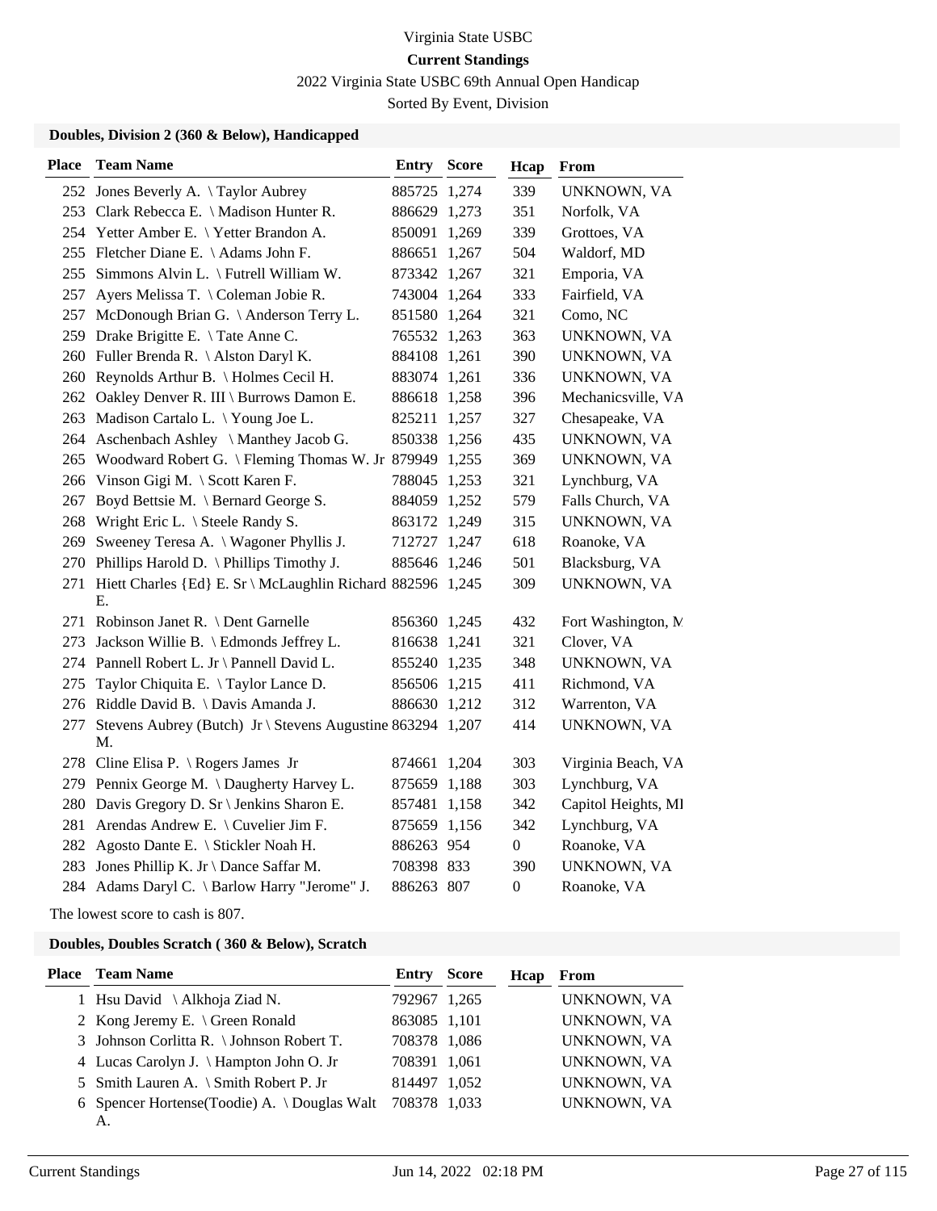Virginia State USBC

**Current Standings**

2022 Virginia State USBC 69th Annual Open Handicap

Sorted By Event, Division

### Doubles, Division 2 (360 & Below), Handicapped

| Place | Team Name | Entry | Score | Hcap | From |
|---|---|---|---|---|---|
| 252 | Jones Beverly A. \ Taylor Aubrey | 885725 | 1,274 | 339 | UNKNOWN, VA |
| 253 | Clark Rebecca E. \ Madison Hunter R. | 886629 | 1,273 | 351 | Norfolk, VA |
| 254 | Yetter Amber E. \ Yetter Brandon A. | 850091 | 1,269 | 339 | Grottoes, VA |
| 255 | Fletcher Diane E. \ Adams John F. | 886651 | 1,267 | 504 | Waldorf, MD |
| 255 | Simmons Alvin L. \ Futrell William W. | 873342 | 1,267 | 321 | Emporia, VA |
| 257 | Ayers Melissa T. \ Coleman Jobie R. | 743004 | 1,264 | 333 | Fairfield, VA |
| 257 | McDonough Brian G. \ Anderson Terry L. | 851580 | 1,264 | 321 | Como, NC |
| 259 | Drake Brigitte E. \ Tate Anne C. | 765532 | 1,263 | 363 | UNKNOWN, VA |
| 260 | Fuller Brenda R. \ Alston Daryl K. | 884108 | 1,261 | 390 | UNKNOWN, VA |
| 260 | Reynolds Arthur B. \ Holmes Cecil H. | 883074 | 1,261 | 336 | UNKNOWN, VA |
| 262 | Oakley Denver R. III \ Burrows Damon E. | 886618 | 1,258 | 396 | Mechanicsville, VA |
| 263 | Madison Cartalo L. \ Young Joe L. | 825211 | 1,257 | 327 | Chesapeake, VA |
| 264 | Aschenbach Ashley \ Manthey Jacob G. | 850338 | 1,256 | 435 | UNKNOWN, VA |
| 265 | Woodward Robert G. \ Fleming Thomas W. Jr | 879949 | 1,255 | 369 | UNKNOWN, VA |
| 266 | Vinson Gigi M. \ Scott Karen F. | 788045 | 1,253 | 321 | Lynchburg, VA |
| 267 | Boyd Bettsie M. \ Bernard George S. | 884059 | 1,252 | 579 | Falls Church, VA |
| 268 | Wright Eric L. \ Steele Randy S. | 863172 | 1,249 | 315 | UNKNOWN, VA |
| 269 | Sweeney Teresa A. \ Wagoner Phyllis J. | 712727 | 1,247 | 618 | Roanoke, VA |
| 270 | Phillips Harold D. \ Phillips Timothy J. | 885646 | 1,246 | 501 | Blacksburg, VA |
| 271 | Hiett Charles {Ed} E. Sr \ McLaughlin Richard E. | 882596 | 1,245 | 309 | UNKNOWN, VA |
| 271 | Robinson Janet R. \ Dent Garnelle | 856360 | 1,245 | 432 | Fort Washington, M |
| 273 | Jackson Willie B. \ Edmonds Jeffrey L. | 816638 | 1,241 | 321 | Clover, VA |
| 274 | Pannell Robert L. Jr \ Pannell David L. | 855240 | 1,235 | 348 | UNKNOWN, VA |
| 275 | Taylor Chiquita E. \ Taylor Lance D. | 856506 | 1,215 | 411 | Richmond, VA |
| 276 | Riddle David B. \ Davis Amanda J. | 886630 | 1,212 | 312 | Warrenton, VA |
| 277 | Stevens Aubrey (Butch) Jr \ Stevens Augustine M. | 863294 | 1,207 | 414 | UNKNOWN, VA |
| 278 | Cline Elisa P. \ Rogers James Jr | 874661 | 1,204 | 303 | Virginia Beach, VA |
| 279 | Pennix George M. \ Daugherty Harvey L. | 875659 | 1,188 | 303 | Lynchburg, VA |
| 280 | Davis Gregory D. Sr \ Jenkins Sharon E. | 857481 | 1,158 | 342 | Capitol Heights, MI |
| 281 | Arendas Andrew E. \ Cuvelier Jim F. | 875659 | 1,156 | 342 | Lynchburg, VA |
| 282 | Agosto Dante E. \ Stickler Noah H. | 886263 | 954 | 0 | Roanoke, VA |
| 283 | Jones Phillip K. Jr \ Dance Saffar M. | 708398 | 833 | 390 | UNKNOWN, VA |
| 284 | Adams Daryl C. \ Barlow Harry "Jerome" J. | 886263 | 807 | 0 | Roanoke, VA |

The lowest score to cash is 807.

### Doubles, Doubles Scratch ( 360 & Below), Scratch

| Place | Team Name | Entry | Score | Hcap | From |
|---|---|---|---|---|---|
| 1 | Hsu David \ Alkhoja Ziad N. | 792967 | 1,265 | | UNKNOWN, VA |
| 2 | Kong Jeremy E. \ Green Ronald | 863085 | 1,101 | | UNKNOWN, VA |
| 3 | Johnson Corlitta R. \ Johnson Robert T. | 708378 | 1,086 | | UNKNOWN, VA |
| 4 | Lucas Carolyn J. \ Hampton John O. Jr | 708391 | 1,061 | | UNKNOWN, VA |
| 5 | Smith Lauren A. \ Smith Robert P. Jr | 814497 | 1,052 | | UNKNOWN, VA |
| 6 | Spencer Hortense(Toodie) A. \ Douglas Walt A. | 708378 | 1,033 | | UNKNOWN, VA |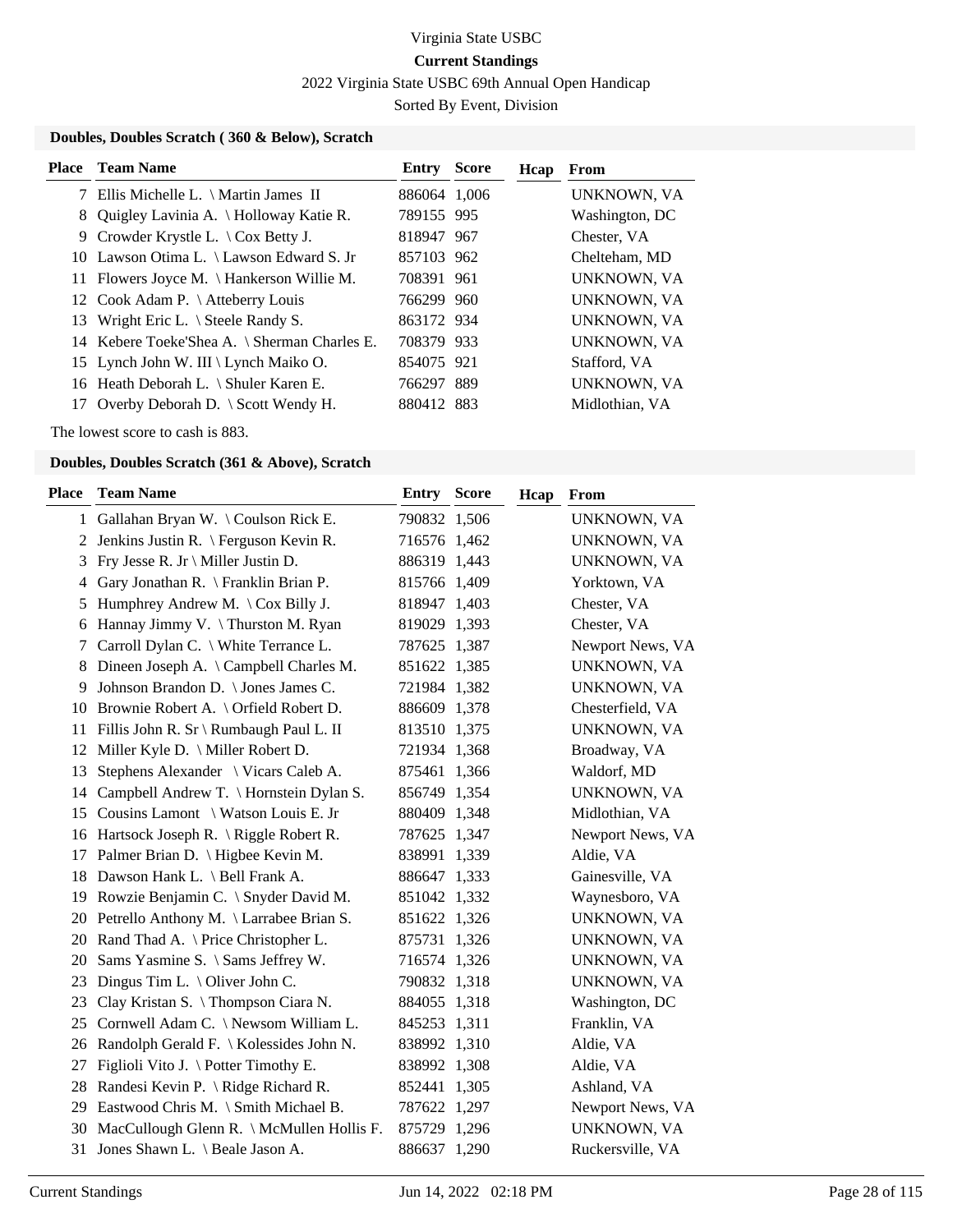Virginia State USBC

**Current Standings**

2022 Virginia State USBC 69th Annual Open Handicap

Sorted By Event, Division

### Doubles, Doubles Scratch ( 360 & Below), Scratch

| Place | Team Name | Entry | Score | Hcap | From |
|---|---|---|---|---|---|
| 7 | Ellis Michelle L. \ Martin James II | 886064 | 1,006 | | UNKNOWN, VA |
| 8 | Quigley Lavinia A. \ Holloway Katie R. | 789155 | 995 | | Washington, DC |
| 9 | Crowder Krystle L. \ Cox Betty J. | 818947 | 967 | | Chester, VA |
| 10 | Lawson Otima L. \ Lawson Edward S. Jr | 857103 | 962 | | Chelteham, MD |
| 11 | Flowers Joyce M. \ Hankerson Willie M. | 708391 | 961 | | UNKNOWN, VA |
| 12 | Cook Adam P. \ Atteberry Louis | 766299 | 960 | | UNKNOWN, VA |
| 13 | Wright Eric L. \ Steele Randy S. | 863172 | 934 | | UNKNOWN, VA |
| 14 | Kebere Toeke'Shea A. \ Sherman Charles E. | 708379 | 933 | | UNKNOWN, VA |
| 15 | Lynch John W. III \ Lynch Maiko O. | 854075 | 921 | | Stafford, VA |
| 16 | Heath Deborah L. \ Shuler Karen E. | 766297 | 889 | | UNKNOWN, VA |
| 17 | Overby Deborah D. \ Scott Wendy H. | 880412 | 883 | | Midlothian, VA |

The lowest score to cash is 883.

### Doubles, Doubles Scratch (361 & Above), Scratch

| Place | Team Name | Entry | Score | Hcap | From |
|---|---|---|---|---|---|
| 1 | Gallahan Bryan W. \ Coulson Rick E. | 790832 | 1,506 | | UNKNOWN, VA |
| 2 | Jenkins Justin R. \ Ferguson Kevin R. | 716576 | 1,462 | | UNKNOWN, VA |
| 3 | Fry Jesse R. Jr \ Miller Justin D. | 886319 | 1,443 | | UNKNOWN, VA |
| 4 | Gary Jonathan R. \ Franklin Brian P. | 815766 | 1,409 | | Yorktown, VA |
| 5 | Humphrey Andrew M. \ Cox Billy J. | 818947 | 1,403 | | Chester, VA |
| 6 | Hannay Jimmy V. \ Thurston M. Ryan | 819029 | 1,393 | | Chester, VA |
| 7 | Carroll Dylan C. \ White Terrance L. | 787625 | 1,387 | | Newport News, VA |
| 8 | Dineen Joseph A. \ Campbell Charles M. | 851622 | 1,385 | | UNKNOWN, VA |
| 9 | Johnson Brandon D. \ Jones James C. | 721984 | 1,382 | | UNKNOWN, VA |
| 10 | Brownie Robert A. \ Orfield Robert D. | 886609 | 1,378 | | Chesterfield, VA |
| 11 | Fillis John R. Sr \ Rumbaugh Paul L. II | 813510 | 1,375 | | UNKNOWN, VA |
| 12 | Miller Kyle D. \ Miller Robert D. | 721934 | 1,368 | | Broadway, VA |
| 13 | Stephens Alexander \ Vicars Caleb A. | 875461 | 1,366 | | Waldorf, MD |
| 14 | Campbell Andrew T. \ Hornstein Dylan S. | 856749 | 1,354 | | UNKNOWN, VA |
| 15 | Cousins Lamont \ Watson Louis E. Jr | 880409 | 1,348 | | Midlothian, VA |
| 16 | Hartsock Joseph R. \ Riggle Robert R. | 787625 | 1,347 | | Newport News, VA |
| 17 | Palmer Brian D. \ Higbee Kevin M. | 838991 | 1,339 | | Aldie, VA |
| 18 | Dawson Hank L. \ Bell Frank A. | 886647 | 1,333 | | Gainesville, VA |
| 19 | Rowzie Benjamin C. \ Snyder David M. | 851042 | 1,332 | | Waynesboro, VA |
| 20 | Petrello Anthony M. \ Larrabee Brian S. | 851622 | 1,326 | | UNKNOWN, VA |
| 20 | Rand Thad A. \ Price Christopher L. | 875731 | 1,326 | | UNKNOWN, VA |
| 20 | Sams Yasmine S. \ Sams Jeffrey W. | 716574 | 1,326 | | UNKNOWN, VA |
| 23 | Dingus Tim L. \ Oliver John C. | 790832 | 1,318 | | UNKNOWN, VA |
| 23 | Clay Kristan S. \ Thompson Ciara N. | 884055 | 1,318 | | Washington, DC |
| 25 | Cornwell Adam C. \ Newsom William L. | 845253 | 1,311 | | Franklin, VA |
| 26 | Randolph Gerald F. \ Kolessides John N. | 838992 | 1,310 | | Aldie, VA |
| 27 | Figlioli Vito J. \ Potter Timothy E. | 838992 | 1,308 | | Aldie, VA |
| 28 | Randesi Kevin P. \ Ridge Richard R. | 852441 | 1,305 | | Ashland, VA |
| 29 | Eastwood Chris M. \ Smith Michael B. | 787622 | 1,297 | | Newport News, VA |
| 30 | MacCullough Glenn R. \ McMullen Hollis F. | 875729 | 1,296 | | UNKNOWN, VA |
| 31 | Jones Shawn L. \ Beale Jason A. | 886637 | 1,290 | | Ruckersville, VA |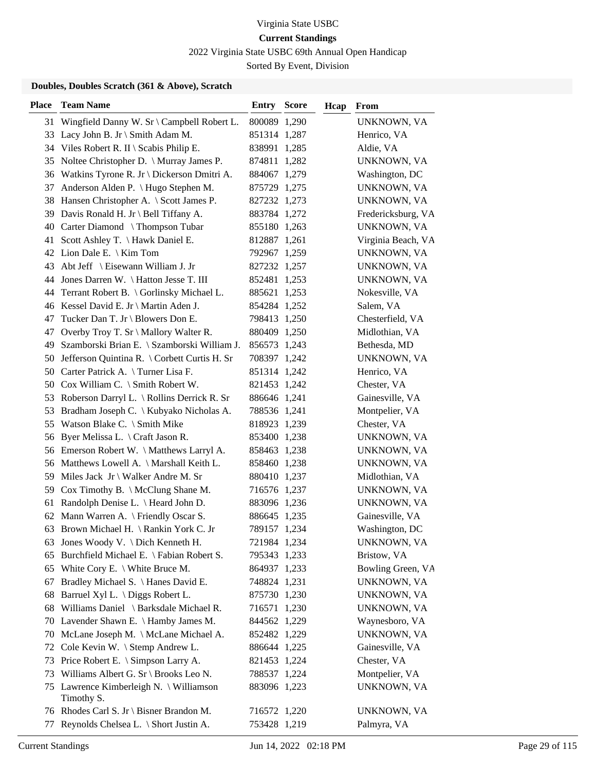Virginia State USBC

**Current Standings**

2022 Virginia State USBC 69th Annual Open Handicap

Sorted By Event, Division

### Doubles, Doubles Scratch (361 & Above), Scratch

| Place | Team Name | Entry | Score | Hcap | From |
|---|---|---|---|---|---|
| 31 | Wingfield Danny W. Sr \ Campbell Robert L. | 800089 | 1,290 | | UNKNOWN, VA |
| 33 | Lacy John B. Jr \ Smith Adam M. | 851314 | 1,287 | | Henrico, VA |
| 34 | Viles Robert R. II \ Scabis Philip E. | 838991 | 1,285 | | Aldie, VA |
| 35 | Noltee Christopher D. \ Murray James P. | 874811 | 1,282 | | UNKNOWN, VA |
| 36 | Watkins Tyrone R. Jr \ Dickerson Dmitri A. | 884067 | 1,279 | | Washington, DC |
| 37 | Anderson Alden P. \ Hugo Stephen M. | 875729 | 1,275 | | UNKNOWN, VA |
| 38 | Hansen Christopher A. \ Scott James P. | 827232 | 1,273 | | UNKNOWN, VA |
| 39 | Davis Ronald H. Jr \ Bell Tiffany A. | 883784 | 1,272 | | Fredericksburg, VA |
| 40 | Carter Diamond \ Thompson Tubar | 855180 | 1,263 | | UNKNOWN, VA |
| 41 | Scott Ashley T. \ Hawk Daniel E. | 812887 | 1,261 | | Virginia Beach, VA |
| 42 | Lion Dale E. \ Kim Tom | 792967 | 1,259 | | UNKNOWN, VA |
| 43 | Abt Jeff \ Eisewann William J. Jr | 827232 | 1,257 | | UNKNOWN, VA |
| 44 | Jones Darren W. \ Hatton Jesse T. III | 852481 | 1,253 | | UNKNOWN, VA |
| 44 | Terrant Robert B. \ Gorlinsky Michael L. | 885621 | 1,253 | | Nokesville, VA |
| 46 | Kessel David E. Jr \ Martin Aden J. | 854284 | 1,252 | | Salem, VA |
| 47 | Tucker Dan T. Jr \ Blowers Don E. | 798413 | 1,250 | | Chesterfield, VA |
| 47 | Overby Troy T. Sr \ Mallory Walter R. | 880409 | 1,250 | | Midlothian, VA |
| 49 | Szamborski Brian E. \ Szamborski William J. | 856573 | 1,243 | | Bethesda, MD |
| 50 | Jefferson Quintina R. \ Corbett Curtis H. Sr | 708397 | 1,242 | | UNKNOWN, VA |
| 50 | Carter Patrick A. \ Turner Lisa F. | 851314 | 1,242 | | Henrico, VA |
| 50 | Cox William C. \ Smith Robert W. | 821453 | 1,242 | | Chester, VA |
| 53 | Roberson Darryl L. \ Rollins Derrick R. Sr | 886646 | 1,241 | | Gainesville, VA |
| 53 | Bradham Joseph C. \ Kubyako Nicholas A. | 788536 | 1,241 | | Montpelier, VA |
| 55 | Watson Blake C. \ Smith Mike | 818923 | 1,239 | | Chester, VA |
| 56 | Byer Melissa L. \ Craft Jason R. | 853400 | 1,238 | | UNKNOWN, VA |
| 56 | Emerson Robert W. \ Matthews Larryl A. | 858463 | 1,238 | | UNKNOWN, VA |
| 56 | Matthews Lowell A. \ Marshall Keith L. | 858460 | 1,238 | | UNKNOWN, VA |
| 59 | Miles Jack Jr \ Walker Andre M. Sr | 880410 | 1,237 | | Midlothian, VA |
| 59 | Cox Timothy B. \ McClung Shane M. | 716576 | 1,237 | | UNKNOWN, VA |
| 61 | Randolph Denise L. \ Heard John D. | 883096 | 1,236 | | UNKNOWN, VA |
| 62 | Mann Warren A. \ Friendly Oscar S. | 886645 | 1,235 | | Gainesville, VA |
| 63 | Brown Michael H. \ Rankin York C. Jr | 789157 | 1,234 | | Washington, DC |
| 63 | Jones Woody V. \ Dich Kenneth H. | 721984 | 1,234 | | UNKNOWN, VA |
| 65 | Burchfield Michael E. \ Fabian Robert S. | 795343 | 1,233 | | Bristow, VA |
| 65 | White Cory E. \ White Bruce M. | 864937 | 1,233 | | Bowling Green, VA |
| 67 | Bradley Michael S. \ Hanes David E. | 748824 | 1,231 | | UNKNOWN, VA |
| 68 | Barruel Xyl L. \ Diggs Robert L. | 875730 | 1,230 | | UNKNOWN, VA |
| 68 | Williams Daniel \ Barksdale Michael R. | 716571 | 1,230 | | UNKNOWN, VA |
| 70 | Lavender Shawn E. \ Hamby James M. | 844562 | 1,229 | | Waynesboro, VA |
| 70 | McLane Joseph M. \ McLane Michael A. | 852482 | 1,229 | | UNKNOWN, VA |
| 72 | Cole Kevin W. \ Stemp Andrew L. | 886644 | 1,225 | | Gainesville, VA |
| 73 | Price Robert E. \ Simpson Larry A. | 821453 | 1,224 | | Chester, VA |
| 73 | Williams Albert G. Sr \ Brooks Leo N. | 788537 | 1,224 | | Montpelier, VA |
| 75 | Lawrence Kimberleigh N. \ Williamson Timothy S. | 883096 | 1,223 | | UNKNOWN, VA |
| 76 | Rhodes Carl S. Jr \ Bisner Brandon M. | 716572 | 1,220 | | UNKNOWN, VA |
| 77 | Reynolds Chelsea L. \ Short Justin A. | 753428 | 1,219 | | Palmyra, VA |

Current Standings Jun 14, 2022 02:18 PM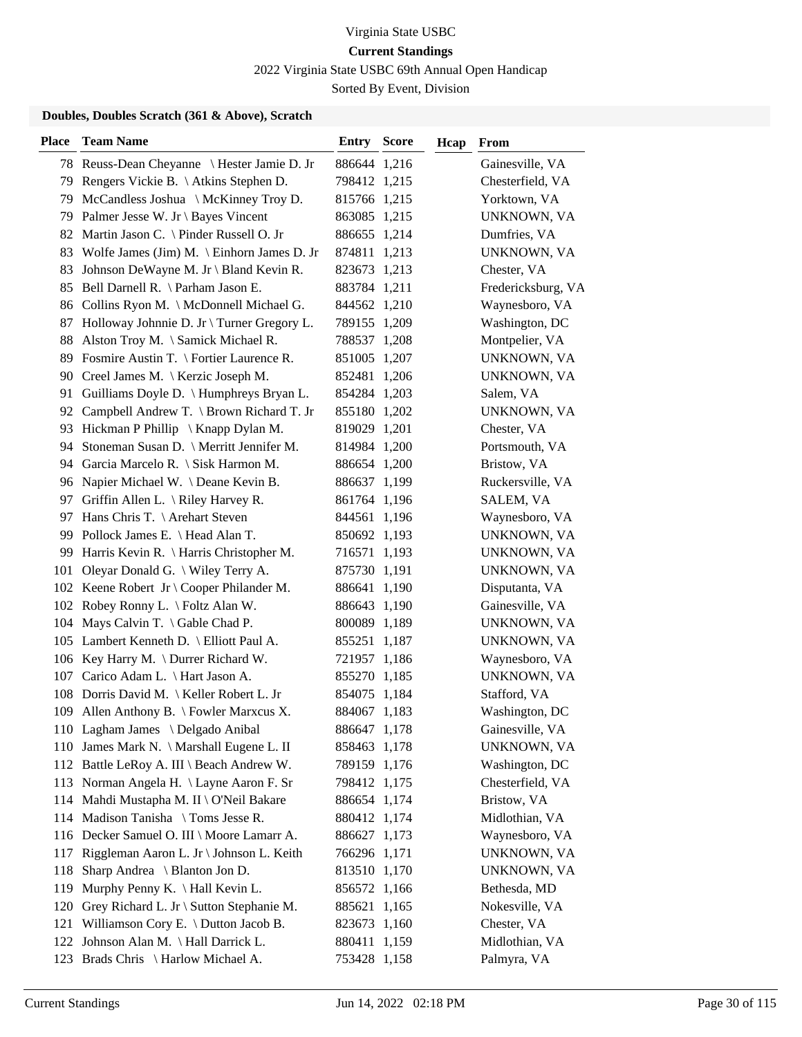Virginia State USBC

**Current Standings**

2022 Virginia State USBC 69th Annual Open Handicap

Sorted By Event, Division

### Doubles, Doubles Scratch (361 & Above), Scratch

| Place | Team Name | Entry | Score | Hcap | From |
|---|---|---|---|---|---|
| 78 | Reuss-Dean Cheyanne \ Hester Jamie D. Jr | 886644 | 1,216 | | Gainesville, VA |
| 79 | Rengers Vickie B. \ Atkins Stephen D. | 798412 | 1,215 | | Chesterfield, VA |
| 79 | McCandless Joshua \ McKinney Troy D. | 815766 | 1,215 | | Yorktown, VA |
| 79 | Palmer Jesse W. Jr \ Bayes Vincent | 863085 | 1,215 | | UNKNOWN, VA |
| 82 | Martin Jason C. \ Pinder Russell O. Jr | 886655 | 1,214 | | Dumfries, VA |
| 83 | Wolfe James (Jim) M. \ Einhorn James D. Jr | 874811 | 1,213 | | UNKNOWN, VA |
| 83 | Johnson DeWayne M. Jr \ Bland Kevin R. | 823673 | 1,213 | | Chester, VA |
| 85 | Bell Darnell R. \ Parham Jason E. | 883784 | 1,211 | | Fredericksburg, VA |
| 86 | Collins Ryon M. \ McDonnell Michael G. | 844562 | 1,210 | | Waynesboro, VA |
| 87 | Holloway Johnnie D. Jr \ Turner Gregory L. | 789155 | 1,209 | | Washington, DC |
| 88 | Alston Troy M. \ Samick Michael R. | 788537 | 1,208 | | Montpelier, VA |
| 89 | Fosmire Austin T. \ Fortier Laurence R. | 851005 | 1,207 | | UNKNOWN, VA |
| 90 | Creel James M. \ Kerzic Joseph M. | 852481 | 1,206 | | UNKNOWN, VA |
| 91 | Guilliams Doyle D. \ Humphreys Bryan L. | 854284 | 1,203 | | Salem, VA |
| 92 | Campbell Andrew T. \ Brown Richard T. Jr | 855180 | 1,202 | | UNKNOWN, VA |
| 93 | Hickman P Phillip \ Knapp Dylan M. | 819029 | 1,201 | | Chester, VA |
| 94 | Stoneman Susan D. \ Merritt Jennifer M. | 814984 | 1,200 | | Portsmouth, VA |
| 94 | Garcia Marcelo R. \ Sisk Harmon M. | 886654 | 1,200 | | Bristow, VA |
| 96 | Napier Michael W. \ Deane Kevin B. | 886637 | 1,199 | | Ruckersville, VA |
| 97 | Griffin Allen L. \ Riley Harvey R. | 861764 | 1,196 | | SALEM, VA |
| 97 | Hans Chris T. \ Arehart Steven | 844561 | 1,196 | | Waynesboro, VA |
| 99 | Pollock James E. \ Head Alan T. | 850692 | 1,193 | | UNKNOWN, VA |
| 99 | Harris Kevin R. \ Harris Christopher M. | 716571 | 1,193 | | UNKNOWN, VA |
| 101 | Oleyar Donald G. \ Wiley Terry A. | 875730 | 1,191 | | UNKNOWN, VA |
| 102 | Keene Robert Jr \ Cooper Philander M. | 886641 | 1,190 | | Disputanta, VA |
| 102 | Robey Ronny L. \ Foltz Alan W. | 886643 | 1,190 | | Gainesville, VA |
| 104 | Mays Calvin T. \ Gable Chad P. | 800089 | 1,189 | | UNKNOWN, VA |
| 105 | Lambert Kenneth D. \ Elliott Paul A. | 855251 | 1,187 | | UNKNOWN, VA |
| 106 | Key Harry M. \ Durrer Richard W. | 721957 | 1,186 | | Waynesboro, VA |
| 107 | Carico Adam L. \ Hart Jason A. | 855270 | 1,185 | | UNKNOWN, VA |
| 108 | Dorris David M. \ Keller Robert L. Jr | 854075 | 1,184 | | Stafford, VA |
| 109 | Allen Anthony B. \ Fowler Marxcus X. | 884067 | 1,183 | | Washington, DC |
| 110 | Lagham James \ Delgado Anibal | 886647 | 1,178 | | Gainesville, VA |
| 110 | James Mark N. \ Marshall Eugene L. II | 858463 | 1,178 | | UNKNOWN, VA |
| 112 | Battle LeRoy A. III \ Beach Andrew W. | 789159 | 1,176 | | Washington, DC |
| 113 | Norman Angela H. \ Layne Aaron F. Sr | 798412 | 1,175 | | Chesterfield, VA |
| 114 | Mahdi Mustapha M. II \ O'Neil Bakare | 886654 | 1,174 | | Bristow, VA |
| 114 | Madison Tanisha \ Toms Jesse R. | 880412 | 1,174 | | Midlothian, VA |
| 116 | Decker Samuel O. III \ Moore Lamarr A. | 886627 | 1,173 | | Waynesboro, VA |
| 117 | Riggleman Aaron L. Jr \ Johnson L. Keith | 766296 | 1,171 | | UNKNOWN, VA |
| 118 | Sharp Andrea \ Blanton Jon D. | 813510 | 1,170 | | UNKNOWN, VA |
| 119 | Murphy Penny K. \ Hall Kevin L. | 856572 | 1,166 | | Bethesda, MD |
| 120 | Grey Richard L. Jr \ Sutton Stephanie M. | 885621 | 1,165 | | Nokesville, VA |
| 121 | Williamson Cory E. \ Dutton Jacob B. | 823673 | 1,160 | | Chester, VA |
| 122 | Johnson Alan M. \ Hall Darrick L. | 880411 | 1,159 | | Midlothian, VA |
| 123 | Brads Chris \ Harlow Michael A. | 753428 | 1,158 | | Palmyra, VA |

Current Standings Jun 14, 2022 02:18 PM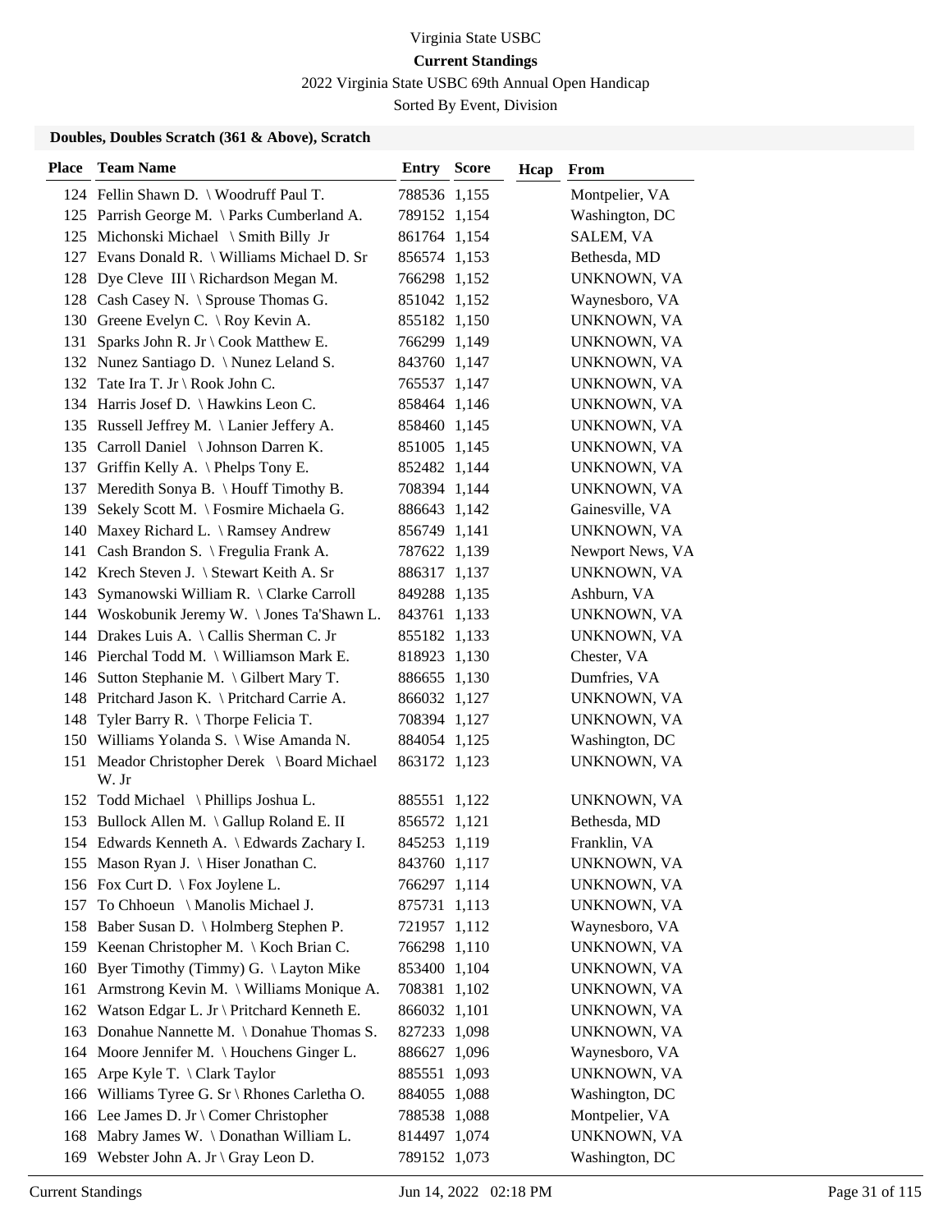Virginia State USBC

**Current Standings**

2022 Virginia State USBC 69th Annual Open Handicap

Sorted By Event, Division

### Doubles, Doubles Scratch (361 & Above), Scratch

| Place | Team Name | Entry | Score | Hcap | From |
|---|---|---|---|---|---|
| 124 | Fellin Shawn D. \ Woodruff Paul T. | 788536 | 1,155 | | Montpelier, VA |
| 125 | Parrish George M. \ Parks Cumberland A. | 789152 | 1,154 | | Washington, DC |
| 125 | Michonski Michael \ Smith Billy Jr | 861764 | 1,154 | | SALEM, VA |
| 127 | Evans Donald R. \ Williams Michael D. Sr | 856574 | 1,153 | | Bethesda, MD |
| 128 | Dye Cleve III \ Richardson Megan M. | 766298 | 1,152 | | UNKNOWN, VA |
| 128 | Cash Casey N. \ Sprouse Thomas G. | 851042 | 1,152 | | Waynesboro, VA |
| 130 | Greene Evelyn C. \ Roy Kevin A. | 855182 | 1,150 | | UNKNOWN, VA |
| 131 | Sparks John R. Jr \ Cook Matthew E. | 766299 | 1,149 | | UNKNOWN, VA |
| 132 | Nunez Santiago D. \ Nunez Leland S. | 843760 | 1,147 | | UNKNOWN, VA |
| 132 | Tate Ira T. Jr \ Rook John C. | 765537 | 1,147 | | UNKNOWN, VA |
| 134 | Harris Josef D. \ Hawkins Leon C. | 858464 | 1,146 | | UNKNOWN, VA |
| 135 | Russell Jeffrey M. \ Lanier Jeffery A. | 858460 | 1,145 | | UNKNOWN, VA |
| 135 | Carroll Daniel \ Johnson Darren K. | 851005 | 1,145 | | UNKNOWN, VA |
| 137 | Griffin Kelly A. \ Phelps Tony E. | 852482 | 1,144 | | UNKNOWN, VA |
| 137 | Meredith Sonya B. \ Houff Timothy B. | 708394 | 1,144 | | UNKNOWN, VA |
| 139 | Sekely Scott M. \ Fosmire Michaela G. | 886643 | 1,142 | | Gainesville, VA |
| 140 | Maxey Richard L. \ Ramsey Andrew | 856749 | 1,141 | | UNKNOWN, VA |
| 141 | Cash Brandon S. \ Fregulia Frank A. | 787622 | 1,139 | | Newport News, VA |
| 142 | Krech Steven J. \ Stewart Keith A. Sr | 886317 | 1,137 | | UNKNOWN, VA |
| 143 | Symanowski William R. \ Clarke Carroll | 849288 | 1,135 | | Ashburn, VA |
| 144 | Woskobunik Jeremy W. \ Jones Ta'Shawn L. | 843761 | 1,133 | | UNKNOWN, VA |
| 144 | Drakes Luis A. \ Callis Sherman C. Jr | 855182 | 1,133 | | UNKNOWN, VA |
| 146 | Pierchal Todd M. \ Williamson Mark E. | 818923 | 1,130 | | Chester, VA |
| 146 | Sutton Stephanie M. \ Gilbert Mary T. | 886655 | 1,130 | | Dumfries, VA |
| 148 | Pritchard Jason K. \ Pritchard Carrie A. | 866032 | 1,127 | | UNKNOWN, VA |
| 148 | Tyler Barry R. \ Thorpe Felicia T. | 708394 | 1,127 | | UNKNOWN, VA |
| 150 | Williams Yolanda S. \ Wise Amanda N. | 884054 | 1,125 | | Washington, DC |
| 151 | Meador Christopher Derek \ Board Michael W. Jr | 863172 | 1,123 | | UNKNOWN, VA |
| 152 | Todd Michael \ Phillips Joshua L. | 885551 | 1,122 | | UNKNOWN, VA |
| 153 | Bullock Allen M. \ Gallup Roland E. II | 856572 | 1,121 | | Bethesda, MD |
| 154 | Edwards Kenneth A. \ Edwards Zachary I. | 845253 | 1,119 | | Franklin, VA |
| 155 | Mason Ryan J. \ Hiser Jonathan C. | 843760 | 1,117 | | UNKNOWN, VA |
| 156 | Fox Curt D. \ Fox Joylene L. | 766297 | 1,114 | | UNKNOWN, VA |
| 157 | To Chhoeun \ Manolis Michael J. | 875731 | 1,113 | | UNKNOWN, VA |
| 158 | Baber Susan D. \ Holmberg Stephen P. | 721957 | 1,112 | | Waynesboro, VA |
| 159 | Keenan Christopher M. \ Koch Brian C. | 766298 | 1,110 | | UNKNOWN, VA |
| 160 | Byer Timothy (Timmy) G. \ Layton Mike | 853400 | 1,104 | | UNKNOWN, VA |
| 161 | Armstrong Kevin M. \ Williams Monique A. | 708381 | 1,102 | | UNKNOWN, VA |
| 162 | Watson Edgar L. Jr \ Pritchard Kenneth E. | 866032 | 1,101 | | UNKNOWN, VA |
| 163 | Donahue Nannette M. \ Donahue Thomas S. | 827233 | 1,098 | | UNKNOWN, VA |
| 164 | Moore Jennifer M. \ Houchens Ginger L. | 886627 | 1,096 | | Waynesboro, VA |
| 165 | Arpe Kyle T. \ Clark Taylor | 885551 | 1,093 | | UNKNOWN, VA |
| 166 | Williams Tyree G. Sr \ Rhones Carletha O. | 884055 | 1,088 | | Washington, DC |
| 166 | Lee James D. Jr \ Comer Christopher | 788538 | 1,088 | | Montpelier, VA |
| 168 | Mabry James W. \ Donathan William L. | 814497 | 1,074 | | UNKNOWN, VA |
| 169 | Webster John A. Jr \ Gray Leon D. | 789152 | 1,073 | | Washington, DC |

Current Standings Jun 14, 2022 02:18 PM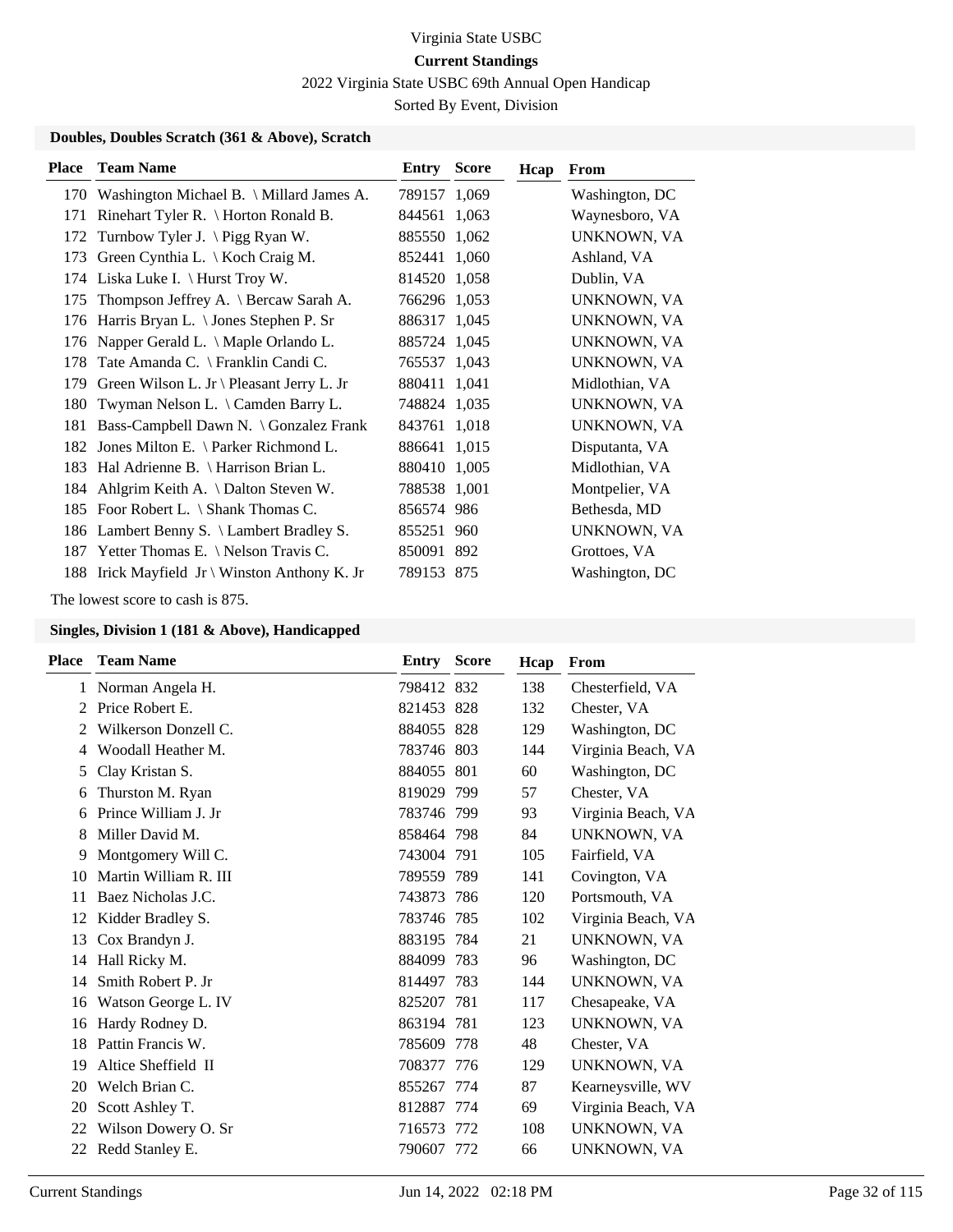Virginia State USBC

**Current Standings**

2022 Virginia State USBC 69th Annual Open Handicap

Sorted By Event, Division

### Doubles, Doubles Scratch (361 & Above), Scratch

| Place | Team Name | Entry | Score | Hcap | From |
|---|---|---|---|---|---|
| 170 | Washington Michael B. \ Millard James A. | 789157 | 1,069 | | Washington, DC |
| 171 | Rinehart Tyler R. \ Horton Ronald B. | 844561 | 1,063 | | Waynesboro, VA |
| 172 | Turnbow Tyler J. \ Pigg Ryan W. | 885550 | 1,062 | | UNKNOWN, VA |
| 173 | Green Cynthia L. \ Koch Craig M. | 852441 | 1,060 | | Ashland, VA |
| 174 | Liska Luke I. \ Hurst Troy W. | 814520 | 1,058 | | Dublin, VA |
| 175 | Thompson Jeffrey A. \ Bercaw Sarah A. | 766296 | 1,053 | | UNKNOWN, VA |
| 176 | Harris Bryan L. \ Jones Stephen P. Sr | 886317 | 1,045 | | UNKNOWN, VA |
| 176 | Napper Gerald L. \ Maple Orlando L. | 885724 | 1,045 | | UNKNOWN, VA |
| 178 | Tate Amanda C. \ Franklin Candi C. | 765537 | 1,043 | | UNKNOWN, VA |
| 179 | Green Wilson L. Jr \ Pleasant Jerry L. Jr | 880411 | 1,041 | | Midlothian, VA |
| 180 | Twyman Nelson L. \ Camden Barry L. | 748824 | 1,035 | | UNKNOWN, VA |
| 181 | Bass-Campbell Dawn N. \ Gonzalez Frank | 843761 | 1,018 | | UNKNOWN, VA |
| 182 | Jones Milton E. \ Parker Richmond L. | 886641 | 1,015 | | Disputanta, VA |
| 183 | Hal Adrienne B. \ Harrison Brian L. | 880410 | 1,005 | | Midlothian, VA |
| 184 | Ahlgrim Keith A. \ Dalton Steven W. | 788538 | 1,001 | | Montpelier, VA |
| 185 | Foor Robert L. \ Shank Thomas C. | 856574 | 986 | | Bethesda, MD |
| 186 | Lambert Benny S. \ Lambert Bradley S. | 855251 | 960 | | UNKNOWN, VA |
| 187 | Yetter Thomas E. \ Nelson Travis C. | 850091 | 892 | | Grottoes, VA |
| 188 | Irick Mayfield Jr \ Winston Anthony K. Jr | 789153 | 875 | | Washington, DC |

The lowest score to cash is 875.

### Singles, Division 1 (181 & Above), Handicapped

| Place | Team Name | Entry | Score | Hcap | From |
|---|---|---|---|---|---|
| 1 | Norman Angela H. | 798412 | 832 | 138 | Chesterfield, VA |
| 2 | Price Robert E. | 821453 | 828 | 132 | Chester, VA |
| 2 | Wilkerson Donzell C. | 884055 | 828 | 129 | Washington, DC |
| 4 | Woodall Heather M. | 783746 | 803 | 144 | Virginia Beach, VA |
| 5 | Clay Kristan S. | 884055 | 801 | 60 | Washington, DC |
| 6 | Thurston M. Ryan | 819029 | 799 | 57 | Chester, VA |
| 6 | Prince William J. Jr | 783746 | 799 | 93 | Virginia Beach, VA |
| 8 | Miller David M. | 858464 | 798 | 84 | UNKNOWN, VA |
| 9 | Montgomery Will C. | 743004 | 791 | 105 | Fairfield, VA |
| 10 | Martin William R. III | 789559 | 789 | 141 | Covington, VA |
| 11 | Baez Nicholas J.C. | 743873 | 786 | 120 | Portsmouth, VA |
| 12 | Kidder Bradley S. | 783746 | 785 | 102 | Virginia Beach, VA |
| 13 | Cox Brandyn J. | 883195 | 784 | 21 | UNKNOWN, VA |
| 14 | Hall Ricky M. | 884099 | 783 | 96 | Washington, DC |
| 14 | Smith Robert P. Jr | 814497 | 783 | 144 | UNKNOWN, VA |
| 16 | Watson George L. IV | 825207 | 781 | 117 | Chesapeake, VA |
| 16 | Hardy Rodney D. | 863194 | 781 | 123 | UNKNOWN, VA |
| 18 | Pattin Francis W. | 785609 | 778 | 48 | Chester, VA |
| 19 | Altice Sheffield II | 708377 | 776 | 129 | UNKNOWN, VA |
| 20 | Welch Brian C. | 855267 | 774 | 87 | Kearneysville, WV |
| 20 | Scott Ashley T. | 812887 | 774 | 69 | Virginia Beach, VA |
| 22 | Wilson Dowery O. Sr | 716573 | 772 | 108 | UNKNOWN, VA |
| 22 | Redd Stanley E. | 790607 | 772 | 66 | UNKNOWN, VA |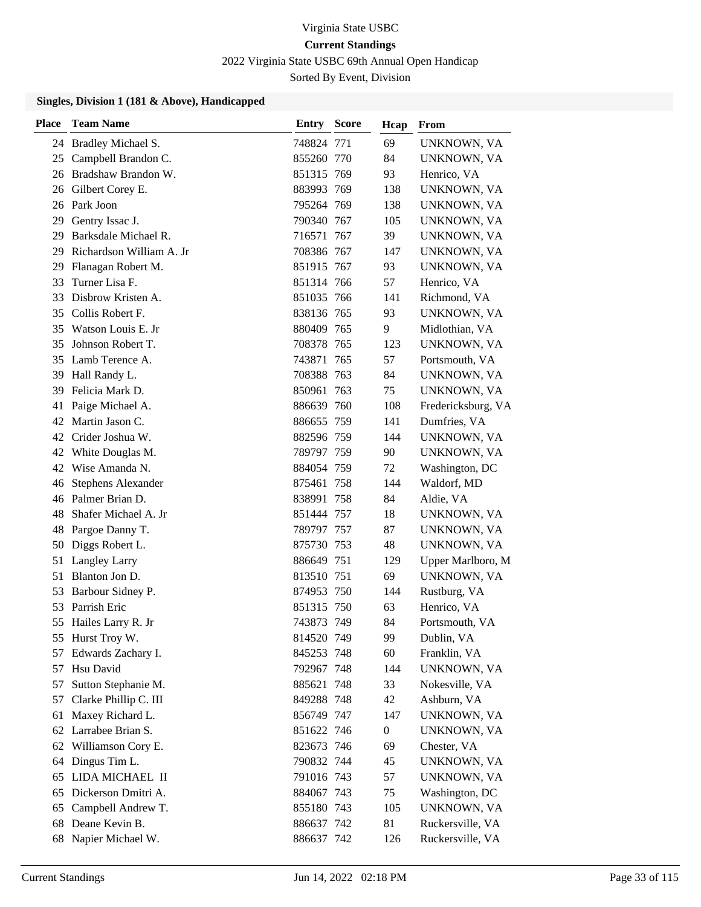Virginia State USBC

**Current Standings**

2022 Virginia State USBC 69th Annual Open Handicap

Sorted By Event, Division

### Singles, Division 1 (181 & Above), Handicapped

| Place | Team Name | Entry | Score | Hcap | From |
|---|---|---|---|---|---|
| 24 | Bradley Michael S. | 748824 | 771 | 69 | UNKNOWN, VA |
| 25 | Campbell Brandon C. | 855260 | 770 | 84 | UNKNOWN, VA |
| 26 | Bradshaw Brandon W. | 851315 | 769 | 93 | Henrico, VA |
| 26 | Gilbert Corey E. | 883993 | 769 | 138 | UNKNOWN, VA |
| 26 | Park Joon | 795264 | 769 | 138 | UNKNOWN, VA |
| 29 | Gentry Issac J. | 790340 | 767 | 105 | UNKNOWN, VA |
| 29 | Barksdale Michael R. | 716571 | 767 | 39 | UNKNOWN, VA |
| 29 | Richardson William A. Jr | 708386 | 767 | 147 | UNKNOWN, VA |
| 29 | Flanagan Robert M. | 851915 | 767 | 93 | UNKNOWN, VA |
| 33 | Turner Lisa F. | 851314 | 766 | 57 | Henrico, VA |
| 33 | Disbrow Kristen A. | 851035 | 766 | 141 | Richmond, VA |
| 35 | Collis Robert F. | 838136 | 765 | 93 | UNKNOWN, VA |
| 35 | Watson Louis E. Jr | 880409 | 765 | 9 | Midlothian, VA |
| 35 | Johnson Robert T. | 708378 | 765 | 123 | UNKNOWN, VA |
| 35 | Lamb Terence A. | 743871 | 765 | 57 | Portsmouth, VA |
| 39 | Hall Randy L. | 708388 | 763 | 84 | UNKNOWN, VA |
| 39 | Felicia Mark D. | 850961 | 763 | 75 | UNKNOWN, VA |
| 41 | Paige Michael A. | 886639 | 760 | 108 | Fredericksburg, VA |
| 42 | Martin Jason C. | 886655 | 759 | 141 | Dumfries, VA |
| 42 | Crider Joshua W. | 882596 | 759 | 144 | UNKNOWN, VA |
| 42 | White Douglas M. | 789797 | 759 | 90 | UNKNOWN, VA |
| 42 | Wise Amanda N. | 884054 | 759 | 72 | Washington, DC |
| 46 | Stephens Alexander | 875461 | 758 | 144 | Waldorf, MD |
| 46 | Palmer Brian D. | 838991 | 758 | 84 | Aldie, VA |
| 48 | Shafer Michael A. Jr | 851444 | 757 | 18 | UNKNOWN, VA |
| 48 | Pargoe Danny T. | 789797 | 757 | 87 | UNKNOWN, VA |
| 50 | Diggs Robert L. | 875730 | 753 | 48 | UNKNOWN, VA |
| 51 | Langley Larry | 886649 | 751 | 129 | Upper Marlboro, M |
| 51 | Blanton Jon D. | 813510 | 751 | 69 | UNKNOWN, VA |
| 53 | Barbour Sidney P. | 874953 | 750 | 144 | Rustburg, VA |
| 53 | Parrish Eric | 851315 | 750 | 63 | Henrico, VA |
| 55 | Hailes Larry R. Jr | 743873 | 749 | 84 | Portsmouth, VA |
| 55 | Hurst Troy W. | 814520 | 749 | 99 | Dublin, VA |
| 57 | Edwards Zachary I. | 845253 | 748 | 60 | Franklin, VA |
| 57 | Hsu David | 792967 | 748 | 144 | UNKNOWN, VA |
| 57 | Sutton Stephanie M. | 885621 | 748 | 33 | Nokesville, VA |
| 57 | Clarke Phillip C. III | 849288 | 748 | 42 | Ashburn, VA |
| 61 | Maxey Richard L. | 856749 | 747 | 147 | UNKNOWN, VA |
| 62 | Larrabee Brian S. | 851622 | 746 | 0 | UNKNOWN, VA |
| 62 | Williamson Cory E. | 823673 | 746 | 69 | Chester, VA |
| 64 | Dingus Tim L. | 790832 | 744 | 45 | UNKNOWN, VA |
| 65 | LIDA MICHAEL II | 791016 | 743 | 57 | UNKNOWN, VA |
| 65 | Dickerson Dmitri A. | 884067 | 743 | 75 | Washington, DC |
| 65 | Campbell Andrew T. | 855180 | 743 | 105 | UNKNOWN, VA |
| 68 | Deane Kevin B. | 886637 | 742 | 81 | Ruckersville, VA |
| 68 | Napier Michael W. | 886637 | 742 | 126 | Ruckersville, VA |

Current Standings Jun 14, 2022 02:18 PM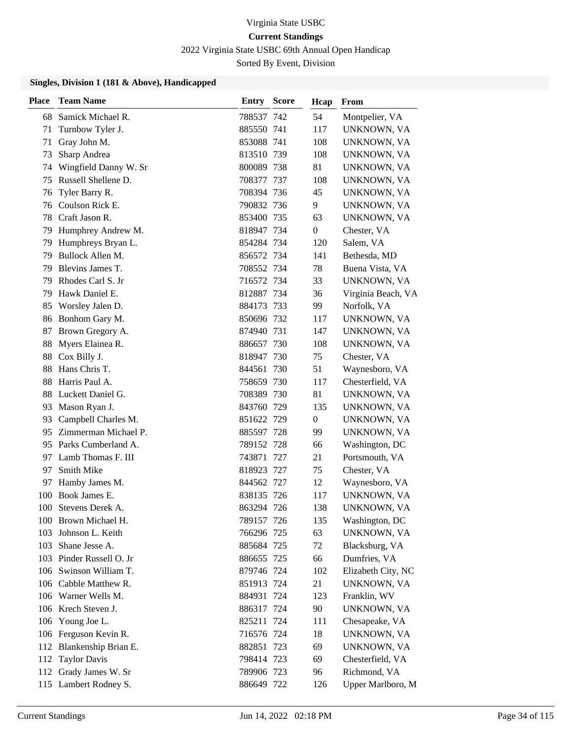Virginia State USBC

**Current Standings**

2022 Virginia State USBC 69th Annual Open Handicap

Sorted By Event, Division

### Singles, Division 1 (181 & Above), Handicapped

| Place | Team Name | Entry | Score | Hcap | From |
|---|---|---|---|---|---|
| 68 | Samick Michael R. | 788537 | 742 | 54 | Montpelier, VA |
| 71 | Turnbow Tyler J. | 885550 | 741 | 117 | UNKNOWN, VA |
| 71 | Gray John M. | 853088 | 741 | 108 | UNKNOWN, VA |
| 73 | Sharp Andrea | 813510 | 739 | 108 | UNKNOWN, VA |
| 74 | Wingfield Danny W. Sr | 800089 | 738 | 81 | UNKNOWN, VA |
| 75 | Russell Shellene D. | 708377 | 737 | 108 | UNKNOWN, VA |
| 76 | Tyler Barry R. | 708394 | 736 | 45 | UNKNOWN, VA |
| 76 | Coulson Rick E. | 790832 | 736 | 9 | UNKNOWN, VA |
| 78 | Craft Jason R. | 853400 | 735 | 63 | UNKNOWN, VA |
| 79 | Humphrey Andrew M. | 818947 | 734 | 0 | Chester, VA |
| 79 | Humphreys Bryan L. | 854284 | 734 | 120 | Salem, VA |
| 79 | Bullock Allen M. | 856572 | 734 | 141 | Bethesda, MD |
| 79 | Blevins James T. | 708552 | 734 | 78 | Buena Vista, VA |
| 79 | Rhodes Carl S. Jr | 716572 | 734 | 33 | UNKNOWN, VA |
| 79 | Hawk Daniel E. | 812887 | 734 | 36 | Virginia Beach, VA |
| 85 | Worsley Jalen D. | 884173 | 733 | 99 | Norfolk, VA |
| 86 | Bonhom Gary M. | 850696 | 732 | 117 | UNKNOWN, VA |
| 87 | Brown Gregory A. | 874940 | 731 | 147 | UNKNOWN, VA |
| 88 | Myers Elainea R. | 886657 | 730 | 108 | UNKNOWN, VA |
| 88 | Cox Billy J. | 818947 | 730 | 75 | Chester, VA |
| 88 | Hans Chris T. | 844561 | 730 | 51 | Waynesboro, VA |
| 88 | Harris Paul A. | 758659 | 730 | 117 | Chesterfield, VA |
| 88 | Luckett Daniel G. | 708389 | 730 | 81 | UNKNOWN, VA |
| 93 | Mason Ryan J. | 843760 | 729 | 135 | UNKNOWN, VA |
| 93 | Campbell Charles M. | 851622 | 729 | 0 | UNKNOWN, VA |
| 95 | Zimmerman Michael P. | 885597 | 728 | 99 | UNKNOWN, VA |
| 95 | Parks Cumberland A. | 789152 | 728 | 66 | Washington, DC |
| 97 | Lamb Thomas F. III | 743871 | 727 | 21 | Portsmouth, VA |
| 97 | Smith Mike | 818923 | 727 | 75 | Chester, VA |
| 97 | Hamby James M. | 844562 | 727 | 12 | Waynesboro, VA |
| 100 | Book James E. | 838135 | 726 | 117 | UNKNOWN, VA |
| 100 | Stevens Derek A. | 863294 | 726 | 138 | UNKNOWN, VA |
| 100 | Brown Michael H. | 789157 | 726 | 135 | Washington, DC |
| 103 | Johnson L. Keith | 766296 | 725 | 63 | UNKNOWN, VA |
| 103 | Shane Jesse A. | 885684 | 725 | 72 | Blacksburg, VA |
| 103 | Pinder Russell O. Jr | 886655 | 725 | 66 | Dumfries, VA |
| 106 | Swinson William T. | 879746 | 724 | 102 | Elizabeth City, NC |
| 106 | Cabble Matthew R. | 851913 | 724 | 21 | UNKNOWN, VA |
| 106 | Warner Wells M. | 884931 | 724 | 123 | Franklin, WV |
| 106 | Krech Steven J. | 886317 | 724 | 90 | UNKNOWN, VA |
| 106 | Young Joe L. | 825211 | 724 | 111 | Chesapeake, VA |
| 106 | Ferguson Kevin R. | 716576 | 724 | 18 | UNKNOWN, VA |
| 112 | Blankenship Brian E. | 882851 | 723 | 69 | UNKNOWN, VA |
| 112 | Taylor Davis | 798414 | 723 | 69 | Chesterfield, VA |
| 112 | Grady James W. Sr | 789906 | 723 | 96 | Richmond, VA |
| 115 | Lambert Rodney S. | 886649 | 722 | 126 | Upper Marlboro, M |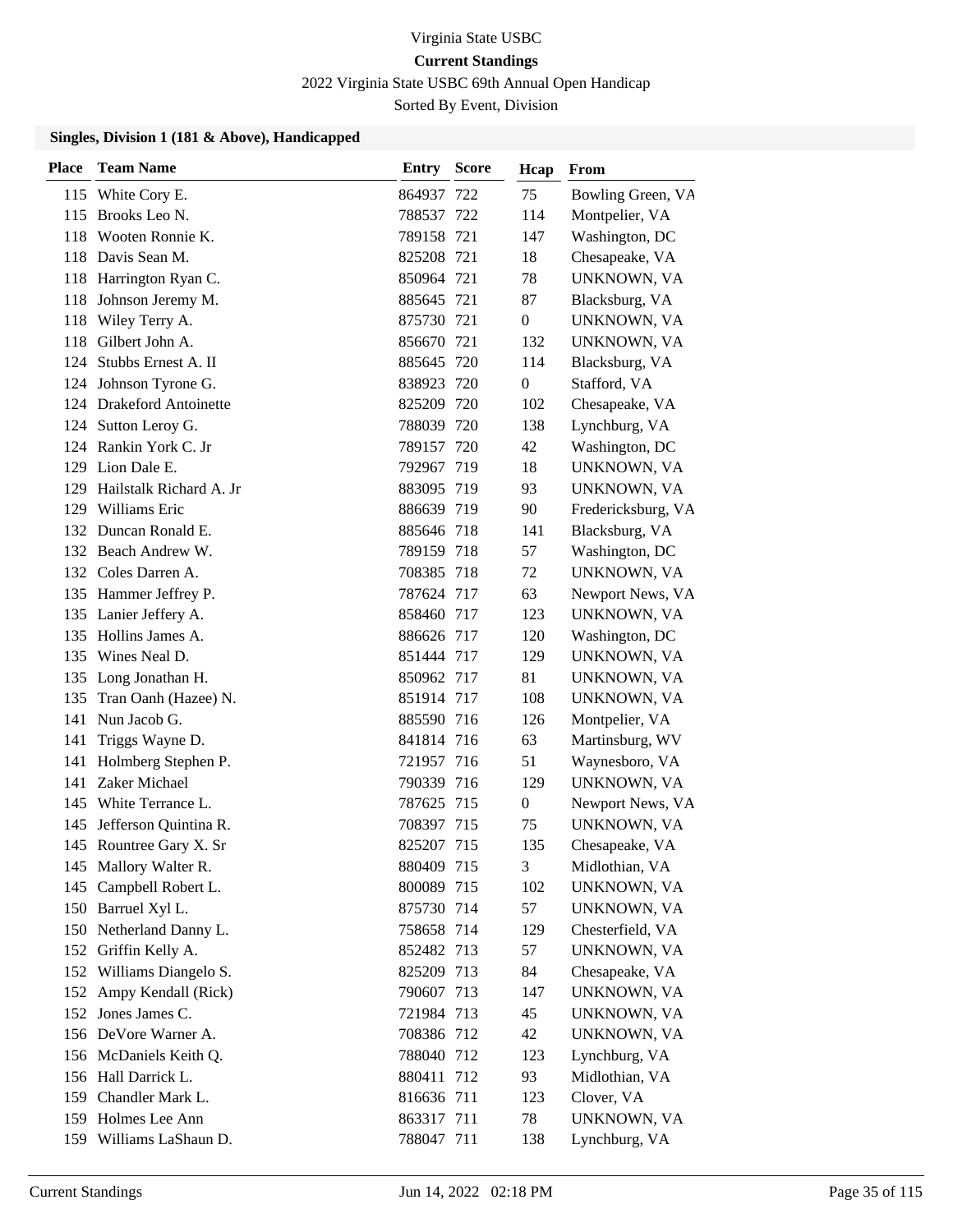Virginia State USBC

**Current Standings**

2022 Virginia State USBC 69th Annual Open Handicap

Sorted By Event, Division

### Singles, Division 1 (181 & Above), Handicapped

| Place | Team Name | Entry | Score | Hcap | From |
|---|---|---|---|---|---|
| 115 | White Cory E. | 864937 | 722 | 75 | Bowling Green, VA |
| 115 | Brooks Leo N. | 788537 | 722 | 114 | Montpelier, VA |
| 118 | Wooten Ronnie K. | 789158 | 721 | 147 | Washington, DC |
| 118 | Davis Sean M. | 825208 | 721 | 18 | Chesapeake, VA |
| 118 | Harrington Ryan C. | 850964 | 721 | 78 | UNKNOWN, VA |
| 118 | Johnson Jeremy M. | 885645 | 721 | 87 | Blacksburg, VA |
| 118 | Wiley Terry A. | 875730 | 721 | 0 | UNKNOWN, VA |
| 118 | Gilbert John A. | 856670 | 721 | 132 | UNKNOWN, VA |
| 124 | Stubbs Ernest A. II | 885645 | 720 | 114 | Blacksburg, VA |
| 124 | Johnson Tyrone G. | 838923 | 720 | 0 | Stafford, VA |
| 124 | Drakeford Antoinette | 825209 | 720 | 102 | Chesapeake, VA |
| 124 | Sutton Leroy G. | 788039 | 720 | 138 | Lynchburg, VA |
| 124 | Rankin York C. Jr | 789157 | 720 | 42 | Washington, DC |
| 129 | Lion Dale E. | 792967 | 719 | 18 | UNKNOWN, VA |
| 129 | Hailstalk Richard A. Jr | 883095 | 719 | 93 | UNKNOWN, VA |
| 129 | Williams Eric | 886639 | 719 | 90 | Fredericksburg, VA |
| 132 | Duncan Ronald E. | 885646 | 718 | 141 | Blacksburg, VA |
| 132 | Beach Andrew W. | 789159 | 718 | 57 | Washington, DC |
| 132 | Coles Darren A. | 708385 | 718 | 72 | UNKNOWN, VA |
| 135 | Hammer Jeffrey P. | 787624 | 717 | 63 | Newport News, VA |
| 135 | Lanier Jeffery A. | 858460 | 717 | 123 | UNKNOWN, VA |
| 135 | Hollins James A. | 886626 | 717 | 120 | Washington, DC |
| 135 | Wines Neal D. | 851444 | 717 | 129 | UNKNOWN, VA |
| 135 | Long Jonathan H. | 850962 | 717 | 81 | UNKNOWN, VA |
| 135 | Tran Oanh (Hazee) N. | 851914 | 717 | 108 | UNKNOWN, VA |
| 141 | Nun Jacob G. | 885590 | 716 | 126 | Montpelier, VA |
| 141 | Triggs Wayne D. | 841814 | 716 | 63 | Martinsburg, WV |
| 141 | Holmberg Stephen P. | 721957 | 716 | 51 | Waynesboro, VA |
| 141 | Zaker Michael | 790339 | 716 | 129 | UNKNOWN, VA |
| 145 | White Terrance L. | 787625 | 715 | 0 | Newport News, VA |
| 145 | Jefferson Quintina R. | 708397 | 715 | 75 | UNKNOWN, VA |
| 145 | Rountree Gary X. Sr | 825207 | 715 | 135 | Chesapeake, VA |
| 145 | Mallory Walter R. | 880409 | 715 | 3 | Midlothian, VA |
| 145 | Campbell Robert L. | 800089 | 715 | 102 | UNKNOWN, VA |
| 150 | Barruel Xyl L. | 875730 | 714 | 57 | UNKNOWN, VA |
| 150 | Netherland Danny L. | 758658 | 714 | 129 | Chesterfield, VA |
| 152 | Griffin Kelly A. | 852482 | 713 | 57 | UNKNOWN, VA |
| 152 | Williams Diangelo S. | 825209 | 713 | 84 | Chesapeake, VA |
| 152 | Ampy Kendall (Rick) | 790607 | 713 | 147 | UNKNOWN, VA |
| 152 | Jones James C. | 721984 | 713 | 45 | UNKNOWN, VA |
| 156 | DeVore Warner A. | 708386 | 712 | 42 | UNKNOWN, VA |
| 156 | McDaniels Keith Q. | 788040 | 712 | 123 | Lynchburg, VA |
| 156 | Hall Darrick L. | 880411 | 712 | 93 | Midlothian, VA |
| 159 | Chandler Mark L. | 816636 | 711 | 123 | Clover, VA |
| 159 | Holmes Lee Ann | 863317 | 711 | 78 | UNKNOWN, VA |
| 159 | Williams LaShaun D. | 788047 | 711 | 138 | Lynchburg, VA |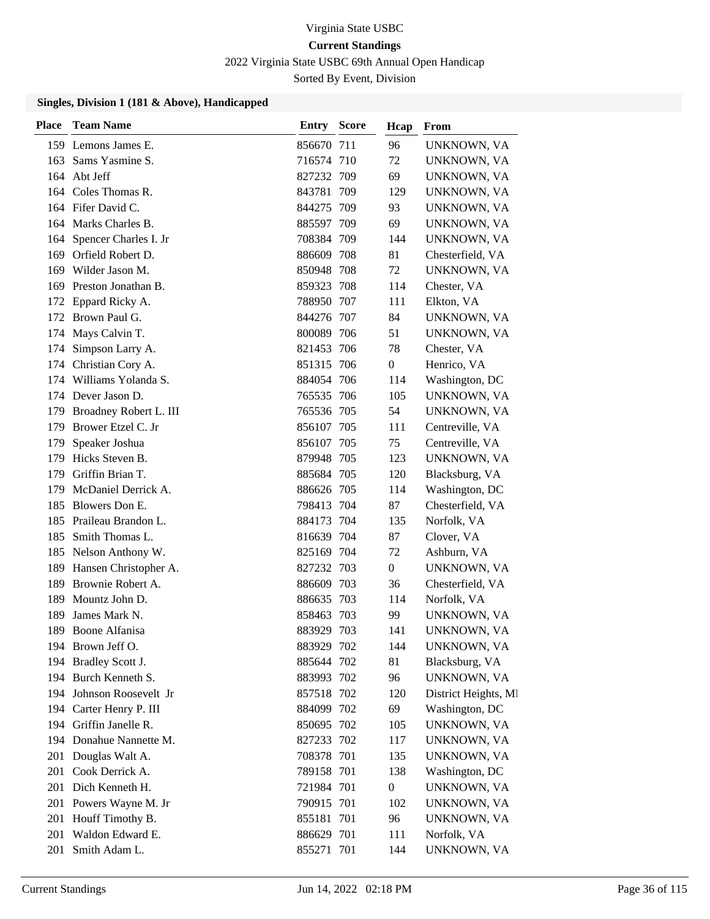Virginia State USBC

**Current Standings**

2022 Virginia State USBC 69th Annual Open Handicap

Sorted By Event, Division

### Singles, Division 1 (181 & Above), Handicapped

| Place | Team Name | Entry | Score | Hcap | From |
|---|---|---|---|---|---|
| 159 | Lemons James E. | 856670 | 711 | 96 | UNKNOWN, VA |
| 163 | Sams Yasmine S. | 716574 | 710 | 72 | UNKNOWN, VA |
| 164 | Abt Jeff | 827232 | 709 | 69 | UNKNOWN, VA |
| 164 | Coles Thomas R. | 843781 | 709 | 129 | UNKNOWN, VA |
| 164 | Fifer David C. | 844275 | 709 | 93 | UNKNOWN, VA |
| 164 | Marks Charles B. | 885597 | 709 | 69 | UNKNOWN, VA |
| 164 | Spencer Charles I. Jr | 708384 | 709 | 144 | UNKNOWN, VA |
| 169 | Orfield Robert D. | 886609 | 708 | 81 | Chesterfield, VA |
| 169 | Wilder Jason M. | 850948 | 708 | 72 | UNKNOWN, VA |
| 169 | Preston Jonathan B. | 859323 | 708 | 114 | Chester, VA |
| 172 | Eppard Ricky A. | 788950 | 707 | 111 | Elkton, VA |
| 172 | Brown Paul G. | 844276 | 707 | 84 | UNKNOWN, VA |
| 174 | Mays Calvin T. | 800089 | 706 | 51 | UNKNOWN, VA |
| 174 | Simpson Larry A. | 821453 | 706 | 78 | Chester, VA |
| 174 | Christian Cory A. | 851315 | 706 | 0 | Henrico, VA |
| 174 | Williams Yolanda S. | 884054 | 706 | 114 | Washington, DC |
| 174 | Dever Jason D. | 765535 | 706 | 105 | UNKNOWN, VA |
| 179 | Broadney Robert L. III | 765536 | 705 | 54 | UNKNOWN, VA |
| 179 | Brower Etzel C. Jr | 856107 | 705 | 111 | Centreville, VA |
| 179 | Speaker Joshua | 856107 | 705 | 75 | Centreville, VA |
| 179 | Hicks Steven B. | 879948 | 705 | 123 | UNKNOWN, VA |
| 179 | Griffin Brian T. | 885684 | 705 | 120 | Blacksburg, VA |
| 179 | McDaniel Derrick A. | 886626 | 705 | 114 | Washington, DC |
| 185 | Blowers Don E. | 798413 | 704 | 87 | Chesterfield, VA |
| 185 | Praileau Brandon L. | 884173 | 704 | 135 | Norfolk, VA |
| 185 | Smith Thomas L. | 816639 | 704 | 87 | Clover, VA |
| 185 | Nelson Anthony W. | 825169 | 704 | 72 | Ashburn, VA |
| 189 | Hansen Christopher A. | 827232 | 703 | 0 | UNKNOWN, VA |
| 189 | Brownie Robert A. | 886609 | 703 | 36 | Chesterfield, VA |
| 189 | Mountz John D. | 886635 | 703 | 114 | Norfolk, VA |
| 189 | James Mark N. | 858463 | 703 | 99 | UNKNOWN, VA |
| 189 | Boone Alfanisa | 883929 | 703 | 141 | UNKNOWN, VA |
| 194 | Brown Jeff O. | 883929 | 702 | 144 | UNKNOWN, VA |
| 194 | Bradley Scott J. | 885644 | 702 | 81 | Blacksburg, VA |
| 194 | Burch Kenneth S. | 883993 | 702 | 96 | UNKNOWN, VA |
| 194 | Johnson Roosevelt Jr | 857518 | 702 | 120 | District Heights, MD |
| 194 | Carter Henry P. III | 884099 | 702 | 69 | Washington, DC |
| 194 | Griffin Janelle R. | 850695 | 702 | 105 | UNKNOWN, VA |
| 194 | Donahue Nannette M. | 827233 | 702 | 117 | UNKNOWN, VA |
| 201 | Douglas Walt A. | 708378 | 701 | 135 | UNKNOWN, VA |
| 201 | Cook Derrick A. | 789158 | 701 | 138 | Washington, DC |
| 201 | Dich Kenneth H. | 721984 | 701 | 0 | UNKNOWN, VA |
| 201 | Powers Wayne M. Jr | 790915 | 701 | 102 | UNKNOWN, VA |
| 201 | Houff Timothy B. | 855181 | 701 | 96 | UNKNOWN, VA |
| 201 | Waldon Edward E. | 886629 | 701 | 111 | Norfolk, VA |
| 201 | Smith Adam L. | 855271 | 701 | 144 | UNKNOWN, VA |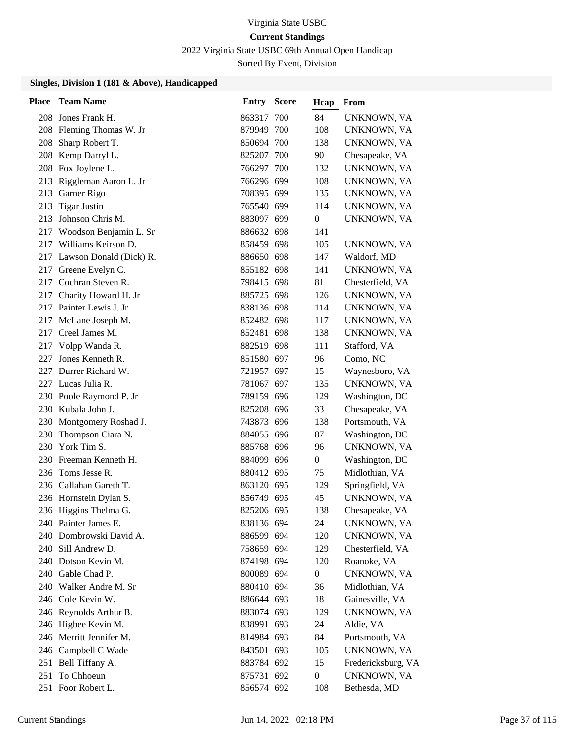Virginia State USBC

**Current Standings**

2022 Virginia State USBC 69th Annual Open Handicap

Sorted By Event, Division

### Singles, Division 1 (181 & Above), Handicapped

| Place | Team Name | Entry | Score | Hcap | From |
|---|---|---|---|---|---|
| 208 | Jones Frank H. | 863317 | 700 | 84 | UNKNOWN, VA |
| 208 | Fleming Thomas W. Jr | 879949 | 700 | 108 | UNKNOWN, VA |
| 208 | Sharp Robert T. | 850694 | 700 | 138 | UNKNOWN, VA |
| 208 | Kemp Darryl L. | 825207 | 700 | 90 | Chesapeake, VA |
| 208 | Fox Joylene L. | 766297 | 700 | 132 | UNKNOWN, VA |
| 213 | Riggleman Aaron L. Jr | 766296 | 699 | 108 | UNKNOWN, VA |
| 213 | Garner Rigo | 708395 | 699 | 135 | UNKNOWN, VA |
| 213 | Tigar Justin | 765540 | 699 | 114 | UNKNOWN, VA |
| 213 | Johnson Chris M. | 883097 | 699 | 0 | UNKNOWN, VA |
| 217 | Woodson Benjamin L. Sr | 886632 | 698 | 141 | |
| 217 | Williams Keirson D. | 858459 | 698 | 105 | UNKNOWN, VA |
| 217 | Lawson Donald (Dick) R. | 886650 | 698 | 147 | Waldorf, MD |
| 217 | Greene Evelyn C. | 855182 | 698 | 141 | UNKNOWN, VA |
| 217 | Cochran Steven R. | 798415 | 698 | 81 | Chesterfield, VA |
| 217 | Charity Howard H. Jr | 885725 | 698 | 126 | UNKNOWN, VA |
| 217 | Painter Lewis J. Jr | 838136 | 698 | 114 | UNKNOWN, VA |
| 217 | McLane Joseph M. | 852482 | 698 | 117 | UNKNOWN, VA |
| 217 | Creel James M. | 852481 | 698 | 138 | UNKNOWN, VA |
| 217 | Volpp Wanda R. | 882519 | 698 | 111 | Stafford, VA |
| 227 | Jones Kenneth R. | 851580 | 697 | 96 | Como, NC |
| 227 | Durrer Richard W. | 721957 | 697 | 15 | Waynesboro, VA |
| 227 | Lucas Julia R. | 781067 | 697 | 135 | UNKNOWN, VA |
| 230 | Poole Raymond P. Jr | 789159 | 696 | 129 | Washington, DC |
| 230 | Kubala John J. | 825208 | 696 | 33 | Chesapeake, VA |
| 230 | Montgomery Roshad J. | 743873 | 696 | 138 | Portsmouth, VA |
| 230 | Thompson Ciara N. | 884055 | 696 | 87 | Washington, DC |
| 230 | York Tim S. | 885768 | 696 | 96 | UNKNOWN, VA |
| 230 | Freeman Kenneth H. | 884099 | 696 | 0 | Washington, DC |
| 236 | Toms Jesse R. | 880412 | 695 | 75 | Midlothian, VA |
| 236 | Callahan Gareth T. | 863120 | 695 | 129 | Springfield, VA |
| 236 | Hornstein Dylan S. | 856749 | 695 | 45 | UNKNOWN, VA |
| 236 | Higgins Thelma G. | 825206 | 695 | 138 | Chesapeake, VA |
| 240 | Painter James E. | 838136 | 694 | 24 | UNKNOWN, VA |
| 240 | Dombrowski David A. | 886599 | 694 | 120 | UNKNOWN, VA |
| 240 | Sill Andrew D. | 758659 | 694 | 129 | Chesterfield, VA |
| 240 | Dotson Kevin M. | 874198 | 694 | 120 | Roanoke, VA |
| 240 | Gable Chad P. | 800089 | 694 | 0 | UNKNOWN, VA |
| 240 | Walker Andre M. Sr | 880410 | 694 | 36 | Midlothian, VA |
| 246 | Cole Kevin W. | 886644 | 693 | 18 | Gainesville, VA |
| 246 | Reynolds Arthur B. | 883074 | 693 | 129 | UNKNOWN, VA |
| 246 | Higbee Kevin M. | 838991 | 693 | 24 | Aldie, VA |
| 246 | Merritt Jennifer M. | 814984 | 693 | 84 | Portsmouth, VA |
| 246 | Campbell C Wade | 843501 | 693 | 105 | UNKNOWN, VA |
| 251 | Bell Tiffany A. | 883784 | 692 | 15 | Fredericksburg, VA |
| 251 | To Chhoeun | 875731 | 692 | 0 | UNKNOWN, VA |
| 251 | Foor Robert L. | 856574 | 692 | 108 | Bethesda, MD |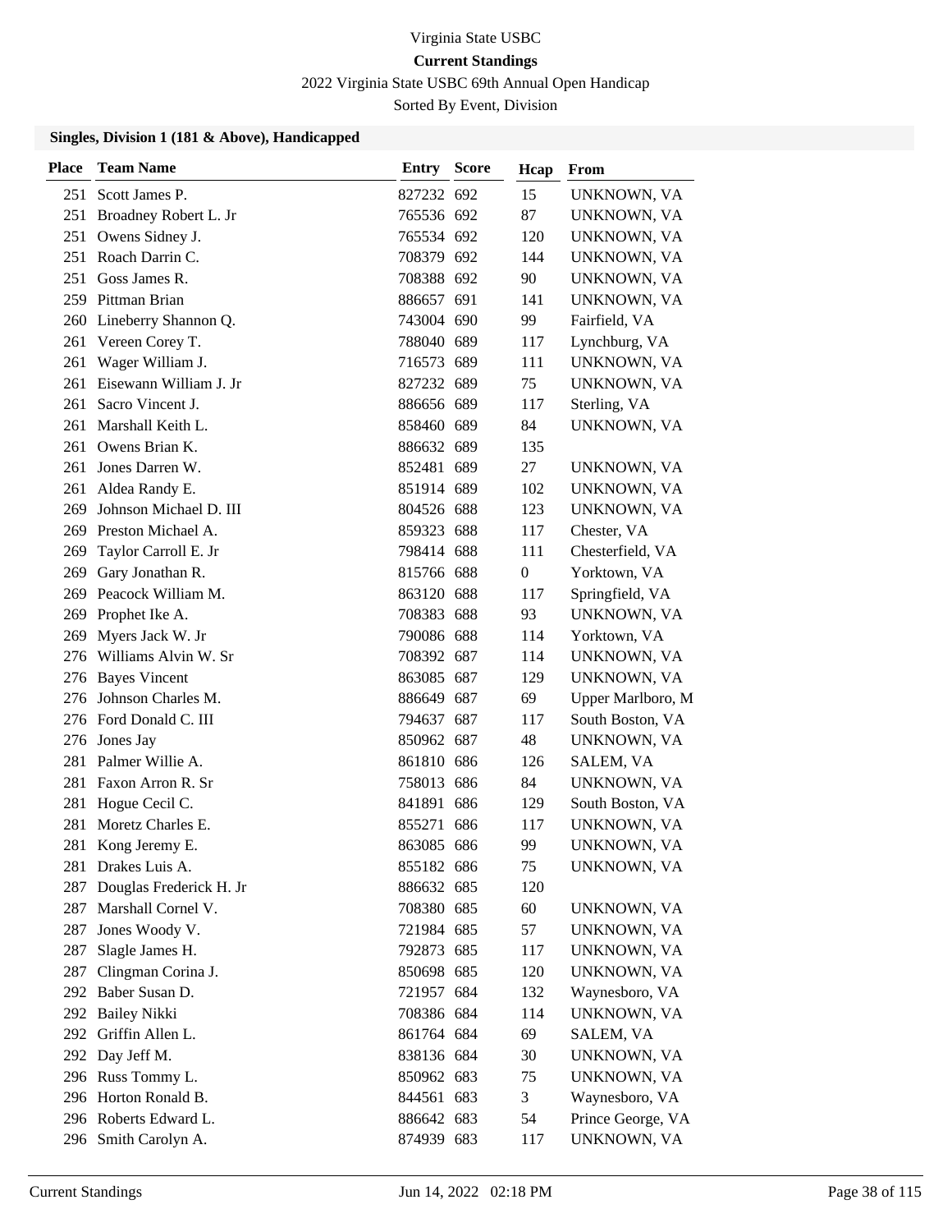Virginia State USBC

**Current Standings**

2022 Virginia State USBC 69th Annual Open Handicap

Sorted By Event, Division

### Singles, Division 1 (181 & Above), Handicapped

| Place | Team Name | Entry | Score | Hcap | From |
|---|---|---|---|---|---|
| 251 | Scott James P. | 827232 | 692 | 15 | UNKNOWN, VA |
| 251 | Broadney Robert L. Jr | 765536 | 692 | 87 | UNKNOWN, VA |
| 251 | Owens Sidney J. | 765534 | 692 | 120 | UNKNOWN, VA |
| 251 | Roach Darrin C. | 708379 | 692 | 144 | UNKNOWN, VA |
| 251 | Goss James R. | 708388 | 692 | 90 | UNKNOWN, VA |
| 259 | Pittman Brian | 886657 | 691 | 141 | UNKNOWN, VA |
| 260 | Lineberry Shannon Q. | 743004 | 690 | 99 | Fairfield, VA |
| 261 | Vereen Corey T. | 788040 | 689 | 117 | Lynchburg, VA |
| 261 | Wager William J. | 716573 | 689 | 111 | UNKNOWN, VA |
| 261 | Eisewann William J. Jr | 827232 | 689 | 75 | UNKNOWN, VA |
| 261 | Sacro Vincent J. | 886656 | 689 | 117 | Sterling, VA |
| 261 | Marshall Keith L. | 858460 | 689 | 84 | UNKNOWN, VA |
| 261 | Owens Brian K. | 886632 | 689 | 135 | |
| 261 | Jones Darren W. | 852481 | 689 | 27 | UNKNOWN, VA |
| 261 | Aldea Randy E. | 851914 | 689 | 102 | UNKNOWN, VA |
| 269 | Johnson Michael D. III | 804526 | 688 | 123 | UNKNOWN, VA |
| 269 | Preston Michael A. | 859323 | 688 | 117 | Chester, VA |
| 269 | Taylor Carroll E. Jr | 798414 | 688 | 111 | Chesterfield, VA |
| 269 | Gary Jonathan R. | 815766 | 688 | 0 | Yorktown, VA |
| 269 | Peacock William M. | 863120 | 688 | 117 | Springfield, VA |
| 269 | Prophet Ike A. | 708383 | 688 | 93 | UNKNOWN, VA |
| 269 | Myers Jack W. Jr | 790086 | 688 | 114 | Yorktown, VA |
| 276 | Williams Alvin W. Sr | 708392 | 687 | 114 | UNKNOWN, VA |
| 276 | Bayes Vincent | 863085 | 687 | 129 | UNKNOWN, VA |
| 276 | Johnson Charles M. | 886649 | 687 | 69 | Upper Marlboro, M |
| 276 | Ford Donald C. III | 794637 | 687 | 117 | South Boston, VA |
| 276 | Jones Jay | 850962 | 687 | 48 | UNKNOWN, VA |
| 281 | Palmer Willie A. | 861810 | 686 | 126 | SALEM, VA |
| 281 | Faxon Arron R. Sr | 758013 | 686 | 84 | UNKNOWN, VA |
| 281 | Hogue Cecil C. | 841891 | 686 | 129 | South Boston, VA |
| 281 | Moretz Charles E. | 855271 | 686 | 117 | UNKNOWN, VA |
| 281 | Kong Jeremy E. | 863085 | 686 | 99 | UNKNOWN, VA |
| 281 | Drakes Luis A. | 855182 | 686 | 75 | UNKNOWN, VA |
| 287 | Douglas Frederick H. Jr | 886632 | 685 | 120 | |
| 287 | Marshall Cornel V. | 708380 | 685 | 60 | UNKNOWN, VA |
| 287 | Jones Woody V. | 721984 | 685 | 57 | UNKNOWN, VA |
| 287 | Slagle James H. | 792873 | 685 | 117 | UNKNOWN, VA |
| 287 | Clingman Corina J. | 850698 | 685 | 120 | UNKNOWN, VA |
| 292 | Baber Susan D. | 721957 | 684 | 132 | Waynesboro, VA |
| 292 | Bailey Nikki | 708386 | 684 | 114 | UNKNOWN, VA |
| 292 | Griffin Allen L. | 861764 | 684 | 69 | SALEM, VA |
| 292 | Day Jeff M. | 838136 | 684 | 30 | UNKNOWN, VA |
| 296 | Russ Tommy L. | 850962 | 683 | 75 | UNKNOWN, VA |
| 296 | Horton Ronald B. | 844561 | 683 | 3 | Waynesboro, VA |
| 296 | Roberts Edward L. | 886642 | 683 | 54 | Prince George, VA |
| 296 | Smith Carolyn A. | 874939 | 683 | 117 | UNKNOWN, VA |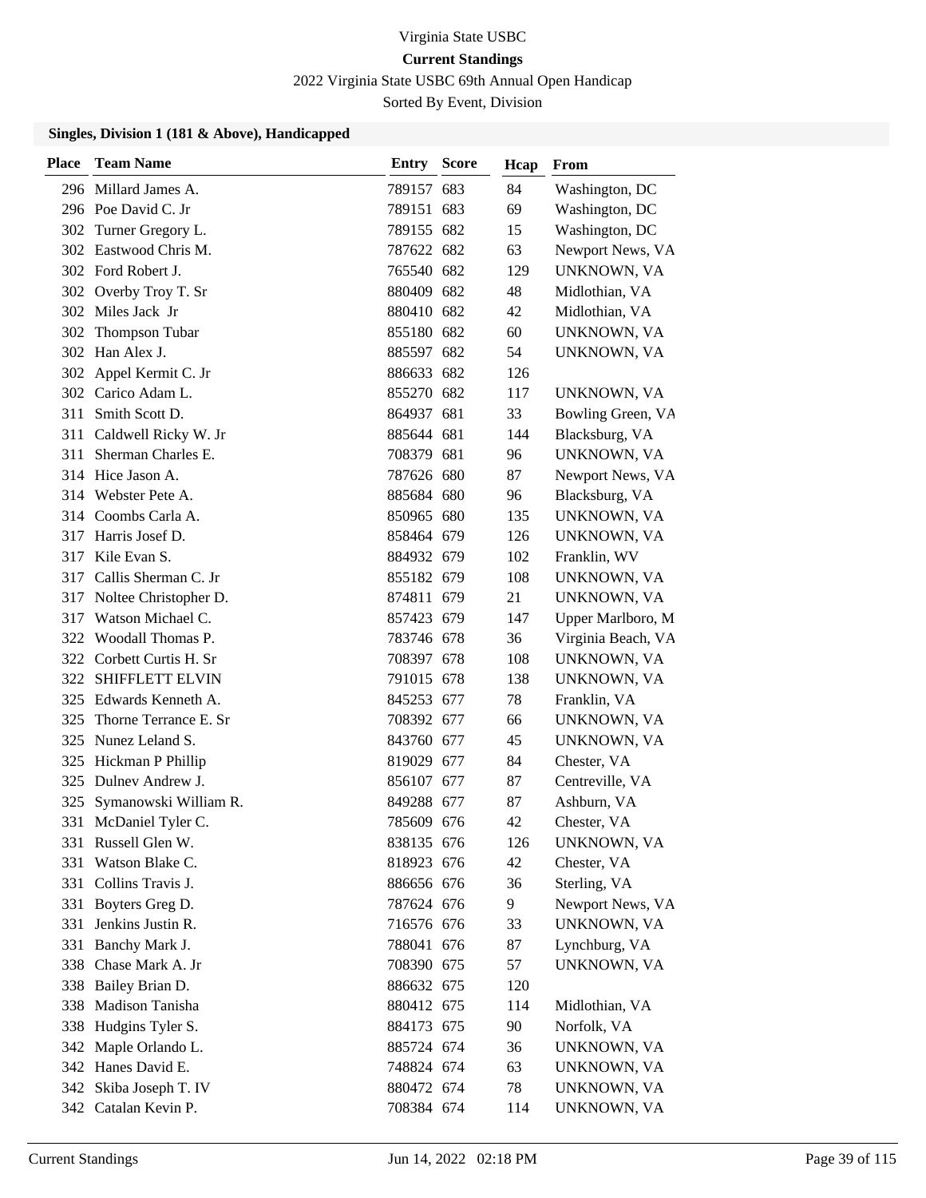Virginia State USBC

**Current Standings**

2022 Virginia State USBC 69th Annual Open Handicap

Sorted By Event, Division

### Singles, Division 1 (181 & Above), Handicapped

| Place | Team Name | Entry | Score | Hcap | From |
|---|---|---|---|---|---|
| 296 | Millard James A. | 789157 | 683 | 84 | Washington, DC |
| 296 | Poe David C. Jr | 789151 | 683 | 69 | Washington, DC |
| 302 | Turner Gregory L. | 789155 | 682 | 15 | Washington, DC |
| 302 | Eastwood Chris M. | 787622 | 682 | 63 | Newport News, VA |
| 302 | Ford Robert J. | 765540 | 682 | 129 | UNKNOWN, VA |
| 302 | Overby Troy T. Sr | 880409 | 682 | 48 | Midlothian, VA |
| 302 | Miles Jack Jr | 880410 | 682 | 42 | Midlothian, VA |
| 302 | Thompson Tubar | 855180 | 682 | 60 | UNKNOWN, VA |
| 302 | Han Alex J. | 885597 | 682 | 54 | UNKNOWN, VA |
| 302 | Appel Kermit C. Jr | 886633 | 682 | 126 | |
| 302 | Carico Adam L. | 855270 | 682 | 117 | UNKNOWN, VA |
| 311 | Smith Scott D. | 864937 | 681 | 33 | Bowling Green, VA |
| 311 | Caldwell Ricky W. Jr | 885644 | 681 | 144 | Blacksburg, VA |
| 311 | Sherman Charles E. | 708379 | 681 | 96 | UNKNOWN, VA |
| 314 | Hice Jason A. | 787626 | 680 | 87 | Newport News, VA |
| 314 | Webster Pete A. | 885684 | 680 | 96 | Blacksburg, VA |
| 314 | Coombs Carla A. | 850965 | 680 | 135 | UNKNOWN, VA |
| 317 | Harris Josef D. | 858464 | 679 | 126 | UNKNOWN, VA |
| 317 | Kile Evan S. | 884932 | 679 | 102 | Franklin, WV |
| 317 | Callis Sherman C. Jr | 855182 | 679 | 108 | UNKNOWN, VA |
| 317 | Noltee Christopher D. | 874811 | 679 | 21 | UNKNOWN, VA |
| 317 | Watson Michael C. | 857423 | 679 | 147 | Upper Marlboro, M |
| 322 | Woodall Thomas P. | 783746 | 678 | 36 | Virginia Beach, VA |
| 322 | Corbett Curtis H. Sr | 708397 | 678 | 108 | UNKNOWN, VA |
| 322 | SHIFFLETT ELVIN | 791015 | 678 | 138 | UNKNOWN, VA |
| 325 | Edwards Kenneth A. | 845253 | 677 | 78 | Franklin, VA |
| 325 | Thorne Terrance E. Sr | 708392 | 677 | 66 | UNKNOWN, VA |
| 325 | Nunez Leland S. | 843760 | 677 | 45 | UNKNOWN, VA |
| 325 | Hickman P Phillip | 819029 | 677 | 84 | Chester, VA |
| 325 | Dulnev Andrew J. | 856107 | 677 | 87 | Centreville, VA |
| 325 | Symanowski William R. | 849288 | 677 | 87 | Ashburn, VA |
| 331 | McDaniel Tyler C. | 785609 | 676 | 42 | Chester, VA |
| 331 | Russell Glen W. | 838135 | 676 | 126 | UNKNOWN, VA |
| 331 | Watson Blake C. | 818923 | 676 | 42 | Chester, VA |
| 331 | Collins Travis J. | 886656 | 676 | 36 | Sterling, VA |
| 331 | Boyters Greg D. | 787624 | 676 | 9 | Newport News, VA |
| 331 | Jenkins Justin R. | 716576 | 676 | 33 | UNKNOWN, VA |
| 331 | Banchy Mark J. | 788041 | 676 | 87 | Lynchburg, VA |
| 338 | Chase Mark A. Jr | 708390 | 675 | 57 | UNKNOWN, VA |
| 338 | Bailey Brian D. | 886632 | 675 | 120 | |
| 338 | Madison Tanisha | 880412 | 675 | 114 | Midlothian, VA |
| 338 | Hudgins Tyler S. | 884173 | 675 | 90 | Norfolk, VA |
| 342 | Maple Orlando L. | 885724 | 674 | 36 | UNKNOWN, VA |
| 342 | Hanes David E. | 748824 | 674 | 63 | UNKNOWN, VA |
| 342 | Skiba Joseph T. IV | 880472 | 674 | 78 | UNKNOWN, VA |
| 342 | Catalan Kevin P. | 708384 | 674 | 114 | UNKNOWN, VA |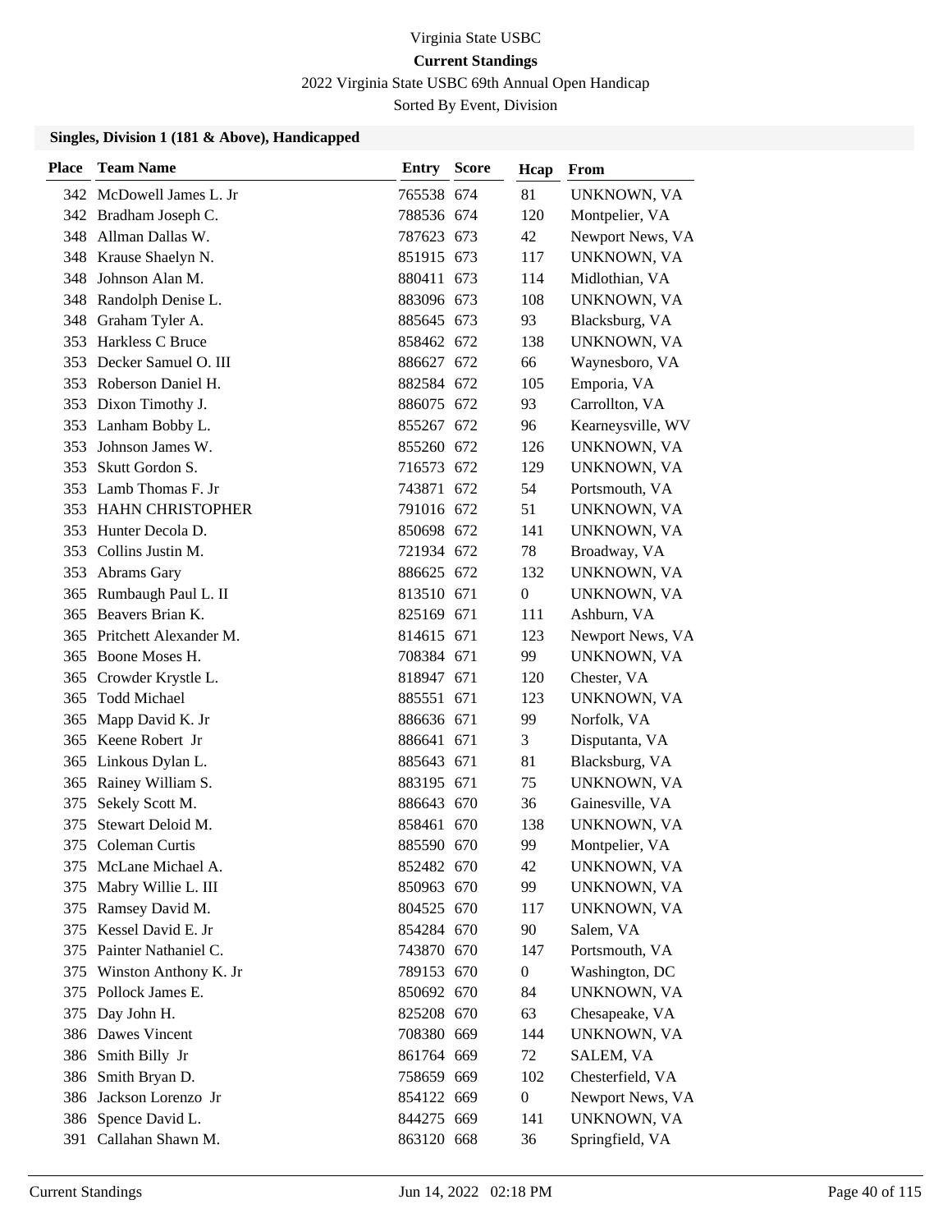Virginia State USBC

**Current Standings**

2022 Virginia State USBC 69th Annual Open Handicap

Sorted By Event, Division

### Singles, Division 1 (181 & Above), Handicapped

| Place | Team Name | Entry | Score | Hcap | From |
|---|---|---|---|---|---|
| 342 | McDowell James L. Jr | 765538 | 674 | 81 | UNKNOWN, VA |
| 342 | Bradham Joseph C. | 788536 | 674 | 120 | Montpelier, VA |
| 348 | Allman Dallas W. | 787623 | 673 | 42 | Newport News, VA |
| 348 | Krause Shaelyn N. | 851915 | 673 | 117 | UNKNOWN, VA |
| 348 | Johnson Alan M. | 880411 | 673 | 114 | Midlothian, VA |
| 348 | Randolph Denise L. | 883096 | 673 | 108 | UNKNOWN, VA |
| 348 | Graham Tyler A. | 885645 | 673 | 93 | Blacksburg, VA |
| 353 | Harkless C Bruce | 858462 | 672 | 138 | UNKNOWN, VA |
| 353 | Decker Samuel O. III | 886627 | 672 | 66 | Waynesboro, VA |
| 353 | Roberson Daniel H. | 882584 | 672 | 105 | Emporia, VA |
| 353 | Dixon Timothy J. | 886075 | 672 | 93 | Carrollton, VA |
| 353 | Lanham Bobby L. | 855267 | 672 | 96 | Kearneysville, WV |
| 353 | Johnson James W. | 855260 | 672 | 126 | UNKNOWN, VA |
| 353 | Skutt Gordon S. | 716573 | 672 | 129 | UNKNOWN, VA |
| 353 | Lamb Thomas F. Jr | 743871 | 672 | 54 | Portsmouth, VA |
| 353 | HAHN CHRISTOPHER | 791016 | 672 | 51 | UNKNOWN, VA |
| 353 | Hunter Decola D. | 850698 | 672 | 141 | UNKNOWN, VA |
| 353 | Collins Justin M. | 721934 | 672 | 78 | Broadway, VA |
| 353 | Abrams Gary | 886625 | 672 | 132 | UNKNOWN, VA |
| 365 | Rumbaugh Paul L. II | 813510 | 671 | 0 | UNKNOWN, VA |
| 365 | Beavers Brian K. | 825169 | 671 | 111 | Ashburn, VA |
| 365 | Pritchett Alexander M. | 814615 | 671 | 123 | Newport News, VA |
| 365 | Boone Moses H. | 708384 | 671 | 99 | UNKNOWN, VA |
| 365 | Crowder Krystle L. | 818947 | 671 | 120 | Chester, VA |
| 365 | Todd Michael | 885551 | 671 | 123 | UNKNOWN, VA |
| 365 | Mapp David K. Jr | 886636 | 671 | 99 | Norfolk, VA |
| 365 | Keene Robert Jr | 886641 | 671 | 3 | Disputanta, VA |
| 365 | Linkous Dylan L. | 885643 | 671 | 81 | Blacksburg, VA |
| 365 | Rainey William S. | 883195 | 671 | 75 | UNKNOWN, VA |
| 375 | Sekely Scott M. | 886643 | 670 | 36 | Gainesville, VA |
| 375 | Stewart Deloid M. | 858461 | 670 | 138 | UNKNOWN, VA |
| 375 | Coleman Curtis | 885590 | 670 | 99 | Montpelier, VA |
| 375 | McLane Michael A. | 852482 | 670 | 42 | UNKNOWN, VA |
| 375 | Mabry Willie L. III | 850963 | 670 | 99 | UNKNOWN, VA |
| 375 | Ramsey David M. | 804525 | 670 | 117 | UNKNOWN, VA |
| 375 | Kessel David E. Jr | 854284 | 670 | 90 | Salem, VA |
| 375 | Painter Nathaniel C. | 743870 | 670 | 147 | Portsmouth, VA |
| 375 | Winston Anthony K. Jr | 789153 | 670 | 0 | Washington, DC |
| 375 | Pollock James E. | 850692 | 670 | 84 | UNKNOWN, VA |
| 375 | Day John H. | 825208 | 670 | 63 | Chesapeake, VA |
| 386 | Dawes Vincent | 708380 | 669 | 144 | UNKNOWN, VA |
| 386 | Smith Billy Jr | 861764 | 669 | 72 | SALEM, VA |
| 386 | Smith Bryan D. | 758659 | 669 | 102 | Chesterfield, VA |
| 386 | Jackson Lorenzo Jr | 854122 | 669 | 0 | Newport News, VA |
| 386 | Spence David L. | 844275 | 669 | 141 | UNKNOWN, VA |
| 391 | Callahan Shawn M. | 863120 | 668 | 36 | Springfield, VA |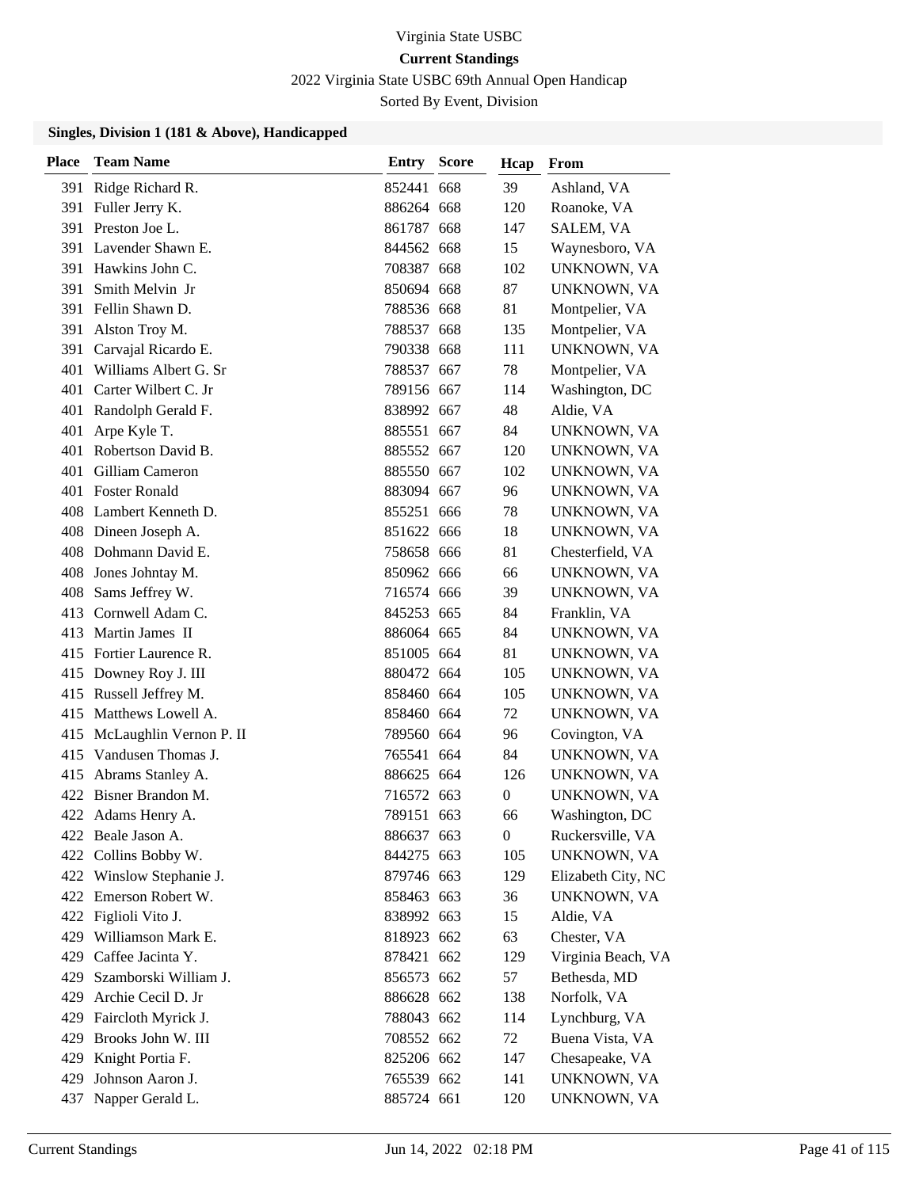Virginia State USBC

**Current Standings**

2022 Virginia State USBC 69th Annual Open Handicap

Sorted By Event, Division

### Singles, Division 1 (181 & Above), Handicapped

| Place | Team Name | Entry | Score | Hcap | From |
|---|---|---|---|---|---|
| 391 | Ridge Richard R. | 852441 | 668 | 39 | Ashland, VA |
| 391 | Fuller Jerry K. | 886264 | 668 | 120 | Roanoke, VA |
| 391 | Preston Joe L. | 861787 | 668 | 147 | SALEM, VA |
| 391 | Lavender Shawn E. | 844562 | 668 | 15 | Waynesboro, VA |
| 391 | Hawkins John C. | 708387 | 668 | 102 | UNKNOWN, VA |
| 391 | Smith Melvin Jr | 850694 | 668 | 87 | UNKNOWN, VA |
| 391 | Fellin Shawn D. | 788536 | 668 | 81 | Montpelier, VA |
| 391 | Alston Troy M. | 788537 | 668 | 135 | Montpelier, VA |
| 391 | Carvajal Ricardo E. | 790338 | 668 | 111 | UNKNOWN, VA |
| 401 | Williams Albert G. Sr | 788537 | 667 | 78 | Montpelier, VA |
| 401 | Carter Wilbert C. Jr | 789156 | 667 | 114 | Washington, DC |
| 401 | Randolph Gerald F. | 838992 | 667 | 48 | Aldie, VA |
| 401 | Arpe Kyle T. | 885551 | 667 | 84 | UNKNOWN, VA |
| 401 | Robertson David B. | 885552 | 667 | 120 | UNKNOWN, VA |
| 401 | Gilliam Cameron | 885550 | 667 | 102 | UNKNOWN, VA |
| 401 | Foster Ronald | 883094 | 667 | 96 | UNKNOWN, VA |
| 408 | Lambert Kenneth D. | 855251 | 666 | 78 | UNKNOWN, VA |
| 408 | Dineen Joseph A. | 851622 | 666 | 18 | UNKNOWN, VA |
| 408 | Dohmann David E. | 758658 | 666 | 81 | Chesterfield, VA |
| 408 | Jones Johntay M. | 850962 | 666 | 66 | UNKNOWN, VA |
| 408 | Sams Jeffrey W. | 716574 | 666 | 39 | UNKNOWN, VA |
| 413 | Cornwell Adam C. | 845253 | 665 | 84 | Franklin, VA |
| 413 | Martin James II | 886064 | 665 | 84 | UNKNOWN, VA |
| 415 | Fortier Laurence R. | 851005 | 664 | 81 | UNKNOWN, VA |
| 415 | Downey Roy J. III | 880472 | 664 | 105 | UNKNOWN, VA |
| 415 | Russell Jeffrey M. | 858460 | 664 | 105 | UNKNOWN, VA |
| 415 | Matthews Lowell A. | 858460 | 664 | 72 | UNKNOWN, VA |
| 415 | McLaughlin Vernon P. II | 789560 | 664 | 96 | Covington, VA |
| 415 | Vandusen Thomas J. | 765541 | 664 | 84 | UNKNOWN, VA |
| 415 | Abrams Stanley A. | 886625 | 664 | 126 | UNKNOWN, VA |
| 422 | Bisner Brandon M. | 716572 | 663 | 0 | UNKNOWN, VA |
| 422 | Adams Henry A. | 789151 | 663 | 66 | Washington, DC |
| 422 | Beale Jason A. | 886637 | 663 | 0 | Ruckersville, VA |
| 422 | Collins Bobby W. | 844275 | 663 | 105 | UNKNOWN, VA |
| 422 | Winslow Stephanie J. | 879746 | 663 | 129 | Elizabeth City, NC |
| 422 | Emerson Robert W. | 858463 | 663 | 36 | UNKNOWN, VA |
| 422 | Figlioli Vito J. | 838992 | 663 | 15 | Aldie, VA |
| 429 | Williamson Mark E. | 818923 | 662 | 63 | Chester, VA |
| 429 | Caffee Jacinta Y. | 878421 | 662 | 129 | Virginia Beach, VA |
| 429 | Szamborski William J. | 856573 | 662 | 57 | Bethesda, MD |
| 429 | Archie Cecil D. Jr | 886628 | 662 | 138 | Norfolk, VA |
| 429 | Faircloth Myrick J. | 788043 | 662 | 114 | Lynchburg, VA |
| 429 | Brooks John W. III | 708552 | 662 | 72 | Buena Vista, VA |
| 429 | Knight Portia F. | 825206 | 662 | 147 | Chesapeake, VA |
| 429 | Johnson Aaron J. | 765539 | 662 | 141 | UNKNOWN, VA |
| 437 | Napper Gerald L. | 885724 | 661 | 120 | UNKNOWN, VA |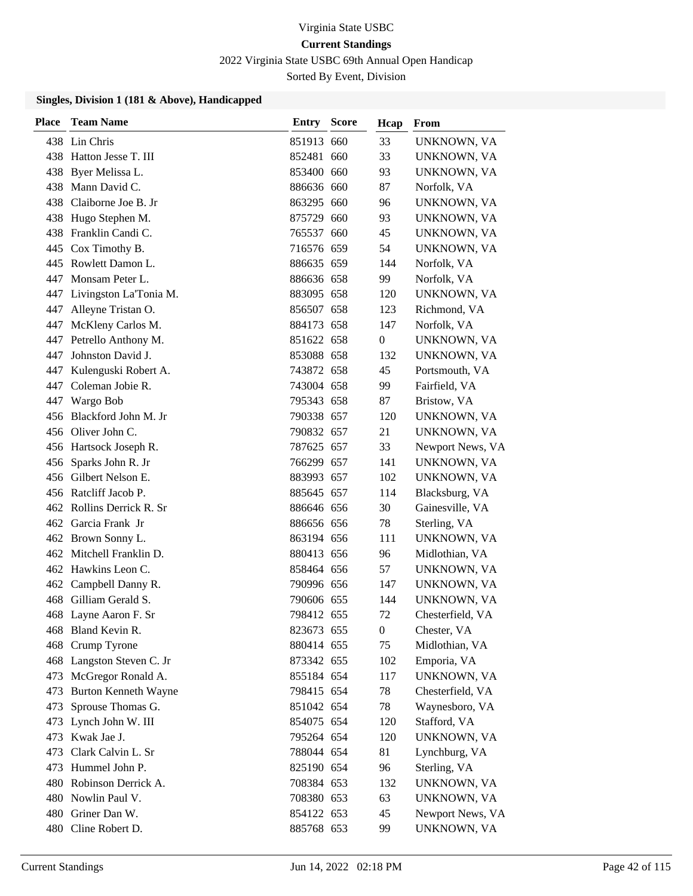Virginia State USBC

**Current Standings**

2022 Virginia State USBC 69th Annual Open Handicap

Sorted By Event, Division

### Singles, Division 1 (181 & Above), Handicapped

| Place | Team Name | Entry | Score | Hcap | From |
|---|---|---|---|---|---|
| 438 | Lin Chris | 851913 | 660 | 33 | UNKNOWN, VA |
| 438 | Hatton Jesse T. III | 852481 | 660 | 33 | UNKNOWN, VA |
| 438 | Byer Melissa L. | 853400 | 660 | 93 | UNKNOWN, VA |
| 438 | Mann David C. | 886636 | 660 | 87 | Norfolk, VA |
| 438 | Claiborne Joe B. Jr | 863295 | 660 | 96 | UNKNOWN, VA |
| 438 | Hugo Stephen M. | 875729 | 660 | 93 | UNKNOWN, VA |
| 438 | Franklin Candi C. | 765537 | 660 | 45 | UNKNOWN, VA |
| 445 | Cox Timothy B. | 716576 | 659 | 54 | UNKNOWN, VA |
| 445 | Rowlett Damon L. | 886635 | 659 | 144 | Norfolk, VA |
| 447 | Monsam Peter L. | 886636 | 658 | 99 | Norfolk, VA |
| 447 | Livingston La'Tonia M. | 883095 | 658 | 120 | UNKNOWN, VA |
| 447 | Alleyne Tristan O. | 856507 | 658 | 123 | Richmond, VA |
| 447 | McKleny Carlos M. | 884173 | 658 | 147 | Norfolk, VA |
| 447 | Petrello Anthony M. | 851622 | 658 | 0 | UNKNOWN, VA |
| 447 | Johnston David J. | 853088 | 658 | 132 | UNKNOWN, VA |
| 447 | Kulenguski Robert A. | 743872 | 658 | 45 | Portsmouth, VA |
| 447 | Coleman Jobie R. | 743004 | 658 | 99 | Fairfield, VA |
| 447 | Wargo Bob | 795343 | 658 | 87 | Bristow, VA |
| 456 | Blackford John M. Jr | 790338 | 657 | 120 | UNKNOWN, VA |
| 456 | Oliver John C. | 790832 | 657 | 21 | UNKNOWN, VA |
| 456 | Hartsock Joseph R. | 787625 | 657 | 33 | Newport News, VA |
| 456 | Sparks John R. Jr | 766299 | 657 | 141 | UNKNOWN, VA |
| 456 | Gilbert Nelson E. | 883993 | 657 | 102 | UNKNOWN, VA |
| 456 | Ratcliff Jacob P. | 885645 | 657 | 114 | Blacksburg, VA |
| 462 | Rollins Derrick R. Sr | 886646 | 656 | 30 | Gainesville, VA |
| 462 | Garcia Frank Jr | 886656 | 656 | 78 | Sterling, VA |
| 462 | Brown Sonny L. | 863194 | 656 | 111 | UNKNOWN, VA |
| 462 | Mitchell Franklin D. | 880413 | 656 | 96 | Midlothian, VA |
| 462 | Hawkins Leon C. | 858464 | 656 | 57 | UNKNOWN, VA |
| 462 | Campbell Danny R. | 790996 | 656 | 147 | UNKNOWN, VA |
| 468 | Gilliam Gerald S. | 790606 | 655 | 144 | UNKNOWN, VA |
| 468 | Layne Aaron F. Sr | 798412 | 655 | 72 | Chesterfield, VA |
| 468 | Bland Kevin R. | 823673 | 655 | 0 | Chester, VA |
| 468 | Crump Tyrone | 880414 | 655 | 75 | Midlothian, VA |
| 468 | Langston Steven C. Jr | 873342 | 655 | 102 | Emporia, VA |
| 473 | McGregor Ronald A. | 855184 | 654 | 117 | UNKNOWN, VA |
| 473 | Burton Kenneth Wayne | 798415 | 654 | 78 | Chesterfield, VA |
| 473 | Sprouse Thomas G. | 851042 | 654 | 78 | Waynesboro, VA |
| 473 | Lynch John W. III | 854075 | 654 | 120 | Stafford, VA |
| 473 | Kwak Jae J. | 795264 | 654 | 120 | UNKNOWN, VA |
| 473 | Clark Calvin L. Sr | 788044 | 654 | 81 | Lynchburg, VA |
| 473 | Hummel John P. | 825190 | 654 | 96 | Sterling, VA |
| 480 | Robinson Derrick A. | 708384 | 653 | 132 | UNKNOWN, VA |
| 480 | Nowlin Paul V. | 708380 | 653 | 63 | UNKNOWN, VA |
| 480 | Griner Dan W. | 854122 | 653 | 45 | Newport News, VA |
| 480 | Cline Robert D. | 885768 | 653 | 99 | UNKNOWN, VA |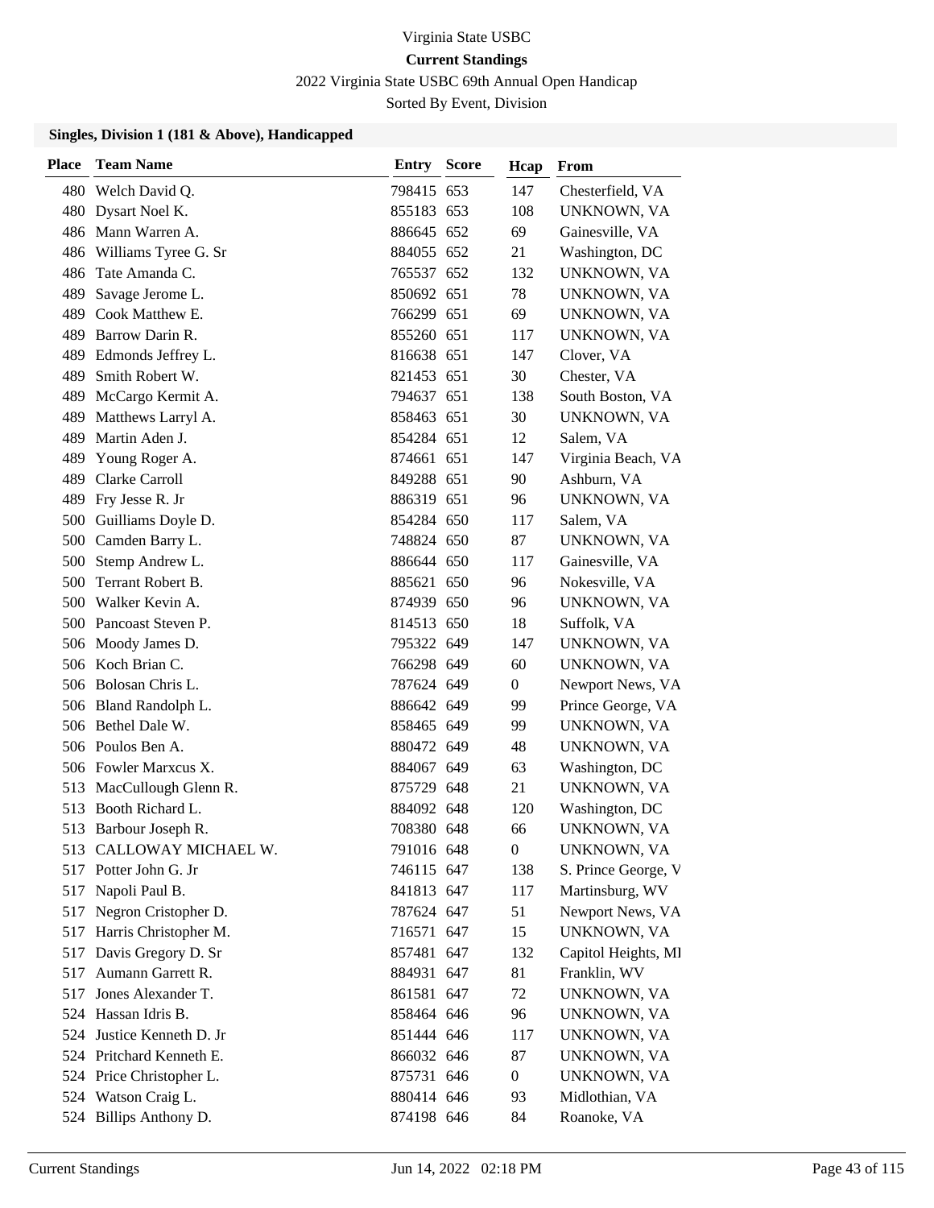Virginia State USBC

**Current Standings**

2022 Virginia State USBC 69th Annual Open Handicap

Sorted By Event, Division

### Singles, Division 1 (181 & Above), Handicapped

| Place | Team Name | Entry | Score | Hcap | From |
|---|---|---|---|---|---|
| 480 | Welch David Q. | 798415 | 653 | 147 | Chesterfield, VA |
| 480 | Dysart Noel K. | 855183 | 653 | 108 | UNKNOWN, VA |
| 486 | Mann Warren A. | 886645 | 652 | 69 | Gainesville, VA |
| 486 | Williams Tyree G. Sr | 884055 | 652 | 21 | Washington, DC |
| 486 | Tate Amanda C. | 765537 | 652 | 132 | UNKNOWN, VA |
| 489 | Savage Jerome L. | 850692 | 651 | 78 | UNKNOWN, VA |
| 489 | Cook Matthew E. | 766299 | 651 | 69 | UNKNOWN, VA |
| 489 | Barrow Darin R. | 855260 | 651 | 117 | UNKNOWN, VA |
| 489 | Edmonds Jeffrey L. | 816638 | 651 | 147 | Clover, VA |
| 489 | Smith Robert W. | 821453 | 651 | 30 | Chester, VA |
| 489 | McCargo Kermit A. | 794637 | 651 | 138 | South Boston, VA |
| 489 | Matthews Larryl A. | 858463 | 651 | 30 | UNKNOWN, VA |
| 489 | Martin Aden J. | 854284 | 651 | 12 | Salem, VA |
| 489 | Young Roger A. | 874661 | 651 | 147 | Virginia Beach, VA |
| 489 | Clarke Carroll | 849288 | 651 | 90 | Ashburn, VA |
| 489 | Fry Jesse R. Jr | 886319 | 651 | 96 | UNKNOWN, VA |
| 500 | Guilliams Doyle D. | 854284 | 650 | 117 | Salem, VA |
| 500 | Camden Barry L. | 748824 | 650 | 87 | UNKNOWN, VA |
| 500 | Stemp Andrew L. | 886644 | 650 | 117 | Gainesville, VA |
| 500 | Terrant Robert B. | 885621 | 650 | 96 | Nokesville, VA |
| 500 | Walker Kevin A. | 874939 | 650 | 96 | UNKNOWN, VA |
| 500 | Pancoast Steven P. | 814513 | 650 | 18 | Suffolk, VA |
| 506 | Moody James D. | 795322 | 649 | 147 | UNKNOWN, VA |
| 506 | Koch Brian C. | 766298 | 649 | 60 | UNKNOWN, VA |
| 506 | Bolosan Chris L. | 787624 | 649 | 0 | Newport News, VA |
| 506 | Bland Randolph L. | 886642 | 649 | 99 | Prince George, VA |
| 506 | Bethel Dale W. | 858465 | 649 | 99 | UNKNOWN, VA |
| 506 | Poulos Ben A. | 880472 | 649 | 48 | UNKNOWN, VA |
| 506 | Fowler Marxcus X. | 884067 | 649 | 63 | Washington, DC |
| 513 | MacCullough Glenn R. | 875729 | 648 | 21 | UNKNOWN, VA |
| 513 | Booth Richard L. | 884092 | 648 | 120 | Washington, DC |
| 513 | Barbour Joseph R. | 708380 | 648 | 66 | UNKNOWN, VA |
| 513 | CALLOWAY MICHAEL W. | 791016 | 648 | 0 | UNKNOWN, VA |
| 517 | Potter John G. Jr | 746115 | 647 | 138 | S. Prince George, V |
| 517 | Napoli Paul B. | 841813 | 647 | 117 | Martinsburg, WV |
| 517 | Negron Cristopher D. | 787624 | 647 | 51 | Newport News, VA |
| 517 | Harris Christopher M. | 716571 | 647 | 15 | UNKNOWN, VA |
| 517 | Davis Gregory D. Sr | 857481 | 647 | 132 | Capitol Heights, MI |
| 517 | Aumann Garrett R. | 884931 | 647 | 81 | Franklin, WV |
| 517 | Jones Alexander T. | 861581 | 647 | 72 | UNKNOWN, VA |
| 524 | Hassan Idris B. | 858464 | 646 | 96 | UNKNOWN, VA |
| 524 | Justice Kenneth D. Jr | 851444 | 646 | 117 | UNKNOWN, VA |
| 524 | Pritchard Kenneth E. | 866032 | 646 | 87 | UNKNOWN, VA |
| 524 | Price Christopher L. | 875731 | 646 | 0 | UNKNOWN, VA |
| 524 | Watson Craig L. | 880414 | 646 | 93 | Midlothian, VA |
| 524 | Billips Anthony D. | 874198 | 646 | 84 | Roanoke, VA |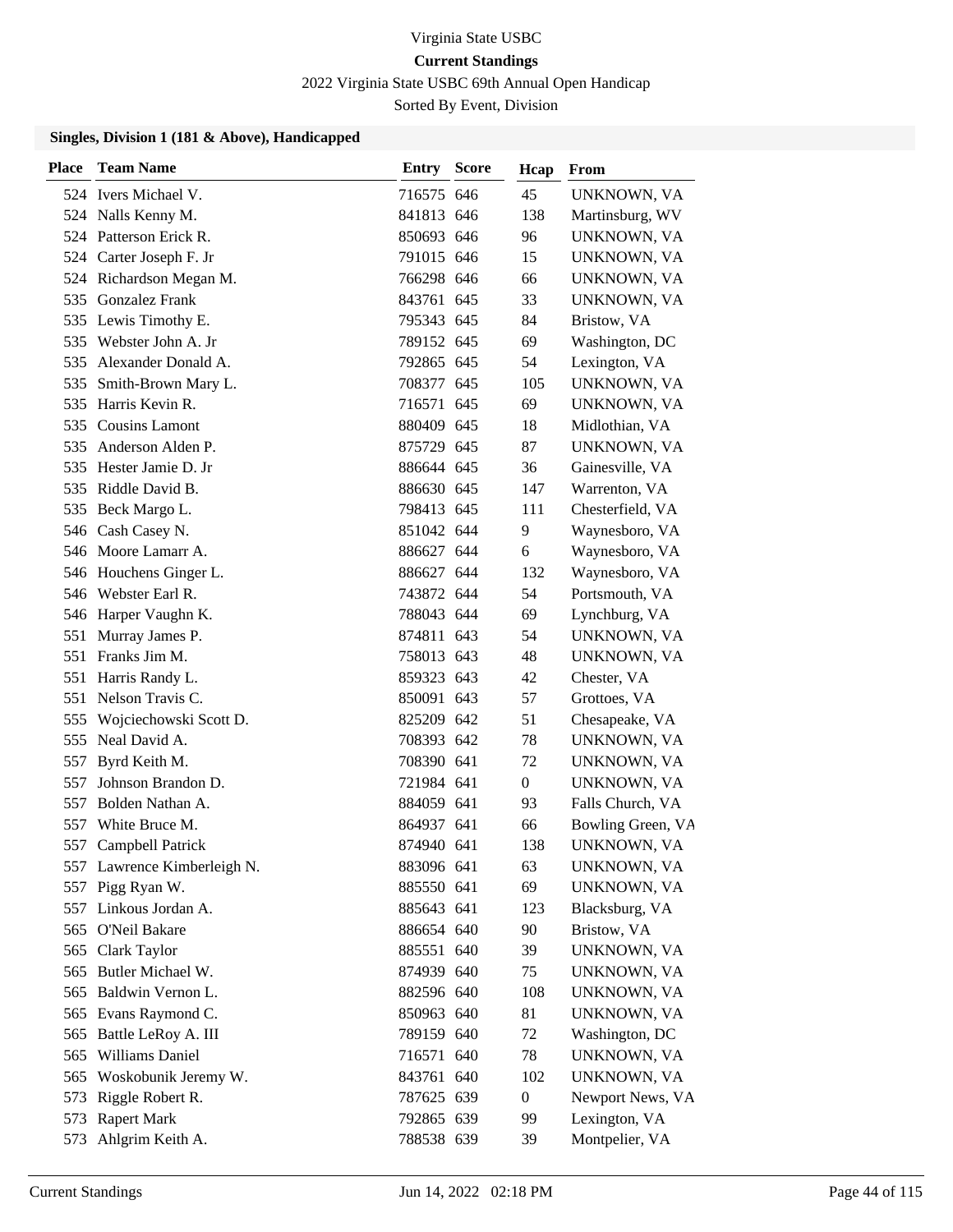Virginia State USBC

**Current Standings**

2022 Virginia State USBC 69th Annual Open Handicap

Sorted By Event, Division

### Singles, Division 1 (181 & Above), Handicapped

| Place | Team Name | Entry | Score | Hcap | From |
|---|---|---|---|---|---|
| 524 | Ivers Michael V. | 716575 | 646 | 45 | UNKNOWN, VA |
| 524 | Nalls Kenny M. | 841813 | 646 | 138 | Martinsburg, WV |
| 524 | Patterson Erick R. | 850693 | 646 | 96 | UNKNOWN, VA |
| 524 | Carter Joseph F. Jr | 791015 | 646 | 15 | UNKNOWN, VA |
| 524 | Richardson Megan M. | 766298 | 646 | 66 | UNKNOWN, VA |
| 535 | Gonzalez Frank | 843761 | 645 | 33 | UNKNOWN, VA |
| 535 | Lewis Timothy E. | 795343 | 645 | 84 | Bristow, VA |
| 535 | Webster John A. Jr | 789152 | 645 | 69 | Washington, DC |
| 535 | Alexander Donald A. | 792865 | 645 | 54 | Lexington, VA |
| 535 | Smith-Brown Mary L. | 708377 | 645 | 105 | UNKNOWN, VA |
| 535 | Harris Kevin R. | 716571 | 645 | 69 | UNKNOWN, VA |
| 535 | Cousins Lamont | 880409 | 645 | 18 | Midlothian, VA |
| 535 | Anderson Alden P. | 875729 | 645 | 87 | UNKNOWN, VA |
| 535 | Hester Jamie D. Jr | 886644 | 645 | 36 | Gainesville, VA |
| 535 | Riddle David B. | 886630 | 645 | 147 | Warrenton, VA |
| 535 | Beck Margo L. | 798413 | 645 | 111 | Chesterfield, VA |
| 546 | Cash Casey N. | 851042 | 644 | 9 | Waynesboro, VA |
| 546 | Moore Lamarr A. | 886627 | 644 | 6 | Waynesboro, VA |
| 546 | Houchens Ginger L. | 886627 | 644 | 132 | Waynesboro, VA |
| 546 | Webster Earl R. | 743872 | 644 | 54 | Portsmouth, VA |
| 546 | Harper Vaughn K. | 788043 | 644 | 69 | Lynchburg, VA |
| 551 | Murray James P. | 874811 | 643 | 54 | UNKNOWN, VA |
| 551 | Franks Jim M. | 758013 | 643 | 48 | UNKNOWN, VA |
| 551 | Harris Randy L. | 859323 | 643 | 42 | Chester, VA |
| 551 | Nelson Travis C. | 850091 | 643 | 57 | Grottoes, VA |
| 555 | Wojciechowski Scott D. | 825209 | 642 | 51 | Chesapeake, VA |
| 555 | Neal David A. | 708393 | 642 | 78 | UNKNOWN, VA |
| 557 | Byrd Keith M. | 708390 | 641 | 72 | UNKNOWN, VA |
| 557 | Johnson Brandon D. | 721984 | 641 | 0 | UNKNOWN, VA |
| 557 | Bolden Nathan A. | 884059 | 641 | 93 | Falls Church, VA |
| 557 | White Bruce M. | 864937 | 641 | 66 | Bowling Green, VA |
| 557 | Campbell Patrick | 874940 | 641 | 138 | UNKNOWN, VA |
| 557 | Lawrence Kimberleigh N. | 883096 | 641 | 63 | UNKNOWN, VA |
| 557 | Pigg Ryan W. | 885550 | 641 | 69 | UNKNOWN, VA |
| 557 | Linkous Jordan A. | 885643 | 641 | 123 | Blacksburg, VA |
| 565 | O'Neil Bakare | 886654 | 640 | 90 | Bristow, VA |
| 565 | Clark Taylor | 885551 | 640 | 39 | UNKNOWN, VA |
| 565 | Butler Michael W. | 874939 | 640 | 75 | UNKNOWN, VA |
| 565 | Baldwin Vernon L. | 882596 | 640 | 108 | UNKNOWN, VA |
| 565 | Evans Raymond C. | 850963 | 640 | 81 | UNKNOWN, VA |
| 565 | Battle LeRoy A. III | 789159 | 640 | 72 | Washington, DC |
| 565 | Williams Daniel | 716571 | 640 | 78 | UNKNOWN, VA |
| 565 | Woskobunik Jeremy W. | 843761 | 640 | 102 | UNKNOWN, VA |
| 573 | Riggle Robert R. | 787625 | 639 | 0 | Newport News, VA |
| 573 | Rapert Mark | 792865 | 639 | 99 | Lexington, VA |
| 573 | Ahlgrim Keith A. | 788538 | 639 | 39 | Montpelier, VA |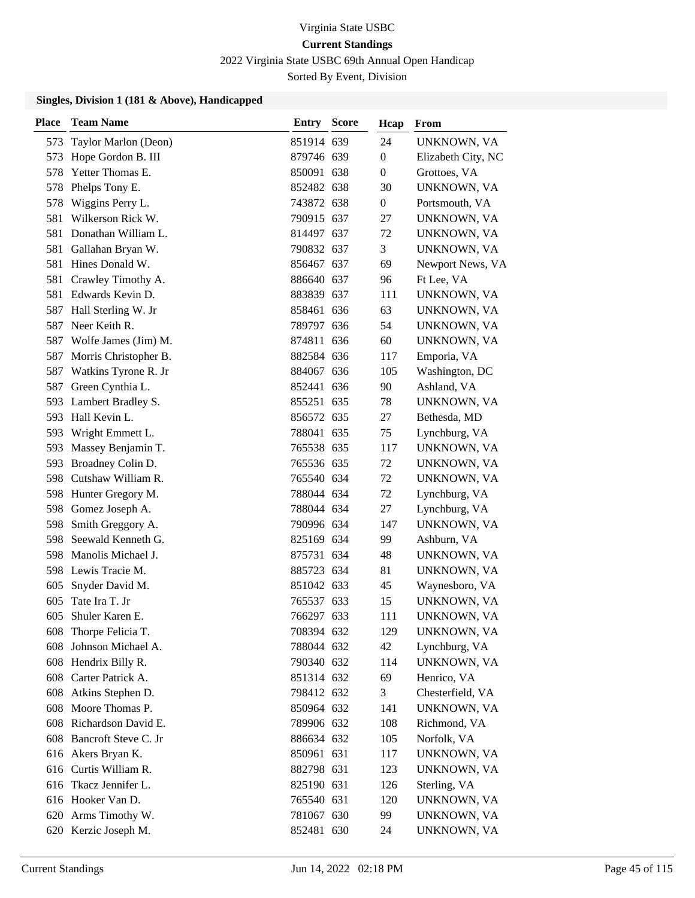Virginia State USBC

**Current Standings**

2022 Virginia State USBC 69th Annual Open Handicap

Sorted By Event, Division

### Singles, Division 1 (181 & Above), Handicapped

| Place | Team Name | Entry | Score | Hcap | From |
|---|---|---|---|---|---|
| 573 | Taylor Marlon (Deon) | 851914 | 639 | 24 | UNKNOWN, VA |
| 573 | Hope Gordon B. III | 879746 | 639 | 0 | Elizabeth City, NC |
| 578 | Yetter Thomas E. | 850091 | 638 | 0 | Grottoes, VA |
| 578 | Phelps Tony E. | 852482 | 638 | 30 | UNKNOWN, VA |
| 578 | Wiggins Perry L. | 743872 | 638 | 0 | Portsmouth, VA |
| 581 | Wilkerson Rick W. | 790915 | 637 | 27 | UNKNOWN, VA |
| 581 | Donathan William L. | 814497 | 637 | 72 | UNKNOWN, VA |
| 581 | Gallahan Bryan W. | 790832 | 637 | 3 | UNKNOWN, VA |
| 581 | Hines Donald W. | 856467 | 637 | 69 | Newport News, VA |
| 581 | Crawley Timothy A. | 886640 | 637 | 96 | Ft Lee, VA |
| 581 | Edwards Kevin D. | 883839 | 637 | 111 | UNKNOWN, VA |
| 587 | Hall Sterling W. Jr | 858461 | 636 | 63 | UNKNOWN, VA |
| 587 | Neer Keith R. | 789797 | 636 | 54 | UNKNOWN, VA |
| 587 | Wolfe James (Jim) M. | 874811 | 636 | 60 | UNKNOWN, VA |
| 587 | Morris Christopher B. | 882584 | 636 | 117 | Emporia, VA |
| 587 | Watkins Tyrone R. Jr | 884067 | 636 | 105 | Washington, DC |
| 587 | Green Cynthia L. | 852441 | 636 | 90 | Ashland, VA |
| 593 | Lambert Bradley S. | 855251 | 635 | 78 | UNKNOWN, VA |
| 593 | Hall Kevin L. | 856572 | 635 | 27 | Bethesda, MD |
| 593 | Wright Emmett L. | 788041 | 635 | 75 | Lynchburg, VA |
| 593 | Massey Benjamin T. | 765538 | 635 | 117 | UNKNOWN, VA |
| 593 | Broadney Colin D. | 765536 | 635 | 72 | UNKNOWN, VA |
| 598 | Cutshaw William R. | 765540 | 634 | 72 | UNKNOWN, VA |
| 598 | Hunter Gregory M. | 788044 | 634 | 72 | Lynchburg, VA |
| 598 | Gomez Joseph A. | 788044 | 634 | 27 | Lynchburg, VA |
| 598 | Smith Greggory A. | 790996 | 634 | 147 | UNKNOWN, VA |
| 598 | Seewald Kenneth G. | 825169 | 634 | 99 | Ashburn, VA |
| 598 | Manolis Michael J. | 875731 | 634 | 48 | UNKNOWN, VA |
| 598 | Lewis Tracie M. | 885723 | 634 | 81 | UNKNOWN, VA |
| 605 | Snyder David M. | 851042 | 633 | 45 | Waynesboro, VA |
| 605 | Tate Ira T. Jr | 765537 | 633 | 15 | UNKNOWN, VA |
| 605 | Shuler Karen E. | 766297 | 633 | 111 | UNKNOWN, VA |
| 608 | Thorpe Felicia T. | 708394 | 632 | 129 | UNKNOWN, VA |
| 608 | Johnson Michael A. | 788044 | 632 | 42 | Lynchburg, VA |
| 608 | Hendrix Billy R. | 790340 | 632 | 114 | UNKNOWN, VA |
| 608 | Carter Patrick A. | 851314 | 632 | 69 | Henrico, VA |
| 608 | Atkins Stephen D. | 798412 | 632 | 3 | Chesterfield, VA |
| 608 | Moore Thomas P. | 850964 | 632 | 141 | UNKNOWN, VA |
| 608 | Richardson David E. | 789906 | 632 | 108 | Richmond, VA |
| 608 | Bancroft Steve C. Jr | 886634 | 632 | 105 | Norfolk, VA |
| 616 | Akers Bryan K. | 850961 | 631 | 117 | UNKNOWN, VA |
| 616 | Curtis William R. | 882798 | 631 | 123 | UNKNOWN, VA |
| 616 | Tkacz Jennifer L. | 825190 | 631 | 126 | Sterling, VA |
| 616 | Hooker Van D. | 765540 | 631 | 120 | UNKNOWN, VA |
| 620 | Arms Timothy W. | 781067 | 630 | 99 | UNKNOWN, VA |
| 620 | Kerzic Joseph M. | 852481 | 630 | 24 | UNKNOWN, VA |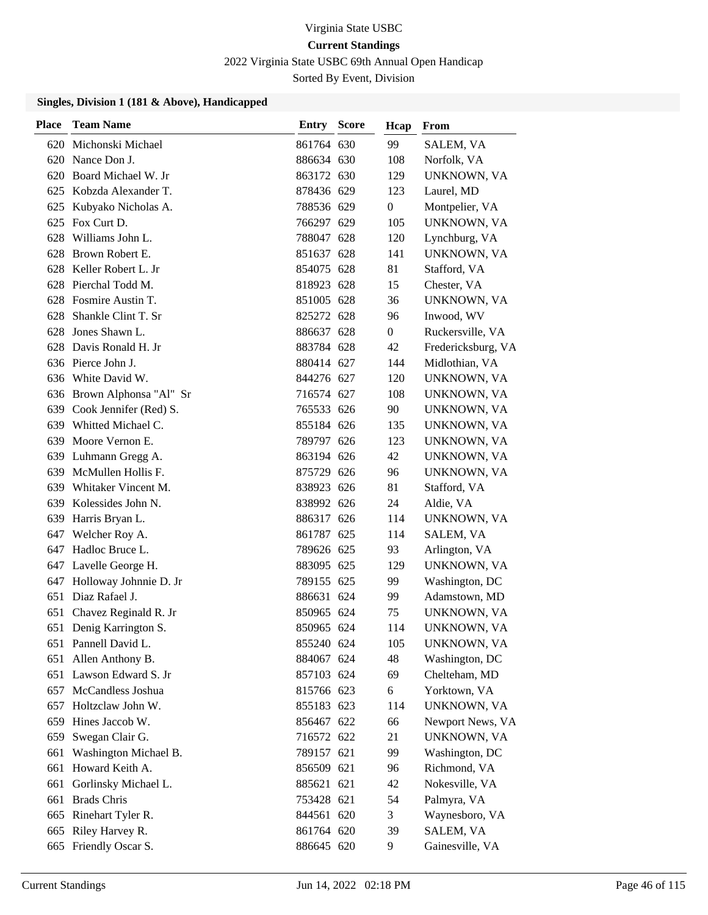Virginia State USBC

**Current Standings**

2022 Virginia State USBC 69th Annual Open Handicap

Sorted By Event, Division

### Singles, Division 1 (181 & Above), Handicapped

| Place | Team Name | Entry | Score | Hcap | From |
|---|---|---|---|---|---|
| 620 | Michonski Michael | 861764 | 630 | 99 | SALEM, VA |
| 620 | Nance Don J. | 886634 | 630 | 108 | Norfolk, VA |
| 620 | Board Michael W. Jr | 863172 | 630 | 129 | UNKNOWN, VA |
| 625 | Kobzda Alexander T. | 878436 | 629 | 123 | Laurel, MD |
| 625 | Kubyako Nicholas A. | 788536 | 629 | 0 | Montpelier, VA |
| 625 | Fox Curt D. | 766297 | 629 | 105 | UNKNOWN, VA |
| 628 | Williams John L. | 788047 | 628 | 120 | Lynchburg, VA |
| 628 | Brown Robert E. | 851637 | 628 | 141 | UNKNOWN, VA |
| 628 | Keller Robert L. Jr | 854075 | 628 | 81 | Stafford, VA |
| 628 | Pierchal Todd M. | 818923 | 628 | 15 | Chester, VA |
| 628 | Fosmire Austin T. | 851005 | 628 | 36 | UNKNOWN, VA |
| 628 | Shankle Clint T. Sr | 825272 | 628 | 96 | Inwood, WV |
| 628 | Jones Shawn L. | 886637 | 628 | 0 | Ruckersville, VA |
| 628 | Davis Ronald H. Jr | 883784 | 628 | 42 | Fredericksburg, VA |
| 636 | Pierce John J. | 880414 | 627 | 144 | Midlothian, VA |
| 636 | White David W. | 844276 | 627 | 120 | UNKNOWN, VA |
| 636 | Brown Alphonsa "Al" Sr | 716574 | 627 | 108 | UNKNOWN, VA |
| 639 | Cook Jennifer (Red) S. | 765533 | 626 | 90 | UNKNOWN, VA |
| 639 | Whitted Michael C. | 855184 | 626 | 135 | UNKNOWN, VA |
| 639 | Moore Vernon E. | 789797 | 626 | 123 | UNKNOWN, VA |
| 639 | Luhmann Gregg A. | 863194 | 626 | 42 | UNKNOWN, VA |
| 639 | McMullen Hollis F. | 875729 | 626 | 96 | UNKNOWN, VA |
| 639 | Whitaker Vincent M. | 838923 | 626 | 81 | Stafford, VA |
| 639 | Kolessides John N. | 838992 | 626 | 24 | Aldie, VA |
| 639 | Harris Bryan L. | 886317 | 626 | 114 | UNKNOWN, VA |
| 647 | Welcher Roy A. | 861787 | 625 | 114 | SALEM, VA |
| 647 | Hadloc Bruce L. | 789626 | 625 | 93 | Arlington, VA |
| 647 | Lavelle George H. | 883095 | 625 | 129 | UNKNOWN, VA |
| 647 | Holloway Johnnie D. Jr | 789155 | 625 | 99 | Washington, DC |
| 651 | Diaz Rafael J. | 886631 | 624 | 99 | Adamstown, MD |
| 651 | Chavez Reginald R. Jr | 850965 | 624 | 75 | UNKNOWN, VA |
| 651 | Denig Karrington S. | 850965 | 624 | 114 | UNKNOWN, VA |
| 651 | Pannell David L. | 855240 | 624 | 105 | UNKNOWN, VA |
| 651 | Allen Anthony B. | 884067 | 624 | 48 | Washington, DC |
| 651 | Lawson Edward S. Jr | 857103 | 624 | 69 | Chelteham, MD |
| 657 | McCandless Joshua | 815766 | 623 | 6 | Yorktown, VA |
| 657 | Holtzclaw John W. | 855183 | 623 | 114 | UNKNOWN, VA |
| 659 | Hines Jaccob W. | 856467 | 622 | 66 | Newport News, VA |
| 659 | Swegan Clair G. | 716572 | 622 | 21 | UNKNOWN, VA |
| 661 | Washington Michael B. | 789157 | 621 | 99 | Washington, DC |
| 661 | Howard Keith A. | 856509 | 621 | 96 | Richmond, VA |
| 661 | Gorlinsky Michael L. | 885621 | 621 | 42 | Nokesville, VA |
| 661 | Brads Chris | 753428 | 621 | 54 | Palmyra, VA |
| 665 | Rinehart Tyler R. | 844561 | 620 | 3 | Waynesboro, VA |
| 665 | Riley Harvey R. | 861764 | 620 | 39 | SALEM, VA |
| 665 | Friendly Oscar S. | 886645 | 620 | 9 | Gainesville, VA |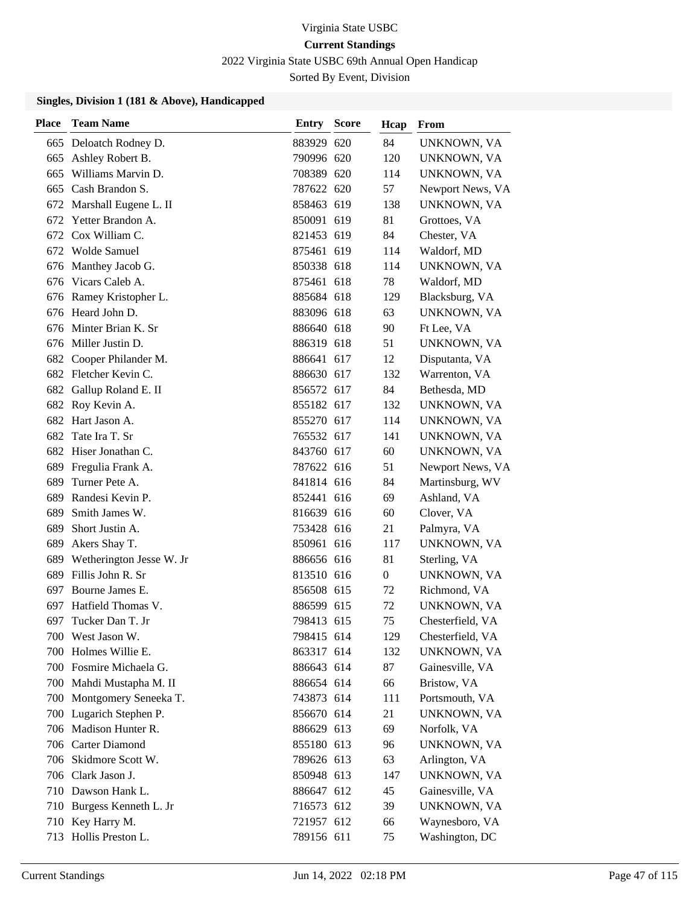Virginia State USBC

**Current Standings**

2022 Virginia State USBC 69th Annual Open Handicap

Sorted By Event, Division

### Singles, Division 1 (181 & Above), Handicapped

| Place | Team Name | Entry | Score | Hcap | From |
|---|---|---|---|---|---|
| 665 | Deloatch Rodney D. | 883929 | 620 | 84 | UNKNOWN, VA |
| 665 | Ashley Robert B. | 790996 | 620 | 120 | UNKNOWN, VA |
| 665 | Williams Marvin D. | 708389 | 620 | 114 | UNKNOWN, VA |
| 665 | Cash Brandon S. | 787622 | 620 | 57 | Newport News, VA |
| 672 | Marshall Eugene L. II | 858463 | 619 | 138 | UNKNOWN, VA |
| 672 | Yetter Brandon A. | 850091 | 619 | 81 | Grottoes, VA |
| 672 | Cox William C. | 821453 | 619 | 84 | Chester, VA |
| 672 | Wolde Samuel | 875461 | 619 | 114 | Waldorf, MD |
| 676 | Manthey Jacob G. | 850338 | 618 | 114 | UNKNOWN, VA |
| 676 | Vicars Caleb A. | 875461 | 618 | 78 | Waldorf, MD |
| 676 | Ramey Kristopher L. | 885684 | 618 | 129 | Blacksburg, VA |
| 676 | Heard John D. | 883096 | 618 | 63 | UNKNOWN, VA |
| 676 | Minter Brian K. Sr | 886640 | 618 | 90 | Ft Lee, VA |
| 676 | Miller Justin D. | 886319 | 618 | 51 | UNKNOWN, VA |
| 682 | Cooper Philander M. | 886641 | 617 | 12 | Disputanta, VA |
| 682 | Fletcher Kevin C. | 886630 | 617 | 132 | Warrenton, VA |
| 682 | Gallup Roland E. II | 856572 | 617 | 84 | Bethesda, MD |
| 682 | Roy Kevin A. | 855182 | 617 | 132 | UNKNOWN, VA |
| 682 | Hart Jason A. | 855270 | 617 | 114 | UNKNOWN, VA |
| 682 | Tate Ira T. Sr | 765532 | 617 | 141 | UNKNOWN, VA |
| 682 | Hiser Jonathan C. | 843760 | 617 | 60 | UNKNOWN, VA |
| 689 | Fregulia Frank A. | 787622 | 616 | 51 | Newport News, VA |
| 689 | Turner Pete A. | 841814 | 616 | 84 | Martinsburg, WV |
| 689 | Randesi Kevin P. | 852441 | 616 | 69 | Ashland, VA |
| 689 | Smith James W. | 816639 | 616 | 60 | Clover, VA |
| 689 | Short Justin A. | 753428 | 616 | 21 | Palmyra, VA |
| 689 | Akers Shay T. | 850961 | 616 | 117 | UNKNOWN, VA |
| 689 | Wetherington Jesse W. Jr | 886656 | 616 | 81 | Sterling, VA |
| 689 | Fillis John R. Sr | 813510 | 616 | 0 | UNKNOWN, VA |
| 697 | Bourne James E. | 856508 | 615 | 72 | Richmond, VA |
| 697 | Hatfield Thomas V. | 886599 | 615 | 72 | UNKNOWN, VA |
| 697 | Tucker Dan T. Jr | 798413 | 615 | 75 | Chesterfield, VA |
| 700 | West Jason W. | 798415 | 614 | 129 | Chesterfield, VA |
| 700 | Holmes Willie E. | 863317 | 614 | 132 | UNKNOWN, VA |
| 700 | Fosmire Michaela G. | 886643 | 614 | 87 | Gainesville, VA |
| 700 | Mahdi Mustapha M. II | 886654 | 614 | 66 | Bristow, VA |
| 700 | Montgomery Seneeka T. | 743873 | 614 | 111 | Portsmouth, VA |
| 700 | Lugarich Stephen P. | 856670 | 614 | 21 | UNKNOWN, VA |
| 706 | Madison Hunter R. | 886629 | 613 | 69 | Norfolk, VA |
| 706 | Carter Diamond | 855180 | 613 | 96 | UNKNOWN, VA |
| 706 | Skidmore Scott W. | 789626 | 613 | 63 | Arlington, VA |
| 706 | Clark Jason J. | 850948 | 613 | 147 | UNKNOWN, VA |
| 710 | Dawson Hank L. | 886647 | 612 | 45 | Gainesville, VA |
| 710 | Burgess Kenneth L. Jr | 716573 | 612 | 39 | UNKNOWN, VA |
| 710 | Key Harry M. | 721957 | 612 | 66 | Waynesboro, VA |
| 713 | Hollis Preston L. | 789156 | 611 | 75 | Washington, DC |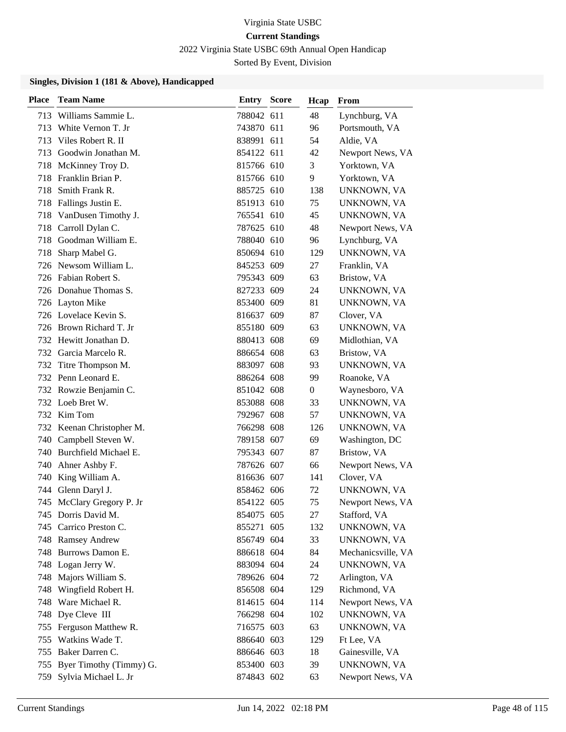Virginia State USBC

**Current Standings**

2022 Virginia State USBC 69th Annual Open Handicap

Sorted By Event, Division

### Singles, Division 1 (181 & Above), Handicapped

| Place | Team Name | Entry | Score | Hcap | From |
|---|---|---|---|---|---|
| 713 | Williams Sammie L. | 788042 | 611 | 48 | Lynchburg, VA |
| 713 | White Vernon T. Jr | 743870 | 611 | 96 | Portsmouth, VA |
| 713 | Viles Robert R. II | 838991 | 611 | 54 | Aldie, VA |
| 713 | Goodwin Jonathan M. | 854122 | 611 | 42 | Newport News, VA |
| 718 | McKinney Troy D. | 815766 | 610 | 3 | Yorktown, VA |
| 718 | Franklin Brian P. | 815766 | 610 | 9 | Yorktown, VA |
| 718 | Smith Frank R. | 885725 | 610 | 138 | UNKNOWN, VA |
| 718 | Fallings Justin E. | 851913 | 610 | 75 | UNKNOWN, VA |
| 718 | VanDusen Timothy J. | 765541 | 610 | 45 | UNKNOWN, VA |
| 718 | Carroll Dylan C. | 787625 | 610 | 48 | Newport News, VA |
| 718 | Goodman William E. | 788040 | 610 | 96 | Lynchburg, VA |
| 718 | Sharp Mabel G. | 850694 | 610 | 129 | UNKNOWN, VA |
| 726 | Newsom William L. | 845253 | 609 | 27 | Franklin, VA |
| 726 | Fabian Robert S. | 795343 | 609 | 63 | Bristow, VA |
| 726 | Donahue Thomas S. | 827233 | 609 | 24 | UNKNOWN, VA |
| 726 | Layton Mike | 853400 | 609 | 81 | UNKNOWN, VA |
| 726 | Lovelace Kevin S. | 816637 | 609 | 87 | Clover, VA |
| 726 | Brown Richard T. Jr | 855180 | 609 | 63 | UNKNOWN, VA |
| 732 | Hewitt Jonathan D. | 880413 | 608 | 69 | Midlothian, VA |
| 732 | Garcia Marcelo R. | 886654 | 608 | 63 | Bristow, VA |
| 732 | Titre Thompson M. | 883097 | 608 | 93 | UNKNOWN, VA |
| 732 | Penn Leonard E. | 886264 | 608 | 99 | Roanoke, VA |
| 732 | Rowzie Benjamin C. | 851042 | 608 | 0 | Waynesboro, VA |
| 732 | Loeb Bret W. | 853088 | 608 | 33 | UNKNOWN, VA |
| 732 | Kim Tom | 792967 | 608 | 57 | UNKNOWN, VA |
| 732 | Keenan Christopher M. | 766298 | 608 | 126 | UNKNOWN, VA |
| 740 | Campbell Steven W. | 789158 | 607 | 69 | Washington, DC |
| 740 | Burchfield Michael E. | 795343 | 607 | 87 | Bristow, VA |
| 740 | Ahner Ashby F. | 787626 | 607 | 66 | Newport News, VA |
| 740 | King William A. | 816636 | 607 | 141 | Clover, VA |
| 744 | Glenn Daryl J. | 858462 | 606 | 72 | UNKNOWN, VA |
| 745 | McClary Gregory P. Jr | 854122 | 605 | 75 | Newport News, VA |
| 745 | Dorris David M. | 854075 | 605 | 27 | Stafford, VA |
| 745 | Carrico Preston C. | 855271 | 605 | 132 | UNKNOWN, VA |
| 748 | Ramsey Andrew | 856749 | 604 | 33 | UNKNOWN, VA |
| 748 | Burrows Damon E. | 886618 | 604 | 84 | Mechanicsville, VA |
| 748 | Logan Jerry W. | 883094 | 604 | 24 | UNKNOWN, VA |
| 748 | Majors William S. | 789626 | 604 | 72 | Arlington, VA |
| 748 | Wingfield Robert H. | 856508 | 604 | 129 | Richmond, VA |
| 748 | Ware Michael R. | 814615 | 604 | 114 | Newport News, VA |
| 748 | Dye Cleve III | 766298 | 604 | 102 | UNKNOWN, VA |
| 755 | Ferguson Matthew R. | 716575 | 603 | 63 | UNKNOWN, VA |
| 755 | Watkins Wade T. | 886640 | 603 | 129 | Ft Lee, VA |
| 755 | Baker Darren C. | 886646 | 603 | 18 | Gainesville, VA |
| 755 | Byer Timothy (Timmy) G. | 853400 | 603 | 39 | UNKNOWN, VA |
| 759 | Sylvia Michael L. Jr | 874843 | 602 | 63 | Newport News, VA |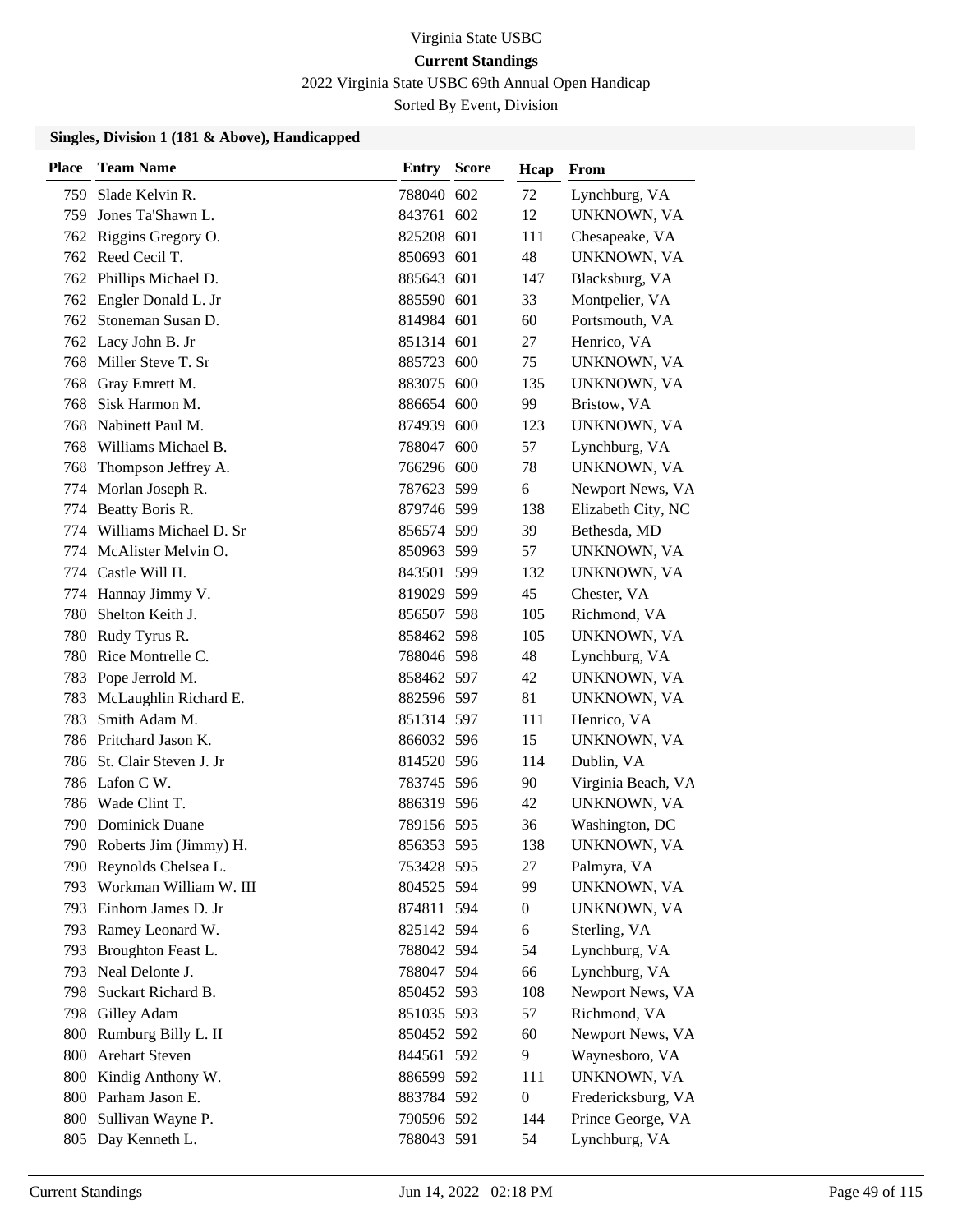Virginia State USBC

**Current Standings**

2022 Virginia State USBC 69th Annual Open Handicap

Sorted By Event, Division

### Singles, Division 1 (181 & Above), Handicapped

| Place | Team Name | Entry | Score | Hcap | From |
|---|---|---|---|---|---|
| 759 | Slade Kelvin R. | 788040 | 602 | 72 | Lynchburg, VA |
| 759 | Jones Ta'Shawn L. | 843761 | 602 | 12 | UNKNOWN, VA |
| 762 | Riggins Gregory O. | 825208 | 601 | 111 | Chesapeake, VA |
| 762 | Reed Cecil T. | 850693 | 601 | 48 | UNKNOWN, VA |
| 762 | Phillips Michael D. | 885643 | 601 | 147 | Blacksburg, VA |
| 762 | Engler Donald L. Jr | 885590 | 601 | 33 | Montpelier, VA |
| 762 | Stoneman Susan D. | 814984 | 601 | 60 | Portsmouth, VA |
| 762 | Lacy John B. Jr | 851314 | 601 | 27 | Henrico, VA |
| 768 | Miller Steve T. Sr | 885723 | 600 | 75 | UNKNOWN, VA |
| 768 | Gray Emrett M. | 883075 | 600 | 135 | UNKNOWN, VA |
| 768 | Sisk Harmon M. | 886654 | 600 | 99 | Bristow, VA |
| 768 | Nabinett Paul M. | 874939 | 600 | 123 | UNKNOWN, VA |
| 768 | Williams Michael B. | 788047 | 600 | 57 | Lynchburg, VA |
| 768 | Thompson Jeffrey A. | 766296 | 600 | 78 | UNKNOWN, VA |
| 774 | Morlan Joseph R. | 787623 | 599 | 6 | Newport News, VA |
| 774 | Beatty Boris R. | 879746 | 599 | 138 | Elizabeth City, NC |
| 774 | Williams Michael D. Sr | 856574 | 599 | 39 | Bethesda, MD |
| 774 | McAlister Melvin O. | 850963 | 599 | 57 | UNKNOWN, VA |
| 774 | Castle Will H. | 843501 | 599 | 132 | UNKNOWN, VA |
| 774 | Hannay Jimmy V. | 819029 | 599 | 45 | Chester, VA |
| 780 | Shelton Keith J. | 856507 | 598 | 105 | Richmond, VA |
| 780 | Rudy Tyrus R. | 858462 | 598 | 105 | UNKNOWN, VA |
| 780 | Rice Montrelle C. | 788046 | 598 | 48 | Lynchburg, VA |
| 783 | Pope Jerrold M. | 858462 | 597 | 42 | UNKNOWN, VA |
| 783 | McLaughlin Richard E. | 882596 | 597 | 81 | UNKNOWN, VA |
| 783 | Smith Adam M. | 851314 | 597 | 111 | Henrico, VA |
| 786 | Pritchard Jason K. | 866032 | 596 | 15 | UNKNOWN, VA |
| 786 | St. Clair Steven J. Jr | 814520 | 596 | 114 | Dublin, VA |
| 786 | Lafon C W. | 783745 | 596 | 90 | Virginia Beach, VA |
| 786 | Wade Clint T. | 886319 | 596 | 42 | UNKNOWN, VA |
| 790 | Dominick Duane | 789156 | 595 | 36 | Washington, DC |
| 790 | Roberts Jim (Jimmy) H. | 856353 | 595 | 138 | UNKNOWN, VA |
| 790 | Reynolds Chelsea L. | 753428 | 595 | 27 | Palmyra, VA |
| 793 | Workman William W. III | 804525 | 594 | 99 | UNKNOWN, VA |
| 793 | Einhorn James D. Jr | 874811 | 594 | 0 | UNKNOWN, VA |
| 793 | Ramey Leonard W. | 825142 | 594 | 6 | Sterling, VA |
| 793 | Broughton Feast L. | 788042 | 594 | 54 | Lynchburg, VA |
| 793 | Neal Delonte J. | 788047 | 594 | 66 | Lynchburg, VA |
| 798 | Suckart Richard B. | 850452 | 593 | 108 | Newport News, VA |
| 798 | Gilley Adam | 851035 | 593 | 57 | Richmond, VA |
| 800 | Rumburg Billy L. II | 850452 | 592 | 60 | Newport News, VA |
| 800 | Arehart Steven | 844561 | 592 | 9 | Waynesboro, VA |
| 800 | Kindig Anthony W. | 886599 | 592 | 111 | UNKNOWN, VA |
| 800 | Parham Jason E. | 883784 | 592 | 0 | Fredericksburg, VA |
| 800 | Sullivan Wayne P. | 790596 | 592 | 144 | Prince George, VA |
| 805 | Day Kenneth L. | 788043 | 591 | 54 | Lynchburg, VA |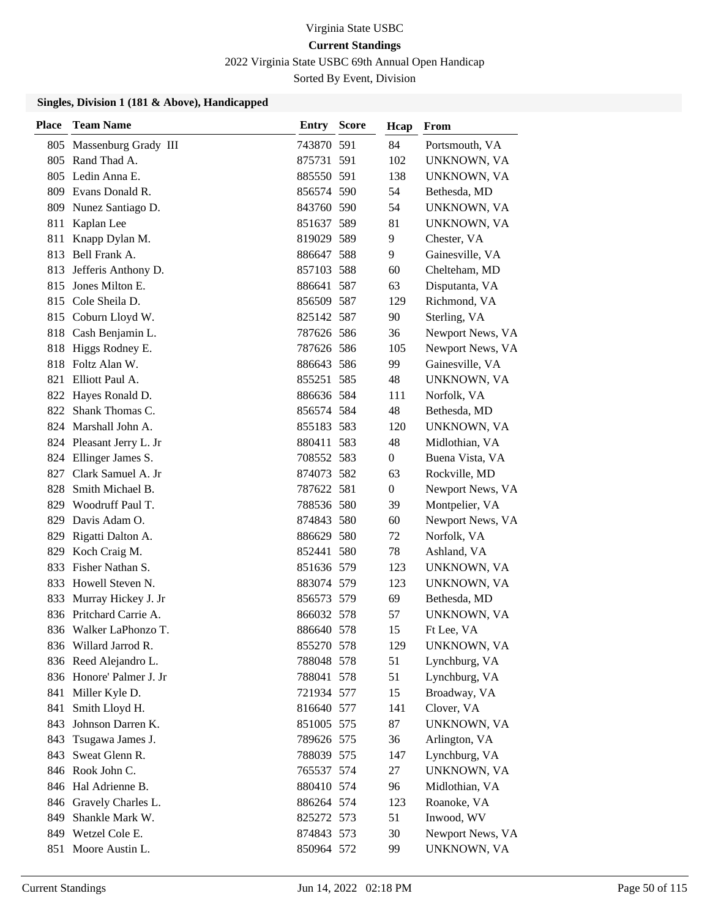Virginia State USBC

**Current Standings**

2022 Virginia State USBC 69th Annual Open Handicap

Sorted By Event, Division

### Singles, Division 1 (181 & Above), Handicapped

| Place | Team Name | Entry | Score | Hcap | From |
|---|---|---|---|---|---|
| 805 | Massenburg Grady III | 743870 | 591 | 84 | Portsmouth, VA |
| 805 | Rand Thad A. | 875731 | 591 | 102 | UNKNOWN, VA |
| 805 | Ledin Anna E. | 885550 | 591 | 138 | UNKNOWN, VA |
| 809 | Evans Donald R. | 856574 | 590 | 54 | Bethesda, MD |
| 809 | Nunez Santiago D. | 843760 | 590 | 54 | UNKNOWN, VA |
| 811 | Kaplan Lee | 851637 | 589 | 81 | UNKNOWN, VA |
| 811 | Knapp Dylan M. | 819029 | 589 | 9 | Chester, VA |
| 813 | Bell Frank A. | 886647 | 588 | 9 | Gainesville, VA |
| 813 | Jefferis Anthony D. | 857103 | 588 | 60 | Chelteham, MD |
| 815 | Jones Milton E. | 886641 | 587 | 63 | Disputanta, VA |
| 815 | Cole Sheila D. | 856509 | 587 | 129 | Richmond, VA |
| 815 | Coburn Lloyd W. | 825142 | 587 | 90 | Sterling, VA |
| 818 | Cash Benjamin L. | 787626 | 586 | 36 | Newport News, VA |
| 818 | Higgs Rodney E. | 787626 | 586 | 105 | Newport News, VA |
| 818 | Foltz Alan W. | 886643 | 586 | 99 | Gainesville, VA |
| 821 | Elliott Paul A. | 855251 | 585 | 48 | UNKNOWN, VA |
| 822 | Hayes Ronald D. | 886636 | 584 | 111 | Norfolk, VA |
| 822 | Shank Thomas C. | 856574 | 584 | 48 | Bethesda, MD |
| 824 | Marshall John A. | 855183 | 583 | 120 | UNKNOWN, VA |
| 824 | Pleasant Jerry L. Jr | 880411 | 583 | 48 | Midlothian, VA |
| 824 | Ellinger James S. | 708552 | 583 | 0 | Buena Vista, VA |
| 827 | Clark Samuel A. Jr | 874073 | 582 | 63 | Rockville, MD |
| 828 | Smith Michael B. | 787622 | 581 | 0 | Newport News, VA |
| 829 | Woodruff Paul T. | 788536 | 580 | 39 | Montpelier, VA |
| 829 | Davis Adam O. | 874843 | 580 | 60 | Newport News, VA |
| 829 | Rigatti Dalton A. | 886629 | 580 | 72 | Norfolk, VA |
| 829 | Koch Craig M. | 852441 | 580 | 78 | Ashland, VA |
| 833 | Fisher Nathan S. | 851636 | 579 | 123 | UNKNOWN, VA |
| 833 | Howell Steven N. | 883074 | 579 | 123 | UNKNOWN, VA |
| 833 | Murray Hickey J. Jr | 856573 | 579 | 69 | Bethesda, MD |
| 836 | Pritchard Carrie A. | 866032 | 578 | 57 | UNKNOWN, VA |
| 836 | Walker LaPhonzo T. | 886640 | 578 | 15 | Ft Lee, VA |
| 836 | Willard Jarrod R. | 855270 | 578 | 129 | UNKNOWN, VA |
| 836 | Reed Alejandro L. | 788048 | 578 | 51 | Lynchburg, VA |
| 836 | Honore' Palmer J. Jr | 788041 | 578 | 51 | Lynchburg, VA |
| 841 | Miller Kyle D. | 721934 | 577 | 15 | Broadway, VA |
| 841 | Smith Lloyd H. | 816640 | 577 | 141 | Clover, VA |
| 843 | Johnson Darren K. | 851005 | 575 | 87 | UNKNOWN, VA |
| 843 | Tsugawa James J. | 789626 | 575 | 36 | Arlington, VA |
| 843 | Sweat Glenn R. | 788039 | 575 | 147 | Lynchburg, VA |
| 846 | Rook John C. | 765537 | 574 | 27 | UNKNOWN, VA |
| 846 | Hal Adrienne B. | 880410 | 574 | 96 | Midlothian, VA |
| 846 | Gravely Charles L. | 886264 | 574 | 123 | Roanoke, VA |
| 849 | Shankle Mark W. | 825272 | 573 | 51 | Inwood, WV |
| 849 | Wetzel Cole E. | 874843 | 573 | 30 | Newport News, VA |
| 851 | Moore Austin L. | 850964 | 572 | 99 | UNKNOWN, VA |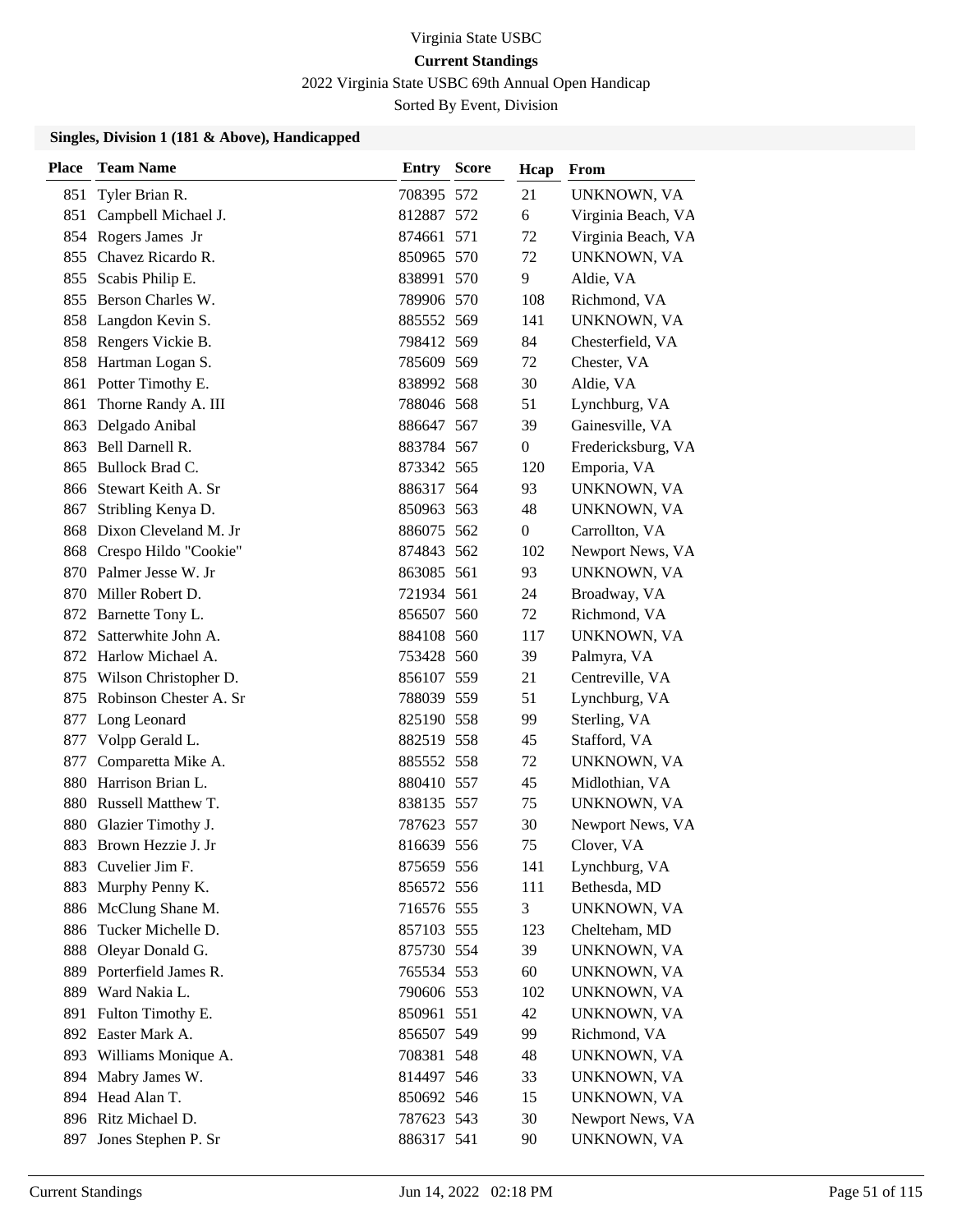Virginia State USBC

**Current Standings**

2022 Virginia State USBC 69th Annual Open Handicap

Sorted By Event, Division

### Singles, Division 1 (181 & Above), Handicapped

| Place | Team Name | Entry | Score | Hcap | From |
|---|---|---|---|---|---|
| 851 | Tyler Brian R. | 708395 | 572 | 21 | UNKNOWN, VA |
| 851 | Campbell Michael J. | 812887 | 572 | 6 | Virginia Beach, VA |
| 854 | Rogers James Jr | 874661 | 571 | 72 | Virginia Beach, VA |
| 855 | Chavez Ricardo R. | 850965 | 570 | 72 | UNKNOWN, VA |
| 855 | Scabis Philip E. | 838991 | 570 | 9 | Aldie, VA |
| 855 | Berson Charles W. | 789906 | 570 | 108 | Richmond, VA |
| 858 | Langdon Kevin S. | 885552 | 569 | 141 | UNKNOWN, VA |
| 858 | Rengers Vickie B. | 798412 | 569 | 84 | Chesterfield, VA |
| 858 | Hartman Logan S. | 785609 | 569 | 72 | Chester, VA |
| 861 | Potter Timothy E. | 838992 | 568 | 30 | Aldie, VA |
| 861 | Thorne Randy A. III | 788046 | 568 | 51 | Lynchburg, VA |
| 863 | Delgado Anibal | 886647 | 567 | 39 | Gainesville, VA |
| 863 | Bell Darnell R. | 883784 | 567 | 0 | Fredericksburg, VA |
| 865 | Bullock Brad C. | 873342 | 565 | 120 | Emporia, VA |
| 866 | Stewart Keith A. Sr | 886317 | 564 | 93 | UNKNOWN, VA |
| 867 | Stribling Kenya D. | 850963 | 563 | 48 | UNKNOWN, VA |
| 868 | Dixon Cleveland M. Jr | 886075 | 562 | 0 | Carrollton, VA |
| 868 | Crespo Hildo "Cookie" | 874843 | 562 | 102 | Newport News, VA |
| 870 | Palmer Jesse W. Jr | 863085 | 561 | 93 | UNKNOWN, VA |
| 870 | Miller Robert D. | 721934 | 561 | 24 | Broadway, VA |
| 872 | Barnette Tony L. | 856507 | 560 | 72 | Richmond, VA |
| 872 | Satterwhite John A. | 884108 | 560 | 117 | UNKNOWN, VA |
| 872 | Harlow Michael A. | 753428 | 560 | 39 | Palmyra, VA |
| 875 | Wilson Christopher D. | 856107 | 559 | 21 | Centreville, VA |
| 875 | Robinson Chester A. Sr | 788039 | 559 | 51 | Lynchburg, VA |
| 877 | Long Leonard | 825190 | 558 | 99 | Sterling, VA |
| 877 | Volpp Gerald L. | 882519 | 558 | 45 | Stafford, VA |
| 877 | Comparetta Mike A. | 885552 | 558 | 72 | UNKNOWN, VA |
| 880 | Harrison Brian L. | 880410 | 557 | 45 | Midlothian, VA |
| 880 | Russell Matthew T. | 838135 | 557 | 75 | UNKNOWN, VA |
| 880 | Glazier Timothy J. | 787623 | 557 | 30 | Newport News, VA |
| 883 | Brown Hezzie J. Jr | 816639 | 556 | 75 | Clover, VA |
| 883 | Cuvelier Jim F. | 875659 | 556 | 141 | Lynchburg, VA |
| 883 | Murphy Penny K. | 856572 | 556 | 111 | Bethesda, MD |
| 886 | McClung Shane M. | 716576 | 555 | 3 | UNKNOWN, VA |
| 886 | Tucker Michelle D. | 857103 | 555 | 123 | Chelteham, MD |
| 888 | Oleyar Donald G. | 875730 | 554 | 39 | UNKNOWN, VA |
| 889 | Porterfield James R. | 765534 | 553 | 60 | UNKNOWN, VA |
| 889 | Ward Nakia L. | 790606 | 553 | 102 | UNKNOWN, VA |
| 891 | Fulton Timothy E. | 850961 | 551 | 42 | UNKNOWN, VA |
| 892 | Easter Mark A. | 856507 | 549 | 99 | Richmond, VA |
| 893 | Williams Monique A. | 708381 | 548 | 48 | UNKNOWN, VA |
| 894 | Mabry James W. | 814497 | 546 | 33 | UNKNOWN, VA |
| 894 | Head Alan T. | 850692 | 546 | 15 | UNKNOWN, VA |
| 896 | Ritz Michael D. | 787623 | 543 | 30 | Newport News, VA |
| 897 | Jones Stephen P. Sr | 886317 | 541 | 90 | UNKNOWN, VA |

Current Standings    Jun 14, 2022 02:18 PM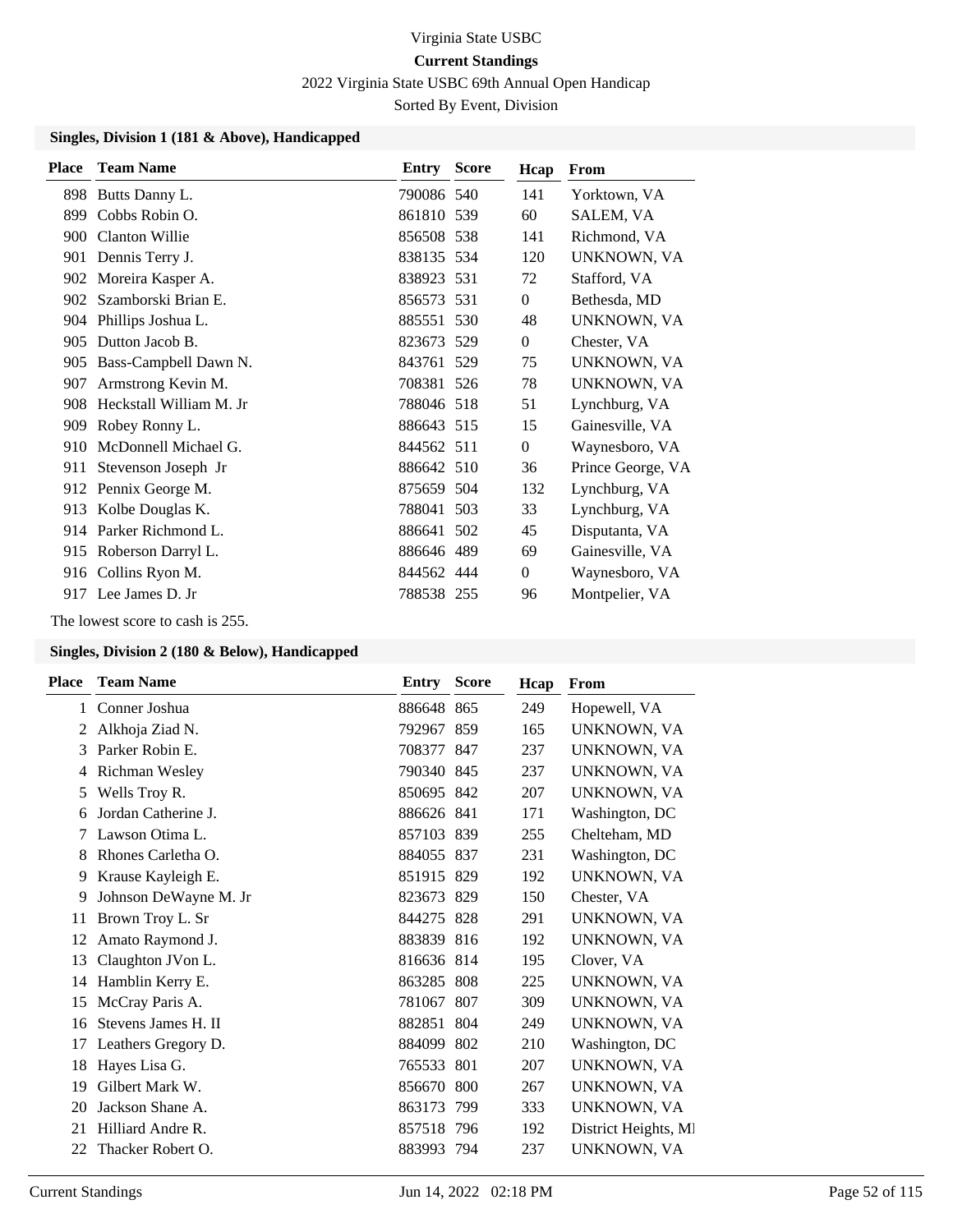Virginia State USBC

**Current Standings**

2022 Virginia State USBC 69th Annual Open Handicap

Sorted By Event, Division

### Singles, Division 1 (181 & Above), Handicapped

| Place | Team Name | Entry | Score | Hcap | From |
|---|---|---|---|---|---|
| 898 | Butts Danny L. | 790086 | 540 | 141 | Yorktown, VA |
| 899 | Cobbs Robin O. | 861810 | 539 | 60 | SALEM, VA |
| 900 | Clanton Willie | 856508 | 538 | 141 | Richmond, VA |
| 901 | Dennis Terry J. | 838135 | 534 | 120 | UNKNOWN, VA |
| 902 | Moreira Kasper A. | 838923 | 531 | 72 | Stafford, VA |
| 902 | Szamborski Brian E. | 856573 | 531 | 0 | Bethesda, MD |
| 904 | Phillips Joshua L. | 885551 | 530 | 48 | UNKNOWN, VA |
| 905 | Dutton Jacob B. | 823673 | 529 | 0 | Chester, VA |
| 905 | Bass-Campbell Dawn N. | 843761 | 529 | 75 | UNKNOWN, VA |
| 907 | Armstrong Kevin M. | 708381 | 526 | 78 | UNKNOWN, VA |
| 908 | Heckstall William M. Jr | 788046 | 518 | 51 | Lynchburg, VA |
| 909 | Robey Ronny L. | 886643 | 515 | 15 | Gainesville, VA |
| 910 | McDonnell Michael G. | 844562 | 511 | 0 | Waynesboro, VA |
| 911 | Stevenson Joseph Jr | 886642 | 510 | 36 | Prince George, VA |
| 912 | Pennix George M. | 875659 | 504 | 132 | Lynchburg, VA |
| 913 | Kolbe Douglas K. | 788041 | 503 | 33 | Lynchburg, VA |
| 914 | Parker Richmond L. | 886641 | 502 | 45 | Disputanta, VA |
| 915 | Roberson Darryl L. | 886646 | 489 | 69 | Gainesville, VA |
| 916 | Collins Ryon M. | 844562 | 444 | 0 | Waynesboro, VA |
| 917 | Lee James D. Jr | 788538 | 255 | 96 | Montpelier, VA |

The lowest score to cash is 255.

### Singles, Division 2 (180 & Below), Handicapped

| Place | Team Name | Entry | Score | Hcap | From |
|---|---|---|---|---|---|
| 1 | Conner Joshua | 886648 | 865 | 249 | Hopewell, VA |
| 2 | Alkhoja Ziad N. | 792967 | 859 | 165 | UNKNOWN, VA |
| 3 | Parker Robin E. | 708377 | 847 | 237 | UNKNOWN, VA |
| 4 | Richman Wesley | 790340 | 845 | 237 | UNKNOWN, VA |
| 5 | Wells Troy R. | 850695 | 842 | 207 | UNKNOWN, VA |
| 6 | Jordan Catherine J. | 886626 | 841 | 171 | Washington, DC |
| 7 | Lawson Otima L. | 857103 | 839 | 255 | Chelteham, MD |
| 8 | Rhones Carletha O. | 884055 | 837 | 231 | Washington, DC |
| 9 | Krause Kayleigh E. | 851915 | 829 | 192 | UNKNOWN, VA |
| 9 | Johnson DeWayne M. Jr | 823673 | 829 | 150 | Chester, VA |
| 11 | Brown Troy L. Sr | 844275 | 828 | 291 | UNKNOWN, VA |
| 12 | Amato Raymond J. | 883839 | 816 | 192 | UNKNOWN, VA |
| 13 | Claughton JVon L. | 816636 | 814 | 195 | Clover, VA |
| 14 | Hamblin Kerry E. | 863285 | 808 | 225 | UNKNOWN, VA |
| 15 | McCray Paris A. | 781067 | 807 | 309 | UNKNOWN, VA |
| 16 | Stevens James H. II | 882851 | 804 | 249 | UNKNOWN, VA |
| 17 | Leathers Gregory D. | 884099 | 802 | 210 | Washington, DC |
| 18 | Hayes Lisa G. | 765533 | 801 | 207 | UNKNOWN, VA |
| 19 | Gilbert Mark W. | 856670 | 800 | 267 | UNKNOWN, VA |
| 20 | Jackson Shane A. | 863173 | 799 | 333 | UNKNOWN, VA |
| 21 | Hilliard Andre R. | 857518 | 796 | 192 | District Heights, MI |
| 22 | Thacker Robert O. | 883993 | 794 | 237 | UNKNOWN, VA |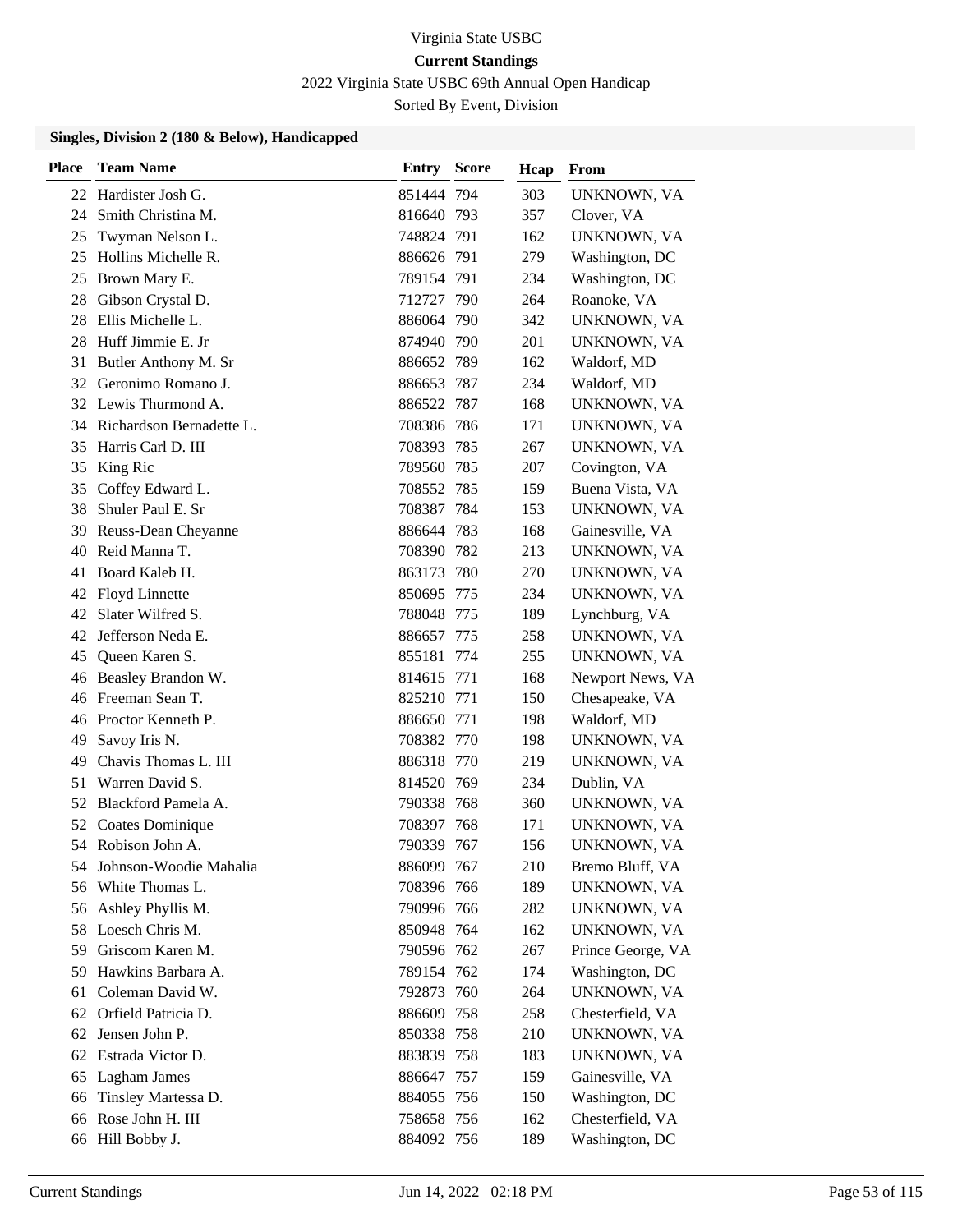Virginia State USBC

**Current Standings**

2022 Virginia State USBC 69th Annual Open Handicap

Sorted By Event, Division

### Singles, Division 2 (180 & Below), Handicapped

| Place | Team Name | Entry | Score | Hcap | From |
|---|---|---|---|---|---|
| 22 | Hardister Josh G. | 851444 | 794 | 303 | UNKNOWN, VA |
| 24 | Smith Christina M. | 816640 | 793 | 357 | Clover, VA |
| 25 | Twyman Nelson L. | 748824 | 791 | 162 | UNKNOWN, VA |
| 25 | Hollins Michelle R. | 886626 | 791 | 279 | Washington, DC |
| 25 | Brown Mary E. | 789154 | 791 | 234 | Washington, DC |
| 28 | Gibson Crystal D. | 712727 | 790 | 264 | Roanoke, VA |
| 28 | Ellis Michelle L. | 886064 | 790 | 342 | UNKNOWN, VA |
| 28 | Huff Jimmie E. Jr | 874940 | 790 | 201 | UNKNOWN, VA |
| 31 | Butler Anthony M. Sr | 886652 | 789 | 162 | Waldorf, MD |
| 32 | Geronimo Romano J. | 886653 | 787 | 234 | Waldorf, MD |
| 32 | Lewis Thurmond A. | 886522 | 787 | 168 | UNKNOWN, VA |
| 34 | Richardson Bernadette L. | 708386 | 786 | 171 | UNKNOWN, VA |
| 35 | Harris Carl D. III | 708393 | 785 | 267 | UNKNOWN, VA |
| 35 | King Ric | 789560 | 785 | 207 | Covington, VA |
| 35 | Coffey Edward L. | 708552 | 785 | 159 | Buena Vista, VA |
| 38 | Shuler Paul E. Sr | 708387 | 784 | 153 | UNKNOWN, VA |
| 39 | Reuss-Dean Cheyanne | 886644 | 783 | 168 | Gainesville, VA |
| 40 | Reid Manna T. | 708390 | 782 | 213 | UNKNOWN, VA |
| 41 | Board Kaleb H. | 863173 | 780 | 270 | UNKNOWN, VA |
| 42 | Floyd Linnette | 850695 | 775 | 234 | UNKNOWN, VA |
| 42 | Slater Wilfred S. | 788048 | 775 | 189 | Lynchburg, VA |
| 42 | Jefferson Neda E. | 886657 | 775 | 258 | UNKNOWN, VA |
| 45 | Queen Karen S. | 855181 | 774 | 255 | UNKNOWN, VA |
| 46 | Beasley Brandon W. | 814615 | 771 | 168 | Newport News, VA |
| 46 | Freeman Sean T. | 825210 | 771 | 150 | Chesapeake, VA |
| 46 | Proctor Kenneth P. | 886650 | 771 | 198 | Waldorf, MD |
| 49 | Savoy Iris N. | 708382 | 770 | 198 | UNKNOWN, VA |
| 49 | Chavis Thomas L. III | 886318 | 770 | 219 | UNKNOWN, VA |
| 51 | Warren David S. | 814520 | 769 | 234 | Dublin, VA |
| 52 | Blackford Pamela A. | 790338 | 768 | 360 | UNKNOWN, VA |
| 52 | Coates Dominique | 708397 | 768 | 171 | UNKNOWN, VA |
| 54 | Robison John A. | 790339 | 767 | 156 | UNKNOWN, VA |
| 54 | Johnson-Woodie Mahalia | 886099 | 767 | 210 | Bremo Bluff, VA |
| 56 | White Thomas L. | 708396 | 766 | 189 | UNKNOWN, VA |
| 56 | Ashley Phyllis M. | 790996 | 766 | 282 | UNKNOWN, VA |
| 58 | Loesch Chris M. | 850948 | 764 | 162 | UNKNOWN, VA |
| 59 | Griscom Karen M. | 790596 | 762 | 267 | Prince George, VA |
| 59 | Hawkins Barbara A. | 789154 | 762 | 174 | Washington, DC |
| 61 | Coleman David W. | 792873 | 760 | 264 | UNKNOWN, VA |
| 62 | Orfield Patricia D. | 886609 | 758 | 258 | Chesterfield, VA |
| 62 | Jensen John P. | 850338 | 758 | 210 | UNKNOWN, VA |
| 62 | Estrada Victor D. | 883839 | 758 | 183 | UNKNOWN, VA |
| 65 | Lagham James | 886647 | 757 | 159 | Gainesville, VA |
| 66 | Tinsley Martessa D. | 884055 | 756 | 150 | Washington, DC |
| 66 | Rose John H. III | 758658 | 756 | 162 | Chesterfield, VA |
| 66 | Hill Bobby J. | 884092 | 756 | 189 | Washington, DC |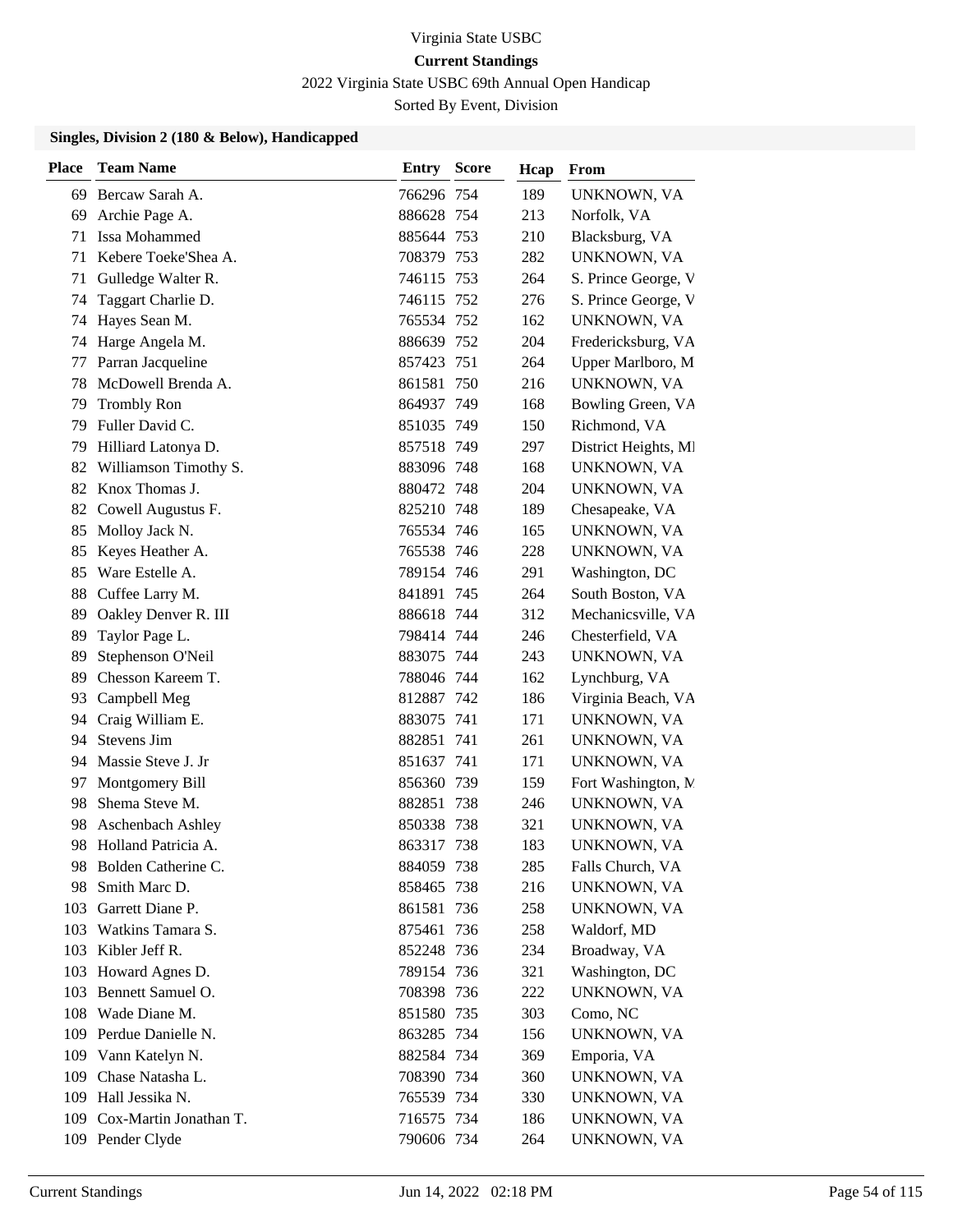Virginia State USBC

**Current Standings**

2022 Virginia State USBC 69th Annual Open Handicap

Sorted By Event, Division

### Singles, Division 2 (180 & Below), Handicapped

| Place | Team Name | Entry | Score | Hcap | From |
|---|---|---|---|---|---|
| 69 | Bercaw Sarah A. | 766296 | 754 | 189 | UNKNOWN, VA |
| 69 | Archie Page A. | 886628 | 754 | 213 | Norfolk, VA |
| 71 | Issa Mohammed | 885644 | 753 | 210 | Blacksburg, VA |
| 71 | Kebere Toeke'Shea A. | 708379 | 753 | 282 | UNKNOWN, VA |
| 71 | Gulledge Walter R. | 746115 | 753 | 264 | S. Prince George, V |
| 74 | Taggart Charlie D. | 746115 | 752 | 276 | S. Prince George, V |
| 74 | Hayes Sean M. | 765534 | 752 | 162 | UNKNOWN, VA |
| 74 | Harge Angela M. | 886639 | 752 | 204 | Fredericksburg, VA |
| 77 | Parran Jacqueline | 857423 | 751 | 264 | Upper Marlboro, M |
| 78 | McDowell Brenda A. | 861581 | 750 | 216 | UNKNOWN, VA |
| 79 | Trombly Ron | 864937 | 749 | 168 | Bowling Green, VA |
| 79 | Fuller David C. | 851035 | 749 | 150 | Richmond, VA |
| 79 | Hilliard Latonya D. | 857518 | 749 | 297 | District Heights, MI |
| 82 | Williamson Timothy S. | 883096 | 748 | 168 | UNKNOWN, VA |
| 82 | Knox Thomas J. | 880472 | 748 | 204 | UNKNOWN, VA |
| 82 | Cowell Augustus F. | 825210 | 748 | 189 | Chesapeake, VA |
| 85 | Molloy Jack N. | 765534 | 746 | 165 | UNKNOWN, VA |
| 85 | Keyes Heather A. | 765538 | 746 | 228 | UNKNOWN, VA |
| 85 | Ware Estelle A. | 789154 | 746 | 291 | Washington, DC |
| 88 | Cuffee Larry M. | 841891 | 745 | 264 | South Boston, VA |
| 89 | Oakley Denver R. III | 886618 | 744 | 312 | Mechanicsville, VA |
| 89 | Taylor Page L. | 798414 | 744 | 246 | Chesterfield, VA |
| 89 | Stephenson O'Neil | 883075 | 744 | 243 | UNKNOWN, VA |
| 89 | Chesson Kareem T. | 788046 | 744 | 162 | Lynchburg, VA |
| 93 | Campbell Meg | 812887 | 742 | 186 | Virginia Beach, VA |
| 94 | Craig William E. | 883075 | 741 | 171 | UNKNOWN, VA |
| 94 | Stevens Jim | 882851 | 741 | 261 | UNKNOWN, VA |
| 94 | Massie Steve J. Jr | 851637 | 741 | 171 | UNKNOWN, VA |
| 97 | Montgomery Bill | 856360 | 739 | 159 | Fort Washington, M |
| 98 | Shema Steve M. | 882851 | 738 | 246 | UNKNOWN, VA |
| 98 | Aschenbach Ashley | 850338 | 738 | 321 | UNKNOWN, VA |
| 98 | Holland Patricia A. | 863317 | 738 | 183 | UNKNOWN, VA |
| 98 | Bolden Catherine C. | 884059 | 738 | 285 | Falls Church, VA |
| 98 | Smith Marc D. | 858465 | 738 | 216 | UNKNOWN, VA |
| 103 | Garrett Diane P. | 861581 | 736 | 258 | UNKNOWN, VA |
| 103 | Watkins Tamara S. | 875461 | 736 | 258 | Waldorf, MD |
| 103 | Kibler Jeff R. | 852248 | 736 | 234 | Broadway, VA |
| 103 | Howard Agnes D. | 789154 | 736 | 321 | Washington, DC |
| 103 | Bennett Samuel O. | 708398 | 736 | 222 | UNKNOWN, VA |
| 108 | Wade Diane M. | 851580 | 735 | 303 | Como, NC |
| 109 | Perdue Danielle N. | 863285 | 734 | 156 | UNKNOWN, VA |
| 109 | Vann Katelyn N. | 882584 | 734 | 369 | Emporia, VA |
| 109 | Chase Natasha L. | 708390 | 734 | 360 | UNKNOWN, VA |
| 109 | Hall Jessika N. | 765539 | 734 | 330 | UNKNOWN, VA |
| 109 | Cox-Martin Jonathan T. | 716575 | 734 | 186 | UNKNOWN, VA |
| 109 | Pender Clyde | 790606 | 734 | 264 | UNKNOWN, VA |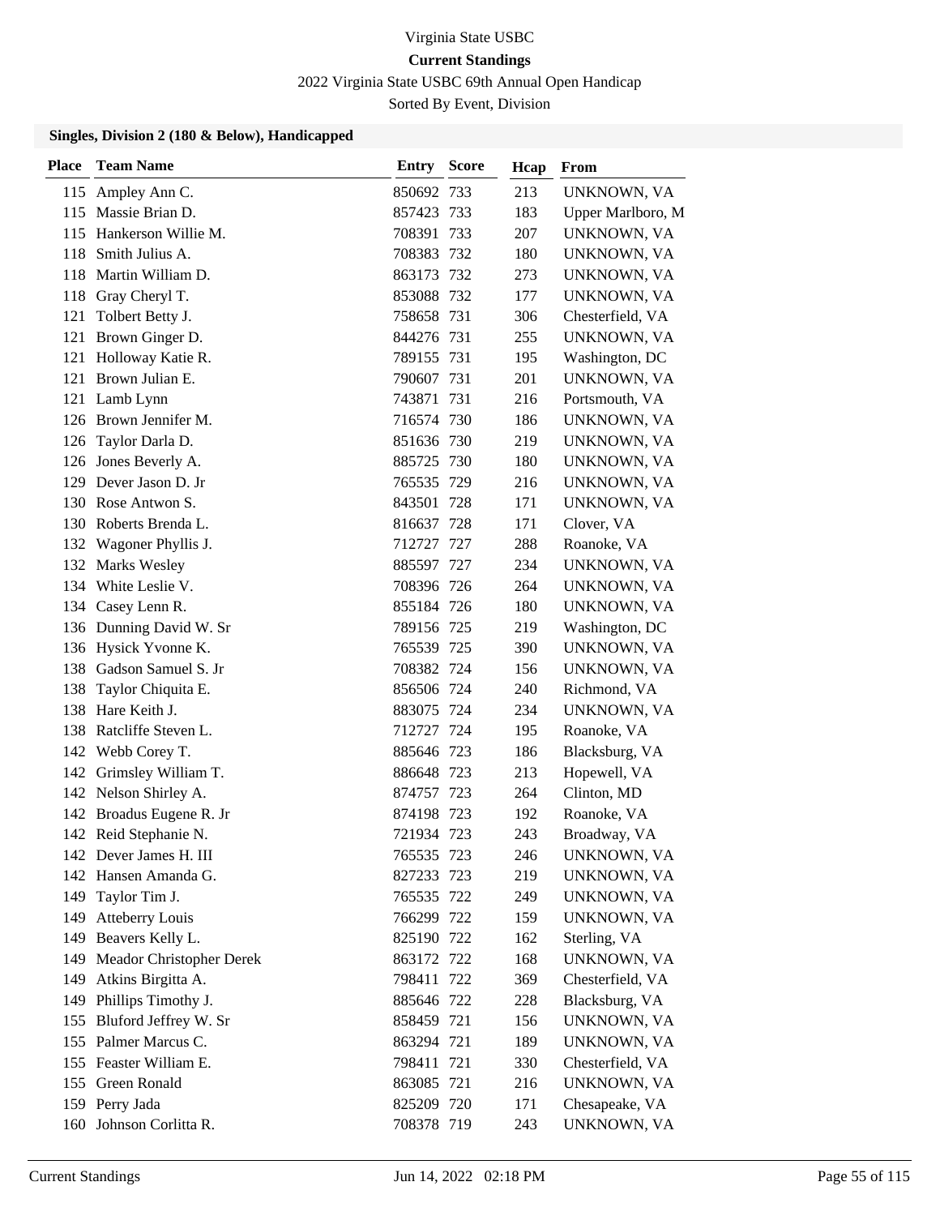Virginia State USBC

**Current Standings**

2022 Virginia State USBC 69th Annual Open Handicap

Sorted By Event, Division

### Singles, Division 2 (180 & Below), Handicapped

| Place | Team Name | Entry | Score | Hcap | From |
|---|---|---|---|---|---|
| 115 | Ampley Ann C. | 850692 | 733 | 213 | UNKNOWN, VA |
| 115 | Massie Brian D. | 857423 | 733 | 183 | Upper Marlboro, M |
| 115 | Hankerson Willie M. | 708391 | 733 | 207 | UNKNOWN, VA |
| 118 | Smith Julius A. | 708383 | 732 | 180 | UNKNOWN, VA |
| 118 | Martin William D. | 863173 | 732 | 273 | UNKNOWN, VA |
| 118 | Gray Cheryl T. | 853088 | 732 | 177 | UNKNOWN, VA |
| 121 | Tolbert Betty J. | 758658 | 731 | 306 | Chesterfield, VA |
| 121 | Brown Ginger D. | 844276 | 731 | 255 | UNKNOWN, VA |
| 121 | Holloway Katie R. | 789155 | 731 | 195 | Washington, DC |
| 121 | Brown Julian E. | 790607 | 731 | 201 | UNKNOWN, VA |
| 121 | Lamb Lynn | 743871 | 731 | 216 | Portsmouth, VA |
| 126 | Brown Jennifer M. | 716574 | 730 | 186 | UNKNOWN, VA |
| 126 | Taylor Darla D. | 851636 | 730 | 219 | UNKNOWN, VA |
| 126 | Jones Beverly A. | 885725 | 730 | 180 | UNKNOWN, VA |
| 129 | Dever Jason D. Jr | 765535 | 729 | 216 | UNKNOWN, VA |
| 130 | Rose Antwon S. | 843501 | 728 | 171 | UNKNOWN, VA |
| 130 | Roberts Brenda L. | 816637 | 728 | 171 | Clover, VA |
| 132 | Wagoner Phyllis J. | 712727 | 727 | 288 | Roanoke, VA |
| 132 | Marks Wesley | 885597 | 727 | 234 | UNKNOWN, VA |
| 134 | White Leslie V. | 708396 | 726 | 264 | UNKNOWN, VA |
| 134 | Casey Lenn R. | 855184 | 726 | 180 | UNKNOWN, VA |
| 136 | Dunning David W. Sr | 789156 | 725 | 219 | Washington, DC |
| 136 | Hysick Yvonne K. | 765539 | 725 | 390 | UNKNOWN, VA |
| 138 | Gadson Samuel S. Jr | 708382 | 724 | 156 | UNKNOWN, VA |
| 138 | Taylor Chiquita E. | 856506 | 724 | 240 | Richmond, VA |
| 138 | Hare Keith J. | 883075 | 724 | 234 | UNKNOWN, VA |
| 138 | Ratcliffe Steven L. | 712727 | 724 | 195 | Roanoke, VA |
| 142 | Webb Corey T. | 885646 | 723 | 186 | Blacksburg, VA |
| 142 | Grimsley William T. | 886648 | 723 | 213 | Hopewell, VA |
| 142 | Nelson Shirley A. | 874757 | 723 | 264 | Clinton, MD |
| 142 | Broadus Eugene R. Jr | 874198 | 723 | 192 | Roanoke, VA |
| 142 | Reid Stephanie N. | 721934 | 723 | 243 | Broadway, VA |
| 142 | Dever James H. III | 765535 | 723 | 246 | UNKNOWN, VA |
| 142 | Hansen Amanda G. | 827233 | 723 | 219 | UNKNOWN, VA |
| 149 | Taylor Tim J. | 765535 | 722 | 249 | UNKNOWN, VA |
| 149 | Atteberry Louis | 766299 | 722 | 159 | UNKNOWN, VA |
| 149 | Beavers Kelly L. | 825190 | 722 | 162 | Sterling, VA |
| 149 | Meador Christopher Derek | 863172 | 722 | 168 | UNKNOWN, VA |
| 149 | Atkins Birgitta A. | 798411 | 722 | 369 | Chesterfield, VA |
| 149 | Phillips Timothy J. | 885646 | 722 | 228 | Blacksburg, VA |
| 155 | Bluford Jeffrey W. Sr | 858459 | 721 | 156 | UNKNOWN, VA |
| 155 | Palmer Marcus C. | 863294 | 721 | 189 | UNKNOWN, VA |
| 155 | Feaster William E. | 798411 | 721 | 330 | Chesterfield, VA |
| 155 | Green Ronald | 863085 | 721 | 216 | UNKNOWN, VA |
| 159 | Perry Jada | 825209 | 720 | 171 | Chesapeake, VA |
| 160 | Johnson Corlitta R. | 708378 | 719 | 243 | UNKNOWN, VA |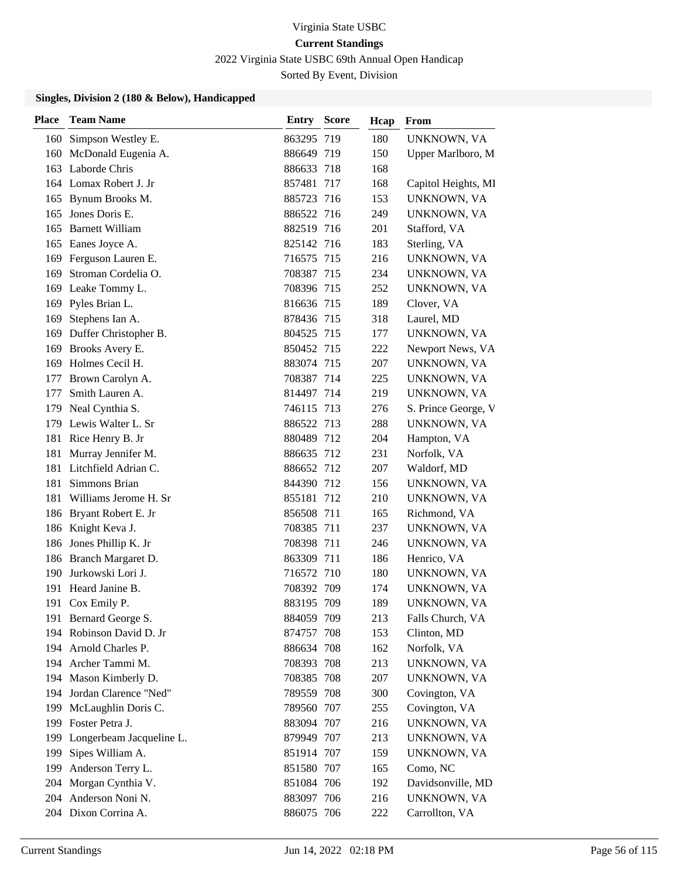Virginia State USBC

**Current Standings**

2022 Virginia State USBC 69th Annual Open Handicap

Sorted By Event, Division

### Singles, Division 2 (180 & Below), Handicapped

| Place | Team Name | Entry | Score | Hcap | From |
|---|---|---|---|---|---|
| 160 | Simpson Westley E. | 863295 | 719 | 180 | UNKNOWN, VA |
| 160 | McDonald Eugenia A. | 886649 | 719 | 150 | Upper Marlboro, M |
| 163 | Laborde Chris | 886633 | 718 | 168 | |
| 164 | Lomax Robert J. Jr | 857481 | 717 | 168 | Capitol Heights, MI |
| 165 | Bynum Brooks M. | 885723 | 716 | 153 | UNKNOWN, VA |
| 165 | Jones Doris E. | 886522 | 716 | 249 | UNKNOWN, VA |
| 165 | Barnett William | 882519 | 716 | 201 | Stafford, VA |
| 165 | Eanes Joyce A. | 825142 | 716 | 183 | Sterling, VA |
| 169 | Ferguson Lauren E. | 716575 | 715 | 216 | UNKNOWN, VA |
| 169 | Stroman Cordelia O. | 708387 | 715 | 234 | UNKNOWN, VA |
| 169 | Leake Tommy L. | 708396 | 715 | 252 | UNKNOWN, VA |
| 169 | Pyles Brian L. | 816636 | 715 | 189 | Clover, VA |
| 169 | Stephens Ian A. | 878436 | 715 | 318 | Laurel, MD |
| 169 | Duffer Christopher B. | 804525 | 715 | 177 | UNKNOWN, VA |
| 169 | Brooks Avery E. | 850452 | 715 | 222 | Newport News, VA |
| 169 | Holmes Cecil H. | 883074 | 715 | 207 | UNKNOWN, VA |
| 177 | Brown Carolyn A. | 708387 | 714 | 225 | UNKNOWN, VA |
| 177 | Smith Lauren A. | 814497 | 714 | 219 | UNKNOWN, VA |
| 179 | Neal Cynthia S. | 746115 | 713 | 276 | S. Prince George, V |
| 179 | Lewis Walter L. Sr | 886522 | 713 | 288 | UNKNOWN, VA |
| 181 | Rice Henry B. Jr | 880489 | 712 | 204 | Hampton, VA |
| 181 | Murray Jennifer M. | 886635 | 712 | 231 | Norfolk, VA |
| 181 | Litchfield Adrian C. | 886652 | 712 | 207 | Waldorf, MD |
| 181 | Simmons Brian | 844390 | 712 | 156 | UNKNOWN, VA |
| 181 | Williams Jerome H. Sr | 855181 | 712 | 210 | UNKNOWN, VA |
| 186 | Bryant Robert E. Jr | 856508 | 711 | 165 | Richmond, VA |
| 186 | Knight Keva J. | 708385 | 711 | 237 | UNKNOWN, VA |
| 186 | Jones Phillip K. Jr | 708398 | 711 | 246 | UNKNOWN, VA |
| 186 | Branch Margaret D. | 863309 | 711 | 186 | Henrico, VA |
| 190 | Jurkowski Lori J. | 716572 | 710 | 180 | UNKNOWN, VA |
| 191 | Heard Janine B. | 708392 | 709 | 174 | UNKNOWN, VA |
| 191 | Cox Emily P. | 883195 | 709 | 189 | UNKNOWN, VA |
| 191 | Bernard George S. | 884059 | 709 | 213 | Falls Church, VA |
| 194 | Robinson David D. Jr | 874757 | 708 | 153 | Clinton, MD |
| 194 | Arnold Charles P. | 886634 | 708 | 162 | Norfolk, VA |
| 194 | Archer Tammi M. | 708393 | 708 | 213 | UNKNOWN, VA |
| 194 | Mason Kimberly D. | 708385 | 708 | 207 | UNKNOWN, VA |
| 194 | Jordan Clarence "Ned" | 789559 | 708 | 300 | Covington, VA |
| 199 | McLaughlin Doris C. | 789560 | 707 | 255 | Covington, VA |
| 199 | Foster Petra J. | 883094 | 707 | 216 | UNKNOWN, VA |
| 199 | Longerbeam Jacqueline L. | 879949 | 707 | 213 | UNKNOWN, VA |
| 199 | Sipes William A. | 851914 | 707 | 159 | UNKNOWN, VA |
| 199 | Anderson Terry L. | 851580 | 707 | 165 | Como, NC |
| 204 | Morgan Cynthia V. | 851084 | 706 | 192 | Davidsonville, MD |
| 204 | Anderson Noni N. | 883097 | 706 | 216 | UNKNOWN, VA |
| 204 | Dixon Corrina A. | 886075 | 706 | 222 | Carrollton, VA |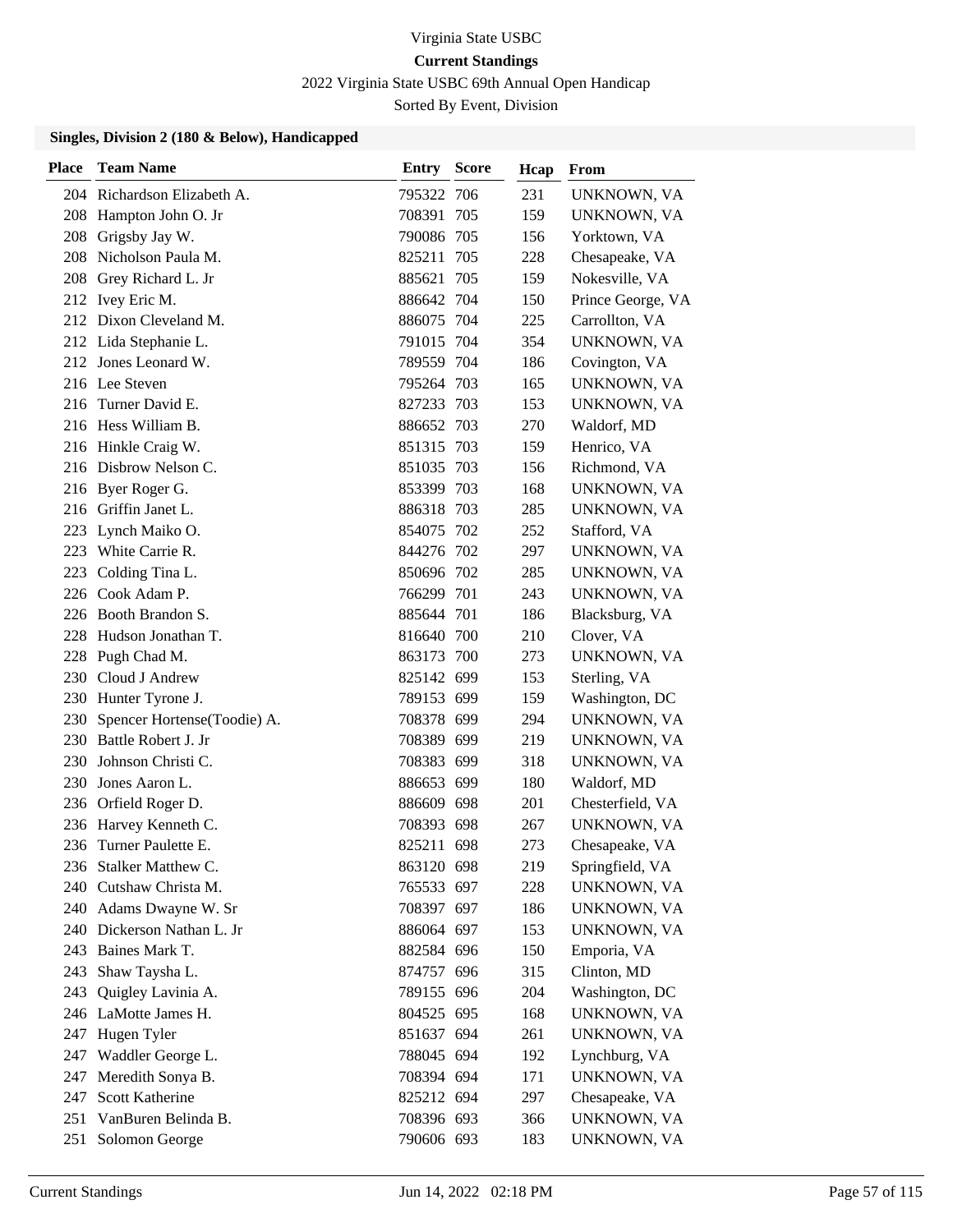Virginia State USBC

**Current Standings**

2022 Virginia State USBC 69th Annual Open Handicap

Sorted By Event, Division

### Singles, Division 2 (180 & Below), Handicapped

| Place | Team Name | Entry | Score | Hcap | From |
|---|---|---|---|---|---|
| 204 | Richardson Elizabeth A. | 795322 | 706 | 231 | UNKNOWN, VA |
| 208 | Hampton John O. Jr | 708391 | 705 | 159 | UNKNOWN, VA |
| 208 | Grigsby Jay W. | 790086 | 705 | 156 | Yorktown, VA |
| 208 | Nicholson Paula M. | 825211 | 705 | 228 | Chesapeake, VA |
| 208 | Grey Richard L. Jr | 885621 | 705 | 159 | Nokesville, VA |
| 212 | Ivey Eric M. | 886642 | 704 | 150 | Prince George, VA |
| 212 | Dixon Cleveland M. | 886075 | 704 | 225 | Carrollton, VA |
| 212 | Lida Stephanie L. | 791015 | 704 | 354 | UNKNOWN, VA |
| 212 | Jones Leonard W. | 789559 | 704 | 186 | Covington, VA |
| 216 | Lee Steven | 795264 | 703 | 165 | UNKNOWN, VA |
| 216 | Turner David E. | 827233 | 703 | 153 | UNKNOWN, VA |
| 216 | Hess William B. | 886652 | 703 | 270 | Waldorf, MD |
| 216 | Hinkle Craig W. | 851315 | 703 | 159 | Henrico, VA |
| 216 | Disbrow Nelson C. | 851035 | 703 | 156 | Richmond, VA |
| 216 | Byer Roger G. | 853399 | 703 | 168 | UNKNOWN, VA |
| 216 | Griffin Janet L. | 886318 | 703 | 285 | UNKNOWN, VA |
| 223 | Lynch Maiko O. | 854075 | 702 | 252 | Stafford, VA |
| 223 | White Carrie R. | 844276 | 702 | 297 | UNKNOWN, VA |
| 223 | Colding Tina L. | 850696 | 702 | 285 | UNKNOWN, VA |
| 226 | Cook Adam P. | 766299 | 701 | 243 | UNKNOWN, VA |
| 226 | Booth Brandon S. | 885644 | 701 | 186 | Blacksburg, VA |
| 228 | Hudson Jonathan T. | 816640 | 700 | 210 | Clover, VA |
| 228 | Pugh Chad M. | 863173 | 700 | 273 | UNKNOWN, VA |
| 230 | Cloud J Andrew | 825142 | 699 | 153 | Sterling, VA |
| 230 | Hunter Tyrone J. | 789153 | 699 | 159 | Washington, DC |
| 230 | Spencer Hortense(Toodie) A. | 708378 | 699 | 294 | UNKNOWN, VA |
| 230 | Battle Robert J. Jr | 708389 | 699 | 219 | UNKNOWN, VA |
| 230 | Johnson Christi C. | 708383 | 699 | 318 | UNKNOWN, VA |
| 230 | Jones Aaron L. | 886653 | 699 | 180 | Waldorf, MD |
| 236 | Orfield Roger D. | 886609 | 698 | 201 | Chesterfield, VA |
| 236 | Harvey Kenneth C. | 708393 | 698 | 267 | UNKNOWN, VA |
| 236 | Turner Paulette E. | 825211 | 698 | 273 | Chesapeake, VA |
| 236 | Stalker Matthew C. | 863120 | 698 | 219 | Springfield, VA |
| 240 | Cutshaw Christa M. | 765533 | 697 | 228 | UNKNOWN, VA |
| 240 | Adams Dwayne W. Sr | 708397 | 697 | 186 | UNKNOWN, VA |
| 240 | Dickerson Nathan L. Jr | 886064 | 697 | 153 | UNKNOWN, VA |
| 243 | Baines Mark T. | 882584 | 696 | 150 | Emporia, VA |
| 243 | Shaw Taysha L. | 874757 | 696 | 315 | Clinton, MD |
| 243 | Quigley Lavinia A. | 789155 | 696 | 204 | Washington, DC |
| 246 | LaMotte James H. | 804525 | 695 | 168 | UNKNOWN, VA |
| 247 | Hugen Tyler | 851637 | 694 | 261 | UNKNOWN, VA |
| 247 | Waddler George L. | 788045 | 694 | 192 | Lynchburg, VA |
| 247 | Meredith Sonya B. | 708394 | 694 | 171 | UNKNOWN, VA |
| 247 | Scott Katherine | 825212 | 694 | 297 | Chesapeake, VA |
| 251 | VanBuren Belinda B. | 708396 | 693 | 366 | UNKNOWN, VA |
| 251 | Solomon George | 790606 | 693 | 183 | UNKNOWN, VA |

Current Standings Jun 14, 2022 02:18 PM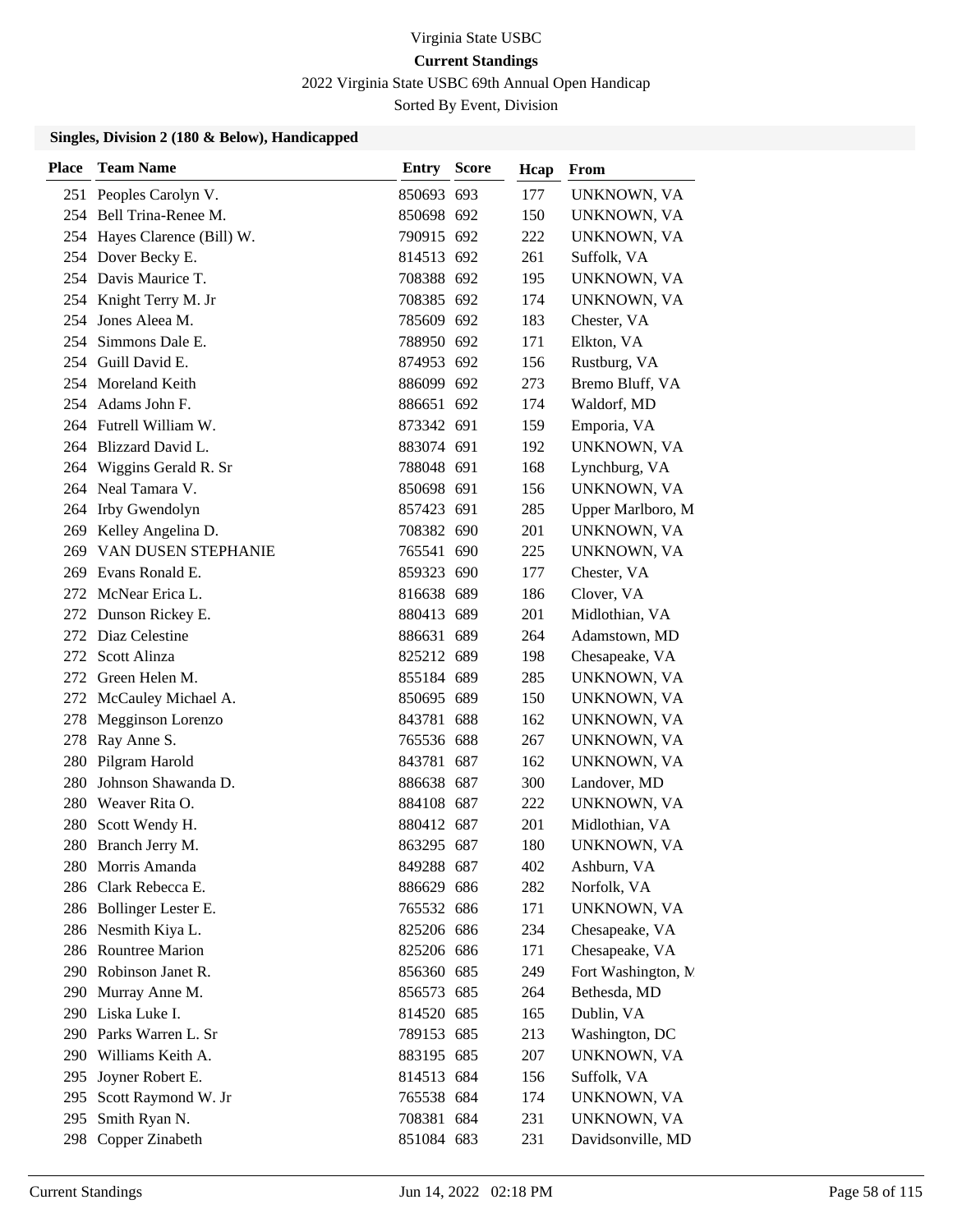Virginia State USBC

**Current Standings**

2022 Virginia State USBC 69th Annual Open Handicap

Sorted By Event, Division

### Singles, Division 2 (180 & Below), Handicapped

| Place | Team Name | Entry | Score | Hcap | From |
|---|---|---|---|---|---|
| 251 | Peoples Carolyn V. | 850693 | 693 | 177 | UNKNOWN, VA |
| 254 | Bell Trina-Renee M. | 850698 | 692 | 150 | UNKNOWN, VA |
| 254 | Hayes Clarence (Bill) W. | 790915 | 692 | 222 | UNKNOWN, VA |
| 254 | Dover Becky E. | 814513 | 692 | 261 | Suffolk, VA |
| 254 | Davis Maurice T. | 708388 | 692 | 195 | UNKNOWN, VA |
| 254 | Knight Terry M. Jr | 708385 | 692 | 174 | UNKNOWN, VA |
| 254 | Jones Aleea M. | 785609 | 692 | 183 | Chester, VA |
| 254 | Simmons Dale E. | 788950 | 692 | 171 | Elkton, VA |
| 254 | Guill David E. | 874953 | 692 | 156 | Rustburg, VA |
| 254 | Moreland Keith | 886099 | 692 | 273 | Bremo Bluff, VA |
| 254 | Adams John F. | 886651 | 692 | 174 | Waldorf, MD |
| 264 | Futrell William W. | 873342 | 691 | 159 | Emporia, VA |
| 264 | Blizzard David L. | 883074 | 691 | 192 | UNKNOWN, VA |
| 264 | Wiggins Gerald R. Sr | 788048 | 691 | 168 | Lynchburg, VA |
| 264 | Neal Tamara V. | 850698 | 691 | 156 | UNKNOWN, VA |
| 264 | Irby Gwendolyn | 857423 | 691 | 285 | Upper Marlboro, M |
| 269 | Kelley Angelina D. | 708382 | 690 | 201 | UNKNOWN, VA |
| 269 | VAN DUSEN STEPHANIE | 765541 | 690 | 225 | UNKNOWN, VA |
| 269 | Evans Ronald E. | 859323 | 690 | 177 | Chester, VA |
| 272 | McNear Erica L. | 816638 | 689 | 186 | Clover, VA |
| 272 | Dunson Rickey E. | 880413 | 689 | 201 | Midlothian, VA |
| 272 | Diaz Celestine | 886631 | 689 | 264 | Adamstown, MD |
| 272 | Scott Alinza | 825212 | 689 | 198 | Chesapeake, VA |
| 272 | Green Helen M. | 855184 | 689 | 285 | UNKNOWN, VA |
| 272 | McCauley Michael A. | 850695 | 689 | 150 | UNKNOWN, VA |
| 278 | Megginson Lorenzo | 843781 | 688 | 162 | UNKNOWN, VA |
| 278 | Ray Anne S. | 765536 | 688 | 267 | UNKNOWN, VA |
| 280 | Pilgram Harold | 843781 | 687 | 162 | UNKNOWN, VA |
| 280 | Johnson Shawanda D. | 886638 | 687 | 300 | Landover, MD |
| 280 | Weaver Rita O. | 884108 | 687 | 222 | UNKNOWN, VA |
| 280 | Scott Wendy H. | 880412 | 687 | 201 | Midlothian, VA |
| 280 | Branch Jerry M. | 863295 | 687 | 180 | UNKNOWN, VA |
| 280 | Morris Amanda | 849288 | 687 | 402 | Ashburn, VA |
| 286 | Clark Rebecca E. | 886629 | 686 | 282 | Norfolk, VA |
| 286 | Bollinger Lester E. | 765532 | 686 | 171 | UNKNOWN, VA |
| 286 | Nesmith Kiya L. | 825206 | 686 | 234 | Chesapeake, VA |
| 286 | Rountree Marion | 825206 | 686 | 171 | Chesapeake, VA |
| 290 | Robinson Janet R. | 856360 | 685 | 249 | Fort Washington, M |
| 290 | Murray Anne M. | 856573 | 685 | 264 | Bethesda, MD |
| 290 | Liska Luke I. | 814520 | 685 | 165 | Dublin, VA |
| 290 | Parks Warren L. Sr | 789153 | 685 | 213 | Washington, DC |
| 290 | Williams Keith A. | 883195 | 685 | 207 | UNKNOWN, VA |
| 295 | Joyner Robert E. | 814513 | 684 | 156 | Suffolk, VA |
| 295 | Scott Raymond W. Jr | 765538 | 684 | 174 | UNKNOWN, VA |
| 295 | Smith Ryan N. | 708381 | 684 | 231 | UNKNOWN, VA |
| 298 | Copper Zinabeth | 851084 | 683 | 231 | Davidsonville, MD |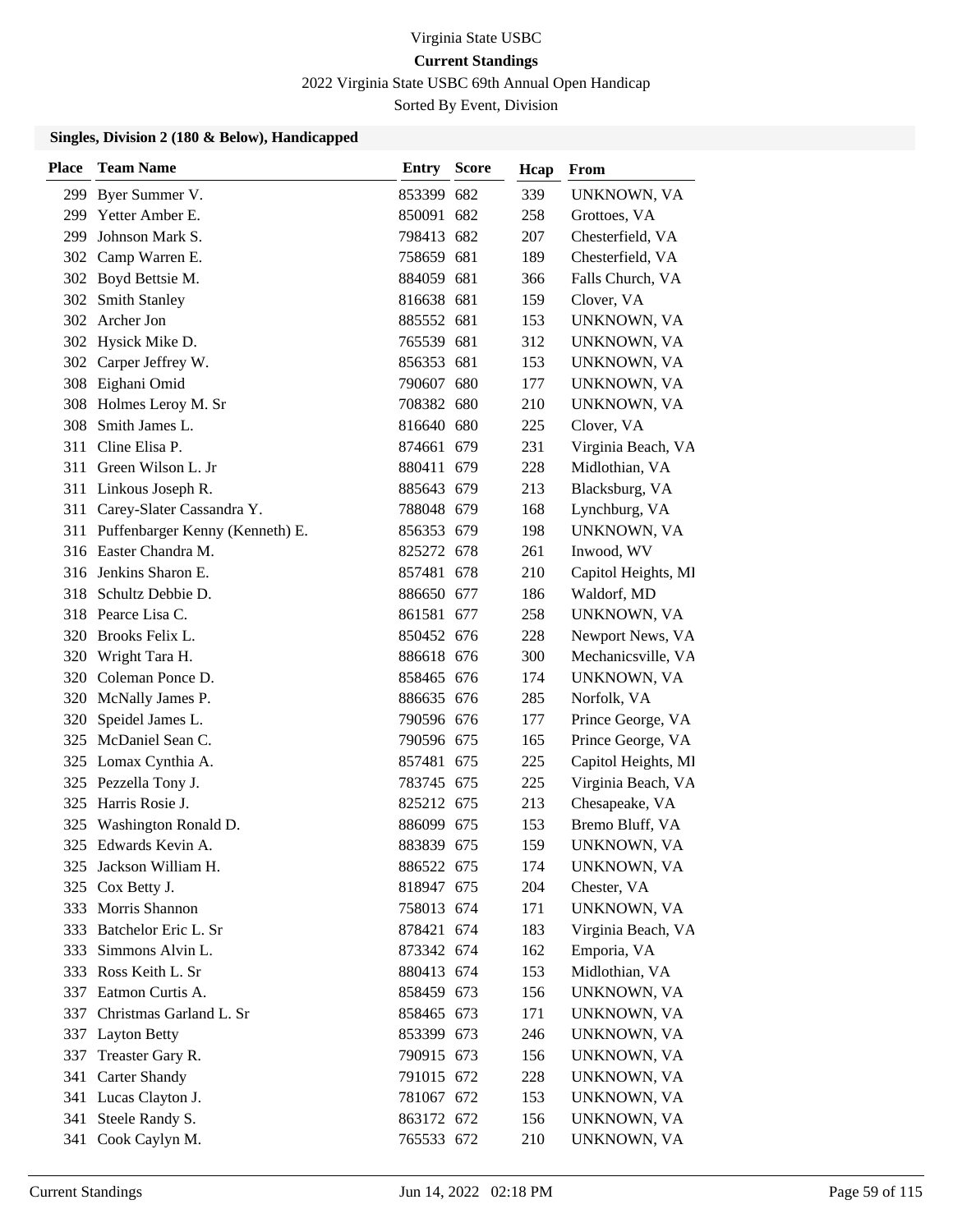Virginia State USBC

**Current Standings**

2022 Virginia State USBC 69th Annual Open Handicap

Sorted By Event, Division

### Singles, Division 2 (180 & Below), Handicapped

| Place | Team Name | Entry | Score | Hcap | From |
|---|---|---|---|---|---|
| 299 | Byer Summer V. | 853399 | 682 | 339 | UNKNOWN, VA |
| 299 | Yetter Amber E. | 850091 | 682 | 258 | Grottoes, VA |
| 299 | Johnson Mark S. | 798413 | 682 | 207 | Chesterfield, VA |
| 302 | Camp Warren E. | 758659 | 681 | 189 | Chesterfield, VA |
| 302 | Boyd Bettsie M. | 884059 | 681 | 366 | Falls Church, VA |
| 302 | Smith Stanley | 816638 | 681 | 159 | Clover, VA |
| 302 | Archer Jon | 885552 | 681 | 153 | UNKNOWN, VA |
| 302 | Hysick Mike D. | 765539 | 681 | 312 | UNKNOWN, VA |
| 302 | Carper Jeffrey W. | 856353 | 681 | 153 | UNKNOWN, VA |
| 308 | Eighani Omid | 790607 | 680 | 177 | UNKNOWN, VA |
| 308 | Holmes Leroy M. Sr | 708382 | 680 | 210 | UNKNOWN, VA |
| 308 | Smith James L. | 816640 | 680 | 225 | Clover, VA |
| 311 | Cline Elisa P. | 874661 | 679 | 231 | Virginia Beach, VA |
| 311 | Green Wilson L. Jr | 880411 | 679 | 228 | Midlothian, VA |
| 311 | Linkous Joseph R. | 885643 | 679 | 213 | Blacksburg, VA |
| 311 | Carey-Slater Cassandra Y. | 788048 | 679 | 168 | Lynchburg, VA |
| 311 | Puffenbarger Kenny (Kenneth) E. | 856353 | 679 | 198 | UNKNOWN, VA |
| 316 | Easter Chandra M. | 825272 | 678 | 261 | Inwood, WV |
| 316 | Jenkins Sharon E. | 857481 | 678 | 210 | Capitol Heights, MI |
| 318 | Schultz Debbie D. | 886650 | 677 | 186 | Waldorf, MD |
| 318 | Pearce Lisa C. | 861581 | 677 | 258 | UNKNOWN, VA |
| 320 | Brooks Felix L. | 850452 | 676 | 228 | Newport News, VA |
| 320 | Wright Tara H. | 886618 | 676 | 300 | Mechanicsville, VA |
| 320 | Coleman Ponce D. | 858465 | 676 | 174 | UNKNOWN, VA |
| 320 | McNally James P. | 886635 | 676 | 285 | Norfolk, VA |
| 320 | Speidel James L. | 790596 | 676 | 177 | Prince George, VA |
| 325 | McDaniel Sean C. | 790596 | 675 | 165 | Prince George, VA |
| 325 | Lomax Cynthia A. | 857481 | 675 | 225 | Capitol Heights, MI |
| 325 | Pezzella Tony J. | 783745 | 675 | 225 | Virginia Beach, VA |
| 325 | Harris Rosie J. | 825212 | 675 | 213 | Chesapeake, VA |
| 325 | Washington Ronald D. | 886099 | 675 | 153 | Bremo Bluff, VA |
| 325 | Edwards Kevin A. | 883839 | 675 | 159 | UNKNOWN, VA |
| 325 | Jackson William H. | 886522 | 675 | 174 | UNKNOWN, VA |
| 325 | Cox Betty J. | 818947 | 675 | 204 | Chester, VA |
| 333 | Morris Shannon | 758013 | 674 | 171 | UNKNOWN, VA |
| 333 | Batchelor Eric L. Sr | 878421 | 674 | 183 | Virginia Beach, VA |
| 333 | Simmons Alvin L. | 873342 | 674 | 162 | Emporia, VA |
| 333 | Ross Keith L. Sr | 880413 | 674 | 153 | Midlothian, VA |
| 337 | Eatmon Curtis A. | 858459 | 673 | 156 | UNKNOWN, VA |
| 337 | Christmas Garland L. Sr | 858465 | 673 | 171 | UNKNOWN, VA |
| 337 | Layton Betty | 853399 | 673 | 246 | UNKNOWN, VA |
| 337 | Treaster Gary R. | 790915 | 673 | 156 | UNKNOWN, VA |
| 341 | Carter Shandy | 791015 | 672 | 228 | UNKNOWN, VA |
| 341 | Lucas Clayton J. | 781067 | 672 | 153 | UNKNOWN, VA |
| 341 | Steele Randy S. | 863172 | 672 | 156 | UNKNOWN, VA |
| 341 | Cook Caylyn M. | 765533 | 672 | 210 | UNKNOWN, VA |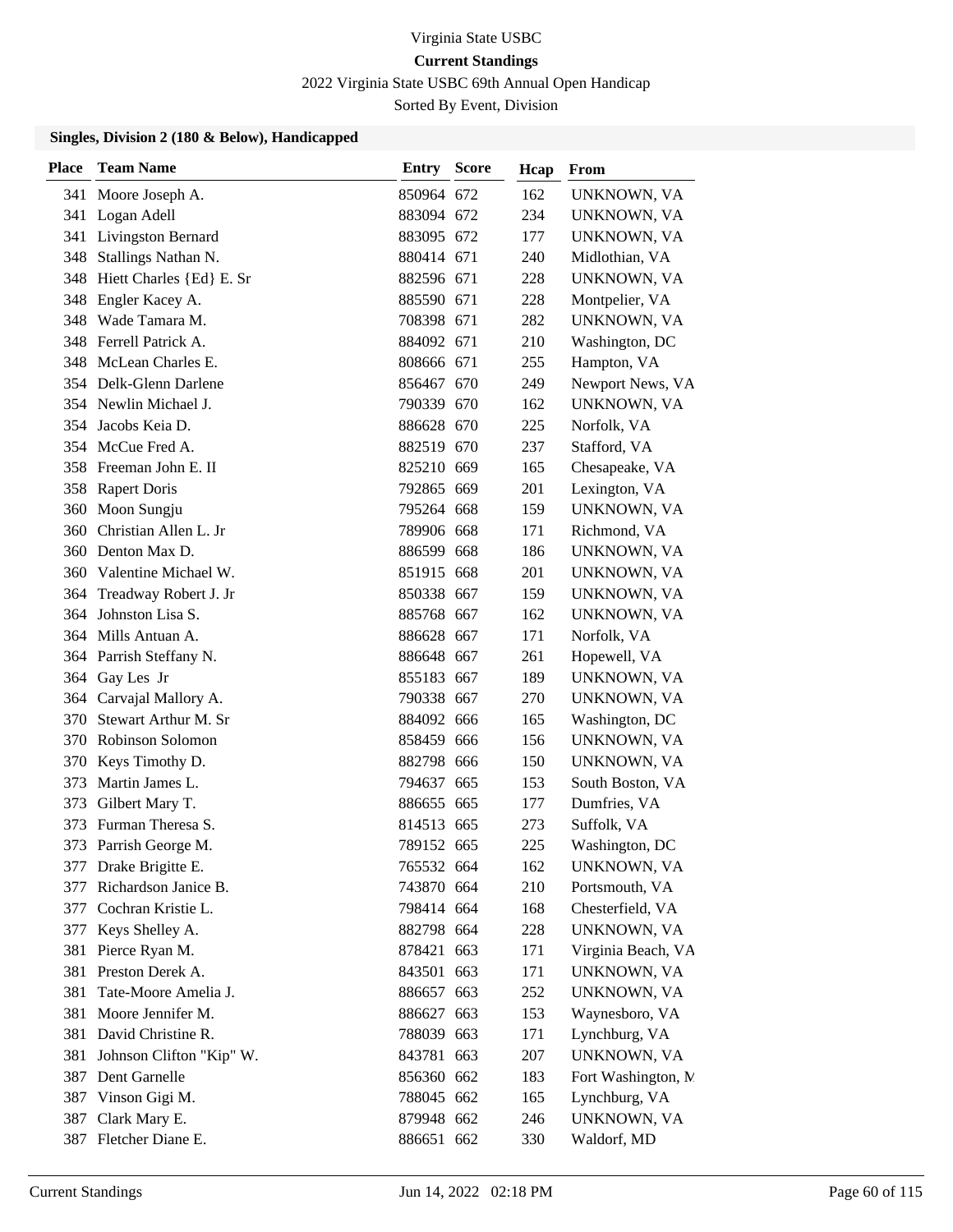Virginia State USBC

**Current Standings**

2022 Virginia State USBC 69th Annual Open Handicap

Sorted By Event, Division

### Singles, Division 2 (180 & Below), Handicapped

| Place | Team Name | Entry | Score | Hcap | From |
|---|---|---|---|---|---|
| 341 | Moore Joseph A. | 850964 | 672 | 162 | UNKNOWN, VA |
| 341 | Logan Adell | 883094 | 672 | 234 | UNKNOWN, VA |
| 341 | Livingston Bernard | 883095 | 672 | 177 | UNKNOWN, VA |
| 348 | Stallings Nathan N. | 880414 | 671 | 240 | Midlothian, VA |
| 348 | Hiett Charles {Ed} E. Sr | 882596 | 671 | 228 | UNKNOWN, VA |
| 348 | Engler Kacey A. | 885590 | 671 | 228 | Montpelier, VA |
| 348 | Wade Tamara M. | 708398 | 671 | 282 | UNKNOWN, VA |
| 348 | Ferrell Patrick A. | 884092 | 671 | 210 | Washington, DC |
| 348 | McLean Charles E. | 808666 | 671 | 255 | Hampton, VA |
| 354 | Delk-Glenn Darlene | 856467 | 670 | 249 | Newport News, VA |
| 354 | Newlin Michael J. | 790339 | 670 | 162 | UNKNOWN, VA |
| 354 | Jacobs Keia D. | 886628 | 670 | 225 | Norfolk, VA |
| 354 | McCue Fred A. | 882519 | 670 | 237 | Stafford, VA |
| 358 | Freeman John E. II | 825210 | 669 | 165 | Chesapeake, VA |
| 358 | Rapert Doris | 792865 | 669 | 201 | Lexington, VA |
| 360 | Moon Sungju | 795264 | 668 | 159 | UNKNOWN, VA |
| 360 | Christian Allen L. Jr | 789906 | 668 | 171 | Richmond, VA |
| 360 | Denton Max D. | 886599 | 668 | 186 | UNKNOWN, VA |
| 360 | Valentine Michael W. | 851915 | 668 | 201 | UNKNOWN, VA |
| 364 | Treadway Robert J. Jr | 850338 | 667 | 159 | UNKNOWN, VA |
| 364 | Johnston Lisa S. | 885768 | 667 | 162 | UNKNOWN, VA |
| 364 | Mills Antuan A. | 886628 | 667 | 171 | Norfolk, VA |
| 364 | Parrish Steffany N. | 886648 | 667 | 261 | Hopewell, VA |
| 364 | Gay Les Jr | 855183 | 667 | 189 | UNKNOWN, VA |
| 364 | Carvajal Mallory A. | 790338 | 667 | 270 | UNKNOWN, VA |
| 370 | Stewart Arthur M. Sr | 884092 | 666 | 165 | Washington, DC |
| 370 | Robinson Solomon | 858459 | 666 | 156 | UNKNOWN, VA |
| 370 | Keys Timothy D. | 882798 | 666 | 150 | UNKNOWN, VA |
| 373 | Martin James L. | 794637 | 665 | 153 | South Boston, VA |
| 373 | Gilbert Mary T. | 886655 | 665 | 177 | Dumfries, VA |
| 373 | Furman Theresa S. | 814513 | 665 | 273 | Suffolk, VA |
| 373 | Parrish George M. | 789152 | 665 | 225 | Washington, DC |
| 377 | Drake Brigitte E. | 765532 | 664 | 162 | UNKNOWN, VA |
| 377 | Richardson Janice B. | 743870 | 664 | 210 | Portsmouth, VA |
| 377 | Cochran Kristie L. | 798414 | 664 | 168 | Chesterfield, VA |
| 377 | Keys Shelley A. | 882798 | 664 | 228 | UNKNOWN, VA |
| 381 | Pierce Ryan M. | 878421 | 663 | 171 | Virginia Beach, VA |
| 381 | Preston Derek A. | 843501 | 663 | 171 | UNKNOWN, VA |
| 381 | Tate-Moore Amelia J. | 886657 | 663 | 252 | UNKNOWN, VA |
| 381 | Moore Jennifer M. | 886627 | 663 | 153 | Waynesboro, VA |
| 381 | David Christine R. | 788039 | 663 | 171 | Lynchburg, VA |
| 381 | Johnson Clifton "Kip" W. | 843781 | 663 | 207 | UNKNOWN, VA |
| 387 | Dent Garnelle | 856360 | 662 | 183 | Fort Washington, M |
| 387 | Vinson Gigi M. | 788045 | 662 | 165 | Lynchburg, VA |
| 387 | Clark Mary E. | 879948 | 662 | 246 | UNKNOWN, VA |
| 387 | Fletcher Diane E. | 886651 | 662 | 330 | Waldorf, MD |

Current Standings — Jun 14, 2022 02:18 PM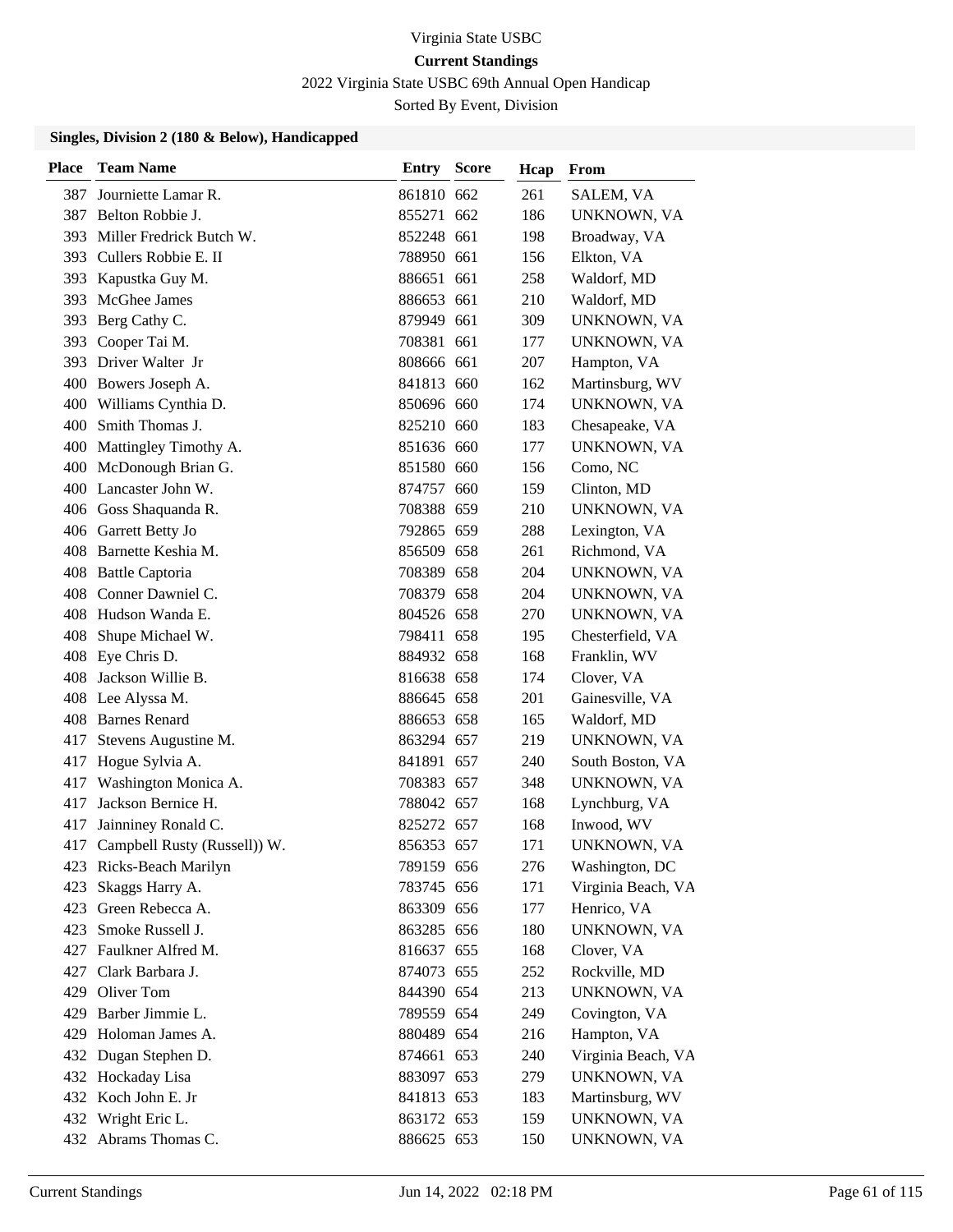Virginia State USBC

**Current Standings**

2022 Virginia State USBC 69th Annual Open Handicap

Sorted By Event, Division

### Singles, Division 2 (180 & Below), Handicapped

| Place | Team Name | Entry | Score | Hcap | From |
|---|---|---|---|---|---|
| 387 | Journiette Lamar R. | 861810 | 662 | 261 | SALEM, VA |
| 387 | Belton Robbie J. | 855271 | 662 | 186 | UNKNOWN, VA |
| 393 | Miller Fredrick Butch W. | 852248 | 661 | 198 | Broadway, VA |
| 393 | Cullers Robbie E. II | 788950 | 661 | 156 | Elkton, VA |
| 393 | Kapustka Guy M. | 886651 | 661 | 258 | Waldorf, MD |
| 393 | McGhee James | 886653 | 661 | 210 | Waldorf, MD |
| 393 | Berg Cathy C. | 879949 | 661 | 309 | UNKNOWN, VA |
| 393 | Cooper Tai M. | 708381 | 661 | 177 | UNKNOWN, VA |
| 393 | Driver Walter Jr | 808666 | 661 | 207 | Hampton, VA |
| 400 | Bowers Joseph A. | 841813 | 660 | 162 | Martinsburg, WV |
| 400 | Williams Cynthia D. | 850696 | 660 | 174 | UNKNOWN, VA |
| 400 | Smith Thomas J. | 825210 | 660 | 183 | Chesapeake, VA |
| 400 | Mattingley Timothy A. | 851636 | 660 | 177 | UNKNOWN, VA |
| 400 | McDonough Brian G. | 851580 | 660 | 156 | Como, NC |
| 400 | Lancaster John W. | 874757 | 660 | 159 | Clinton, MD |
| 406 | Goss Shaquanda R. | 708388 | 659 | 210 | UNKNOWN, VA |
| 406 | Garrett Betty Jo | 792865 | 659 | 288 | Lexington, VA |
| 408 | Barnette Keshia M. | 856509 | 658 | 261 | Richmond, VA |
| 408 | Battle Captoria | 708389 | 658 | 204 | UNKNOWN, VA |
| 408 | Conner Dawniel C. | 708379 | 658 | 204 | UNKNOWN, VA |
| 408 | Hudson Wanda E. | 804526 | 658 | 270 | UNKNOWN, VA |
| 408 | Shupe Michael W. | 798411 | 658 | 195 | Chesterfield, VA |
| 408 | Eye Chris D. | 884932 | 658 | 168 | Franklin, WV |
| 408 | Jackson Willie B. | 816638 | 658 | 174 | Clover, VA |
| 408 | Lee Alyssa M. | 886645 | 658 | 201 | Gainesville, VA |
| 408 | Barnes Renard | 886653 | 658 | 165 | Waldorf, MD |
| 417 | Stevens Augustine M. | 863294 | 657 | 219 | UNKNOWN, VA |
| 417 | Hogue Sylvia A. | 841891 | 657 | 240 | South Boston, VA |
| 417 | Washington Monica A. | 708383 | 657 | 348 | UNKNOWN, VA |
| 417 | Jackson Bernice H. | 788042 | 657 | 168 | Lynchburg, VA |
| 417 | Jainniney Ronald C. | 825272 | 657 | 168 | Inwood, WV |
| 417 | Campbell Rusty (Russell)) W. | 856353 | 657 | 171 | UNKNOWN, VA |
| 423 | Ricks-Beach Marilyn | 789159 | 656 | 276 | Washington, DC |
| 423 | Skaggs Harry A. | 783745 | 656 | 171 | Virginia Beach, VA |
| 423 | Green Rebecca A. | 863309 | 656 | 177 | Henrico, VA |
| 423 | Smoke Russell J. | 863285 | 656 | 180 | UNKNOWN, VA |
| 427 | Faulkner Alfred M. | 816637 | 655 | 168 | Clover, VA |
| 427 | Clark Barbara J. | 874073 | 655 | 252 | Rockville, MD |
| 429 | Oliver Tom | 844390 | 654 | 213 | UNKNOWN, VA |
| 429 | Barber Jimmie L. | 789559 | 654 | 249 | Covington, VA |
| 429 | Holoman James A. | 880489 | 654 | 216 | Hampton, VA |
| 432 | Dugan Stephen D. | 874661 | 653 | 240 | Virginia Beach, VA |
| 432 | Hockaday Lisa | 883097 | 653 | 279 | UNKNOWN, VA |
| 432 | Koch John E. Jr | 841813 | 653 | 183 | Martinsburg, WV |
| 432 | Wright Eric L. | 863172 | 653 | 159 | UNKNOWN, VA |
| 432 | Abrams Thomas C. | 886625 | 653 | 150 | UNKNOWN, VA |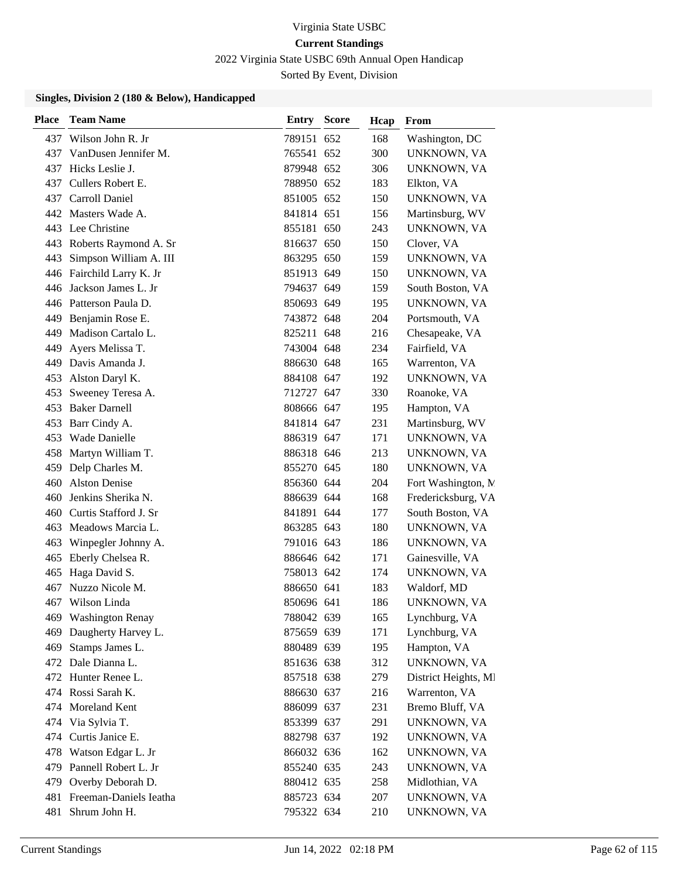Virginia State USBC

**Current Standings**

2022 Virginia State USBC 69th Annual Open Handicap

Sorted By Event, Division

### Singles, Division 2 (180 & Below), Handicapped

| Place | Team Name | Entry | Score | Hcap | From |
|---|---|---|---|---|---|
| 437 | Wilson John R. Jr | 789151 | 652 | 168 | Washington, DC |
| 437 | VanDusen Jennifer M. | 765541 | 652 | 300 | UNKNOWN, VA |
| 437 | Hicks Leslie J. | 879948 | 652 | 306 | UNKNOWN, VA |
| 437 | Cullers Robert E. | 788950 | 652 | 183 | Elkton, VA |
| 437 | Carroll Daniel | 851005 | 652 | 150 | UNKNOWN, VA |
| 442 | Masters Wade A. | 841814 | 651 | 156 | Martinsburg, WV |
| 443 | Lee Christine | 855181 | 650 | 243 | UNKNOWN, VA |
| 443 | Roberts Raymond A. Sr | 816637 | 650 | 150 | Clover, VA |
| 443 | Simpson William A. III | 863295 | 650 | 159 | UNKNOWN, VA |
| 446 | Fairchild Larry K. Jr | 851913 | 649 | 150 | UNKNOWN, VA |
| 446 | Jackson James L. Jr | 794637 | 649 | 159 | South Boston, VA |
| 446 | Patterson Paula D. | 850693 | 649 | 195 | UNKNOWN, VA |
| 449 | Benjamin Rose E. | 743872 | 648 | 204 | Portsmouth, VA |
| 449 | Madison Cartalo L. | 825211 | 648 | 216 | Chesapeake, VA |
| 449 | Ayers Melissa T. | 743004 | 648 | 234 | Fairfield, VA |
| 449 | Davis Amanda J. | 886630 | 648 | 165 | Warrenton, VA |
| 453 | Alston Daryl K. | 884108 | 647 | 192 | UNKNOWN, VA |
| 453 | Sweeney Teresa A. | 712727 | 647 | 330 | Roanoke, VA |
| 453 | Baker Darnell | 808666 | 647 | 195 | Hampton, VA |
| 453 | Barr Cindy A. | 841814 | 647 | 231 | Martinsburg, WV |
| 453 | Wade Danielle | 886319 | 647 | 171 | UNKNOWN, VA |
| 458 | Martyn William T. | 886318 | 646 | 213 | UNKNOWN, VA |
| 459 | Delp Charles M. | 855270 | 645 | 180 | UNKNOWN, VA |
| 460 | Alston Denise | 856360 | 644 | 204 | Fort Washington, M |
| 460 | Jenkins Sherika N. | 886639 | 644 | 168 | Fredericksburg, VA |
| 460 | Curtis Stafford J. Sr | 841891 | 644 | 177 | South Boston, VA |
| 463 | Meadows Marcia L. | 863285 | 643 | 180 | UNKNOWN, VA |
| 463 | Winpegler Johnny A. | 791016 | 643 | 186 | UNKNOWN, VA |
| 465 | Eberly Chelsea R. | 886646 | 642 | 171 | Gainesville, VA |
| 465 | Haga David S. | 758013 | 642 | 174 | UNKNOWN, VA |
| 467 | Nuzzo Nicole M. | 886650 | 641 | 183 | Waldorf, MD |
| 467 | Wilson Linda | 850696 | 641 | 186 | UNKNOWN, VA |
| 469 | Washington Renay | 788042 | 639 | 165 | Lynchburg, VA |
| 469 | Daugherty Harvey L. | 875659 | 639 | 171 | Lynchburg, VA |
| 469 | Stamps James L. | 880489 | 639 | 195 | Hampton, VA |
| 472 | Dale Dianna L. | 851636 | 638 | 312 | UNKNOWN, VA |
| 472 | Hunter Renee L. | 857518 | 638 | 279 | District Heights, MI |
| 474 | Rossi Sarah K. | 886630 | 637 | 216 | Warrenton, VA |
| 474 | Moreland Kent | 886099 | 637 | 231 | Bremo Bluff, VA |
| 474 | Via Sylvia T. | 853399 | 637 | 291 | UNKNOWN, VA |
| 474 | Curtis Janice E. | 882798 | 637 | 192 | UNKNOWN, VA |
| 478 | Watson Edgar L. Jr | 866032 | 636 | 162 | UNKNOWN, VA |
| 479 | Pannell Robert L. Jr | 855240 | 635 | 243 | UNKNOWN, VA |
| 479 | Overby Deborah D. | 880412 | 635 | 258 | Midlothian, VA |
| 481 | Freeman-Daniels Ieatha | 885723 | 634 | 207 | UNKNOWN, VA |
| 481 | Shrum John H. | 795322 | 634 | 210 | UNKNOWN, VA |

Current Standings  Jun 14, 2022 02:18 PM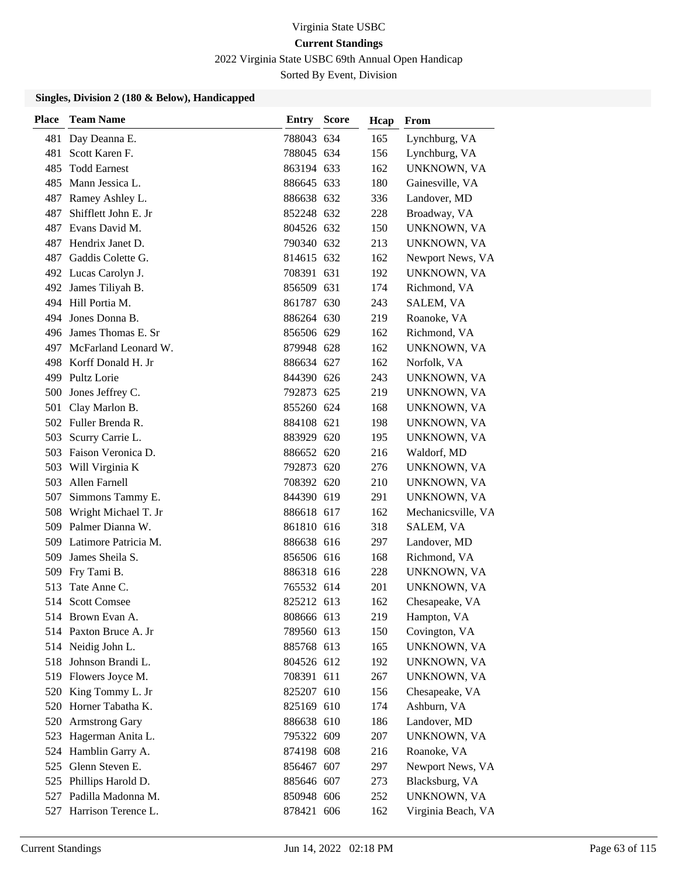Virginia State USBC

**Current Standings**

2022 Virginia State USBC 69th Annual Open Handicap

Sorted By Event, Division

### Singles, Division 2 (180 & Below), Handicapped

| Place | Team Name | Entry | Score | Hcap | From |
|---|---|---|---|---|---|
| 481 | Day Deanna E. | 788043 | 634 | 165 | Lynchburg, VA |
| 481 | Scott Karen F. | 788045 | 634 | 156 | Lynchburg, VA |
| 485 | Todd Earnest | 863194 | 633 | 162 | UNKNOWN, VA |
| 485 | Mann Jessica L. | 886645 | 633 | 180 | Gainesville, VA |
| 487 | Ramey Ashley L. | 886638 | 632 | 336 | Landover, MD |
| 487 | Shifflett John E. Jr | 852248 | 632 | 228 | Broadway, VA |
| 487 | Evans David M. | 804526 | 632 | 150 | UNKNOWN, VA |
| 487 | Hendrix Janet D. | 790340 | 632 | 213 | UNKNOWN, VA |
| 487 | Gaddis Colette G. | 814615 | 632 | 162 | Newport News, VA |
| 492 | Lucas Carolyn J. | 708391 | 631 | 192 | UNKNOWN, VA |
| 492 | James Tiliyah B. | 856509 | 631 | 174 | Richmond, VA |
| 494 | Hill Portia M. | 861787 | 630 | 243 | SALEM, VA |
| 494 | Jones Donna B. | 886264 | 630 | 219 | Roanoke, VA |
| 496 | James Thomas E. Sr | 856506 | 629 | 162 | Richmond, VA |
| 497 | McFarland Leonard W. | 879948 | 628 | 162 | UNKNOWN, VA |
| 498 | Korff Donald H. Jr | 886634 | 627 | 162 | Norfolk, VA |
| 499 | Pultz Lorie | 844390 | 626 | 243 | UNKNOWN, VA |
| 500 | Jones Jeffrey C. | 792873 | 625 | 219 | UNKNOWN, VA |
| 501 | Clay Marlon B. | 855260 | 624 | 168 | UNKNOWN, VA |
| 502 | Fuller Brenda R. | 884108 | 621 | 198 | UNKNOWN, VA |
| 503 | Scurry Carrie L. | 883929 | 620 | 195 | UNKNOWN, VA |
| 503 | Faison Veronica D. | 886652 | 620 | 216 | Waldorf, MD |
| 503 | Will Virginia K | 792873 | 620 | 276 | UNKNOWN, VA |
| 503 | Allen Farnell | 708392 | 620 | 210 | UNKNOWN, VA |
| 507 | Simmons Tammy E. | 844390 | 619 | 291 | UNKNOWN, VA |
| 508 | Wright Michael T. Jr | 886618 | 617 | 162 | Mechanicsville, VA |
| 509 | Palmer Dianna W. | 861810 | 616 | 318 | SALEM, VA |
| 509 | Latimore Patricia M. | 886638 | 616 | 297 | Landover, MD |
| 509 | James Sheila S. | 856506 | 616 | 168 | Richmond, VA |
| 509 | Fry Tami B. | 886318 | 616 | 228 | UNKNOWN, VA |
| 513 | Tate Anne C. | 765532 | 614 | 201 | UNKNOWN, VA |
| 514 | Scott Comsee | 825212 | 613 | 162 | Chesapeake, VA |
| 514 | Brown Evan A. | 808666 | 613 | 219 | Hampton, VA |
| 514 | Paxton Bruce A. Jr | 789560 | 613 | 150 | Covington, VA |
| 514 | Neidig John L. | 885768 | 613 | 165 | UNKNOWN, VA |
| 518 | Johnson Brandi L. | 804526 | 612 | 192 | UNKNOWN, VA |
| 519 | Flowers Joyce M. | 708391 | 611 | 267 | UNKNOWN, VA |
| 520 | King Tommy L. Jr | 825207 | 610 | 156 | Chesapeake, VA |
| 520 | Horner Tabatha K. | 825169 | 610 | 174 | Ashburn, VA |
| 520 | Armstrong Gary | 886638 | 610 | 186 | Landover, MD |
| 523 | Hagerman Anita L. | 795322 | 609 | 207 | UNKNOWN, VA |
| 524 | Hamblin Garry A. | 874198 | 608 | 216 | Roanoke, VA |
| 525 | Glenn Steven E. | 856467 | 607 | 297 | Newport News, VA |
| 525 | Phillips Harold D. | 885646 | 607 | 273 | Blacksburg, VA |
| 527 | Padilla Madonna M. | 850948 | 606 | 252 | UNKNOWN, VA |
| 527 | Harrison Terence L. | 878421 | 606 | 162 | Virginia Beach, VA |

Current Standings Jun 14, 2022 02:18 PM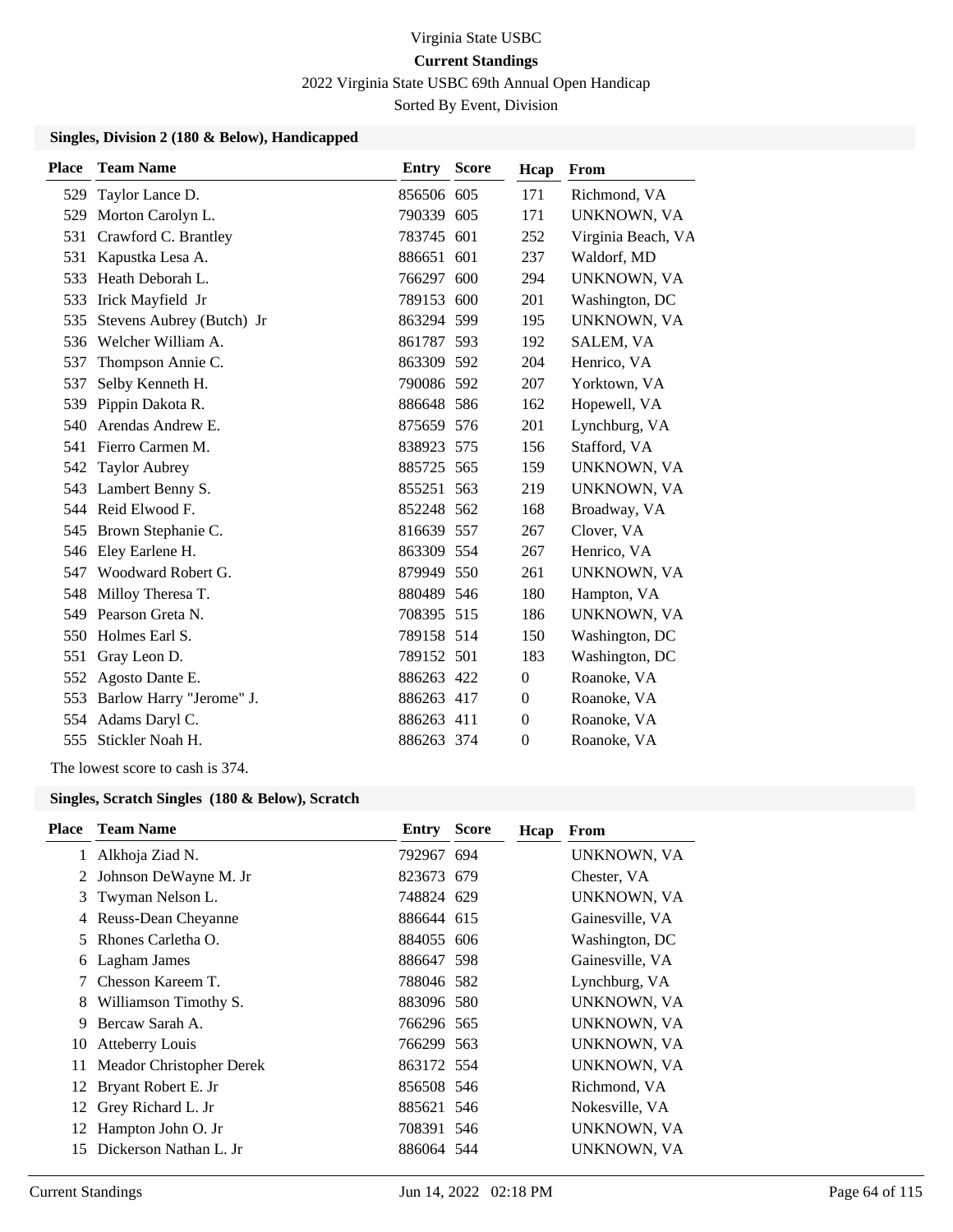Virginia State USBC

**Current Standings**

2022 Virginia State USBC 69th Annual Open Handicap

Sorted By Event, Division

### Singles, Division 2 (180 & Below), Handicapped

| Place | Team Name | Entry | Score | Hcap | From |
|---|---|---|---|---|---|
| 529 | Taylor Lance D. | 856506 | 605 | 171 | Richmond, VA |
| 529 | Morton Carolyn L. | 790339 | 605 | 171 | UNKNOWN, VA |
| 531 | Crawford C. Brantley | 783745 | 601 | 252 | Virginia Beach, VA |
| 531 | Kapustka Lesa A. | 886651 | 601 | 237 | Waldorf, MD |
| 533 | Heath Deborah L. | 766297 | 600 | 294 | UNKNOWN, VA |
| 533 | Irick Mayfield Jr | 789153 | 600 | 201 | Washington, DC |
| 535 | Stevens Aubrey (Butch) Jr | 863294 | 599 | 195 | UNKNOWN, VA |
| 536 | Welcher William A. | 861787 | 593 | 192 | SALEM, VA |
| 537 | Thompson Annie C. | 863309 | 592 | 204 | Henrico, VA |
| 537 | Selby Kenneth H. | 790086 | 592 | 207 | Yorktown, VA |
| 539 | Pippin Dakota R. | 886648 | 586 | 162 | Hopewell, VA |
| 540 | Arendas Andrew E. | 875659 | 576 | 201 | Lynchburg, VA |
| 541 | Fierro Carmen M. | 838923 | 575 | 156 | Stafford, VA |
| 542 | Taylor Aubrey | 885725 | 565 | 159 | UNKNOWN, VA |
| 543 | Lambert Benny S. | 855251 | 563 | 219 | UNKNOWN, VA |
| 544 | Reid Elwood F. | 852248 | 562 | 168 | Broadway, VA |
| 545 | Brown Stephanie C. | 816639 | 557 | 267 | Clover, VA |
| 546 | Eley Earlene H. | 863309 | 554 | 267 | Henrico, VA |
| 547 | Woodward Robert G. | 879949 | 550 | 261 | UNKNOWN, VA |
| 548 | Milloy Theresa T. | 880489 | 546 | 180 | Hampton, VA |
| 549 | Pearson Greta N. | 708395 | 515 | 186 | UNKNOWN, VA |
| 550 | Holmes Earl S. | 789158 | 514 | 150 | Washington, DC |
| 551 | Gray Leon D. | 789152 | 501 | 183 | Washington, DC |
| 552 | Agosto Dante E. | 886263 | 422 | 0 | Roanoke, VA |
| 553 | Barlow Harry "Jerome" J. | 886263 | 417 | 0 | Roanoke, VA |
| 554 | Adams Daryl C. | 886263 | 411 | 0 | Roanoke, VA |
| 555 | Stickler Noah H. | 886263 | 374 | 0 | Roanoke, VA |

The lowest score to cash is 374.

### Singles, Scratch Singles (180 & Below), Scratch

| Place | Team Name | Entry | Score | Hcap | From |
|---|---|---|---|---|---|
| 1 | Alkhoja Ziad N. | 792967 | 694 | | UNKNOWN, VA |
| 2 | Johnson DeWayne M. Jr | 823673 | 679 | | Chester, VA |
| 3 | Twyman Nelson L. | 748824 | 629 | | UNKNOWN, VA |
| 4 | Reuss-Dean Cheyanne | 886644 | 615 | | Gainesville, VA |
| 5 | Rhones Carletha O. | 884055 | 606 | | Washington, DC |
| 6 | Lagham James | 886647 | 598 | | Gainesville, VA |
| 7 | Chesson Kareem T. | 788046 | 582 | | Lynchburg, VA |
| 8 | Williamson Timothy S. | 883096 | 580 | | UNKNOWN, VA |
| 9 | Bercaw Sarah A. | 766296 | 565 | | UNKNOWN, VA |
| 10 | Atteberry Louis | 766299 | 563 | | UNKNOWN, VA |
| 11 | Meador Christopher Derek | 863172 | 554 | | UNKNOWN, VA |
| 12 | Bryant Robert E. Jr | 856508 | 546 | | Richmond, VA |
| 12 | Grey Richard L. Jr | 885621 | 546 | | Nokesville, VA |
| 12 | Hampton John O. Jr | 708391 | 546 | | UNKNOWN, VA |
| 15 | Dickerson Nathan L. Jr | 886064 | 544 | | UNKNOWN, VA |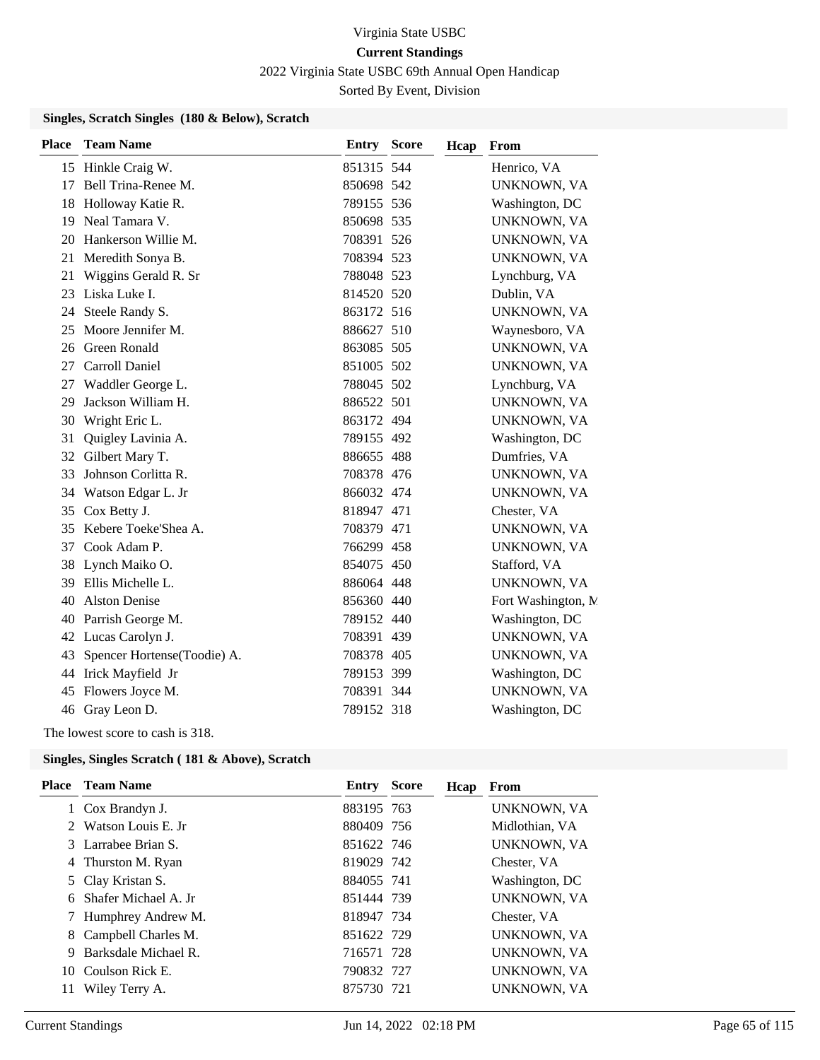Virginia State USBC

**Current Standings**

2022 Virginia State USBC 69th Annual Open Handicap

Sorted By Event, Division

### Singles, Scratch Singles (180 & Below), Scratch

| Place | Team Name | Entry | Score | Hcap | From |
|---|---|---|---|---|---|
| 15 | Hinkle Craig W. | 851315 | 544 | | Henrico, VA |
| 17 | Bell Trina-Renee M. | 850698 | 542 | | UNKNOWN, VA |
| 18 | Holloway Katie R. | 789155 | 536 | | Washington, DC |
| 19 | Neal Tamara V. | 850698 | 535 | | UNKNOWN, VA |
| 20 | Hankerson Willie M. | 708391 | 526 | | UNKNOWN, VA |
| 21 | Meredith Sonya B. | 708394 | 523 | | UNKNOWN, VA |
| 21 | Wiggins Gerald R. Sr | 788048 | 523 | | Lynchburg, VA |
| 23 | Liska Luke I. | 814520 | 520 | | Dublin, VA |
| 24 | Steele Randy S. | 863172 | 516 | | UNKNOWN, VA |
| 25 | Moore Jennifer M. | 886627 | 510 | | Waynesboro, VA |
| 26 | Green Ronald | 863085 | 505 | | UNKNOWN, VA |
| 27 | Carroll Daniel | 851005 | 502 | | UNKNOWN, VA |
| 27 | Waddler George L. | 788045 | 502 | | Lynchburg, VA |
| 29 | Jackson William H. | 886522 | 501 | | UNKNOWN, VA |
| 30 | Wright Eric L. | 863172 | 494 | | UNKNOWN, VA |
| 31 | Quigley Lavinia A. | 789155 | 492 | | Washington, DC |
| 32 | Gilbert Mary T. | 886655 | 488 | | Dumfries, VA |
| 33 | Johnson Corlitta R. | 708378 | 476 | | UNKNOWN, VA |
| 34 | Watson Edgar L. Jr | 866032 | 474 | | UNKNOWN, VA |
| 35 | Cox Betty J. | 818947 | 471 | | Chester, VA |
| 35 | Kebere Toeke'Shea A. | 708379 | 471 | | UNKNOWN, VA |
| 37 | Cook Adam P. | 766299 | 458 | | UNKNOWN, VA |
| 38 | Lynch Maiko O. | 854075 | 450 | | Stafford, VA |
| 39 | Ellis Michelle L. | 886064 | 448 | | UNKNOWN, VA |
| 40 | Alston Denise | 856360 | 440 | | Fort Washington, M |
| 40 | Parrish George M. | 789152 | 440 | | Washington, DC |
| 42 | Lucas Carolyn J. | 708391 | 439 | | UNKNOWN, VA |
| 43 | Spencer Hortense(Toodie) A. | 708378 | 405 | | UNKNOWN, VA |
| 44 | Irick Mayfield Jr | 789153 | 399 | | Washington, DC |
| 45 | Flowers Joyce M. | 708391 | 344 | | UNKNOWN, VA |
| 46 | Gray Leon D. | 789152 | 318 | | Washington, DC |

The lowest score to cash is 318.

### Singles, Singles Scratch ( 181 & Above), Scratch

| Place | Team Name | Entry | Score | Hcap | From |
|---|---|---|---|---|---|
| 1 | Cox Brandyn J. | 883195 | 763 | | UNKNOWN, VA |
| 2 | Watson Louis E. Jr | 880409 | 756 | | Midlothian, VA |
| 3 | Larrabee Brian S. | 851622 | 746 | | UNKNOWN, VA |
| 4 | Thurston M. Ryan | 819029 | 742 | | Chester, VA |
| 5 | Clay Kristan S. | 884055 | 741 | | Washington, DC |
| 6 | Shafer Michael A. Jr | 851444 | 739 | | UNKNOWN, VA |
| 7 | Humphrey Andrew M. | 818947 | 734 | | Chester, VA |
| 8 | Campbell Charles M. | 851622 | 729 | | UNKNOWN, VA |
| 9 | Barksdale Michael R. | 716571 | 728 | | UNKNOWN, VA |
| 10 | Coulson Rick E. | 790832 | 727 | | UNKNOWN, VA |
| 11 | Wiley Terry A. | 875730 | 721 | | UNKNOWN, VA |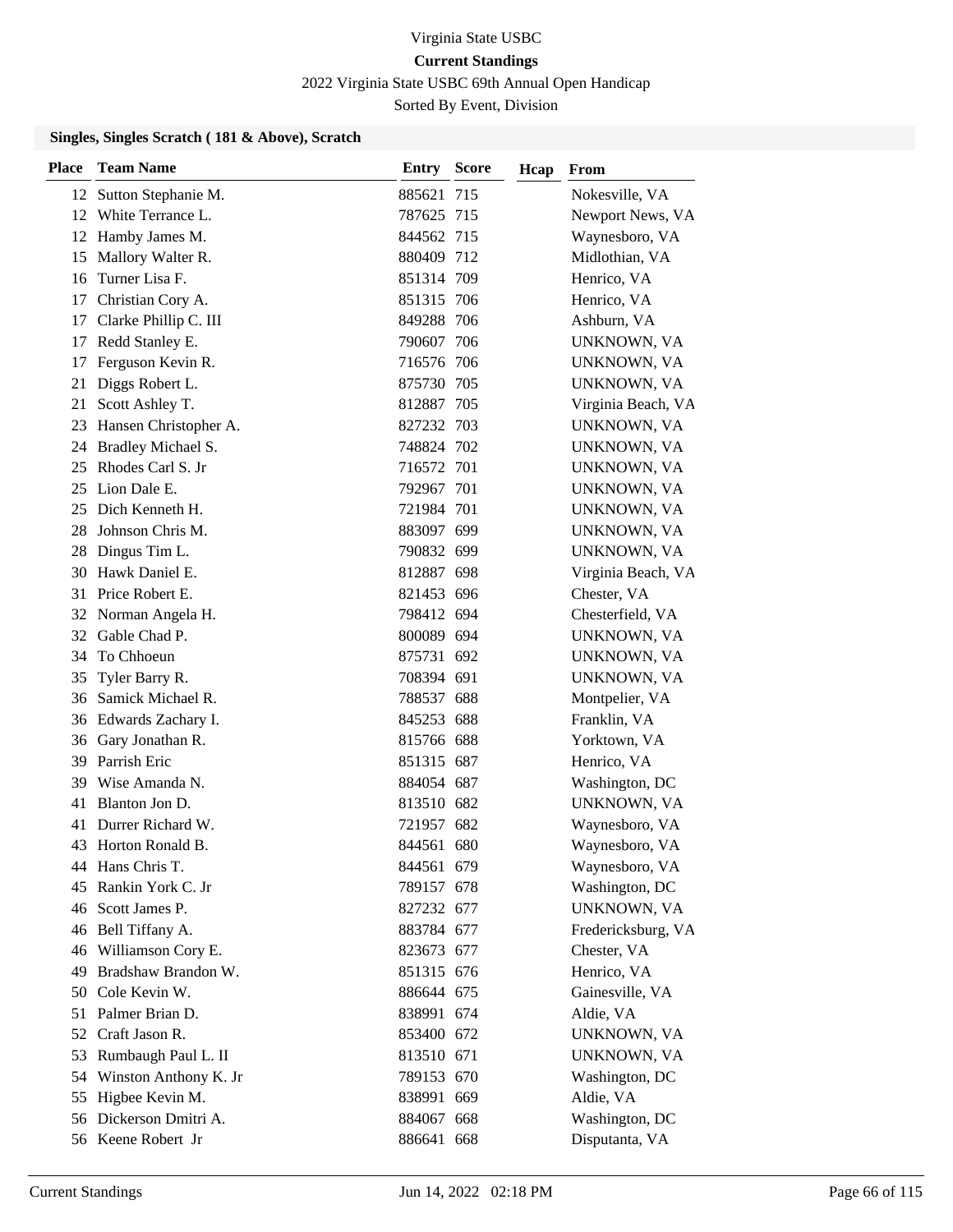Virginia State USBC

**Current Standings**

2022 Virginia State USBC 69th Annual Open Handicap

Sorted By Event, Division

### Singles, Singles Scratch ( 181 & Above), Scratch

| Place | Team Name | Entry | Score | Hcap | From |
|---|---|---|---|---|---|
| 12 | Sutton Stephanie M. | 885621 | 715 | | Nokesville, VA |
| 12 | White Terrance L. | 787625 | 715 | | Newport News, VA |
| 12 | Hamby James M. | 844562 | 715 | | Waynesboro, VA |
| 15 | Mallory Walter R. | 880409 | 712 | | Midlothian, VA |
| 16 | Turner Lisa F. | 851314 | 709 | | Henrico, VA |
| 17 | Christian Cory A. | 851315 | 706 | | Henrico, VA |
| 17 | Clarke Phillip C. III | 849288 | 706 | | Ashburn, VA |
| 17 | Redd Stanley E. | 790607 | 706 | | UNKNOWN, VA |
| 17 | Ferguson Kevin R. | 716576 | 706 | | UNKNOWN, VA |
| 21 | Diggs Robert L. | 875730 | 705 | | UNKNOWN, VA |
| 21 | Scott Ashley T. | 812887 | 705 | | Virginia Beach, VA |
| 23 | Hansen Christopher A. | 827232 | 703 | | UNKNOWN, VA |
| 24 | Bradley Michael S. | 748824 | 702 | | UNKNOWN, VA |
| 25 | Rhodes Carl S. Jr | 716572 | 701 | | UNKNOWN, VA |
| 25 | Lion Dale E. | 792967 | 701 | | UNKNOWN, VA |
| 25 | Dich Kenneth H. | 721984 | 701 | | UNKNOWN, VA |
| 28 | Johnson Chris M. | 883097 | 699 | | UNKNOWN, VA |
| 28 | Dingus Tim L. | 790832 | 699 | | UNKNOWN, VA |
| 30 | Hawk Daniel E. | 812887 | 698 | | Virginia Beach, VA |
| 31 | Price Robert E. | 821453 | 696 | | Chester, VA |
| 32 | Norman Angela H. | 798412 | 694 | | Chesterfield, VA |
| 32 | Gable Chad P. | 800089 | 694 | | UNKNOWN, VA |
| 34 | To Chhoeun | 875731 | 692 | | UNKNOWN, VA |
| 35 | Tyler Barry R. | 708394 | 691 | | UNKNOWN, VA |
| 36 | Samick Michael R. | 788537 | 688 | | Montpelier, VA |
| 36 | Edwards Zachary I. | 845253 | 688 | | Franklin, VA |
| 36 | Gary Jonathan R. | 815766 | 688 | | Yorktown, VA |
| 39 | Parrish Eric | 851315 | 687 | | Henrico, VA |
| 39 | Wise Amanda N. | 884054 | 687 | | Washington, DC |
| 41 | Blanton Jon D. | 813510 | 682 | | UNKNOWN, VA |
| 41 | Durrer Richard W. | 721957 | 682 | | Waynesboro, VA |
| 43 | Horton Ronald B. | 844561 | 680 | | Waynesboro, VA |
| 44 | Hans Chris T. | 844561 | 679 | | Waynesboro, VA |
| 45 | Rankin York C. Jr | 789157 | 678 | | Washington, DC |
| 46 | Scott James P. | 827232 | 677 | | UNKNOWN, VA |
| 46 | Bell Tiffany A. | 883784 | 677 | | Fredericksburg, VA |
| 46 | Williamson Cory E. | 823673 | 677 | | Chester, VA |
| 49 | Bradshaw Brandon W. | 851315 | 676 | | Henrico, VA |
| 50 | Cole Kevin W. | 886644 | 675 | | Gainesville, VA |
| 51 | Palmer Brian D. | 838991 | 674 | | Aldie, VA |
| 52 | Craft Jason R. | 853400 | 672 | | UNKNOWN, VA |
| 53 | Rumbaugh Paul L. II | 813510 | 671 | | UNKNOWN, VA |
| 54 | Winston Anthony K. Jr | 789153 | 670 | | Washington, DC |
| 55 | Higbee Kevin M. | 838991 | 669 | | Aldie, VA |
| 56 | Dickerson Dmitri A. | 884067 | 668 | | Washington, DC |
| 56 | Keene Robert Jr | 886641 | 668 | | Disputanta, VA |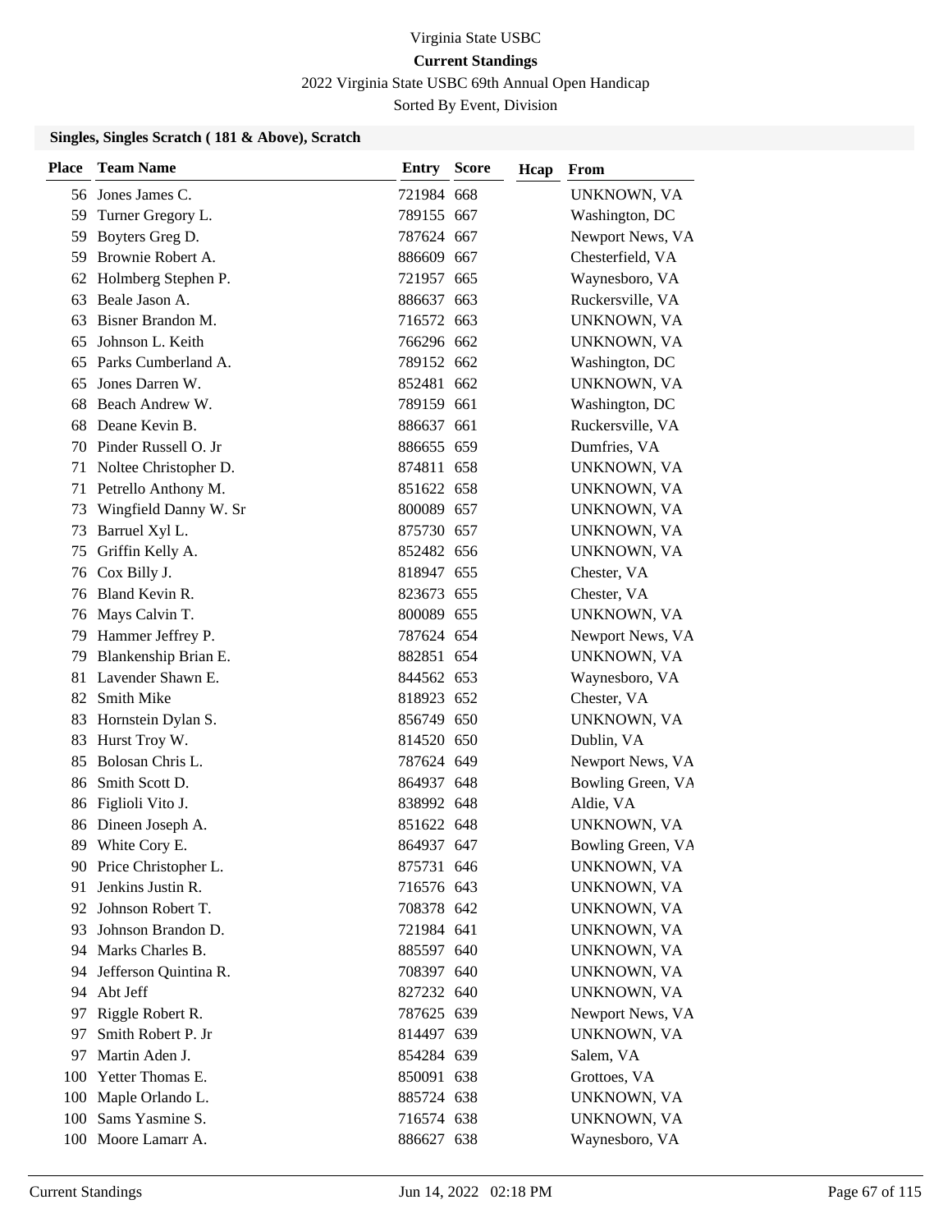Virginia State USBC

**Current Standings**

2022 Virginia State USBC 69th Annual Open Handicap

Sorted By Event, Division

### Singles, Singles Scratch ( 181 & Above), Scratch

| Place | Team Name | Entry | Score | Hcap | From |
|---|---|---|---|---|---|
| 56 | Jones James C. | 721984 | 668 | | UNKNOWN, VA |
| 59 | Turner Gregory L. | 789155 | 667 | | Washington, DC |
| 59 | Boyters Greg D. | 787624 | 667 | | Newport News, VA |
| 59 | Brownie Robert A. | 886609 | 667 | | Chesterfield, VA |
| 62 | Holmberg Stephen P. | 721957 | 665 | | Waynesboro, VA |
| 63 | Beale Jason A. | 886637 | 663 | | Ruckersville, VA |
| 63 | Bisner Brandon M. | 716572 | 663 | | UNKNOWN, VA |
| 65 | Johnson L. Keith | 766296 | 662 | | UNKNOWN, VA |
| 65 | Parks Cumberland A. | 789152 | 662 | | Washington, DC |
| 65 | Jones Darren W. | 852481 | 662 | | UNKNOWN, VA |
| 68 | Beach Andrew W. | 789159 | 661 | | Washington, DC |
| 68 | Deane Kevin B. | 886637 | 661 | | Ruckersville, VA |
| 70 | Pinder Russell O. Jr | 886655 | 659 | | Dumfries, VA |
| 71 | Noltee Christopher D. | 874811 | 658 | | UNKNOWN, VA |
| 71 | Petrello Anthony M. | 851622 | 658 | | UNKNOWN, VA |
| 73 | Wingfield Danny W. Sr | 800089 | 657 | | UNKNOWN, VA |
| 73 | Barruel Xyl L. | 875730 | 657 | | UNKNOWN, VA |
| 75 | Griffin Kelly A. | 852482 | 656 | | UNKNOWN, VA |
| 76 | Cox Billy J. | 818947 | 655 | | Chester, VA |
| 76 | Bland Kevin R. | 823673 | 655 | | Chester, VA |
| 76 | Mays Calvin T. | 800089 | 655 | | UNKNOWN, VA |
| 79 | Hammer Jeffrey P. | 787624 | 654 | | Newport News, VA |
| 79 | Blankenship Brian E. | 882851 | 654 | | UNKNOWN, VA |
| 81 | Lavender Shawn E. | 844562 | 653 | | Waynesboro, VA |
| 82 | Smith Mike | 818923 | 652 | | Chester, VA |
| 83 | Hornstein Dylan S. | 856749 | 650 | | UNKNOWN, VA |
| 83 | Hurst Troy W. | 814520 | 650 | | Dublin, VA |
| 85 | Bolosan Chris L. | 787624 | 649 | | Newport News, VA |
| 86 | Smith Scott D. | 864937 | 648 | | Bowling Green, VA |
| 86 | Figlioli Vito J. | 838992 | 648 | | Aldie, VA |
| 86 | Dineen Joseph A. | 851622 | 648 | | UNKNOWN, VA |
| 89 | White Cory E. | 864937 | 647 | | Bowling Green, VA |
| 90 | Price Christopher L. | 875731 | 646 | | UNKNOWN, VA |
| 91 | Jenkins Justin R. | 716576 | 643 | | UNKNOWN, VA |
| 92 | Johnson Robert T. | 708378 | 642 | | UNKNOWN, VA |
| 93 | Johnson Brandon D. | 721984 | 641 | | UNKNOWN, VA |
| 94 | Marks Charles B. | 885597 | 640 | | UNKNOWN, VA |
| 94 | Jefferson Quintina R. | 708397 | 640 | | UNKNOWN, VA |
| 94 | Abt Jeff | 827232 | 640 | | UNKNOWN, VA |
| 97 | Riggle Robert R. | 787625 | 639 | | Newport News, VA |
| 97 | Smith Robert P. Jr | 814497 | 639 | | UNKNOWN, VA |
| 97 | Martin Aden J. | 854284 | 639 | | Salem, VA |
| 100 | Yetter Thomas E. | 850091 | 638 | | Grottoes, VA |
| 100 | Maple Orlando L. | 885724 | 638 | | UNKNOWN, VA |
| 100 | Sams Yasmine S. | 716574 | 638 | | UNKNOWN, VA |
| 100 | Moore Lamarr A. | 886627 | 638 | | Waynesboro, VA |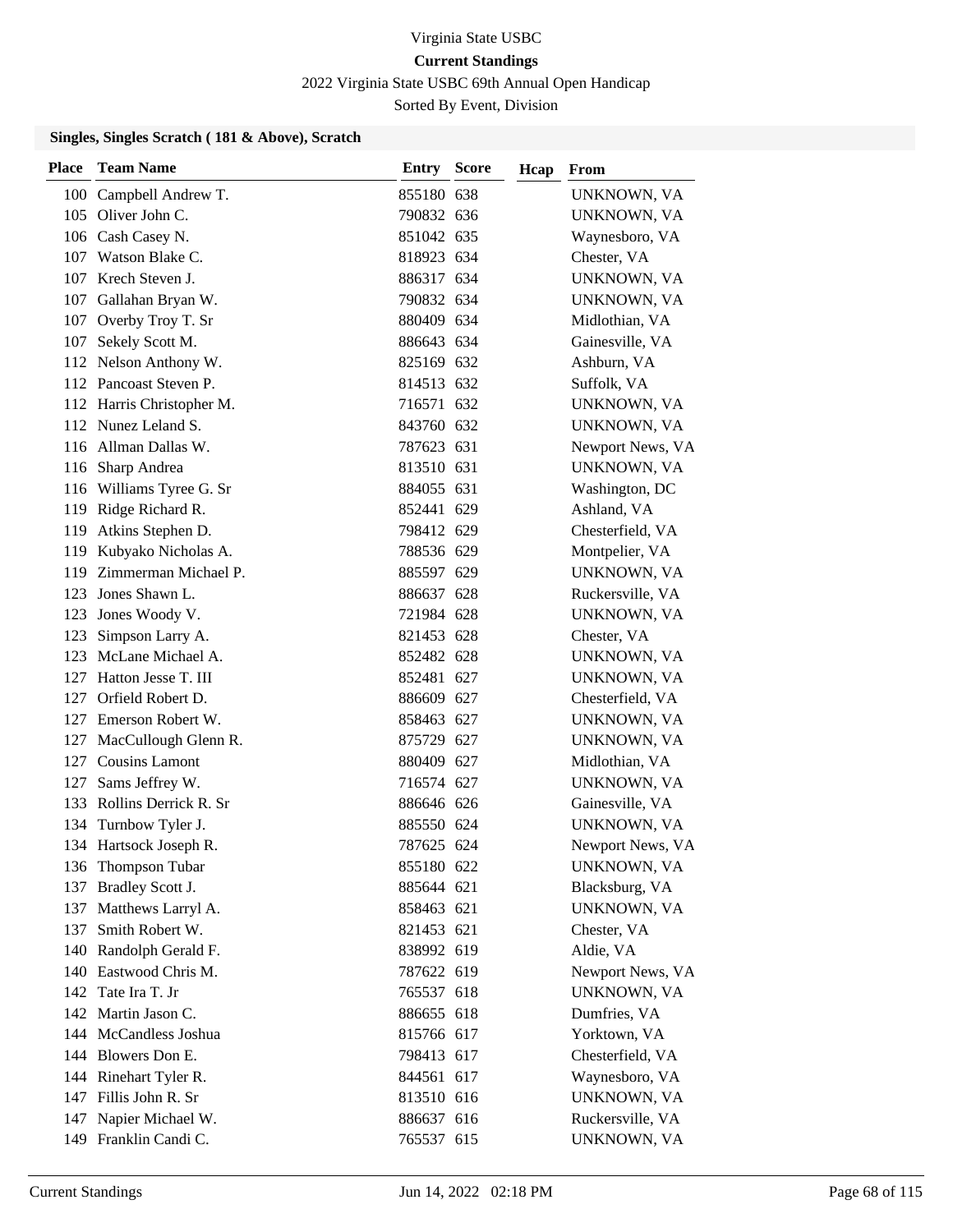Virginia State USBC

**Current Standings**

2022 Virginia State USBC 69th Annual Open Handicap

Sorted By Event, Division

### Singles, Singles Scratch ( 181 & Above), Scratch

| Place | Team Name | Entry | Score | Hcap | From |
|---|---|---|---|---|---|
| 100 | Campbell Andrew T. | 855180 | 638 | | UNKNOWN, VA |
| 105 | Oliver John C. | 790832 | 636 | | UNKNOWN, VA |
| 106 | Cash Casey N. | 851042 | 635 | | Waynesboro, VA |
| 107 | Watson Blake C. | 818923 | 634 | | Chester, VA |
| 107 | Krech Steven J. | 886317 | 634 | | UNKNOWN, VA |
| 107 | Gallahan Bryan W. | 790832 | 634 | | UNKNOWN, VA |
| 107 | Overby Troy T. Sr | 880409 | 634 | | Midlothian, VA |
| 107 | Sekely Scott M. | 886643 | 634 | | Gainesville, VA |
| 112 | Nelson Anthony W. | 825169 | 632 | | Ashburn, VA |
| 112 | Pancoast Steven P. | 814513 | 632 | | Suffolk, VA |
| 112 | Harris Christopher M. | 716571 | 632 | | UNKNOWN, VA |
| 112 | Nunez Leland S. | 843760 | 632 | | UNKNOWN, VA |
| 116 | Allman Dallas W. | 787623 | 631 | | Newport News, VA |
| 116 | Sharp Andrea | 813510 | 631 | | UNKNOWN, VA |
| 116 | Williams Tyree G. Sr | 884055 | 631 | | Washington, DC |
| 119 | Ridge Richard R. | 852441 | 629 | | Ashland, VA |
| 119 | Atkins Stephen D. | 798412 | 629 | | Chesterfield, VA |
| 119 | Kubyako Nicholas A. | 788536 | 629 | | Montpelier, VA |
| 119 | Zimmerman Michael P. | 885597 | 629 | | UNKNOWN, VA |
| 123 | Jones Shawn L. | 886637 | 628 | | Ruckersville, VA |
| 123 | Jones Woody V. | 721984 | 628 | | UNKNOWN, VA |
| 123 | Simpson Larry A. | 821453 | 628 | | Chester, VA |
| 123 | McLane Michael A. | 852482 | 628 | | UNKNOWN, VA |
| 127 | Hatton Jesse T. III | 852481 | 627 | | UNKNOWN, VA |
| 127 | Orfield Robert D. | 886609 | 627 | | Chesterfield, VA |
| 127 | Emerson Robert W. | 858463 | 627 | | UNKNOWN, VA |
| 127 | MacCullough Glenn R. | 875729 | 627 | | UNKNOWN, VA |
| 127 | Cousins Lamont | 880409 | 627 | | Midlothian, VA |
| 127 | Sams Jeffrey W. | 716574 | 627 | | UNKNOWN, VA |
| 133 | Rollins Derrick R. Sr | 886646 | 626 | | Gainesville, VA |
| 134 | Turnbow Tyler J. | 885550 | 624 | | UNKNOWN, VA |
| 134 | Hartsock Joseph R. | 787625 | 624 | | Newport News, VA |
| 136 | Thompson Tubar | 855180 | 622 | | UNKNOWN, VA |
| 137 | Bradley Scott J. | 885644 | 621 | | Blacksburg, VA |
| 137 | Matthews Larryl A. | 858463 | 621 | | UNKNOWN, VA |
| 137 | Smith Robert W. | 821453 | 621 | | Chester, VA |
| 140 | Randolph Gerald F. | 838992 | 619 | | Aldie, VA |
| 140 | Eastwood Chris M. | 787622 | 619 | | Newport News, VA |
| 142 | Tate Ira T. Jr | 765537 | 618 | | UNKNOWN, VA |
| 142 | Martin Jason C. | 886655 | 618 | | Dumfries, VA |
| 144 | McCandless Joshua | 815766 | 617 | | Yorktown, VA |
| 144 | Blowers Don E. | 798413 | 617 | | Chesterfield, VA |
| 144 | Rinehart Tyler R. | 844561 | 617 | | Waynesboro, VA |
| 147 | Fillis John R. Sr | 813510 | 616 | | UNKNOWN, VA |
| 147 | Napier Michael W. | 886637 | 616 | | Ruckersville, VA |
| 149 | Franklin Candi C. | 765537 | 615 | | UNKNOWN, VA |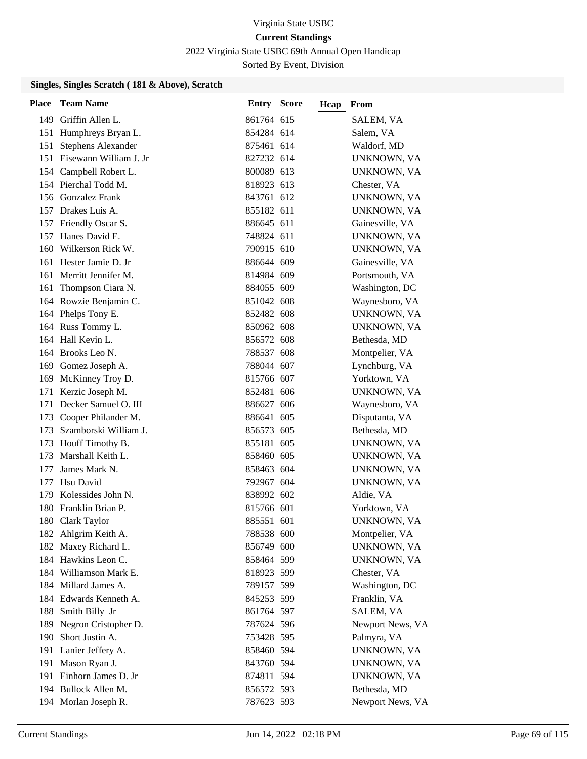Virginia State USBC

**Current Standings**

2022 Virginia State USBC 69th Annual Open Handicap

Sorted By Event, Division

### Singles, Singles Scratch ( 181 & Above), Scratch

| Place | Team Name | Entry | Score | Hcap | From |
|---|---|---|---|---|---|
| 149 | Griffin Allen L. | 861764 | 615 | | SALEM, VA |
| 151 | Humphreys Bryan L. | 854284 | 614 | | Salem, VA |
| 151 | Stephens Alexander | 875461 | 614 | | Waldorf, MD |
| 151 | Eisewann William J. Jr | 827232 | 614 | | UNKNOWN, VA |
| 154 | Campbell Robert L. | 800089 | 613 | | UNKNOWN, VA |
| 154 | Pierchal Todd M. | 818923 | 613 | | Chester, VA |
| 156 | Gonzalez Frank | 843761 | 612 | | UNKNOWN, VA |
| 157 | Drakes Luis A. | 855182 | 611 | | UNKNOWN, VA |
| 157 | Friendly Oscar S. | 886645 | 611 | | Gainesville, VA |
| 157 | Hanes David E. | 748824 | 611 | | UNKNOWN, VA |
| 160 | Wilkerson Rick W. | 790915 | 610 | | UNKNOWN, VA |
| 161 | Hester Jamie D. Jr | 886644 | 609 | | Gainesville, VA |
| 161 | Merritt Jennifer M. | 814984 | 609 | | Portsmouth, VA |
| 161 | Thompson Ciara N. | 884055 | 609 | | Washington, DC |
| 164 | Rowzie Benjamin C. | 851042 | 608 | | Waynesboro, VA |
| 164 | Phelps Tony E. | 852482 | 608 | | UNKNOWN, VA |
| 164 | Russ Tommy L. | 850962 | 608 | | UNKNOWN, VA |
| 164 | Hall Kevin L. | 856572 | 608 | | Bethesda, MD |
| 164 | Brooks Leo N. | 788537 | 608 | | Montpelier, VA |
| 169 | Gomez Joseph A. | 788044 | 607 | | Lynchburg, VA |
| 169 | McKinney Troy D. | 815766 | 607 | | Yorktown, VA |
| 171 | Kerzic Joseph M. | 852481 | 606 | | UNKNOWN, VA |
| 171 | Decker Samuel O. III | 886627 | 606 | | Waynesboro, VA |
| 173 | Cooper Philander M. | 886641 | 605 | | Disputanta, VA |
| 173 | Szamborski William J. | 856573 | 605 | | Bethesda, MD |
| 173 | Houff Timothy B. | 855181 | 605 | | UNKNOWN, VA |
| 173 | Marshall Keith L. | 858460 | 605 | | UNKNOWN, VA |
| 177 | James Mark N. | 858463 | 604 | | UNKNOWN, VA |
| 177 | Hsu David | 792967 | 604 | | UNKNOWN, VA |
| 179 | Kolessides John N. | 838992 | 602 | | Aldie, VA |
| 180 | Franklin Brian P. | 815766 | 601 | | Yorktown, VA |
| 180 | Clark Taylor | 885551 | 601 | | UNKNOWN, VA |
| 182 | Ahlgrim Keith A. | 788538 | 600 | | Montpelier, VA |
| 182 | Maxey Richard L. | 856749 | 600 | | UNKNOWN, VA |
| 184 | Hawkins Leon C. | 858464 | 599 | | UNKNOWN, VA |
| 184 | Williamson Mark E. | 818923 | 599 | | Chester, VA |
| 184 | Millard James A. | 789157 | 599 | | Washington, DC |
| 184 | Edwards Kenneth A. | 845253 | 599 | | Franklin, VA |
| 188 | Smith Billy Jr | 861764 | 597 | | SALEM, VA |
| 189 | Negron Cristopher D. | 787624 | 596 | | Newport News, VA |
| 190 | Short Justin A. | 753428 | 595 | | Palmyra, VA |
| 191 | Lanier Jeffery A. | 858460 | 594 | | UNKNOWN, VA |
| 191 | Mason Ryan J. | 843760 | 594 | | UNKNOWN, VA |
| 191 | Einhorn James D. Jr | 874811 | 594 | | UNKNOWN, VA |
| 194 | Bullock Allen M. | 856572 | 593 | | Bethesda, MD |
| 194 | Morlan Joseph R. | 787623 | 593 | | Newport News, VA |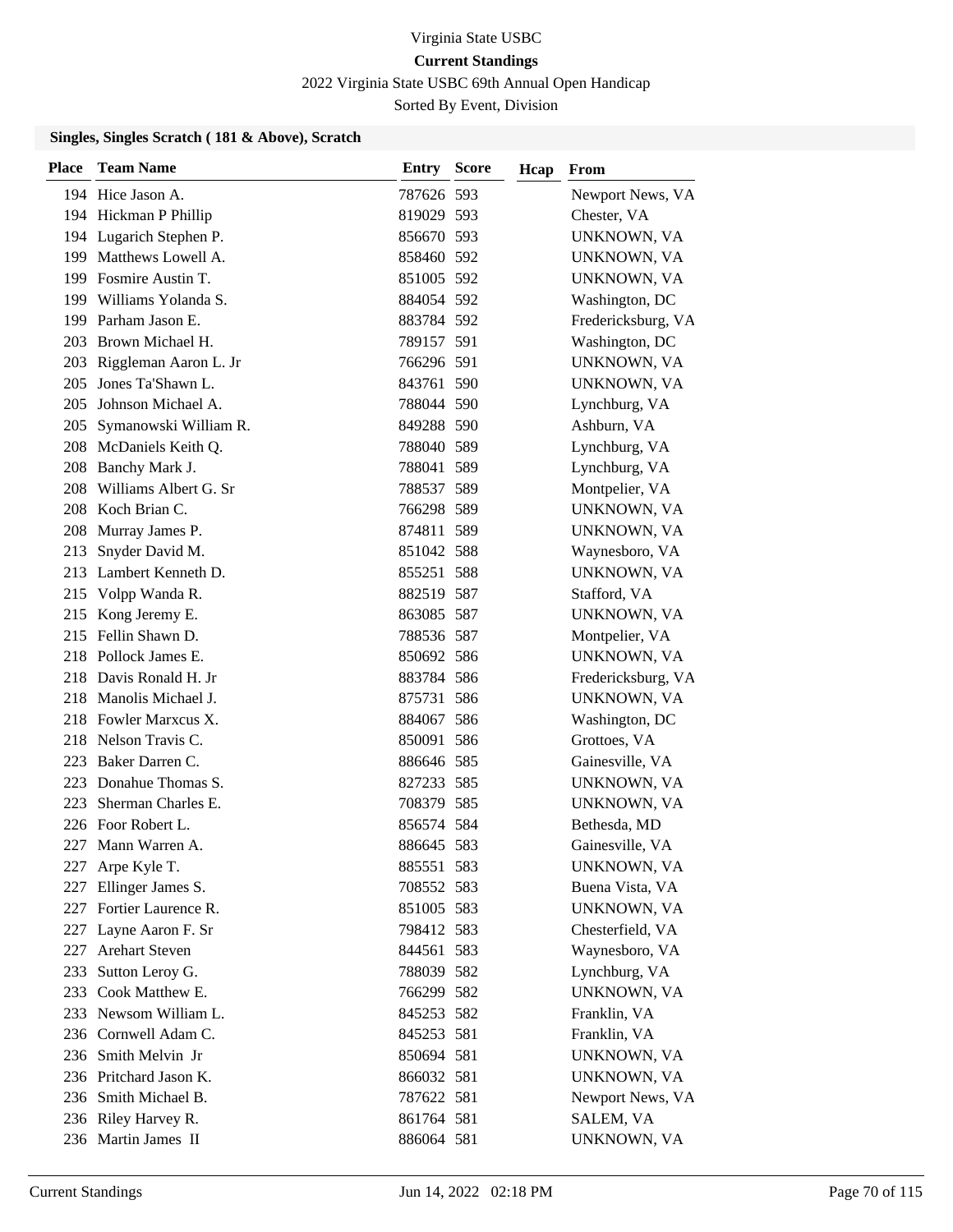Virginia State USBC

**Current Standings**

2022 Virginia State USBC 69th Annual Open Handicap

Sorted By Event, Division

### Singles, Singles Scratch ( 181 & Above), Scratch

| Place | Team Name | Entry | Score | Hcap | From |
|---|---|---|---|---|---|
| 194 | Hice Jason A. | 787626 | 593 | | Newport News, VA |
| 194 | Hickman P Phillip | 819029 | 593 | | Chester, VA |
| 194 | Lugarich Stephen P. | 856670 | 593 | | UNKNOWN, VA |
| 199 | Matthews Lowell A. | 858460 | 592 | | UNKNOWN, VA |
| 199 | Fosmire Austin T. | 851005 | 592 | | UNKNOWN, VA |
| 199 | Williams Yolanda S. | 884054 | 592 | | Washington, DC |
| 199 | Parham Jason E. | 883784 | 592 | | Fredericksburg, VA |
| 203 | Brown Michael H. | 789157 | 591 | | Washington, DC |
| 203 | Riggleman Aaron L. Jr | 766296 | 591 | | UNKNOWN, VA |
| 205 | Jones Ta'Shawn L. | 843761 | 590 | | UNKNOWN, VA |
| 205 | Johnson Michael A. | 788044 | 590 | | Lynchburg, VA |
| 205 | Symanowski William R. | 849288 | 590 | | Ashburn, VA |
| 208 | McDaniels Keith Q. | 788040 | 589 | | Lynchburg, VA |
| 208 | Banchy Mark J. | 788041 | 589 | | Lynchburg, VA |
| 208 | Williams Albert G. Sr | 788537 | 589 | | Montpelier, VA |
| 208 | Koch Brian C. | 766298 | 589 | | UNKNOWN, VA |
| 208 | Murray James P. | 874811 | 589 | | UNKNOWN, VA |
| 213 | Snyder David M. | 851042 | 588 | | Waynesboro, VA |
| 213 | Lambert Kenneth D. | 855251 | 588 | | UNKNOWN, VA |
| 215 | Volpp Wanda R. | 882519 | 587 | | Stafford, VA |
| 215 | Kong Jeremy E. | 863085 | 587 | | UNKNOWN, VA |
| 215 | Fellin Shawn D. | 788536 | 587 | | Montpelier, VA |
| 218 | Pollock James E. | 850692 | 586 | | UNKNOWN, VA |
| 218 | Davis Ronald H. Jr | 883784 | 586 | | Fredericksburg, VA |
| 218 | Manolis Michael J. | 875731 | 586 | | UNKNOWN, VA |
| 218 | Fowler Marxcus X. | 884067 | 586 | | Washington, DC |
| 218 | Nelson Travis C. | 850091 | 586 | | Grottoes, VA |
| 223 | Baker Darren C. | 886646 | 585 | | Gainesville, VA |
| 223 | Donahue Thomas S. | 827233 | 585 | | UNKNOWN, VA |
| 223 | Sherman Charles E. | 708379 | 585 | | UNKNOWN, VA |
| 226 | Foor Robert L. | 856574 | 584 | | Bethesda, MD |
| 227 | Mann Warren A. | 886645 | 583 | | Gainesville, VA |
| 227 | Arpe Kyle T. | 885551 | 583 | | UNKNOWN, VA |
| 227 | Ellinger James S. | 708552 | 583 | | Buena Vista, VA |
| 227 | Fortier Laurence R. | 851005 | 583 | | UNKNOWN, VA |
| 227 | Layne Aaron F. Sr | 798412 | 583 | | Chesterfield, VA |
| 227 | Arehart Steven | 844561 | 583 | | Waynesboro, VA |
| 233 | Sutton Leroy G. | 788039 | 582 | | Lynchburg, VA |
| 233 | Cook Matthew E. | 766299 | 582 | | UNKNOWN, VA |
| 233 | Newsom William L. | 845253 | 582 | | Franklin, VA |
| 236 | Cornwell Adam C. | 845253 | 581 | | Franklin, VA |
| 236 | Smith Melvin Jr | 850694 | 581 | | UNKNOWN, VA |
| 236 | Pritchard Jason K. | 866032 | 581 | | UNKNOWN, VA |
| 236 | Smith Michael B. | 787622 | 581 | | Newport News, VA |
| 236 | Riley Harvey R. | 861764 | 581 | | SALEM, VA |
| 236 | Martin James II | 886064 | 581 | | UNKNOWN, VA |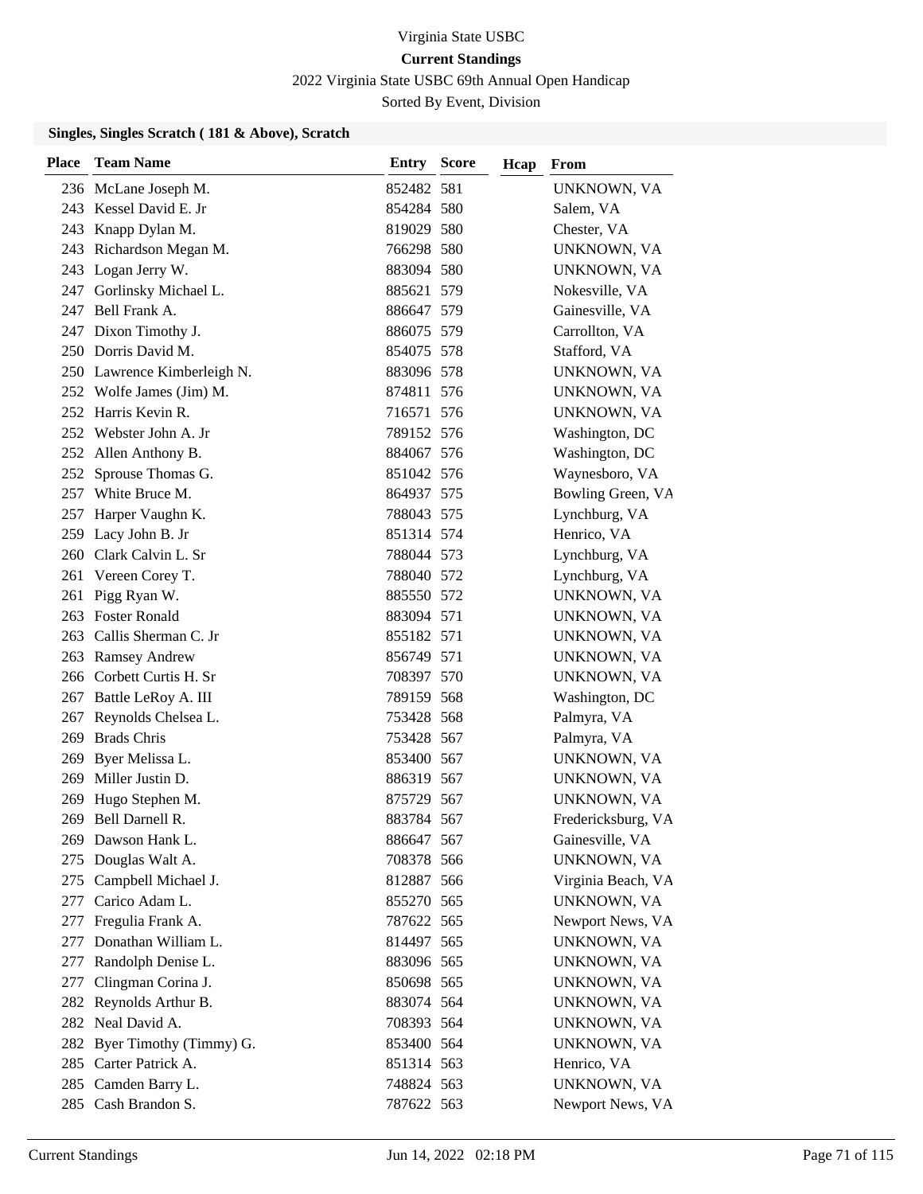Virginia State USBC

**Current Standings**

2022 Virginia State USBC 69th Annual Open Handicap

Sorted By Event, Division

### Singles, Singles Scratch ( 181 & Above), Scratch

| Place | Team Name | Entry | Score | Hcap | From |
|---|---|---|---|---|---|
| 236 | McLane Joseph M. | 852482 | 581 | | UNKNOWN, VA |
| 243 | Kessel David E. Jr | 854284 | 580 | | Salem, VA |
| 243 | Knapp Dylan M. | 819029 | 580 | | Chester, VA |
| 243 | Richardson Megan M. | 766298 | 580 | | UNKNOWN, VA |
| 243 | Logan Jerry W. | 883094 | 580 | | UNKNOWN, VA |
| 247 | Gorlinsky Michael L. | 885621 | 579 | | Nokesville, VA |
| 247 | Bell Frank A. | 886647 | 579 | | Gainesville, VA |
| 247 | Dixon Timothy J. | 886075 | 579 | | Carrollton, VA |
| 250 | Dorris David M. | 854075 | 578 | | Stafford, VA |
| 250 | Lawrence Kimberleigh N. | 883096 | 578 | | UNKNOWN, VA |
| 252 | Wolfe James (Jim) M. | 874811 | 576 | | UNKNOWN, VA |
| 252 | Harris Kevin R. | 716571 | 576 | | UNKNOWN, VA |
| 252 | Webster John A. Jr | 789152 | 576 | | Washington, DC |
| 252 | Allen Anthony B. | 884067 | 576 | | Washington, DC |
| 252 | Sprouse Thomas G. | 851042 | 576 | | Waynesboro, VA |
| 257 | White Bruce M. | 864937 | 575 | | Bowling Green, VA |
| 257 | Harper Vaughn K. | 788043 | 575 | | Lynchburg, VA |
| 259 | Lacy John B. Jr | 851314 | 574 | | Henrico, VA |
| 260 | Clark Calvin L. Sr | 788044 | 573 | | Lynchburg, VA |
| 261 | Vereen Corey T. | 788040 | 572 | | Lynchburg, VA |
| 261 | Pigg Ryan W. | 885550 | 572 | | UNKNOWN, VA |
| 263 | Foster Ronald | 883094 | 571 | | UNKNOWN, VA |
| 263 | Callis Sherman C. Jr | 855182 | 571 | | UNKNOWN, VA |
| 263 | Ramsey Andrew | 856749 | 571 | | UNKNOWN, VA |
| 266 | Corbett Curtis H. Sr | 708397 | 570 | | UNKNOWN, VA |
| 267 | Battle LeRoy A. III | 789159 | 568 | | Washington, DC |
| 267 | Reynolds Chelsea L. | 753428 | 568 | | Palmyra, VA |
| 269 | Brads Chris | 753428 | 567 | | Palmyra, VA |
| 269 | Byer Melissa L. | 853400 | 567 | | UNKNOWN, VA |
| 269 | Miller Justin D. | 886319 | 567 | | UNKNOWN, VA |
| 269 | Hugo Stephen M. | 875729 | 567 | | UNKNOWN, VA |
| 269 | Bell Darnell R. | 883784 | 567 | | Fredericksburg, VA |
| 269 | Dawson Hank L. | 886647 | 567 | | Gainesville, VA |
| 275 | Douglas Walt A. | 708378 | 566 | | UNKNOWN, VA |
| 275 | Campbell Michael J. | 812887 | 566 | | Virginia Beach, VA |
| 277 | Carico Adam L. | 855270 | 565 | | UNKNOWN, VA |
| 277 | Fregulia Frank A. | 787622 | 565 | | Newport News, VA |
| 277 | Donathan William L. | 814497 | 565 | | UNKNOWN, VA |
| 277 | Randolph Denise L. | 883096 | 565 | | UNKNOWN, VA |
| 277 | Clingman Corina J. | 850698 | 565 | | UNKNOWN, VA |
| 282 | Reynolds Arthur B. | 883074 | 564 | | UNKNOWN, VA |
| 282 | Neal David A. | 708393 | 564 | | UNKNOWN, VA |
| 282 | Byer Timothy (Timmy) G. | 853400 | 564 | | UNKNOWN, VA |
| 285 | Carter Patrick A. | 851314 | 563 | | Henrico, VA |
| 285 | Camden Barry L. | 748824 | 563 | | UNKNOWN, VA |
| 285 | Cash Brandon S. | 787622 | 563 | | Newport News, VA |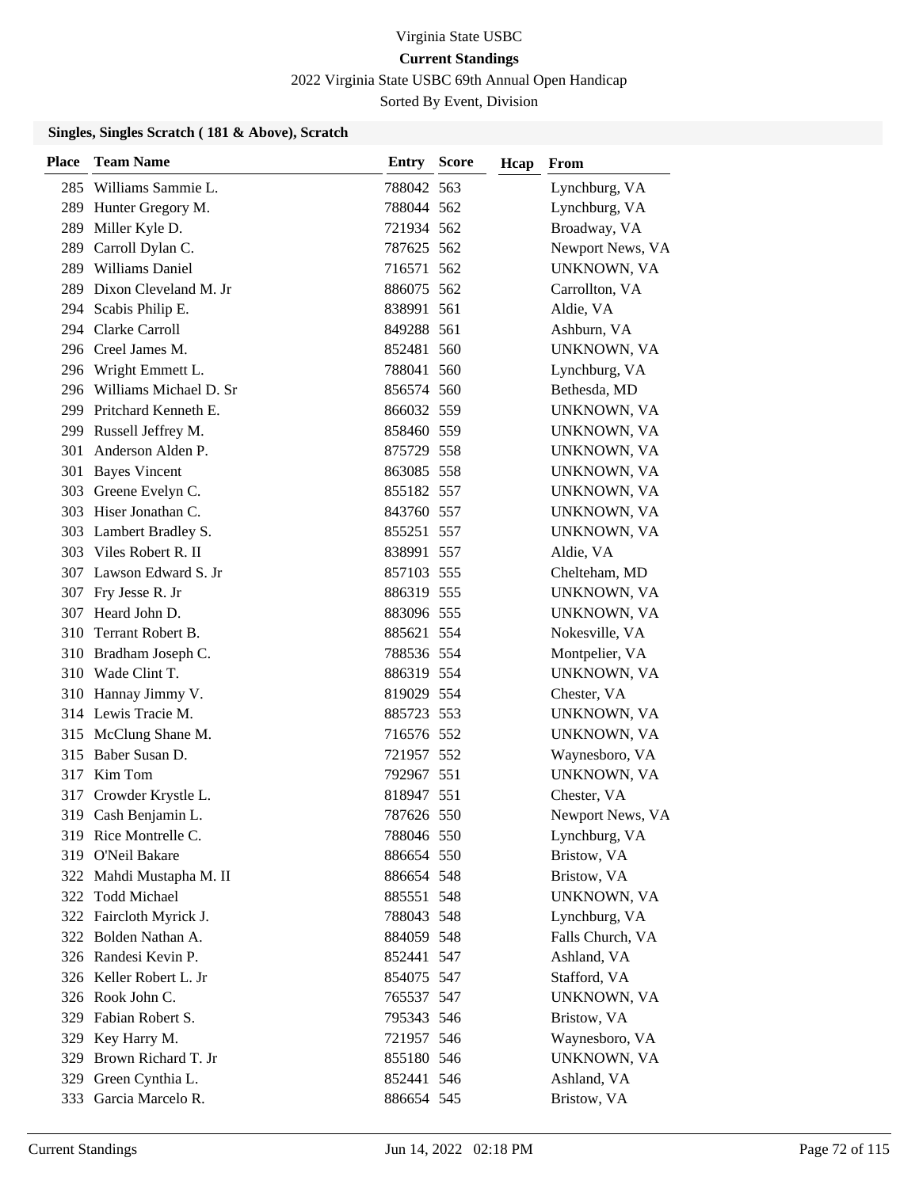Virginia State USBC

**Current Standings**

2022 Virginia State USBC 69th Annual Open Handicap

Sorted By Event, Division

### Singles, Singles Scratch ( 181 & Above), Scratch

| Place | Team Name | Entry | Score | Hcap | From |
|---|---|---|---|---|---|
| 285 | Williams Sammie L. | 788042 | 563 | | Lynchburg, VA |
| 289 | Hunter Gregory M. | 788044 | 562 | | Lynchburg, VA |
| 289 | Miller Kyle D. | 721934 | 562 | | Broadway, VA |
| 289 | Carroll Dylan C. | 787625 | 562 | | Newport News, VA |
| 289 | Williams Daniel | 716571 | 562 | | UNKNOWN, VA |
| 289 | Dixon Cleveland M. Jr | 886075 | 562 | | Carrollton, VA |
| 294 | Scabis Philip E. | 838991 | 561 | | Aldie, VA |
| 294 | Clarke Carroll | 849288 | 561 | | Ashburn, VA |
| 296 | Creel James M. | 852481 | 560 | | UNKNOWN, VA |
| 296 | Wright Emmett L. | 788041 | 560 | | Lynchburg, VA |
| 296 | Williams Michael D. Sr | 856574 | 560 | | Bethesda, MD |
| 299 | Pritchard Kenneth E. | 866032 | 559 | | UNKNOWN, VA |
| 299 | Russell Jeffrey M. | 858460 | 559 | | UNKNOWN, VA |
| 301 | Anderson Alden P. | 875729 | 558 | | UNKNOWN, VA |
| 301 | Bayes Vincent | 863085 | 558 | | UNKNOWN, VA |
| 303 | Greene Evelyn C. | 855182 | 557 | | UNKNOWN, VA |
| 303 | Hiser Jonathan C. | 843760 | 557 | | UNKNOWN, VA |
| 303 | Lambert Bradley S. | 855251 | 557 | | UNKNOWN, VA |
| 303 | Viles Robert R. II | 838991 | 557 | | Aldie, VA |
| 307 | Lawson Edward S. Jr | 857103 | 555 | | Chelteham, MD |
| 307 | Fry Jesse R. Jr | 886319 | 555 | | UNKNOWN, VA |
| 307 | Heard John D. | 883096 | 555 | | UNKNOWN, VA |
| 310 | Terrant Robert B. | 885621 | 554 | | Nokesville, VA |
| 310 | Bradham Joseph C. | 788536 | 554 | | Montpelier, VA |
| 310 | Wade Clint T. | 886319 | 554 | | UNKNOWN, VA |
| 310 | Hannay Jimmy V. | 819029 | 554 | | Chester, VA |
| 314 | Lewis Tracie M. | 885723 | 553 | | UNKNOWN, VA |
| 315 | McClung Shane M. | 716576 | 552 | | UNKNOWN, VA |
| 315 | Baber Susan D. | 721957 | 552 | | Waynesboro, VA |
| 317 | Kim Tom | 792967 | 551 | | UNKNOWN, VA |
| 317 | Crowder Krystle L. | 818947 | 551 | | Chester, VA |
| 319 | Cash Benjamin L. | 787626 | 550 | | Newport News, VA |
| 319 | Rice Montrelle C. | 788046 | 550 | | Lynchburg, VA |
| 319 | O'Neil Bakare | 886654 | 550 | | Bristow, VA |
| 322 | Mahdi Mustapha M. II | 886654 | 548 | | Bristow, VA |
| 322 | Todd Michael | 885551 | 548 | | UNKNOWN, VA |
| 322 | Faircloth Myrick J. | 788043 | 548 | | Lynchburg, VA |
| 322 | Bolden Nathan A. | 884059 | 548 | | Falls Church, VA |
| 326 | Randesi Kevin P. | 852441 | 547 | | Ashland, VA |
| 326 | Keller Robert L. Jr | 854075 | 547 | | Stafford, VA |
| 326 | Rook John C. | 765537 | 547 | | UNKNOWN, VA |
| 329 | Fabian Robert S. | 795343 | 546 | | Bristow, VA |
| 329 | Key Harry M. | 721957 | 546 | | Waynesboro, VA |
| 329 | Brown Richard T. Jr | 855180 | 546 | | UNKNOWN, VA |
| 329 | Green Cynthia L. | 852441 | 546 | | Ashland, VA |
| 333 | Garcia Marcelo R. | 886654 | 545 | | Bristow, VA |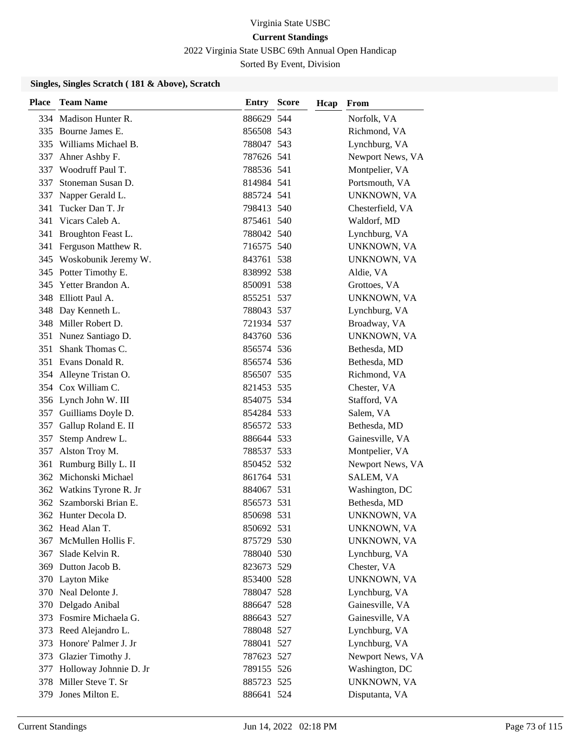Virginia State USBC

**Current Standings**

2022 Virginia State USBC 69th Annual Open Handicap

Sorted By Event, Division

### Singles, Singles Scratch ( 181 & Above), Scratch

| Place | Team Name | Entry | Score | Hcap | From |
|---|---|---|---|---|---|
| 334 | Madison Hunter R. | 886629 | 544 | | Norfolk, VA |
| 335 | Bourne James E. | 856508 | 543 | | Richmond, VA |
| 335 | Williams Michael B. | 788047 | 543 | | Lynchburg, VA |
| 337 | Ahner Ashby F. | 787626 | 541 | | Newport News, VA |
| 337 | Woodruff Paul T. | 788536 | 541 | | Montpelier, VA |
| 337 | Stoneman Susan D. | 814984 | 541 | | Portsmouth, VA |
| 337 | Napper Gerald L. | 885724 | 541 | | UNKNOWN, VA |
| 341 | Tucker Dan T. Jr | 798413 | 540 | | Chesterfield, VA |
| 341 | Vicars Caleb A. | 875461 | 540 | | Waldorf, MD |
| 341 | Broughton Feast L. | 788042 | 540 | | Lynchburg, VA |
| 341 | Ferguson Matthew R. | 716575 | 540 | | UNKNOWN, VA |
| 345 | Woskobunik Jeremy W. | 843761 | 538 | | UNKNOWN, VA |
| 345 | Potter Timothy E. | 838992 | 538 | | Aldie, VA |
| 345 | Yetter Brandon A. | 850091 | 538 | | Grottoes, VA |
| 348 | Elliott Paul A. | 855251 | 537 | | UNKNOWN, VA |
| 348 | Day Kenneth L. | 788043 | 537 | | Lynchburg, VA |
| 348 | Miller Robert D. | 721934 | 537 | | Broadway, VA |
| 351 | Nunez Santiago D. | 843760 | 536 | | UNKNOWN, VA |
| 351 | Shank Thomas C. | 856574 | 536 | | Bethesda, MD |
| 351 | Evans Donald R. | 856574 | 536 | | Bethesda, MD |
| 354 | Alleyne Tristan O. | 856507 | 535 | | Richmond, VA |
| 354 | Cox William C. | 821453 | 535 | | Chester, VA |
| 356 | Lynch John W. III | 854075 | 534 | | Stafford, VA |
| 357 | Guilliams Doyle D. | 854284 | 533 | | Salem, VA |
| 357 | Gallup Roland E. II | 856572 | 533 | | Bethesda, MD |
| 357 | Stemp Andrew L. | 886644 | 533 | | Gainesville, VA |
| 357 | Alston Troy M. | 788537 | 533 | | Montpelier, VA |
| 361 | Rumburg Billy L. II | 850452 | 532 | | Newport News, VA |
| 362 | Michonski Michael | 861764 | 531 | | SALEM, VA |
| 362 | Watkins Tyrone R. Jr | 884067 | 531 | | Washington, DC |
| 362 | Szamborski Brian E. | 856573 | 531 | | Bethesda, MD |
| 362 | Hunter Decola D. | 850698 | 531 | | UNKNOWN, VA |
| 362 | Head Alan T. | 850692 | 531 | | UNKNOWN, VA |
| 367 | McMullen Hollis F. | 875729 | 530 | | UNKNOWN, VA |
| 367 | Slade Kelvin R. | 788040 | 530 | | Lynchburg, VA |
| 369 | Dutton Jacob B. | 823673 | 529 | | Chester, VA |
| 370 | Layton Mike | 853400 | 528 | | UNKNOWN, VA |
| 370 | Neal Delonte J. | 788047 | 528 | | Lynchburg, VA |
| 370 | Delgado Anibal | 886647 | 528 | | Gainesville, VA |
| 373 | Fosmire Michaela G. | 886643 | 527 | | Gainesville, VA |
| 373 | Reed Alejandro L. | 788048 | 527 | | Lynchburg, VA |
| 373 | Honore' Palmer J. Jr | 788041 | 527 | | Lynchburg, VA |
| 373 | Glazier Timothy J. | 787623 | 527 | | Newport News, VA |
| 377 | Holloway Johnnie D. Jr | 789155 | 526 | | Washington, DC |
| 378 | Miller Steve T. Sr | 885723 | 525 | | UNKNOWN, VA |
| 379 | Jones Milton E. | 886641 | 524 | | Disputanta, VA |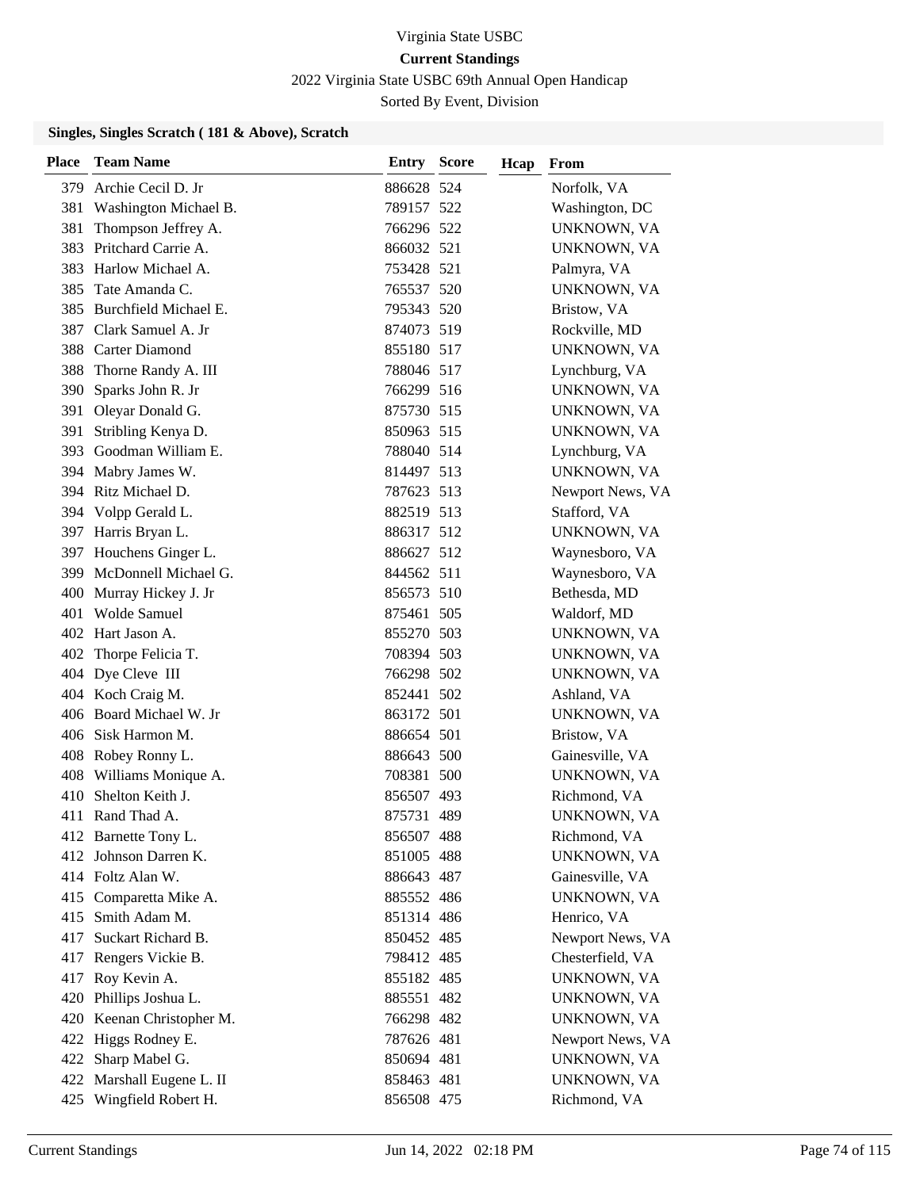Virginia State USBC

**Current Standings**

2022 Virginia State USBC 69th Annual Open Handicap

Sorted By Event, Division

### Singles, Singles Scratch ( 181 & Above), Scratch

| Place | Team Name | Entry | Score | Hcap | From |
|---|---|---|---|---|---|
| 379 | Archie Cecil D. Jr | 886628 | 524 | | Norfolk, VA |
| 381 | Washington Michael B. | 789157 | 522 | | Washington, DC |
| 381 | Thompson Jeffrey A. | 766296 | 522 | | UNKNOWN, VA |
| 383 | Pritchard Carrie A. | 866032 | 521 | | UNKNOWN, VA |
| 383 | Harlow Michael A. | 753428 | 521 | | Palmyra, VA |
| 385 | Tate Amanda C. | 765537 | 520 | | UNKNOWN, VA |
| 385 | Burchfield Michael E. | 795343 | 520 | | Bristow, VA |
| 387 | Clark Samuel A. Jr | 874073 | 519 | | Rockville, MD |
| 388 | Carter Diamond | 855180 | 517 | | UNKNOWN, VA |
| 388 | Thorne Randy A. III | 788046 | 517 | | Lynchburg, VA |
| 390 | Sparks John R. Jr | 766299 | 516 | | UNKNOWN, VA |
| 391 | Oleyar Donald G. | 875730 | 515 | | UNKNOWN, VA |
| 391 | Stribling Kenya D. | 850963 | 515 | | UNKNOWN, VA |
| 393 | Goodman William E. | 788040 | 514 | | Lynchburg, VA |
| 394 | Mabry James W. | 814497 | 513 | | UNKNOWN, VA |
| 394 | Ritz Michael D. | 787623 | 513 | | Newport News, VA |
| 394 | Volpp Gerald L. | 882519 | 513 | | Stafford, VA |
| 397 | Harris Bryan L. | 886317 | 512 | | UNKNOWN, VA |
| 397 | Houchens Ginger L. | 886627 | 512 | | Waynesboro, VA |
| 399 | McDonnell Michael G. | 844562 | 511 | | Waynesboro, VA |
| 400 | Murray Hickey J. Jr | 856573 | 510 | | Bethesda, MD |
| 401 | Wolde Samuel | 875461 | 505 | | Waldorf, MD |
| 402 | Hart Jason A. | 855270 | 503 | | UNKNOWN, VA |
| 402 | Thorpe Felicia T. | 708394 | 503 | | UNKNOWN, VA |
| 404 | Dye Cleve III | 766298 | 502 | | UNKNOWN, VA |
| 404 | Koch Craig M. | 852441 | 502 | | Ashland, VA |
| 406 | Board Michael W. Jr | 863172 | 501 | | UNKNOWN, VA |
| 406 | Sisk Harmon M. | 886654 | 501 | | Bristow, VA |
| 408 | Robey Ronny L. | 886643 | 500 | | Gainesville, VA |
| 408 | Williams Monique A. | 708381 | 500 | | UNKNOWN, VA |
| 410 | Shelton Keith J. | 856507 | 493 | | Richmond, VA |
| 411 | Rand Thad A. | 875731 | 489 | | UNKNOWN, VA |
| 412 | Barnette Tony L. | 856507 | 488 | | Richmond, VA |
| 412 | Johnson Darren K. | 851005 | 488 | | UNKNOWN, VA |
| 414 | Foltz Alan W. | 886643 | 487 | | Gainesville, VA |
| 415 | Comparetta Mike A. | 885552 | 486 | | UNKNOWN, VA |
| 415 | Smith Adam M. | 851314 | 486 | | Henrico, VA |
| 417 | Suckart Richard B. | 850452 | 485 | | Newport News, VA |
| 417 | Rengers Vickie B. | 798412 | 485 | | Chesterfield, VA |
| 417 | Roy Kevin A. | 855182 | 485 | | UNKNOWN, VA |
| 420 | Phillips Joshua L. | 885551 | 482 | | UNKNOWN, VA |
| 420 | Keenan Christopher M. | 766298 | 482 | | UNKNOWN, VA |
| 422 | Higgs Rodney E. | 787626 | 481 | | Newport News, VA |
| 422 | Sharp Mabel G. | 850694 | 481 | | UNKNOWN, VA |
| 422 | Marshall Eugene L. II | 858463 | 481 | | UNKNOWN, VA |
| 425 | Wingfield Robert H. | 856508 | 475 | | Richmond, VA |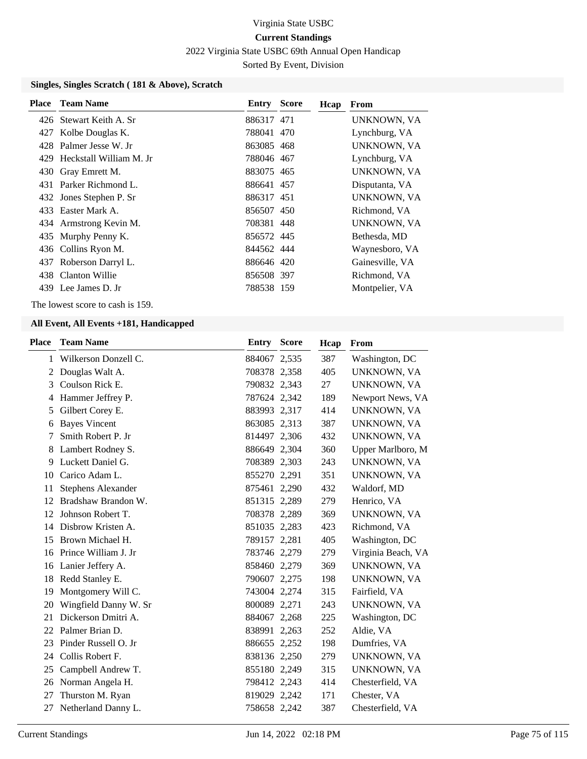Virginia State USBC

**Current Standings**

2022 Virginia State USBC 69th Annual Open Handicap

Sorted By Event, Division

### Singles, Singles Scratch ( 181 & Above), Scratch

| Place | Team Name | Entry | Score | Hcap | From |
|---|---|---|---|---|---|
| 426 | Stewart Keith A. Sr | 886317 | 471 | | UNKNOWN, VA |
| 427 | Kolbe Douglas K. | 788041 | 470 | | Lynchburg, VA |
| 428 | Palmer Jesse W. Jr | 863085 | 468 | | UNKNOWN, VA |
| 429 | Heckstall William M. Jr | 788046 | 467 | | Lynchburg, VA |
| 430 | Gray Emrett M. | 883075 | 465 | | UNKNOWN, VA |
| 431 | Parker Richmond L. | 886641 | 457 | | Disputanta, VA |
| 432 | Jones Stephen P. Sr | 886317 | 451 | | UNKNOWN, VA |
| 433 | Easter Mark A. | 856507 | 450 | | Richmond, VA |
| 434 | Armstrong Kevin M. | 708381 | 448 | | UNKNOWN, VA |
| 435 | Murphy Penny K. | 856572 | 445 | | Bethesda, MD |
| 436 | Collins Ryon M. | 844562 | 444 | | Waynesboro, VA |
| 437 | Roberson Darryl L. | 886646 | 420 | | Gainesville, VA |
| 438 | Clanton Willie | 856508 | 397 | | Richmond, VA |
| 439 | Lee James D. Jr | 788538 | 159 | | Montpelier, VA |

The lowest score to cash is 159.

### All Event, All Events +181, Handicapped

| Place | Team Name | Entry | Score | Hcap | From |
|---|---|---|---|---|---|
| 1 | Wilkerson Donzell C. | 884067 | 2,535 | 387 | Washington, DC |
| 2 | Douglas Walt A. | 708378 | 2,358 | 405 | UNKNOWN, VA |
| 3 | Coulson Rick E. | 790832 | 2,343 | 27 | UNKNOWN, VA |
| 4 | Hammer Jeffrey P. | 787624 | 2,342 | 189 | Newport News, VA |
| 5 | Gilbert Corey E. | 883993 | 2,317 | 414 | UNKNOWN, VA |
| 6 | Bayes Vincent | 863085 | 2,313 | 387 | UNKNOWN, VA |
| 7 | Smith Robert P. Jr | 814497 | 2,306 | 432 | UNKNOWN, VA |
| 8 | Lambert Rodney S. | 886649 | 2,304 | 360 | Upper Marlboro, M |
| 9 | Luckett Daniel G. | 708389 | 2,303 | 243 | UNKNOWN, VA |
| 10 | Carico Adam L. | 855270 | 2,291 | 351 | UNKNOWN, VA |
| 11 | Stephens Alexander | 875461 | 2,290 | 432 | Waldorf, MD |
| 12 | Bradshaw Brandon W. | 851315 | 2,289 | 279 | Henrico, VA |
| 12 | Johnson Robert T. | 708378 | 2,289 | 369 | UNKNOWN, VA |
| 14 | Disbrow Kristen A. | 851035 | 2,283 | 423 | Richmond, VA |
| 15 | Brown Michael H. | 789157 | 2,281 | 405 | Washington, DC |
| 16 | Prince William J. Jr | 783746 | 2,279 | 279 | Virginia Beach, VA |
| 16 | Lanier Jeffery A. | 858460 | 2,279 | 369 | UNKNOWN, VA |
| 18 | Redd Stanley E. | 790607 | 2,275 | 198 | UNKNOWN, VA |
| 19 | Montgomery Will C. | 743004 | 2,274 | 315 | Fairfield, VA |
| 20 | Wingfield Danny W. Sr | 800089 | 2,271 | 243 | UNKNOWN, VA |
| 21 | Dickerson Dmitri A. | 884067 | 2,268 | 225 | Washington, DC |
| 22 | Palmer Brian D. | 838991 | 2,263 | 252 | Aldie, VA |
| 23 | Pinder Russell O. Jr | 886655 | 2,252 | 198 | Dumfries, VA |
| 24 | Collis Robert F. | 838136 | 2,250 | 279 | UNKNOWN, VA |
| 25 | Campbell Andrew T. | 855180 | 2,249 | 315 | UNKNOWN, VA |
| 26 | Norman Angela H. | 798412 | 2,243 | 414 | Chesterfield, VA |
| 27 | Thurston M. Ryan | 819029 | 2,242 | 171 | Chester, VA |
| 27 | Netherland Danny L. | 758658 | 2,242 | 387 | Chesterfield, VA |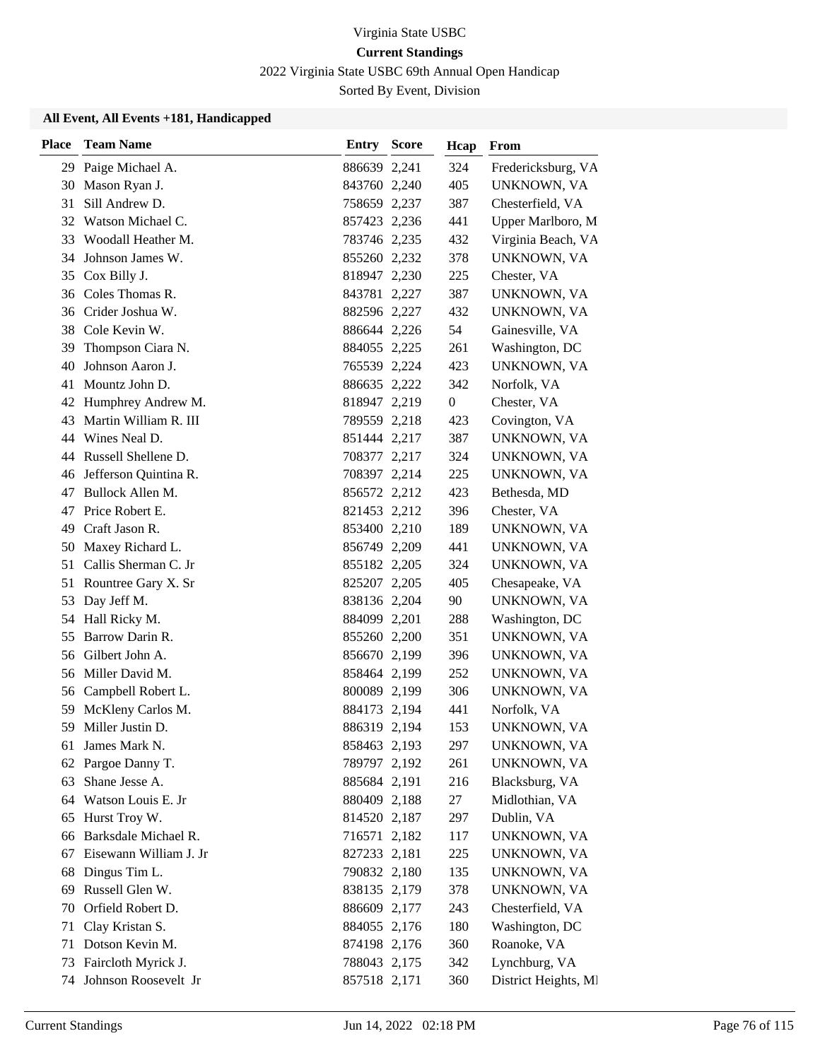Virginia State USBC

**Current Standings**

2022 Virginia State USBC 69th Annual Open Handicap

Sorted By Event, Division

### All Event, All Events +181, Handicapped

| Place | Team Name | Entry | Score | Hcap | From |
|---|---|---|---|---|---|
| 29 | Paige Michael A. | 886639 | 2,241 | 324 | Fredericksburg, VA |
| 30 | Mason Ryan J. | 843760 | 2,240 | 405 | UNKNOWN, VA |
| 31 | Sill Andrew D. | 758659 | 2,237 | 387 | Chesterfield, VA |
| 32 | Watson Michael C. | 857423 | 2,236 | 441 | Upper Marlboro, M |
| 33 | Woodall Heather M. | 783746 | 2,235 | 432 | Virginia Beach, VA |
| 34 | Johnson James W. | 855260 | 2,232 | 378 | UNKNOWN, VA |
| 35 | Cox Billy J. | 818947 | 2,230 | 225 | Chester, VA |
| 36 | Coles Thomas R. | 843781 | 2,227 | 387 | UNKNOWN, VA |
| 36 | Crider Joshua W. | 882596 | 2,227 | 432 | UNKNOWN, VA |
| 38 | Cole Kevin W. | 886644 | 2,226 | 54 | Gainesville, VA |
| 39 | Thompson Ciara N. | 884055 | 2,225 | 261 | Washington, DC |
| 40 | Johnson Aaron J. | 765539 | 2,224 | 423 | UNKNOWN, VA |
| 41 | Mountz John D. | 886635 | 2,222 | 342 | Norfolk, VA |
| 42 | Humphrey Andrew M. | 818947 | 2,219 | 0 | Chester, VA |
| 43 | Martin William R. III | 789559 | 2,218 | 423 | Covington, VA |
| 44 | Wines Neal D. | 851444 | 2,217 | 387 | UNKNOWN, VA |
| 44 | Russell Shellene D. | 708377 | 2,217 | 324 | UNKNOWN, VA |
| 46 | Jefferson Quintina R. | 708397 | 2,214 | 225 | UNKNOWN, VA |
| 47 | Bullock Allen M. | 856572 | 2,212 | 423 | Bethesda, MD |
| 47 | Price Robert E. | 821453 | 2,212 | 396 | Chester, VA |
| 49 | Craft Jason R. | 853400 | 2,210 | 189 | UNKNOWN, VA |
| 50 | Maxey Richard L. | 856749 | 2,209 | 441 | UNKNOWN, VA |
| 51 | Callis Sherman C. Jr | 855182 | 2,205 | 324 | UNKNOWN, VA |
| 51 | Rountree Gary X. Sr | 825207 | 2,205 | 405 | Chesapeake, VA |
| 53 | Day Jeff M. | 838136 | 2,204 | 90 | UNKNOWN, VA |
| 54 | Hall Ricky M. | 884099 | 2,201 | 288 | Washington, DC |
| 55 | Barrow Darin R. | 855260 | 2,200 | 351 | UNKNOWN, VA |
| 56 | Gilbert John A. | 856670 | 2,199 | 396 | UNKNOWN, VA |
| 56 | Miller David M. | 858464 | 2,199 | 252 | UNKNOWN, VA |
| 56 | Campbell Robert L. | 800089 | 2,199 | 306 | UNKNOWN, VA |
| 59 | McKleny Carlos M. | 884173 | 2,194 | 441 | Norfolk, VA |
| 59 | Miller Justin D. | 886319 | 2,194 | 153 | UNKNOWN, VA |
| 61 | James Mark N. | 858463 | 2,193 | 297 | UNKNOWN, VA |
| 62 | Pargoe Danny T. | 789797 | 2,192 | 261 | UNKNOWN, VA |
| 63 | Shane Jesse A. | 885684 | 2,191 | 216 | Blacksburg, VA |
| 64 | Watson Louis E. Jr | 880409 | 2,188 | 27 | Midlothian, VA |
| 65 | Hurst Troy W. | 814520 | 2,187 | 297 | Dublin, VA |
| 66 | Barksdale Michael R. | 716571 | 2,182 | 117 | UNKNOWN, VA |
| 67 | Eisewann William J. Jr | 827233 | 2,181 | 225 | UNKNOWN, VA |
| 68 | Dingus Tim L. | 790832 | 2,180 | 135 | UNKNOWN, VA |
| 69 | Russell Glen W. | 838135 | 2,179 | 378 | UNKNOWN, VA |
| 70 | Orfield Robert D. | 886609 | 2,177 | 243 | Chesterfield, VA |
| 71 | Clay Kristan S. | 884055 | 2,176 | 180 | Washington, DC |
| 71 | Dotson Kevin M. | 874198 | 2,176 | 360 | Roanoke, VA |
| 73 | Faircloth Myrick J. | 788043 | 2,175 | 342 | Lynchburg, VA |
| 74 | Johnson Roosevelt Jr | 857518 | 2,171 | 360 | District Heights, MI |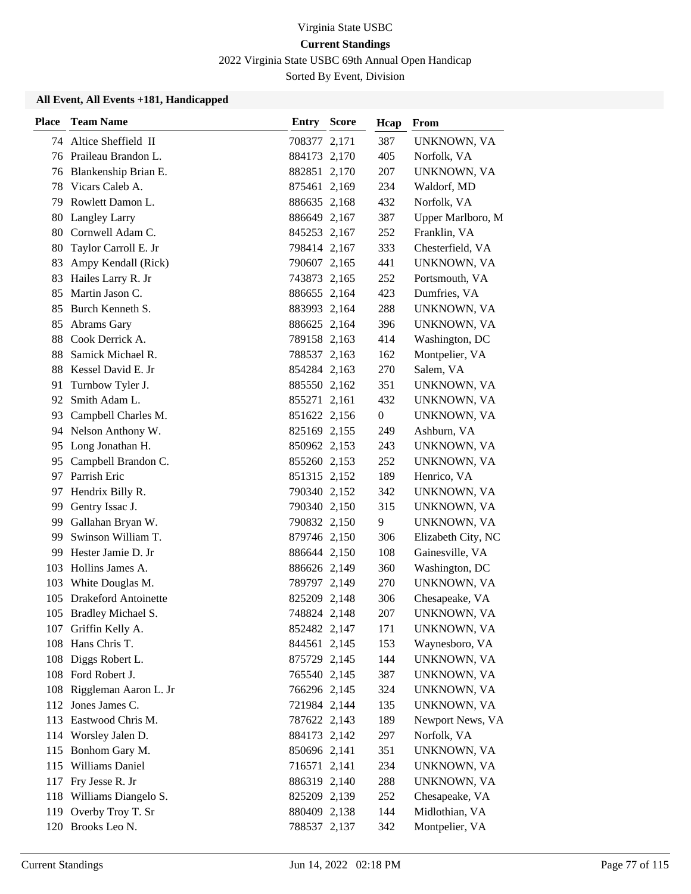Virginia State USBC

**Current Standings**

2022 Virginia State USBC 69th Annual Open Handicap

Sorted By Event, Division

### All Event, All Events +181, Handicapped

| Place | Team Name | Entry | Score | Hcap | From |
|---|---|---|---|---|---|
| 74 | Altice Sheffield II | 708377 | 2,171 | 387 | UNKNOWN, VA |
| 76 | Praileau Brandon L. | 884173 | 2,170 | 405 | Norfolk, VA |
| 76 | Blankenship Brian E. | 882851 | 2,170 | 207 | UNKNOWN, VA |
| 78 | Vicars Caleb A. | 875461 | 2,169 | 234 | Waldorf, MD |
| 79 | Rowlett Damon L. | 886635 | 2,168 | 432 | Norfolk, VA |
| 80 | Langley Larry | 886649 | 2,167 | 387 | Upper Marlboro, M |
| 80 | Cornwell Adam C. | 845253 | 2,167 | 252 | Franklin, VA |
| 80 | Taylor Carroll E. Jr | 798414 | 2,167 | 333 | Chesterfield, VA |
| 83 | Ampy Kendall (Rick) | 790607 | 2,165 | 441 | UNKNOWN, VA |
| 83 | Hailes Larry R. Jr | 743873 | 2,165 | 252 | Portsmouth, VA |
| 85 | Martin Jason C. | 886655 | 2,164 | 423 | Dumfries, VA |
| 85 | Burch Kenneth S. | 883993 | 2,164 | 288 | UNKNOWN, VA |
| 85 | Abrams Gary | 886625 | 2,164 | 396 | UNKNOWN, VA |
| 88 | Cook Derrick A. | 789158 | 2,163 | 414 | Washington, DC |
| 88 | Samick Michael R. | 788537 | 2,163 | 162 | Montpelier, VA |
| 88 | Kessel David E. Jr | 854284 | 2,163 | 270 | Salem, VA |
| 91 | Turnbow Tyler J. | 885550 | 2,162 | 351 | UNKNOWN, VA |
| 92 | Smith Adam L. | 855271 | 2,161 | 432 | UNKNOWN, VA |
| 93 | Campbell Charles M. | 851622 | 2,156 | 0 | UNKNOWN, VA |
| 94 | Nelson Anthony W. | 825169 | 2,155 | 249 | Ashburn, VA |
| 95 | Long Jonathan H. | 850962 | 2,153 | 243 | UNKNOWN, VA |
| 95 | Campbell Brandon C. | 855260 | 2,153 | 252 | UNKNOWN, VA |
| 97 | Parrish Eric | 851315 | 2,152 | 189 | Henrico, VA |
| 97 | Hendrix Billy R. | 790340 | 2,152 | 342 | UNKNOWN, VA |
| 99 | Gentry Issac J. | 790340 | 2,150 | 315 | UNKNOWN, VA |
| 99 | Gallahan Bryan W. | 790832 | 2,150 | 9 | UNKNOWN, VA |
| 99 | Swinson William T. | 879746 | 2,150 | 306 | Elizabeth City, NC |
| 99 | Hester Jamie D. Jr | 886644 | 2,150 | 108 | Gainesville, VA |
| 103 | Hollins James A. | 886626 | 2,149 | 360 | Washington, DC |
| 103 | White Douglas M. | 789797 | 2,149 | 270 | UNKNOWN, VA |
| 105 | Drakeford Antoinette | 825209 | 2,148 | 306 | Chesapeake, VA |
| 105 | Bradley Michael S. | 748824 | 2,148 | 207 | UNKNOWN, VA |
| 107 | Griffin Kelly A. | 852482 | 2,147 | 171 | UNKNOWN, VA |
| 108 | Hans Chris T. | 844561 | 2,145 | 153 | Waynesboro, VA |
| 108 | Diggs Robert L. | 875729 | 2,145 | 144 | UNKNOWN, VA |
| 108 | Ford Robert J. | 765540 | 2,145 | 387 | UNKNOWN, VA |
| 108 | Riggleman Aaron L. Jr | 766296 | 2,145 | 324 | UNKNOWN, VA |
| 112 | Jones James C. | 721984 | 2,144 | 135 | UNKNOWN, VA |
| 113 | Eastwood Chris M. | 787622 | 2,143 | 189 | Newport News, VA |
| 114 | Worsley Jalen D. | 884173 | 2,142 | 297 | Norfolk, VA |
| 115 | Bonhom Gary M. | 850696 | 2,141 | 351 | UNKNOWN, VA |
| 115 | Williams Daniel | 716571 | 2,141 | 234 | UNKNOWN, VA |
| 117 | Fry Jesse R. Jr | 886319 | 2,140 | 288 | UNKNOWN, VA |
| 118 | Williams Diangelo S. | 825209 | 2,139 | 252 | Chesapeake, VA |
| 119 | Overby Troy T. Sr | 880409 | 2,138 | 144 | Midlothian, VA |
| 120 | Brooks Leo N. | 788537 | 2,137 | 342 | Montpelier, VA |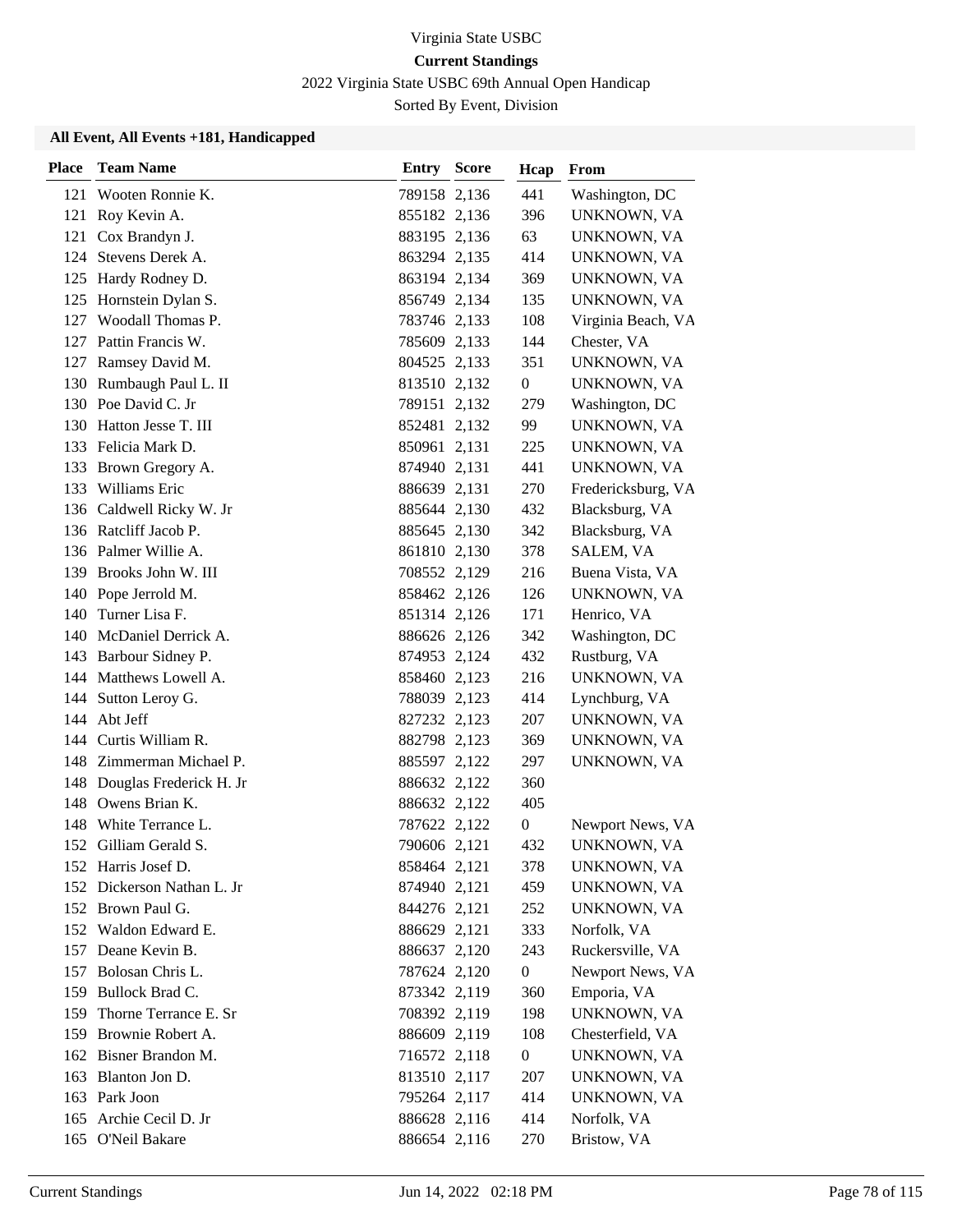Virginia State USBC

**Current Standings**

2022 Virginia State USBC 69th Annual Open Handicap

Sorted By Event, Division

**All Event, All Events +181, Handicapped**

| Place | Team Name | Entry | Score | Hcap | From |
|---|---|---|---|---|---|
| 121 | Wooten Ronnie K. | 789158 | 2,136 | 441 | Washington, DC |
| 121 | Roy Kevin A. | 855182 | 2,136 | 396 | UNKNOWN, VA |
| 121 | Cox Brandyn J. | 883195 | 2,136 | 63 | UNKNOWN, VA |
| 124 | Stevens Derek A. | 863294 | 2,135 | 414 | UNKNOWN, VA |
| 125 | Hardy Rodney D. | 863194 | 2,134 | 369 | UNKNOWN, VA |
| 125 | Hornstein Dylan S. | 856749 | 2,134 | 135 | UNKNOWN, VA |
| 127 | Woodall Thomas P. | 783746 | 2,133 | 108 | Virginia Beach, VA |
| 127 | Pattin Francis W. | 785609 | 2,133 | 144 | Chester, VA |
| 127 | Ramsey David M. | 804525 | 2,133 | 351 | UNKNOWN, VA |
| 130 | Rumbaugh Paul L. II | 813510 | 2,132 | 0 | UNKNOWN, VA |
| 130 | Poe David C. Jr | 789151 | 2,132 | 279 | Washington, DC |
| 130 | Hatton Jesse T. III | 852481 | 2,132 | 99 | UNKNOWN, VA |
| 133 | Felicia Mark D. | 850961 | 2,131 | 225 | UNKNOWN, VA |
| 133 | Brown Gregory A. | 874940 | 2,131 | 441 | UNKNOWN, VA |
| 133 | Williams Eric | 886639 | 2,131 | 270 | Fredericksburg, VA |
| 136 | Caldwell Ricky W. Jr | 885644 | 2,130 | 432 | Blacksburg, VA |
| 136 | Ratcliff Jacob P. | 885645 | 2,130 | 342 | Blacksburg, VA |
| 136 | Palmer Willie A. | 861810 | 2,130 | 378 | SALEM, VA |
| 139 | Brooks John W. III | 708552 | 2,129 | 216 | Buena Vista, VA |
| 140 | Pope Jerrold M. | 858462 | 2,126 | 126 | UNKNOWN, VA |
| 140 | Turner Lisa F. | 851314 | 2,126 | 171 | Henrico, VA |
| 140 | McDaniel Derrick A. | 886626 | 2,126 | 342 | Washington, DC |
| 143 | Barbour Sidney P. | 874953 | 2,124 | 432 | Rustburg, VA |
| 144 | Matthews Lowell A. | 858460 | 2,123 | 216 | UNKNOWN, VA |
| 144 | Sutton Leroy G. | 788039 | 2,123 | 414 | Lynchburg, VA |
| 144 | Abt Jeff | 827232 | 2,123 | 207 | UNKNOWN, VA |
| 144 | Curtis William R. | 882798 | 2,123 | 369 | UNKNOWN, VA |
| 148 | Zimmerman Michael P. | 885597 | 2,122 | 297 | UNKNOWN, VA |
| 148 | Douglas Frederick H. Jr | 886632 | 2,122 | 360 | |
| 148 | Owens Brian K. | 886632 | 2,122 | 405 | |
| 148 | White Terrance L. | 787622 | 2,122 | 0 | Newport News, VA |
| 152 | Gilliam Gerald S. | 790606 | 2,121 | 432 | UNKNOWN, VA |
| 152 | Harris Josef D. | 858464 | 2,121 | 378 | UNKNOWN, VA |
| 152 | Dickerson Nathan L. Jr | 874940 | 2,121 | 459 | UNKNOWN, VA |
| 152 | Brown Paul G. | 844276 | 2,121 | 252 | UNKNOWN, VA |
| 152 | Waldon Edward E. | 886629 | 2,121 | 333 | Norfolk, VA |
| 157 | Deane Kevin B. | 886637 | 2,120 | 243 | Ruckersville, VA |
| 157 | Bolosan Chris L. | 787624 | 2,120 | 0 | Newport News, VA |
| 159 | Bullock Brad C. | 873342 | 2,119 | 360 | Emporia, VA |
| 159 | Thorne Terrance E. Sr | 708392 | 2,119 | 198 | UNKNOWN, VA |
| 159 | Brownie Robert A. | 886609 | 2,119 | 108 | Chesterfield, VA |
| 162 | Bisner Brandon M. | 716572 | 2,118 | 0 | UNKNOWN, VA |
| 163 | Blanton Jon D. | 813510 | 2,117 | 207 | UNKNOWN, VA |
| 163 | Park Joon | 795264 | 2,117 | 414 | UNKNOWN, VA |
| 165 | Archie Cecil D. Jr | 886628 | 2,116 | 414 | Norfolk, VA |
| 165 | O'Neil Bakare | 886654 | 2,116 | 270 | Bristow, VA |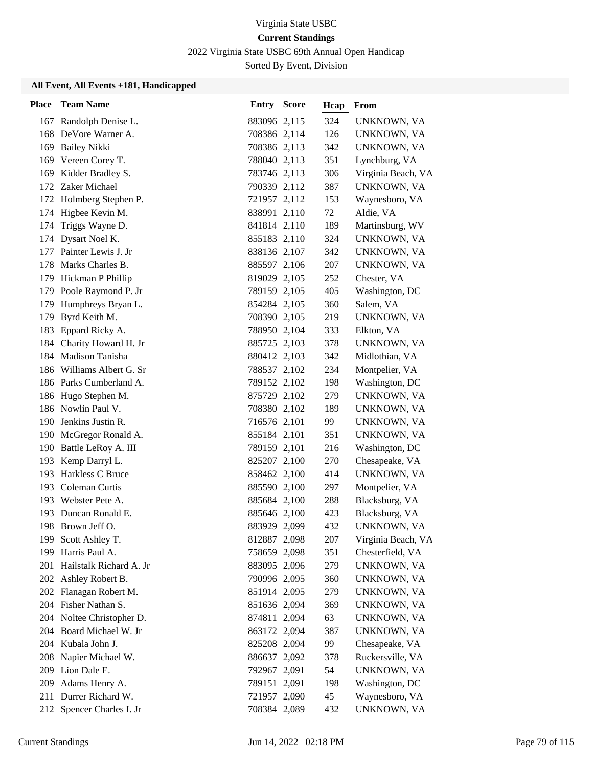Virginia State USBC

**Current Standings**

2022 Virginia State USBC 69th Annual Open Handicap

Sorted By Event, Division

**All Event, All Events +181, Handicapped**

| Place | Team Name | Entry | Score | Hcap | From |
|---|---|---|---|---|---|
| 167 | Randolph Denise L. | 883096 | 2,115 | 324 | UNKNOWN, VA |
| 168 | DeVore Warner A. | 708386 | 2,114 | 126 | UNKNOWN, VA |
| 169 | Bailey Nikki | 708386 | 2,113 | 342 | UNKNOWN, VA |
| 169 | Vereen Corey T. | 788040 | 2,113 | 351 | Lynchburg, VA |
| 169 | Kidder Bradley S. | 783746 | 2,113 | 306 | Virginia Beach, VA |
| 172 | Zaker Michael | 790339 | 2,112 | 387 | UNKNOWN, VA |
| 172 | Holmberg Stephen P. | 721957 | 2,112 | 153 | Waynesboro, VA |
| 174 | Higbee Kevin M. | 838991 | 2,110 | 72 | Aldie, VA |
| 174 | Triggs Wayne D. | 841814 | 2,110 | 189 | Martinsburg, WV |
| 174 | Dysart Noel K. | 855183 | 2,110 | 324 | UNKNOWN, VA |
| 177 | Painter Lewis J. Jr | 838136 | 2,107 | 342 | UNKNOWN, VA |
| 178 | Marks Charles B. | 885597 | 2,106 | 207 | UNKNOWN, VA |
| 179 | Hickman P Phillip | 819029 | 2,105 | 252 | Chester, VA |
| 179 | Poole Raymond P. Jr | 789159 | 2,105 | 405 | Washington, DC |
| 179 | Humphreys Bryan L. | 854284 | 2,105 | 360 | Salem, VA |
| 179 | Byrd Keith M. | 708390 | 2,105 | 219 | UNKNOWN, VA |
| 183 | Eppard Ricky A. | 788950 | 2,104 | 333 | Elkton, VA |
| 184 | Charity Howard H. Jr | 885725 | 2,103 | 378 | UNKNOWN, VA |
| 184 | Madison Tanisha | 880412 | 2,103 | 342 | Midlothian, VA |
| 186 | Williams Albert G. Sr | 788537 | 2,102 | 234 | Montpelier, VA |
| 186 | Parks Cumberland A. | 789152 | 2,102 | 198 | Washington, DC |
| 186 | Hugo Stephen M. | 875729 | 2,102 | 279 | UNKNOWN, VA |
| 186 | Nowlin Paul V. | 708380 | 2,102 | 189 | UNKNOWN, VA |
| 190 | Jenkins Justin R. | 716576 | 2,101 | 99 | UNKNOWN, VA |
| 190 | McGregor Ronald A. | 855184 | 2,101 | 351 | UNKNOWN, VA |
| 190 | Battle LeRoy A. III | 789159 | 2,101 | 216 | Washington, DC |
| 193 | Kemp Darryl L. | 825207 | 2,100 | 270 | Chesapeake, VA |
| 193 | Harkless C Bruce | 858462 | 2,100 | 414 | UNKNOWN, VA |
| 193 | Coleman Curtis | 885590 | 2,100 | 297 | Montpelier, VA |
| 193 | Webster Pete A. | 885684 | 2,100 | 288 | Blacksburg, VA |
| 193 | Duncan Ronald E. | 885646 | 2,100 | 423 | Blacksburg, VA |
| 198 | Brown Jeff O. | 883929 | 2,099 | 432 | UNKNOWN, VA |
| 199 | Scott Ashley T. | 812887 | 2,098 | 207 | Virginia Beach, VA |
| 199 | Harris Paul A. | 758659 | 2,098 | 351 | Chesterfield, VA |
| 201 | Hailstalk Richard A. Jr | 883095 | 2,096 | 279 | UNKNOWN, VA |
| 202 | Ashley Robert B. | 790996 | 2,095 | 360 | UNKNOWN, VA |
| 202 | Flanagan Robert M. | 851914 | 2,095 | 279 | UNKNOWN, VA |
| 204 | Fisher Nathan S. | 851636 | 2,094 | 369 | UNKNOWN, VA |
| 204 | Noltee Christopher D. | 874811 | 2,094 | 63 | UNKNOWN, VA |
| 204 | Board Michael W. Jr | 863172 | 2,094 | 387 | UNKNOWN, VA |
| 204 | Kubala John J. | 825208 | 2,094 | 99 | Chesapeake, VA |
| 208 | Napier Michael W. | 886637 | 2,092 | 378 | Ruckersville, VA |
| 209 | Lion Dale E. | 792967 | 2,091 | 54 | UNKNOWN, VA |
| 209 | Adams Henry A. | 789151 | 2,091 | 198 | Washington, DC |
| 211 | Durrer Richard W. | 721957 | 2,090 | 45 | Waynesboro, VA |
| 212 | Spencer Charles I. Jr | 708384 | 2,089 | 432 | UNKNOWN, VA |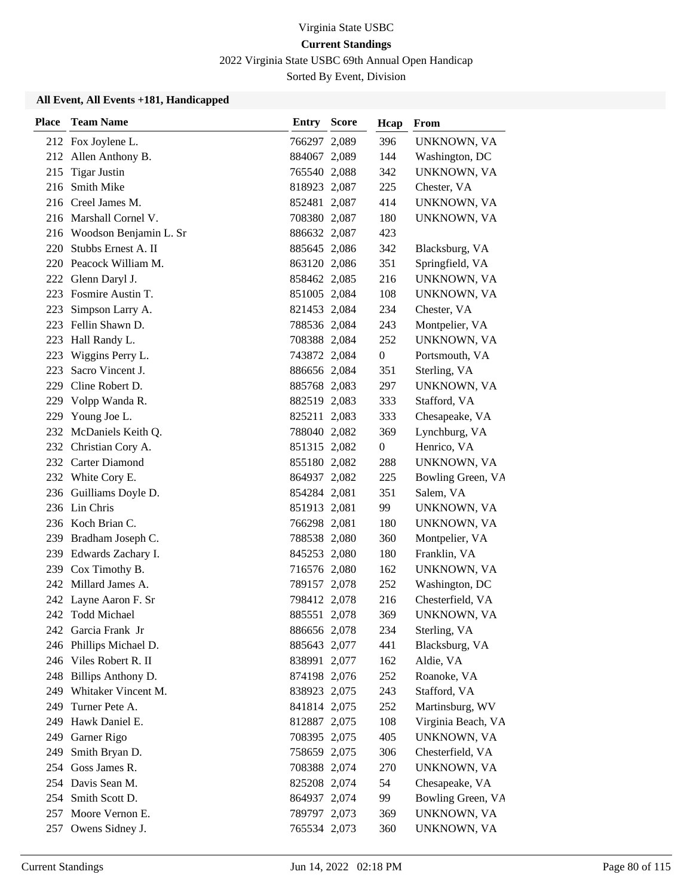Virginia State USBC

**Current Standings**

2022 Virginia State USBC 69th Annual Open Handicap

Sorted By Event, Division

**All Event, All Events +181, Handicapped**

| Place | Team Name | Entry | Score | Hcap | From |
|---|---|---|---|---|---|
| 212 | Fox Joylene L. | 766297 | 2,089 | 396 | UNKNOWN, VA |
| 212 | Allen Anthony B. | 884067 | 2,089 | 144 | Washington, DC |
| 215 | Tigar Justin | 765540 | 2,088 | 342 | UNKNOWN, VA |
| 216 | Smith Mike | 818923 | 2,087 | 225 | Chester, VA |
| 216 | Creel James M. | 852481 | 2,087 | 414 | UNKNOWN, VA |
| 216 | Marshall Cornel V. | 708380 | 2,087 | 180 | UNKNOWN, VA |
| 216 | Woodson Benjamin L. Sr | 886632 | 2,087 | 423 | |
| 220 | Stubbs Ernest A. II | 885645 | 2,086 | 342 | Blacksburg, VA |
| 220 | Peacock William M. | 863120 | 2,086 | 351 | Springfield, VA |
| 222 | Glenn Daryl J. | 858462 | 2,085 | 216 | UNKNOWN, VA |
| 223 | Fosmire Austin T. | 851005 | 2,084 | 108 | UNKNOWN, VA |
| 223 | Simpson Larry A. | 821453 | 2,084 | 234 | Chester, VA |
| 223 | Fellin Shawn D. | 788536 | 2,084 | 243 | Montpelier, VA |
| 223 | Hall Randy L. | 708388 | 2,084 | 252 | UNKNOWN, VA |
| 223 | Wiggins Perry L. | 743872 | 2,084 | 0 | Portsmouth, VA |
| 223 | Sacro Vincent J. | 886656 | 2,084 | 351 | Sterling, VA |
| 229 | Cline Robert D. | 885768 | 2,083 | 297 | UNKNOWN, VA |
| 229 | Volpp Wanda R. | 882519 | 2,083 | 333 | Stafford, VA |
| 229 | Young Joe L. | 825211 | 2,083 | 333 | Chesapeake, VA |
| 232 | McDaniels Keith Q. | 788040 | 2,082 | 369 | Lynchburg, VA |
| 232 | Christian Cory A. | 851315 | 2,082 | 0 | Henrico, VA |
| 232 | Carter Diamond | 855180 | 2,082 | 288 | UNKNOWN, VA |
| 232 | White Cory E. | 864937 | 2,082 | 225 | Bowling Green, VA |
| 236 | Guilliams Doyle D. | 854284 | 2,081 | 351 | Salem, VA |
| 236 | Lin Chris | 851913 | 2,081 | 99 | UNKNOWN, VA |
| 236 | Koch Brian C. | 766298 | 2,081 | 180 | UNKNOWN, VA |
| 239 | Bradham Joseph C. | 788538 | 2,080 | 360 | Montpelier, VA |
| 239 | Edwards Zachary I. | 845253 | 2,080 | 180 | Franklin, VA |
| 239 | Cox Timothy B. | 716576 | 2,080 | 162 | UNKNOWN, VA |
| 242 | Millard James A. | 789157 | 2,078 | 252 | Washington, DC |
| 242 | Layne Aaron F. Sr | 798412 | 2,078 | 216 | Chesterfield, VA |
| 242 | Todd Michael | 885551 | 2,078 | 369 | UNKNOWN, VA |
| 242 | Garcia Frank Jr | 886656 | 2,078 | 234 | Sterling, VA |
| 246 | Phillips Michael D. | 885643 | 2,077 | 441 | Blacksburg, VA |
| 246 | Viles Robert R. II | 838991 | 2,077 | 162 | Aldie, VA |
| 248 | Billips Anthony D. | 874198 | 2,076 | 252 | Roanoke, VA |
| 249 | Whitaker Vincent M. | 838923 | 2,075 | 243 | Stafford, VA |
| 249 | Turner Pete A. | 841814 | 2,075 | 252 | Martinsburg, WV |
| 249 | Hawk Daniel E. | 812887 | 2,075 | 108 | Virginia Beach, VA |
| 249 | Garner Rigo | 708395 | 2,075 | 405 | UNKNOWN, VA |
| 249 | Smith Bryan D. | 758659 | 2,075 | 306 | Chesterfield, VA |
| 254 | Goss James R. | 708388 | 2,074 | 270 | UNKNOWN, VA |
| 254 | Davis Sean M. | 825208 | 2,074 | 54 | Chesapeake, VA |
| 254 | Smith Scott D. | 864937 | 2,074 | 99 | Bowling Green, VA |
| 257 | Moore Vernon E. | 789797 | 2,073 | 369 | UNKNOWN, VA |
| 257 | Owens Sidney J. | 765534 | 2,073 | 360 | UNKNOWN, VA |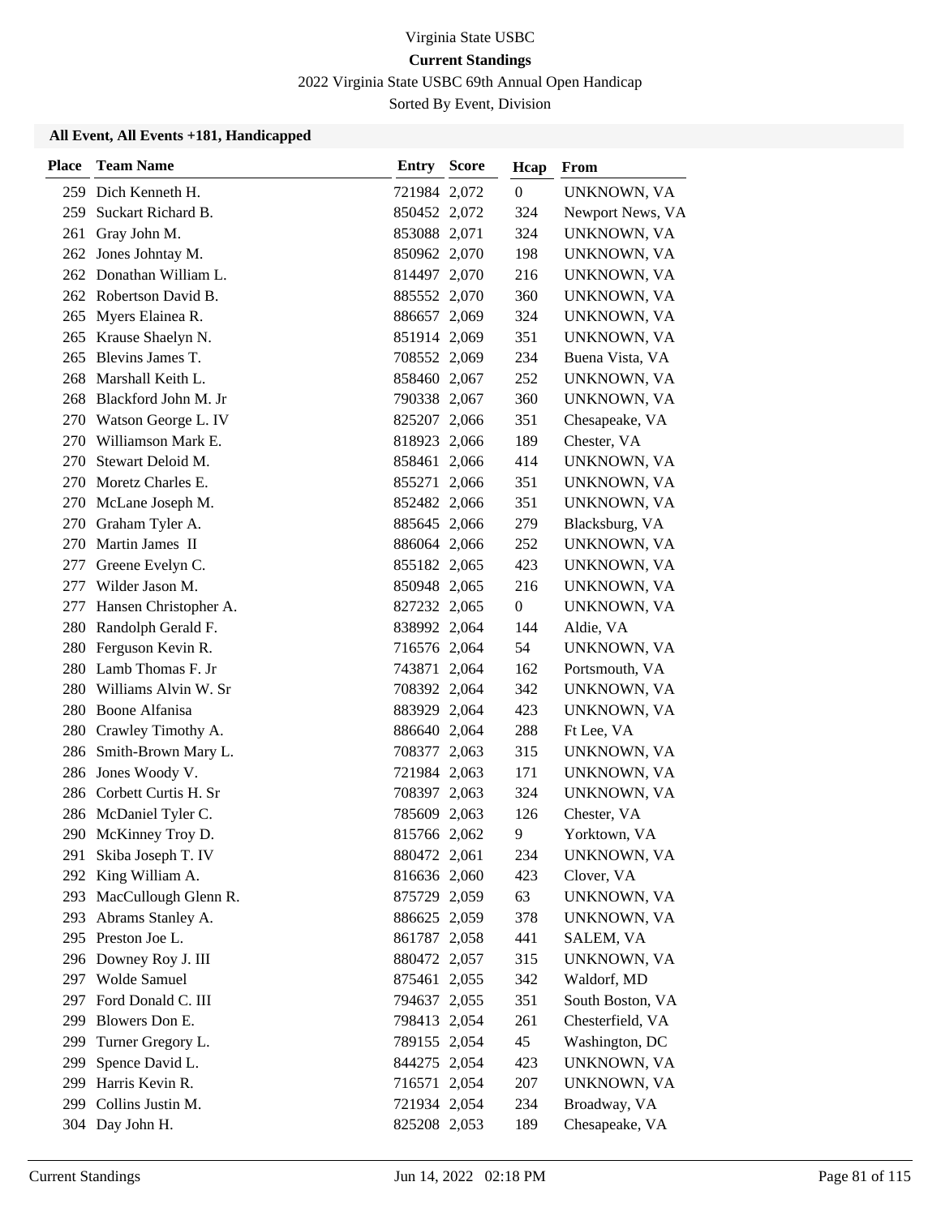Virginia State USBC

**Current Standings**

2022 Virginia State USBC 69th Annual Open Handicap

Sorted By Event, Division

### All Event, All Events +181, Handicapped

| Place | Team Name | Entry | Score | Hcap | From |
|---|---|---|---|---|---|
| 259 | Dich Kenneth H. | 721984 | 2,072 | 0 | UNKNOWN, VA |
| 259 | Suckart Richard B. | 850452 | 2,072 | 324 | Newport News, VA |
| 261 | Gray John M. | 853088 | 2,071 | 324 | UNKNOWN, VA |
| 262 | Jones Johntay M. | 850962 | 2,070 | 198 | UNKNOWN, VA |
| 262 | Donathan William L. | 814497 | 2,070 | 216 | UNKNOWN, VA |
| 262 | Robertson David B. | 885552 | 2,070 | 360 | UNKNOWN, VA |
| 265 | Myers Elainea R. | 886657 | 2,069 | 324 | UNKNOWN, VA |
| 265 | Krause Shaelyn N. | 851914 | 2,069 | 351 | UNKNOWN, VA |
| 265 | Blevins James T. | 708552 | 2,069 | 234 | Buena Vista, VA |
| 268 | Marshall Keith L. | 858460 | 2,067 | 252 | UNKNOWN, VA |
| 268 | Blackford John M. Jr | 790338 | 2,067 | 360 | UNKNOWN, VA |
| 270 | Watson George L. IV | 825207 | 2,066 | 351 | Chesapeake, VA |
| 270 | Williamson Mark E. | 818923 | 2,066 | 189 | Chester, VA |
| 270 | Stewart Deloid M. | 858461 | 2,066 | 414 | UNKNOWN, VA |
| 270 | Moretz Charles E. | 855271 | 2,066 | 351 | UNKNOWN, VA |
| 270 | McLane Joseph M. | 852482 | 2,066 | 351 | UNKNOWN, VA |
| 270 | Graham Tyler A. | 885645 | 2,066 | 279 | Blacksburg, VA |
| 270 | Martin James II | 886064 | 2,066 | 252 | UNKNOWN, VA |
| 277 | Greene Evelyn C. | 855182 | 2,065 | 423 | UNKNOWN, VA |
| 277 | Wilder Jason M. | 850948 | 2,065 | 216 | UNKNOWN, VA |
| 277 | Hansen Christopher A. | 827232 | 2,065 | 0 | UNKNOWN, VA |
| 280 | Randolph Gerald F. | 838992 | 2,064 | 144 | Aldie, VA |
| 280 | Ferguson Kevin R. | 716576 | 2,064 | 54 | UNKNOWN, VA |
| 280 | Lamb Thomas F. Jr | 743871 | 2,064 | 162 | Portsmouth, VA |
| 280 | Williams Alvin W. Sr | 708392 | 2,064 | 342 | UNKNOWN, VA |
| 280 | Boone Alfanisa | 883929 | 2,064 | 423 | UNKNOWN, VA |
| 280 | Crawley Timothy A. | 886640 | 2,064 | 288 | Ft Lee, VA |
| 286 | Smith-Brown Mary L. | 708377 | 2,063 | 315 | UNKNOWN, VA |
| 286 | Jones Woody V. | 721984 | 2,063 | 171 | UNKNOWN, VA |
| 286 | Corbett Curtis H. Sr | 708397 | 2,063 | 324 | UNKNOWN, VA |
| 286 | McDaniel Tyler C. | 785609 | 2,063 | 126 | Chester, VA |
| 290 | McKinney Troy D. | 815766 | 2,062 | 9 | Yorktown, VA |
| 291 | Skiba Joseph T. IV | 880472 | 2,061 | 234 | UNKNOWN, VA |
| 292 | King William A. | 816636 | 2,060 | 423 | Clover, VA |
| 293 | MacCullough Glenn R. | 875729 | 2,059 | 63 | UNKNOWN, VA |
| 293 | Abrams Stanley A. | 886625 | 2,059 | 378 | UNKNOWN, VA |
| 295 | Preston Joe L. | 861787 | 2,058 | 441 | SALEM, VA |
| 296 | Downey Roy J. III | 880472 | 2,057 | 315 | UNKNOWN, VA |
| 297 | Wolde Samuel | 875461 | 2,055 | 342 | Waldorf, MD |
| 297 | Ford Donald C. III | 794637 | 2,055 | 351 | South Boston, VA |
| 299 | Blowers Don E. | 798413 | 2,054 | 261 | Chesterfield, VA |
| 299 | Turner Gregory L. | 789155 | 2,054 | 45 | Washington, DC |
| 299 | Spence David L. | 844275 | 2,054 | 423 | UNKNOWN, VA |
| 299 | Harris Kevin R. | 716571 | 2,054 | 207 | UNKNOWN, VA |
| 299 | Collins Justin M. | 721934 | 2,054 | 234 | Broadway, VA |
| 304 | Day John H. | 825208 | 2,053 | 189 | Chesapeake, VA |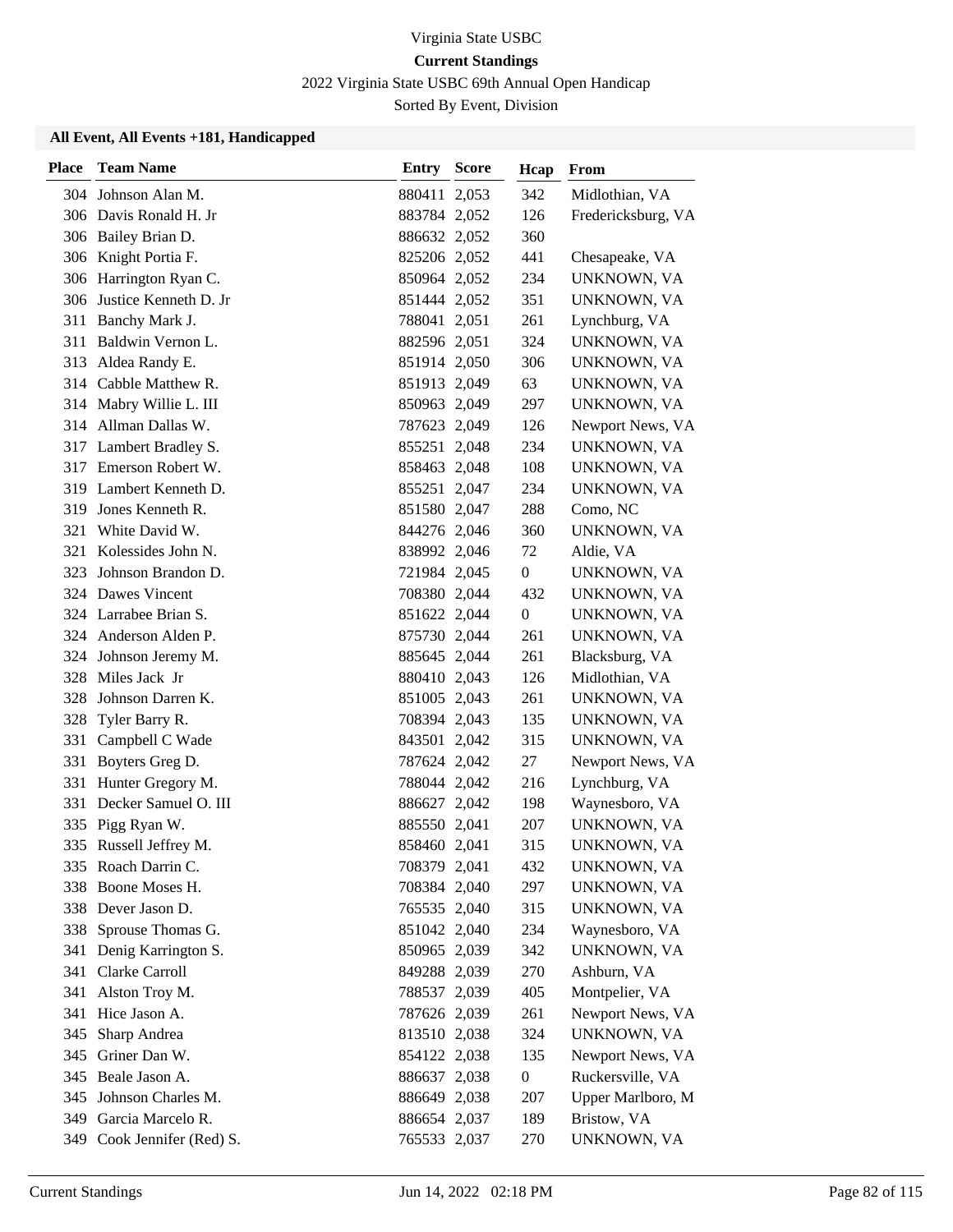Virginia State USBC

**Current Standings**

2022 Virginia State USBC 69th Annual Open Handicap

Sorted By Event, Division

### All Event, All Events +181, Handicapped

| Place | Team Name | Entry | Score | Hcap | From |
|---|---|---|---|---|---|
| 304 | Johnson Alan M. | 880411 | 2,053 | 342 | Midlothian, VA |
| 306 | Davis Ronald H. Jr | 883784 | 2,052 | 126 | Fredericksburg, VA |
| 306 | Bailey Brian D. | 886632 | 2,052 | 360 | |
| 306 | Knight Portia F. | 825206 | 2,052 | 441 | Chesapeake, VA |
| 306 | Harrington Ryan C. | 850964 | 2,052 | 234 | UNKNOWN, VA |
| 306 | Justice Kenneth D. Jr | 851444 | 2,052 | 351 | UNKNOWN, VA |
| 311 | Banchy Mark J. | 788041 | 2,051 | 261 | Lynchburg, VA |
| 311 | Baldwin Vernon L. | 882596 | 2,051 | 324 | UNKNOWN, VA |
| 313 | Aldea Randy E. | 851914 | 2,050 | 306 | UNKNOWN, VA |
| 314 | Cabble Matthew R. | 851913 | 2,049 | 63 | UNKNOWN, VA |
| 314 | Mabry Willie L. III | 850963 | 2,049 | 297 | UNKNOWN, VA |
| 314 | Allman Dallas W. | 787623 | 2,049 | 126 | Newport News, VA |
| 317 | Lambert Bradley S. | 855251 | 2,048 | 234 | UNKNOWN, VA |
| 317 | Emerson Robert W. | 858463 | 2,048 | 108 | UNKNOWN, VA |
| 319 | Lambert Kenneth D. | 855251 | 2,047 | 234 | UNKNOWN, VA |
| 319 | Jones Kenneth R. | 851580 | 2,047 | 288 | Como, NC |
| 321 | White David W. | 844276 | 2,046 | 360 | UNKNOWN, VA |
| 321 | Kolessides John N. | 838992 | 2,046 | 72 | Aldie, VA |
| 323 | Johnson Brandon D. | 721984 | 2,045 | 0 | UNKNOWN, VA |
| 324 | Dawes Vincent | 708380 | 2,044 | 432 | UNKNOWN, VA |
| 324 | Larrabee Brian S. | 851622 | 2,044 | 0 | UNKNOWN, VA |
| 324 | Anderson Alden P. | 875730 | 2,044 | 261 | UNKNOWN, VA |
| 324 | Johnson Jeremy M. | 885645 | 2,044 | 261 | Blacksburg, VA |
| 328 | Miles Jack Jr | 880410 | 2,043 | 126 | Midlothian, VA |
| 328 | Johnson Darren K. | 851005 | 2,043 | 261 | UNKNOWN, VA |
| 328 | Tyler Barry R. | 708394 | 2,043 | 135 | UNKNOWN, VA |
| 331 | Campbell C Wade | 843501 | 2,042 | 315 | UNKNOWN, VA |
| 331 | Boyters Greg D. | 787624 | 2,042 | 27 | Newport News, VA |
| 331 | Hunter Gregory M. | 788044 | 2,042 | 216 | Lynchburg, VA |
| 331 | Decker Samuel O. III | 886627 | 2,042 | 198 | Waynesboro, VA |
| 335 | Pigg Ryan W. | 885550 | 2,041 | 207 | UNKNOWN, VA |
| 335 | Russell Jeffrey M. | 858460 | 2,041 | 315 | UNKNOWN, VA |
| 335 | Roach Darrin C. | 708379 | 2,041 | 432 | UNKNOWN, VA |
| 338 | Boone Moses H. | 708384 | 2,040 | 297 | UNKNOWN, VA |
| 338 | Dever Jason D. | 765535 | 2,040 | 315 | UNKNOWN, VA |
| 338 | Sprouse Thomas G. | 851042 | 2,040 | 234 | Waynesboro, VA |
| 341 | Denig Karrington S. | 850965 | 2,039 | 342 | UNKNOWN, VA |
| 341 | Clarke Carroll | 849288 | 2,039 | 270 | Ashburn, VA |
| 341 | Alston Troy M. | 788537 | 2,039 | 405 | Montpelier, VA |
| 341 | Hice Jason A. | 787626 | 2,039 | 261 | Newport News, VA |
| 345 | Sharp Andrea | 813510 | 2,038 | 324 | UNKNOWN, VA |
| 345 | Griner Dan W. | 854122 | 2,038 | 135 | Newport News, VA |
| 345 | Beale Jason A. | 886637 | 2,038 | 0 | Ruckersville, VA |
| 345 | Johnson Charles M. | 886649 | 2,038 | 207 | Upper Marlboro, M |
| 349 | Garcia Marcelo R. | 886654 | 2,037 | 189 | Bristow, VA |
| 349 | Cook Jennifer (Red) S. | 765533 | 2,037 | 270 | UNKNOWN, VA |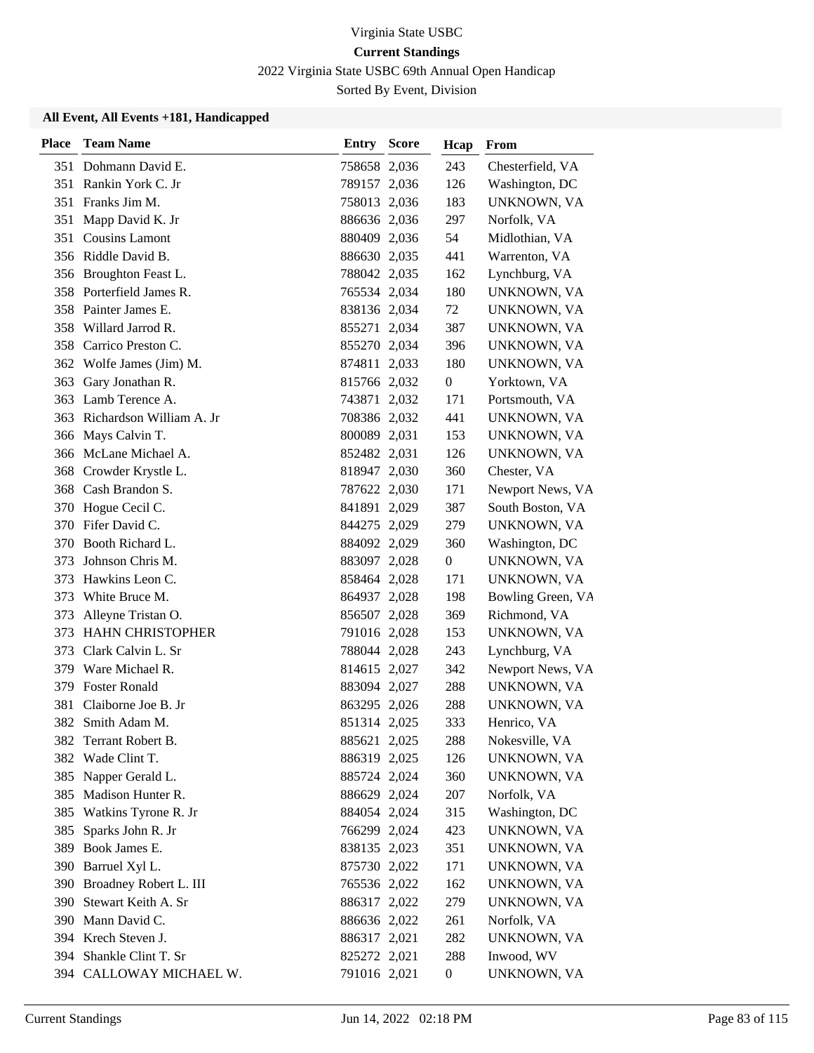Virginia State USBC

**Current Standings**

2022 Virginia State USBC 69th Annual Open Handicap

Sorted By Event, Division

**All Event, All Events +181, Handicapped**

| Place | Team Name | Entry | Score | Hcap | From |
|---|---|---|---|---|---|
| 351 | Dohmann David E. | 758658 | 2,036 | 243 | Chesterfield, VA |
| 351 | Rankin York C. Jr | 789157 | 2,036 | 126 | Washington, DC |
| 351 | Franks Jim M. | 758013 | 2,036 | 183 | UNKNOWN, VA |
| 351 | Mapp David K. Jr | 886636 | 2,036 | 297 | Norfolk, VA |
| 351 | Cousins Lamont | 880409 | 2,036 | 54 | Midlothian, VA |
| 356 | Riddle David B. | 886630 | 2,035 | 441 | Warrenton, VA |
| 356 | Broughton Feast L. | 788042 | 2,035 | 162 | Lynchburg, VA |
| 358 | Porterfield James R. | 765534 | 2,034 | 180 | UNKNOWN, VA |
| 358 | Painter James E. | 838136 | 2,034 | 72 | UNKNOWN, VA |
| 358 | Willard Jarrod R. | 855271 | 2,034 | 387 | UNKNOWN, VA |
| 358 | Carrico Preston C. | 855270 | 2,034 | 396 | UNKNOWN, VA |
| 362 | Wolfe James (Jim) M. | 874811 | 2,033 | 180 | UNKNOWN, VA |
| 363 | Gary Jonathan R. | 815766 | 2,032 | 0 | Yorktown, VA |
| 363 | Lamb Terence A. | 743871 | 2,032 | 171 | Portsmouth, VA |
| 363 | Richardson William A. Jr | 708386 | 2,032 | 441 | UNKNOWN, VA |
| 366 | Mays Calvin T. | 800089 | 2,031 | 153 | UNKNOWN, VA |
| 366 | McLane Michael A. | 852482 | 2,031 | 126 | UNKNOWN, VA |
| 368 | Crowder Krystle L. | 818947 | 2,030 | 360 | Chester, VA |
| 368 | Cash Brandon S. | 787622 | 2,030 | 171 | Newport News, VA |
| 370 | Hogue Cecil C. | 841891 | 2,029 | 387 | South Boston, VA |
| 370 | Fifer David C. | 844275 | 2,029 | 279 | UNKNOWN, VA |
| 370 | Booth Richard L. | 884092 | 2,029 | 360 | Washington, DC |
| 373 | Johnson Chris M. | 883097 | 2,028 | 0 | UNKNOWN, VA |
| 373 | Hawkins Leon C. | 858464 | 2,028 | 171 | UNKNOWN, VA |
| 373 | White Bruce M. | 864937 | 2,028 | 198 | Bowling Green, VA |
| 373 | Alleyne Tristan O. | 856507 | 2,028 | 369 | Richmond, VA |
| 373 | HAHN CHRISTOPHER | 791016 | 2,028 | 153 | UNKNOWN, VA |
| 373 | Clark Calvin L. Sr | 788044 | 2,028 | 243 | Lynchburg, VA |
| 379 | Ware Michael R. | 814615 | 2,027 | 342 | Newport News, VA |
| 379 | Foster Ronald | 883094 | 2,027 | 288 | UNKNOWN, VA |
| 381 | Claiborne Joe B. Jr | 863295 | 2,026 | 288 | UNKNOWN, VA |
| 382 | Smith Adam M. | 851314 | 2,025 | 333 | Henrico, VA |
| 382 | Terrant Robert B. | 885621 | 2,025 | 288 | Nokesville, VA |
| 382 | Wade Clint T. | 886319 | 2,025 | 126 | UNKNOWN, VA |
| 385 | Napper Gerald L. | 885724 | 2,024 | 360 | UNKNOWN, VA |
| 385 | Madison Hunter R. | 886629 | 2,024 | 207 | Norfolk, VA |
| 385 | Watkins Tyrone R. Jr | 884054 | 2,024 | 315 | Washington, DC |
| 385 | Sparks John R. Jr | 766299 | 2,024 | 423 | UNKNOWN, VA |
| 389 | Book James E. | 838135 | 2,023 | 351 | UNKNOWN, VA |
| 390 | Barruel Xyl L. | 875730 | 2,022 | 171 | UNKNOWN, VA |
| 390 | Broadney Robert L. III | 765536 | 2,022 | 162 | UNKNOWN, VA |
| 390 | Stewart Keith A. Sr | 886317 | 2,022 | 279 | UNKNOWN, VA |
| 390 | Mann David C. | 886636 | 2,022 | 261 | Norfolk, VA |
| 394 | Krech Steven J. | 886317 | 2,021 | 282 | UNKNOWN, VA |
| 394 | Shankle Clint T. Sr | 825272 | 2,021 | 288 | Inwood, WV |
| 394 | CALLOWAY MICHAEL W. | 791016 | 2,021 | 0 | UNKNOWN, VA |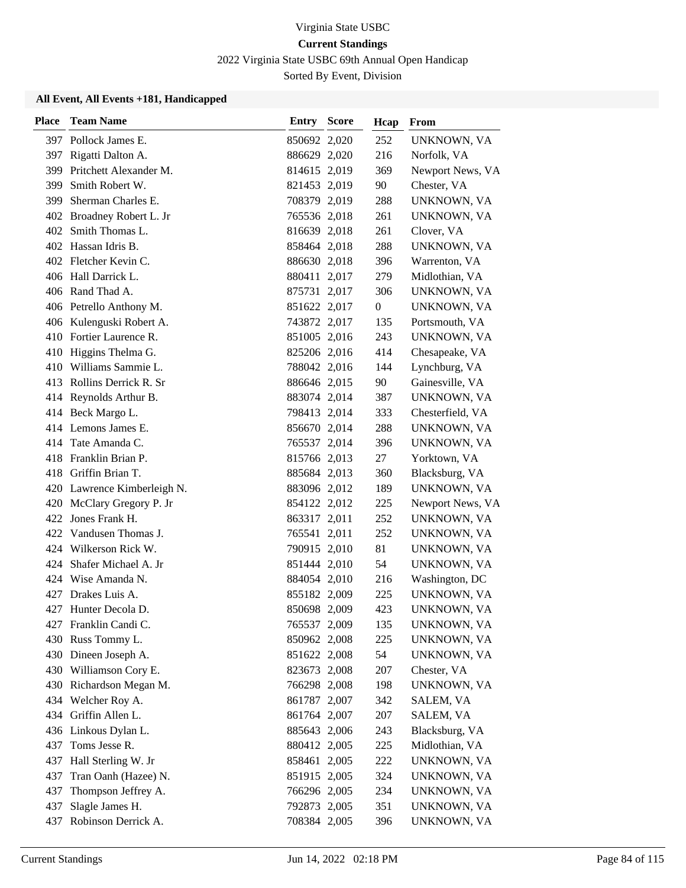Virginia State USBC

**Current Standings**

2022 Virginia State USBC 69th Annual Open Handicap

Sorted By Event, Division

**All Event, All Events +181, Handicapped**

| Place | Team Name | Entry | Score | Hcap | From |
|---|---|---|---|---|---|
| 397 | Pollock James E. | 850692 | 2,020 | 252 | UNKNOWN, VA |
| 397 | Rigatti Dalton A. | 886629 | 2,020 | 216 | Norfolk, VA |
| 399 | Pritchett Alexander M. | 814615 | 2,019 | 369 | Newport News, VA |
| 399 | Smith Robert W. | 821453 | 2,019 | 90 | Chester, VA |
| 399 | Sherman Charles E. | 708379 | 2,019 | 288 | UNKNOWN, VA |
| 402 | Broadney Robert L. Jr | 765536 | 2,018 | 261 | UNKNOWN, VA |
| 402 | Smith Thomas L. | 816639 | 2,018 | 261 | Clover, VA |
| 402 | Hassan Idris B. | 858464 | 2,018 | 288 | UNKNOWN, VA |
| 402 | Fletcher Kevin C. | 886630 | 2,018 | 396 | Warrenton, VA |
| 406 | Hall Darrick L. | 880411 | 2,017 | 279 | Midlothian, VA |
| 406 | Rand Thad A. | 875731 | 2,017 | 306 | UNKNOWN, VA |
| 406 | Petrello Anthony M. | 851622 | 2,017 | 0 | UNKNOWN, VA |
| 406 | Kulenguski Robert A. | 743872 | 2,017 | 135 | Portsmouth, VA |
| 410 | Fortier Laurence R. | 851005 | 2,016 | 243 | UNKNOWN, VA |
| 410 | Higgins Thelma G. | 825206 | 2,016 | 414 | Chesapeake, VA |
| 410 | Williams Sammie L. | 788042 | 2,016 | 144 | Lynchburg, VA |
| 413 | Rollins Derrick R. Sr | 886646 | 2,015 | 90 | Gainesville, VA |
| 414 | Reynolds Arthur B. | 883074 | 2,014 | 387 | UNKNOWN, VA |
| 414 | Beck Margo L. | 798413 | 2,014 | 333 | Chesterfield, VA |
| 414 | Lemons James E. | 856670 | 2,014 | 288 | UNKNOWN, VA |
| 414 | Tate Amanda C. | 765537 | 2,014 | 396 | UNKNOWN, VA |
| 418 | Franklin Brian P. | 815766 | 2,013 | 27 | Yorktown, VA |
| 418 | Griffin Brian T. | 885684 | 2,013 | 360 | Blacksburg, VA |
| 420 | Lawrence Kimberleigh N. | 883096 | 2,012 | 189 | UNKNOWN, VA |
| 420 | McClary Gregory P. Jr | 854122 | 2,012 | 225 | Newport News, VA |
| 422 | Jones Frank H. | 863317 | 2,011 | 252 | UNKNOWN, VA |
| 422 | Vandusen Thomas J. | 765541 | 2,011 | 252 | UNKNOWN, VA |
| 424 | Wilkerson Rick W. | 790915 | 2,010 | 81 | UNKNOWN, VA |
| 424 | Shafer Michael A. Jr | 851444 | 2,010 | 54 | UNKNOWN, VA |
| 424 | Wise Amanda N. | 884054 | 2,010 | 216 | Washington, DC |
| 427 | Drakes Luis A. | 855182 | 2,009 | 225 | UNKNOWN, VA |
| 427 | Hunter Decola D. | 850698 | 2,009 | 423 | UNKNOWN, VA |
| 427 | Franklin Candi C. | 765537 | 2,009 | 135 | UNKNOWN, VA |
| 430 | Russ Tommy L. | 850962 | 2,008 | 225 | UNKNOWN, VA |
| 430 | Dineen Joseph A. | 851622 | 2,008 | 54 | UNKNOWN, VA |
| 430 | Williamson Cory E. | 823673 | 2,008 | 207 | Chester, VA |
| 430 | Richardson Megan M. | 766298 | 2,008 | 198 | UNKNOWN, VA |
| 434 | Welcher Roy A. | 861787 | 2,007 | 342 | SALEM, VA |
| 434 | Griffin Allen L. | 861764 | 2,007 | 207 | SALEM, VA |
| 436 | Linkous Dylan L. | 885643 | 2,006 | 243 | Blacksburg, VA |
| 437 | Toms Jesse R. | 880412 | 2,005 | 225 | Midlothian, VA |
| 437 | Hall Sterling W. Jr | 858461 | 2,005 | 222 | UNKNOWN, VA |
| 437 | Tran Oanh (Hazee) N. | 851915 | 2,005 | 324 | UNKNOWN, VA |
| 437 | Thompson Jeffrey A. | 766296 | 2,005 | 234 | UNKNOWN, VA |
| 437 | Slagle James H. | 792873 | 2,005 | 351 | UNKNOWN, VA |
| 437 | Robinson Derrick A. | 708384 | 2,005 | 396 | UNKNOWN, VA |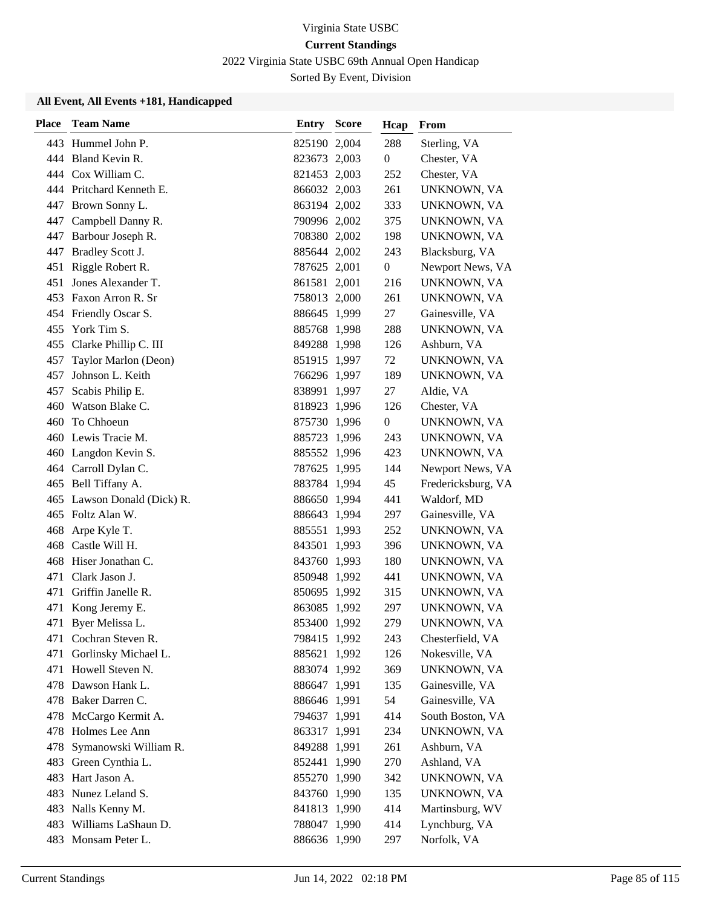Virginia State USBC

**Current Standings**

2022 Virginia State USBC 69th Annual Open Handicap

Sorted By Event, Division

### All Event, All Events +181, Handicapped

| Place | Team Name | Entry | Score | Hcap | From |
|---|---|---|---|---|---|
| 443 | Hummel John P. | 825190 | 2,004 | 288 | Sterling, VA |
| 444 | Bland Kevin R. | 823673 | 2,003 | 0 | Chester, VA |
| 444 | Cox William C. | 821453 | 2,003 | 252 | Chester, VA |
| 444 | Pritchard Kenneth E. | 866032 | 2,003 | 261 | UNKNOWN, VA |
| 447 | Brown Sonny L. | 863194 | 2,002 | 333 | UNKNOWN, VA |
| 447 | Campbell Danny R. | 790996 | 2,002 | 375 | UNKNOWN, VA |
| 447 | Barbour Joseph R. | 708380 | 2,002 | 198 | UNKNOWN, VA |
| 447 | Bradley Scott J. | 885644 | 2,002 | 243 | Blacksburg, VA |
| 451 | Riggle Robert R. | 787625 | 2,001 | 0 | Newport News, VA |
| 451 | Jones Alexander T. | 861581 | 2,001 | 216 | UNKNOWN, VA |
| 453 | Faxon Arron R. Sr | 758013 | 2,000 | 261 | UNKNOWN, VA |
| 454 | Friendly Oscar S. | 886645 | 1,999 | 27 | Gainesville, VA |
| 455 | York Tim S. | 885768 | 1,998 | 288 | UNKNOWN, VA |
| 455 | Clarke Phillip C. III | 849288 | 1,998 | 126 | Ashburn, VA |
| 457 | Taylor Marlon (Deon) | 851915 | 1,997 | 72 | UNKNOWN, VA |
| 457 | Johnson L. Keith | 766296 | 1,997 | 189 | UNKNOWN, VA |
| 457 | Scabis Philip E. | 838991 | 1,997 | 27 | Aldie, VA |
| 460 | Watson Blake C. | 818923 | 1,996 | 126 | Chester, VA |
| 460 | To Chhoeun | 875730 | 1,996 | 0 | UNKNOWN, VA |
| 460 | Lewis Tracie M. | 885723 | 1,996 | 243 | UNKNOWN, VA |
| 460 | Langdon Kevin S. | 885552 | 1,996 | 423 | UNKNOWN, VA |
| 464 | Carroll Dylan C. | 787625 | 1,995 | 144 | Newport News, VA |
| 465 | Bell Tiffany A. | 883784 | 1,994 | 45 | Fredericksburg, VA |
| 465 | Lawson Donald (Dick) R. | 886650 | 1,994 | 441 | Waldorf, MD |
| 465 | Foltz Alan W. | 886643 | 1,994 | 297 | Gainesville, VA |
| 468 | Arpe Kyle T. | 885551 | 1,993 | 252 | UNKNOWN, VA |
| 468 | Castle Will H. | 843501 | 1,993 | 396 | UNKNOWN, VA |
| 468 | Hiser Jonathan C. | 843760 | 1,993 | 180 | UNKNOWN, VA |
| 471 | Clark Jason J. | 850948 | 1,992 | 441 | UNKNOWN, VA |
| 471 | Griffin Janelle R. | 850695 | 1,992 | 315 | UNKNOWN, VA |
| 471 | Kong Jeremy E. | 863085 | 1,992 | 297 | UNKNOWN, VA |
| 471 | Byer Melissa L. | 853400 | 1,992 | 279 | UNKNOWN, VA |
| 471 | Cochran Steven R. | 798415 | 1,992 | 243 | Chesterfield, VA |
| 471 | Gorlinsky Michael L. | 885621 | 1,992 | 126 | Nokesville, VA |
| 471 | Howell Steven N. | 883074 | 1,992 | 369 | UNKNOWN, VA |
| 478 | Dawson Hank L. | 886647 | 1,991 | 135 | Gainesville, VA |
| 478 | Baker Darren C. | 886646 | 1,991 | 54 | Gainesville, VA |
| 478 | McCargo Kermit A. | 794637 | 1,991 | 414 | South Boston, VA |
| 478 | Holmes Lee Ann | 863317 | 1,991 | 234 | UNKNOWN, VA |
| 478 | Symanowski William R. | 849288 | 1,991 | 261 | Ashburn, VA |
| 483 | Green Cynthia L. | 852441 | 1,990 | 270 | Ashland, VA |
| 483 | Hart Jason A. | 855270 | 1,990 | 342 | UNKNOWN, VA |
| 483 | Nunez Leland S. | 843760 | 1,990 | 135 | UNKNOWN, VA |
| 483 | Nalls Kenny M. | 841813 | 1,990 | 414 | Martinsburg, WV |
| 483 | Williams LaShaun D. | 788047 | 1,990 | 414 | Lynchburg, VA |
| 483 | Monsam Peter L. | 886636 | 1,990 | 297 | Norfolk, VA |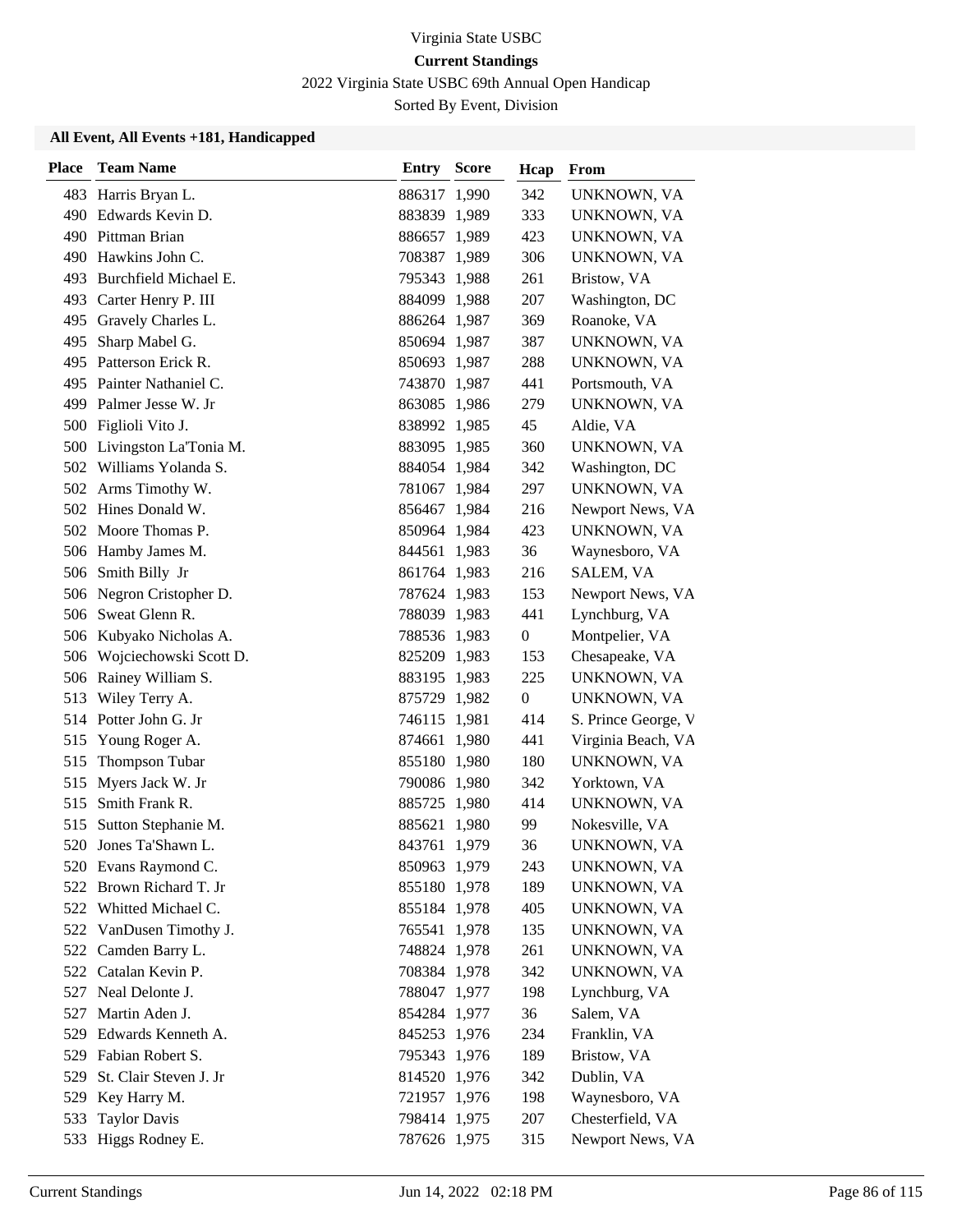Virginia State USBC

**Current Standings**

2022 Virginia State USBC 69th Annual Open Handicap

Sorted By Event, Division

### All Event, All Events +181, Handicapped

| Place | Team Name | Entry | Score | Hcap | From |
|---|---|---|---|---|---|
| 483 | Harris Bryan L. | 886317 | 1,990 | 342 | UNKNOWN, VA |
| 490 | Edwards Kevin D. | 883839 | 1,989 | 333 | UNKNOWN, VA |
| 490 | Pittman Brian | 886657 | 1,989 | 423 | UNKNOWN, VA |
| 490 | Hawkins John C. | 708387 | 1,989 | 306 | UNKNOWN, VA |
| 493 | Burchfield Michael E. | 795343 | 1,988 | 261 | Bristow, VA |
| 493 | Carter Henry P. III | 884099 | 1,988 | 207 | Washington, DC |
| 495 | Gravely Charles L. | 886264 | 1,987 | 369 | Roanoke, VA |
| 495 | Sharp Mabel G. | 850694 | 1,987 | 387 | UNKNOWN, VA |
| 495 | Patterson Erick R. | 850693 | 1,987 | 288 | UNKNOWN, VA |
| 495 | Painter Nathaniel C. | 743870 | 1,987 | 441 | Portsmouth, VA |
| 499 | Palmer Jesse W. Jr | 863085 | 1,986 | 279 | UNKNOWN, VA |
| 500 | Figlioli Vito J. | 838992 | 1,985 | 45 | Aldie, VA |
| 500 | Livingston La'Tonia M. | 883095 | 1,985 | 360 | UNKNOWN, VA |
| 502 | Williams Yolanda S. | 884054 | 1,984 | 342 | Washington, DC |
| 502 | Arms Timothy W. | 781067 | 1,984 | 297 | UNKNOWN, VA |
| 502 | Hines Donald W. | 856467 | 1,984 | 216 | Newport News, VA |
| 502 | Moore Thomas P. | 850964 | 1,984 | 423 | UNKNOWN, VA |
| 506 | Hamby James M. | 844561 | 1,983 | 36 | Waynesboro, VA |
| 506 | Smith Billy Jr | 861764 | 1,983 | 216 | SALEM, VA |
| 506 | Negron Cristopher D. | 787624 | 1,983 | 153 | Newport News, VA |
| 506 | Sweat Glenn R. | 788039 | 1,983 | 441 | Lynchburg, VA |
| 506 | Kubyako Nicholas A. | 788536 | 1,983 | 0 | Montpelier, VA |
| 506 | Wojciechowski Scott D. | 825209 | 1,983 | 153 | Chesapeake, VA |
| 506 | Rainey William S. | 883195 | 1,983 | 225 | UNKNOWN, VA |
| 513 | Wiley Terry A. | 875729 | 1,982 | 0 | UNKNOWN, VA |
| 514 | Potter John G. Jr | 746115 | 1,981 | 414 | S. Prince George, V |
| 515 | Young Roger A. | 874661 | 1,980 | 441 | Virginia Beach, VA |
| 515 | Thompson Tubar | 855180 | 1,980 | 180 | UNKNOWN, VA |
| 515 | Myers Jack W. Jr | 790086 | 1,980 | 342 | Yorktown, VA |
| 515 | Smith Frank R. | 885725 | 1,980 | 414 | UNKNOWN, VA |
| 515 | Sutton Stephanie M. | 885621 | 1,980 | 99 | Nokesville, VA |
| 520 | Jones Ta'Shawn L. | 843761 | 1,979 | 36 | UNKNOWN, VA |
| 520 | Evans Raymond C. | 850963 | 1,979 | 243 | UNKNOWN, VA |
| 522 | Brown Richard T. Jr | 855180 | 1,978 | 189 | UNKNOWN, VA |
| 522 | Whitted Michael C. | 855184 | 1,978 | 405 | UNKNOWN, VA |
| 522 | VanDusen Timothy J. | 765541 | 1,978 | 135 | UNKNOWN, VA |
| 522 | Camden Barry L. | 748824 | 1,978 | 261 | UNKNOWN, VA |
| 522 | Catalan Kevin P. | 708384 | 1,978 | 342 | UNKNOWN, VA |
| 527 | Neal Delonte J. | 788047 | 1,977 | 198 | Lynchburg, VA |
| 527 | Martin Aden J. | 854284 | 1,977 | 36 | Salem, VA |
| 529 | Edwards Kenneth A. | 845253 | 1,976 | 234 | Franklin, VA |
| 529 | Fabian Robert S. | 795343 | 1,976 | 189 | Bristow, VA |
| 529 | St. Clair Steven J. Jr | 814520 | 1,976 | 342 | Dublin, VA |
| 529 | Key Harry M. | 721957 | 1,976 | 198 | Waynesboro, VA |
| 533 | Taylor Davis | 798414 | 1,975 | 207 | Chesterfield, VA |
| 533 | Higgs Rodney E. | 787626 | 1,975 | 315 | Newport News, VA |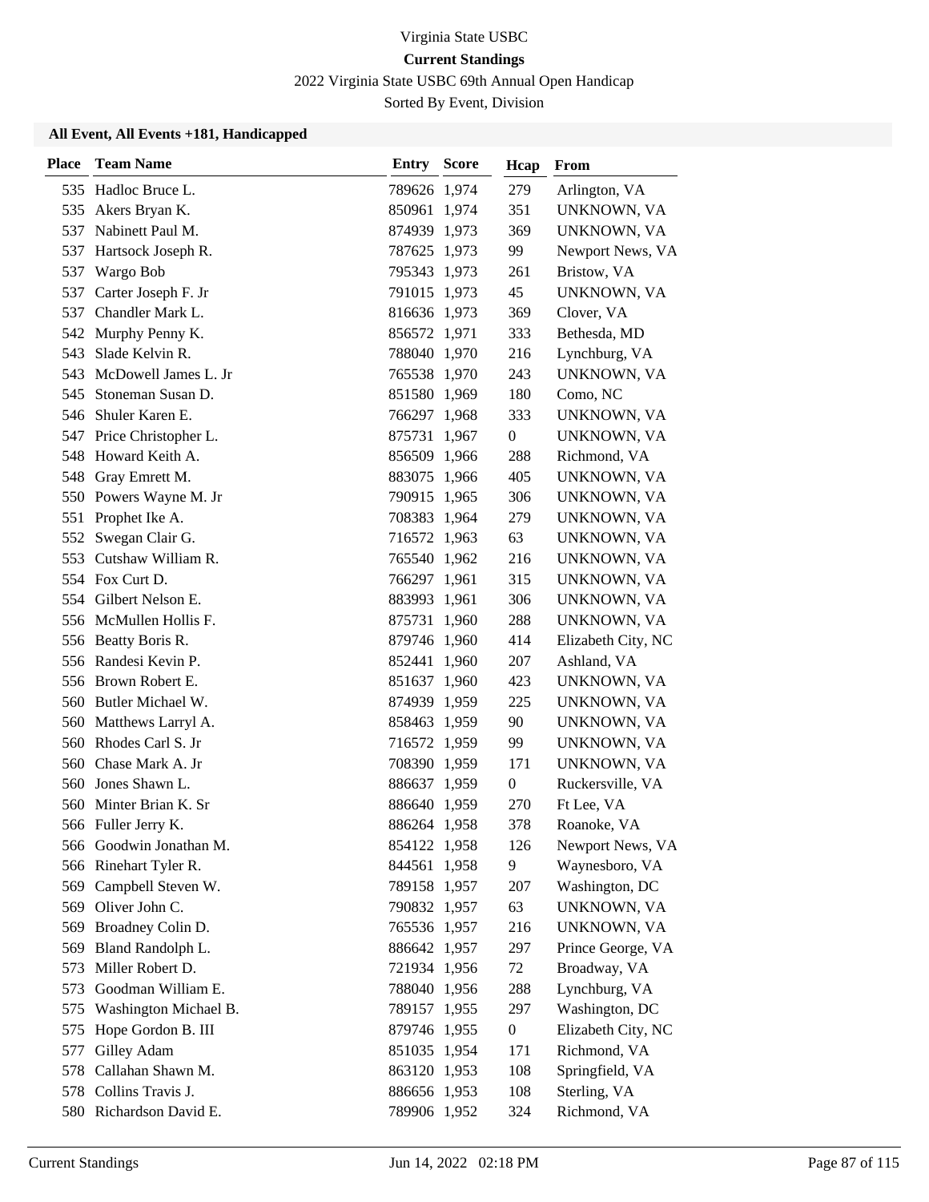Virginia State USBC

**Current Standings**

2022 Virginia State USBC 69th Annual Open Handicap

Sorted By Event, Division

### All Event, All Events +181, Handicapped

| Place | Team Name | Entry | Score | Hcap | From |
|---|---|---|---|---|---|
| 535 | Hadloc Bruce L. | 789626 | 1,974 | 279 | Arlington, VA |
| 535 | Akers Bryan K. | 850961 | 1,974 | 351 | UNKNOWN, VA |
| 537 | Nabinett Paul M. | 874939 | 1,973 | 369 | UNKNOWN, VA |
| 537 | Hartsock Joseph R. | 787625 | 1,973 | 99 | Newport News, VA |
| 537 | Wargo Bob | 795343 | 1,973 | 261 | Bristow, VA |
| 537 | Carter Joseph F. Jr | 791015 | 1,973 | 45 | UNKNOWN, VA |
| 537 | Chandler Mark L. | 816636 | 1,973 | 369 | Clover, VA |
| 542 | Murphy Penny K. | 856572 | 1,971 | 333 | Bethesda, MD |
| 543 | Slade Kelvin R. | 788040 | 1,970 | 216 | Lynchburg, VA |
| 543 | McDowell James L. Jr | 765538 | 1,970 | 243 | UNKNOWN, VA |
| 545 | Stoneman Susan D. | 851580 | 1,969 | 180 | Como, NC |
| 546 | Shuler Karen E. | 766297 | 1,968 | 333 | UNKNOWN, VA |
| 547 | Price Christopher L. | 875731 | 1,967 | 0 | UNKNOWN, VA |
| 548 | Howard Keith A. | 856509 | 1,966 | 288 | Richmond, VA |
| 548 | Gray Emrett M. | 883075 | 1,966 | 405 | UNKNOWN, VA |
| 550 | Powers Wayne M. Jr | 790915 | 1,965 | 306 | UNKNOWN, VA |
| 551 | Prophet Ike A. | 708383 | 1,964 | 279 | UNKNOWN, VA |
| 552 | Swegan Clair G. | 716572 | 1,963 | 63 | UNKNOWN, VA |
| 553 | Cutshaw William R. | 765540 | 1,962 | 216 | UNKNOWN, VA |
| 554 | Fox Curt D. | 766297 | 1,961 | 315 | UNKNOWN, VA |
| 554 | Gilbert Nelson E. | 883993 | 1,961 | 306 | UNKNOWN, VA |
| 556 | McMullen Hollis F. | 875731 | 1,960 | 288 | UNKNOWN, VA |
| 556 | Beatty Boris R. | 879746 | 1,960 | 414 | Elizabeth City, NC |
| 556 | Randesi Kevin P. | 852441 | 1,960 | 207 | Ashland, VA |
| 556 | Brown Robert E. | 851637 | 1,960 | 423 | UNKNOWN, VA |
| 560 | Butler Michael W. | 874939 | 1,959 | 225 | UNKNOWN, VA |
| 560 | Matthews Larryl A. | 858463 | 1,959 | 90 | UNKNOWN, VA |
| 560 | Rhodes Carl S. Jr | 716572 | 1,959 | 99 | UNKNOWN, VA |
| 560 | Chase Mark A. Jr | 708390 | 1,959 | 171 | UNKNOWN, VA |
| 560 | Jones Shawn L. | 886637 | 1,959 | 0 | Ruckersville, VA |
| 560 | Minter Brian K. Sr | 886640 | 1,959 | 270 | Ft Lee, VA |
| 566 | Fuller Jerry K. | 886264 | 1,958 | 378 | Roanoke, VA |
| 566 | Goodwin Jonathan M. | 854122 | 1,958 | 126 | Newport News, VA |
| 566 | Rinehart Tyler R. | 844561 | 1,958 | 9 | Waynesboro, VA |
| 569 | Campbell Steven W. | 789158 | 1,957 | 207 | Washington, DC |
| 569 | Oliver John C. | 790832 | 1,957 | 63 | UNKNOWN, VA |
| 569 | Broadney Colin D. | 765536 | 1,957 | 216 | UNKNOWN, VA |
| 569 | Bland Randolph L. | 886642 | 1,957 | 297 | Prince George, VA |
| 573 | Miller Robert D. | 721934 | 1,956 | 72 | Broadway, VA |
| 573 | Goodman William E. | 788040 | 1,956 | 288 | Lynchburg, VA |
| 575 | Washington Michael B. | 789157 | 1,955 | 297 | Washington, DC |
| 575 | Hope Gordon B. III | 879746 | 1,955 | 0 | Elizabeth City, NC |
| 577 | Gilley Adam | 851035 | 1,954 | 171 | Richmond, VA |
| 578 | Callahan Shawn M. | 863120 | 1,953 | 108 | Springfield, VA |
| 578 | Collins Travis J. | 886656 | 1,953 | 108 | Sterling, VA |
| 580 | Richardson David E. | 789906 | 1,952 | 324 | Richmond, VA |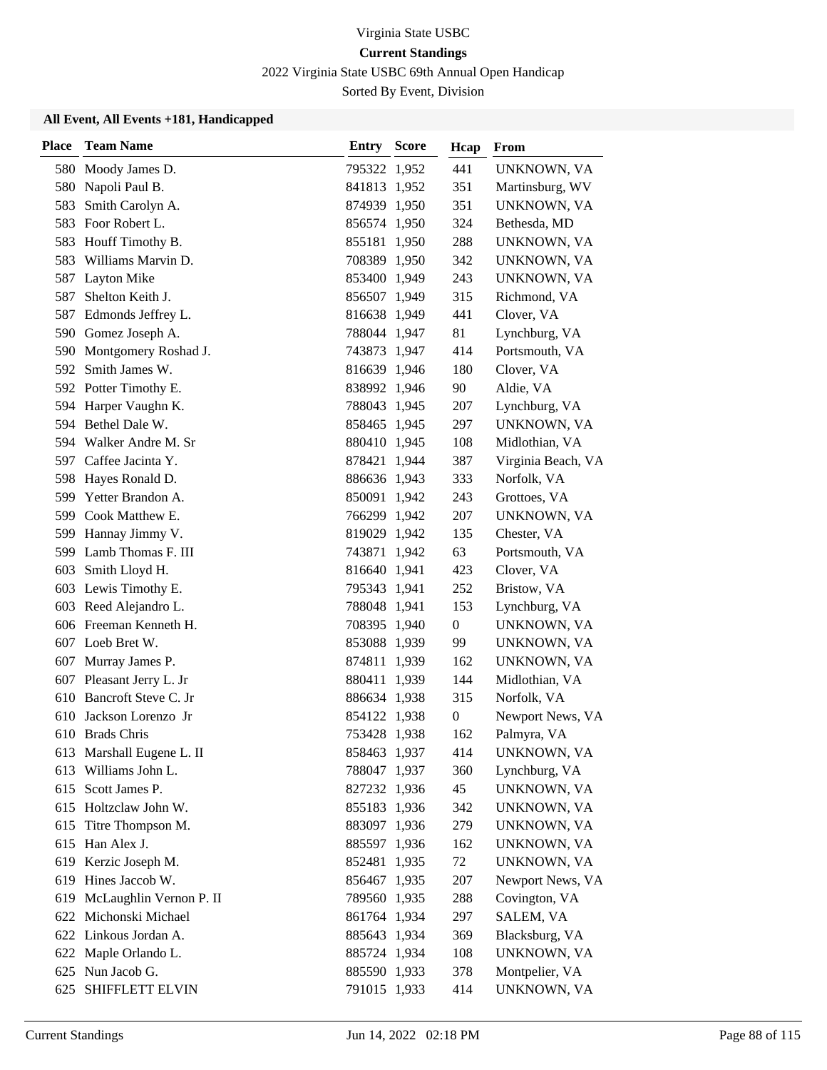Virginia State USBC

**Current Standings**

2022 Virginia State USBC 69th Annual Open Handicap

Sorted By Event, Division

### All Event, All Events +181, Handicapped

| Place | Team Name | Entry | Score | Hcap | From |
|---|---|---|---|---|---|
| 580 | Moody James D. | 795322 | 1,952 | 441 | UNKNOWN, VA |
| 580 | Napoli Paul B. | 841813 | 1,952 | 351 | Martinsburg, WV |
| 583 | Smith Carolyn A. | 874939 | 1,950 | 351 | UNKNOWN, VA |
| 583 | Foor Robert L. | 856574 | 1,950 | 324 | Bethesda, MD |
| 583 | Houff Timothy B. | 855181 | 1,950 | 288 | UNKNOWN, VA |
| 583 | Williams Marvin D. | 708389 | 1,950 | 342 | UNKNOWN, VA |
| 587 | Layton Mike | 853400 | 1,949 | 243 | UNKNOWN, VA |
| 587 | Shelton Keith J. | 856507 | 1,949 | 315 | Richmond, VA |
| 587 | Edmonds Jeffrey L. | 816638 | 1,949 | 441 | Clover, VA |
| 590 | Gomez Joseph A. | 788044 | 1,947 | 81 | Lynchburg, VA |
| 590 | Montgomery Roshad J. | 743873 | 1,947 | 414 | Portsmouth, VA |
| 592 | Smith James W. | 816639 | 1,946 | 180 | Clover, VA |
| 592 | Potter Timothy E. | 838992 | 1,946 | 90 | Aldie, VA |
| 594 | Harper Vaughn K. | 788043 | 1,945 | 207 | Lynchburg, VA |
| 594 | Bethel Dale W. | 858465 | 1,945 | 297 | UNKNOWN, VA |
| 594 | Walker Andre M. Sr | 880410 | 1,945 | 108 | Midlothian, VA |
| 597 | Caffee Jacinta Y. | 878421 | 1,944 | 387 | Virginia Beach, VA |
| 598 | Hayes Ronald D. | 886636 | 1,943 | 333 | Norfolk, VA |
| 599 | Yetter Brandon A. | 850091 | 1,942 | 243 | Grottoes, VA |
| 599 | Cook Matthew E. | 766299 | 1,942 | 207 | UNKNOWN, VA |
| 599 | Hannay Jimmy V. | 819029 | 1,942 | 135 | Chester, VA |
| 599 | Lamb Thomas F. III | 743871 | 1,942 | 63 | Portsmouth, VA |
| 603 | Smith Lloyd H. | 816640 | 1,941 | 423 | Clover, VA |
| 603 | Lewis Timothy E. | 795343 | 1,941 | 252 | Bristow, VA |
| 603 | Reed Alejandro L. | 788048 | 1,941 | 153 | Lynchburg, VA |
| 606 | Freeman Kenneth H. | 708395 | 1,940 | 0 | UNKNOWN, VA |
| 607 | Loeb Bret W. | 853088 | 1,939 | 99 | UNKNOWN, VA |
| 607 | Murray James P. | 874811 | 1,939 | 162 | UNKNOWN, VA |
| 607 | Pleasant Jerry L. Jr | 880411 | 1,939 | 144 | Midlothian, VA |
| 610 | Bancroft Steve C. Jr | 886634 | 1,938 | 315 | Norfolk, VA |
| 610 | Jackson Lorenzo Jr | 854122 | 1,938 | 0 | Newport News, VA |
| 610 | Brads Chris | 753428 | 1,938 | 162 | Palmyra, VA |
| 613 | Marshall Eugene L. II | 858463 | 1,937 | 414 | UNKNOWN, VA |
| 613 | Williams John L. | 788047 | 1,937 | 360 | Lynchburg, VA |
| 615 | Scott James P. | 827232 | 1,936 | 45 | UNKNOWN, VA |
| 615 | Holtzclaw John W. | 855183 | 1,936 | 342 | UNKNOWN, VA |
| 615 | Titre Thompson M. | 883097 | 1,936 | 279 | UNKNOWN, VA |
| 615 | Han Alex J. | 885597 | 1,936 | 162 | UNKNOWN, VA |
| 619 | Kerzic Joseph M. | 852481 | 1,935 | 72 | UNKNOWN, VA |
| 619 | Hines Jaccob W. | 856467 | 1,935 | 207 | Newport News, VA |
| 619 | McLaughlin Vernon P. II | 789560 | 1,935 | 288 | Covington, VA |
| 622 | Michonski Michael | 861764 | 1,934 | 297 | SALEM, VA |
| 622 | Linkous Jordan A. | 885643 | 1,934 | 369 | Blacksburg, VA |
| 622 | Maple Orlando L. | 885724 | 1,934 | 108 | UNKNOWN, VA |
| 625 | Nun Jacob G. | 885590 | 1,933 | 378 | Montpelier, VA |
| 625 | SHIFFLETT ELVIN | 791015 | 1,933 | 414 | UNKNOWN, VA |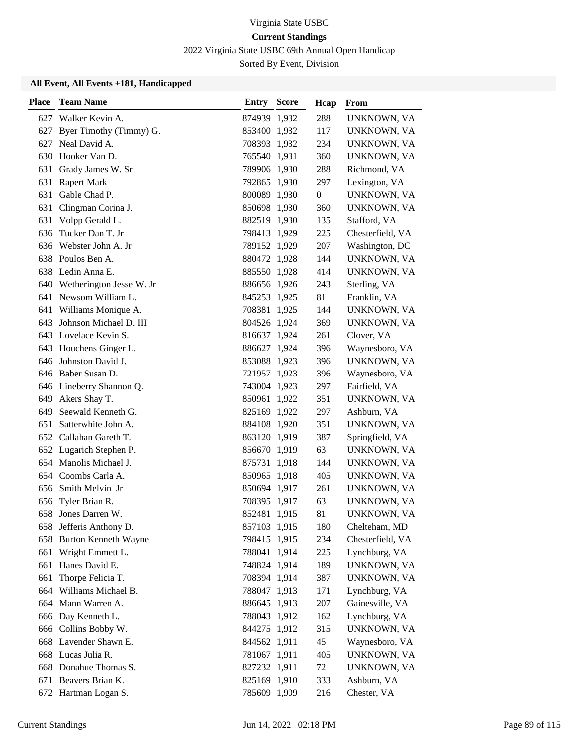Virginia State USBC

**Current Standings**

2022 Virginia State USBC 69th Annual Open Handicap

Sorted By Event, Division

**All Event, All Events +181, Handicapped**

| Place | Team Name | Entry | Score | Hcap | From |
|---|---|---|---|---|---|
| 627 | Walker Kevin A. | 874939 | 1,932 | 288 | UNKNOWN, VA |
| 627 | Byer Timothy (Timmy) G. | 853400 | 1,932 | 117 | UNKNOWN, VA |
| 627 | Neal David A. | 708393 | 1,932 | 234 | UNKNOWN, VA |
| 630 | Hooker Van D. | 765540 | 1,931 | 360 | UNKNOWN, VA |
| 631 | Grady James W. Sr | 789906 | 1,930 | 288 | Richmond, VA |
| 631 | Rapert Mark | 792865 | 1,930 | 297 | Lexington, VA |
| 631 | Gable Chad P. | 800089 | 1,930 | 0 | UNKNOWN, VA |
| 631 | Clingman Corina J. | 850698 | 1,930 | 360 | UNKNOWN, VA |
| 631 | Volpp Gerald L. | 882519 | 1,930 | 135 | Stafford, VA |
| 636 | Tucker Dan T. Jr | 798413 | 1,929 | 225 | Chesterfield, VA |
| 636 | Webster John A. Jr | 789152 | 1,929 | 207 | Washington, DC |
| 638 | Poulos Ben A. | 880472 | 1,928 | 144 | UNKNOWN, VA |
| 638 | Ledin Anna E. | 885550 | 1,928 | 414 | UNKNOWN, VA |
| 640 | Wetherington Jesse W. Jr | 886656 | 1,926 | 243 | Sterling, VA |
| 641 | Newsom William L. | 845253 | 1,925 | 81 | Franklin, VA |
| 641 | Williams Monique A. | 708381 | 1,925 | 144 | UNKNOWN, VA |
| 643 | Johnson Michael D. III | 804526 | 1,924 | 369 | UNKNOWN, VA |
| 643 | Lovelace Kevin S. | 816637 | 1,924 | 261 | Clover, VA |
| 643 | Houchens Ginger L. | 886627 | 1,924 | 396 | Waynesboro, VA |
| 646 | Johnston David J. | 853088 | 1,923 | 396 | UNKNOWN, VA |
| 646 | Baber Susan D. | 721957 | 1,923 | 396 | Waynesboro, VA |
| 646 | Lineberry Shannon Q. | 743004 | 1,923 | 297 | Fairfield, VA |
| 649 | Akers Shay T. | 850961 | 1,922 | 351 | UNKNOWN, VA |
| 649 | Seewald Kenneth G. | 825169 | 1,922 | 297 | Ashburn, VA |
| 651 | Satterwhite John A. | 884108 | 1,920 | 351 | UNKNOWN, VA |
| 652 | Callahan Gareth T. | 863120 | 1,919 | 387 | Springfield, VA |
| 652 | Lugarich Stephen P. | 856670 | 1,919 | 63 | UNKNOWN, VA |
| 654 | Manolis Michael J. | 875731 | 1,918 | 144 | UNKNOWN, VA |
| 654 | Coombs Carla A. | 850965 | 1,918 | 405 | UNKNOWN, VA |
| 656 | Smith Melvin Jr | 850694 | 1,917 | 261 | UNKNOWN, VA |
| 656 | Tyler Brian R. | 708395 | 1,917 | 63 | UNKNOWN, VA |
| 658 | Jones Darren W. | 852481 | 1,915 | 81 | UNKNOWN, VA |
| 658 | Jefferis Anthony D. | 857103 | 1,915 | 180 | Chelteham, MD |
| 658 | Burton Kenneth Wayne | 798415 | 1,915 | 234 | Chesterfield, VA |
| 661 | Wright Emmett L. | 788041 | 1,914 | 225 | Lynchburg, VA |
| 661 | Hanes David E. | 748824 | 1,914 | 189 | UNKNOWN, VA |
| 661 | Thorpe Felicia T. | 708394 | 1,914 | 387 | UNKNOWN, VA |
| 664 | Williams Michael B. | 788047 | 1,913 | 171 | Lynchburg, VA |
| 664 | Mann Warren A. | 886645 | 1,913 | 207 | Gainesville, VA |
| 666 | Day Kenneth L. | 788043 | 1,912 | 162 | Lynchburg, VA |
| 666 | Collins Bobby W. | 844275 | 1,912 | 315 | UNKNOWN, VA |
| 668 | Lavender Shawn E. | 844562 | 1,911 | 45 | Waynesboro, VA |
| 668 | Lucas Julia R. | 781067 | 1,911 | 405 | UNKNOWN, VA |
| 668 | Donahue Thomas S. | 827232 | 1,911 | 72 | UNKNOWN, VA |
| 671 | Beavers Brian K. | 825169 | 1,910 | 333 | Ashburn, VA |
| 672 | Hartman Logan S. | 785609 | 1,909 | 216 | Chester, VA |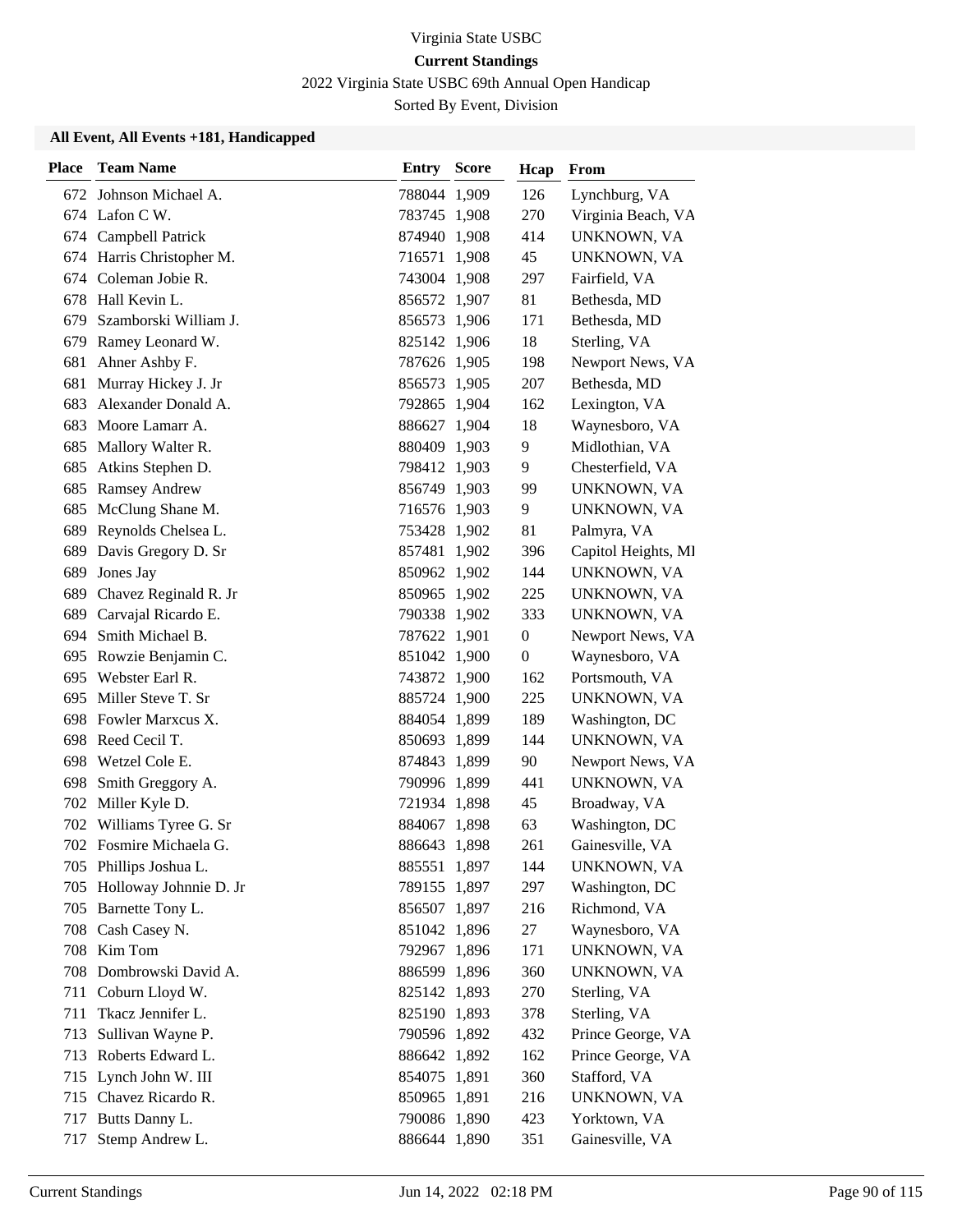Virginia State USBC

**Current Standings**

2022 Virginia State USBC 69th Annual Open Handicap

Sorted By Event, Division

### All Event, All Events +181, Handicapped

| Place | Team Name | Entry | Score | Hcap | From |
|---|---|---|---|---|---|
| 672 | Johnson Michael A. | 788044 | 1,909 | 126 | Lynchburg, VA |
| 674 | Lafon C W. | 783745 | 1,908 | 270 | Virginia Beach, VA |
| 674 | Campbell Patrick | 874940 | 1,908 | 414 | UNKNOWN, VA |
| 674 | Harris Christopher M. | 716571 | 1,908 | 45 | UNKNOWN, VA |
| 674 | Coleman Jobie R. | 743004 | 1,908 | 297 | Fairfield, VA |
| 678 | Hall Kevin L. | 856572 | 1,907 | 81 | Bethesda, MD |
| 679 | Szamborski William J. | 856573 | 1,906 | 171 | Bethesda, MD |
| 679 | Ramey Leonard W. | 825142 | 1,906 | 18 | Sterling, VA |
| 681 | Ahner Ashby F. | 787626 | 1,905 | 198 | Newport News, VA |
| 681 | Murray Hickey J. Jr | 856573 | 1,905 | 207 | Bethesda, MD |
| 683 | Alexander Donald A. | 792865 | 1,904 | 162 | Lexington, VA |
| 683 | Moore Lamarr A. | 886627 | 1,904 | 18 | Waynesboro, VA |
| 685 | Mallory Walter R. | 880409 | 1,903 | 9 | Midlothian, VA |
| 685 | Atkins Stephen D. | 798412 | 1,903 | 9 | Chesterfield, VA |
| 685 | Ramsey Andrew | 856749 | 1,903 | 99 | UNKNOWN, VA |
| 685 | McClung Shane M. | 716576 | 1,903 | 9 | UNKNOWN, VA |
| 689 | Reynolds Chelsea L. | 753428 | 1,902 | 81 | Palmyra, VA |
| 689 | Davis Gregory D. Sr | 857481 | 1,902 | 396 | Capitol Heights, MI |
| 689 | Jones Jay | 850962 | 1,902 | 144 | UNKNOWN, VA |
| 689 | Chavez Reginald R. Jr | 850965 | 1,902 | 225 | UNKNOWN, VA |
| 689 | Carvajal Ricardo E. | 790338 | 1,902 | 333 | UNKNOWN, VA |
| 694 | Smith Michael B. | 787622 | 1,901 | 0 | Newport News, VA |
| 695 | Rowzie Benjamin C. | 851042 | 1,900 | 0 | Waynesboro, VA |
| 695 | Webster Earl R. | 743872 | 1,900 | 162 | Portsmouth, VA |
| 695 | Miller Steve T. Sr | 885724 | 1,900 | 225 | UNKNOWN, VA |
| 698 | Fowler Marxcus X. | 884054 | 1,899 | 189 | Washington, DC |
| 698 | Reed Cecil T. | 850693 | 1,899 | 144 | UNKNOWN, VA |
| 698 | Wetzel Cole E. | 874843 | 1,899 | 90 | Newport News, VA |
| 698 | Smith Greggory A. | 790996 | 1,899 | 441 | UNKNOWN, VA |
| 702 | Miller Kyle D. | 721934 | 1,898 | 45 | Broadway, VA |
| 702 | Williams Tyree G. Sr | 884067 | 1,898 | 63 | Washington, DC |
| 702 | Fosmire Michaela G. | 886643 | 1,898 | 261 | Gainesville, VA |
| 705 | Phillips Joshua L. | 885551 | 1,897 | 144 | UNKNOWN, VA |
| 705 | Holloway Johnnie D. Jr | 789155 | 1,897 | 297 | Washington, DC |
| 705 | Barnette Tony L. | 856507 | 1,897 | 216 | Richmond, VA |
| 708 | Cash Casey N. | 851042 | 1,896 | 27 | Waynesboro, VA |
| 708 | Kim Tom | 792967 | 1,896 | 171 | UNKNOWN, VA |
| 708 | Dombrowski David A. | 886599 | 1,896 | 360 | UNKNOWN, VA |
| 711 | Coburn Lloyd W. | 825142 | 1,893 | 270 | Sterling, VA |
| 711 | Tkacz Jennifer L. | 825190 | 1,893 | 378 | Sterling, VA |
| 713 | Sullivan Wayne P. | 790596 | 1,892 | 432 | Prince George, VA |
| 713 | Roberts Edward L. | 886642 | 1,892 | 162 | Prince George, VA |
| 715 | Lynch John W. III | 854075 | 1,891 | 360 | Stafford, VA |
| 715 | Chavez Ricardo R. | 850965 | 1,891 | 216 | UNKNOWN, VA |
| 717 | Butts Danny L. | 790086 | 1,890 | 423 | Yorktown, VA |
| 717 | Stemp Andrew L. | 886644 | 1,890 | 351 | Gainesville, VA |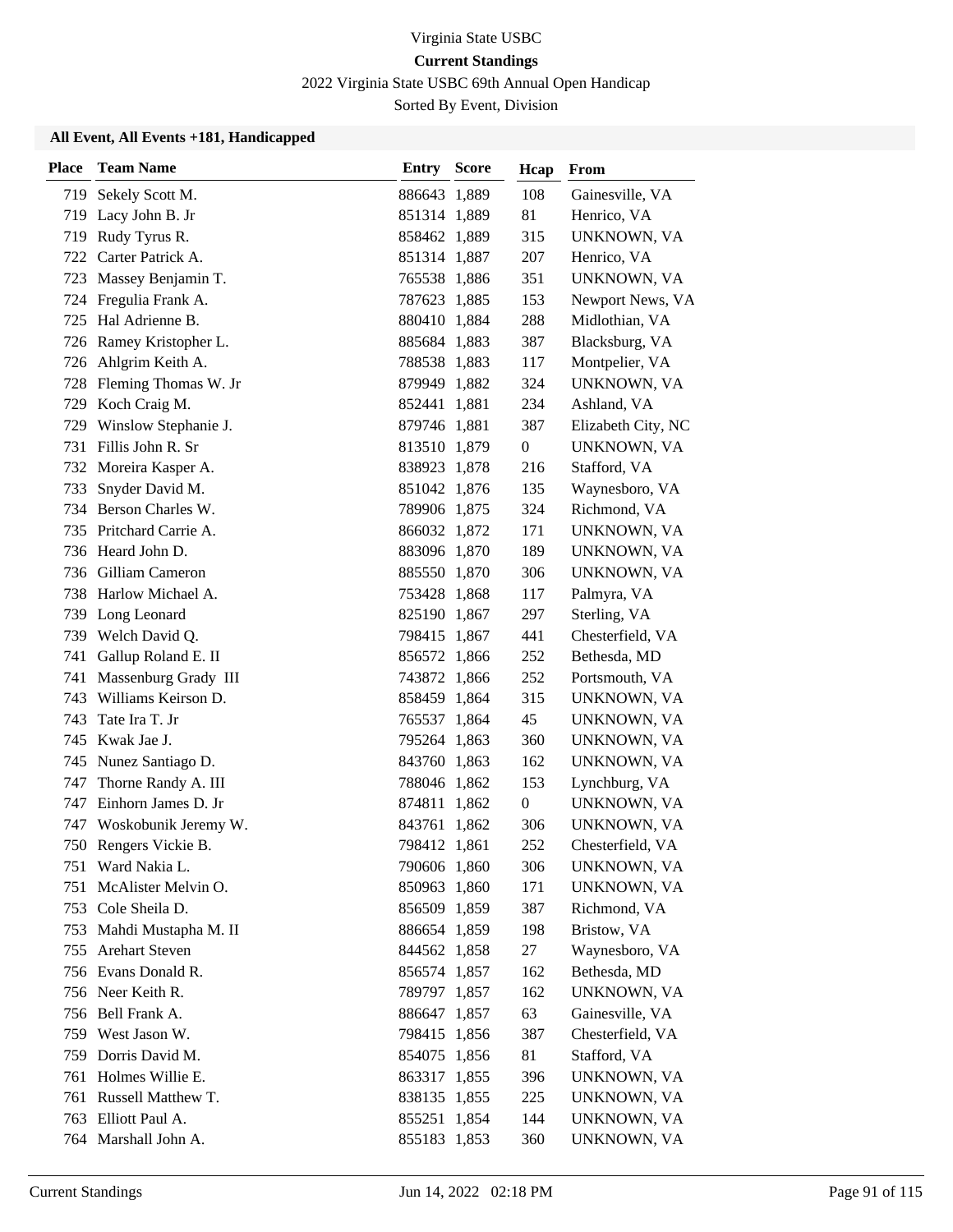Virginia State USBC

**Current Standings**

2022 Virginia State USBC 69th Annual Open Handicap

Sorted By Event, Division

### All Event, All Events +181, Handicapped

| Place | Team Name | Entry | Score | Hcap | From |
|---|---|---|---|---|---|
| 719 | Sekely Scott M. | 886643 | 1,889 | 108 | Gainesville, VA |
| 719 | Lacy John B. Jr | 851314 | 1,889 | 81 | Henrico, VA |
| 719 | Rudy Tyrus R. | 858462 | 1,889 | 315 | UNKNOWN, VA |
| 722 | Carter Patrick A. | 851314 | 1,887 | 207 | Henrico, VA |
| 723 | Massey Benjamin T. | 765538 | 1,886 | 351 | UNKNOWN, VA |
| 724 | Fregulia Frank A. | 787623 | 1,885 | 153 | Newport News, VA |
| 725 | Hal Adrienne B. | 880410 | 1,884 | 288 | Midlothian, VA |
| 726 | Ramey Kristopher L. | 885684 | 1,883 | 387 | Blacksburg, VA |
| 726 | Ahlgrim Keith A. | 788538 | 1,883 | 117 | Montpelier, VA |
| 728 | Fleming Thomas W. Jr | 879949 | 1,882 | 324 | UNKNOWN, VA |
| 729 | Koch Craig M. | 852441 | 1,881 | 234 | Ashland, VA |
| 729 | Winslow Stephanie J. | 879746 | 1,881 | 387 | Elizabeth City, NC |
| 731 | Fillis John R. Sr | 813510 | 1,879 | 0 | UNKNOWN, VA |
| 732 | Moreira Kasper A. | 838923 | 1,878 | 216 | Stafford, VA |
| 733 | Snyder David M. | 851042 | 1,876 | 135 | Waynesboro, VA |
| 734 | Berson Charles W. | 789906 | 1,875 | 324 | Richmond, VA |
| 735 | Pritchard Carrie A. | 866032 | 1,872 | 171 | UNKNOWN, VA |
| 736 | Heard John D. | 883096 | 1,870 | 189 | UNKNOWN, VA |
| 736 | Gilliam Cameron | 885550 | 1,870 | 306 | UNKNOWN, VA |
| 738 | Harlow Michael A. | 753428 | 1,868 | 117 | Palmyra, VA |
| 739 | Long Leonard | 825190 | 1,867 | 297 | Sterling, VA |
| 739 | Welch David Q. | 798415 | 1,867 | 441 | Chesterfield, VA |
| 741 | Gallup Roland E. II | 856572 | 1,866 | 252 | Bethesda, MD |
| 741 | Massenburg Grady III | 743872 | 1,866 | 252 | Portsmouth, VA |
| 743 | Williams Keirson D. | 858459 | 1,864 | 315 | UNKNOWN, VA |
| 743 | Tate Ira T. Jr | 765537 | 1,864 | 45 | UNKNOWN, VA |
| 745 | Kwak Jae J. | 795264 | 1,863 | 360 | UNKNOWN, VA |
| 745 | Nunez Santiago D. | 843760 | 1,863 | 162 | UNKNOWN, VA |
| 747 | Thorne Randy A. III | 788046 | 1,862 | 153 | Lynchburg, VA |
| 747 | Einhorn James D. Jr | 874811 | 1,862 | 0 | UNKNOWN, VA |
| 747 | Woskobunik Jeremy W. | 843761 | 1,862 | 306 | UNKNOWN, VA |
| 750 | Rengers Vickie B. | 798412 | 1,861 | 252 | Chesterfield, VA |
| 751 | Ward Nakia L. | 790606 | 1,860 | 306 | UNKNOWN, VA |
| 751 | McAlister Melvin O. | 850963 | 1,860 | 171 | UNKNOWN, VA |
| 753 | Cole Sheila D. | 856509 | 1,859 | 387 | Richmond, VA |
| 753 | Mahdi Mustapha M. II | 886654 | 1,859 | 198 | Bristow, VA |
| 755 | Arehart Steven | 844562 | 1,858 | 27 | Waynesboro, VA |
| 756 | Evans Donald R. | 856574 | 1,857 | 162 | Bethesda, MD |
| 756 | Neer Keith R. | 789797 | 1,857 | 162 | UNKNOWN, VA |
| 756 | Bell Frank A. | 886647 | 1,857 | 63 | Gainesville, VA |
| 759 | West Jason W. | 798415 | 1,856 | 387 | Chesterfield, VA |
| 759 | Dorris David M. | 854075 | 1,856 | 81 | Stafford, VA |
| 761 | Holmes Willie E. | 863317 | 1,855 | 396 | UNKNOWN, VA |
| 761 | Russell Matthew T. | 838135 | 1,855 | 225 | UNKNOWN, VA |
| 763 | Elliott Paul A. | 855251 | 1,854 | 144 | UNKNOWN, VA |
| 764 | Marshall John A. | 855183 | 1,853 | 360 | UNKNOWN, VA |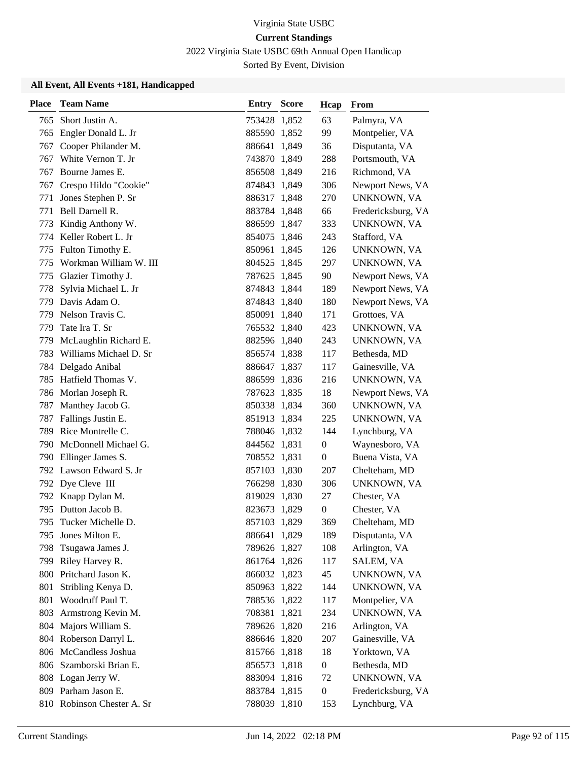Virginia State USBC

**Current Standings**

2022 Virginia State USBC 69th Annual Open Handicap

Sorted By Event, Division

### All Event, All Events +181, Handicapped

| Place | Team Name | Entry | Score | Hcap | From |
|---|---|---|---|---|---|
| 765 | Short Justin A. | 753428 | 1,852 | 63 | Palmyra, VA |
| 765 | Engler Donald L. Jr | 885590 | 1,852 | 99 | Montpelier, VA |
| 767 | Cooper Philander M. | 886641 | 1,849 | 36 | Disputanta, VA |
| 767 | White Vernon T. Jr | 743870 | 1,849 | 288 | Portsmouth, VA |
| 767 | Bourne James E. | 856508 | 1,849 | 216 | Richmond, VA |
| 767 | Crespo Hildo "Cookie" | 874843 | 1,849 | 306 | Newport News, VA |
| 771 | Jones Stephen P. Sr | 886317 | 1,848 | 270 | UNKNOWN, VA |
| 771 | Bell Darnell R. | 883784 | 1,848 | 66 | Fredericksburg, VA |
| 773 | Kindig Anthony W. | 886599 | 1,847 | 333 | UNKNOWN, VA |
| 774 | Keller Robert L. Jr | 854075 | 1,846 | 243 | Stafford, VA |
| 775 | Fulton Timothy E. | 850961 | 1,845 | 126 | UNKNOWN, VA |
| 775 | Workman William W. III | 804525 | 1,845 | 297 | UNKNOWN, VA |
| 775 | Glazier Timothy J. | 787625 | 1,845 | 90 | Newport News, VA |
| 778 | Sylvia Michael L. Jr | 874843 | 1,844 | 189 | Newport News, VA |
| 779 | Davis Adam O. | 874843 | 1,840 | 180 | Newport News, VA |
| 779 | Nelson Travis C. | 850091 | 1,840 | 171 | Grottoes, VA |
| 779 | Tate Ira T. Sr | 765532 | 1,840 | 423 | UNKNOWN, VA |
| 779 | McLaughlin Richard E. | 882596 | 1,840 | 243 | UNKNOWN, VA |
| 783 | Williams Michael D. Sr | 856574 | 1,838 | 117 | Bethesda, MD |
| 784 | Delgado Anibal | 886647 | 1,837 | 117 | Gainesville, VA |
| 785 | Hatfield Thomas V. | 886599 | 1,836 | 216 | UNKNOWN, VA |
| 786 | Morlan Joseph R. | 787623 | 1,835 | 18 | Newport News, VA |
| 787 | Manthey Jacob G. | 850338 | 1,834 | 360 | UNKNOWN, VA |
| 787 | Fallings Justin E. | 851913 | 1,834 | 225 | UNKNOWN, VA |
| 789 | Rice Montrelle C. | 788046 | 1,832 | 144 | Lynchburg, VA |
| 790 | McDonnell Michael G. | 844562 | 1,831 | 0 | Waynesboro, VA |
| 790 | Ellinger James S. | 708552 | 1,831 | 0 | Buena Vista, VA |
| 792 | Lawson Edward S. Jr | 857103 | 1,830 | 207 | Chelteham, MD |
| 792 | Dye Cleve III | 766298 | 1,830 | 306 | UNKNOWN, VA |
| 792 | Knapp Dylan M. | 819029 | 1,830 | 27 | Chester, VA |
| 795 | Dutton Jacob B. | 823673 | 1,829 | 0 | Chester, VA |
| 795 | Tucker Michelle D. | 857103 | 1,829 | 369 | Chelteham, MD |
| 795 | Jones Milton E. | 886641 | 1,829 | 189 | Disputanta, VA |
| 798 | Tsugawa James J. | 789626 | 1,827 | 108 | Arlington, VA |
| 799 | Riley Harvey R. | 861764 | 1,826 | 117 | SALEM, VA |
| 800 | Pritchard Jason K. | 866032 | 1,823 | 45 | UNKNOWN, VA |
| 801 | Stribling Kenya D. | 850963 | 1,822 | 144 | UNKNOWN, VA |
| 801 | Woodruff Paul T. | 788536 | 1,822 | 117 | Montpelier, VA |
| 803 | Armstrong Kevin M. | 708381 | 1,821 | 234 | UNKNOWN, VA |
| 804 | Majors William S. | 789626 | 1,820 | 216 | Arlington, VA |
| 804 | Roberson Darryl L. | 886646 | 1,820 | 207 | Gainesville, VA |
| 806 | McCandless Joshua | 815766 | 1,818 | 18 | Yorktown, VA |
| 806 | Szamborski Brian E. | 856573 | 1,818 | 0 | Bethesda, MD |
| 808 | Logan Jerry W. | 883094 | 1,816 | 72 | UNKNOWN, VA |
| 809 | Parham Jason E. | 883784 | 1,815 | 0 | Fredericksburg, VA |
| 810 | Robinson Chester A. Sr | 788039 | 1,810 | 153 | Lynchburg, VA |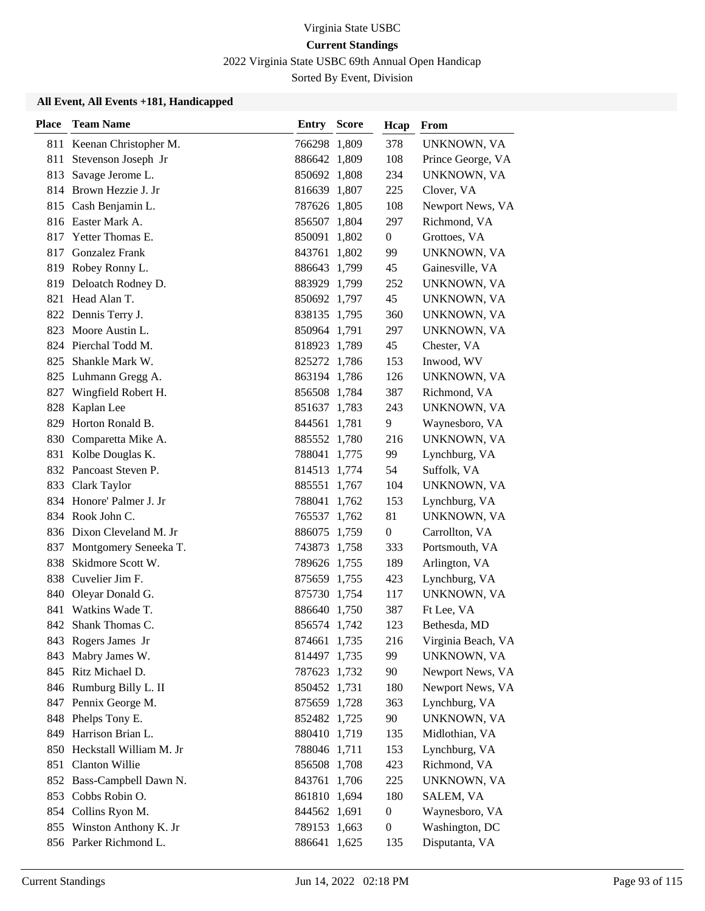Virginia State USBC

**Current Standings**

2022 Virginia State USBC 69th Annual Open Handicap

Sorted By Event, Division

### All Event, All Events +181, Handicapped

| Place | Team Name | Entry | Score | Hcap | From |
|---|---|---|---|---|---|
| 811 | Keenan Christopher M. | 766298 | 1,809 | 378 | UNKNOWN, VA |
| 811 | Stevenson Joseph Jr | 886642 | 1,809 | 108 | Prince George, VA |
| 813 | Savage Jerome L. | 850692 | 1,808 | 234 | UNKNOWN, VA |
| 814 | Brown Hezzie J. Jr | 816639 | 1,807 | 225 | Clover, VA |
| 815 | Cash Benjamin L. | 787626 | 1,805 | 108 | Newport News, VA |
| 816 | Easter Mark A. | 856507 | 1,804 | 297 | Richmond, VA |
| 817 | Yetter Thomas E. | 850091 | 1,802 | 0 | Grottoes, VA |
| 817 | Gonzalez Frank | 843761 | 1,802 | 99 | UNKNOWN, VA |
| 819 | Robey Ronny L. | 886643 | 1,799 | 45 | Gainesville, VA |
| 819 | Deloatch Rodney D. | 883929 | 1,799 | 252 | UNKNOWN, VA |
| 821 | Head Alan T. | 850692 | 1,797 | 45 | UNKNOWN, VA |
| 822 | Dennis Terry J. | 838135 | 1,795 | 360 | UNKNOWN, VA |
| 823 | Moore Austin L. | 850964 | 1,791 | 297 | UNKNOWN, VA |
| 824 | Pierchal Todd M. | 818923 | 1,789 | 45 | Chester, VA |
| 825 | Shankle Mark W. | 825272 | 1,786 | 153 | Inwood, WV |
| 825 | Luhmann Gregg A. | 863194 | 1,786 | 126 | UNKNOWN, VA |
| 827 | Wingfield Robert H. | 856508 | 1,784 | 387 | Richmond, VA |
| 828 | Kaplan Lee | 851637 | 1,783 | 243 | UNKNOWN, VA |
| 829 | Horton Ronald B. | 844561 | 1,781 | 9 | Waynesboro, VA |
| 830 | Comparetta Mike A. | 885552 | 1,780 | 216 | UNKNOWN, VA |
| 831 | Kolbe Douglas K. | 788041 | 1,775 | 99 | Lynchburg, VA |
| 832 | Pancoast Steven P. | 814513 | 1,774 | 54 | Suffolk, VA |
| 833 | Clark Taylor | 885551 | 1,767 | 104 | UNKNOWN, VA |
| 834 | Honore' Palmer J. Jr | 788041 | 1,762 | 153 | Lynchburg, VA |
| 834 | Rook John C. | 765537 | 1,762 | 81 | UNKNOWN, VA |
| 836 | Dixon Cleveland M. Jr | 886075 | 1,759 | 0 | Carrollton, VA |
| 837 | Montgomery Seneeka T. | 743873 | 1,758 | 333 | Portsmouth, VA |
| 838 | Skidmore Scott W. | 789626 | 1,755 | 189 | Arlington, VA |
| 838 | Cuvelier Jim F. | 875659 | 1,755 | 423 | Lynchburg, VA |
| 840 | Oleyar Donald G. | 875730 | 1,754 | 117 | UNKNOWN, VA |
| 841 | Watkins Wade T. | 886640 | 1,750 | 387 | Ft Lee, VA |
| 842 | Shank Thomas C. | 856574 | 1,742 | 123 | Bethesda, MD |
| 843 | Rogers James Jr | 874661 | 1,735 | 216 | Virginia Beach, VA |
| 843 | Mabry James W. | 814497 | 1,735 | 99 | UNKNOWN, VA |
| 845 | Ritz Michael D. | 787623 | 1,732 | 90 | Newport News, VA |
| 846 | Rumburg Billy L. II | 850452 | 1,731 | 180 | Newport News, VA |
| 847 | Pennix George M. | 875659 | 1,728 | 363 | Lynchburg, VA |
| 848 | Phelps Tony E. | 852482 | 1,725 | 90 | UNKNOWN, VA |
| 849 | Harrison Brian L. | 880410 | 1,719 | 135 | Midlothian, VA |
| 850 | Heckstall William M. Jr | 788046 | 1,711 | 153 | Lynchburg, VA |
| 851 | Clanton Willie | 856508 | 1,708 | 423 | Richmond, VA |
| 852 | Bass-Campbell Dawn N. | 843761 | 1,706 | 225 | UNKNOWN, VA |
| 853 | Cobbs Robin O. | 861810 | 1,694 | 180 | SALEM, VA |
| 854 | Collins Ryon M. | 844562 | 1,691 | 0 | Waynesboro, VA |
| 855 | Winston Anthony K. Jr | 789153 | 1,663 | 0 | Washington, DC |
| 856 | Parker Richmond L. | 886641 | 1,625 | 135 | Disputanta, VA |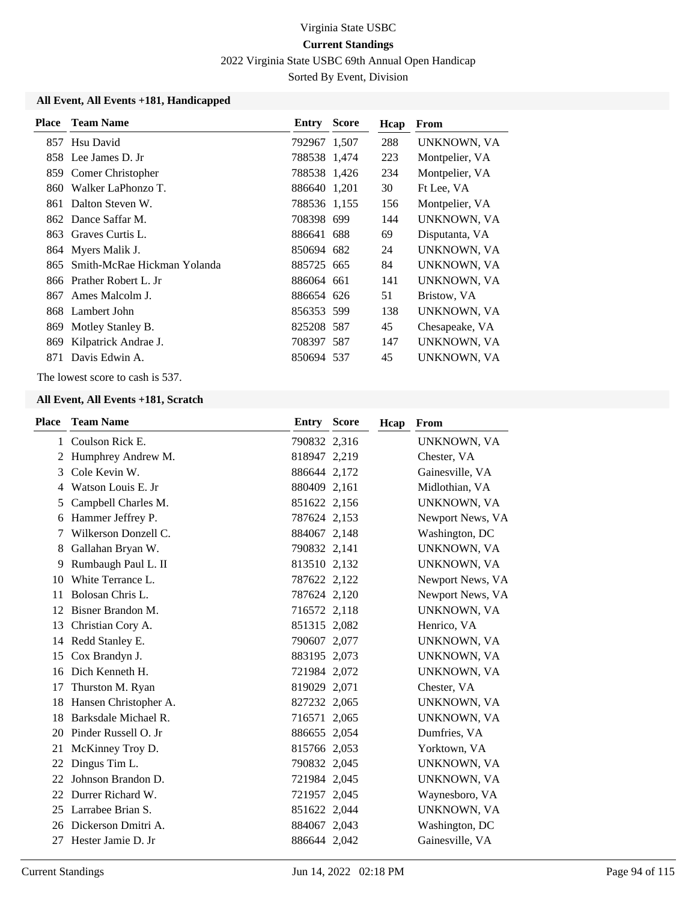Virginia State USBC

**Current Standings**

2022 Virginia State USBC 69th Annual Open Handicap

Sorted By Event, Division

### All Event, All Events +181, Handicapped

| Place | Team Name | Entry | Score | Hcap | From |
|---|---|---|---|---|---|
| 857 | Hsu David | 792967 | 1,507 | 288 | UNKNOWN, VA |
| 858 | Lee James D. Jr | 788538 | 1,474 | 223 | Montpelier, VA |
| 859 | Comer Christopher | 788538 | 1,426 | 234 | Montpelier, VA |
| 860 | Walker LaPhonzo T. | 886640 | 1,201 | 30 | Ft Lee, VA |
| 861 | Dalton Steven W. | 788536 | 1,155 | 156 | Montpelier, VA |
| 862 | Dance Saffar M. | 708398 | 699 | 144 | UNKNOWN, VA |
| 863 | Graves Curtis L. | 886641 | 688 | 69 | Disputanta, VA |
| 864 | Myers Malik J. | 850694 | 682 | 24 | UNKNOWN, VA |
| 865 | Smith-McRae Hickman Yolanda | 885725 | 665 | 84 | UNKNOWN, VA |
| 866 | Prather Robert L. Jr | 886064 | 661 | 141 | UNKNOWN, VA |
| 867 | Ames Malcolm J. | 886654 | 626 | 51 | Bristow, VA |
| 868 | Lambert John | 856353 | 599 | 138 | UNKNOWN, VA |
| 869 | Motley Stanley B. | 825208 | 587 | 45 | Chesapeake, VA |
| 869 | Kilpatrick Andrae J. | 708397 | 587 | 147 | UNKNOWN, VA |
| 871 | Davis Edwin A. | 850694 | 537 | 45 | UNKNOWN, VA |

The lowest score to cash is 537.

### All Event, All Events +181, Scratch

| Place | Team Name | Entry | Score | Hcap | From |
|---|---|---|---|---|---|
| 1 | Coulson Rick E. | 790832 | 2,316 | | UNKNOWN, VA |
| 2 | Humphrey Andrew M. | 818947 | 2,219 | | Chester, VA |
| 3 | Cole Kevin W. | 886644 | 2,172 | | Gainesville, VA |
| 4 | Watson Louis E. Jr | 880409 | 2,161 | | Midlothian, VA |
| 5 | Campbell Charles M. | 851622 | 2,156 | | UNKNOWN, VA |
| 6 | Hammer Jeffrey P. | 787624 | 2,153 | | Newport News, VA |
| 7 | Wilkerson Donzell C. | 884067 | 2,148 | | Washington, DC |
| 8 | Gallahan Bryan W. | 790832 | 2,141 | | UNKNOWN, VA |
| 9 | Rumbaugh Paul L. II | 813510 | 2,132 | | UNKNOWN, VA |
| 10 | White Terrance L. | 787622 | 2,122 | | Newport News, VA |
| 11 | Bolosan Chris L. | 787624 | 2,120 | | Newport News, VA |
| 12 | Bisner Brandon M. | 716572 | 2,118 | | UNKNOWN, VA |
| 13 | Christian Cory A. | 851315 | 2,082 | | Henrico, VA |
| 14 | Redd Stanley E. | 790607 | 2,077 | | UNKNOWN, VA |
| 15 | Cox Brandyn J. | 883195 | 2,073 | | UNKNOWN, VA |
| 16 | Dich Kenneth H. | 721984 | 2,072 | | UNKNOWN, VA |
| 17 | Thurston M. Ryan | 819029 | 2,071 | | Chester, VA |
| 18 | Hansen Christopher A. | 827232 | 2,065 | | UNKNOWN, VA |
| 18 | Barksdale Michael R. | 716571 | 2,065 | | UNKNOWN, VA |
| 20 | Pinder Russell O. Jr | 886655 | 2,054 | | Dumfries, VA |
| 21 | McKinney Troy D. | 815766 | 2,053 | | Yorktown, VA |
| 22 | Dingus Tim L. | 790832 | 2,045 | | UNKNOWN, VA |
| 22 | Johnson Brandon D. | 721984 | 2,045 | | UNKNOWN, VA |
| 22 | Durrer Richard W. | 721957 | 2,045 | | Waynesboro, VA |
| 25 | Larrabee Brian S. | 851622 | 2,044 | | UNKNOWN, VA |
| 26 | Dickerson Dmitri A. | 884067 | 2,043 | | Washington, DC |
| 27 | Hester Jamie D. Jr | 886644 | 2,042 | | Gainesville, VA |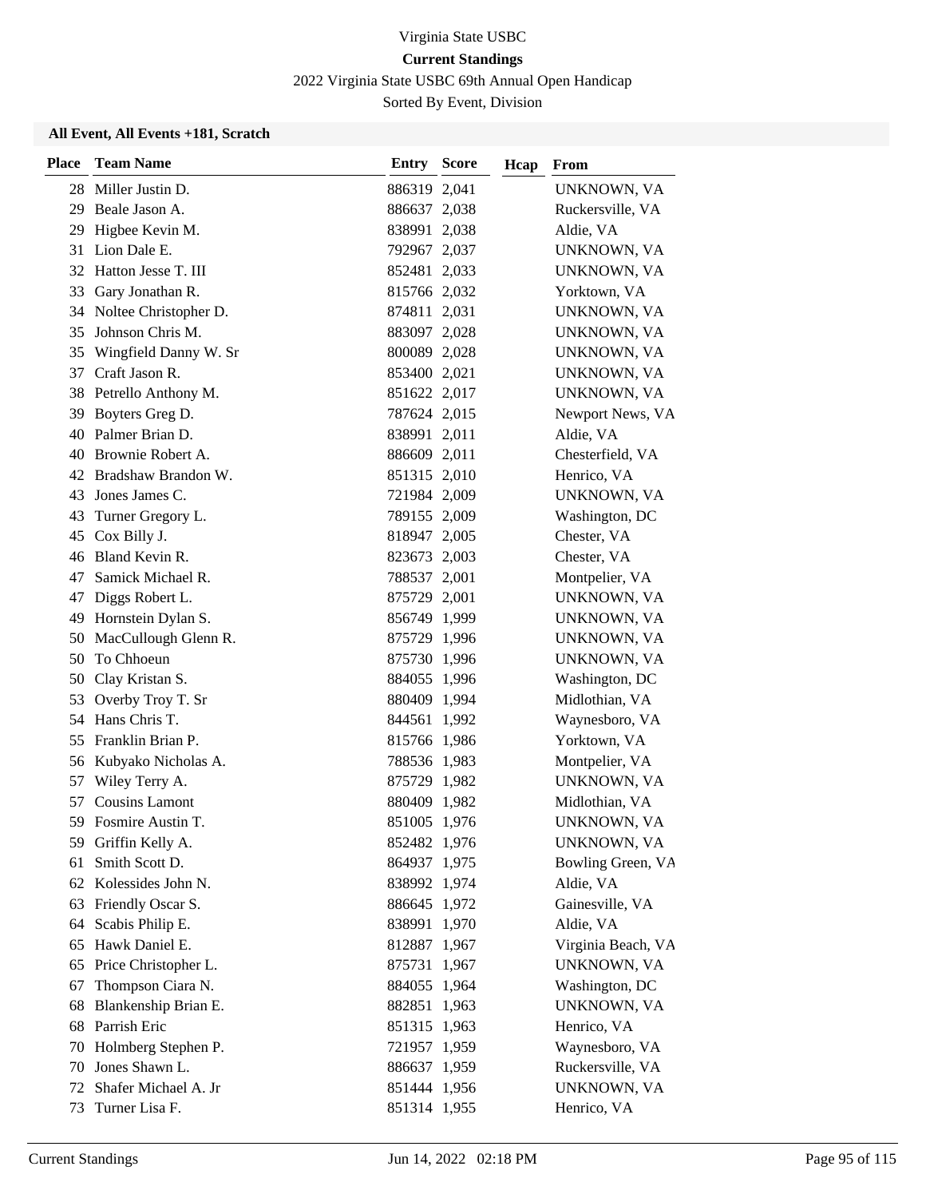Virginia State USBC

**Current Standings**

2022 Virginia State USBC 69th Annual Open Handicap

Sorted By Event, Division

**All Event, All Events +181, Scratch**

| Place | Team Name | Entry | Score | Hcap | From |
|---|---|---|---|---|---|
| 28 | Miller Justin D. | 886319 | 2,041 | | UNKNOWN, VA |
| 29 | Beale Jason A. | 886637 | 2,038 | | Ruckersville, VA |
| 29 | Higbee Kevin M. | 838991 | 2,038 | | Aldie, VA |
| 31 | Lion Dale E. | 792967 | 2,037 | | UNKNOWN, VA |
| 32 | Hatton Jesse T. III | 852481 | 2,033 | | UNKNOWN, VA |
| 33 | Gary Jonathan R. | 815766 | 2,032 | | Yorktown, VA |
| 34 | Noltee Christopher D. | 874811 | 2,031 | | UNKNOWN, VA |
| 35 | Johnson Chris M. | 883097 | 2,028 | | UNKNOWN, VA |
| 35 | Wingfield Danny W. Sr | 800089 | 2,028 | | UNKNOWN, VA |
| 37 | Craft Jason R. | 853400 | 2,021 | | UNKNOWN, VA |
| 38 | Petrello Anthony M. | 851622 | 2,017 | | UNKNOWN, VA |
| 39 | Boyters Greg D. | 787624 | 2,015 | | Newport News, VA |
| 40 | Palmer Brian D. | 838991 | 2,011 | | Aldie, VA |
| 40 | Brownie Robert A. | 886609 | 2,011 | | Chesterfield, VA |
| 42 | Bradshaw Brandon W. | 851315 | 2,010 | | Henrico, VA |
| 43 | Jones James C. | 721984 | 2,009 | | UNKNOWN, VA |
| 43 | Turner Gregory L. | 789155 | 2,009 | | Washington, DC |
| 45 | Cox Billy J. | 818947 | 2,005 | | Chester, VA |
| 46 | Bland Kevin R. | 823673 | 2,003 | | Chester, VA |
| 47 | Samick Michael R. | 788537 | 2,001 | | Montpelier, VA |
| 47 | Diggs Robert L. | 875729 | 2,001 | | UNKNOWN, VA |
| 49 | Hornstein Dylan S. | 856749 | 1,999 | | UNKNOWN, VA |
| 50 | MacCullough Glenn R. | 875729 | 1,996 | | UNKNOWN, VA |
| 50 | To Chhoeun | 875730 | 1,996 | | UNKNOWN, VA |
| 50 | Clay Kristan S. | 884055 | 1,996 | | Washington, DC |
| 53 | Overby Troy T. Sr | 880409 | 1,994 | | Midlothian, VA |
| 54 | Hans Chris T. | 844561 | 1,992 | | Waynesboro, VA |
| 55 | Franklin Brian P. | 815766 | 1,986 | | Yorktown, VA |
| 56 | Kubyako Nicholas A. | 788536 | 1,983 | | Montpelier, VA |
| 57 | Wiley Terry A. | 875729 | 1,982 | | UNKNOWN, VA |
| 57 | Cousins Lamont | 880409 | 1,982 | | Midlothian, VA |
| 59 | Fosmire Austin T. | 851005 | 1,976 | | UNKNOWN, VA |
| 59 | Griffin Kelly A. | 852482 | 1,976 | | UNKNOWN, VA |
| 61 | Smith Scott D. | 864937 | 1,975 | | Bowling Green, VA |
| 62 | Kolessides John N. | 838992 | 1,974 | | Aldie, VA |
| 63 | Friendly Oscar S. | 886645 | 1,972 | | Gainesville, VA |
| 64 | Scabis Philip E. | 838991 | 1,970 | | Aldie, VA |
| 65 | Hawk Daniel E. | 812887 | 1,967 | | Virginia Beach, VA |
| 65 | Price Christopher L. | 875731 | 1,967 | | UNKNOWN, VA |
| 67 | Thompson Ciara N. | 884055 | 1,964 | | Washington, DC |
| 68 | Blankenship Brian E. | 882851 | 1,963 | | UNKNOWN, VA |
| 68 | Parrish Eric | 851315 | 1,963 | | Henrico, VA |
| 70 | Holmberg Stephen P. | 721957 | 1,959 | | Waynesboro, VA |
| 70 | Jones Shawn L. | 886637 | 1,959 | | Ruckersville, VA |
| 72 | Shafer Michael A. Jr | 851444 | 1,956 | | UNKNOWN, VA |
| 73 | Turner Lisa F. | 851314 | 1,955 | | Henrico, VA |

Current Standings Jun 14, 2022 02:18 PM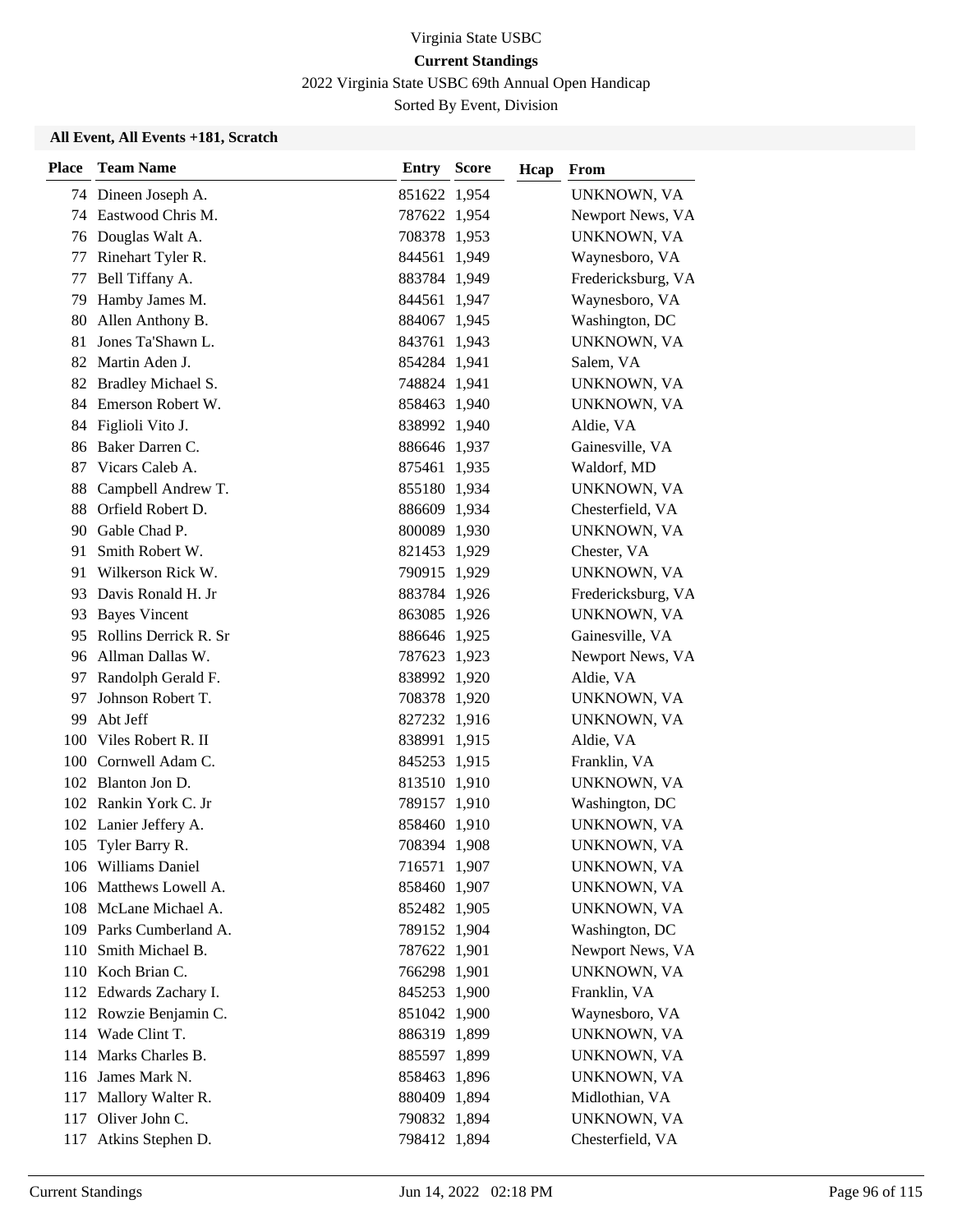Virginia State USBC

**Current Standings**

2022 Virginia State USBC 69th Annual Open Handicap

Sorted By Event, Division

### All Event, All Events +181, Scratch

| Place | Team Name | Entry | Score | Hcap | From |
|---|---|---|---|---|---|
| 74 | Dineen Joseph A. | 851622 | 1,954 | | UNKNOWN, VA |
| 74 | Eastwood Chris M. | 787622 | 1,954 | | Newport News, VA |
| 76 | Douglas Walt A. | 708378 | 1,953 | | UNKNOWN, VA |
| 77 | Rinehart Tyler R. | 844561 | 1,949 | | Waynesboro, VA |
| 77 | Bell Tiffany A. | 883784 | 1,949 | | Fredericksburg, VA |
| 79 | Hamby James M. | 844561 | 1,947 | | Waynesboro, VA |
| 80 | Allen Anthony B. | 884067 | 1,945 | | Washington, DC |
| 81 | Jones Ta'Shawn L. | 843761 | 1,943 | | UNKNOWN, VA |
| 82 | Martin Aden J. | 854284 | 1,941 | | Salem, VA |
| 82 | Bradley Michael S. | 748824 | 1,941 | | UNKNOWN, VA |
| 84 | Emerson Robert W. | 858463 | 1,940 | | UNKNOWN, VA |
| 84 | Figlioli Vito J. | 838992 | 1,940 | | Aldie, VA |
| 86 | Baker Darren C. | 886646 | 1,937 | | Gainesville, VA |
| 87 | Vicars Caleb A. | 875461 | 1,935 | | Waldorf, MD |
| 88 | Campbell Andrew T. | 855180 | 1,934 | | UNKNOWN, VA |
| 88 | Orfield Robert D. | 886609 | 1,934 | | Chesterfield, VA |
| 90 | Gable Chad P. | 800089 | 1,930 | | UNKNOWN, VA |
| 91 | Smith Robert W. | 821453 | 1,929 | | Chester, VA |
| 91 | Wilkerson Rick W. | 790915 | 1,929 | | UNKNOWN, VA |
| 93 | Davis Ronald H. Jr | 883784 | 1,926 | | Fredericksburg, VA |
| 93 | Bayes Vincent | 863085 | 1,926 | | UNKNOWN, VA |
| 95 | Rollins Derrick R. Sr | 886646 | 1,925 | | Gainesville, VA |
| 96 | Allman Dallas W. | 787623 | 1,923 | | Newport News, VA |
| 97 | Randolph Gerald F. | 838992 | 1,920 | | Aldie, VA |
| 97 | Johnson Robert T. | 708378 | 1,920 | | UNKNOWN, VA |
| 99 | Abt Jeff | 827232 | 1,916 | | UNKNOWN, VA |
| 100 | Viles Robert R. II | 838991 | 1,915 | | Aldie, VA |
| 100 | Cornwell Adam C. | 845253 | 1,915 | | Franklin, VA |
| 102 | Blanton Jon D. | 813510 | 1,910 | | UNKNOWN, VA |
| 102 | Rankin York C. Jr | 789157 | 1,910 | | Washington, DC |
| 102 | Lanier Jeffery A. | 858460 | 1,910 | | UNKNOWN, VA |
| 105 | Tyler Barry R. | 708394 | 1,908 | | UNKNOWN, VA |
| 106 | Williams Daniel | 716571 | 1,907 | | UNKNOWN, VA |
| 106 | Matthews Lowell A. | 858460 | 1,907 | | UNKNOWN, VA |
| 108 | McLane Michael A. | 852482 | 1,905 | | UNKNOWN, VA |
| 109 | Parks Cumberland A. | 789152 | 1,904 | | Washington, DC |
| 110 | Smith Michael B. | 787622 | 1,901 | | Newport News, VA |
| 110 | Koch Brian C. | 766298 | 1,901 | | UNKNOWN, VA |
| 112 | Edwards Zachary I. | 845253 | 1,900 | | Franklin, VA |
| 112 | Rowzie Benjamin C. | 851042 | 1,900 | | Waynesboro, VA |
| 114 | Wade Clint T. | 886319 | 1,899 | | UNKNOWN, VA |
| 114 | Marks Charles B. | 885597 | 1,899 | | UNKNOWN, VA |
| 116 | James Mark N. | 858463 | 1,896 | | UNKNOWN, VA |
| 117 | Mallory Walter R. | 880409 | 1,894 | | Midlothian, VA |
| 117 | Oliver John C. | 790832 | 1,894 | | UNKNOWN, VA |
| 117 | Atkins Stephen D. | 798412 | 1,894 | | Chesterfield, VA |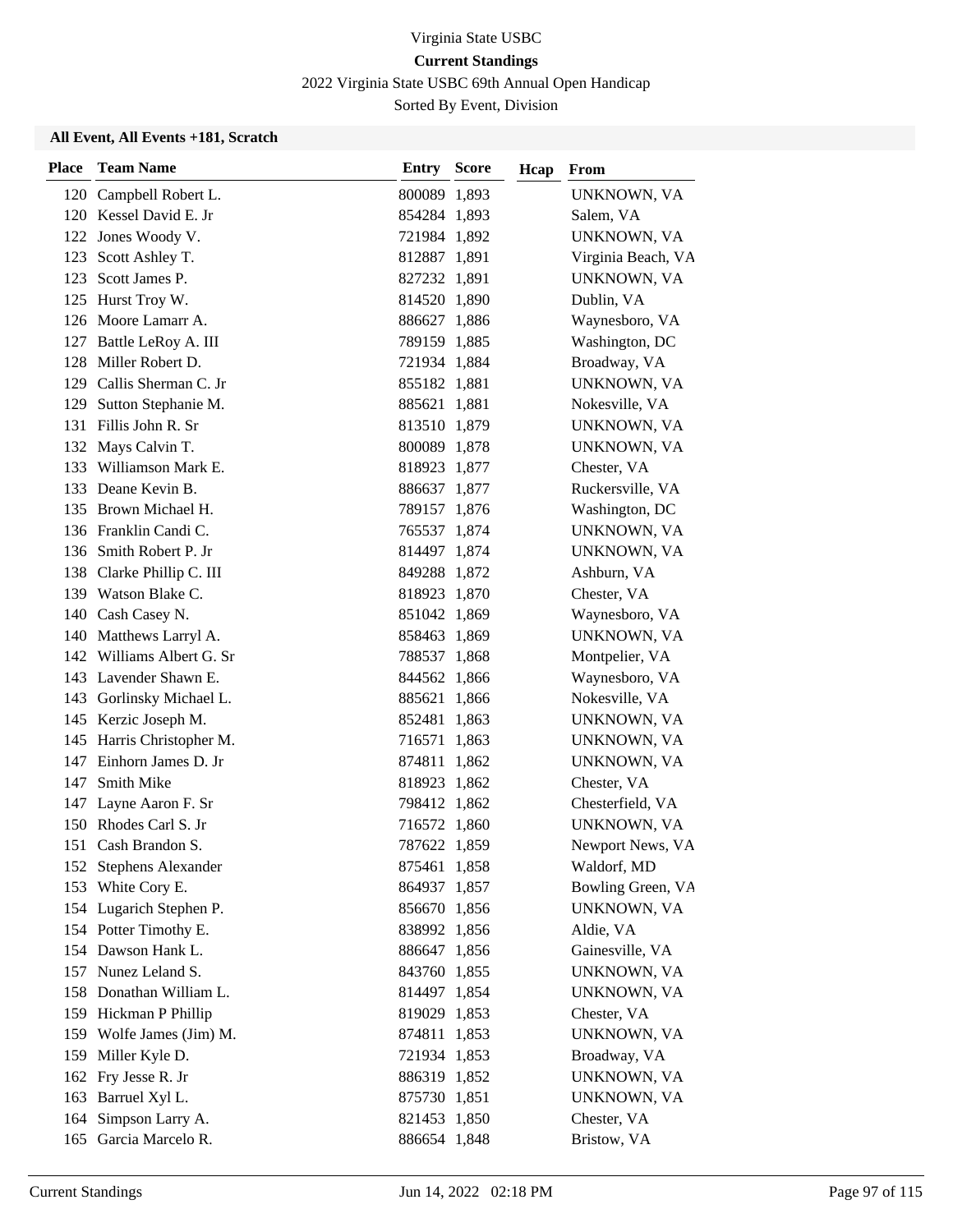Virginia State USBC

**Current Standings**

2022 Virginia State USBC 69th Annual Open Handicap

Sorted By Event, Division

### All Event, All Events +181, Scratch

| Place | Team Name | Entry | Score | Hcap | From |
|---|---|---|---|---|---|
| 120 | Campbell Robert L. | 800089 | 1,893 | | UNKNOWN, VA |
| 120 | Kessel David E. Jr | 854284 | 1,893 | | Salem, VA |
| 122 | Jones Woody V. | 721984 | 1,892 | | UNKNOWN, VA |
| 123 | Scott Ashley T. | 812887 | 1,891 | | Virginia Beach, VA |
| 123 | Scott James P. | 827232 | 1,891 | | UNKNOWN, VA |
| 125 | Hurst Troy W. | 814520 | 1,890 | | Dublin, VA |
| 126 | Moore Lamarr A. | 886627 | 1,886 | | Waynesboro, VA |
| 127 | Battle LeRoy A. III | 789159 | 1,885 | | Washington, DC |
| 128 | Miller Robert D. | 721934 | 1,884 | | Broadway, VA |
| 129 | Callis Sherman C. Jr | 855182 | 1,881 | | UNKNOWN, VA |
| 129 | Sutton Stephanie M. | 885621 | 1,881 | | Nokesville, VA |
| 131 | Fillis John R. Sr | 813510 | 1,879 | | UNKNOWN, VA |
| 132 | Mays Calvin T. | 800089 | 1,878 | | UNKNOWN, VA |
| 133 | Williamson Mark E. | 818923 | 1,877 | | Chester, VA |
| 133 | Deane Kevin B. | 886637 | 1,877 | | Ruckersville, VA |
| 135 | Brown Michael H. | 789157 | 1,876 | | Washington, DC |
| 136 | Franklin Candi C. | 765537 | 1,874 | | UNKNOWN, VA |
| 136 | Smith Robert P. Jr | 814497 | 1,874 | | UNKNOWN, VA |
| 138 | Clarke Phillip C. III | 849288 | 1,872 | | Ashburn, VA |
| 139 | Watson Blake C. | 818923 | 1,870 | | Chester, VA |
| 140 | Cash Casey N. | 851042 | 1,869 | | Waynesboro, VA |
| 140 | Matthews Larryl A. | 858463 | 1,869 | | UNKNOWN, VA |
| 142 | Williams Albert G. Sr | 788537 | 1,868 | | Montpelier, VA |
| 143 | Lavender Shawn E. | 844562 | 1,866 | | Waynesboro, VA |
| 143 | Gorlinsky Michael L. | 885621 | 1,866 | | Nokesville, VA |
| 145 | Kerzic Joseph M. | 852481 | 1,863 | | UNKNOWN, VA |
| 145 | Harris Christopher M. | 716571 | 1,863 | | UNKNOWN, VA |
| 147 | Einhorn James D. Jr | 874811 | 1,862 | | UNKNOWN, VA |
| 147 | Smith Mike | 818923 | 1,862 | | Chester, VA |
| 147 | Layne Aaron F. Sr | 798412 | 1,862 | | Chesterfield, VA |
| 150 | Rhodes Carl S. Jr | 716572 | 1,860 | | UNKNOWN, VA |
| 151 | Cash Brandon S. | 787622 | 1,859 | | Newport News, VA |
| 152 | Stephens Alexander | 875461 | 1,858 | | Waldorf, MD |
| 153 | White Cory E. | 864937 | 1,857 | | Bowling Green, VA |
| 154 | Lugarich Stephen P. | 856670 | 1,856 | | UNKNOWN, VA |
| 154 | Potter Timothy E. | 838992 | 1,856 | | Aldie, VA |
| 154 | Dawson Hank L. | 886647 | 1,856 | | Gainesville, VA |
| 157 | Nunez Leland S. | 843760 | 1,855 | | UNKNOWN, VA |
| 158 | Donathan William L. | 814497 | 1,854 | | UNKNOWN, VA |
| 159 | Hickman P Phillip | 819029 | 1,853 | | Chester, VA |
| 159 | Wolfe James (Jim) M. | 874811 | 1,853 | | UNKNOWN, VA |
| 159 | Miller Kyle D. | 721934 | 1,853 | | Broadway, VA |
| 162 | Fry Jesse R. Jr | 886319 | 1,852 | | UNKNOWN, VA |
| 163 | Barruel Xyl L. | 875730 | 1,851 | | UNKNOWN, VA |
| 164 | Simpson Larry A. | 821453 | 1,850 | | Chester, VA |
| 165 | Garcia Marcelo R. | 886654 | 1,848 | | Bristow, VA |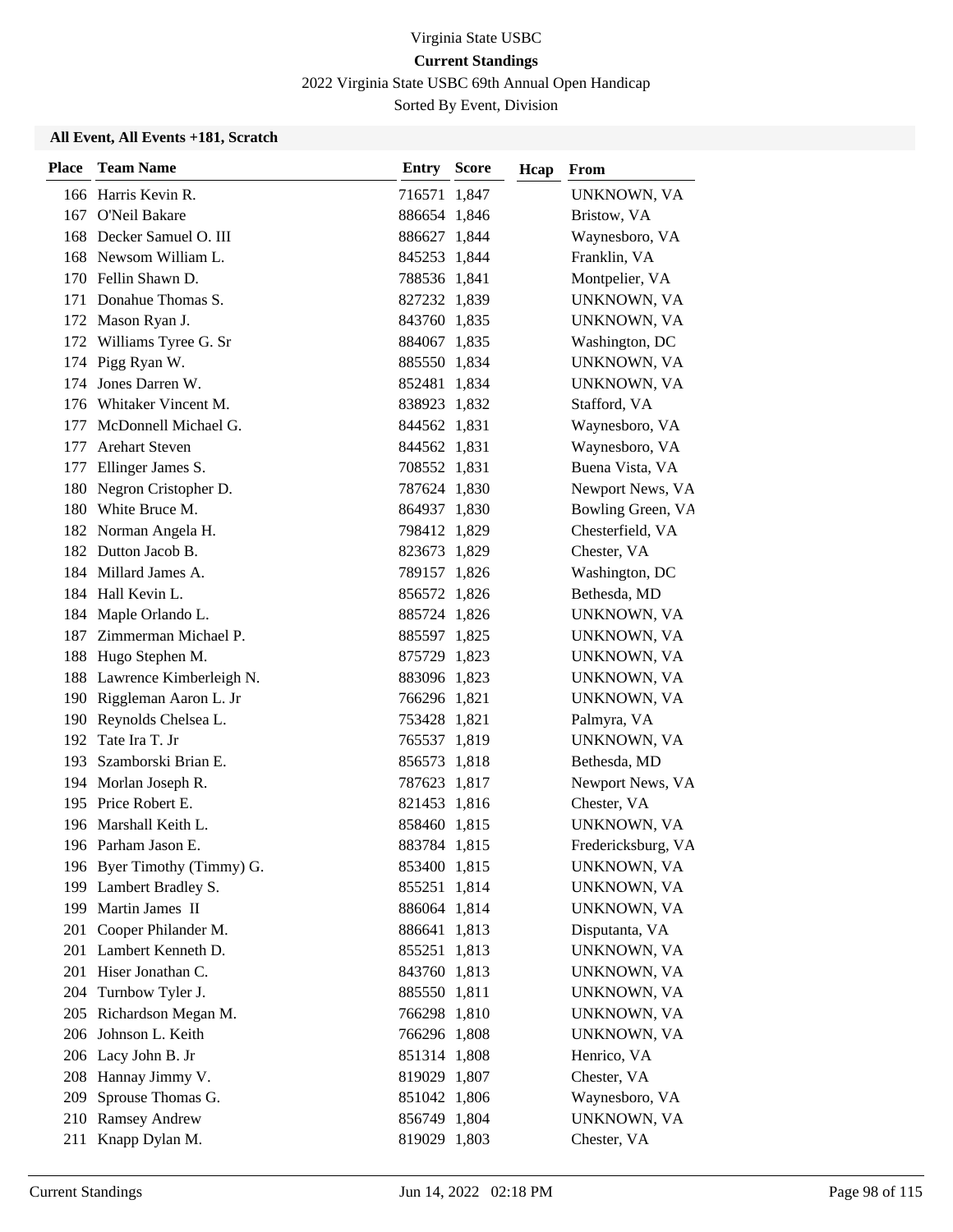Virginia State USBC

**Current Standings**

2022 Virginia State USBC 69th Annual Open Handicap

Sorted By Event, Division

**All Event, All Events +181, Scratch**

| Place | Team Name | Entry | Score | Hcap | From |
|---|---|---|---|---|---|
| 166 | Harris Kevin R. | 716571 | 1,847 | | UNKNOWN, VA |
| 167 | O'Neil Bakare | 886654 | 1,846 | | Bristow, VA |
| 168 | Decker Samuel O. III | 886627 | 1,844 | | Waynesboro, VA |
| 168 | Newsom William L. | 845253 | 1,844 | | Franklin, VA |
| 170 | Fellin Shawn D. | 788536 | 1,841 | | Montpelier, VA |
| 171 | Donahue Thomas S. | 827232 | 1,839 | | UNKNOWN, VA |
| 172 | Mason Ryan J. | 843760 | 1,835 | | UNKNOWN, VA |
| 172 | Williams Tyree G. Sr | 884067 | 1,835 | | Washington, DC |
| 174 | Pigg Ryan W. | 885550 | 1,834 | | UNKNOWN, VA |
| 174 | Jones Darren W. | 852481 | 1,834 | | UNKNOWN, VA |
| 176 | Whitaker Vincent M. | 838923 | 1,832 | | Stafford, VA |
| 177 | McDonnell Michael G. | 844562 | 1,831 | | Waynesboro, VA |
| 177 | Arehart Steven | 844562 | 1,831 | | Waynesboro, VA |
| 177 | Ellinger James S. | 708552 | 1,831 | | Buena Vista, VA |
| 180 | Negron Cristopher D. | 787624 | 1,830 | | Newport News, VA |
| 180 | White Bruce M. | 864937 | 1,830 | | Bowling Green, VA |
| 182 | Norman Angela H. | 798412 | 1,829 | | Chesterfield, VA |
| 182 | Dutton Jacob B. | 823673 | 1,829 | | Chester, VA |
| 184 | Millard James A. | 789157 | 1,826 | | Washington, DC |
| 184 | Hall Kevin L. | 856572 | 1,826 | | Bethesda, MD |
| 184 | Maple Orlando L. | 885724 | 1,826 | | UNKNOWN, VA |
| 187 | Zimmerman Michael P. | 885597 | 1,825 | | UNKNOWN, VA |
| 188 | Hugo Stephen M. | 875729 | 1,823 | | UNKNOWN, VA |
| 188 | Lawrence Kimberleigh N. | 883096 | 1,823 | | UNKNOWN, VA |
| 190 | Riggleman Aaron L. Jr | 766296 | 1,821 | | UNKNOWN, VA |
| 190 | Reynolds Chelsea L. | 753428 | 1,821 | | Palmyra, VA |
| 192 | Tate Ira T. Jr | 765537 | 1,819 | | UNKNOWN, VA |
| 193 | Szamborski Brian E. | 856573 | 1,818 | | Bethesda, MD |
| 194 | Morlan Joseph R. | 787623 | 1,817 | | Newport News, VA |
| 195 | Price Robert E. | 821453 | 1,816 | | Chester, VA |
| 196 | Marshall Keith L. | 858460 | 1,815 | | UNKNOWN, VA |
| 196 | Parham Jason E. | 883784 | 1,815 | | Fredericksburg, VA |
| 196 | Byer Timothy (Timmy) G. | 853400 | 1,815 | | UNKNOWN, VA |
| 199 | Lambert Bradley S. | 855251 | 1,814 | | UNKNOWN, VA |
| 199 | Martin James II | 886064 | 1,814 | | UNKNOWN, VA |
| 201 | Cooper Philander M. | 886641 | 1,813 | | Disputanta, VA |
| 201 | Lambert Kenneth D. | 855251 | 1,813 | | UNKNOWN, VA |
| 201 | Hiser Jonathan C. | 843760 | 1,813 | | UNKNOWN, VA |
| 204 | Turnbow Tyler J. | 885550 | 1,811 | | UNKNOWN, VA |
| 205 | Richardson Megan M. | 766298 | 1,810 | | UNKNOWN, VA |
| 206 | Johnson L. Keith | 766296 | 1,808 | | UNKNOWN, VA |
| 206 | Lacy John B. Jr | 851314 | 1,808 | | Henrico, VA |
| 208 | Hannay Jimmy V. | 819029 | 1,807 | | Chester, VA |
| 209 | Sprouse Thomas G. | 851042 | 1,806 | | Waynesboro, VA |
| 210 | Ramsey Andrew | 856749 | 1,804 | | UNKNOWN, VA |
| 211 | Knapp Dylan M. | 819029 | 1,803 | | Chester, VA |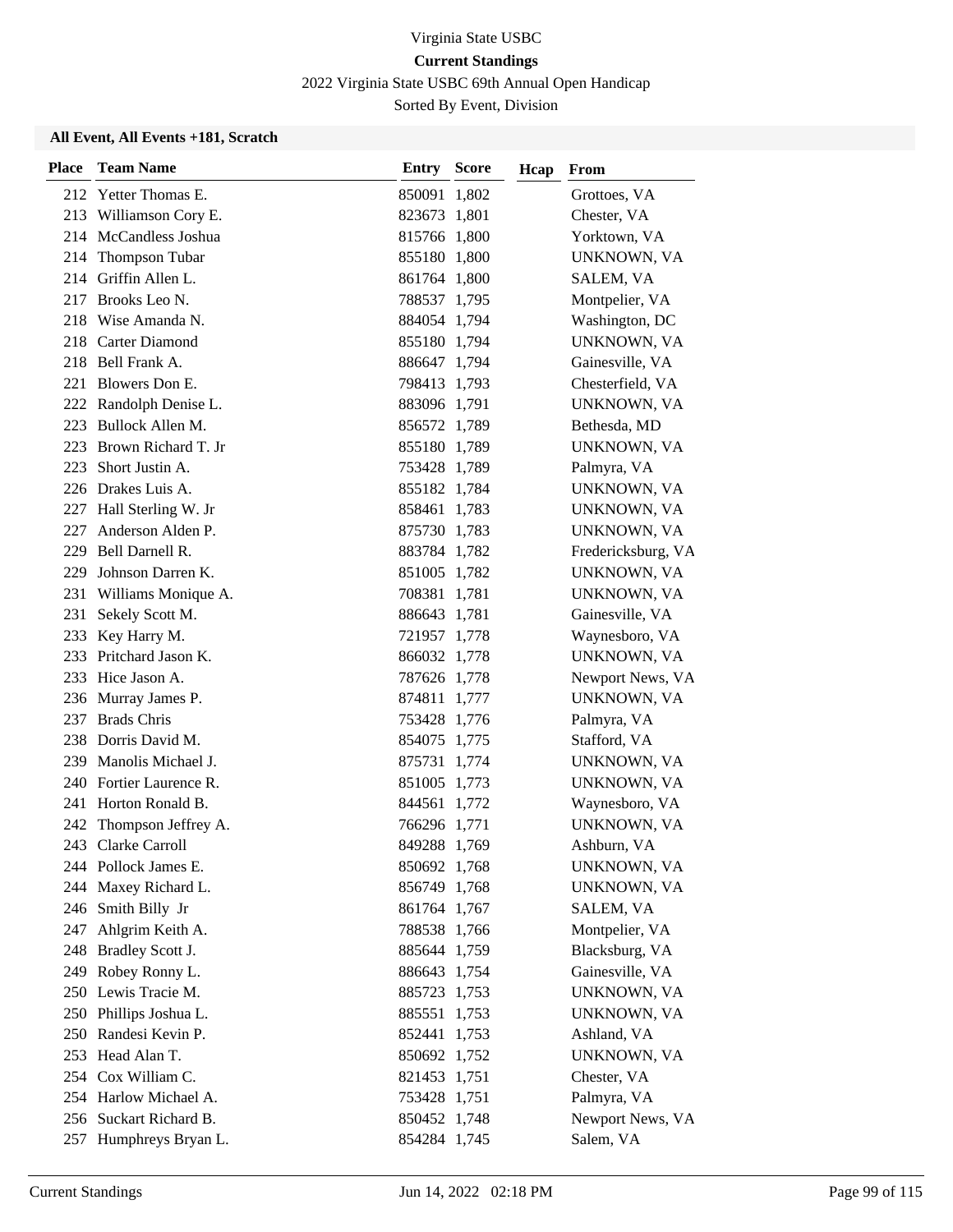Virginia State USBC

**Current Standings**

2022 Virginia State USBC 69th Annual Open Handicap

Sorted By Event, Division

### All Event, All Events +181, Scratch

| Place | Team Name | Entry | Score | Hcap | From |
|---|---|---|---|---|---|
| 212 | Yetter Thomas E. | 850091 | 1,802 | | Grottoes, VA |
| 213 | Williamson Cory E. | 823673 | 1,801 | | Chester, VA |
| 214 | McCandless Joshua | 815766 | 1,800 | | Yorktown, VA |
| 214 | Thompson Tubar | 855180 | 1,800 | | UNKNOWN, VA |
| 214 | Griffin Allen L. | 861764 | 1,800 | | SALEM, VA |
| 217 | Brooks Leo N. | 788537 | 1,795 | | Montpelier, VA |
| 218 | Wise Amanda N. | 884054 | 1,794 | | Washington, DC |
| 218 | Carter Diamond | 855180 | 1,794 | | UNKNOWN, VA |
| 218 | Bell Frank A. | 886647 | 1,794 | | Gainesville, VA |
| 221 | Blowers Don E. | 798413 | 1,793 | | Chesterfield, VA |
| 222 | Randolph Denise L. | 883096 | 1,791 | | UNKNOWN, VA |
| 223 | Bullock Allen M. | 856572 | 1,789 | | Bethesda, MD |
| 223 | Brown Richard T. Jr | 855180 | 1,789 | | UNKNOWN, VA |
| 223 | Short Justin A. | 753428 | 1,789 | | Palmyra, VA |
| 226 | Drakes Luis A. | 855182 | 1,784 | | UNKNOWN, VA |
| 227 | Hall Sterling W. Jr | 858461 | 1,783 | | UNKNOWN, VA |
| 227 | Anderson Alden P. | 875730 | 1,783 | | UNKNOWN, VA |
| 229 | Bell Darnell R. | 883784 | 1,782 | | Fredericksburg, VA |
| 229 | Johnson Darren K. | 851005 | 1,782 | | UNKNOWN, VA |
| 231 | Williams Monique A. | 708381 | 1,781 | | UNKNOWN, VA |
| 231 | Sekely Scott M. | 886643 | 1,781 | | Gainesville, VA |
| 233 | Key Harry M. | 721957 | 1,778 | | Waynesboro, VA |
| 233 | Pritchard Jason K. | 866032 | 1,778 | | UNKNOWN, VA |
| 233 | Hice Jason A. | 787626 | 1,778 | | Newport News, VA |
| 236 | Murray James P. | 874811 | 1,777 | | UNKNOWN, VA |
| 237 | Brads Chris | 753428 | 1,776 | | Palmyra, VA |
| 238 | Dorris David M. | 854075 | 1,775 | | Stafford, VA |
| 239 | Manolis Michael J. | 875731 | 1,774 | | UNKNOWN, VA |
| 240 | Fortier Laurence R. | 851005 | 1,773 | | UNKNOWN, VA |
| 241 | Horton Ronald B. | 844561 | 1,772 | | Waynesboro, VA |
| 242 | Thompson Jeffrey A. | 766296 | 1,771 | | UNKNOWN, VA |
| 243 | Clarke Carroll | 849288 | 1,769 | | Ashburn, VA |
| 244 | Pollock James E. | 850692 | 1,768 | | UNKNOWN, VA |
| 244 | Maxey Richard L. | 856749 | 1,768 | | UNKNOWN, VA |
| 246 | Smith Billy Jr | 861764 | 1,767 | | SALEM, VA |
| 247 | Ahlgrim Keith A. | 788538 | 1,766 | | Montpelier, VA |
| 248 | Bradley Scott J. | 885644 | 1,759 | | Blacksburg, VA |
| 249 | Robey Ronny L. | 886643 | 1,754 | | Gainesville, VA |
| 250 | Lewis Tracie M. | 885723 | 1,753 | | UNKNOWN, VA |
| 250 | Phillips Joshua L. | 885551 | 1,753 | | UNKNOWN, VA |
| 250 | Randesi Kevin P. | 852441 | 1,753 | | Ashland, VA |
| 253 | Head Alan T. | 850692 | 1,752 | | UNKNOWN, VA |
| 254 | Cox William C. | 821453 | 1,751 | | Chester, VA |
| 254 | Harlow Michael A. | 753428 | 1,751 | | Palmyra, VA |
| 256 | Suckart Richard B. | 850452 | 1,748 | | Newport News, VA |
| 257 | Humphreys Bryan L. | 854284 | 1,745 | | Salem, VA |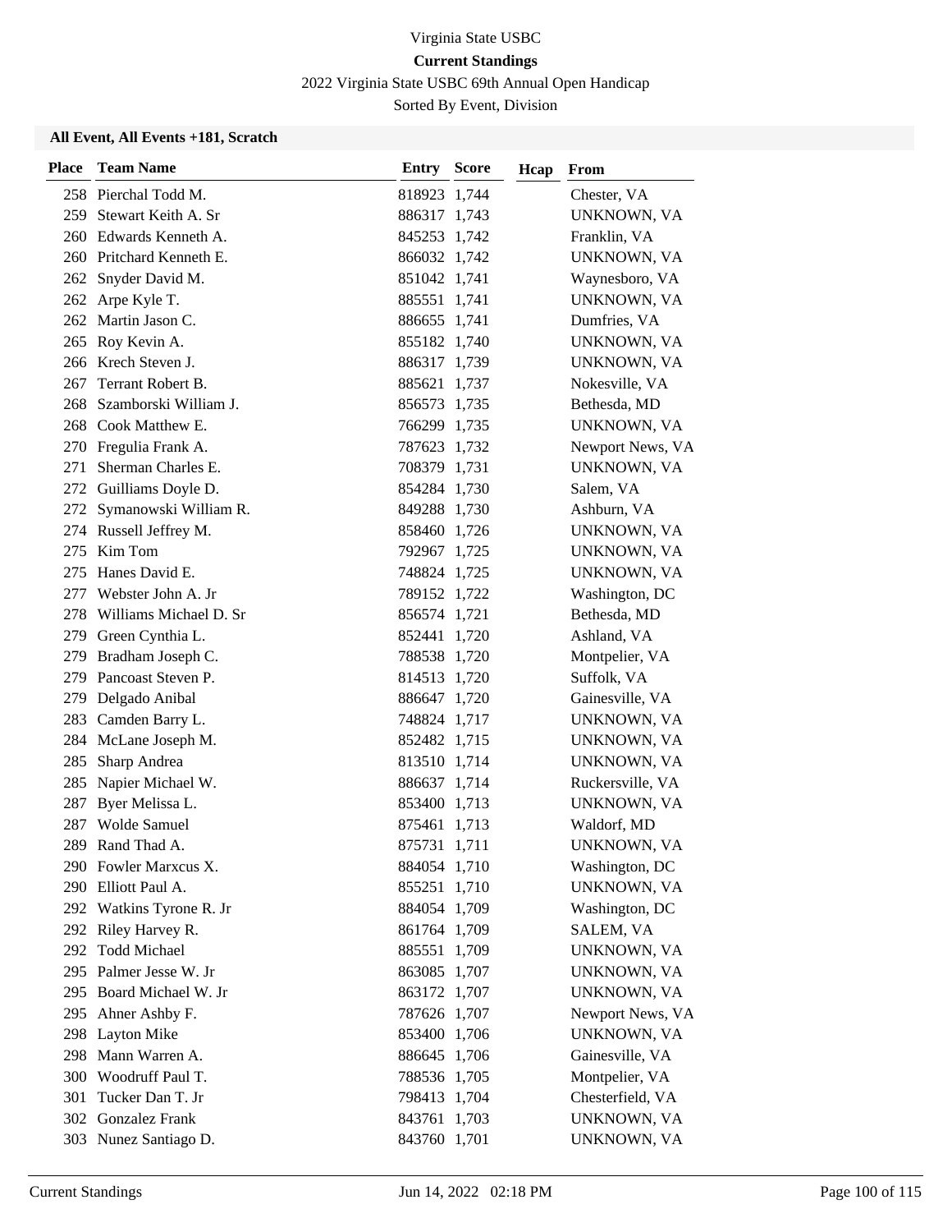# Virginia State USBC

## Current Standings

2022 Virginia State USBC 69th Annual Open Handicap

Sorted By Event, Division

### All Event, All Events +181, Scratch

| Place | Team Name | Entry | Score | Hcap | From |
|---|---|---|---|---|---|
| 258 | Pierchal Todd M. | 818923 | 1,744 | | Chester, VA |
| 259 | Stewart Keith A. Sr | 886317 | 1,743 | | UNKNOWN, VA |
| 260 | Edwards Kenneth A. | 845253 | 1,742 | | Franklin, VA |
| 260 | Pritchard Kenneth E. | 866032 | 1,742 | | UNKNOWN, VA |
| 262 | Snyder David M. | 851042 | 1,741 | | Waynesboro, VA |
| 262 | Arpe Kyle T. | 885551 | 1,741 | | UNKNOWN, VA |
| 262 | Martin Jason C. | 886655 | 1,741 | | Dumfries, VA |
| 265 | Roy Kevin A. | 855182 | 1,740 | | UNKNOWN, VA |
| 266 | Krech Steven J. | 886317 | 1,739 | | UNKNOWN, VA |
| 267 | Terrant Robert B. | 885621 | 1,737 | | Nokesville, VA |
| 268 | Szamborski William J. | 856573 | 1,735 | | Bethesda, MD |
| 268 | Cook Matthew E. | 766299 | 1,735 | | UNKNOWN, VA |
| 270 | Fregulia Frank A. | 787623 | 1,732 | | Newport News, VA |
| 271 | Sherman Charles E. | 708379 | 1,731 | | UNKNOWN, VA |
| 272 | Guilliams Doyle D. | 854284 | 1,730 | | Salem, VA |
| 272 | Symanowski William R. | 849288 | 1,730 | | Ashburn, VA |
| 274 | Russell Jeffrey M. | 858460 | 1,726 | | UNKNOWN, VA |
| 275 | Kim Tom | 792967 | 1,725 | | UNKNOWN, VA |
| 275 | Hanes David E. | 748824 | 1,725 | | UNKNOWN, VA |
| 277 | Webster John A. Jr | 789152 | 1,722 | | Washington, DC |
| 278 | Williams Michael D. Sr | 856574 | 1,721 | | Bethesda, MD |
| 279 | Green Cynthia L. | 852441 | 1,720 | | Ashland, VA |
| 279 | Bradham Joseph C. | 788538 | 1,720 | | Montpelier, VA |
| 279 | Pancoast Steven P. | 814513 | 1,720 | | Suffolk, VA |
| 279 | Delgado Anibal | 886647 | 1,720 | | Gainesville, VA |
| 283 | Camden Barry L. | 748824 | 1,717 | | UNKNOWN, VA |
| 284 | McLane Joseph M. | 852482 | 1,715 | | UNKNOWN, VA |
| 285 | Sharp Andrea | 813510 | 1,714 | | UNKNOWN, VA |
| 285 | Napier Michael W. | 886637 | 1,714 | | Ruckersville, VA |
| 287 | Byer Melissa L. | 853400 | 1,713 | | UNKNOWN, VA |
| 287 | Wolde Samuel | 875461 | 1,713 | | Waldorf, MD |
| 289 | Rand Thad A. | 875731 | 1,711 | | UNKNOWN, VA |
| 290 | Fowler Marxcus X. | 884054 | 1,710 | | Washington, DC |
| 290 | Elliott Paul A. | 855251 | 1,710 | | UNKNOWN, VA |
| 292 | Watkins Tyrone R. Jr | 884054 | 1,709 | | Washington, DC |
| 292 | Riley Harvey R. | 861764 | 1,709 | | SALEM, VA |
| 292 | Todd Michael | 885551 | 1,709 | | UNKNOWN, VA |
| 295 | Palmer Jesse W. Jr | 863085 | 1,707 | | UNKNOWN, VA |
| 295 | Board Michael W. Jr | 863172 | 1,707 | | UNKNOWN, VA |
| 295 | Ahner Ashby F. | 787626 | 1,707 | | Newport News, VA |
| 298 | Layton Mike | 853400 | 1,706 | | UNKNOWN, VA |
| 298 | Mann Warren A. | 886645 | 1,706 | | Gainesville, VA |
| 300 | Woodruff Paul T. | 788536 | 1,705 | | Montpelier, VA |
| 301 | Tucker Dan T. Jr | 798413 | 1,704 | | Chesterfield, VA |
| 302 | Gonzalez Frank | 843761 | 1,703 | | UNKNOWN, VA |
| 303 | Nunez Santiago D. | 843760 | 1,701 | | UNKNOWN, VA |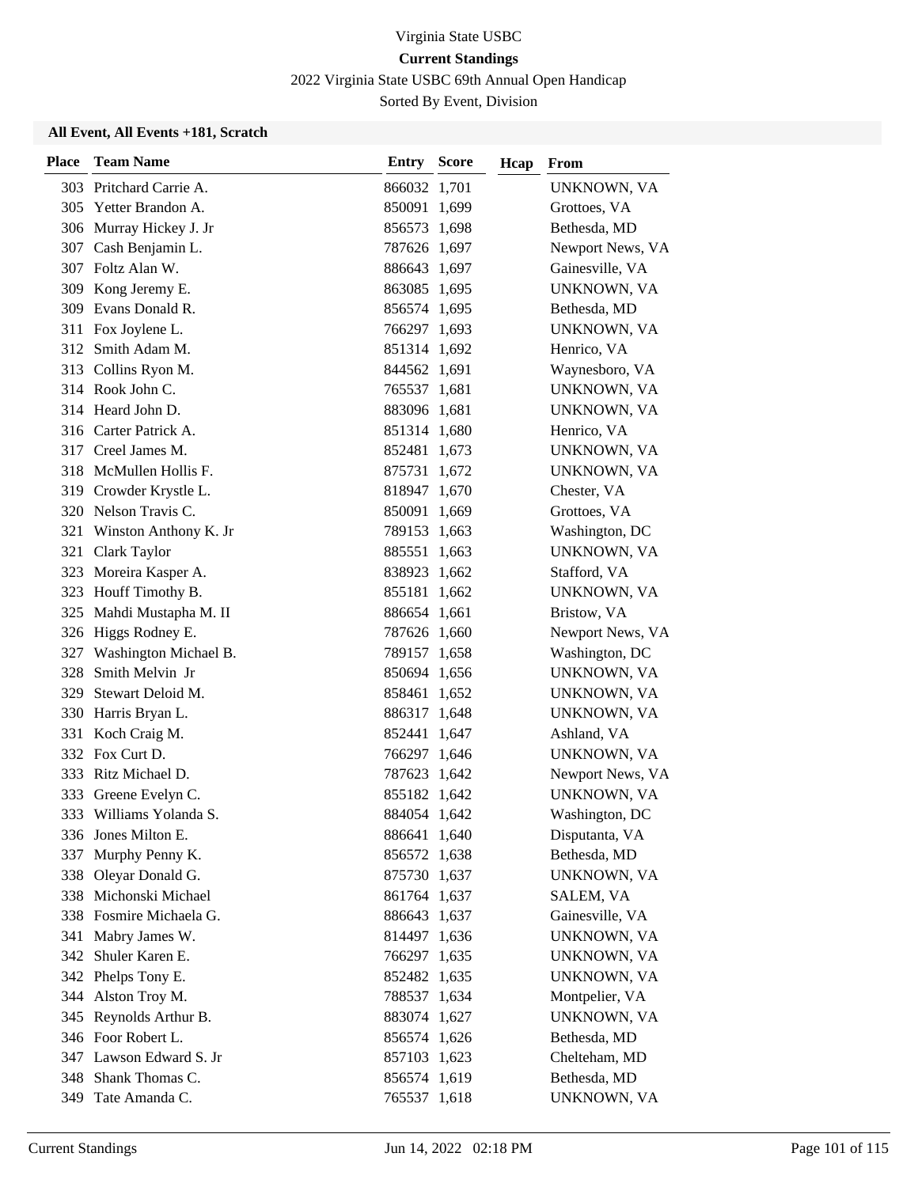Virginia State USBC

**Current Standings**

2022 Virginia State USBC 69th Annual Open Handicap

Sorted By Event, Division

### All Event, All Events +181, Scratch

| Place | Team Name | Entry | Score | Hcap | From |
|---|---|---|---|---|---|
| 303 | Pritchard Carrie A. | 866032 | 1,701 | | UNKNOWN, VA |
| 305 | Yetter Brandon A. | 850091 | 1,699 | | Grottoes, VA |
| 306 | Murray Hickey J. Jr | 856573 | 1,698 | | Bethesda, MD |
| 307 | Cash Benjamin L. | 787626 | 1,697 | | Newport News, VA |
| 307 | Foltz Alan W. | 886643 | 1,697 | | Gainesville, VA |
| 309 | Kong Jeremy E. | 863085 | 1,695 | | UNKNOWN, VA |
| 309 | Evans Donald R. | 856574 | 1,695 | | Bethesda, MD |
| 311 | Fox Joylene L. | 766297 | 1,693 | | UNKNOWN, VA |
| 312 | Smith Adam M. | 851314 | 1,692 | | Henrico, VA |
| 313 | Collins Ryon M. | 844562 | 1,691 | | Waynesboro, VA |
| 314 | Rook John C. | 765537 | 1,681 | | UNKNOWN, VA |
| 314 | Heard John D. | 883096 | 1,681 | | UNKNOWN, VA |
| 316 | Carter Patrick A. | 851314 | 1,680 | | Henrico, VA |
| 317 | Creel James M. | 852481 | 1,673 | | UNKNOWN, VA |
| 318 | McMullen Hollis F. | 875731 | 1,672 | | UNKNOWN, VA |
| 319 | Crowder Krystle L. | 818947 | 1,670 | | Chester, VA |
| 320 | Nelson Travis C. | 850091 | 1,669 | | Grottoes, VA |
| 321 | Winston Anthony K. Jr | 789153 | 1,663 | | Washington, DC |
| 321 | Clark Taylor | 885551 | 1,663 | | UNKNOWN, VA |
| 323 | Moreira Kasper A. | 838923 | 1,662 | | Stafford, VA |
| 323 | Houff Timothy B. | 855181 | 1,662 | | UNKNOWN, VA |
| 325 | Mahdi Mustapha M. II | 886654 | 1,661 | | Bristow, VA |
| 326 | Higgs Rodney E. | 787626 | 1,660 | | Newport News, VA |
| 327 | Washington Michael B. | 789157 | 1,658 | | Washington, DC |
| 328 | Smith Melvin Jr | 850694 | 1,656 | | UNKNOWN, VA |
| 329 | Stewart Deloid M. | 858461 | 1,652 | | UNKNOWN, VA |
| 330 | Harris Bryan L. | 886317 | 1,648 | | UNKNOWN, VA |
| 331 | Koch Craig M. | 852441 | 1,647 | | Ashland, VA |
| 332 | Fox Curt D. | 766297 | 1,646 | | UNKNOWN, VA |
| 333 | Ritz Michael D. | 787623 | 1,642 | | Newport News, VA |
| 333 | Greene Evelyn C. | 855182 | 1,642 | | UNKNOWN, VA |
| 333 | Williams Yolanda S. | 884054 | 1,642 | | Washington, DC |
| 336 | Jones Milton E. | 886641 | 1,640 | | Disputanta, VA |
| 337 | Murphy Penny K. | 856572 | 1,638 | | Bethesda, MD |
| 338 | Oleyar Donald G. | 875730 | 1,637 | | UNKNOWN, VA |
| 338 | Michonski Michael | 861764 | 1,637 | | SALEM, VA |
| 338 | Fosmire Michaela G. | 886643 | 1,637 | | Gainesville, VA |
| 341 | Mabry James W. | 814497 | 1,636 | | UNKNOWN, VA |
| 342 | Shuler Karen E. | 766297 | 1,635 | | UNKNOWN, VA |
| 342 | Phelps Tony E. | 852482 | 1,635 | | UNKNOWN, VA |
| 344 | Alston Troy M. | 788537 | 1,634 | | Montpelier, VA |
| 345 | Reynolds Arthur B. | 883074 | 1,627 | | UNKNOWN, VA |
| 346 | Foor Robert L. | 856574 | 1,626 | | Bethesda, MD |
| 347 | Lawson Edward S. Jr | 857103 | 1,623 | | Chelteham, MD |
| 348 | Shank Thomas C. | 856574 | 1,619 | | Bethesda, MD |
| 349 | Tate Amanda C. | 765537 | 1,618 | | UNKNOWN, VA |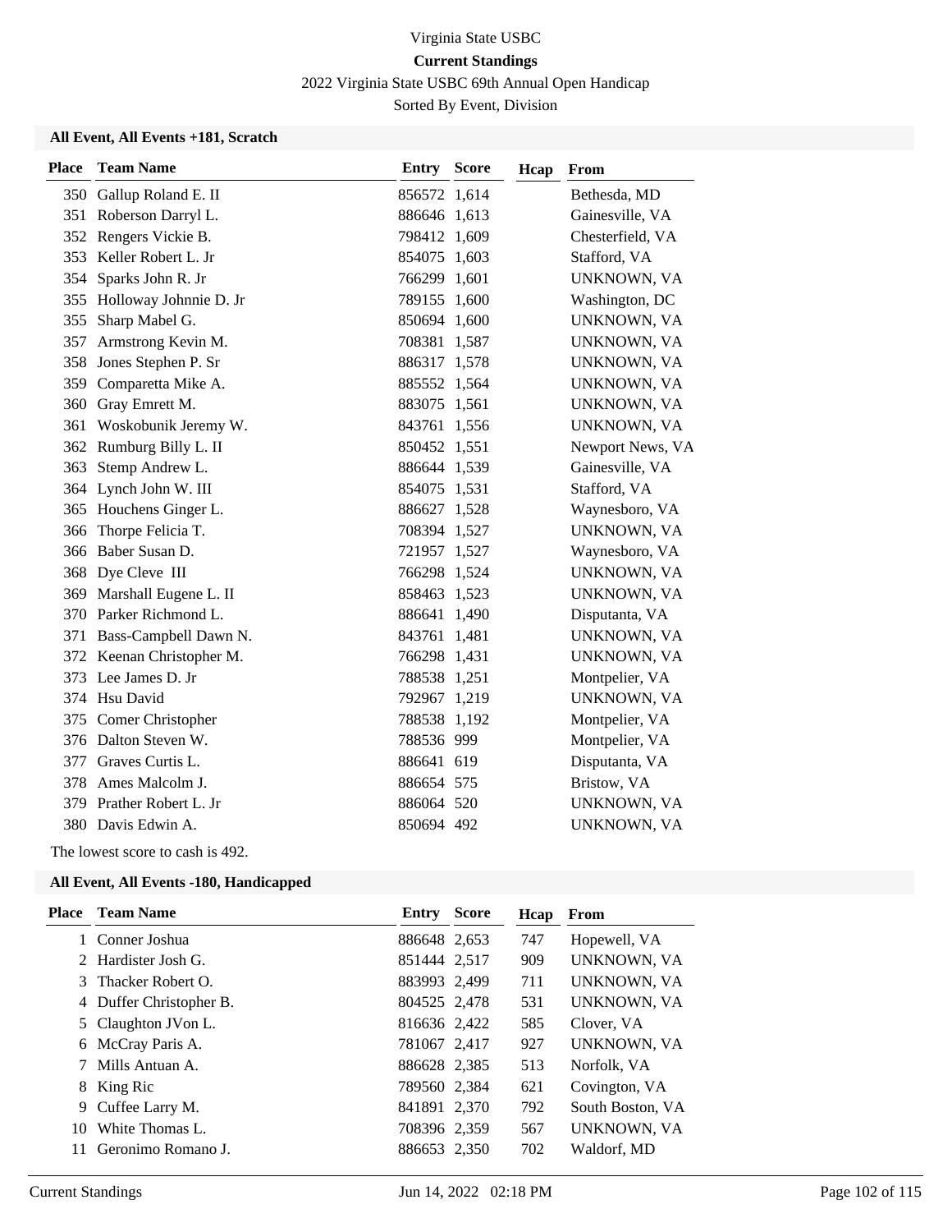Virginia State USBC

**Current Standings**

2022 Virginia State USBC 69th Annual Open Handicap

Sorted By Event, Division

### All Event, All Events +181, Scratch

| Place | Team Name | Entry | Score | Hcap | From |
|---|---|---|---|---|---|
| 350 | Gallup Roland E. II | 856572 | 1,614 | | Bethesda, MD |
| 351 | Roberson Darryl L. | 886646 | 1,613 | | Gainesville, VA |
| 352 | Rengers Vickie B. | 798412 | 1,609 | | Chesterfield, VA |
| 353 | Keller Robert L. Jr | 854075 | 1,603 | | Stafford, VA |
| 354 | Sparks John R. Jr | 766299 | 1,601 | | UNKNOWN, VA |
| 355 | Holloway Johnnie D. Jr | 789155 | 1,600 | | Washington, DC |
| 355 | Sharp Mabel G. | 850694 | 1,600 | | UNKNOWN, VA |
| 357 | Armstrong Kevin M. | 708381 | 1,587 | | UNKNOWN, VA |
| 358 | Jones Stephen P. Sr | 886317 | 1,578 | | UNKNOWN, VA |
| 359 | Comparetta Mike A. | 885552 | 1,564 | | UNKNOWN, VA |
| 360 | Gray Emrett M. | 883075 | 1,561 | | UNKNOWN, VA |
| 361 | Woskobunik Jeremy W. | 843761 | 1,556 | | UNKNOWN, VA |
| 362 | Rumburg Billy L. II | 850452 | 1,551 | | Newport News, VA |
| 363 | Stemp Andrew L. | 886644 | 1,539 | | Gainesville, VA |
| 364 | Lynch John W. III | 854075 | 1,531 | | Stafford, VA |
| 365 | Houchens Ginger L. | 886627 | 1,528 | | Waynesboro, VA |
| 366 | Thorpe Felicia T. | 708394 | 1,527 | | UNKNOWN, VA |
| 366 | Baber Susan D. | 721957 | 1,527 | | Waynesboro, VA |
| 368 | Dye Cleve III | 766298 | 1,524 | | UNKNOWN, VA |
| 369 | Marshall Eugene L. II | 858463 | 1,523 | | UNKNOWN, VA |
| 370 | Parker Richmond L. | 886641 | 1,490 | | Disputanta, VA |
| 371 | Bass-Campbell Dawn N. | 843761 | 1,481 | | UNKNOWN, VA |
| 372 | Keenan Christopher M. | 766298 | 1,431 | | UNKNOWN, VA |
| 373 | Lee James D. Jr | 788538 | 1,251 | | Montpelier, VA |
| 374 | Hsu David | 792967 | 1,219 | | UNKNOWN, VA |
| 375 | Comer Christopher | 788538 | 1,192 | | Montpelier, VA |
| 376 | Dalton Steven W. | 788536 | 999 | | Montpelier, VA |
| 377 | Graves Curtis L. | 886641 | 619 | | Disputanta, VA |
| 378 | Ames Malcolm J. | 886654 | 575 | | Bristow, VA |
| 379 | Prather Robert L. Jr | 886064 | 520 | | UNKNOWN, VA |
| 380 | Davis Edwin A. | 850694 | 492 | | UNKNOWN, VA |

The lowest score to cash is 492.

### All Event, All Events -180, Handicapped

| Place | Team Name | Entry | Score | Hcap | From |
|---|---|---|---|---|---|
| 1 | Conner Joshua | 886648 | 2,653 | 747 | Hopewell, VA |
| 2 | Hardister Josh G. | 851444 | 2,517 | 909 | UNKNOWN, VA |
| 3 | Thacker Robert O. | 883993 | 2,499 | 711 | UNKNOWN, VA |
| 4 | Duffer Christopher B. | 804525 | 2,478 | 531 | UNKNOWN, VA |
| 5 | Claughton JVon L. | 816636 | 2,422 | 585 | Clover, VA |
| 6 | McCray Paris A. | 781067 | 2,417 | 927 | UNKNOWN, VA |
| 7 | Mills Antuan A. | 886628 | 2,385 | 513 | Norfolk, VA |
| 8 | King Ric | 789560 | 2,384 | 621 | Covington, VA |
| 9 | Cuffee Larry M. | 841891 | 2,370 | 792 | South Boston, VA |
| 10 | White Thomas L. | 708396 | 2,359 | 567 | UNKNOWN, VA |
| 11 | Geronimo Romano J. | 886653 | 2,350 | 702 | Waldorf, MD |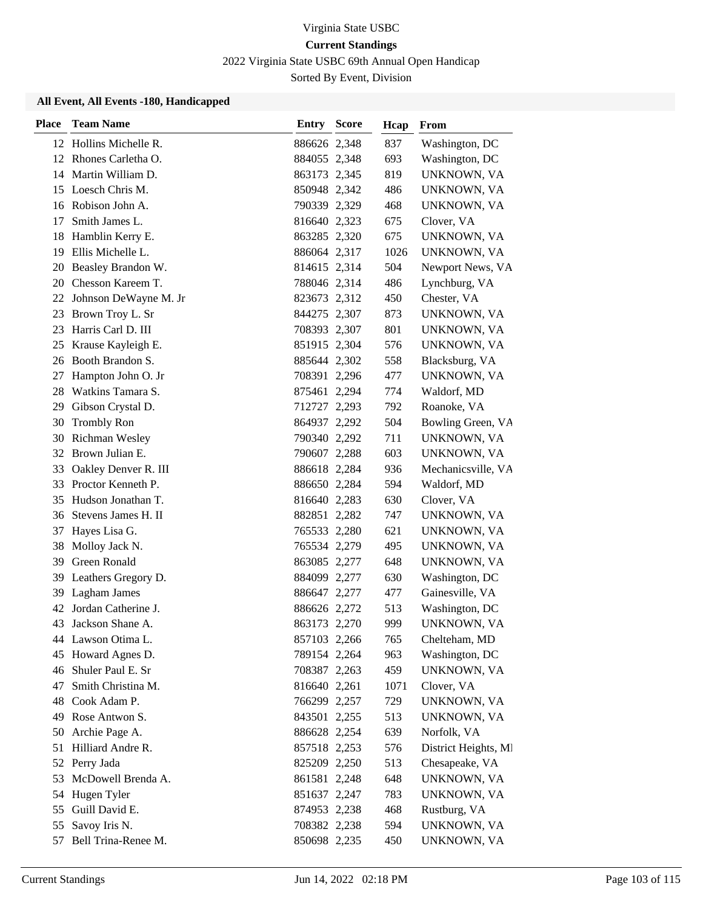Virginia State USBC

**Current Standings**

2022 Virginia State USBC 69th Annual Open Handicap

Sorted By Event, Division

### All Event, All Events -180, Handicapped

| Place | Team Name | Entry | Score | Hcap | From |
|---|---|---|---|---|---|
| 12 | Hollins Michelle R. | 886626 | 2,348 | 837 | Washington, DC |
| 12 | Rhones Carletha O. | 884055 | 2,348 | 693 | Washington, DC |
| 14 | Martin William D. | 863173 | 2,345 | 819 | UNKNOWN, VA |
| 15 | Loesch Chris M. | 850948 | 2,342 | 486 | UNKNOWN, VA |
| 16 | Robison John A. | 790339 | 2,329 | 468 | UNKNOWN, VA |
| 17 | Smith James L. | 816640 | 2,323 | 675 | Clover, VA |
| 18 | Hamblin Kerry E. | 863285 | 2,320 | 675 | UNKNOWN, VA |
| 19 | Ellis Michelle L. | 886064 | 2,317 | 1026 | UNKNOWN, VA |
| 20 | Beasley Brandon W. | 814615 | 2,314 | 504 | Newport News, VA |
| 20 | Chesson Kareem T. | 788046 | 2,314 | 486 | Lynchburg, VA |
| 22 | Johnson DeWayne M. Jr | 823673 | 2,312 | 450 | Chester, VA |
| 23 | Brown Troy L. Sr | 844275 | 2,307 | 873 | UNKNOWN, VA |
| 23 | Harris Carl D. III | 708393 | 2,307 | 801 | UNKNOWN, VA |
| 25 | Krause Kayleigh E. | 851915 | 2,304 | 576 | UNKNOWN, VA |
| 26 | Booth Brandon S. | 885644 | 2,302 | 558 | Blacksburg, VA |
| 27 | Hampton John O. Jr | 708391 | 2,296 | 477 | UNKNOWN, VA |
| 28 | Watkins Tamara S. | 875461 | 2,294 | 774 | Waldorf, MD |
| 29 | Gibson Crystal D. | 712727 | 2,293 | 792 | Roanoke, VA |
| 30 | Trombly Ron | 864937 | 2,292 | 504 | Bowling Green, VA |
| 30 | Richman Wesley | 790340 | 2,292 | 711 | UNKNOWN, VA |
| 32 | Brown Julian E. | 790607 | 2,288 | 603 | UNKNOWN, VA |
| 33 | Oakley Denver R. III | 886618 | 2,284 | 936 | Mechanicsville, VA |
| 33 | Proctor Kenneth P. | 886650 | 2,284 | 594 | Waldorf, MD |
| 35 | Hudson Jonathan T. | 816640 | 2,283 | 630 | Clover, VA |
| 36 | Stevens James H. II | 882851 | 2,282 | 747 | UNKNOWN, VA |
| 37 | Hayes Lisa G. | 765533 | 2,280 | 621 | UNKNOWN, VA |
| 38 | Molloy Jack N. | 765534 | 2,279 | 495 | UNKNOWN, VA |
| 39 | Green Ronald | 863085 | 2,277 | 648 | UNKNOWN, VA |
| 39 | Leathers Gregory D. | 884099 | 2,277 | 630 | Washington, DC |
| 39 | Lagham James | 886647 | 2,277 | 477 | Gainesville, VA |
| 42 | Jordan Catherine J. | 886626 | 2,272 | 513 | Washington, DC |
| 43 | Jackson Shane A. | 863173 | 2,270 | 999 | UNKNOWN, VA |
| 44 | Lawson Otima L. | 857103 | 2,266 | 765 | Chelteham, MD |
| 45 | Howard Agnes D. | 789154 | 2,264 | 963 | Washington, DC |
| 46 | Shuler Paul E. Sr | 708387 | 2,263 | 459 | UNKNOWN, VA |
| 47 | Smith Christina M. | 816640 | 2,261 | 1071 | Clover, VA |
| 48 | Cook Adam P. | 766299 | 2,257 | 729 | UNKNOWN, VA |
| 49 | Rose Antwon S. | 843501 | 2,255 | 513 | UNKNOWN, VA |
| 50 | Archie Page A. | 886628 | 2,254 | 639 | Norfolk, VA |
| 51 | Hilliard Andre R. | 857518 | 2,253 | 576 | District Heights, MD |
| 52 | Perry Jada | 825209 | 2,250 | 513 | Chesapeake, VA |
| 53 | McDowell Brenda A. | 861581 | 2,248 | 648 | UNKNOWN, VA |
| 54 | Hugen Tyler | 851637 | 2,247 | 783 | UNKNOWN, VA |
| 55 | Guill David E. | 874953 | 2,238 | 468 | Rustburg, VA |
| 55 | Savoy Iris N. | 708382 | 2,238 | 594 | UNKNOWN, VA |
| 57 | Bell Trina-Renee M. | 850698 | 2,235 | 450 | UNKNOWN, VA |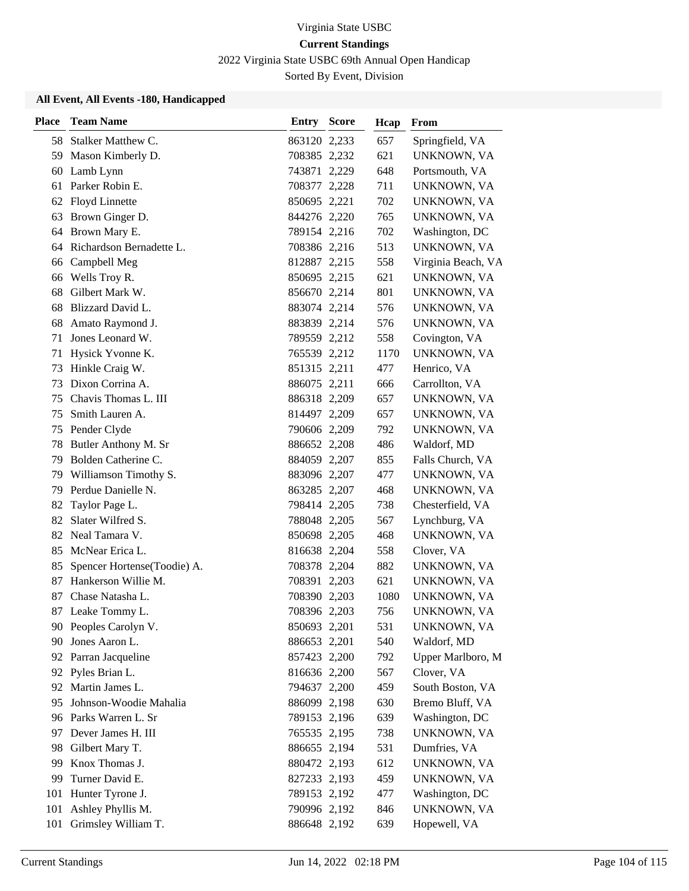Virginia State USBC

**Current Standings**

2022 Virginia State USBC 69th Annual Open Handicap

Sorted By Event, Division

### All Event, All Events -180, Handicapped

| Place | Team Name | Entry | Score | Hcap | From |
|---|---|---|---|---|---|
| 58 | Stalker Matthew C. | 863120 | 2,233 | 657 | Springfield, VA |
| 59 | Mason Kimberly D. | 708385 | 2,232 | 621 | UNKNOWN, VA |
| 60 | Lamb Lynn | 743871 | 2,229 | 648 | Portsmouth, VA |
| 61 | Parker Robin E. | 708377 | 2,228 | 711 | UNKNOWN, VA |
| 62 | Floyd Linnette | 850695 | 2,221 | 702 | UNKNOWN, VA |
| 63 | Brown Ginger D. | 844276 | 2,220 | 765 | UNKNOWN, VA |
| 64 | Brown Mary E. | 789154 | 2,216 | 702 | Washington, DC |
| 64 | Richardson Bernadette L. | 708386 | 2,216 | 513 | UNKNOWN, VA |
| 66 | Campbell Meg | 812887 | 2,215 | 558 | Virginia Beach, VA |
| 66 | Wells Troy R. | 850695 | 2,215 | 621 | UNKNOWN, VA |
| 68 | Gilbert Mark W. | 856670 | 2,214 | 801 | UNKNOWN, VA |
| 68 | Blizzard David L. | 883074 | 2,214 | 576 | UNKNOWN, VA |
| 68 | Amato Raymond J. | 883839 | 2,214 | 576 | UNKNOWN, VA |
| 71 | Jones Leonard W. | 789559 | 2,212 | 558 | Covington, VA |
| 71 | Hysick Yvonne K. | 765539 | 2,212 | 1170 | UNKNOWN, VA |
| 73 | Hinkle Craig W. | 851315 | 2,211 | 477 | Henrico, VA |
| 73 | Dixon Corrina A. | 886075 | 2,211 | 666 | Carrollton, VA |
| 75 | Chavis Thomas L. III | 886318 | 2,209 | 657 | UNKNOWN, VA |
| 75 | Smith Lauren A. | 814497 | 2,209 | 657 | UNKNOWN, VA |
| 75 | Pender Clyde | 790606 | 2,209 | 792 | UNKNOWN, VA |
| 78 | Butler Anthony M. Sr | 886652 | 2,208 | 486 | Waldorf, MD |
| 79 | Bolden Catherine C. | 884059 | 2,207 | 855 | Falls Church, VA |
| 79 | Williamson Timothy S. | 883096 | 2,207 | 477 | UNKNOWN, VA |
| 79 | Perdue Danielle N. | 863285 | 2,207 | 468 | UNKNOWN, VA |
| 82 | Taylor Page L. | 798414 | 2,205 | 738 | Chesterfield, VA |
| 82 | Slater Wilfred S. | 788048 | 2,205 | 567 | Lynchburg, VA |
| 82 | Neal Tamara V. | 850698 | 2,205 | 468 | UNKNOWN, VA |
| 85 | McNear Erica L. | 816638 | 2,204 | 558 | Clover, VA |
| 85 | Spencer Hortense(Toodie) A. | 708378 | 2,204 | 882 | UNKNOWN, VA |
| 87 | Hankerson Willie M. | 708391 | 2,203 | 621 | UNKNOWN, VA |
| 87 | Chase Natasha L. | 708390 | 2,203 | 1080 | UNKNOWN, VA |
| 87 | Leake Tommy L. | 708396 | 2,203 | 756 | UNKNOWN, VA |
| 90 | Peoples Carolyn V. | 850693 | 2,201 | 531 | UNKNOWN, VA |
| 90 | Jones Aaron L. | 886653 | 2,201 | 540 | Waldorf, MD |
| 92 | Parran Jacqueline | 857423 | 2,200 | 792 | Upper Marlboro, M |
| 92 | Pyles Brian L. | 816636 | 2,200 | 567 | Clover, VA |
| 92 | Martin James L. | 794637 | 2,200 | 459 | South Boston, VA |
| 95 | Johnson-Woodie Mahalia | 886099 | 2,198 | 630 | Bremo Bluff, VA |
| 96 | Parks Warren L. Sr | 789153 | 2,196 | 639 | Washington, DC |
| 97 | Dever James H. III | 765535 | 2,195 | 738 | UNKNOWN, VA |
| 98 | Gilbert Mary T. | 886655 | 2,194 | 531 | Dumfries, VA |
| 99 | Knox Thomas J. | 880472 | 2,193 | 612 | UNKNOWN, VA |
| 99 | Turner David E. | 827233 | 2,193 | 459 | UNKNOWN, VA |
| 101 | Hunter Tyrone J. | 789153 | 2,192 | 477 | Washington, DC |
| 101 | Ashley Phyllis M. | 790996 | 2,192 | 846 | UNKNOWN, VA |
| 101 | Grimsley William T. | 886648 | 2,192 | 639 | Hopewell, VA |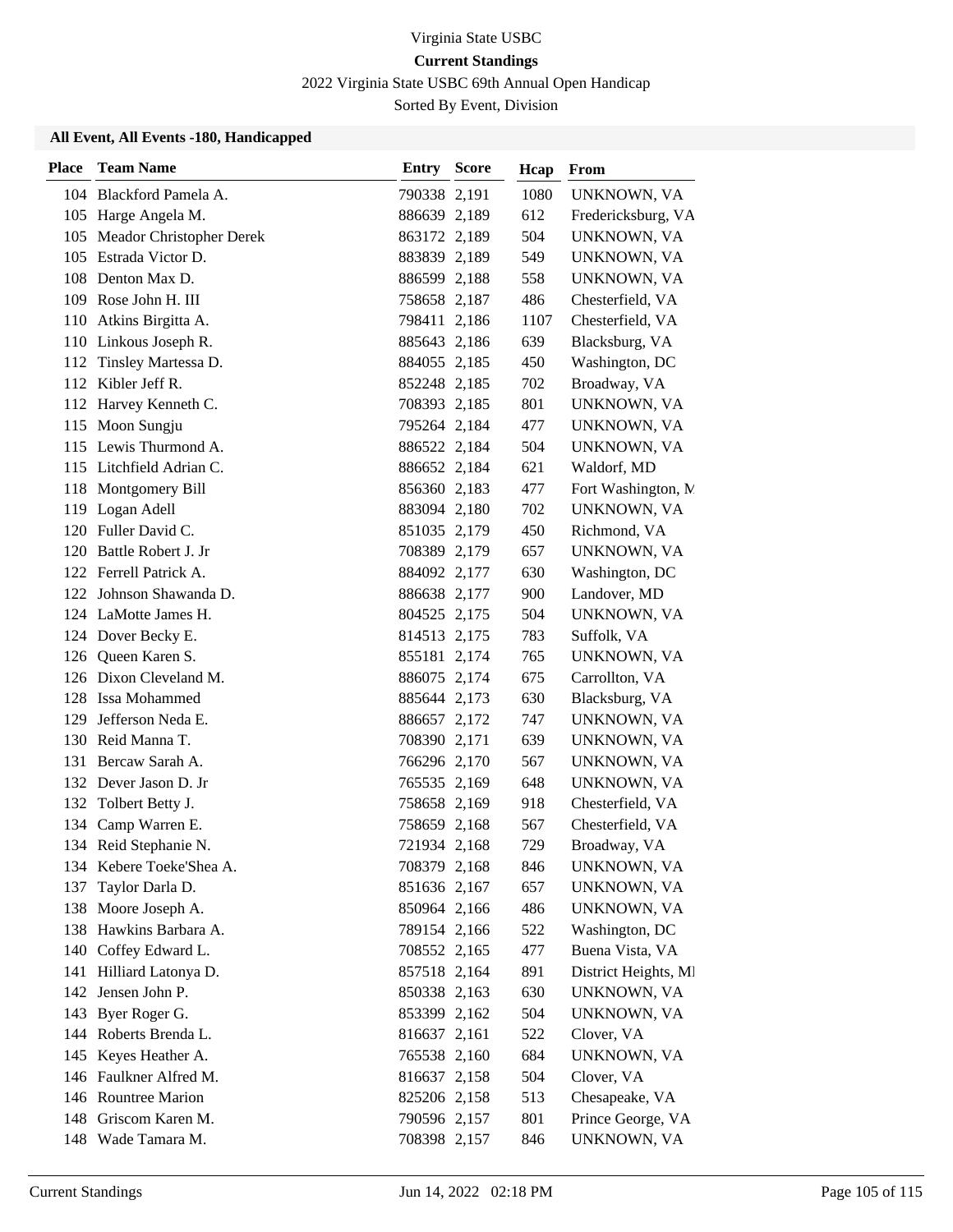Virginia State USBC

**Current Standings**

2022 Virginia State USBC 69th Annual Open Handicap

Sorted By Event, Division

### All Event, All Events -180, Handicapped

| Place | Team Name | Entry | Score | Hcap | From |
|---|---|---|---|---|---|
| 104 | Blackford Pamela A. | 790338 | 2,191 | 1080 | UNKNOWN, VA |
| 105 | Harge Angela M. | 886639 | 2,189 | 612 | Fredericksburg, VA |
| 105 | Meador Christopher Derek | 863172 | 2,189 | 504 | UNKNOWN, VA |
| 105 | Estrada Victor D. | 883839 | 2,189 | 549 | UNKNOWN, VA |
| 108 | Denton Max D. | 886599 | 2,188 | 558 | UNKNOWN, VA |
| 109 | Rose John H. III | 758658 | 2,187 | 486 | Chesterfield, VA |
| 110 | Atkins Birgitta A. | 798411 | 2,186 | 1107 | Chesterfield, VA |
| 110 | Linkous Joseph R. | 885643 | 2,186 | 639 | Blacksburg, VA |
| 112 | Tinsley Martessa D. | 884055 | 2,185 | 450 | Washington, DC |
| 112 | Kibler Jeff R. | 852248 | 2,185 | 702 | Broadway, VA |
| 112 | Harvey Kenneth C. | 708393 | 2,185 | 801 | UNKNOWN, VA |
| 115 | Moon Sungju | 795264 | 2,184 | 477 | UNKNOWN, VA |
| 115 | Lewis Thurmond A. | 886522 | 2,184 | 504 | UNKNOWN, VA |
| 115 | Litchfield Adrian C. | 886652 | 2,184 | 621 | Waldorf, MD |
| 118 | Montgomery Bill | 856360 | 2,183 | 477 | Fort Washington, M |
| 119 | Logan Adell | 883094 | 2,180 | 702 | UNKNOWN, VA |
| 120 | Fuller David C. | 851035 | 2,179 | 450 | Richmond, VA |
| 120 | Battle Robert J. Jr | 708389 | 2,179 | 657 | UNKNOWN, VA |
| 122 | Ferrell Patrick A. | 884092 | 2,177 | 630 | Washington, DC |
| 122 | Johnson Shawanda D. | 886638 | 2,177 | 900 | Landover, MD |
| 124 | LaMotte James H. | 804525 | 2,175 | 504 | UNKNOWN, VA |
| 124 | Dover Becky E. | 814513 | 2,175 | 783 | Suffolk, VA |
| 126 | Queen Karen S. | 855181 | 2,174 | 765 | UNKNOWN, VA |
| 126 | Dixon Cleveland M. | 886075 | 2,174 | 675 | Carrollton, VA |
| 128 | Issa Mohammed | 885644 | 2,173 | 630 | Blacksburg, VA |
| 129 | Jefferson Neda E. | 886657 | 2,172 | 747 | UNKNOWN, VA |
| 130 | Reid Manna T. | 708390 | 2,171 | 639 | UNKNOWN, VA |
| 131 | Bercaw Sarah A. | 766296 | 2,170 | 567 | UNKNOWN, VA |
| 132 | Dever Jason D. Jr | 765535 | 2,169 | 648 | UNKNOWN, VA |
| 132 | Tolbert Betty J. | 758658 | 2,169 | 918 | Chesterfield, VA |
| 134 | Camp Warren E. | 758659 | 2,168 | 567 | Chesterfield, VA |
| 134 | Reid Stephanie N. | 721934 | 2,168 | 729 | Broadway, VA |
| 134 | Kebere Toeke'Shea A. | 708379 | 2,168 | 846 | UNKNOWN, VA |
| 137 | Taylor Darla D. | 851636 | 2,167 | 657 | UNKNOWN, VA |
| 138 | Moore Joseph A. | 850964 | 2,166 | 486 | UNKNOWN, VA |
| 138 | Hawkins Barbara A. | 789154 | 2,166 | 522 | Washington, DC |
| 140 | Coffey Edward L. | 708552 | 2,165 | 477 | Buena Vista, VA |
| 141 | Hilliard Latonya D. | 857518 | 2,164 | 891 | District Heights, MI |
| 142 | Jensen John P. | 850338 | 2,163 | 630 | UNKNOWN, VA |
| 143 | Byer Roger G. | 853399 | 2,162 | 504 | UNKNOWN, VA |
| 144 | Roberts Brenda L. | 816637 | 2,161 | 522 | Clover, VA |
| 145 | Keyes Heather A. | 765538 | 2,160 | 684 | UNKNOWN, VA |
| 146 | Faulkner Alfred M. | 816637 | 2,158 | 504 | Clover, VA |
| 146 | Rountree Marion | 825206 | 2,158 | 513 | Chesapeake, VA |
| 148 | Griscom Karen M. | 790596 | 2,157 | 801 | Prince George, VA |
| 148 | Wade Tamara M. | 708398 | 2,157 | 846 | UNKNOWN, VA |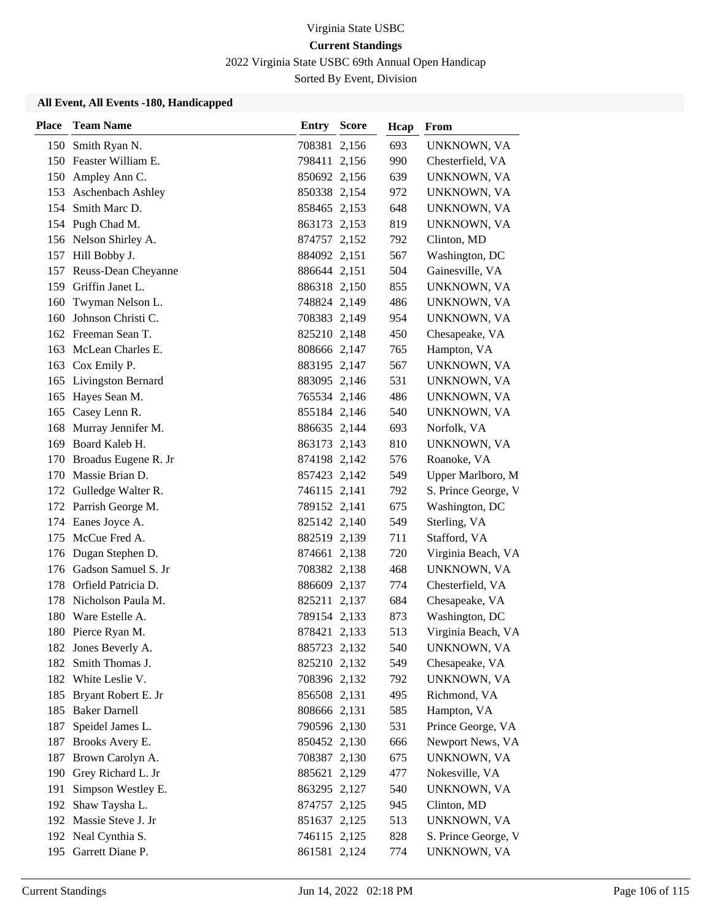Virginia State USBC

**Current Standings**

2022 Virginia State USBC 69th Annual Open Handicap

Sorted By Event, Division

**All Event, All Events -180, Handicapped**

| Place | Team Name | Entry | Score | Hcap | From |
|---|---|---|---|---|---|
| 150 | Smith Ryan N. | 708381 | 2,156 | 693 | UNKNOWN, VA |
| 150 | Feaster William E. | 798411 | 2,156 | 990 | Chesterfield, VA |
| 150 | Ampley Ann C. | 850692 | 2,156 | 639 | UNKNOWN, VA |
| 153 | Aschenbach Ashley | 850338 | 2,154 | 972 | UNKNOWN, VA |
| 154 | Smith Marc D. | 858465 | 2,153 | 648 | UNKNOWN, VA |
| 154 | Pugh Chad M. | 863173 | 2,153 | 819 | UNKNOWN, VA |
| 156 | Nelson Shirley A. | 874757 | 2,152 | 792 | Clinton, MD |
| 157 | Hill Bobby J. | 884092 | 2,151 | 567 | Washington, DC |
| 157 | Reuss-Dean Cheyanne | 886644 | 2,151 | 504 | Gainesville, VA |
| 159 | Griffin Janet L. | 886318 | 2,150 | 855 | UNKNOWN, VA |
| 160 | Twyman Nelson L. | 748824 | 2,149 | 486 | UNKNOWN, VA |
| 160 | Johnson Christi C. | 708383 | 2,149 | 954 | UNKNOWN, VA |
| 162 | Freeman Sean T. | 825210 | 2,148 | 450 | Chesapeake, VA |
| 163 | McLean Charles E. | 808666 | 2,147 | 765 | Hampton, VA |
| 163 | Cox Emily P. | 883195 | 2,147 | 567 | UNKNOWN, VA |
| 165 | Livingston Bernard | 883095 | 2,146 | 531 | UNKNOWN, VA |
| 165 | Hayes Sean M. | 765534 | 2,146 | 486 | UNKNOWN, VA |
| 165 | Casey Lenn R. | 855184 | 2,146 | 540 | UNKNOWN, VA |
| 168 | Murray Jennifer M. | 886635 | 2,144 | 693 | Norfolk, VA |
| 169 | Board Kaleb H. | 863173 | 2,143 | 810 | UNKNOWN, VA |
| 170 | Broadus Eugene R. Jr | 874198 | 2,142 | 576 | Roanoke, VA |
| 170 | Massie Brian D. | 857423 | 2,142 | 549 | Upper Marlboro, M |
| 172 | Gulledge Walter R. | 746115 | 2,141 | 792 | S. Prince George, V |
| 172 | Parrish George M. | 789152 | 2,141 | 675 | Washington, DC |
| 174 | Eanes Joyce A. | 825142 | 2,140 | 549 | Sterling, VA |
| 175 | McCue Fred A. | 882519 | 2,139 | 711 | Stafford, VA |
| 176 | Dugan Stephen D. | 874661 | 2,138 | 720 | Virginia Beach, VA |
| 176 | Gadson Samuel S. Jr | 708382 | 2,138 | 468 | UNKNOWN, VA |
| 178 | Orfield Patricia D. | 886609 | 2,137 | 774 | Chesterfield, VA |
| 178 | Nicholson Paula M. | 825211 | 2,137 | 684 | Chesapeake, VA |
| 180 | Ware Estelle A. | 789154 | 2,133 | 873 | Washington, DC |
| 180 | Pierce Ryan M. | 878421 | 2,133 | 513 | Virginia Beach, VA |
| 182 | Jones Beverly A. | 885723 | 2,132 | 540 | UNKNOWN, VA |
| 182 | Smith Thomas J. | 825210 | 2,132 | 549 | Chesapeake, VA |
| 182 | White Leslie V. | 708396 | 2,132 | 792 | UNKNOWN, VA |
| 185 | Bryant Robert E. Jr | 856508 | 2,131 | 495 | Richmond, VA |
| 185 | Baker Darnell | 808666 | 2,131 | 585 | Hampton, VA |
| 187 | Speidel James L. | 790596 | 2,130 | 531 | Prince George, VA |
| 187 | Brooks Avery E. | 850452 | 2,130 | 666 | Newport News, VA |
| 187 | Brown Carolyn A. | 708387 | 2,130 | 675 | UNKNOWN, VA |
| 190 | Grey Richard L. Jr | 885621 | 2,129 | 477 | Nokesville, VA |
| 191 | Simpson Westley E. | 863295 | 2,127 | 540 | UNKNOWN, VA |
| 192 | Shaw Taysha L. | 874757 | 2,125 | 945 | Clinton, MD |
| 192 | Massie Steve J. Jr | 851637 | 2,125 | 513 | UNKNOWN, VA |
| 192 | Neal Cynthia S. | 746115 | 2,125 | 828 | S. Prince George, V |
| 195 | Garrett Diane P. | 861581 | 2,124 | 774 | UNKNOWN, VA |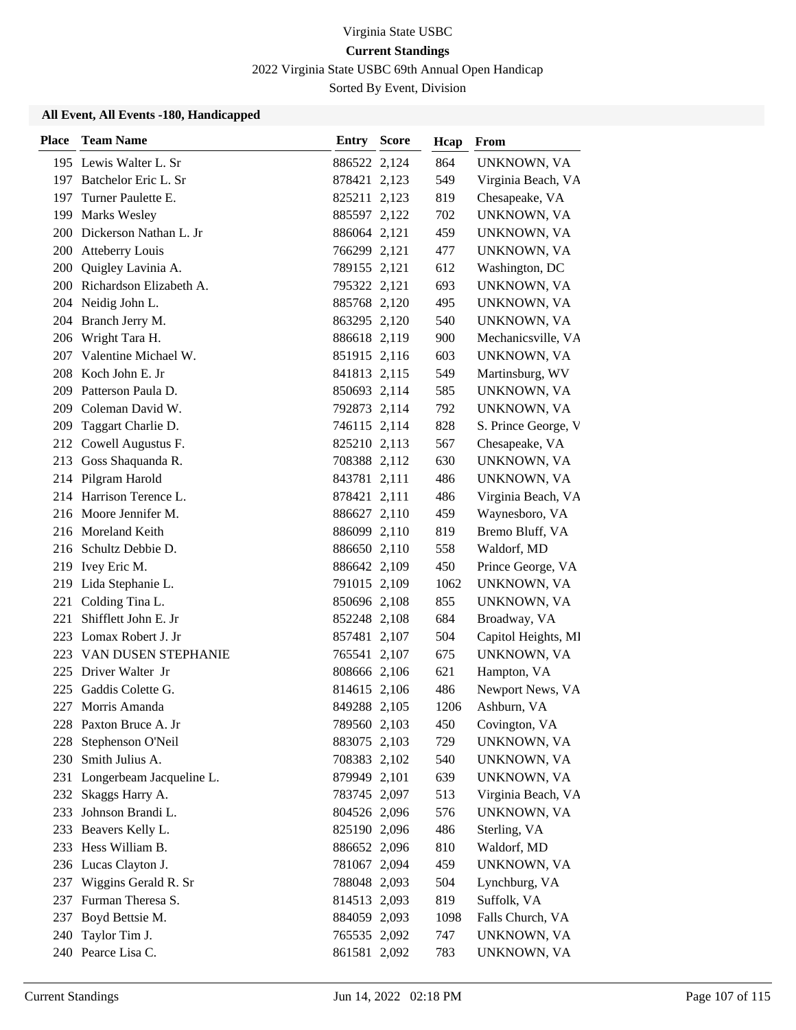Virginia State USBC

**Current Standings**

2022 Virginia State USBC 69th Annual Open Handicap

Sorted By Event, Division

### All Event, All Events -180, Handicapped

| Place | Team Name | Entry | Score | Hcap | From |
|---|---|---|---|---|---|
| 195 | Lewis Walter L. Sr | 886522 | 2,124 | 864 | UNKNOWN, VA |
| 197 | Batchelor Eric L. Sr | 878421 | 2,123 | 549 | Virginia Beach, VA |
| 197 | Turner Paulette E. | 825211 | 2,123 | 819 | Chesapeake, VA |
| 199 | Marks Wesley | 885597 | 2,122 | 702 | UNKNOWN, VA |
| 200 | Dickerson Nathan L. Jr | 886064 | 2,121 | 459 | UNKNOWN, VA |
| 200 | Atteberry Louis | 766299 | 2,121 | 477 | UNKNOWN, VA |
| 200 | Quigley Lavinia A. | 789155 | 2,121 | 612 | Washington, DC |
| 200 | Richardson Elizabeth A. | 795322 | 2,121 | 693 | UNKNOWN, VA |
| 204 | Neidig John L. | 885768 | 2,120 | 495 | UNKNOWN, VA |
| 204 | Branch Jerry M. | 863295 | 2,120 | 540 | UNKNOWN, VA |
| 206 | Wright Tara H. | 886618 | 2,119 | 900 | Mechanicsville, VA |
| 207 | Valentine Michael W. | 851915 | 2,116 | 603 | UNKNOWN, VA |
| 208 | Koch John E. Jr | 841813 | 2,115 | 549 | Martinsburg, WV |
| 209 | Patterson Paula D. | 850693 | 2,114 | 585 | UNKNOWN, VA |
| 209 | Coleman David W. | 792873 | 2,114 | 792 | UNKNOWN, VA |
| 209 | Taggart Charlie D. | 746115 | 2,114 | 828 | S. Prince George, V |
| 212 | Cowell Augustus F. | 825210 | 2,113 | 567 | Chesapeake, VA |
| 213 | Goss Shaquanda R. | 708388 | 2,112 | 630 | UNKNOWN, VA |
| 214 | Pilgram Harold | 843781 | 2,111 | 486 | UNKNOWN, VA |
| 214 | Harrison Terence L. | 878421 | 2,111 | 486 | Virginia Beach, VA |
| 216 | Moore Jennifer M. | 886627 | 2,110 | 459 | Waynesboro, VA |
| 216 | Moreland Keith | 886099 | 2,110 | 819 | Bremo Bluff, VA |
| 216 | Schultz Debbie D. | 886650 | 2,110 | 558 | Waldorf, MD |
| 219 | Ivey Eric M. | 886642 | 2,109 | 450 | Prince George, VA |
| 219 | Lida Stephanie L. | 791015 | 2,109 | 1062 | UNKNOWN, VA |
| 221 | Colding Tina L. | 850696 | 2,108 | 855 | UNKNOWN, VA |
| 221 | Shifflett John E. Jr | 852248 | 2,108 | 684 | Broadway, VA |
| 223 | Lomax Robert J. Jr | 857481 | 2,107 | 504 | Capitol Heights, MI |
| 223 | VAN DUSEN STEPHANIE | 765541 | 2,107 | 675 | UNKNOWN, VA |
| 225 | Driver Walter Jr | 808666 | 2,106 | 621 | Hampton, VA |
| 225 | Gaddis Colette G. | 814615 | 2,106 | 486 | Newport News, VA |
| 227 | Morris Amanda | 849288 | 2,105 | 1206 | Ashburn, VA |
| 228 | Paxton Bruce A. Jr | 789560 | 2,103 | 450 | Covington, VA |
| 228 | Stephenson O'Neil | 883075 | 2,103 | 729 | UNKNOWN, VA |
| 230 | Smith Julius A. | 708383 | 2,102 | 540 | UNKNOWN, VA |
| 231 | Longerbeam Jacqueline L. | 879949 | 2,101 | 639 | UNKNOWN, VA |
| 232 | Skaggs Harry A. | 783745 | 2,097 | 513 | Virginia Beach, VA |
| 233 | Johnson Brandi L. | 804526 | 2,096 | 576 | UNKNOWN, VA |
| 233 | Beavers Kelly L. | 825190 | 2,096 | 486 | Sterling, VA |
| 233 | Hess William B. | 886652 | 2,096 | 810 | Waldorf, MD |
| 236 | Lucas Clayton J. | 781067 | 2,094 | 459 | UNKNOWN, VA |
| 237 | Wiggins Gerald R. Sr | 788048 | 2,093 | 504 | Lynchburg, VA |
| 237 | Furman Theresa S. | 814513 | 2,093 | 819 | Suffolk, VA |
| 237 | Boyd Bettsie M. | 884059 | 2,093 | 1098 | Falls Church, VA |
| 240 | Taylor Tim J. | 765535 | 2,092 | 747 | UNKNOWN, VA |
| 240 | Pearce Lisa C. | 861581 | 2,092 | 783 | UNKNOWN, VA |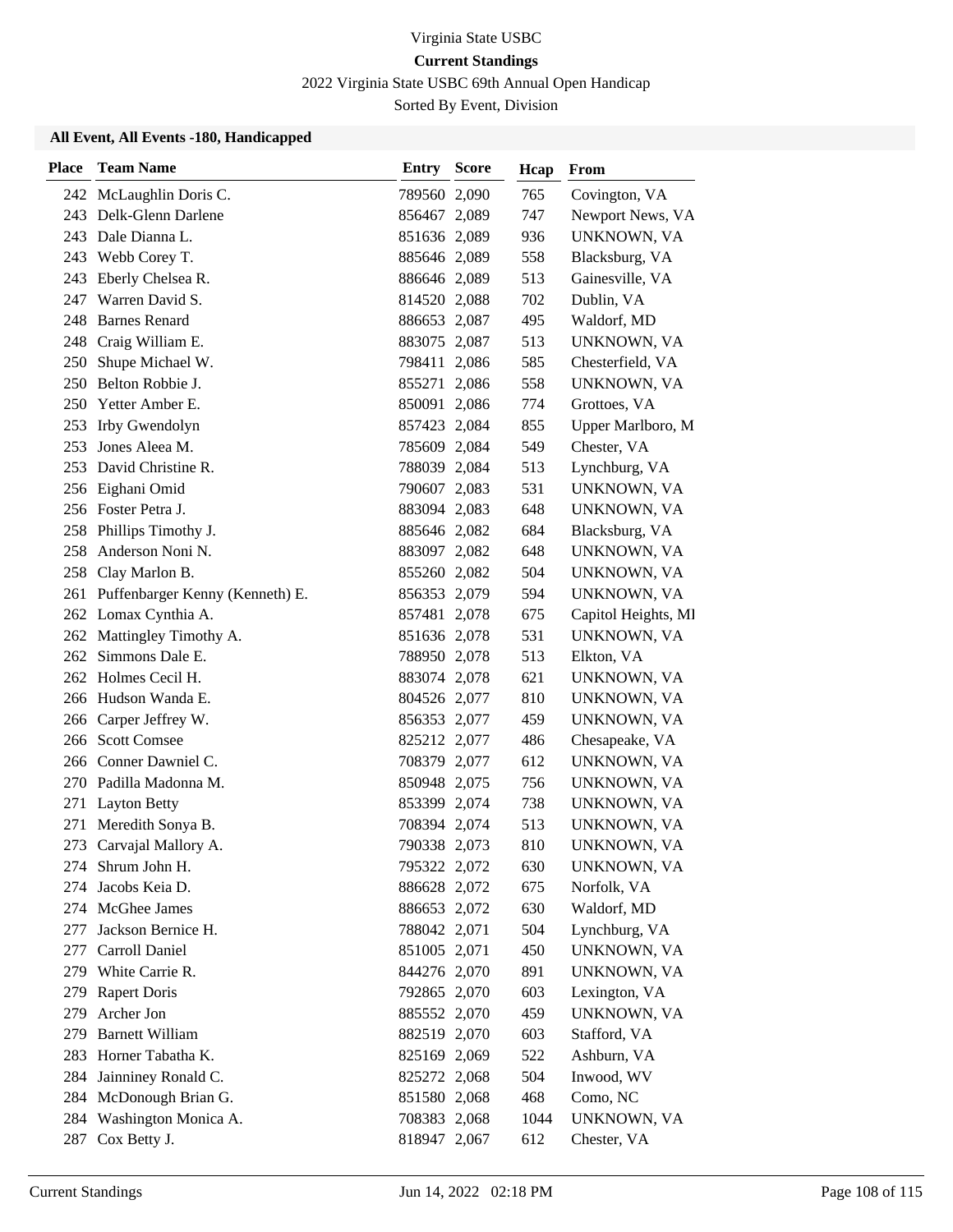Virginia State USBC

**Current Standings**

2022 Virginia State USBC 69th Annual Open Handicap

Sorted By Event, Division

### All Event, All Events -180, Handicapped

| Place | Team Name | Entry | Score | Hcap | From |
|---|---|---|---|---|---|
| 242 | McLaughlin Doris C. | 789560 | 2,090 | 765 | Covington, VA |
| 243 | Delk-Glenn Darlene | 856467 | 2,089 | 747 | Newport News, VA |
| 243 | Dale Dianna L. | 851636 | 2,089 | 936 | UNKNOWN, VA |
| 243 | Webb Corey T. | 885646 | 2,089 | 558 | Blacksburg, VA |
| 243 | Eberly Chelsea R. | 886646 | 2,089 | 513 | Gainesville, VA |
| 247 | Warren David S. | 814520 | 2,088 | 702 | Dublin, VA |
| 248 | Barnes Renard | 886653 | 2,087 | 495 | Waldorf, MD |
| 248 | Craig William E. | 883075 | 2,087 | 513 | UNKNOWN, VA |
| 250 | Shupe Michael W. | 798411 | 2,086 | 585 | Chesterfield, VA |
| 250 | Belton Robbie J. | 855271 | 2,086 | 558 | UNKNOWN, VA |
| 250 | Yetter Amber E. | 850091 | 2,086 | 774 | Grottoes, VA |
| 253 | Irby Gwendolyn | 857423 | 2,084 | 855 | Upper Marlboro, M |
| 253 | Jones Aleea M. | 785609 | 2,084 | 549 | Chester, VA |
| 253 | David Christine R. | 788039 | 2,084 | 513 | Lynchburg, VA |
| 256 | Eighani Omid | 790607 | 2,083 | 531 | UNKNOWN, VA |
| 256 | Foster Petra J. | 883094 | 2,083 | 648 | UNKNOWN, VA |
| 258 | Phillips Timothy J. | 885646 | 2,082 | 684 | Blacksburg, VA |
| 258 | Anderson Noni N. | 883097 | 2,082 | 648 | UNKNOWN, VA |
| 258 | Clay Marlon B. | 855260 | 2,082 | 504 | UNKNOWN, VA |
| 261 | Puffenbarger Kenny (Kenneth) E. | 856353 | 2,079 | 594 | UNKNOWN, VA |
| 262 | Lomax Cynthia A. | 857481 | 2,078 | 675 | Capitol Heights, MI |
| 262 | Mattingley Timothy A. | 851636 | 2,078 | 531 | UNKNOWN, VA |
| 262 | Simmons Dale E. | 788950 | 2,078 | 513 | Elkton, VA |
| 262 | Holmes Cecil H. | 883074 | 2,078 | 621 | UNKNOWN, VA |
| 266 | Hudson Wanda E. | 804526 | 2,077 | 810 | UNKNOWN, VA |
| 266 | Carper Jeffrey W. | 856353 | 2,077 | 459 | UNKNOWN, VA |
| 266 | Scott Comsee | 825212 | 2,077 | 486 | Chesapeake, VA |
| 266 | Conner Dawniel C. | 708379 | 2,077 | 612 | UNKNOWN, VA |
| 270 | Padilla Madonna M. | 850948 | 2,075 | 756 | UNKNOWN, VA |
| 271 | Layton Betty | 853399 | 2,074 | 738 | UNKNOWN, VA |
| 271 | Meredith Sonya B. | 708394 | 2,074 | 513 | UNKNOWN, VA |
| 273 | Carvajal Mallory A. | 790338 | 2,073 | 810 | UNKNOWN, VA |
| 274 | Shrum John H. | 795322 | 2,072 | 630 | UNKNOWN, VA |
| 274 | Jacobs Keia D. | 886628 | 2,072 | 675 | Norfolk, VA |
| 274 | McGhee James | 886653 | 2,072 | 630 | Waldorf, MD |
| 277 | Jackson Bernice H. | 788042 | 2,071 | 504 | Lynchburg, VA |
| 277 | Carroll Daniel | 851005 | 2,071 | 450 | UNKNOWN, VA |
| 279 | White Carrie R. | 844276 | 2,070 | 891 | UNKNOWN, VA |
| 279 | Rapert Doris | 792865 | 2,070 | 603 | Lexington, VA |
| 279 | Archer Jon | 885552 | 2,070 | 459 | UNKNOWN, VA |
| 279 | Barnett William | 882519 | 2,070 | 603 | Stafford, VA |
| 283 | Horner Tabatha K. | 825169 | 2,069 | 522 | Ashburn, VA |
| 284 | Jainniney Ronald C. | 825272 | 2,068 | 504 | Inwood, WV |
| 284 | McDonough Brian G. | 851580 | 2,068 | 468 | Como, NC |
| 284 | Washington Monica A. | 708383 | 2,068 | 1044 | UNKNOWN, VA |
| 287 | Cox Betty J. | 818947 | 2,067 | 612 | Chester, VA |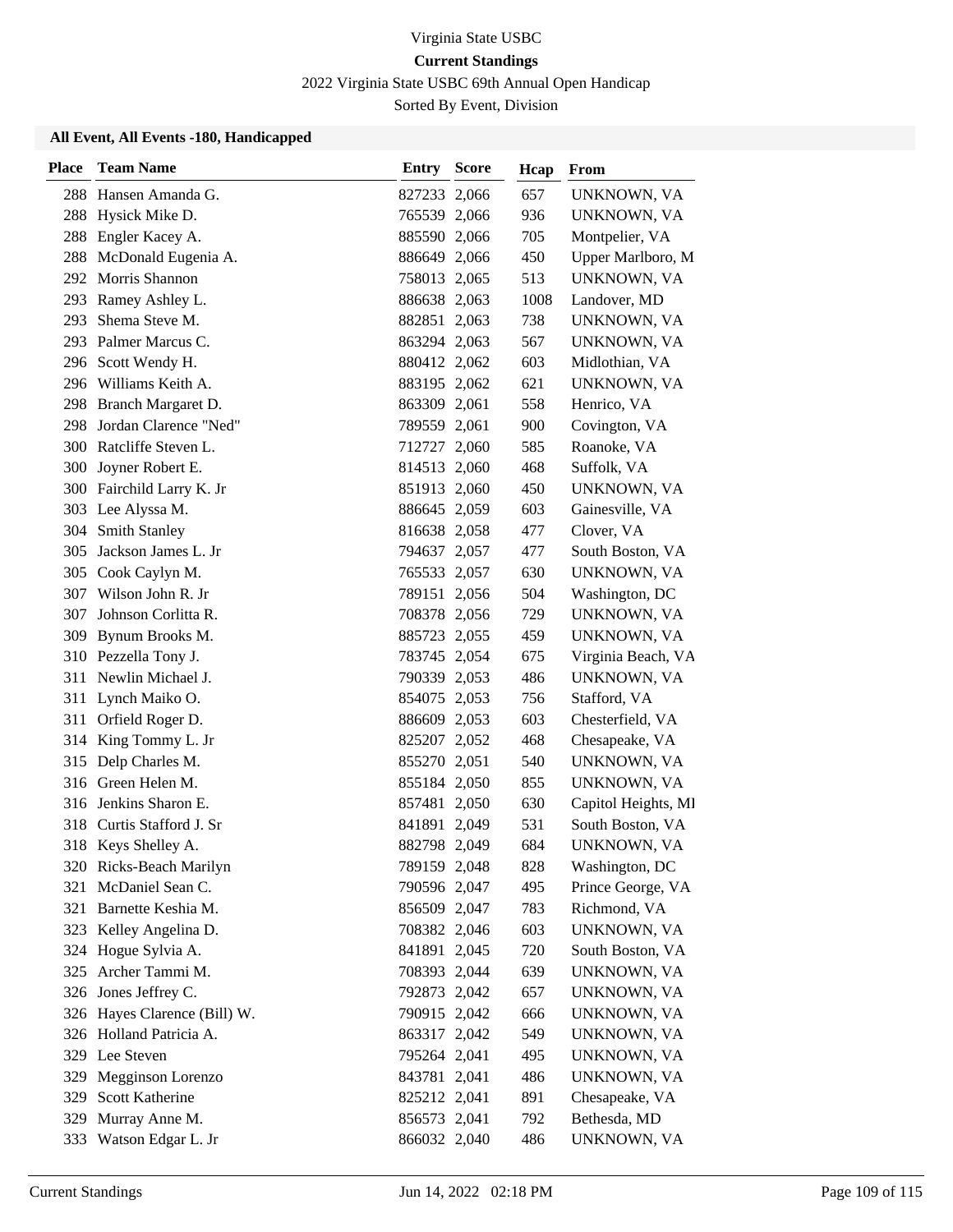Virginia State USBC

**Current Standings**

2022 Virginia State USBC 69th Annual Open Handicap

Sorted By Event, Division

**All Event, All Events -180, Handicapped**

| Place | Team Name | Entry | Score | Hcap | From |
|---|---|---|---|---|---|
| 288 | Hansen Amanda G. | 827233 | 2,066 | 657 | UNKNOWN, VA |
| 288 | Hysick Mike D. | 765539 | 2,066 | 936 | UNKNOWN, VA |
| 288 | Engler Kacey A. | 885590 | 2,066 | 705 | Montpelier, VA |
| 288 | McDonald Eugenia A. | 886649 | 2,066 | 450 | Upper Marlboro, M |
| 292 | Morris Shannon | 758013 | 2,065 | 513 | UNKNOWN, VA |
| 293 | Ramey Ashley L. | 886638 | 2,063 | 1008 | Landover, MD |
| 293 | Shema Steve M. | 882851 | 2,063 | 738 | UNKNOWN, VA |
| 293 | Palmer Marcus C. | 863294 | 2,063 | 567 | UNKNOWN, VA |
| 296 | Scott Wendy H. | 880412 | 2,062 | 603 | Midlothian, VA |
| 296 | Williams Keith A. | 883195 | 2,062 | 621 | UNKNOWN, VA |
| 298 | Branch Margaret D. | 863309 | 2,061 | 558 | Henrico, VA |
| 298 | Jordan Clarence "Ned" | 789559 | 2,061 | 900 | Covington, VA |
| 300 | Ratcliffe Steven L. | 712727 | 2,060 | 585 | Roanoke, VA |
| 300 | Joyner Robert E. | 814513 | 2,060 | 468 | Suffolk, VA |
| 300 | Fairchild Larry K. Jr | 851913 | 2,060 | 450 | UNKNOWN, VA |
| 303 | Lee Alyssa M. | 886645 | 2,059 | 603 | Gainesville, VA |
| 304 | Smith Stanley | 816638 | 2,058 | 477 | Clover, VA |
| 305 | Jackson James L. Jr | 794637 | 2,057 | 477 | South Boston, VA |
| 305 | Cook Caylyn M. | 765533 | 2,057 | 630 | UNKNOWN, VA |
| 307 | Wilson John R. Jr | 789151 | 2,056 | 504 | Washington, DC |
| 307 | Johnson Corlitta R. | 708378 | 2,056 | 729 | UNKNOWN, VA |
| 309 | Bynum Brooks M. | 885723 | 2,055 | 459 | UNKNOWN, VA |
| 310 | Pezzella Tony J. | 783745 | 2,054 | 675 | Virginia Beach, VA |
| 311 | Newlin Michael J. | 790339 | 2,053 | 486 | UNKNOWN, VA |
| 311 | Lynch Maiko O. | 854075 | 2,053 | 756 | Stafford, VA |
| 311 | Orfield Roger D. | 886609 | 2,053 | 603 | Chesterfield, VA |
| 314 | King Tommy L. Jr | 825207 | 2,052 | 468 | Chesapeake, VA |
| 315 | Delp Charles M. | 855270 | 2,051 | 540 | UNKNOWN, VA |
| 316 | Green Helen M. | 855184 | 2,050 | 855 | UNKNOWN, VA |
| 316 | Jenkins Sharon E. | 857481 | 2,050 | 630 | Capitol Heights, MI |
| 318 | Curtis Stafford J. Sr | 841891 | 2,049 | 531 | South Boston, VA |
| 318 | Keys Shelley A. | 882798 | 2,049 | 684 | UNKNOWN, VA |
| 320 | Ricks-Beach Marilyn | 789159 | 2,048 | 828 | Washington, DC |
| 321 | McDaniel Sean C. | 790596 | 2,047 | 495 | Prince George, VA |
| 321 | Barnette Keshia M. | 856509 | 2,047 | 783 | Richmond, VA |
| 323 | Kelley Angelina D. | 708382 | 2,046 | 603 | UNKNOWN, VA |
| 324 | Hogue Sylvia A. | 841891 | 2,045 | 720 | South Boston, VA |
| 325 | Archer Tammi M. | 708393 | 2,044 | 639 | UNKNOWN, VA |
| 326 | Jones Jeffrey C. | 792873 | 2,042 | 657 | UNKNOWN, VA |
| 326 | Hayes Clarence (Bill) W. | 790915 | 2,042 | 666 | UNKNOWN, VA |
| 326 | Holland Patricia A. | 863317 | 2,042 | 549 | UNKNOWN, VA |
| 329 | Lee Steven | 795264 | 2,041 | 495 | UNKNOWN, VA |
| 329 | Megginson Lorenzo | 843781 | 2,041 | 486 | UNKNOWN, VA |
| 329 | Scott Katherine | 825212 | 2,041 | 891 | Chesapeake, VA |
| 329 | Murray Anne M. | 856573 | 2,041 | 792 | Bethesda, MD |
| 333 | Watson Edgar L. Jr | 866032 | 2,040 | 486 | UNKNOWN, VA |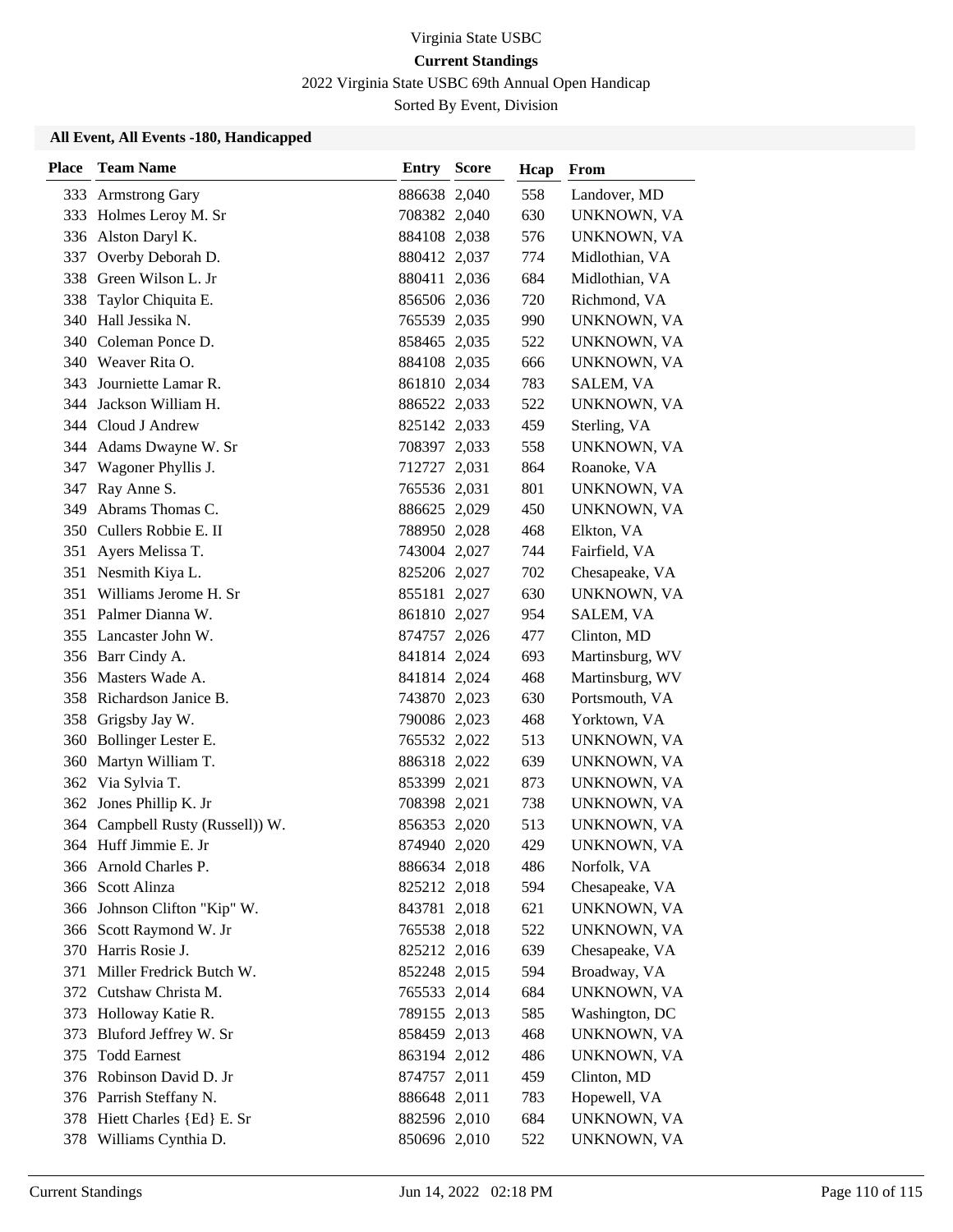Virginia State USBC

**Current Standings**

2022 Virginia State USBC 69th Annual Open Handicap

Sorted By Event, Division

### All Event, All Events -180, Handicapped

| Place | Team Name | Entry | Score | Hcap | From |
|---|---|---|---|---|---|
| 333 | Armstrong Gary | 886638 | 2,040 | 558 | Landover, MD |
| 333 | Holmes Leroy M. Sr | 708382 | 2,040 | 630 | UNKNOWN, VA |
| 336 | Alston Daryl K. | 884108 | 2,038 | 576 | UNKNOWN, VA |
| 337 | Overby Deborah D. | 880412 | 2,037 | 774 | Midlothian, VA |
| 338 | Green Wilson L. Jr | 880411 | 2,036 | 684 | Midlothian, VA |
| 338 | Taylor Chiquita E. | 856506 | 2,036 | 720 | Richmond, VA |
| 340 | Hall Jessika N. | 765539 | 2,035 | 990 | UNKNOWN, VA |
| 340 | Coleman Ponce D. | 858465 | 2,035 | 522 | UNKNOWN, VA |
| 340 | Weaver Rita O. | 884108 | 2,035 | 666 | UNKNOWN, VA |
| 343 | Journiette Lamar R. | 861810 | 2,034 | 783 | SALEM, VA |
| 344 | Jackson William H. | 886522 | 2,033 | 522 | UNKNOWN, VA |
| 344 | Cloud J Andrew | 825142 | 2,033 | 459 | Sterling, VA |
| 344 | Adams Dwayne W. Sr | 708397 | 2,033 | 558 | UNKNOWN, VA |
| 347 | Wagoner Phyllis J. | 712727 | 2,031 | 864 | Roanoke, VA |
| 347 | Ray Anne S. | 765536 | 2,031 | 801 | UNKNOWN, VA |
| 349 | Abrams Thomas C. | 886625 | 2,029 | 450 | UNKNOWN, VA |
| 350 | Cullers Robbie E. II | 788950 | 2,028 | 468 | Elkton, VA |
| 351 | Ayers Melissa T. | 743004 | 2,027 | 744 | Fairfield, VA |
| 351 | Nesmith Kiya L. | 825206 | 2,027 | 702 | Chesapeake, VA |
| 351 | Williams Jerome H. Sr | 855181 | 2,027 | 630 | UNKNOWN, VA |
| 351 | Palmer Dianna W. | 861810 | 2,027 | 954 | SALEM, VA |
| 355 | Lancaster John W. | 874757 | 2,026 | 477 | Clinton, MD |
| 356 | Barr Cindy A. | 841814 | 2,024 | 693 | Martinsburg, WV |
| 356 | Masters Wade A. | 841814 | 2,024 | 468 | Martinsburg, WV |
| 358 | Richardson Janice B. | 743870 | 2,023 | 630 | Portsmouth, VA |
| 358 | Grigsby Jay W. | 790086 | 2,023 | 468 | Yorktown, VA |
| 360 | Bollinger Lester E. | 765532 | 2,022 | 513 | UNKNOWN, VA |
| 360 | Martyn William T. | 886318 | 2,022 | 639 | UNKNOWN, VA |
| 362 | Via Sylvia T. | 853399 | 2,021 | 873 | UNKNOWN, VA |
| 362 | Jones Phillip K. Jr | 708398 | 2,021 | 738 | UNKNOWN, VA |
| 364 | Campbell Rusty (Russell)) W. | 856353 | 2,020 | 513 | UNKNOWN, VA |
| 364 | Huff Jimmie E. Jr | 874940 | 2,020 | 429 | UNKNOWN, VA |
| 366 | Arnold Charles P. | 886634 | 2,018 | 486 | Norfolk, VA |
| 366 | Scott Alinza | 825212 | 2,018 | 594 | Chesapeake, VA |
| 366 | Johnson Clifton "Kip" W. | 843781 | 2,018 | 621 | UNKNOWN, VA |
| 366 | Scott Raymond W. Jr | 765538 | 2,018 | 522 | UNKNOWN, VA |
| 370 | Harris Rosie J. | 825212 | 2,016 | 639 | Chesapeake, VA |
| 371 | Miller Fredrick Butch W. | 852248 | 2,015 | 594 | Broadway, VA |
| 372 | Cutshaw Christa M. | 765533 | 2,014 | 684 | UNKNOWN, VA |
| 373 | Holloway Katie R. | 789155 | 2,013 | 585 | Washington, DC |
| 373 | Bluford Jeffrey W. Sr | 858459 | 2,013 | 468 | UNKNOWN, VA |
| 375 | Todd Earnest | 863194 | 2,012 | 486 | UNKNOWN, VA |
| 376 | Robinson David D. Jr | 874757 | 2,011 | 459 | Clinton, MD |
| 376 | Parrish Steffany N. | 886648 | 2,011 | 783 | Hopewell, VA |
| 378 | Hiett Charles {Ed} E. Sr | 882596 | 2,010 | 684 | UNKNOWN, VA |
| 378 | Williams Cynthia D. | 850696 | 2,010 | 522 | UNKNOWN, VA |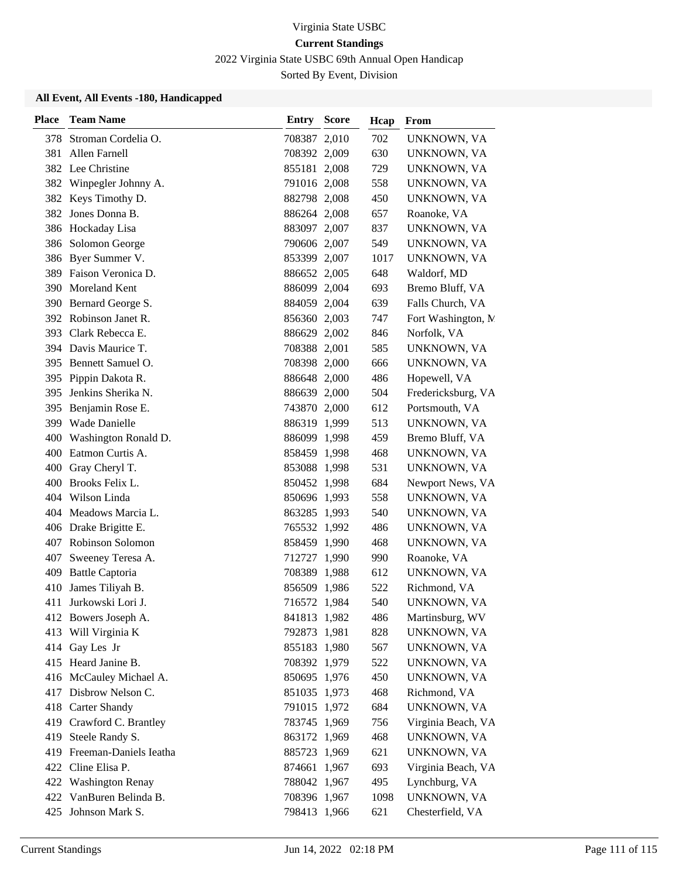Virginia State USBC

**Current Standings**

2022 Virginia State USBC 69th Annual Open Handicap

Sorted By Event, Division

**All Event, All Events -180, Handicapped**

| Place | Team Name | Entry | Score | Hcap | From |
|---|---|---|---|---|---|
| 378 | Stroman Cordelia O. | 708387 | 2,010 | 702 | UNKNOWN, VA |
| 381 | Allen Farnell | 708392 | 2,009 | 630 | UNKNOWN, VA |
| 382 | Lee Christine | 855181 | 2,008 | 729 | UNKNOWN, VA |
| 382 | Winpegler Johnny A. | 791016 | 2,008 | 558 | UNKNOWN, VA |
| 382 | Keys Timothy D. | 882798 | 2,008 | 450 | UNKNOWN, VA |
| 382 | Jones Donna B. | 886264 | 2,008 | 657 | Roanoke, VA |
| 386 | Hockaday Lisa | 883097 | 2,007 | 837 | UNKNOWN, VA |
| 386 | Solomon George | 790606 | 2,007 | 549 | UNKNOWN, VA |
| 386 | Byer Summer V. | 853399 | 2,007 | 1017 | UNKNOWN, VA |
| 389 | Faison Veronica D. | 886652 | 2,005 | 648 | Waldorf, MD |
| 390 | Moreland Kent | 886099 | 2,004 | 693 | Bremo Bluff, VA |
| 390 | Bernard George S. | 884059 | 2,004 | 639 | Falls Church, VA |
| 392 | Robinson Janet R. | 856360 | 2,003 | 747 | Fort Washington, M |
| 393 | Clark Rebecca E. | 886629 | 2,002 | 846 | Norfolk, VA |
| 394 | Davis Maurice T. | 708388 | 2,001 | 585 | UNKNOWN, VA |
| 395 | Bennett Samuel O. | 708398 | 2,000 | 666 | UNKNOWN, VA |
| 395 | Pippin Dakota R. | 886648 | 2,000 | 486 | Hopewell, VA |
| 395 | Jenkins Sherika N. | 886639 | 2,000 | 504 | Fredericksburg, VA |
| 395 | Benjamin Rose E. | 743870 | 2,000 | 612 | Portsmouth, VA |
| 399 | Wade Danielle | 886319 | 1,999 | 513 | UNKNOWN, VA |
| 400 | Washington Ronald D. | 886099 | 1,998 | 459 | Bremo Bluff, VA |
| 400 | Eatmon Curtis A. | 858459 | 1,998 | 468 | UNKNOWN, VA |
| 400 | Gray Cheryl T. | 853088 | 1,998 | 531 | UNKNOWN, VA |
| 400 | Brooks Felix L. | 850452 | 1,998 | 684 | Newport News, VA |
| 404 | Wilson Linda | 850696 | 1,993 | 558 | UNKNOWN, VA |
| 404 | Meadows Marcia L. | 863285 | 1,993 | 540 | UNKNOWN, VA |
| 406 | Drake Brigitte E. | 765532 | 1,992 | 486 | UNKNOWN, VA |
| 407 | Robinson Solomon | 858459 | 1,990 | 468 | UNKNOWN, VA |
| 407 | Sweeney Teresa A. | 712727 | 1,990 | 990 | Roanoke, VA |
| 409 | Battle Captoria | 708389 | 1,988 | 612 | UNKNOWN, VA |
| 410 | James Tiliyah B. | 856509 | 1,986 | 522 | Richmond, VA |
| 411 | Jurkowski Lori J. | 716572 | 1,984 | 540 | UNKNOWN, VA |
| 412 | Bowers Joseph A. | 841813 | 1,982 | 486 | Martinsburg, WV |
| 413 | Will Virginia K | 792873 | 1,981 | 828 | UNKNOWN, VA |
| 414 | Gay Les Jr | 855183 | 1,980 | 567 | UNKNOWN, VA |
| 415 | Heard Janine B. | 708392 | 1,979 | 522 | UNKNOWN, VA |
| 416 | McCauley Michael A. | 850695 | 1,976 | 450 | UNKNOWN, VA |
| 417 | Disbrow Nelson C. | 851035 | 1,973 | 468 | Richmond, VA |
| 418 | Carter Shandy | 791015 | 1,972 | 684 | UNKNOWN, VA |
| 419 | Crawford C. Brantley | 783745 | 1,969 | 756 | Virginia Beach, VA |
| 419 | Steele Randy S. | 863172 | 1,969 | 468 | UNKNOWN, VA |
| 419 | Freeman-Daniels Ieatha | 885723 | 1,969 | 621 | UNKNOWN, VA |
| 422 | Cline Elisa P. | 874661 | 1,967 | 693 | Virginia Beach, VA |
| 422 | Washington Renay | 788042 | 1,967 | 495 | Lynchburg, VA |
| 422 | VanBuren Belinda B. | 708396 | 1,967 | 1098 | UNKNOWN, VA |
| 425 | Johnson Mark S. | 798413 | 1,966 | 621 | Chesterfield, VA |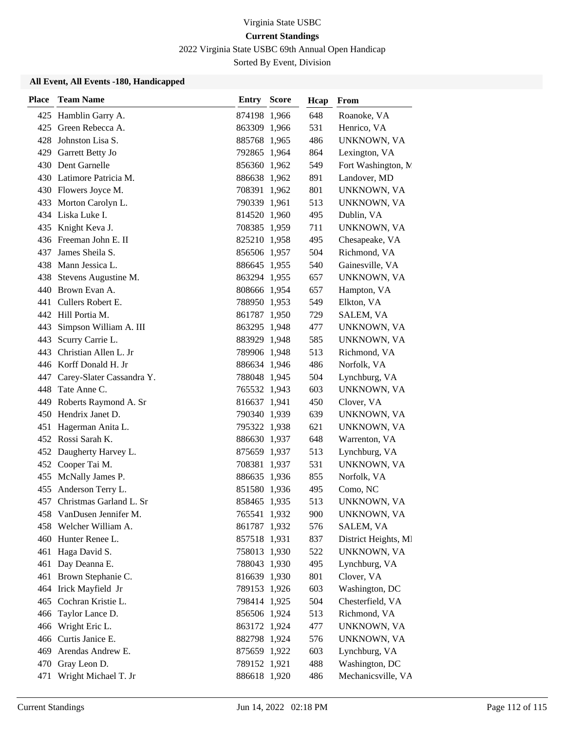Virginia State USBC

**Current Standings**

2022 Virginia State USBC 69th Annual Open Handicap

Sorted By Event, Division

**All Event, All Events -180, Handicapped**

| Place | Team Name | Entry | Score | Hcap | From |
|---|---|---|---|---|---|
| 425 | Hamblin Garry A. | 874198 | 1,966 | 648 | Roanoke, VA |
| 425 | Green Rebecca A. | 863309 | 1,966 | 531 | Henrico, VA |
| 428 | Johnston Lisa S. | 885768 | 1,965 | 486 | UNKNOWN, VA |
| 429 | Garrett Betty Jo | 792865 | 1,964 | 864 | Lexington, VA |
| 430 | Dent Garnelle | 856360 | 1,962 | 549 | Fort Washington, M |
| 430 | Latimore Patricia M. | 886638 | 1,962 | 891 | Landover, MD |
| 430 | Flowers Joyce M. | 708391 | 1,962 | 801 | UNKNOWN, VA |
| 433 | Morton Carolyn L. | 790339 | 1,961 | 513 | UNKNOWN, VA |
| 434 | Liska Luke I. | 814520 | 1,960 | 495 | Dublin, VA |
| 435 | Knight Keva J. | 708385 | 1,959 | 711 | UNKNOWN, VA |
| 436 | Freeman John E. II | 825210 | 1,958 | 495 | Chesapeake, VA |
| 437 | James Sheila S. | 856506 | 1,957 | 504 | Richmond, VA |
| 438 | Mann Jessica L. | 886645 | 1,955 | 540 | Gainesville, VA |
| 438 | Stevens Augustine M. | 863294 | 1,955 | 657 | UNKNOWN, VA |
| 440 | Brown Evan A. | 808666 | 1,954 | 657 | Hampton, VA |
| 441 | Cullers Robert E. | 788950 | 1,953 | 549 | Elkton, VA |
| 442 | Hill Portia M. | 861787 | 1,950 | 729 | SALEM, VA |
| 443 | Simpson William A. III | 863295 | 1,948 | 477 | UNKNOWN, VA |
| 443 | Scurry Carrie L. | 883929 | 1,948 | 585 | UNKNOWN, VA |
| 443 | Christian Allen L. Jr | 789906 | 1,948 | 513 | Richmond, VA |
| 446 | Korff Donald H. Jr | 886634 | 1,946 | 486 | Norfolk, VA |
| 447 | Carey-Slater Cassandra Y. | 788048 | 1,945 | 504 | Lynchburg, VA |
| 448 | Tate Anne C. | 765532 | 1,943 | 603 | UNKNOWN, VA |
| 449 | Roberts Raymond A. Sr | 816637 | 1,941 | 450 | Clover, VA |
| 450 | Hendrix Janet D. | 790340 | 1,939 | 639 | UNKNOWN, VA |
| 451 | Hagerman Anita L. | 795322 | 1,938 | 621 | UNKNOWN, VA |
| 452 | Rossi Sarah K. | 886630 | 1,937 | 648 | Warrenton, VA |
| 452 | Daugherty Harvey L. | 875659 | 1,937 | 513 | Lynchburg, VA |
| 452 | Cooper Tai M. | 708381 | 1,937 | 531 | UNKNOWN, VA |
| 455 | McNally James P. | 886635 | 1,936 | 855 | Norfolk, VA |
| 455 | Anderson Terry L. | 851580 | 1,936 | 495 | Como, NC |
| 457 | Christmas Garland L. Sr | 858465 | 1,935 | 513 | UNKNOWN, VA |
| 458 | VanDusen Jennifer M. | 765541 | 1,932 | 900 | UNKNOWN, VA |
| 458 | Welcher William A. | 861787 | 1,932 | 576 | SALEM, VA |
| 460 | Hunter Renee L. | 857518 | 1,931 | 837 | District Heights, MI |
| 461 | Haga David S. | 758013 | 1,930 | 522 | UNKNOWN, VA |
| 461 | Day Deanna E. | 788043 | 1,930 | 495 | Lynchburg, VA |
| 461 | Brown Stephanie C. | 816639 | 1,930 | 801 | Clover, VA |
| 464 | Irick Mayfield Jr | 789153 | 1,926 | 603 | Washington, DC |
| 465 | Cochran Kristie L. | 798414 | 1,925 | 504 | Chesterfield, VA |
| 466 | Taylor Lance D. | 856506 | 1,924 | 513 | Richmond, VA |
| 466 | Wright Eric L. | 863172 | 1,924 | 477 | UNKNOWN, VA |
| 466 | Curtis Janice E. | 882798 | 1,924 | 576 | UNKNOWN, VA |
| 469 | Arendas Andrew E. | 875659 | 1,922 | 603 | Lynchburg, VA |
| 470 | Gray Leon D. | 789152 | 1,921 | 488 | Washington, DC |
| 471 | Wright Michael T. Jr | 886618 | 1,920 | 486 | Mechanicsville, VA |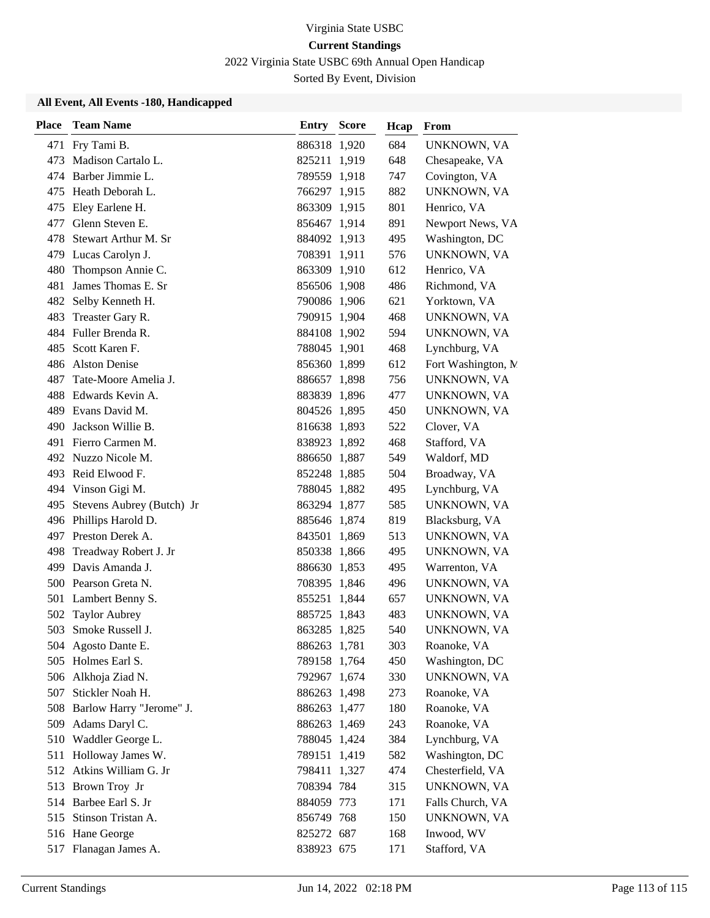Virginia State USBC

**Current Standings**

2022 Virginia State USBC 69th Annual Open Handicap

Sorted By Event, Division

### All Event, All Events -180, Handicapped

| Place | Team Name | Entry | Score | Hcap | From |
|---|---|---|---|---|---|
| 471 | Fry Tami B. | 886318 | 1,920 | 684 | UNKNOWN, VA |
| 473 | Madison Cartalo L. | 825211 | 1,919 | 648 | Chesapeake, VA |
| 474 | Barber Jimmie L. | 789559 | 1,918 | 747 | Covington, VA |
| 475 | Heath Deborah L. | 766297 | 1,915 | 882 | UNKNOWN, VA |
| 475 | Eley Earlene H. | 863309 | 1,915 | 801 | Henrico, VA |
| 477 | Glenn Steven E. | 856467 | 1,914 | 891 | Newport News, VA |
| 478 | Stewart Arthur M. Sr | 884092 | 1,913 | 495 | Washington, DC |
| 479 | Lucas Carolyn J. | 708391 | 1,911 | 576 | UNKNOWN, VA |
| 480 | Thompson Annie C. | 863309 | 1,910 | 612 | Henrico, VA |
| 481 | James Thomas E. Sr | 856506 | 1,908 | 486 | Richmond, VA |
| 482 | Selby Kenneth H. | 790086 | 1,906 | 621 | Yorktown, VA |
| 483 | Treaster Gary R. | 790915 | 1,904 | 468 | UNKNOWN, VA |
| 484 | Fuller Brenda R. | 884108 | 1,902 | 594 | UNKNOWN, VA |
| 485 | Scott Karen F. | 788045 | 1,901 | 468 | Lynchburg, VA |
| 486 | Alston Denise | 856360 | 1,899 | 612 | Fort Washington, M |
| 487 | Tate-Moore Amelia J. | 886657 | 1,898 | 756 | UNKNOWN, VA |
| 488 | Edwards Kevin A. | 883839 | 1,896 | 477 | UNKNOWN, VA |
| 489 | Evans David M. | 804526 | 1,895 | 450 | UNKNOWN, VA |
| 490 | Jackson Willie B. | 816638 | 1,893 | 522 | Clover, VA |
| 491 | Fierro Carmen M. | 838923 | 1,892 | 468 | Stafford, VA |
| 492 | Nuzzo Nicole M. | 886650 | 1,887 | 549 | Waldorf, MD |
| 493 | Reid Elwood F. | 852248 | 1,885 | 504 | Broadway, VA |
| 494 | Vinson Gigi M. | 788045 | 1,882 | 495 | Lynchburg, VA |
| 495 | Stevens Aubrey (Butch) Jr | 863294 | 1,877 | 585 | UNKNOWN, VA |
| 496 | Phillips Harold D. | 885646 | 1,874 | 819 | Blacksburg, VA |
| 497 | Preston Derek A. | 843501 | 1,869 | 513 | UNKNOWN, VA |
| 498 | Treadway Robert J. Jr | 850338 | 1,866 | 495 | UNKNOWN, VA |
| 499 | Davis Amanda J. | 886630 | 1,853 | 495 | Warrenton, VA |
| 500 | Pearson Greta N. | 708395 | 1,846 | 496 | UNKNOWN, VA |
| 501 | Lambert Benny S. | 855251 | 1,844 | 657 | UNKNOWN, VA |
| 502 | Taylor Aubrey | 885725 | 1,843 | 483 | UNKNOWN, VA |
| 503 | Smoke Russell J. | 863285 | 1,825 | 540 | UNKNOWN, VA |
| 504 | Agosto Dante E. | 886263 | 1,781 | 303 | Roanoke, VA |
| 505 | Holmes Earl S. | 789158 | 1,764 | 450 | Washington, DC |
| 506 | Alkhoja Ziad N. | 792967 | 1,674 | 330 | UNKNOWN, VA |
| 507 | Stickler Noah H. | 886263 | 1,498 | 273 | Roanoke, VA |
| 508 | Barlow Harry "Jerome" J. | 886263 | 1,477 | 180 | Roanoke, VA |
| 509 | Adams Daryl C. | 886263 | 1,469 | 243 | Roanoke, VA |
| 510 | Waddler George L. | 788045 | 1,424 | 384 | Lynchburg, VA |
| 511 | Holloway James W. | 789151 | 1,419 | 582 | Washington, DC |
| 512 | Atkins William G. Jr | 798411 | 1,327 | 474 | Chesterfield, VA |
| 513 | Brown Troy Jr | 708394 | 784 | 315 | UNKNOWN, VA |
| 514 | Barbee Earl S. Jr | 884059 | 773 | 171 | Falls Church, VA |
| 515 | Stinson Tristan A. | 856749 | 768 | 150 | UNKNOWN, VA |
| 516 | Hane George | 825272 | 687 | 168 | Inwood, WV |
| 517 | Flanagan James A. | 838923 | 675 | 171 | Stafford, VA |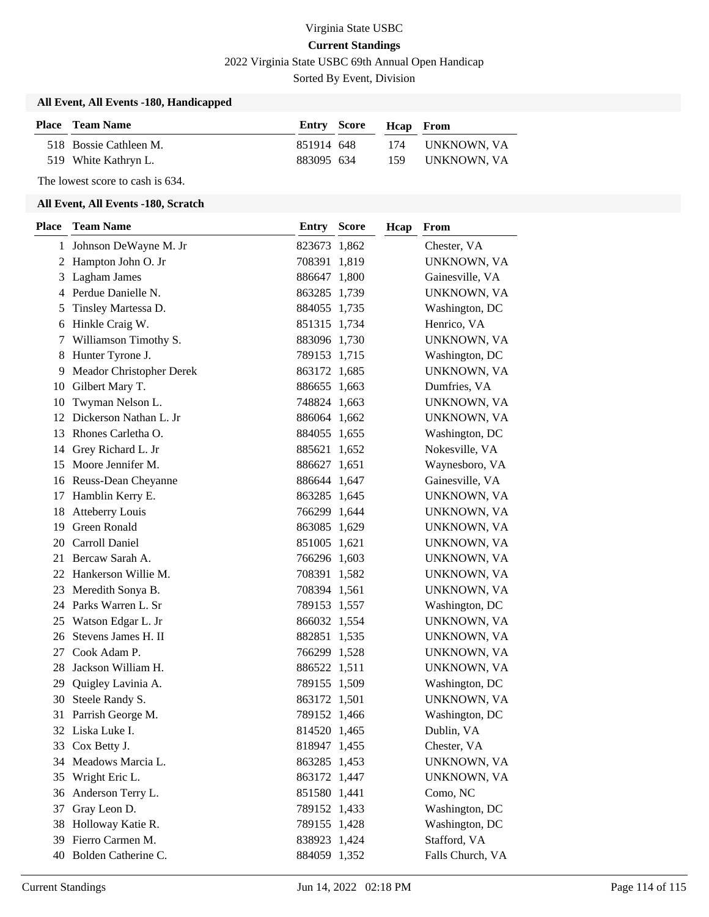# Virginia State USBC

## Current Standings

2022 Virginia State USBC 69th Annual Open Handicap

Sorted By Event, Division

### All Event, All Events -180, Handicapped

| Place | Team Name | Entry | Score | Hcap | From |
|---|---|---|---|---|---|
| 518 | Bossie Cathleen M. | 851914 | 648 | 174 | UNKNOWN, VA |
| 519 | White Kathryn L. | 883095 | 634 | 159 | UNKNOWN, VA |

The lowest score to cash is 634.

### All Event, All Events -180, Scratch

| Place | Team Name | Entry | Score | Hcap | From |
|---|---|---|---|---|---|
| 1 | Johnson DeWayne M. Jr | 823673 | 1,862 | | Chester, VA |
| 2 | Hampton John O. Jr | 708391 | 1,819 | | UNKNOWN, VA |
| 3 | Lagham James | 886647 | 1,800 | | Gainesville, VA |
| 4 | Perdue Danielle N. | 863285 | 1,739 | | UNKNOWN, VA |
| 5 | Tinsley Martessa D. | 884055 | 1,735 | | Washington, DC |
| 6 | Hinkle Craig W. | 851315 | 1,734 | | Henrico, VA |
| 7 | Williamson Timothy S. | 883096 | 1,730 | | UNKNOWN, VA |
| 8 | Hunter Tyrone J. | 789153 | 1,715 | | Washington, DC |
| 9 | Meador Christopher Derek | 863172 | 1,685 | | UNKNOWN, VA |
| 10 | Gilbert Mary T. | 886655 | 1,663 | | Dumfries, VA |
| 10 | Twyman Nelson L. | 748824 | 1,663 | | UNKNOWN, VA |
| 12 | Dickerson Nathan L. Jr | 886064 | 1,662 | | UNKNOWN, VA |
| 13 | Rhones Carletha O. | 884055 | 1,655 | | Washington, DC |
| 14 | Grey Richard L. Jr | 885621 | 1,652 | | Nokesville, VA |
| 15 | Moore Jennifer M. | 886627 | 1,651 | | Waynesboro, VA |
| 16 | Reuss-Dean Cheyanne | 886644 | 1,647 | | Gainesville, VA |
| 17 | Hamblin Kerry E. | 863285 | 1,645 | | UNKNOWN, VA |
| 18 | Atteberry Louis | 766299 | 1,644 | | UNKNOWN, VA |
| 19 | Green Ronald | 863085 | 1,629 | | UNKNOWN, VA |
| 20 | Carroll Daniel | 851005 | 1,621 | | UNKNOWN, VA |
| 21 | Bercaw Sarah A. | 766296 | 1,603 | | UNKNOWN, VA |
| 22 | Hankerson Willie M. | 708391 | 1,582 | | UNKNOWN, VA |
| 23 | Meredith Sonya B. | 708394 | 1,561 | | UNKNOWN, VA |
| 24 | Parks Warren L. Sr | 789153 | 1,557 | | Washington, DC |
| 25 | Watson Edgar L. Jr | 866032 | 1,554 | | UNKNOWN, VA |
| 26 | Stevens James H. II | 882851 | 1,535 | | UNKNOWN, VA |
| 27 | Cook Adam P. | 766299 | 1,528 | | UNKNOWN, VA |
| 28 | Jackson William H. | 886522 | 1,511 | | UNKNOWN, VA |
| 29 | Quigley Lavinia A. | 789155 | 1,509 | | Washington, DC |
| 30 | Steele Randy S. | 863172 | 1,501 | | UNKNOWN, VA |
| 31 | Parrish George M. | 789152 | 1,466 | | Washington, DC |
| 32 | Liska Luke I. | 814520 | 1,465 | | Dublin, VA |
| 33 | Cox Betty J. | 818947 | 1,455 | | Chester, VA |
| 34 | Meadows Marcia L. | 863285 | 1,453 | | UNKNOWN, VA |
| 35 | Wright Eric L. | 863172 | 1,447 | | UNKNOWN, VA |
| 36 | Anderson Terry L. | 851580 | 1,441 | | Como, NC |
| 37 | Gray Leon D. | 789152 | 1,433 | | Washington, DC |
| 38 | Holloway Katie R. | 789155 | 1,428 | | Washington, DC |
| 39 | Fierro Carmen M. | 838923 | 1,424 | | Stafford, VA |
| 40 | Bolden Catherine C. | 884059 | 1,352 | | Falls Church, VA |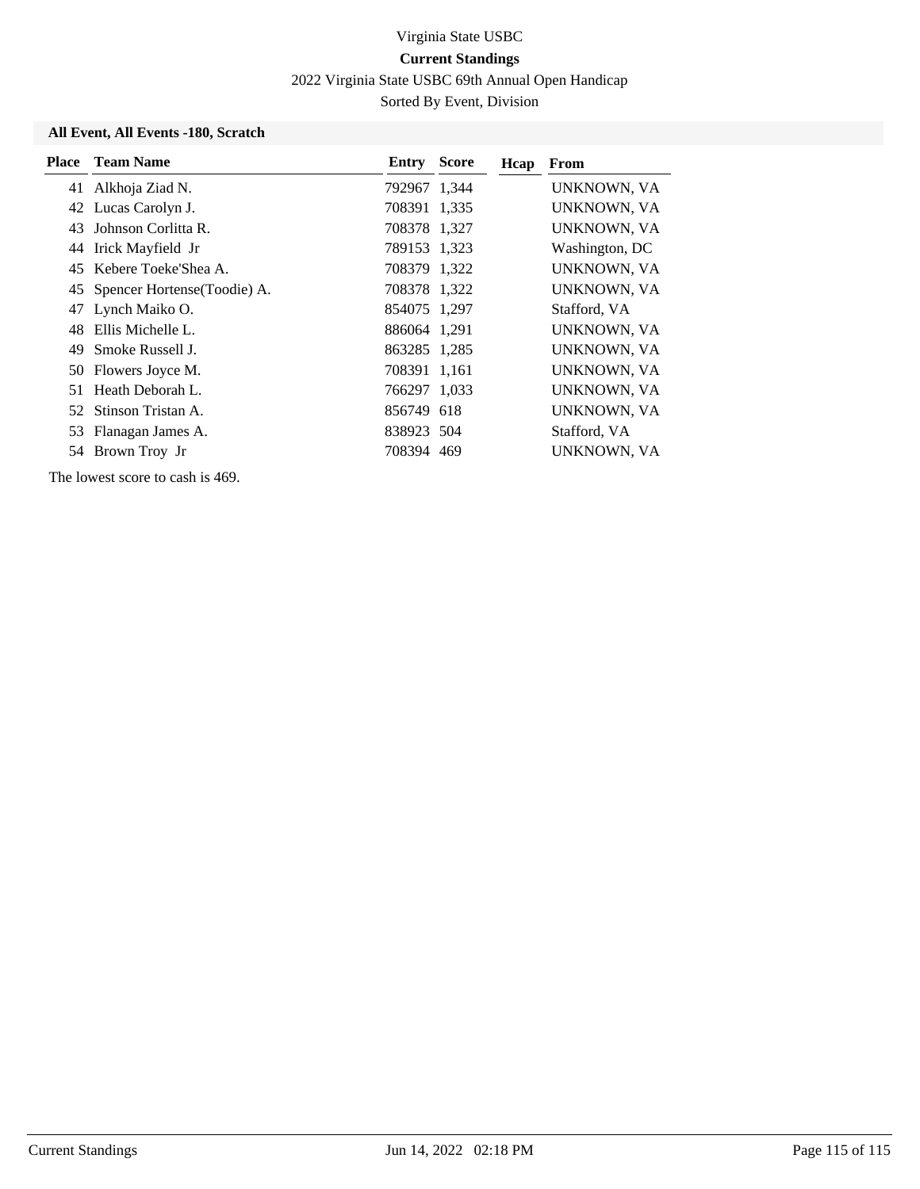Virginia State USBC

**Current Standings**

2022 Virginia State USBC 69th Annual Open Handicap

Sorted By Event, Division

**All Event, All Events -180, Scratch**

| Place | Team Name | Entry | Score | Hcap | From |
|---|---|---|---|---|---|
| 41 | Alkhoja Ziad N. | 792967 | 1,344 | | UNKNOWN, VA |
| 42 | Lucas Carolyn J. | 708391 | 1,335 | | UNKNOWN, VA |
| 43 | Johnson Corlitta R. | 708378 | 1,327 | | UNKNOWN, VA |
| 44 | Irick Mayfield Jr | 789153 | 1,323 | | Washington, DC |
| 45 | Kebere Toeke'Shea A. | 708379 | 1,322 | | UNKNOWN, VA |
| 45 | Spencer Hortense(Toodie) A. | 708378 | 1,322 | | UNKNOWN, VA |
| 47 | Lynch Maiko O. | 854075 | 1,297 | | Stafford, VA |
| 48 | Ellis Michelle L. | 886064 | 1,291 | | UNKNOWN, VA |
| 49 | Smoke Russell J. | 863285 | 1,285 | | UNKNOWN, VA |
| 50 | Flowers Joyce M. | 708391 | 1,161 | | UNKNOWN, VA |
| 51 | Heath Deborah L. | 766297 | 1,033 | | UNKNOWN, VA |
| 52 | Stinson Tristan A. | 856749 | 618 | | UNKNOWN, VA |
| 53 | Flanagan James A. | 838923 | 504 | | Stafford, VA |
| 54 | Brown Troy Jr | 708394 | 469 | | UNKNOWN, VA |

The lowest score to cash is 469.